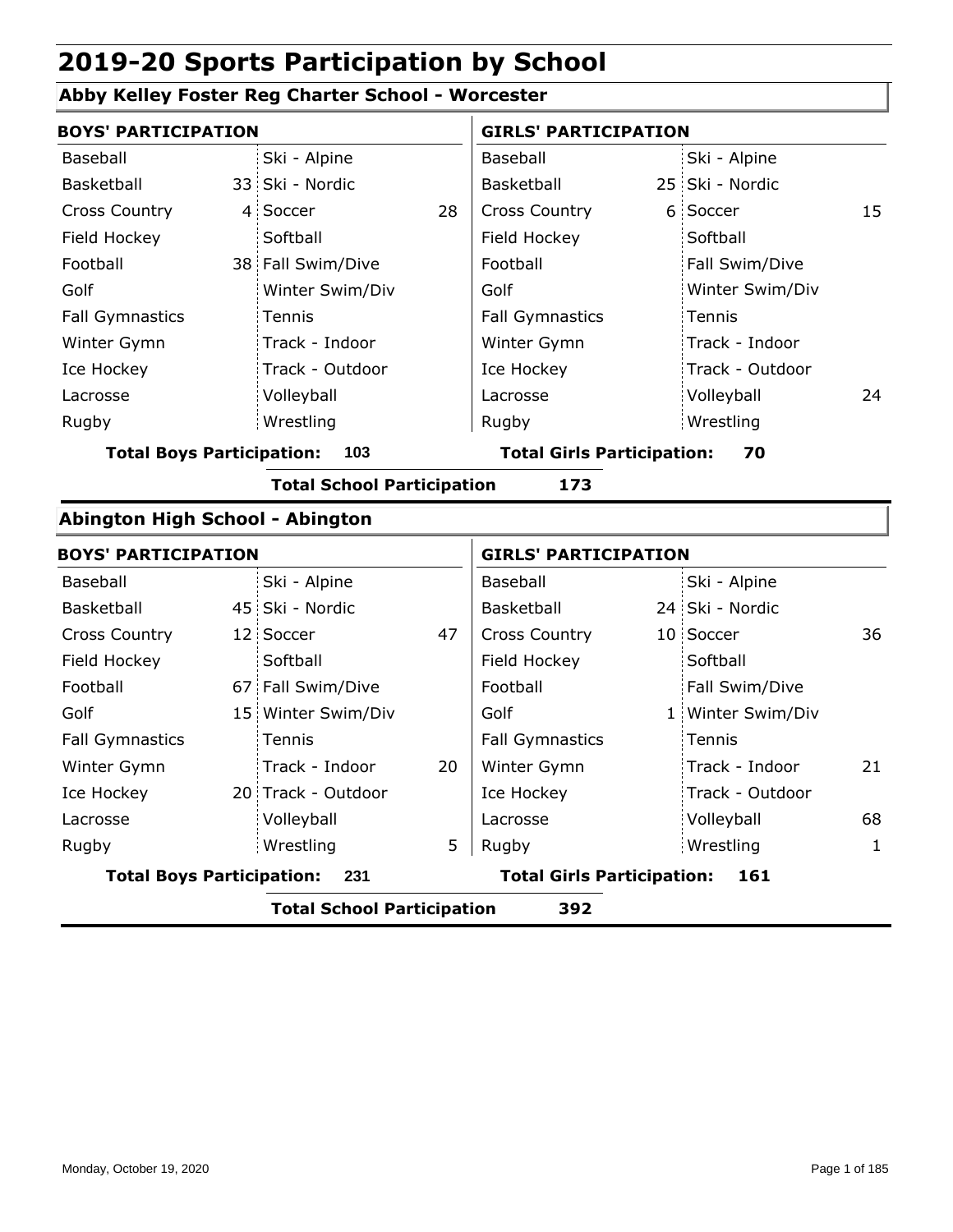# 2019-20 Sports Participation by School

## Abby Kelley Foster Reg Charter School - Worcester

| BOYS' PARTICIPATION | | | | GIRLS' PARTICIPATION | | | |
|---|---|---|---|---|---|---|---|
| Baseball | | Ski - Alpine | | Baseball | | Ski - Alpine | |
| Basketball | 33 | Ski - Nordic | | Basketball | 25 | Ski - Nordic | |
| Cross Country | 4 | Soccer | 28 | Cross Country | 6 | Soccer | 15 |
| Field Hockey | | Softball | | Field Hockey | | Softball | |
| Football | 38 | Fall Swim/Dive | | Football | | Fall Swim/Dive | |
| Golf | | Winter Swim/Div | | Golf | | Winter Swim/Div | |
| Fall Gymnastics | | Tennis | | Fall Gymnastics | | Tennis | |
| Winter Gymn | | Track - Indoor | | Winter Gymn | | Track - Indoor | |
| Ice Hockey | | Track - Outdoor | | Ice Hockey | | Track - Outdoor | |
| Lacrosse | | Volleyball | | Lacrosse | | Volleyball | 24 |
| Rugby | | Wrestling | | Rugby | | Wrestling | |

**Total Boys Participation: 103** | **Total Girls Participation: 70**

**Total School Participation 173**

## Abington High School - Abington

| BOYS' PARTICIPATION | | | | GIRLS' PARTICIPATION | | | |
|---|---|---|---|---|---|---|---|
| Baseball | | Ski - Alpine | | Baseball | | Ski - Alpine | |
| Basketball | 45 | Ski - Nordic | | Basketball | 24 | Ski - Nordic | |
| Cross Country | 12 | Soccer | 47 | Cross Country | 10 | Soccer | 36 |
| Field Hockey | | Softball | | Field Hockey | | Softball | |
| Football | 67 | Fall Swim/Dive | | Football | | Fall Swim/Dive | |
| Golf | 15 | Winter Swim/Div | | Golf | 1 | Winter Swim/Div | |
| Fall Gymnastics | | Tennis | | Fall Gymnastics | | Tennis | |
| Winter Gymn | | Track - Indoor | 20 | Winter Gymn | | Track - Indoor | 21 |
| Ice Hockey | 20 | Track - Outdoor | | Ice Hockey | | Track - Outdoor | |
| Lacrosse | | Volleyball | | Lacrosse | | Volleyball | 68 |
| Rugby | | Wrestling | 5 | Rugby | | Wrestling | 1 |

**Total Boys Participation: 231** | **Total Girls Participation: 161**

**Total School Participation 392**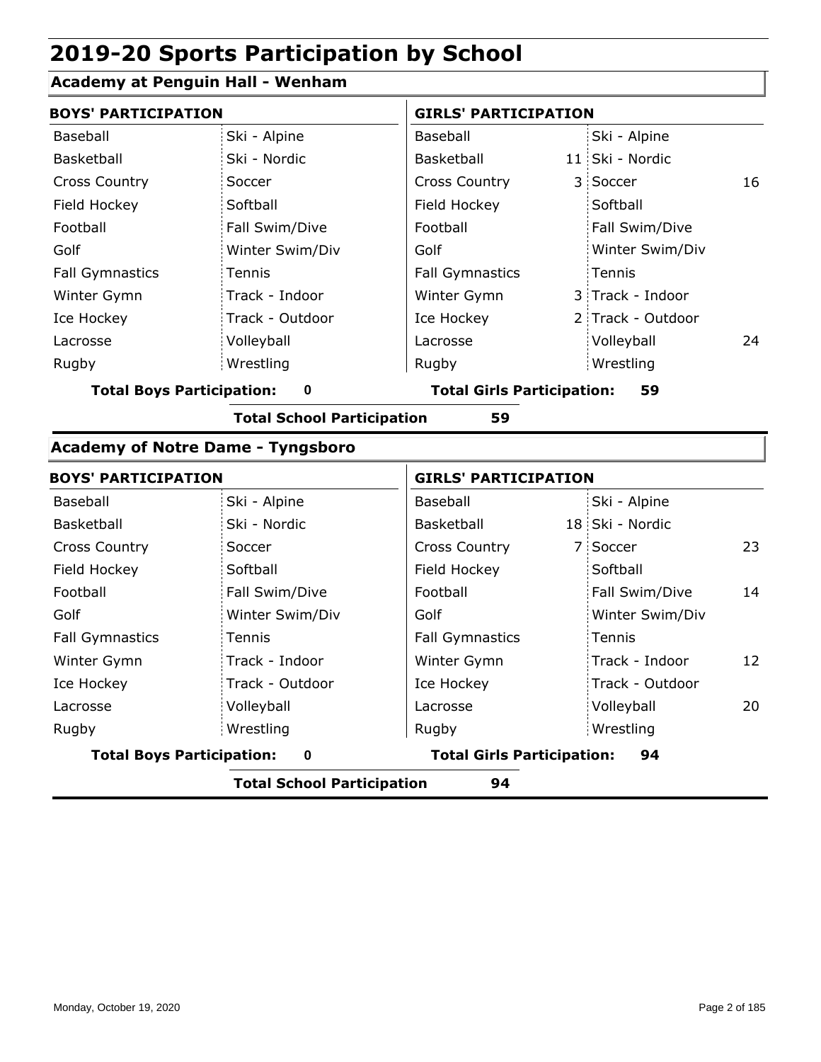# 2019-20 Sports Participation by School

## Academy at Penguin Hall - Wenham

| BOYS' PARTICIPATION | | | | GIRLS' PARTICIPATION | | | |
|---|---|---|---|---|---|---|---|
| Baseball | | Ski - Alpine | | Baseball | | Ski - Alpine | |
| Basketball | | Ski - Nordic | | Basketball | 11 | Ski - Nordic | |
| Cross Country | | Soccer | | Cross Country | 3 | Soccer | 16 |
| Field Hockey | | Softball | | Field Hockey | | Softball | |
| Football | | Fall Swim/Dive | | Football | | Fall Swim/Dive | |
| Golf | | Winter Swim/Div | | Golf | | Winter Swim/Div | |
| Fall Gymnastics | | Tennis | | Fall Gymnastics | | Tennis | |
| Winter Gymn | | Track - Indoor | | Winter Gymn | 3 | Track - Indoor | |
| Ice Hockey | | Track - Outdoor | | Ice Hockey | 2 | Track - Outdoor | |
| Lacrosse | | Volleyball | | Lacrosse | | Volleyball | 24 |
| Rugby | | Wrestling | | Rugby | | Wrestling | |

**Total Boys Participation: 0** | **Total Girls Participation: 59**

**Total School Participation 59**

## Academy of Notre Dame - Tyngsboro

| BOYS' PARTICIPATION | | | | GIRLS' PARTICIPATION | | | |
|---|---|---|---|---|---|---|---|
| Baseball | | Ski - Alpine | | Baseball | | Ski - Alpine | |
| Basketball | | Ski - Nordic | | Basketball | 18 | Ski - Nordic | |
| Cross Country | | Soccer | | Cross Country | 7 | Soccer | 23 |
| Field Hockey | | Softball | | Field Hockey | | Softball | |
| Football | | Fall Swim/Dive | | Football | | Fall Swim/Dive | 14 |
| Golf | | Winter Swim/Div | | Golf | | Winter Swim/Div | |
| Fall Gymnastics | | Tennis | | Fall Gymnastics | | Tennis | |
| Winter Gymn | | Track - Indoor | | Winter Gymn | | Track - Indoor | 12 |
| Ice Hockey | | Track - Outdoor | | Ice Hockey | | Track - Outdoor | |
| Lacrosse | | Volleyball | | Lacrosse | | Volleyball | 20 |
| Rugby | | Wrestling | | Rugby | | Wrestling | |

**Total Boys Participation: 0** | **Total Girls Participation: 94**

**Total School Participation 94**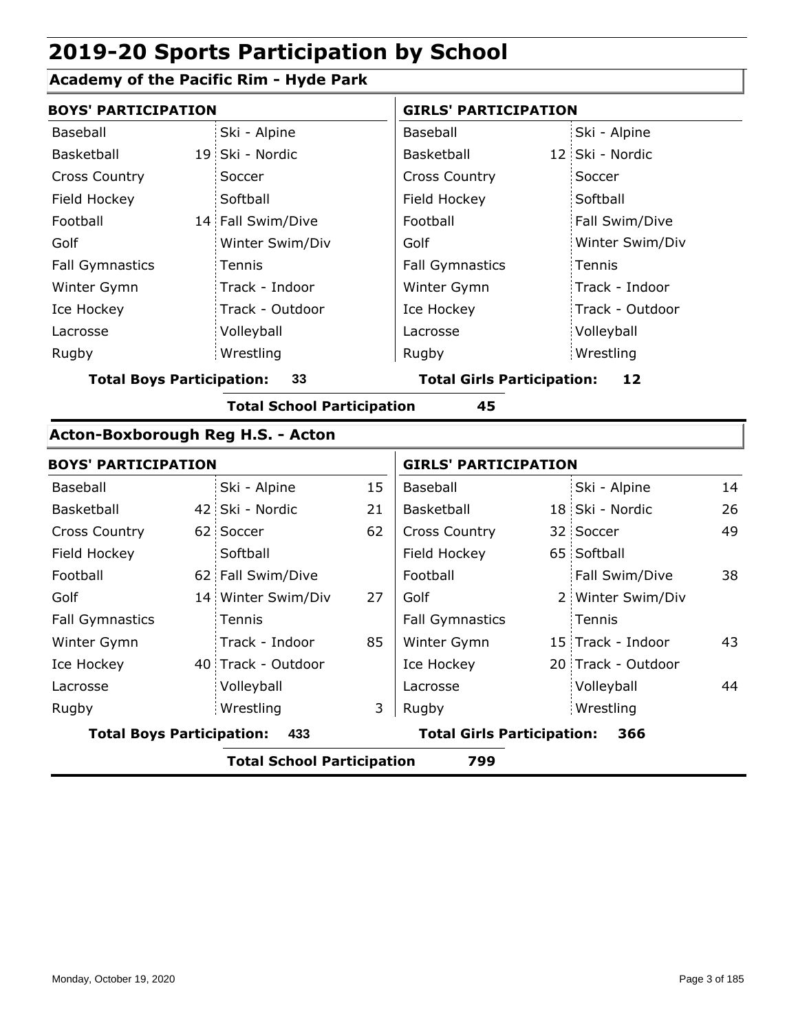# 2019-20 Sports Participation by School

## Academy of the Pacific Rim - Hyde Park

| BOYS' PARTICIPATION | | | | GIRLS' PARTICIPATION | | | |
|---|---|---|---|---|---|---|---|
| Baseball | | Ski - Alpine | | Baseball | | Ski - Alpine | |
| Basketball | 19 | Ski - Nordic | | Basketball | 12 | Ski - Nordic | |
| Cross Country | | Soccer | | Cross Country | | Soccer | |
| Field Hockey | | Softball | | Field Hockey | | Softball | |
| Football | 14 | Fall Swim/Dive | | Football | | Fall Swim/Dive | |
| Golf | | Winter Swim/Div | | Golf | | Winter Swim/Div | |
| Fall Gymnastics | | Tennis | | Fall Gymnastics | | Tennis | |
| Winter Gymn | | Track - Indoor | | Winter Gymn | | Track - Indoor | |
| Ice Hockey | | Track - Outdoor | | Ice Hockey | | Track - Outdoor | |
| Lacrosse | | Volleyball | | Lacrosse | | Volleyball | |
| Rugby | | Wrestling | | Rugby | | Wrestling | |

**Total Boys Participation: 33** **Total Girls Participation: 12**

**Total School Participation 45**

## Acton-Boxborough Reg H.S. - Acton

| BOYS' PARTICIPATION | | | | GIRLS' PARTICIPATION | | | |
|---|---|---|---|---|---|---|---|
| Baseball | | Ski - Alpine | 15 | Baseball | | Ski - Alpine | 14 |
| Basketball | 42 | Ski - Nordic | 21 | Basketball | 18 | Ski - Nordic | 26 |
| Cross Country | 62 | Soccer | 62 | Cross Country | 32 | Soccer | 49 |
| Field Hockey | | Softball | | Field Hockey | 65 | Softball | |
| Football | 62 | Fall Swim/Dive | | Football | | Fall Swim/Dive | 38 |
| Golf | 14 | Winter Swim/Div | 27 | Golf | 2 | Winter Swim/Div | |
| Fall Gymnastics | | Tennis | | Fall Gymnastics | | Tennis | |
| Winter Gymn | | Track - Indoor | 85 | Winter Gymn | 15 | Track - Indoor | 43 |
| Ice Hockey | 40 | Track - Outdoor | | Ice Hockey | 20 | Track - Outdoor | |
| Lacrosse | | Volleyball | | Lacrosse | | Volleyball | 44 |
| Rugby | | Wrestling | 3 | Rugby | | Wrestling | |

**Total Boys Participation: 433** **Total Girls Participation: 366**

**Total School Participation 799**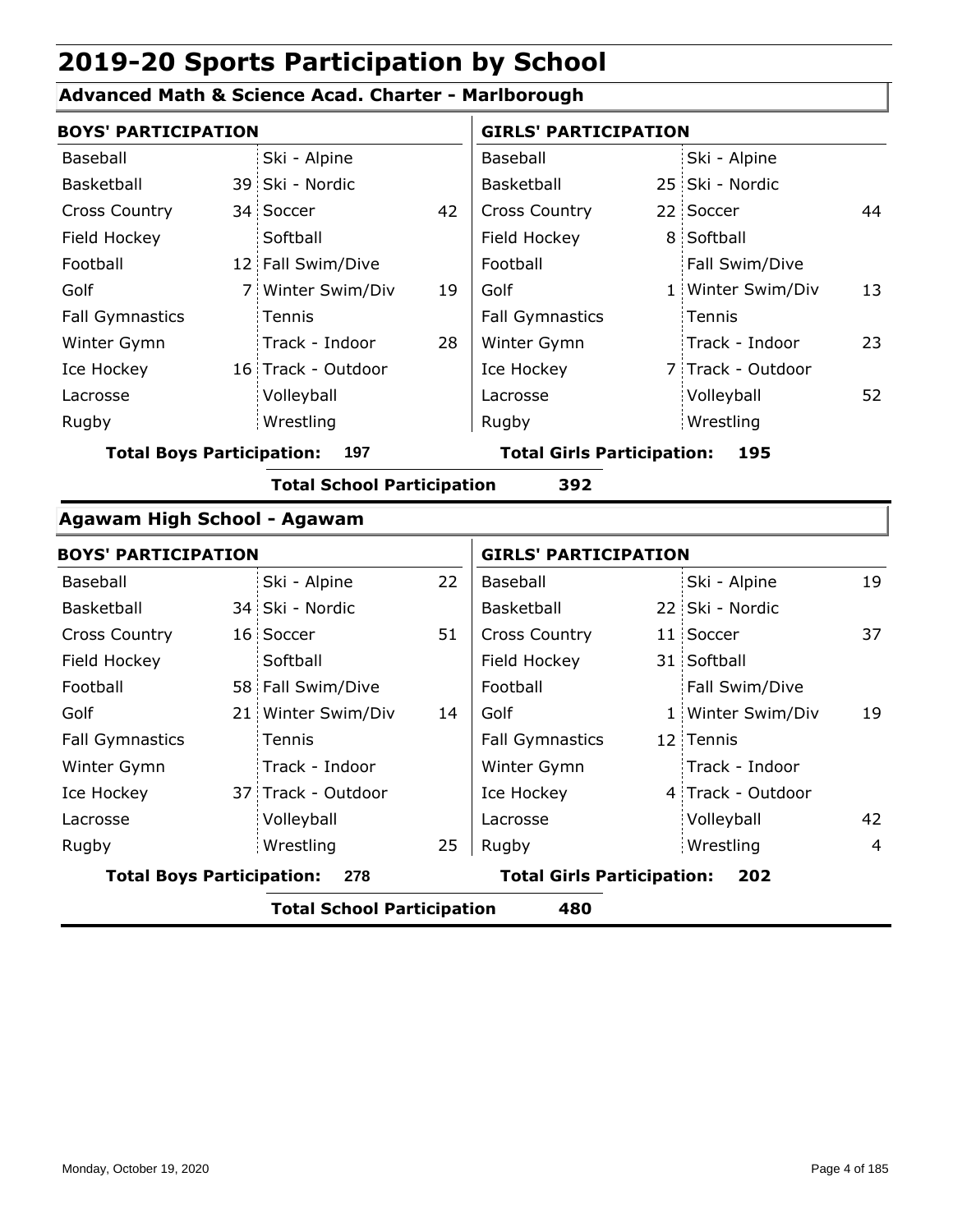# 2019-20 Sports Participation by School

## Advanced Math & Science Acad. Charter - Marlborough

| BOYS' PARTICIPATION | | | | GIRLS' PARTICIPATION | | | |
|---|---|---|---|---|---|---|---|
| Baseball | | Ski - Alpine | | Baseball | | Ski - Alpine | |
| Basketball | 39 | Ski - Nordic | | Basketball | 25 | Ski - Nordic | |
| Cross Country | 34 | Soccer | 42 | Cross Country | 22 | Soccer | 44 |
| Field Hockey | | Softball | | Field Hockey | 8 | Softball | |
| Football | 12 | Fall Swim/Dive | | Football | | Fall Swim/Dive | |
| Golf | 7 | Winter Swim/Div | 19 | Golf | 1 | Winter Swim/Div | 13 |
| Fall Gymnastics | | Tennis | | Fall Gymnastics | | Tennis | |
| Winter Gymn | | Track - Indoor | 28 | Winter Gymn | | Track - Indoor | 23 |
| Ice Hockey | 16 | Track - Outdoor | | Ice Hockey | 7 | Track - Outdoor | |
| Lacrosse | | Volleyball | | Lacrosse | | Volleyball | 52 |
| Rugby | | Wrestling | | Rugby | | Wrestling | |

**Total Boys Participation: 197** **Total Girls Participation: 195**

**Total School Participation 392**

## Agawam High School - Agawam

| BOYS' PARTICIPATION | | | | GIRLS' PARTICIPATION | | | |
|---|---|---|---|---|---|---|---|
| Baseball | | Ski - Alpine | 22 | Baseball | | Ski - Alpine | 19 |
| Basketball | 34 | Ski - Nordic | | Basketball | 22 | Ski - Nordic | |
| Cross Country | 16 | Soccer | 51 | Cross Country | 11 | Soccer | 37 |
| Field Hockey | | Softball | | Field Hockey | 31 | Softball | |
| Football | 58 | Fall Swim/Dive | | Football | | Fall Swim/Dive | |
| Golf | 21 | Winter Swim/Div | 14 | Golf | 1 | Winter Swim/Div | 19 |
| Fall Gymnastics | | Tennis | | Fall Gymnastics | 12 | Tennis | |
| Winter Gymn | | Track - Indoor | | Winter Gymn | | Track - Indoor | |
| Ice Hockey | 37 | Track - Outdoor | | Ice Hockey | 4 | Track - Outdoor | |
| Lacrosse | | Volleyball | | Lacrosse | | Volleyball | 42 |
| Rugby | | Wrestling | 25 | Rugby | | Wrestling | 4 |

**Total Boys Participation: 278** **Total Girls Participation: 202**

**Total School Participation 480**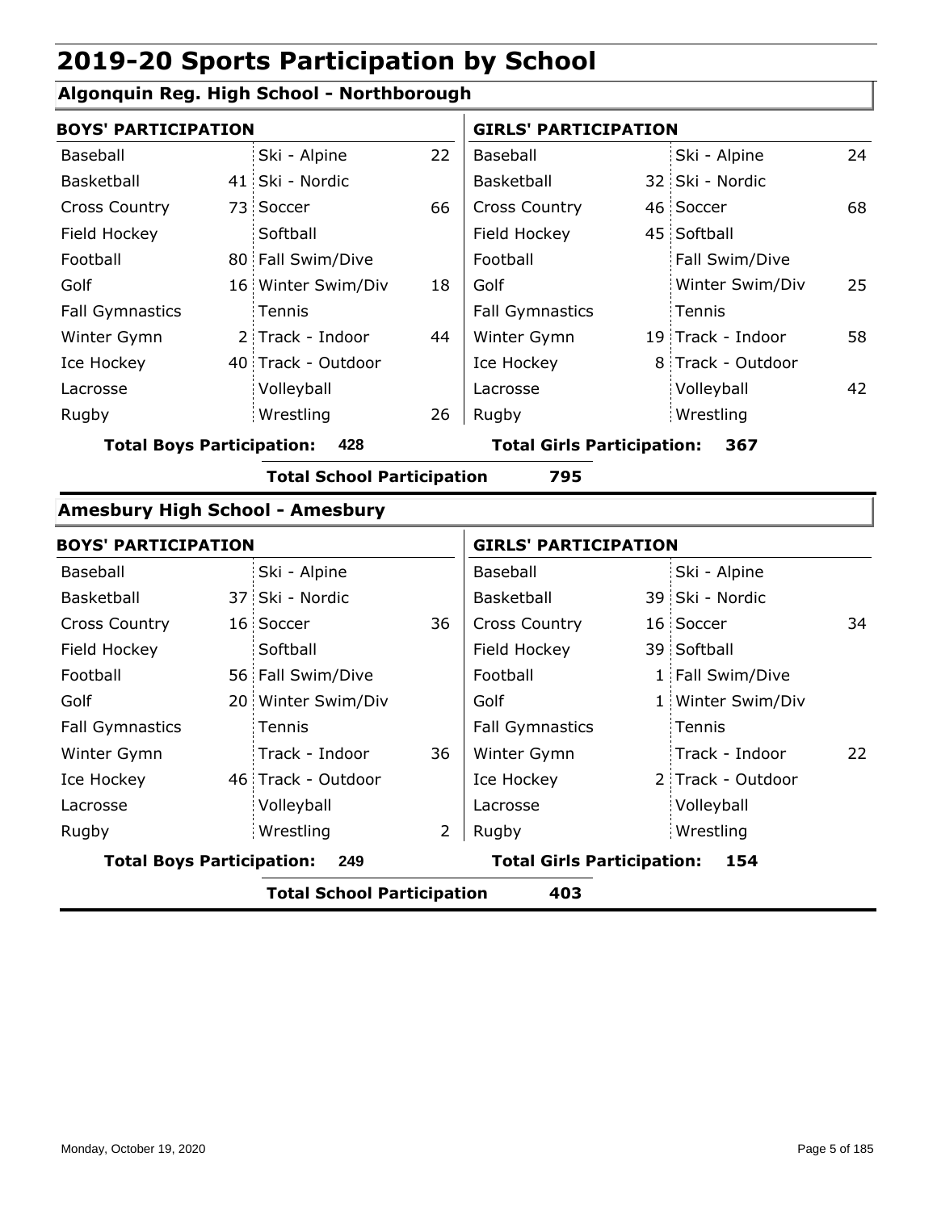# 2019-20 Sports Participation by School

## Algonquin Reg. High School - Northborough

| BOYS' PARTICIPATION | | | | GIRLS' PARTICIPATION | | | |
|---|---|---|---|---|---|---|---|
| Baseball | | Ski - Alpine | 22 | Baseball | | Ski - Alpine | 24 |
| Basketball | 41 | Ski - Nordic | | Basketball | 32 | Ski - Nordic | |
| Cross Country | 73 | Soccer | 66 | Cross Country | 46 | Soccer | 68 |
| Field Hockey | | Softball | | Field Hockey | 45 | Softball | |
| Football | 80 | Fall Swim/Dive | | Football | | Fall Swim/Dive | |
| Golf | 16 | Winter Swim/Div | 18 | Golf | | Winter Swim/Div | 25 |
| Fall Gymnastics | | Tennis | | Fall Gymnastics | | Tennis | |
| Winter Gymn | 2 | Track - Indoor | 44 | Winter Gymn | 19 | Track - Indoor | 58 |
| Ice Hockey | 40 | Track - Outdoor | | Ice Hockey | 8 | Track - Outdoor | |
| Lacrosse | | Volleyball | | Lacrosse | | Volleyball | 42 |
| Rugby | | Wrestling | 26 | Rugby | | Wrestling | |

**Total Boys Participation: 428** | **Total Girls Participation: 367**

**Total School Participation 795**

## Amesbury High School - Amesbury

| BOYS' PARTICIPATION | | | | GIRLS' PARTICIPATION | | | |
|---|---|---|---|---|---|---|---|
| Baseball | | Ski - Alpine | | Baseball | | Ski - Alpine | |
| Basketball | 37 | Ski - Nordic | | Basketball | 39 | Ski - Nordic | |
| Cross Country | 16 | Soccer | 36 | Cross Country | 16 | Soccer | 34 |
| Field Hockey | | Softball | | Field Hockey | 39 | Softball | |
| Football | 56 | Fall Swim/Dive | | Football | 1 | Fall Swim/Dive | |
| Golf | 20 | Winter Swim/Div | | Golf | 1 | Winter Swim/Div | |
| Fall Gymnastics | | Tennis | | Fall Gymnastics | | Tennis | |
| Winter Gymn | | Track - Indoor | 36 | Winter Gymn | | Track - Indoor | 22 |
| Ice Hockey | 46 | Track - Outdoor | | Ice Hockey | 2 | Track - Outdoor | |
| Lacrosse | | Volleyball | | Lacrosse | | Volleyball | |
| Rugby | | Wrestling | 2 | Rugby | | Wrestling | |

**Total Boys Participation: 249** | **Total Girls Participation: 154**

**Total School Participation 403**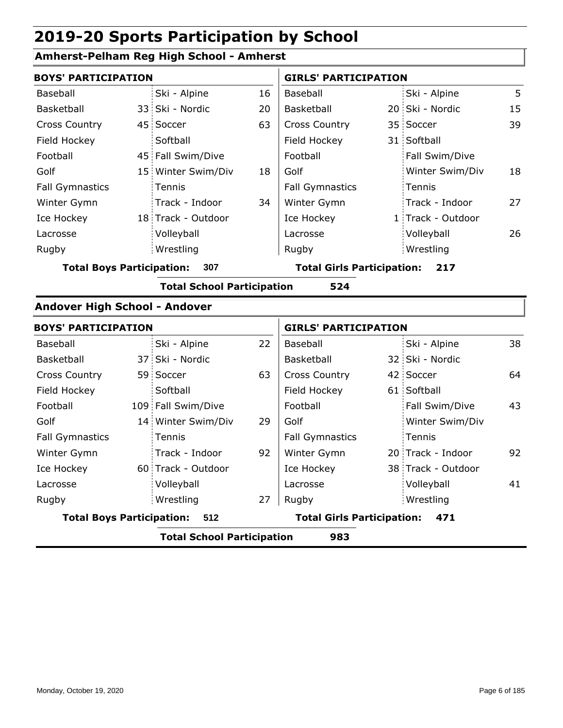# 2019-20 Sports Participation by School

## Amherst-Pelham Reg High School - Amherst

| BOYS' PARTICIPATION | | | | GIRLS' PARTICIPATION | | | |
|---|---|---|---|---|---|---|---|
| Baseball | | Ski - Alpine | 16 | Baseball | | Ski - Alpine | 5 |
| Basketball | 33 | Ski - Nordic | 20 | Basketball | 20 | Ski - Nordic | 15 |
| Cross Country | 45 | Soccer | 63 | Cross Country | 35 | Soccer | 39 |
| Field Hockey | | Softball | | Field Hockey | 31 | Softball | |
| Football | 45 | Fall Swim/Dive | | Football | | Fall Swim/Dive | |
| Golf | 15 | Winter Swim/Div | 18 | Golf | | Winter Swim/Div | 18 |
| Fall Gymnastics | | Tennis | | Fall Gymnastics | | Tennis | |
| Winter Gymn | | Track - Indoor | 34 | Winter Gymn | | Track - Indoor | 27 |
| Ice Hockey | 18 | Track - Outdoor | | Ice Hockey | 1 | Track - Outdoor | |
| Lacrosse | | Volleyball | | Lacrosse | | Volleyball | 26 |
| Rugby | | Wrestling | | Rugby | | Wrestling | |

**Total Boys Participation: 307** **Total Girls Participation: 217**

**Total School Participation 524**

## Andover High School - Andover

| BOYS' PARTICIPATION | | | | GIRLS' PARTICIPATION | | | |
|---|---|---|---|---|---|---|---|
| Baseball | | Ski - Alpine | 22 | Baseball | | Ski - Alpine | 38 |
| Basketball | 37 | Ski - Nordic | | Basketball | 32 | Ski - Nordic | |
| Cross Country | 59 | Soccer | 63 | Cross Country | 42 | Soccer | 64 |
| Field Hockey | | Softball | | Field Hockey | 61 | Softball | |
| Football | 109 | Fall Swim/Dive | | Football | | Fall Swim/Dive | 43 |
| Golf | 14 | Winter Swim/Div | 29 | Golf | | Winter Swim/Div | |
| Fall Gymnastics | | Tennis | | Fall Gymnastics | | Tennis | |
| Winter Gymn | | Track - Indoor | 92 | Winter Gymn | 20 | Track - Indoor | 92 |
| Ice Hockey | 60 | Track - Outdoor | | Ice Hockey | 38 | Track - Outdoor | |
| Lacrosse | | Volleyball | | Lacrosse | | Volleyball | 41 |
| Rugby | | Wrestling | 27 | Rugby | | Wrestling | |

**Total Boys Participation: 512** **Total Girls Participation: 471**

**Total School Participation 983**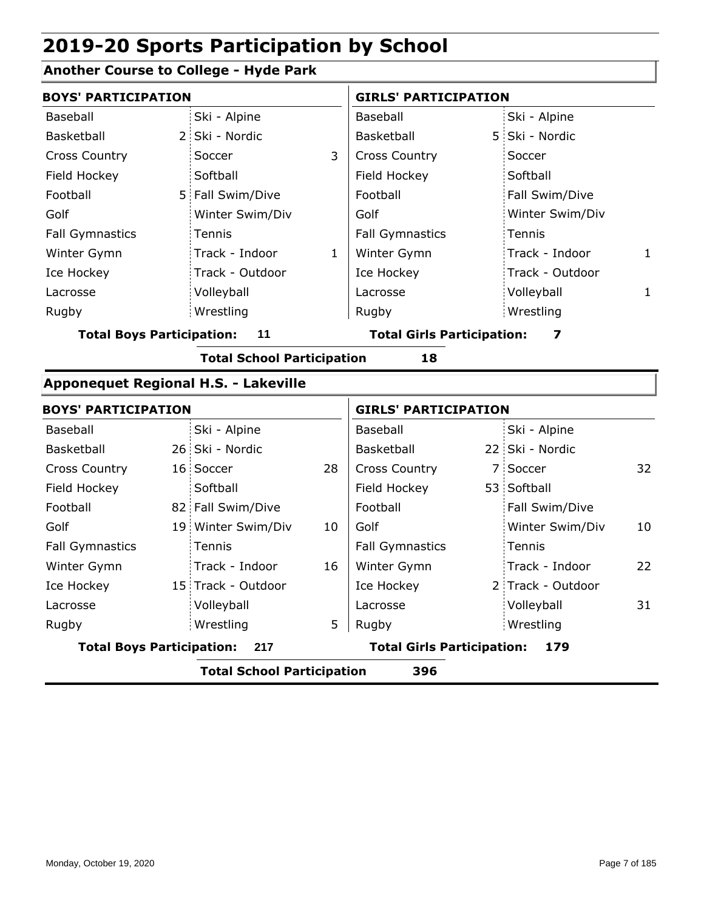# 2019-20 Sports Participation by School

## Another Course to College - Hyde Park

| BOYS' PARTICIPATION | | | | GIRLS' PARTICIPATION | | | |
|---|---|---|---|---|---|---|---|
| Baseball | | Ski - Alpine | | Baseball | | Ski - Alpine | |
| Basketball | 2 | Ski - Nordic | | Basketball | 5 | Ski - Nordic | |
| Cross Country | | Soccer | 3 | Cross Country | | Soccer | |
| Field Hockey | | Softball | | Field Hockey | | Softball | |
| Football | 5 | Fall Swim/Dive | | Football | | Fall Swim/Dive | |
| Golf | | Winter Swim/Div | | Golf | | Winter Swim/Div | |
| Fall Gymnastics | | Tennis | | Fall Gymnastics | | Tennis | |
| Winter Gymn | | Track - Indoor | 1 | Winter Gymn | | Track - Indoor | 1 |
| Ice Hockey | | Track - Outdoor | | Ice Hockey | | Track - Outdoor | |
| Lacrosse | | Volleyball | | Lacrosse | | Volleyball | 1 |
| Rugby | | Wrestling | | Rugby | | Wrestling | |

**Total Boys Participation: 11** **Total Girls Participation: 7**

**Total School Participation 18**

## Apponequet Regional H.S. - Lakeville

| BOYS' PARTICIPATION | | | | GIRLS' PARTICIPATION | | | |
|---|---|---|---|---|---|---|---|
| Baseball | | Ski - Alpine | | Baseball | | Ski - Alpine | |
| Basketball | 26 | Ski - Nordic | | Basketball | 22 | Ski - Nordic | |
| Cross Country | 16 | Soccer | 28 | Cross Country | 7 | Soccer | 32 |
| Field Hockey | | Softball | | Field Hockey | 53 | Softball | |
| Football | 82 | Fall Swim/Dive | | Football | | Fall Swim/Dive | |
| Golf | 19 | Winter Swim/Div | 10 | Golf | | Winter Swim/Div | 10 |
| Fall Gymnastics | | Tennis | | Fall Gymnastics | | Tennis | |
| Winter Gymn | | Track - Indoor | 16 | Winter Gymn | | Track - Indoor | 22 |
| Ice Hockey | 15 | Track - Outdoor | | Ice Hockey | 2 | Track - Outdoor | |
| Lacrosse | | Volleyball | | Lacrosse | | Volleyball | 31 |
| Rugby | | Wrestling | 5 | Rugby | | Wrestling | |

**Total Boys Participation: 217** **Total Girls Participation: 179**

**Total School Participation 396**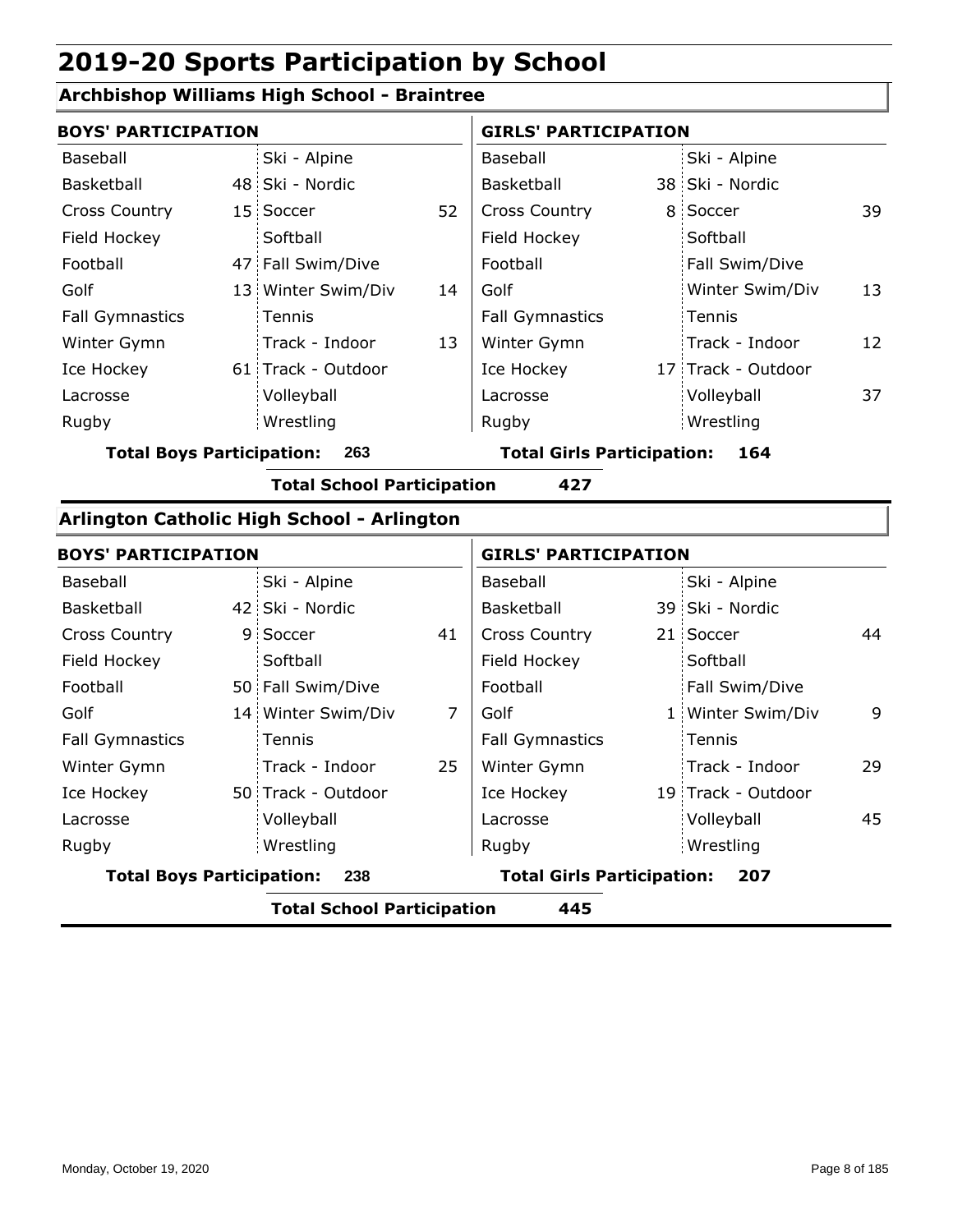# 2019-20 Sports Participation by School

## Archbishop Williams High School - Braintree

| BOYS' PARTICIPATION | | | | GIRLS' PARTICIPATION | | | |
|---|---|---|---|---|---|---|---|
| Baseball | | Ski - Alpine | | Baseball | | Ski - Alpine | |
| Basketball | 48 | Ski - Nordic | | Basketball | 38 | Ski - Nordic | |
| Cross Country | 15 | Soccer | 52 | Cross Country | 8 | Soccer | 39 |
| Field Hockey | | Softball | | Field Hockey | | Softball | |
| Football | 47 | Fall Swim/Dive | | Football | | Fall Swim/Dive | |
| Golf | 13 | Winter Swim/Div | 14 | Golf | | Winter Swim/Div | 13 |
| Fall Gymnastics | | Tennis | | Fall Gymnastics | | Tennis | |
| Winter Gymn | | Track - Indoor | 13 | Winter Gymn | | Track - Indoor | 12 |
| Ice Hockey | 61 | Track - Outdoor | | Ice Hockey | 17 | Track - Outdoor | |
| Lacrosse | | Volleyball | | Lacrosse | | Volleyball | 37 |
| Rugby | | Wrestling | | Rugby | | Wrestling | |

**Total Boys Participation: 263** **Total Girls Participation: 164**

**Total School Participation 427**

## Arlington Catholic High School - Arlington

| BOYS' PARTICIPATION | | | | GIRLS' PARTICIPATION | | | |
|---|---|---|---|---|---|---|---|
| Baseball | | Ski - Alpine | | Baseball | | Ski - Alpine | |
| Basketball | 42 | Ski - Nordic | | Basketball | 39 | Ski - Nordic | |
| Cross Country | 9 | Soccer | 41 | Cross Country | 21 | Soccer | 44 |
| Field Hockey | | Softball | | Field Hockey | | Softball | |
| Football | 50 | Fall Swim/Dive | | Football | | Fall Swim/Dive | |
| Golf | 14 | Winter Swim/Div | 7 | Golf | 1 | Winter Swim/Div | 9 |
| Fall Gymnastics | | Tennis | | Fall Gymnastics | | Tennis | |
| Winter Gymn | | Track - Indoor | 25 | Winter Gymn | | Track - Indoor | 29 |
| Ice Hockey | 50 | Track - Outdoor | | Ice Hockey | 19 | Track - Outdoor | |
| Lacrosse | | Volleyball | | Lacrosse | | Volleyball | 45 |
| Rugby | | Wrestling | | Rugby | | Wrestling | |

**Total Boys Participation: 238** **Total Girls Participation: 207**

**Total School Participation 445**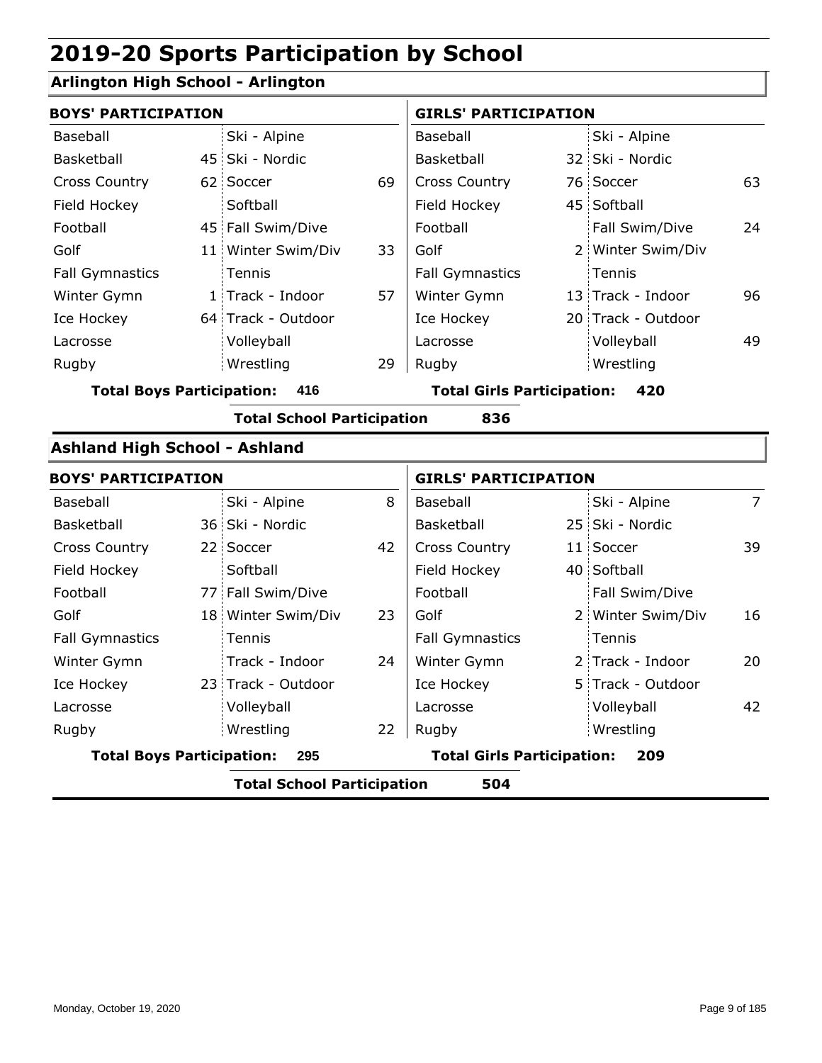# 2019-20 Sports Participation by School

## Arlington High School - Arlington

| BOYS' PARTICIPATION | | | | GIRLS' PARTICIPATION | | | |
|---|---|---|---|---|---|---|---|
| Baseball | | Ski - Alpine | | Baseball | | Ski - Alpine | |
| Basketball | 45 | Ski - Nordic | | Basketball | 32 | Ski - Nordic | |
| Cross Country | 62 | Soccer | 69 | Cross Country | 76 | Soccer | 63 |
| Field Hockey | | Softball | | Field Hockey | 45 | Softball | |
| Football | 45 | Fall Swim/Dive | | Football | | Fall Swim/Dive | 24 |
| Golf | 11 | Winter Swim/Div | 33 | Golf | 2 | Winter Swim/Div | |
| Fall Gymnastics | | Tennis | | Fall Gymnastics | | Tennis | |
| Winter Gymn | 1 | Track - Indoor | 57 | Winter Gymn | 13 | Track - Indoor | 96 |
| Ice Hockey | 64 | Track - Outdoor | | Ice Hockey | 20 | Track - Outdoor | |
| Lacrosse | | Volleyball | | Lacrosse | | Volleyball | 49 |
| Rugby | | Wrestling | 29 | Rugby | | Wrestling | |

**Total Boys Participation: 416** **Total Girls Participation: 420**

**Total School Participation 836**

## Ashland High School - Ashland

| BOYS' PARTICIPATION | | | | GIRLS' PARTICIPATION | | | |
|---|---|---|---|---|---|---|---|
| Baseball | | Ski - Alpine | 8 | Baseball | | Ski - Alpine | 7 |
| Basketball | 36 | Ski - Nordic | | Basketball | 25 | Ski - Nordic | |
| Cross Country | 22 | Soccer | 42 | Cross Country | 11 | Soccer | 39 |
| Field Hockey | | Softball | | Field Hockey | 40 | Softball | |
| Football | 77 | Fall Swim/Dive | | Football | | Fall Swim/Dive | |
| Golf | 18 | Winter Swim/Div | 23 | Golf | 2 | Winter Swim/Div | 16 |
| Fall Gymnastics | | Tennis | | Fall Gymnastics | | Tennis | |
| Winter Gymn | | Track - Indoor | 24 | Winter Gymn | 2 | Track - Indoor | 20 |
| Ice Hockey | 23 | Track - Outdoor | | Ice Hockey | 5 | Track - Outdoor | |
| Lacrosse | | Volleyball | | Lacrosse | | Volleyball | 42 |
| Rugby | | Wrestling | 22 | Rugby | | Wrestling | |

**Total Boys Participation: 295** **Total Girls Participation: 209**

**Total School Participation 504**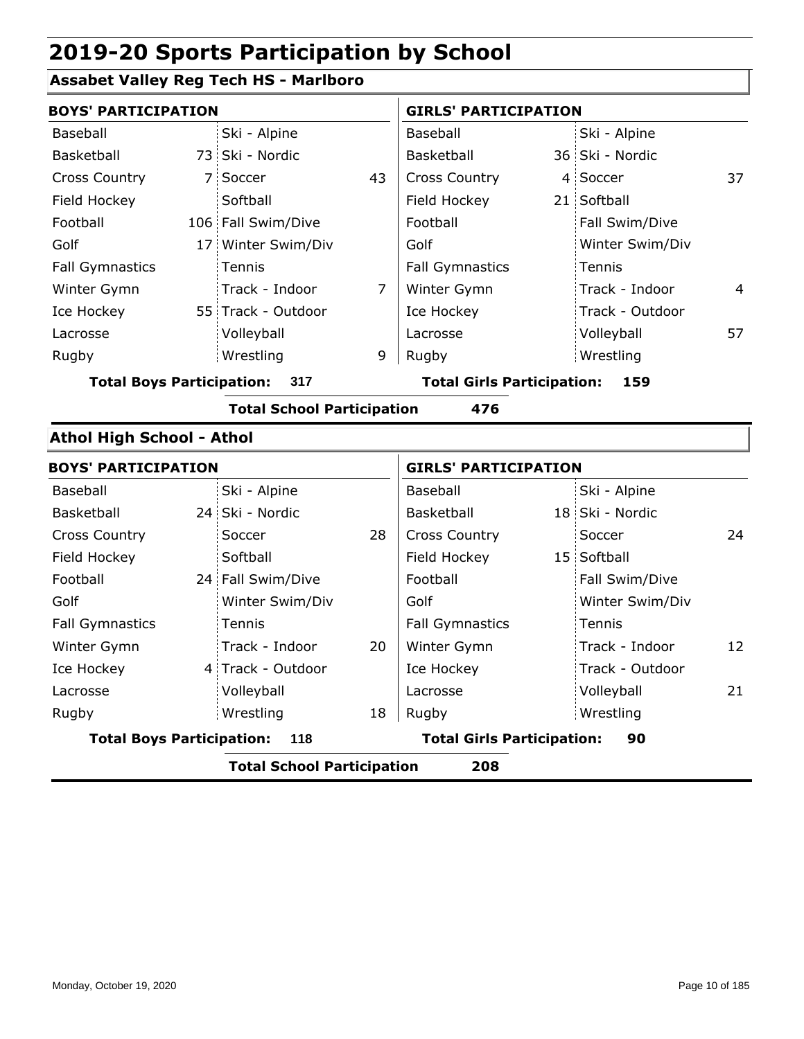# 2019-20 Sports Participation by School

## Assabet Valley Reg Tech HS - Marlboro

### BOYS' PARTICIPATION

| Sport | Count | Sport | Count |
|---|---|---|---|
| Baseball | | Ski - Alpine | |
| Basketball | 73 | Ski - Nordic | |
| Cross Country | 7 | Soccer | 43 |
| Field Hockey | | Softball | |
| Football | 106 | Fall Swim/Dive | |
| Golf | 17 | Winter Swim/Div | |
| Fall Gymnastics | | Tennis | |
| Winter Gymn | | Track - Indoor | 7 |
| Ice Hockey | 55 | Track - Outdoor | |
| Lacrosse | | Volleyball | |
| Rugby | | Wrestling | 9 |

**Total Boys Participation: 317**

### GIRLS' PARTICIPATION

| Sport | Count | Sport | Count |
|---|---|---|---|
| Baseball | | Ski - Alpine | |
| Basketball | 36 | Ski - Nordic | |
| Cross Country | 4 | Soccer | 37 |
| Field Hockey | 21 | Softball | |
| Football | | Fall Swim/Dive | |
| Golf | | Winter Swim/Div | |
| Fall Gymnastics | | Tennis | |
| Winter Gymn | | Track - Indoor | 4 |
| Ice Hockey | | Track - Outdoor | |
| Lacrosse | | Volleyball | 57 |
| Rugby | | Wrestling | |

**Total Girls Participation: 159**

**Total School Participation 476**

## Athol High School - Athol

### BOYS' PARTICIPATION

| Sport | Count | Sport | Count |
|---|---|---|---|
| Baseball | | Ski - Alpine | |
| Basketball | 24 | Ski - Nordic | |
| Cross Country | | Soccer | 28 |
| Field Hockey | | Softball | |
| Football | 24 | Fall Swim/Dive | |
| Golf | | Winter Swim/Div | |
| Fall Gymnastics | | Tennis | |
| Winter Gymn | | Track - Indoor | 20 |
| Ice Hockey | 4 | Track - Outdoor | |
| Lacrosse | | Volleyball | |
| Rugby | | Wrestling | 18 |

**Total Boys Participation: 118**

### GIRLS' PARTICIPATION

| Sport | Count | Sport | Count |
|---|---|---|---|
| Baseball | | Ski - Alpine | |
| Basketball | 18 | Ski - Nordic | |
| Cross Country | | Soccer | 24 |
| Field Hockey | 15 | Softball | |
| Football | | Fall Swim/Dive | |
| Golf | | Winter Swim/Div | |
| Fall Gymnastics | | Tennis | |
| Winter Gymn | | Track - Indoor | 12 |
| Ice Hockey | | Track - Outdoor | |
| Lacrosse | | Volleyball | 21 |
| Rugby | | Wrestling | |

**Total Girls Participation: 90**

**Total School Participation 208**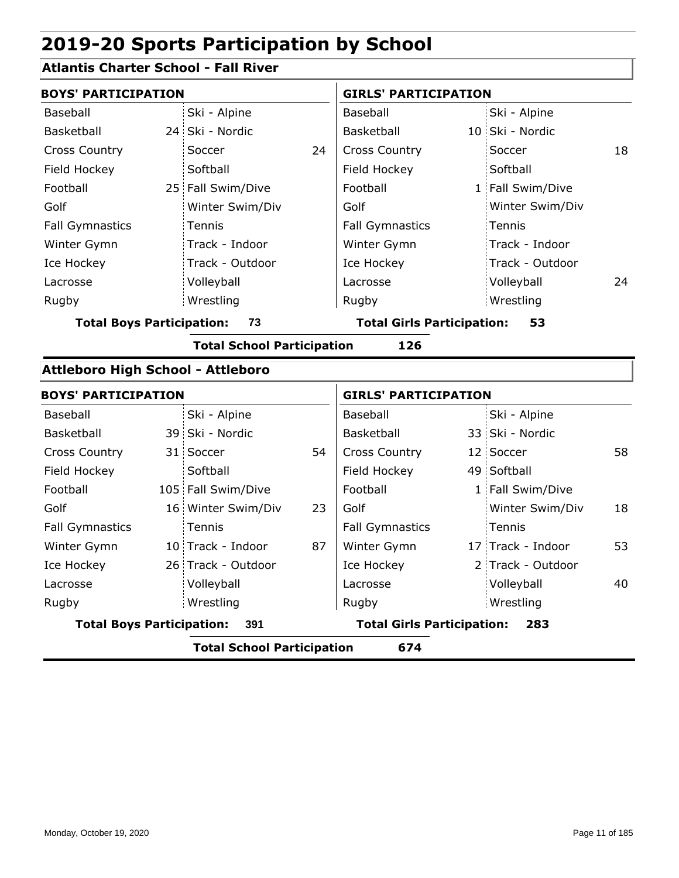# 2019-20 Sports Participation by School

## Atlantis Charter School - Fall River

| BOYS' PARTICIPATION | | | | GIRLS' PARTICIPATION | | | |
|---|---|---|---|---|---|---|---|
| Baseball | | Ski - Alpine | | Baseball | | Ski - Alpine | |
| Basketball | 24 | Ski - Nordic | | Basketball | 10 | Ski - Nordic | |
| Cross Country | | Soccer | 24 | Cross Country | | Soccer | 18 |
| Field Hockey | | Softball | | Field Hockey | | Softball | |
| Football | 25 | Fall Swim/Dive | | Football | 1 | Fall Swim/Dive | |
| Golf | | Winter Swim/Div | | Golf | | Winter Swim/Div | |
| Fall Gymnastics | | Tennis | | Fall Gymnastics | | Tennis | |
| Winter Gymn | | Track - Indoor | | Winter Gymn | | Track - Indoor | |
| Ice Hockey | | Track - Outdoor | | Ice Hockey | | Track - Outdoor | |
| Lacrosse | | Volleyball | | Lacrosse | | Volleyball | 24 |
| Rugby | | Wrestling | | Rugby | | Wrestling | |

**Total Boys Participation: 73** **Total Girls Participation: 53**

**Total School Participation 126**

## Attleboro High School - Attleboro

| BOYS' PARTICIPATION | | | | GIRLS' PARTICIPATION | | | |
|---|---|---|---|---|---|---|---|
| Baseball | | Ski - Alpine | | Baseball | | Ski - Alpine | |
| Basketball | 39 | Ski - Nordic | | Basketball | 33 | Ski - Nordic | |
| Cross Country | 31 | Soccer | 54 | Cross Country | 12 | Soccer | 58 |
| Field Hockey | | Softball | | Field Hockey | 49 | Softball | |
| Football | 105 | Fall Swim/Dive | | Football | 1 | Fall Swim/Dive | |
| Golf | 16 | Winter Swim/Div | 23 | Golf | | Winter Swim/Div | 18 |
| Fall Gymnastics | | Tennis | | Fall Gymnastics | | Tennis | |
| Winter Gymn | 10 | Track - Indoor | 87 | Winter Gymn | 17 | Track - Indoor | 53 |
| Ice Hockey | 26 | Track - Outdoor | | Ice Hockey | 2 | Track - Outdoor | |
| Lacrosse | | Volleyball | | Lacrosse | | Volleyball | 40 |
| Rugby | | Wrestling | | Rugby | | Wrestling | |

**Total Boys Participation: 391** **Total Girls Participation: 283**

**Total School Participation 674**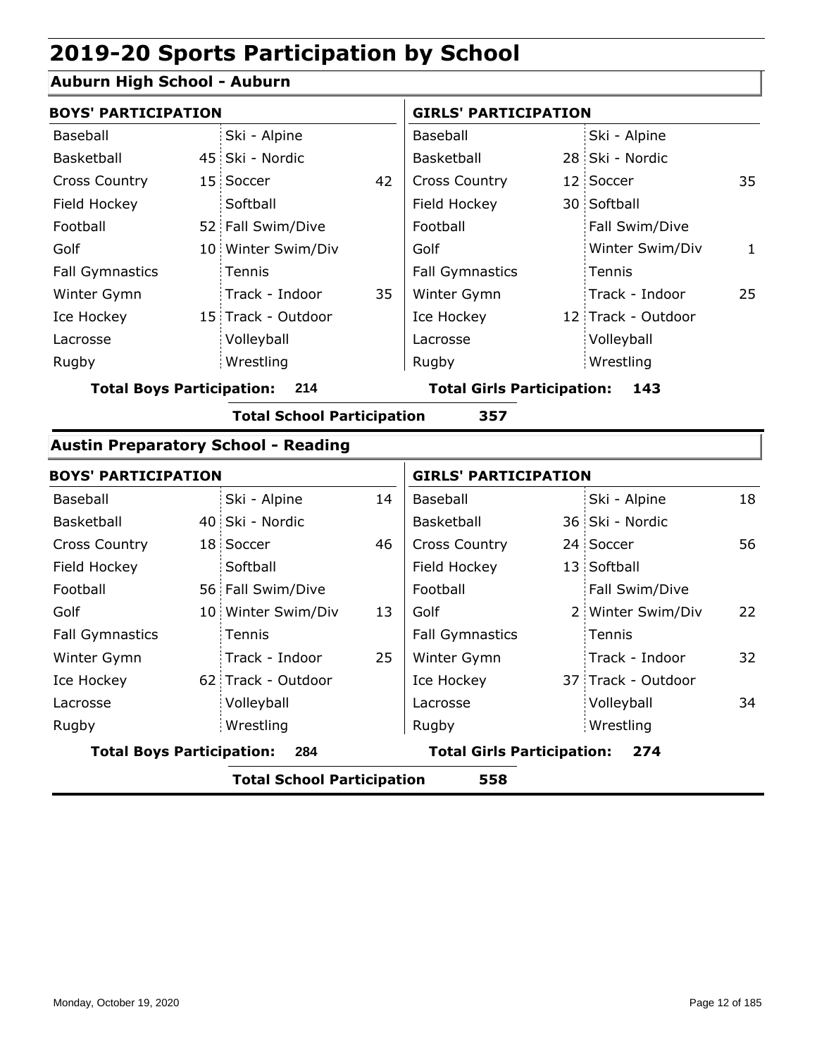# 2019-20 Sports Participation by School

## Auburn High School - Auburn

| BOYS' PARTICIPATION | | | | GIRLS' PARTICIPATION | | | |
|---|---|---|---|---|---|---|---|
| Baseball | | Ski - Alpine | | Baseball | | Ski - Alpine | |
| Basketball | 45 | Ski - Nordic | | Basketball | 28 | Ski - Nordic | |
| Cross Country | 15 | Soccer | 42 | Cross Country | 12 | Soccer | 35 |
| Field Hockey | | Softball | | Field Hockey | 30 | Softball | |
| Football | 52 | Fall Swim/Dive | | Football | | Fall Swim/Dive | |
| Golf | 10 | Winter Swim/Div | | Golf | | Winter Swim/Div | 1 |
| Fall Gymnastics | | Tennis | | Fall Gymnastics | | Tennis | |
| Winter Gymn | | Track - Indoor | 35 | Winter Gymn | | Track - Indoor | 25 |
| Ice Hockey | 15 | Track - Outdoor | | Ice Hockey | 12 | Track - Outdoor | |
| Lacrosse | | Volleyball | | Lacrosse | | Volleyball | |
| Rugby | | Wrestling | | Rugby | | Wrestling | |

**Total Boys Participation: 214** | **Total Girls Participation: 143**

**Total School Participation 357**

## Austin Preparatory School - Reading

| BOYS' PARTICIPATION | | | | GIRLS' PARTICIPATION | | | |
|---|---|---|---|---|---|---|---|
| Baseball | | Ski - Alpine | 14 | Baseball | | Ski - Alpine | 18 |
| Basketball | 40 | Ski - Nordic | | Basketball | 36 | Ski - Nordic | |
| Cross Country | 18 | Soccer | 46 | Cross Country | 24 | Soccer | 56 |
| Field Hockey | | Softball | | Field Hockey | 13 | Softball | |
| Football | 56 | Fall Swim/Dive | | Football | | Fall Swim/Dive | |
| Golf | 10 | Winter Swim/Div | 13 | Golf | 2 | Winter Swim/Div | 22 |
| Fall Gymnastics | | Tennis | | Fall Gymnastics | | Tennis | |
| Winter Gymn | | Track - Indoor | 25 | Winter Gymn | | Track - Indoor | 32 |
| Ice Hockey | 62 | Track - Outdoor | | Ice Hockey | 37 | Track - Outdoor | |
| Lacrosse | | Volleyball | | Lacrosse | | Volleyball | 34 |
| Rugby | | Wrestling | | Rugby | | Wrestling | |

**Total Boys Participation: 284** | **Total Girls Participation: 274**

**Total School Participation 558**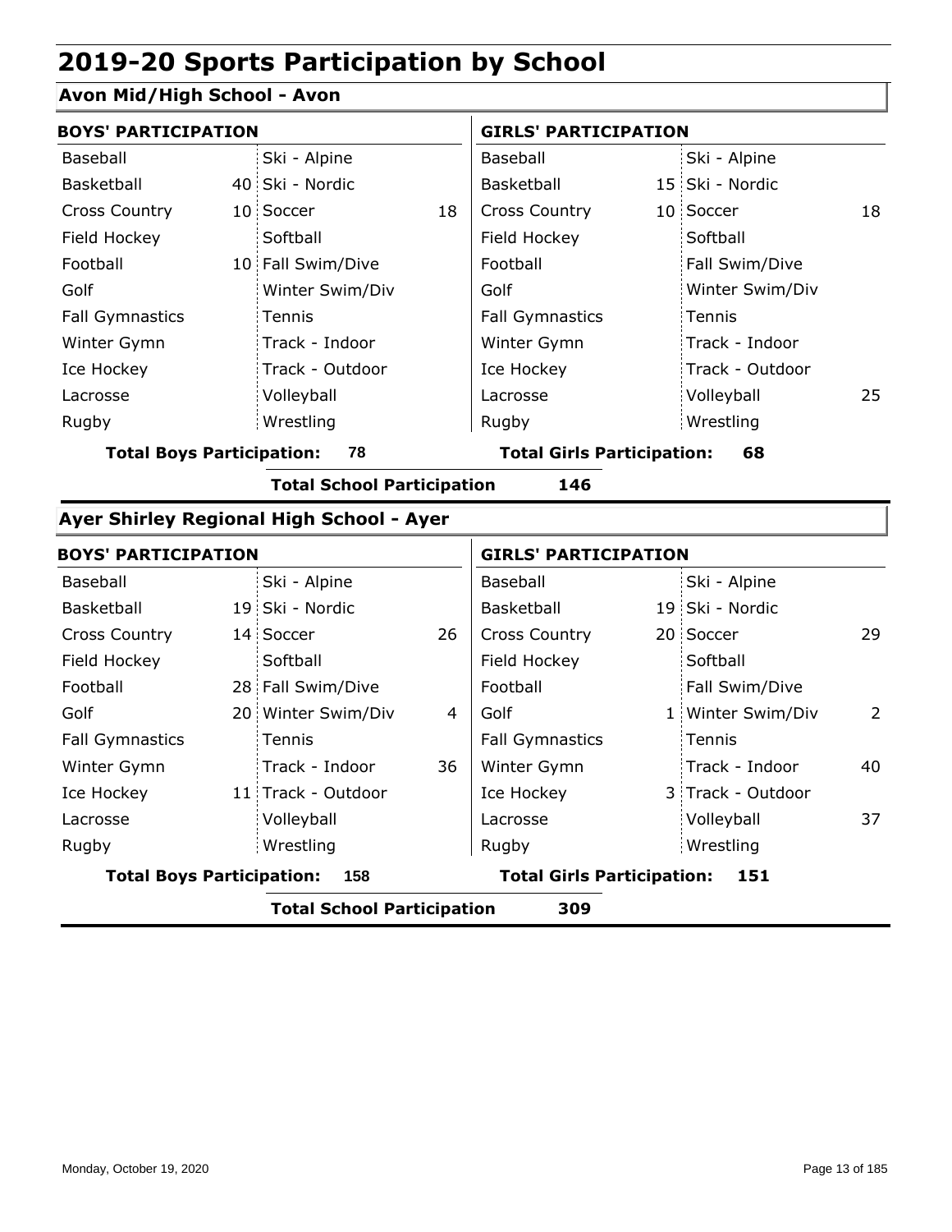# 2019-20 Sports Participation by School

## Avon Mid/High School - Avon

| BOYS' PARTICIPATION | | | | GIRLS' PARTICIPATION | | | |
|---|---|---|---|---|---|---|---|
| Baseball | | Ski - Alpine | | Baseball | | Ski - Alpine | |
| Basketball | 40 | Ski - Nordic | | Basketball | 15 | Ski - Nordic | |
| Cross Country | 10 | Soccer | 18 | Cross Country | 10 | Soccer | 18 |
| Field Hockey | | Softball | | Field Hockey | | Softball | |
| Football | 10 | Fall Swim/Dive | | Football | | Fall Swim/Dive | |
| Golf | | Winter Swim/Div | | Golf | | Winter Swim/Div | |
| Fall Gymnastics | | Tennis | | Fall Gymnastics | | Tennis | |
| Winter Gymn | | Track - Indoor | | Winter Gymn | | Track - Indoor | |
| Ice Hockey | | Track - Outdoor | | Ice Hockey | | Track - Outdoor | |
| Lacrosse | | Volleyball | | Lacrosse | | Volleyball | 25 |
| Rugby | | Wrestling | | Rugby | | Wrestling | |

**Total Boys Participation: 78** **Total Girls Participation: 68**

**Total School Participation 146**

## Ayer Shirley Regional High School - Ayer

| BOYS' PARTICIPATION | | | | GIRLS' PARTICIPATION | | | |
|---|---|---|---|---|---|---|---|
| Baseball | | Ski - Alpine | | Baseball | | Ski - Alpine | |
| Basketball | 19 | Ski - Nordic | | Basketball | 19 | Ski - Nordic | |
| Cross Country | 14 | Soccer | 26 | Cross Country | 20 | Soccer | 29 |
| Field Hockey | | Softball | | Field Hockey | | Softball | |
| Football | 28 | Fall Swim/Dive | | Football | | Fall Swim/Dive | |
| Golf | 20 | Winter Swim/Div | 4 | Golf | 1 | Winter Swim/Div | 2 |
| Fall Gymnastics | | Tennis | | Fall Gymnastics | | Tennis | |
| Winter Gymn | | Track - Indoor | 36 | Winter Gymn | | Track - Indoor | 40 |
| Ice Hockey | 11 | Track - Outdoor | | Ice Hockey | 3 | Track - Outdoor | |
| Lacrosse | | Volleyball | | Lacrosse | | Volleyball | 37 |
| Rugby | | Wrestling | | Rugby | | Wrestling | |

**Total Boys Participation: 158** **Total Girls Participation: 151**

**Total School Participation 309**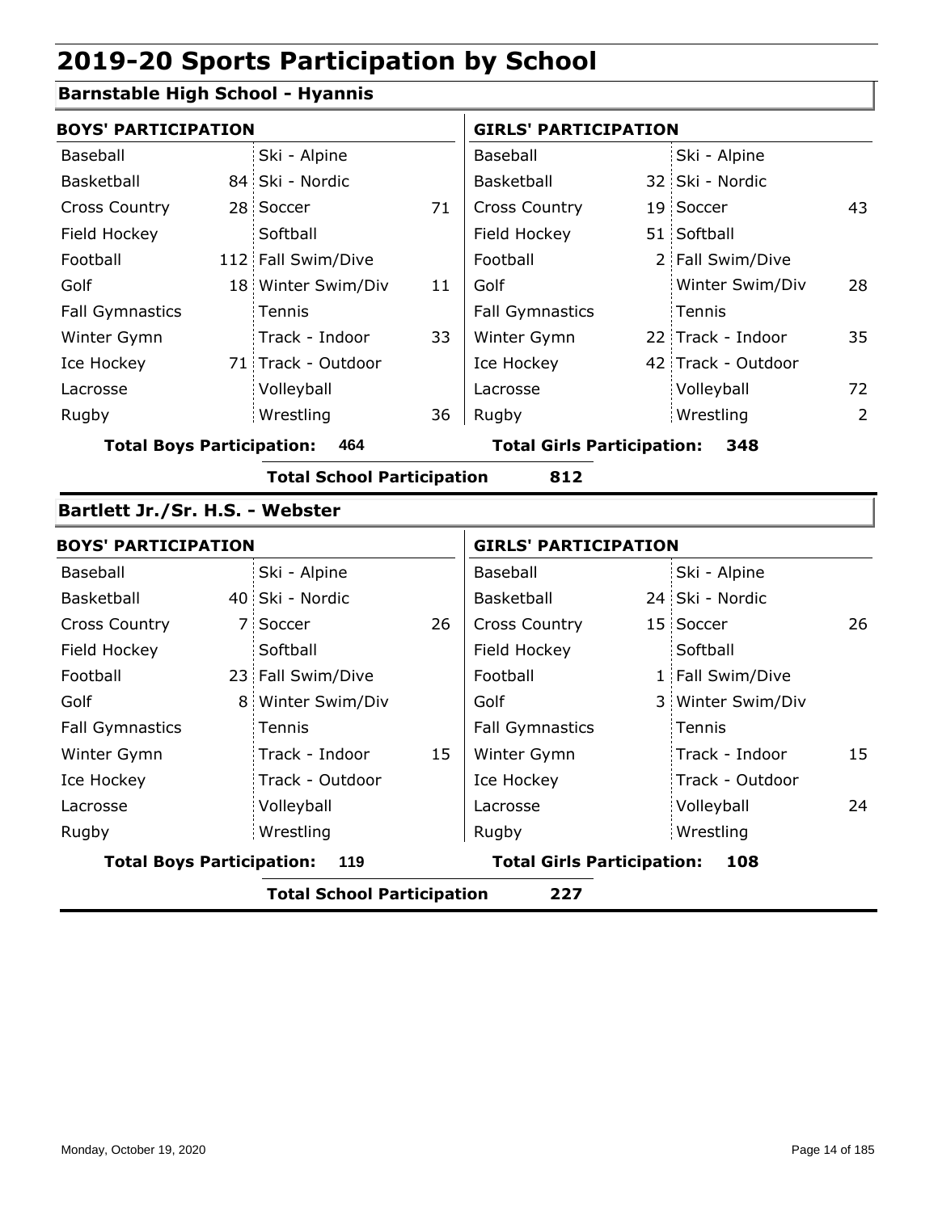# 2019-20 Sports Participation by School

## Barnstable High School - Hyannis

### BOYS' PARTICIPATION

| Sport | Count | Sport | Count |
|---|---|---|---|
| Baseball | | Ski - Alpine | |
| Basketball | 84 | Ski - Nordic | |
| Cross Country | 28 | Soccer | 71 |
| Field Hockey | | Softball | |
| Football | 112 | Fall Swim/Dive | |
| Golf | 18 | Winter Swim/Div | 11 |
| Fall Gymnastics | | Tennis | |
| Winter Gymn | | Track - Indoor | 33 |
| Ice Hockey | 71 | Track - Outdoor | |
| Lacrosse | | Volleyball | |
| Rugby | | Wrestling | 36 |

**Total Boys Participation: 464**

### GIRLS' PARTICIPATION

| Sport | Count | Sport | Count |
|---|---|---|---|
| Baseball | | Ski - Alpine | |
| Basketball | 32 | Ski - Nordic | |
| Cross Country | 19 | Soccer | 43 |
| Field Hockey | 51 | Softball | |
| Football | 2 | Fall Swim/Dive | |
| Golf | | Winter Swim/Div | 28 |
| Fall Gymnastics | | Tennis | |
| Winter Gymn | 22 | Track - Indoor | 35 |
| Ice Hockey | 42 | Track - Outdoor | |
| Lacrosse | | Volleyball | 72 |
| Rugby | | Wrestling | 2 |

**Total Girls Participation: 348**

**Total School Participation 812**

## Bartlett Jr./Sr. H.S. - Webster

### BOYS' PARTICIPATION

| Sport | Count | Sport | Count |
|---|---|---|---|
| Baseball | | Ski - Alpine | |
| Basketball | 40 | Ski - Nordic | |
| Cross Country | 7 | Soccer | 26 |
| Field Hockey | | Softball | |
| Football | 23 | Fall Swim/Dive | |
| Golf | 8 | Winter Swim/Div | |
| Fall Gymnastics | | Tennis | |
| Winter Gymn | | Track - Indoor | 15 |
| Ice Hockey | | Track - Outdoor | |
| Lacrosse | | Volleyball | |
| Rugby | | Wrestling | |

**Total Boys Participation: 119**

### GIRLS' PARTICIPATION

| Sport | Count | Sport | Count |
|---|---|---|---|
| Baseball | | Ski - Alpine | |
| Basketball | 24 | Ski - Nordic | |
| Cross Country | 15 | Soccer | 26 |
| Field Hockey | | Softball | |
| Football | 1 | Fall Swim/Dive | |
| Golf | 3 | Winter Swim/Div | |
| Fall Gymnastics | | Tennis | |
| Winter Gymn | | Track - Indoor | 15 |
| Ice Hockey | | Track - Outdoor | |
| Lacrosse | | Volleyball | 24 |
| Rugby | | Wrestling | |

**Total Girls Participation: 108**

**Total School Participation 227**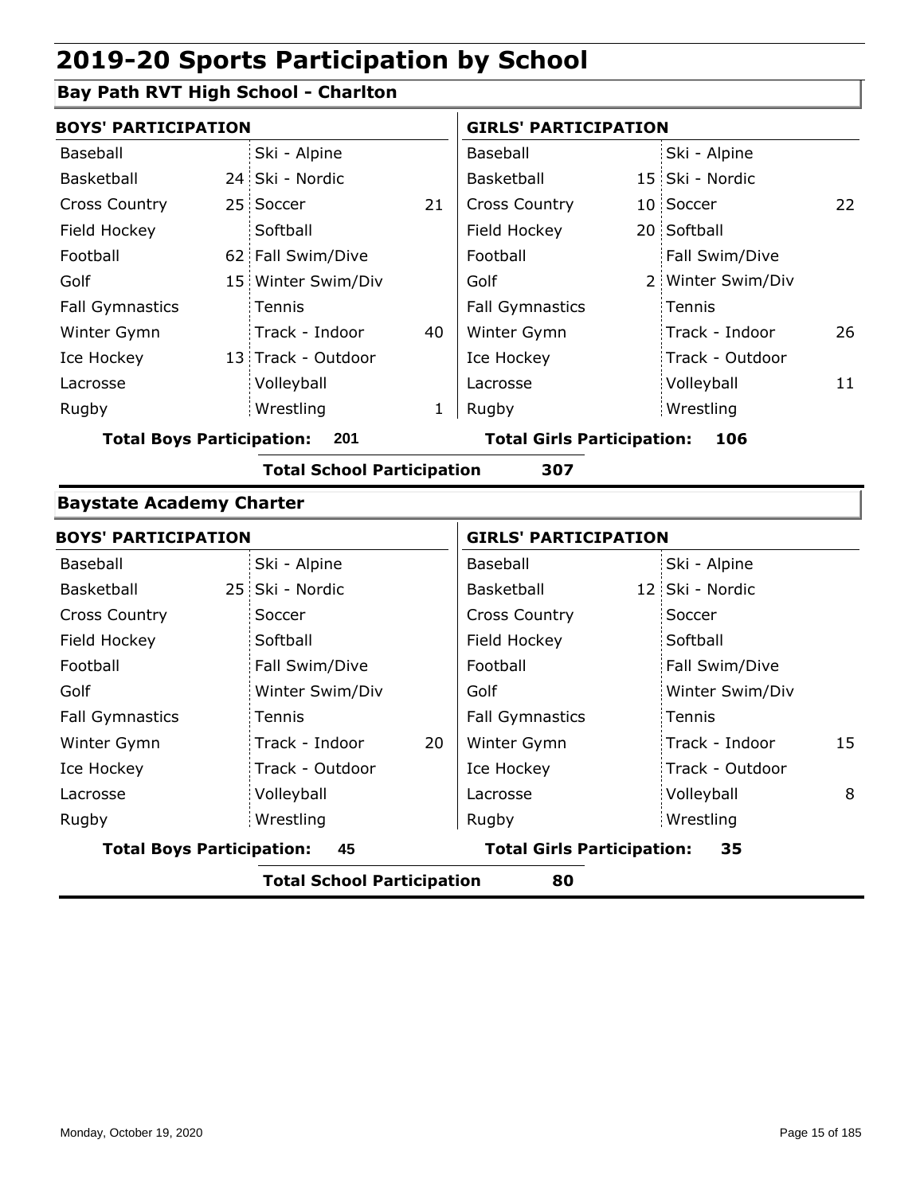# 2019-20 Sports Participation by School

## Bay Path RVT High School - Charlton

| BOYS' PARTICIPATION | | | | GIRLS' PARTICIPATION | | | |
|---|---|---|---|---|---|---|---|
| Baseball | | Ski - Alpine | | Baseball | | Ski - Alpine | |
| Basketball | 24 | Ski - Nordic | | Basketball | 15 | Ski - Nordic | |
| Cross Country | 25 | Soccer | 21 | Cross Country | 10 | Soccer | 22 |
| Field Hockey | | Softball | | Field Hockey | 20 | Softball | |
| Football | 62 | Fall Swim/Dive | | Football | | Fall Swim/Dive | |
| Golf | 15 | Winter Swim/Div | | Golf | 2 | Winter Swim/Div | |
| Fall Gymnastics | | Tennis | | Fall Gymnastics | | Tennis | |
| Winter Gymn | | Track - Indoor | 40 | Winter Gymn | | Track - Indoor | 26 |
| Ice Hockey | 13 | Track - Outdoor | | Ice Hockey | | Track - Outdoor | |
| Lacrosse | | Volleyball | | Lacrosse | | Volleyball | 11 |
| Rugby | | Wrestling | 1 | Rugby | | Wrestling | |

**Total Boys Participation: 201** **Total Girls Participation: 106**

**Total School Participation 307**

## Baystate Academy Charter

| BOYS' PARTICIPATION | | | | GIRLS' PARTICIPATION | | | |
|---|---|---|---|---|---|---|---|
| Baseball | | Ski - Alpine | | Baseball | | Ski - Alpine | |
| Basketball | 25 | Ski - Nordic | | Basketball | 12 | Ski - Nordic | |
| Cross Country | | Soccer | | Cross Country | | Soccer | |
| Field Hockey | | Softball | | Field Hockey | | Softball | |
| Football | | Fall Swim/Dive | | Football | | Fall Swim/Dive | |
| Golf | | Winter Swim/Div | | Golf | | Winter Swim/Div | |
| Fall Gymnastics | | Tennis | | Fall Gymnastics | | Tennis | |
| Winter Gymn | | Track - Indoor | 20 | Winter Gymn | | Track - Indoor | 15 |
| Ice Hockey | | Track - Outdoor | | Ice Hockey | | Track - Outdoor | |
| Lacrosse | | Volleyball | | Lacrosse | | Volleyball | 8 |
| Rugby | | Wrestling | | Rugby | | Wrestling | |

**Total Boys Participation: 45** **Total Girls Participation: 35**

**Total School Participation 80**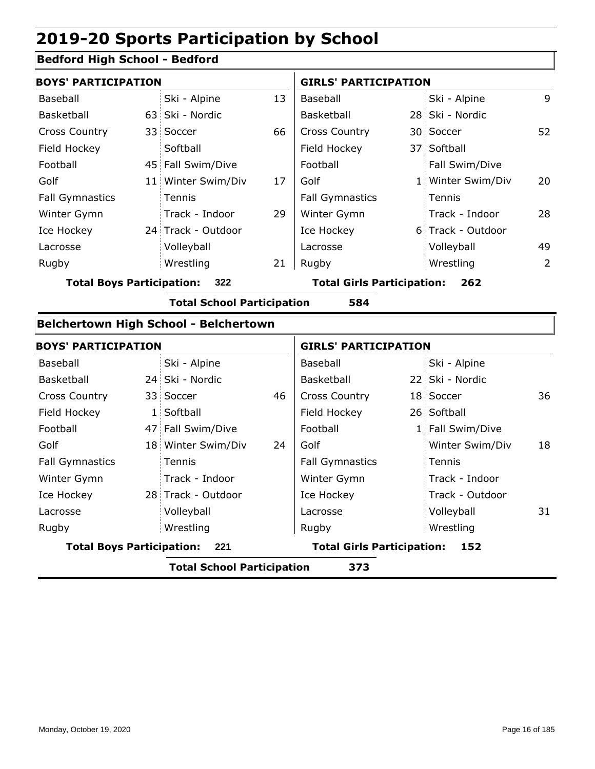# 2019-20 Sports Participation by School

## Bedford High School - Bedford

| BOYS' PARTICIPATION | | | | GIRLS' PARTICIPATION | | | |
|---|---|---|---|---|---|---|---|
| Baseball | | Ski - Alpine | 13 | Baseball | | Ski - Alpine | 9 |
| Basketball | 63 | Ski - Nordic | | Basketball | 28 | Ski - Nordic | |
| Cross Country | 33 | Soccer | 66 | Cross Country | 30 | Soccer | 52 |
| Field Hockey | | Softball | | Field Hockey | 37 | Softball | |
| Football | 45 | Fall Swim/Dive | | Football | | Fall Swim/Dive | |
| Golf | 11 | Winter Swim/Div | 17 | Golf | 1 | Winter Swim/Div | 20 |
| Fall Gymnastics | | Tennis | | Fall Gymnastics | | Tennis | |
| Winter Gymn | | Track - Indoor | 29 | Winter Gymn | | Track - Indoor | 28 |
| Ice Hockey | 24 | Track - Outdoor | | Ice Hockey | 6 | Track - Outdoor | |
| Lacrosse | | Volleyball | | Lacrosse | | Volleyball | 49 |
| Rugby | | Wrestling | 21 | Rugby | | Wrestling | 2 |

**Total Boys Participation: 322** **Total Girls Participation: 262**

**Total School Participation 584**

## Belchertown High School - Belchertown

| BOYS' PARTICIPATION | | | | GIRLS' PARTICIPATION | | | |
|---|---|---|---|---|---|---|---|
| Baseball | | Ski - Alpine | | Baseball | | Ski - Alpine | |
| Basketball | 24 | Ski - Nordic | | Basketball | 22 | Ski - Nordic | |
| Cross Country | 33 | Soccer | 46 | Cross Country | 18 | Soccer | 36 |
| Field Hockey | 1 | Softball | | Field Hockey | 26 | Softball | |
| Football | 47 | Fall Swim/Dive | | Football | 1 | Fall Swim/Dive | |
| Golf | 18 | Winter Swim/Div | 24 | Golf | | Winter Swim/Div | 18 |
| Fall Gymnastics | | Tennis | | Fall Gymnastics | | Tennis | |
| Winter Gymn | | Track - Indoor | | Winter Gymn | | Track - Indoor | |
| Ice Hockey | 28 | Track - Outdoor | | Ice Hockey | | Track - Outdoor | |
| Lacrosse | | Volleyball | | Lacrosse | | Volleyball | 31 |
| Rugby | | Wrestling | | Rugby | | Wrestling | |

**Total Boys Participation: 221** **Total Girls Participation: 152**

**Total School Participation 373**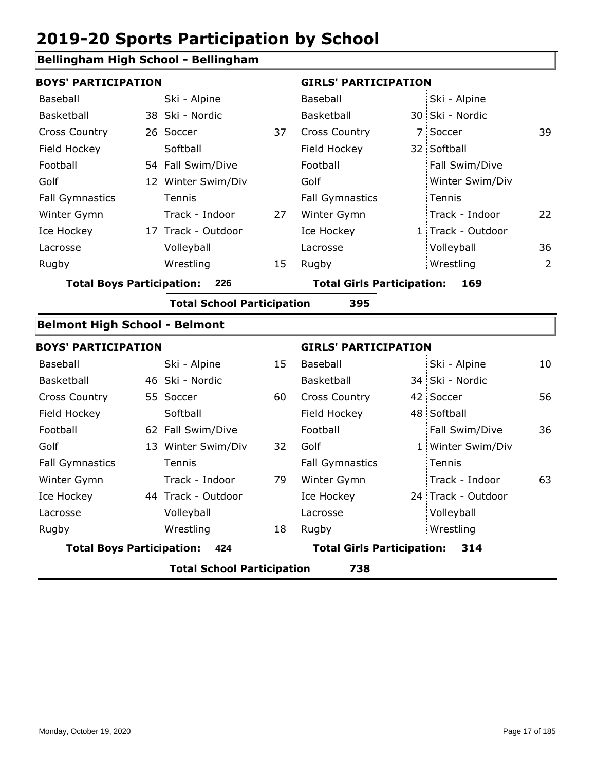# 2019-20 Sports Participation by School

## Bellingham High School - Bellingham

| BOYS' PARTICIPATION | | | | GIRLS' PARTICIPATION | | | |
|---|---|---|---|---|---|---|---|
| Baseball | | Ski - Alpine | | Baseball | | Ski - Alpine | |
| Basketball | 38 | Ski - Nordic | | Basketball | 30 | Ski - Nordic | |
| Cross Country | 26 | Soccer | 37 | Cross Country | 7 | Soccer | 39 |
| Field Hockey | | Softball | | Field Hockey | 32 | Softball | |
| Football | 54 | Fall Swim/Dive | | Football | | Fall Swim/Dive | |
| Golf | 12 | Winter Swim/Div | | Golf | | Winter Swim/Div | |
| Fall Gymnastics | | Tennis | | Fall Gymnastics | | Tennis | |
| Winter Gymn | | Track - Indoor | 27 | Winter Gymn | | Track - Indoor | 22 |
| Ice Hockey | 17 | Track - Outdoor | | Ice Hockey | 1 | Track - Outdoor | |
| Lacrosse | | Volleyball | | Lacrosse | | Volleyball | 36 |
| Rugby | | Wrestling | 15 | Rugby | | Wrestling | 2 |

**Total Boys Participation: 226** **Total Girls Participation: 169**

**Total School Participation 395**

## Belmont High School - Belmont

| BOYS' PARTICIPATION | | | | GIRLS' PARTICIPATION | | | |
|---|---|---|---|---|---|---|---|
| Baseball | | Ski - Alpine | 15 | Baseball | | Ski - Alpine | 10 |
| Basketball | 46 | Ski - Nordic | | Basketball | 34 | Ski - Nordic | |
| Cross Country | 55 | Soccer | 60 | Cross Country | 42 | Soccer | 56 |
| Field Hockey | | Softball | | Field Hockey | 48 | Softball | |
| Football | 62 | Fall Swim/Dive | | Football | | Fall Swim/Dive | 36 |
| Golf | 13 | Winter Swim/Div | 32 | Golf | 1 | Winter Swim/Div | |
| Fall Gymnastics | | Tennis | | Fall Gymnastics | | Tennis | |
| Winter Gymn | | Track - Indoor | 79 | Winter Gymn | | Track - Indoor | 63 |
| Ice Hockey | 44 | Track - Outdoor | | Ice Hockey | 24 | Track - Outdoor | |
| Lacrosse | | Volleyball | | Lacrosse | | Volleyball | |
| Rugby | | Wrestling | 18 | Rugby | | Wrestling | |

**Total Boys Participation: 424** **Total Girls Participation: 314**

**Total School Participation 738**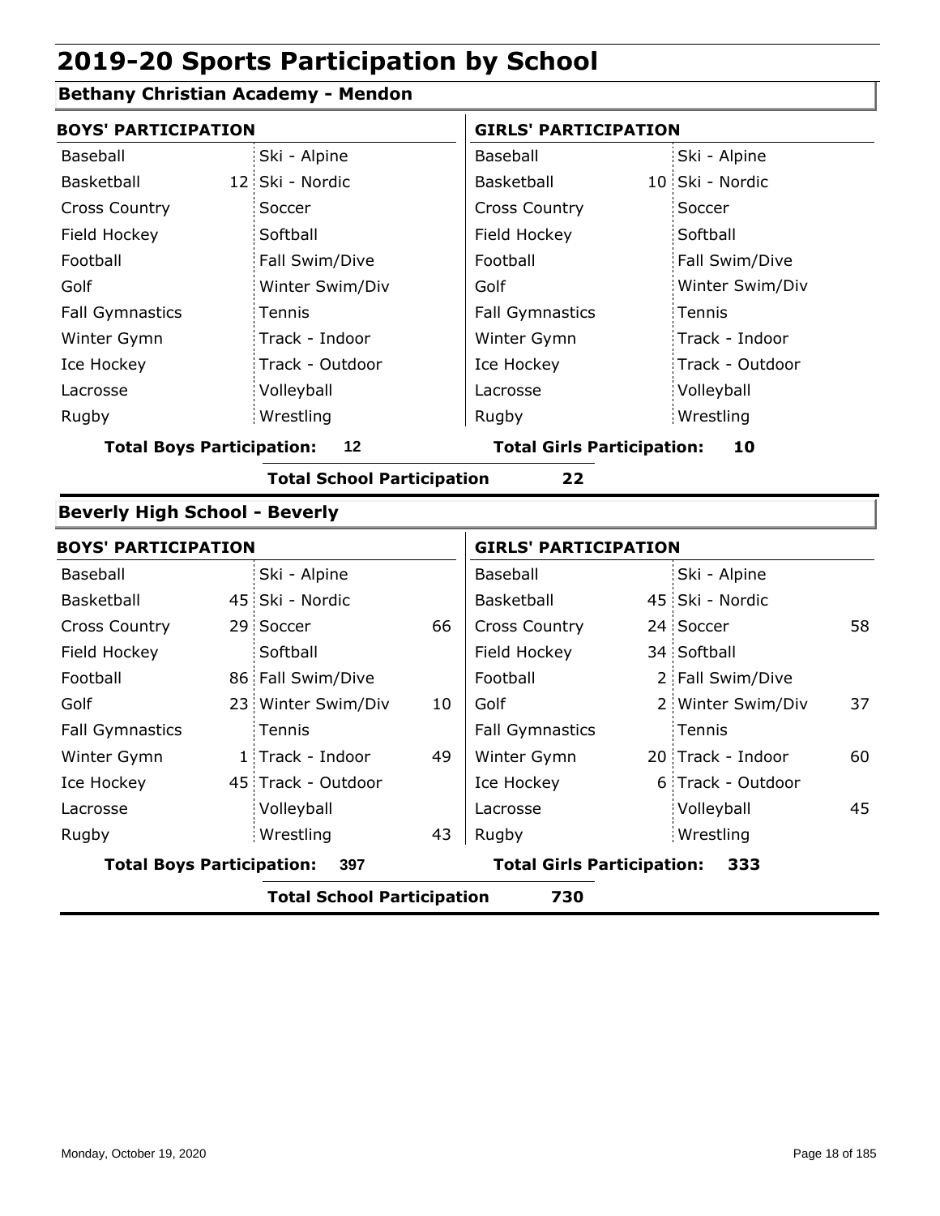# 2019-20 Sports Participation by School

## Bethany Christian Academy - Mendon

| BOYS' PARTICIPATION | | | | GIRLS' PARTICIPATION | | | |
|---|---|---|---|---|---|---|---|
| Baseball | | Ski - Alpine | | Baseball | | Ski - Alpine | |
| Basketball | 12 | Ski - Nordic | | Basketball | 10 | Ski - Nordic | |
| Cross Country | | Soccer | | Cross Country | | Soccer | |
| Field Hockey | | Softball | | Field Hockey | | Softball | |
| Football | | Fall Swim/Dive | | Football | | Fall Swim/Dive | |
| Golf | | Winter Swim/Div | | Golf | | Winter Swim/Div | |
| Fall Gymnastics | | Tennis | | Fall Gymnastics | | Tennis | |
| Winter Gymn | | Track - Indoor | | Winter Gymn | | Track - Indoor | |
| Ice Hockey | | Track - Outdoor | | Ice Hockey | | Track - Outdoor | |
| Lacrosse | | Volleyball | | Lacrosse | | Volleyball | |
| Rugby | | Wrestling | | Rugby | | Wrestling | |

**Total Boys Participation:** 12 **Total Girls Participation:** 10

**Total School Participation** 22

## Beverly High School - Beverly

| BOYS' PARTICIPATION | | | | GIRLS' PARTICIPATION | | | |
|---|---|---|---|---|---|---|---|
| Baseball | | Ski - Alpine | | Baseball | | Ski - Alpine | |
| Basketball | 45 | Ski - Nordic | | Basketball | 45 | Ski - Nordic | |
| Cross Country | 29 | Soccer | 66 | Cross Country | 24 | Soccer | 58 |
| Field Hockey | | Softball | | Field Hockey | 34 | Softball | |
| Football | 86 | Fall Swim/Dive | | Football | 2 | Fall Swim/Dive | |
| Golf | 23 | Winter Swim/Div | 10 | Golf | 2 | Winter Swim/Div | 37 |
| Fall Gymnastics | | Tennis | | Fall Gymnastics | | Tennis | |
| Winter Gymn | 1 | Track - Indoor | 49 | Winter Gymn | 20 | Track - Indoor | 60 |
| Ice Hockey | 45 | Track - Outdoor | | Ice Hockey | 6 | Track - Outdoor | |
| Lacrosse | | Volleyball | | Lacrosse | | Volleyball | 45 |
| Rugby | | Wrestling | 43 | Rugby | | Wrestling | |

**Total Boys Participation:** 397 **Total Girls Participation:** 333

**Total School Participation** 730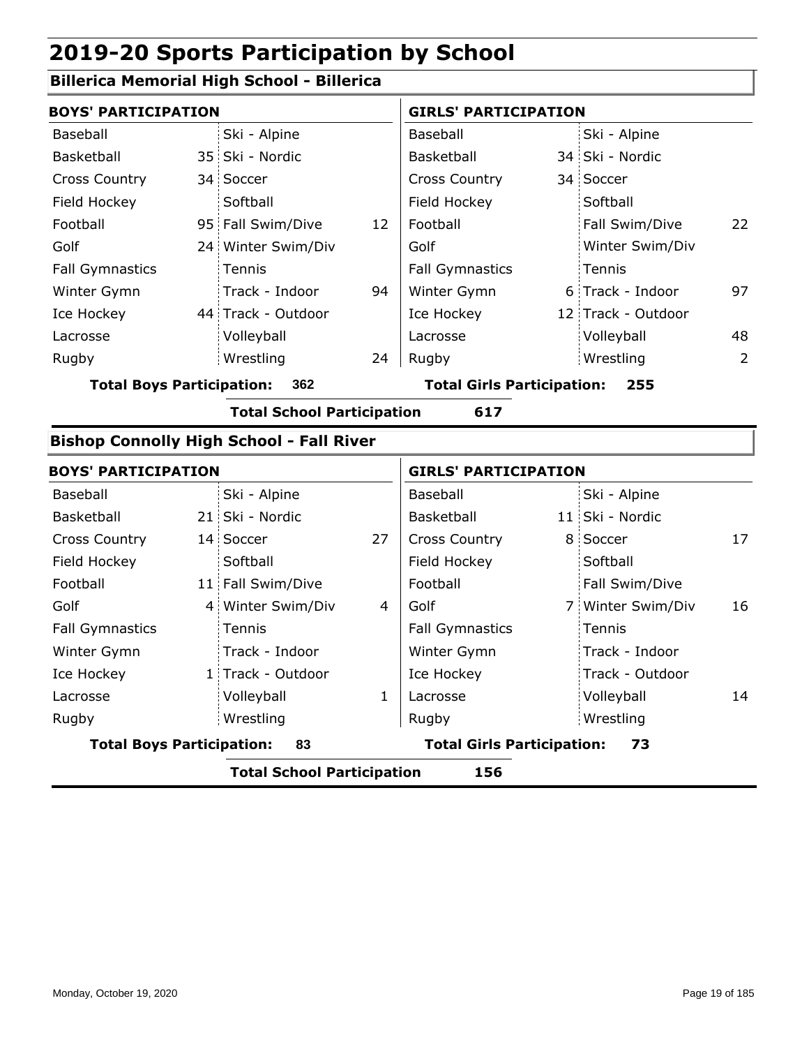# 2019-20 Sports Participation by School

## Billerica Memorial High School - Billerica

| BOYS' PARTICIPATION | | | | GIRLS' PARTICIPATION | | | |
|---|---|---|---|---|---|---|---|
| Baseball | | Ski - Alpine | | Baseball | | Ski - Alpine | |
| Basketball | 35 | Ski - Nordic | | Basketball | 34 | Ski - Nordic | |
| Cross Country | 34 | Soccer | | Cross Country | 34 | Soccer | |
| Field Hockey | | Softball | | Field Hockey | | Softball | |
| Football | 95 | Fall Swim/Dive | 12 | Football | | Fall Swim/Dive | 22 |
| Golf | 24 | Winter Swim/Div | | Golf | | Winter Swim/Div | |
| Fall Gymnastics | | Tennis | | Fall Gymnastics | | Tennis | |
| Winter Gymn | | Track - Indoor | 94 | Winter Gymn | 6 | Track - Indoor | 97 |
| Ice Hockey | 44 | Track - Outdoor | | Ice Hockey | 12 | Track - Outdoor | |
| Lacrosse | | Volleyball | | Lacrosse | | Volleyball | 48 |
| Rugby | | Wrestling | 24 | Rugby | | Wrestling | 2 |

**Total Boys Participation: 362** | **Total Girls Participation: 255**

**Total School Participation 617**

## Bishop Connolly High School - Fall River

| BOYS' PARTICIPATION | | | | GIRLS' PARTICIPATION | | | |
|---|---|---|---|---|---|---|---|
| Baseball | | Ski - Alpine | | Baseball | | Ski - Alpine | |
| Basketball | 21 | Ski - Nordic | | Basketball | 11 | Ski - Nordic | |
| Cross Country | 14 | Soccer | 27 | Cross Country | 8 | Soccer | 17 |
| Field Hockey | | Softball | | Field Hockey | | Softball | |
| Football | 11 | Fall Swim/Dive | | Football | | Fall Swim/Dive | |
| Golf | 4 | Winter Swim/Div | 4 | Golf | 7 | Winter Swim/Div | 16 |
| Fall Gymnastics | | Tennis | | Fall Gymnastics | | Tennis | |
| Winter Gymn | | Track - Indoor | | Winter Gymn | | Track - Indoor | |
| Ice Hockey | 1 | Track - Outdoor | | Ice Hockey | | Track - Outdoor | |
| Lacrosse | | Volleyball | 1 | Lacrosse | | Volleyball | 14 |
| Rugby | | Wrestling | | Rugby | | Wrestling | |

**Total Boys Participation: 83** | **Total Girls Participation: 73**

**Total School Participation 156**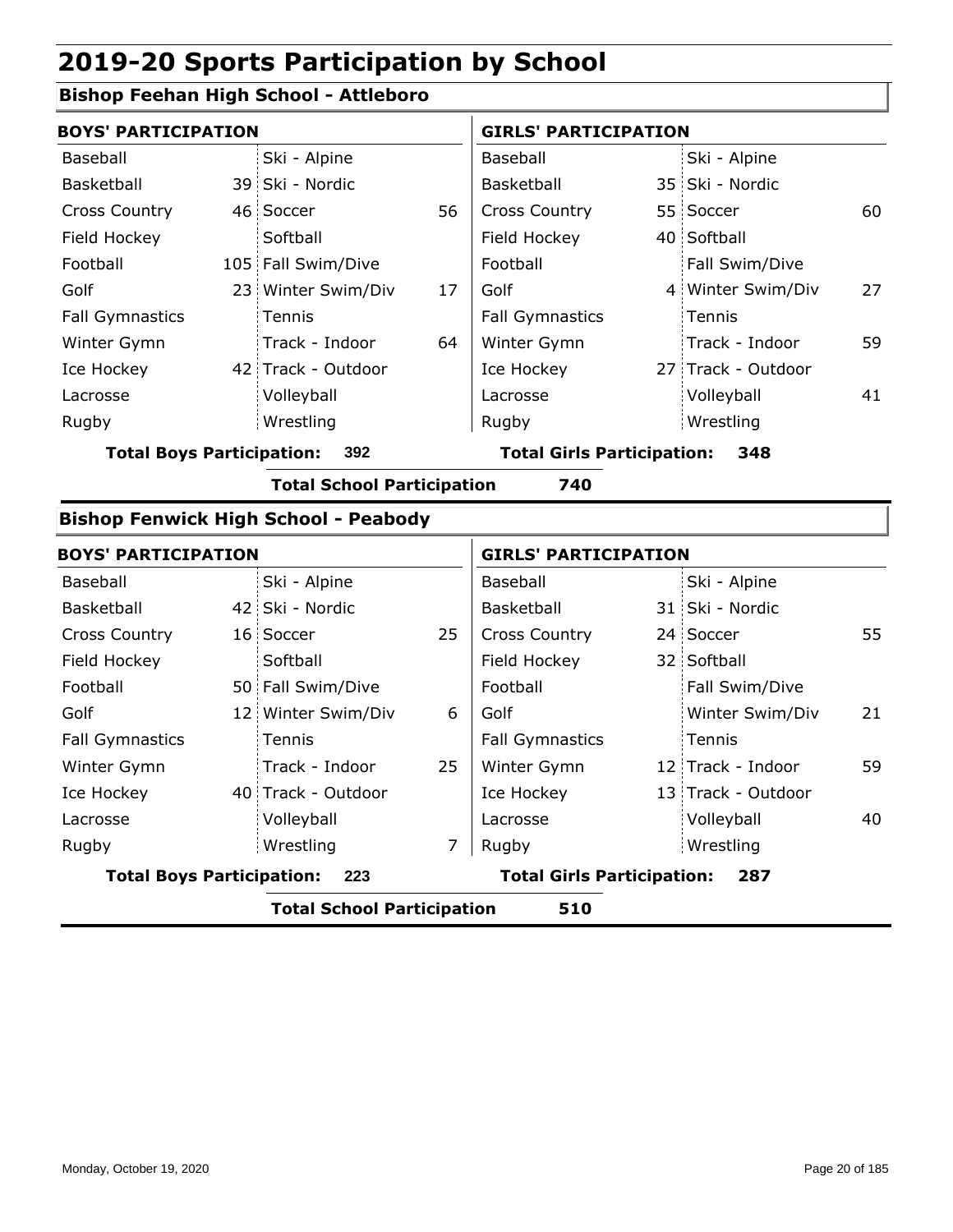# 2019-20 Sports Participation by School

## Bishop Feehan High School - Attleboro

**BOYS' PARTICIPATION**

| Sport | Count | Sport | Count |
|---|---|---|---|
| Baseball | | Ski - Alpine | |
| Basketball | 39 | Ski - Nordic | |
| Cross Country | 46 | Soccer | 56 |
| Field Hockey | | Softball | |
| Football | 105 | Fall Swim/Dive | |
| Golf | 23 | Winter Swim/Div | 17 |
| Fall Gymnastics | | Tennis | |
| Winter Gymn | | Track - Indoor | 64 |
| Ice Hockey | 42 | Track - Outdoor | |
| Lacrosse | | Volleyball | |
| Rugby | | Wrestling | |

**Total Boys Participation: 392**

**GIRLS' PARTICIPATION**

| Sport | Count | Sport | Count |
|---|---|---|---|
| Baseball | | Ski - Alpine | |
| Basketball | 35 | Ski - Nordic | |
| Cross Country | 55 | Soccer | 60 |
| Field Hockey | 40 | Softball | |
| Football | | Fall Swim/Dive | |
| Golf | 4 | Winter Swim/Div | 27 |
| Fall Gymnastics | | Tennis | |
| Winter Gymn | | Track - Indoor | 59 |
| Ice Hockey | 27 | Track - Outdoor | |
| Lacrosse | | Volleyball | 41 |
| Rugby | | Wrestling | |

**Total Girls Participation: 348**

**Total School Participation 740**

## Bishop Fenwick High School - Peabody

**BOYS' PARTICIPATION**

| Sport | Count | Sport | Count |
|---|---|---|---|
| Baseball | | Ski - Alpine | |
| Basketball | 42 | Ski - Nordic | |
| Cross Country | 16 | Soccer | 25 |
| Field Hockey | | Softball | |
| Football | 50 | Fall Swim/Dive | |
| Golf | 12 | Winter Swim/Div | 6 |
| Fall Gymnastics | | Tennis | |
| Winter Gymn | | Track - Indoor | 25 |
| Ice Hockey | 40 | Track - Outdoor | |
| Lacrosse | | Volleyball | |
| Rugby | | Wrestling | 7 |

**Total Boys Participation: 223**

**GIRLS' PARTICIPATION**

| Sport | Count | Sport | Count |
|---|---|---|---|
| Baseball | | Ski - Alpine | |
| Basketball | 31 | Ski - Nordic | |
| Cross Country | 24 | Soccer | 55 |
| Field Hockey | 32 | Softball | |
| Football | | Fall Swim/Dive | |
| Golf | | Winter Swim/Div | 21 |
| Fall Gymnastics | | Tennis | |
| Winter Gymn | 12 | Track - Indoor | 59 |
| Ice Hockey | 13 | Track - Outdoor | |
| Lacrosse | | Volleyball | 40 |
| Rugby | | Wrestling | |

**Total Girls Participation: 287**

**Total School Participation 510**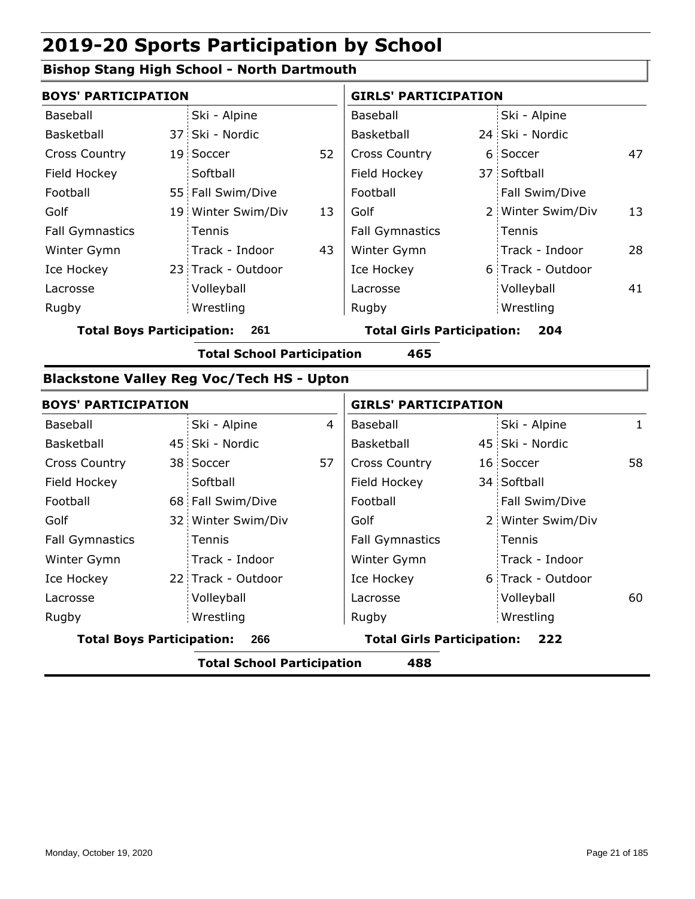# 2019-20 Sports Participation by School

## Bishop Stang High School - North Dartmouth

| BOYS' PARTICIPATION | | | | GIRLS' PARTICIPATION | | | |
|---|---|---|---|---|---|---|---|
| Baseball | | Ski - Alpine | | Baseball | | Ski - Alpine | |
| Basketball | 37 | Ski - Nordic | | Basketball | 24 | Ski - Nordic | |
| Cross Country | 19 | Soccer | 52 | Cross Country | 6 | Soccer | 47 |
| Field Hockey | | Softball | | Field Hockey | 37 | Softball | |
| Football | 55 | Fall Swim/Dive | | Football | | Fall Swim/Dive | |
| Golf | 19 | Winter Swim/Div | 13 | Golf | 2 | Winter Swim/Div | 13 |
| Fall Gymnastics | | Tennis | | Fall Gymnastics | | Tennis | |
| Winter Gymn | | Track - Indoor | 43 | Winter Gymn | | Track - Indoor | 28 |
| Ice Hockey | 23 | Track - Outdoor | | Ice Hockey | 6 | Track - Outdoor | |
| Lacrosse | | Volleyball | | Lacrosse | | Volleyball | 41 |
| Rugby | | Wrestling | | Rugby | | Wrestling | |

**Total Boys Participation: 261** **Total Girls Participation: 204**

**Total School Participation 465**

## Blackstone Valley Reg Voc/Tech HS - Upton

| BOYS' PARTICIPATION | | | | GIRLS' PARTICIPATION | | | |
|---|---|---|---|---|---|---|---|
| Baseball | | Ski - Alpine | 4 | Baseball | | Ski - Alpine | 1 |
| Basketball | 45 | Ski - Nordic | | Basketball | 45 | Ski - Nordic | |
| Cross Country | 38 | Soccer | 57 | Cross Country | 16 | Soccer | 58 |
| Field Hockey | | Softball | | Field Hockey | 34 | Softball | |
| Football | 68 | Fall Swim/Dive | | Football | | Fall Swim/Dive | |
| Golf | 32 | Winter Swim/Div | | Golf | 2 | Winter Swim/Div | |
| Fall Gymnastics | | Tennis | | Fall Gymnastics | | Tennis | |
| Winter Gymn | | Track - Indoor | | Winter Gymn | | Track - Indoor | |
| Ice Hockey | 22 | Track - Outdoor | | Ice Hockey | 6 | Track - Outdoor | |
| Lacrosse | | Volleyball | | Lacrosse | | Volleyball | 60 |
| Rugby | | Wrestling | | Rugby | | Wrestling | |

**Total Boys Participation: 266** **Total Girls Participation: 222**

**Total School Participation 488**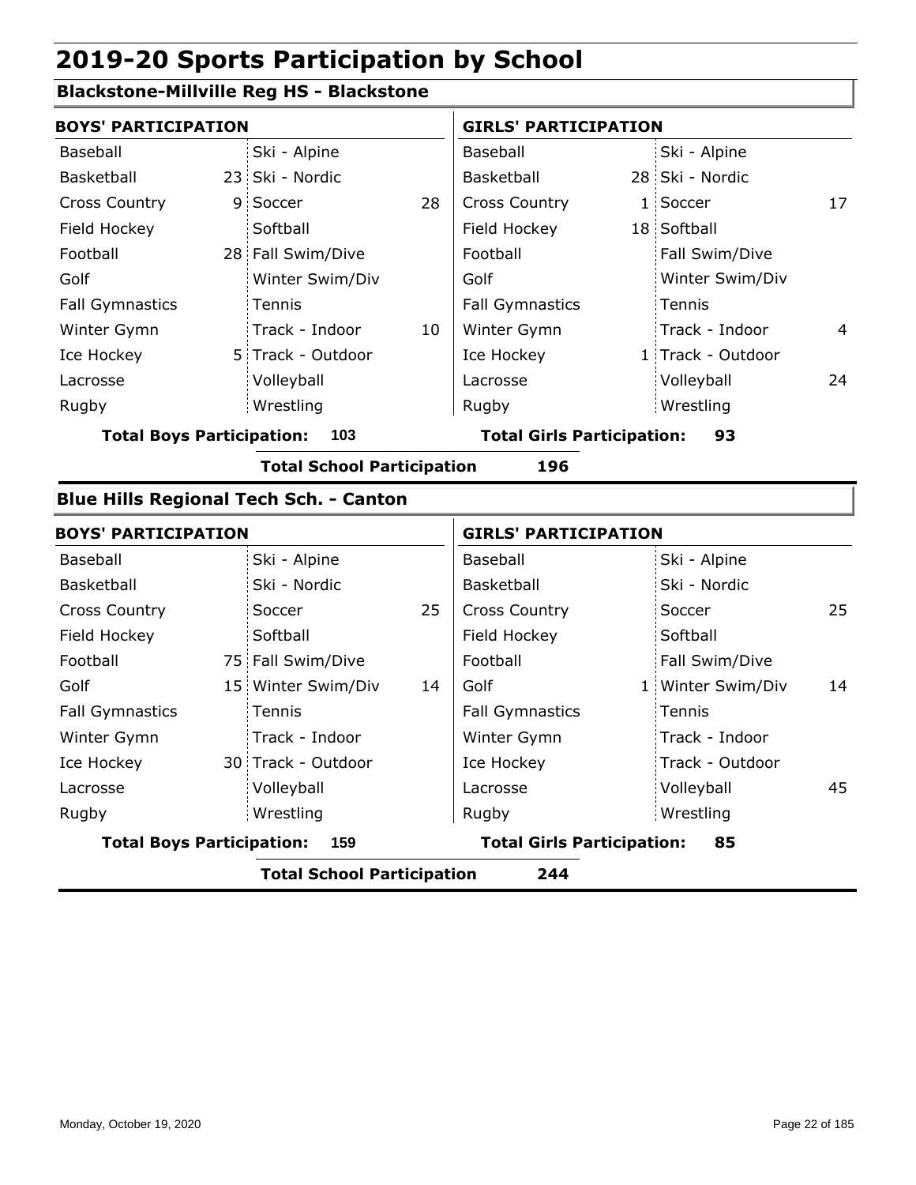# 2019-20 Sports Participation by School

## Blackstone-Millville Reg HS - Blackstone

| BOYS' PARTICIPATION | | | | GIRLS' PARTICIPATION | | | |
|---|---|---|---|---|---|---|---|
| Baseball | | Ski - Alpine | | Baseball | | Ski - Alpine | |
| Basketball | 23 | Ski - Nordic | | Basketball | 28 | Ski - Nordic | |
| Cross Country | 9 | Soccer | 28 | Cross Country | 1 | Soccer | 17 |
| Field Hockey | | Softball | | Field Hockey | 18 | Softball | |
| Football | 28 | Fall Swim/Dive | | Football | | Fall Swim/Dive | |
| Golf | | Winter Swim/Div | | Golf | | Winter Swim/Div | |
| Fall Gymnastics | | Tennis | | Fall Gymnastics | | Tennis | |
| Winter Gymn | | Track - Indoor | 10 | Winter Gymn | | Track - Indoor | 4 |
| Ice Hockey | 5 | Track - Outdoor | | Ice Hockey | 1 | Track - Outdoor | |
| Lacrosse | | Volleyball | | Lacrosse | | Volleyball | 24 |
| Rugby | | Wrestling | | Rugby | | Wrestling | |

**Total Boys Participation: 103** **Total Girls Participation: 93**

**Total School Participation 196**

## Blue Hills Regional Tech Sch. - Canton

| BOYS' PARTICIPATION | | | | GIRLS' PARTICIPATION | | | |
|---|---|---|---|---|---|---|---|
| Baseball | | Ski - Alpine | | Baseball | | Ski - Alpine | |
| Basketball | | Ski - Nordic | | Basketball | | Ski - Nordic | |
| Cross Country | | Soccer | 25 | Cross Country | | Soccer | 25 |
| Field Hockey | | Softball | | Field Hockey | | Softball | |
| Football | 75 | Fall Swim/Dive | | Football | | Fall Swim/Dive | |
| Golf | 15 | Winter Swim/Div | 14 | Golf | 1 | Winter Swim/Div | 14 |
| Fall Gymnastics | | Tennis | | Fall Gymnastics | | Tennis | |
| Winter Gymn | | Track - Indoor | | Winter Gymn | | Track - Indoor | |
| Ice Hockey | 30 | Track - Outdoor | | Ice Hockey | | Track - Outdoor | |
| Lacrosse | | Volleyball | | Lacrosse | | Volleyball | 45 |
| Rugby | | Wrestling | | Rugby | | Wrestling | |

**Total Boys Participation: 159** **Total Girls Participation: 85**

**Total School Participation 244**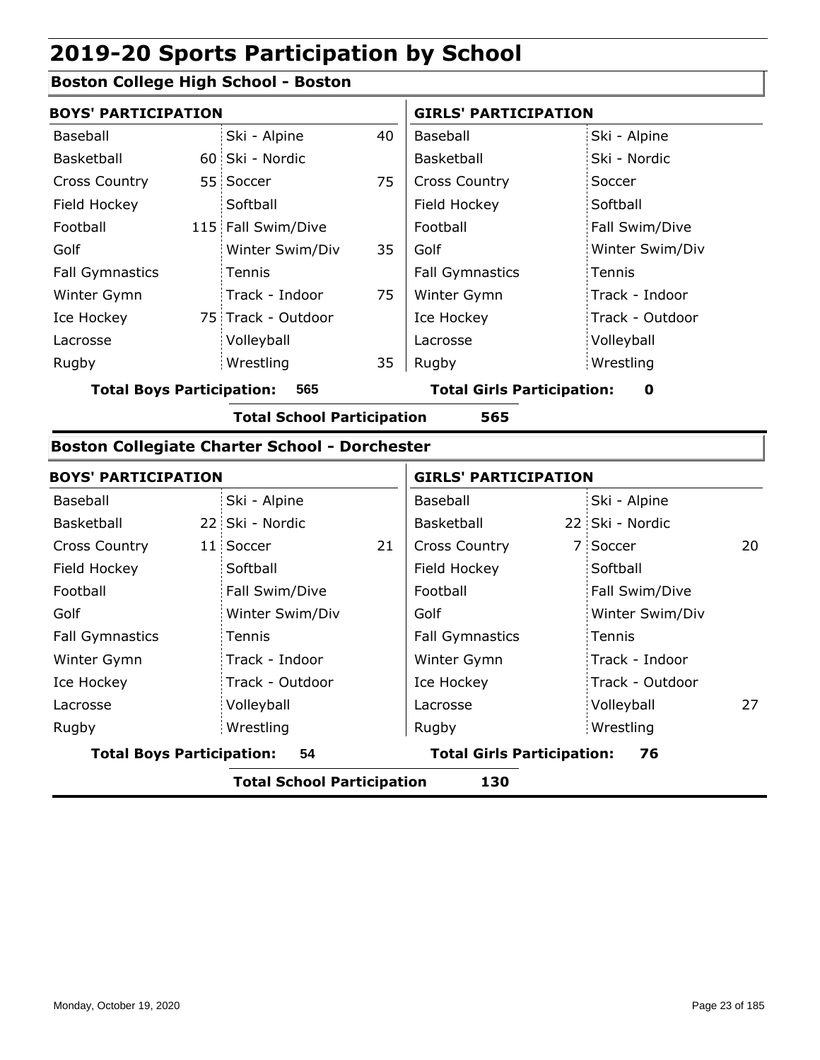# 2019-20 Sports Participation by School

## Boston College High School - Boston

| BOYS' PARTICIPATION | | | | GIRLS' PARTICIPATION | | | |
|---|---|---|---|---|---|---|---|
| Baseball | | Ski - Alpine | 40 | Baseball | | Ski - Alpine | |
| Basketball | 60 | Ski - Nordic | | Basketball | | Ski - Nordic | |
| Cross Country | 55 | Soccer | 75 | Cross Country | | Soccer | |
| Field Hockey | | Softball | | Field Hockey | | Softball | |
| Football | 115 | Fall Swim/Dive | | Football | | Fall Swim/Dive | |
| Golf | | Winter Swim/Div | 35 | Golf | | Winter Swim/Div | |
| Fall Gymnastics | | Tennis | | Fall Gymnastics | | Tennis | |
| Winter Gymn | | Track - Indoor | 75 | Winter Gymn | | Track - Indoor | |
| Ice Hockey | 75 | Track - Outdoor | | Ice Hockey | | Track - Outdoor | |
| Lacrosse | | Volleyball | | Lacrosse | | Volleyball | |
| Rugby | | Wrestling | 35 | Rugby | | Wrestling | |

**Total Boys Participation: 565** **Total Girls Participation: 0**

**Total School Participation 565**

## Boston Collegiate Charter School - Dorchester

| BOYS' PARTICIPATION | | | | GIRLS' PARTICIPATION | | | |
|---|---|---|---|---|---|---|---|
| Baseball | | Ski - Alpine | | Baseball | | Ski - Alpine | |
| Basketball | 22 | Ski - Nordic | | Basketball | 22 | Ski - Nordic | |
| Cross Country | 11 | Soccer | 21 | Cross Country | 7 | Soccer | 20 |
| Field Hockey | | Softball | | Field Hockey | | Softball | |
| Football | | Fall Swim/Dive | | Football | | Fall Swim/Dive | |
| Golf | | Winter Swim/Div | | Golf | | Winter Swim/Div | |
| Fall Gymnastics | | Tennis | | Fall Gymnastics | | Tennis | |
| Winter Gymn | | Track - Indoor | | Winter Gymn | | Track - Indoor | |
| Ice Hockey | | Track - Outdoor | | Ice Hockey | | Track - Outdoor | |
| Lacrosse | | Volleyball | | Lacrosse | | Volleyball | 27 |
| Rugby | | Wrestling | | Rugby | | Wrestling | |

**Total Boys Participation: 54** **Total Girls Participation: 76**

**Total School Participation 130**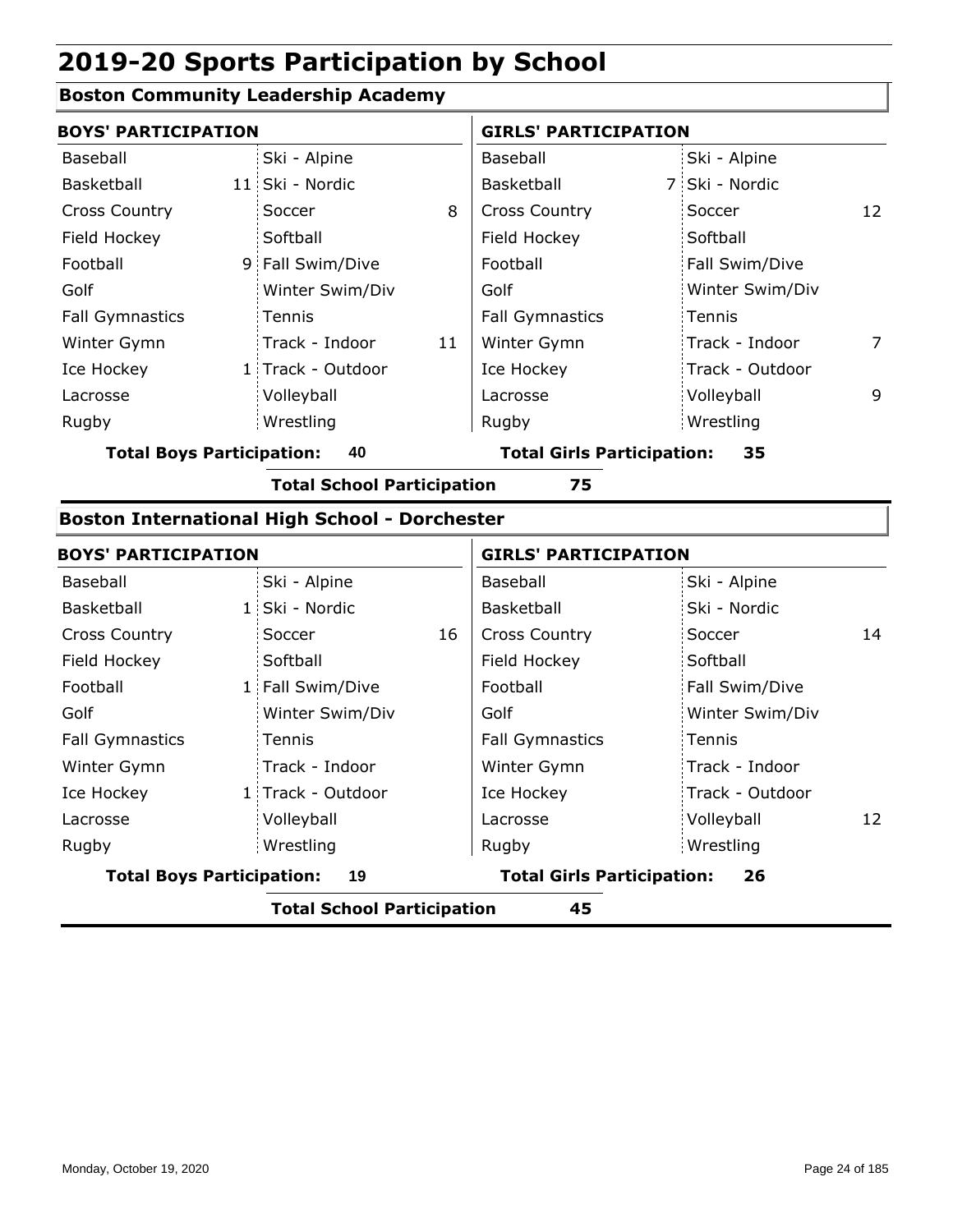# 2019-20 Sports Participation by School

## Boston Community Leadership Academy

**BOYS' PARTICIPATION**

| Sport | Count | Sport | Count |
|---|---|---|---|
| Baseball | | Ski - Alpine | |
| Basketball | 11 | Ski - Nordic | |
| Cross Country | | Soccer | 8 |
| Field Hockey | | Softball | |
| Football | 9 | Fall Swim/Dive | |
| Golf | | Winter Swim/Div | |
| Fall Gymnastics | | Tennis | |
| Winter Gymn | | Track - Indoor | 11 |
| Ice Hockey | 1 | Track - Outdoor | |
| Lacrosse | | Volleyball | |
| Rugby | | Wrestling | |

**Total Boys Participation: 40**

**GIRLS' PARTICIPATION**

| Sport | Count | Sport | Count |
|---|---|---|---|
| Baseball | | Ski - Alpine | |
| Basketball | 7 | Ski - Nordic | |
| Cross Country | | Soccer | 12 |
| Field Hockey | | Softball | |
| Football | | Fall Swim/Dive | |
| Golf | | Winter Swim/Div | |
| Fall Gymnastics | | Tennis | |
| Winter Gymn | | Track - Indoor | 7 |
| Ice Hockey | | Track - Outdoor | |
| Lacrosse | | Volleyball | 9 |
| Rugby | | Wrestling | |

**Total Girls Participation: 35**

**Total School Participation 75**

## Boston International High School - Dorchester

**BOYS' PARTICIPATION**

| Sport | Count | Sport | Count |
|---|---|---|---|
| Baseball | | Ski - Alpine | |
| Basketball | 1 | Ski - Nordic | |
| Cross Country | | Soccer | 16 |
| Field Hockey | | Softball | |
| Football | 1 | Fall Swim/Dive | |
| Golf | | Winter Swim/Div | |
| Fall Gymnastics | | Tennis | |
| Winter Gymn | | Track - Indoor | |
| Ice Hockey | 1 | Track - Outdoor | |
| Lacrosse | | Volleyball | |
| Rugby | | Wrestling | |

**Total Boys Participation: 19**

**GIRLS' PARTICIPATION**

| Sport | Count | Sport | Count |
|---|---|---|---|
| Baseball | | Ski - Alpine | |
| Basketball | | Ski - Nordic | |
| Cross Country | | Soccer | 14 |
| Field Hockey | | Softball | |
| Football | | Fall Swim/Dive | |
| Golf | | Winter Swim/Div | |
| Fall Gymnastics | | Tennis | |
| Winter Gymn | | Track - Indoor | |
| Ice Hockey | | Track - Outdoor | |
| Lacrosse | | Volleyball | 12 |
| Rugby | | Wrestling | |

**Total Girls Participation: 26**

**Total School Participation 45**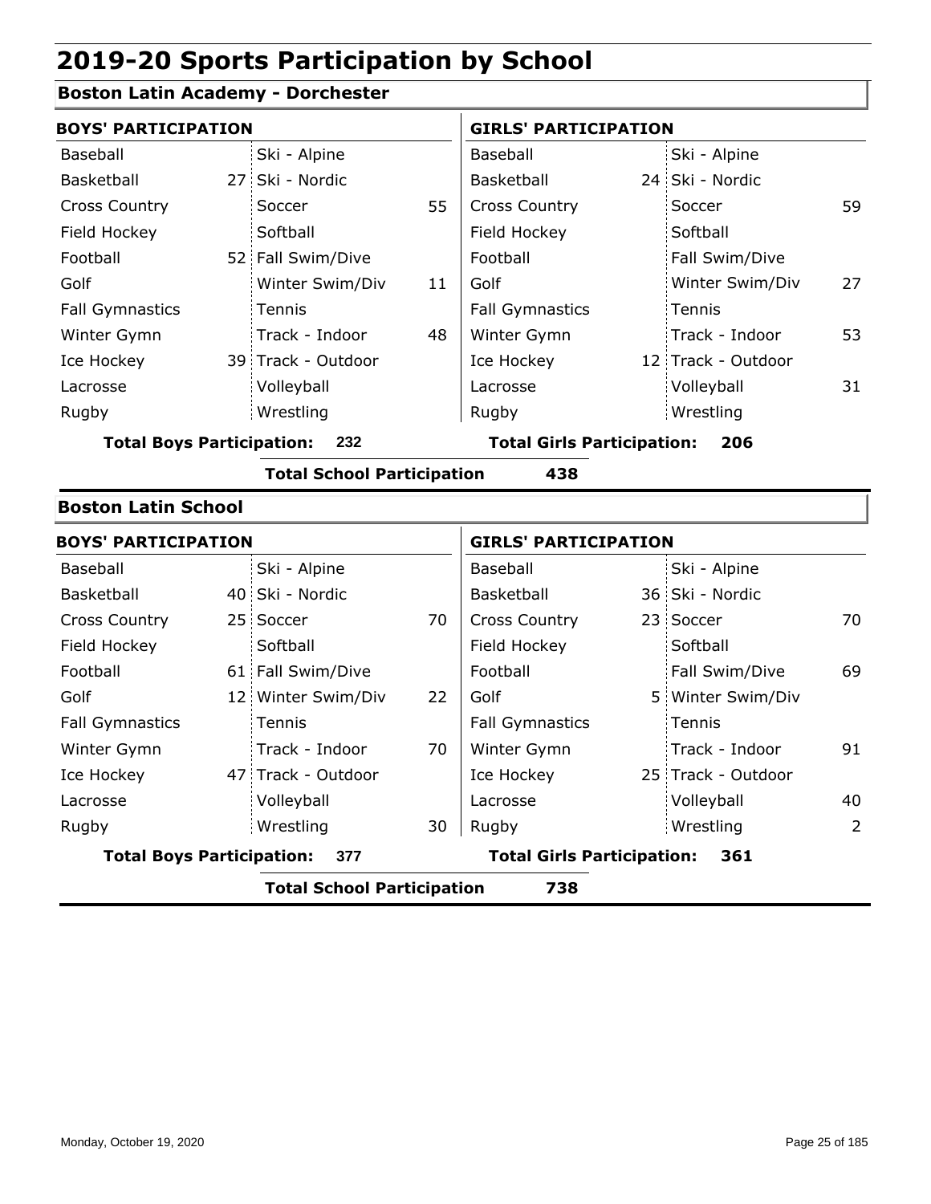# 2019-20 Sports Participation by School

## Boston Latin Academy - Dorchester

### BOYS' PARTICIPATION

| Sport | Count | Sport | Count |
|---|---|---|---|
| Baseball | | Ski - Alpine | |
| Basketball | 27 | Ski - Nordic | |
| Cross Country | | Soccer | 55 |
| Field Hockey | | Softball | |
| Football | 52 | Fall Swim/Dive | |
| Golf | | Winter Swim/Div | 11 |
| Fall Gymnastics | | Tennis | |
| Winter Gymn | | Track - Indoor | 48 |
| Ice Hockey | 39 | Track - Outdoor | |
| Lacrosse | | Volleyball | |
| Rugby | | Wrestling | |

**Total Boys Participation: 232**

### GIRLS' PARTICIPATION

| Sport | Count | Sport | Count |
|---|---|---|---|
| Baseball | | Ski - Alpine | |
| Basketball | 24 | Ski - Nordic | |
| Cross Country | | Soccer | 59 |
| Field Hockey | | Softball | |
| Football | | Fall Swim/Dive | |
| Golf | | Winter Swim/Div | 27 |
| Fall Gymnastics | | Tennis | |
| Winter Gymn | | Track - Indoor | 53 |
| Ice Hockey | 12 | Track - Outdoor | |
| Lacrosse | | Volleyball | 31 |
| Rugby | | Wrestling | |

**Total Girls Participation: 206**

**Total School Participation 438**

## Boston Latin School

### BOYS' PARTICIPATION

| Sport | Count | Sport | Count |
|---|---|---|---|
| Baseball | | Ski - Alpine | |
| Basketball | 40 | Ski - Nordic | |
| Cross Country | 25 | Soccer | 70 |
| Field Hockey | | Softball | |
| Football | 61 | Fall Swim/Dive | |
| Golf | 12 | Winter Swim/Div | 22 |
| Fall Gymnastics | | Tennis | |
| Winter Gymn | | Track - Indoor | 70 |
| Ice Hockey | 47 | Track - Outdoor | |
| Lacrosse | | Volleyball | |
| Rugby | | Wrestling | 30 |

**Total Boys Participation: 377**

### GIRLS' PARTICIPATION

| Sport | Count | Sport | Count |
|---|---|---|---|
| Baseball | | Ski - Alpine | |
| Basketball | 36 | Ski - Nordic | |
| Cross Country | 23 | Soccer | 70 |
| Field Hockey | | Softball | |
| Football | | Fall Swim/Dive | 69 |
| Golf | 5 | Winter Swim/Div | |
| Fall Gymnastics | | Tennis | |
| Winter Gymn | | Track - Indoor | 91 |
| Ice Hockey | 25 | Track - Outdoor | |
| Lacrosse | | Volleyball | 40 |
| Rugby | | Wrestling | 2 |

**Total Girls Participation: 361**

**Total School Participation 738**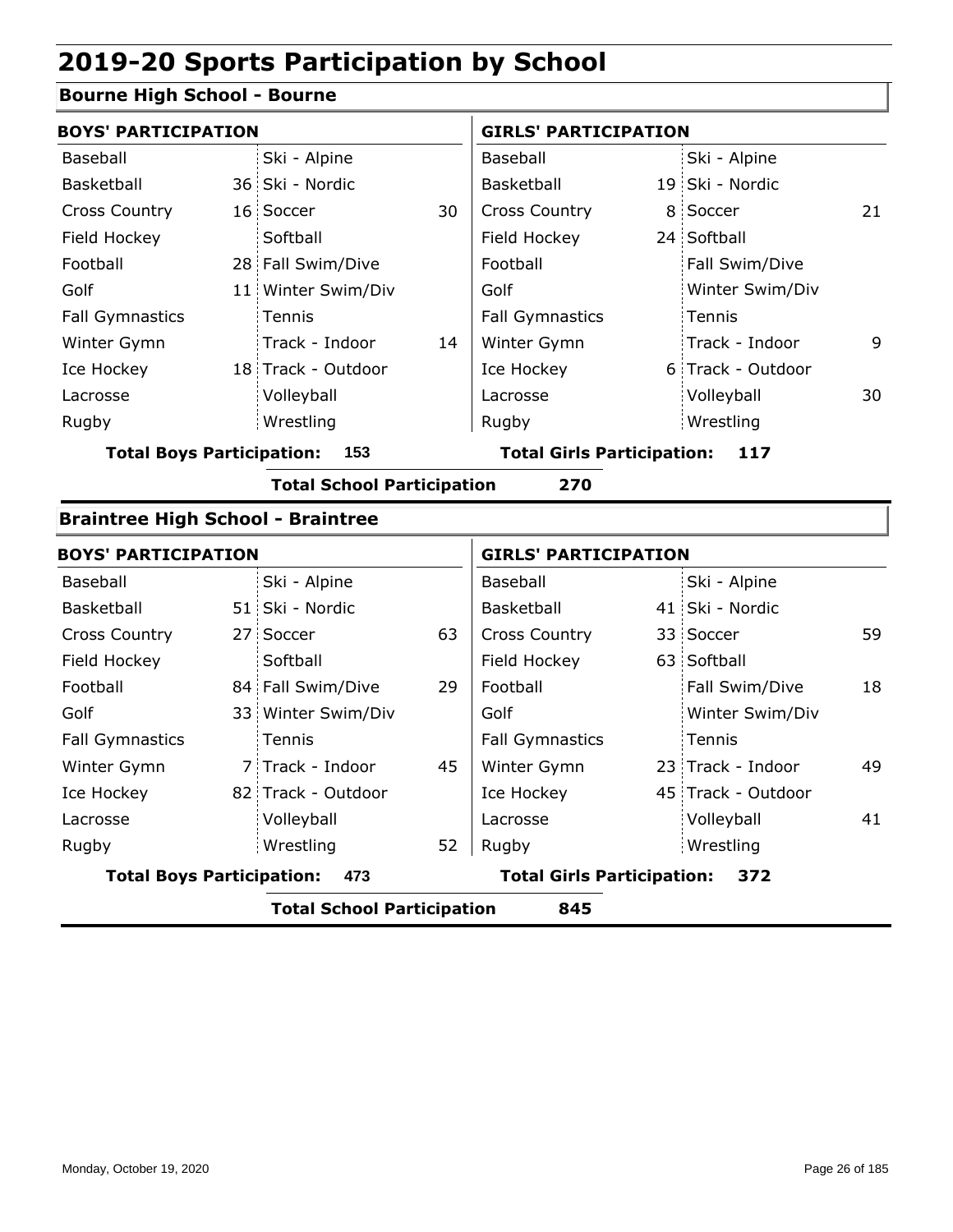# 2019-20 Sports Participation by School

## Bourne High School - Bourne

### BOYS' PARTICIPATION

| Sport | Count | Sport | Count |
|---|---|---|---|
| Baseball | | Ski - Alpine | |
| Basketball | 36 | Ski - Nordic | |
| Cross Country | 16 | Soccer | 30 |
| Field Hockey | | Softball | |
| Football | 28 | Fall Swim/Dive | |
| Golf | 11 | Winter Swim/Div | |
| Fall Gymnastics | | Tennis | |
| Winter Gymn | | Track - Indoor | 14 |
| Ice Hockey | 18 | Track - Outdoor | |
| Lacrosse | | Volleyball | |
| Rugby | | Wrestling | |

**Total Boys Participation: 153**

### GIRLS' PARTICIPATION

| Sport | Count | Sport | Count |
|---|---|---|---|
| Baseball | | Ski - Alpine | |
| Basketball | 19 | Ski - Nordic | |
| Cross Country | 8 | Soccer | 21 |
| Field Hockey | 24 | Softball | |
| Football | | Fall Swim/Dive | |
| Golf | | Winter Swim/Div | |
| Fall Gymnastics | | Tennis | |
| Winter Gymn | | Track - Indoor | 9 |
| Ice Hockey | 6 | Track - Outdoor | |
| Lacrosse | | Volleyball | 30 |
| Rugby | | Wrestling | |

**Total Girls Participation: 117**

**Total School Participation 270**

## Braintree High School - Braintree

### BOYS' PARTICIPATION

| Sport | Count | Sport | Count |
|---|---|---|---|
| Baseball | | Ski - Alpine | |
| Basketball | 51 | Ski - Nordic | |
| Cross Country | 27 | Soccer | 63 |
| Field Hockey | | Softball | |
| Football | 84 | Fall Swim/Dive | 29 |
| Golf | 33 | Winter Swim/Div | |
| Fall Gymnastics | | Tennis | |
| Winter Gymn | 7 | Track - Indoor | 45 |
| Ice Hockey | 82 | Track - Outdoor | |
| Lacrosse | | Volleyball | |
| Rugby | | Wrestling | 52 |

**Total Boys Participation: 473**

### GIRLS' PARTICIPATION

| Sport | Count | Sport | Count |
|---|---|---|---|
| Baseball | | Ski - Alpine | |
| Basketball | 41 | Ski - Nordic | |
| Cross Country | 33 | Soccer | 59 |
| Field Hockey | 63 | Softball | |
| Football | | Fall Swim/Dive | 18 |
| Golf | | Winter Swim/Div | |
| Fall Gymnastics | | Tennis | |
| Winter Gymn | 23 | Track - Indoor | 49 |
| Ice Hockey | 45 | Track - Outdoor | |
| Lacrosse | | Volleyball | 41 |
| Rugby | | Wrestling | |

**Total Girls Participation: 372**

**Total School Participation 845**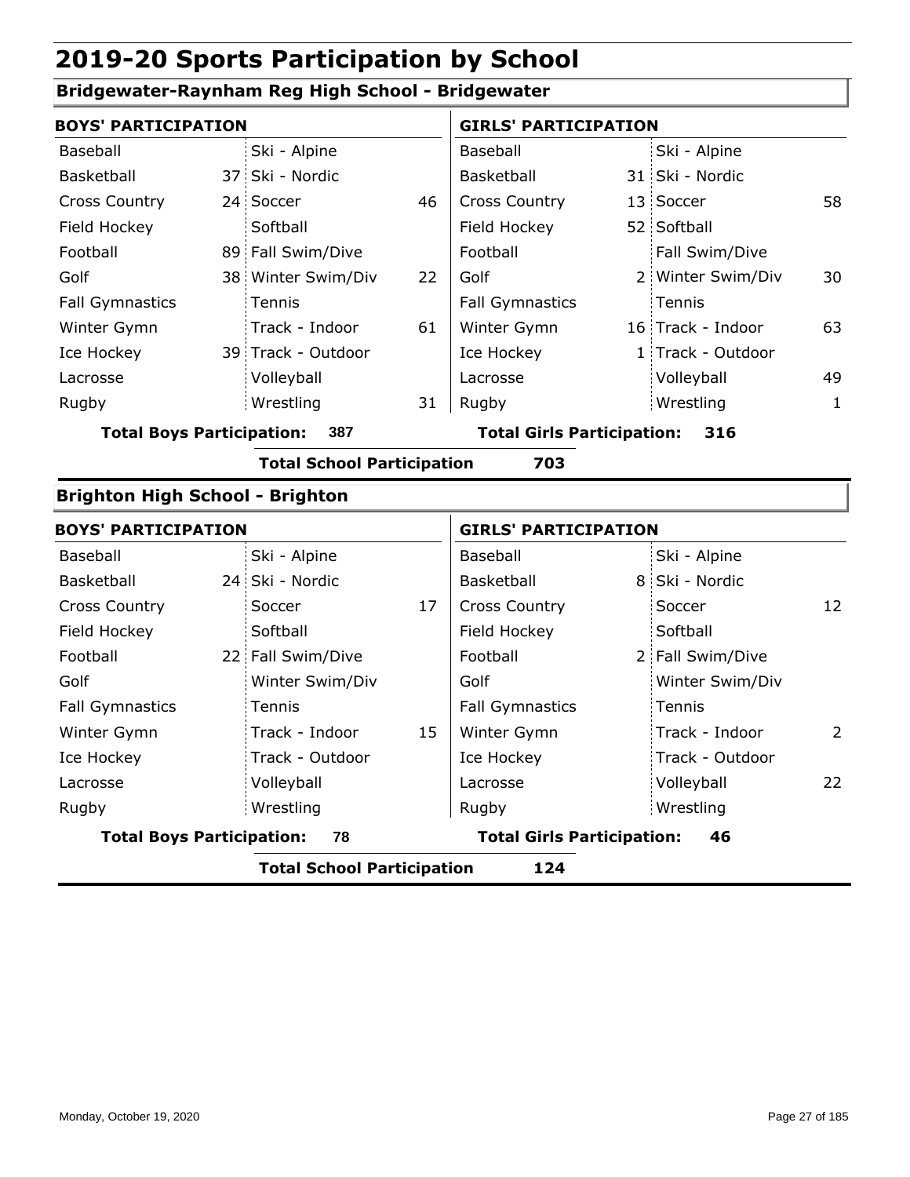# 2019-20 Sports Participation by School

## Bridgewater-Raynham Reg High School - Bridgewater

| BOYS' PARTICIPATION | | | | GIRLS' PARTICIPATION | | | |
|---|---|---|---|---|---|---|---|
| Baseball | | Ski - Alpine | | Baseball | | Ski - Alpine | |
| Basketball | 37 | Ski - Nordic | | Basketball | 31 | Ski - Nordic | |
| Cross Country | 24 | Soccer | 46 | Cross Country | 13 | Soccer | 58 |
| Field Hockey | | Softball | | Field Hockey | 52 | Softball | |
| Football | 89 | Fall Swim/Dive | | Football | | Fall Swim/Dive | |
| Golf | 38 | Winter Swim/Div | 22 | Golf | 2 | Winter Swim/Div | 30 |
| Fall Gymnastics | | Tennis | | Fall Gymnastics | | Tennis | |
| Winter Gymn | | Track - Indoor | 61 | Winter Gymn | 16 | Track - Indoor | 63 |
| Ice Hockey | 39 | Track - Outdoor | | Ice Hockey | 1 | Track - Outdoor | |
| Lacrosse | | Volleyball | | Lacrosse | | Volleyball | 49 |
| Rugby | | Wrestling | 31 | Rugby | | Wrestling | 1 |

**Total Boys Participation: 387** **Total Girls Participation: 316**

**Total School Participation 703**

## Brighton High School - Brighton

| BOYS' PARTICIPATION | | | | GIRLS' PARTICIPATION | | | |
|---|---|---|---|---|---|---|---|
| Baseball | | Ski - Alpine | | Baseball | | Ski - Alpine | |
| Basketball | 24 | Ski - Nordic | | Basketball | 8 | Ski - Nordic | |
| Cross Country | | Soccer | 17 | Cross Country | | Soccer | 12 |
| Field Hockey | | Softball | | Field Hockey | | Softball | |
| Football | 22 | Fall Swim/Dive | | Football | 2 | Fall Swim/Dive | |
| Golf | | Winter Swim/Div | | Golf | | Winter Swim/Div | |
| Fall Gymnastics | | Tennis | | Fall Gymnastics | | Tennis | |
| Winter Gymn | | Track - Indoor | 15 | Winter Gymn | | Track - Indoor | 2 |
| Ice Hockey | | Track - Outdoor | | Ice Hockey | | Track - Outdoor | |
| Lacrosse | | Volleyball | | Lacrosse | | Volleyball | 22 |
| Rugby | | Wrestling | | Rugby | | Wrestling | |

**Total Boys Participation: 78** **Total Girls Participation: 46**

**Total School Participation 124**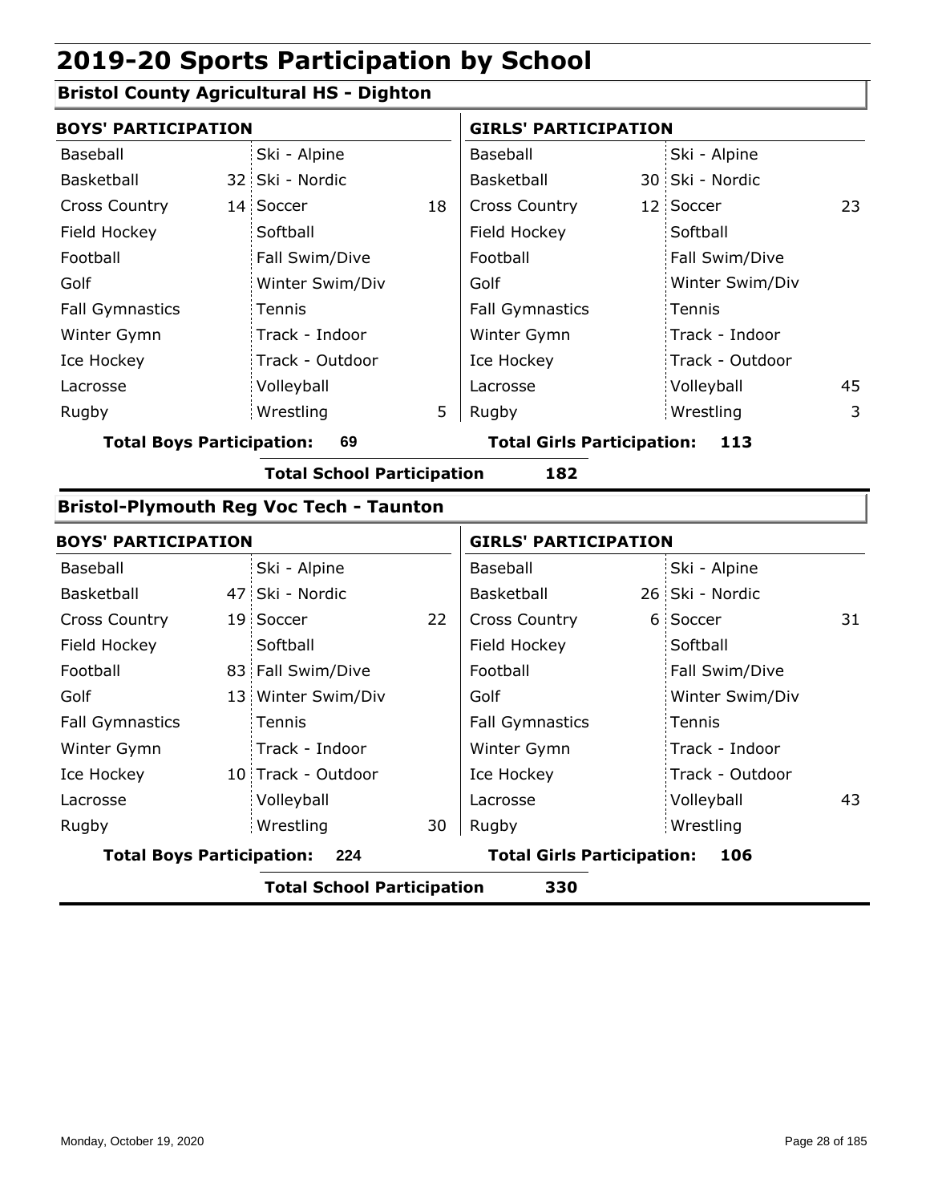# 2019-20 Sports Participation by School

## Bristol County Agricultural HS - Dighton

| BOYS' PARTICIPATION | | | | GIRLS' PARTICIPATION | | | |
|---|---|---|---|---|---|---|---|
| Baseball | | Ski - Alpine | | Baseball | | Ski - Alpine | |
| Basketball | 32 | Ski - Nordic | | Basketball | 30 | Ski - Nordic | |
| Cross Country | 14 | Soccer | 18 | Cross Country | 12 | Soccer | 23 |
| Field Hockey | | Softball | | Field Hockey | | Softball | |
| Football | | Fall Swim/Dive | | Football | | Fall Swim/Dive | |
| Golf | | Winter Swim/Div | | Golf | | Winter Swim/Div | |
| Fall Gymnastics | | Tennis | | Fall Gymnastics | | Tennis | |
| Winter Gymn | | Track - Indoor | | Winter Gymn | | Track - Indoor | |
| Ice Hockey | | Track - Outdoor | | Ice Hockey | | Track - Outdoor | |
| Lacrosse | | Volleyball | | Lacrosse | | Volleyball | 45 |
| Rugby | | Wrestling | 5 | Rugby | | Wrestling | 3 |

**Total Boys Participation: 69** **Total Girls Participation: 113**

**Total School Participation 182**

## Bristol-Plymouth Reg Voc Tech - Taunton

| BOYS' PARTICIPATION | | | | GIRLS' PARTICIPATION | | | |
|---|---|---|---|---|---|---|---|
| Baseball | | Ski - Alpine | | Baseball | | Ski - Alpine | |
| Basketball | 47 | Ski - Nordic | | Basketball | 26 | Ski - Nordic | |
| Cross Country | 19 | Soccer | 22 | Cross Country | 6 | Soccer | 31 |
| Field Hockey | | Softball | | Field Hockey | | Softball | |
| Football | 83 | Fall Swim/Dive | | Football | | Fall Swim/Dive | |
| Golf | 13 | Winter Swim/Div | | Golf | | Winter Swim/Div | |
| Fall Gymnastics | | Tennis | | Fall Gymnastics | | Tennis | |
| Winter Gymn | | Track - Indoor | | Winter Gymn | | Track - Indoor | |
| Ice Hockey | 10 | Track - Outdoor | | Ice Hockey | | Track - Outdoor | |
| Lacrosse | | Volleyball | | Lacrosse | | Volleyball | 43 |
| Rugby | | Wrestling | 30 | Rugby | | Wrestling | |

**Total Boys Participation: 224** **Total Girls Participation: 106**

**Total School Participation 330**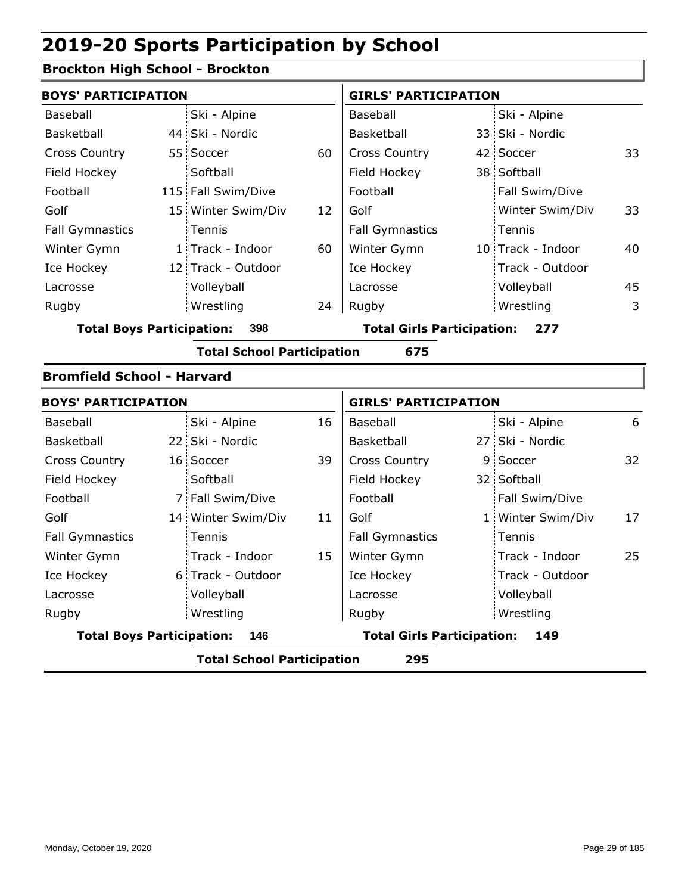# 2019-20 Sports Participation by School

## Brockton High School - Brockton

| BOYS' PARTICIPATION | | | | GIRLS' PARTICIPATION | | | |
|---|---|---|---|---|---|---|---|
| Baseball | | Ski - Alpine | | Baseball | | Ski - Alpine | |
| Basketball | 44 | Ski - Nordic | | Basketball | 33 | Ski - Nordic | |
| Cross Country | 55 | Soccer | 60 | Cross Country | 42 | Soccer | 33 |
| Field Hockey | | Softball | | Field Hockey | 38 | Softball | |
| Football | 115 | Fall Swim/Dive | | Football | | Fall Swim/Dive | |
| Golf | 15 | Winter Swim/Div | 12 | Golf | | Winter Swim/Div | 33 |
| Fall Gymnastics | | Tennis | | Fall Gymnastics | | Tennis | |
| Winter Gymn | 1 | Track - Indoor | 60 | Winter Gymn | 10 | Track - Indoor | 40 |
| Ice Hockey | 12 | Track - Outdoor | | Ice Hockey | | Track - Outdoor | |
| Lacrosse | | Volleyball | | Lacrosse | | Volleyball | 45 |
| Rugby | | Wrestling | 24 | Rugby | | Wrestling | 3 |

**Total Boys Participation: 398** | **Total Girls Participation: 277**

**Total School Participation 675**

## Bromfield School - Harvard

| BOYS' PARTICIPATION | | | | GIRLS' PARTICIPATION | | | |
|---|---|---|---|---|---|---|---|
| Baseball | | Ski - Alpine | 16 | Baseball | | Ski - Alpine | 6 |
| Basketball | 22 | Ski - Nordic | | Basketball | 27 | Ski - Nordic | |
| Cross Country | 16 | Soccer | 39 | Cross Country | 9 | Soccer | 32 |
| Field Hockey | | Softball | | Field Hockey | 32 | Softball | |
| Football | 7 | Fall Swim/Dive | | Football | | Fall Swim/Dive | |
| Golf | 14 | Winter Swim/Div | 11 | Golf | 1 | Winter Swim/Div | 17 |
| Fall Gymnastics | | Tennis | | Fall Gymnastics | | Tennis | |
| Winter Gymn | | Track - Indoor | 15 | Winter Gymn | | Track - Indoor | 25 |
| Ice Hockey | 6 | Track - Outdoor | | Ice Hockey | | Track - Outdoor | |
| Lacrosse | | Volleyball | | Lacrosse | | Volleyball | |
| Rugby | | Wrestling | | Rugby | | Wrestling | |

**Total Boys Participation: 146** | **Total Girls Participation: 149**

**Total School Participation 295**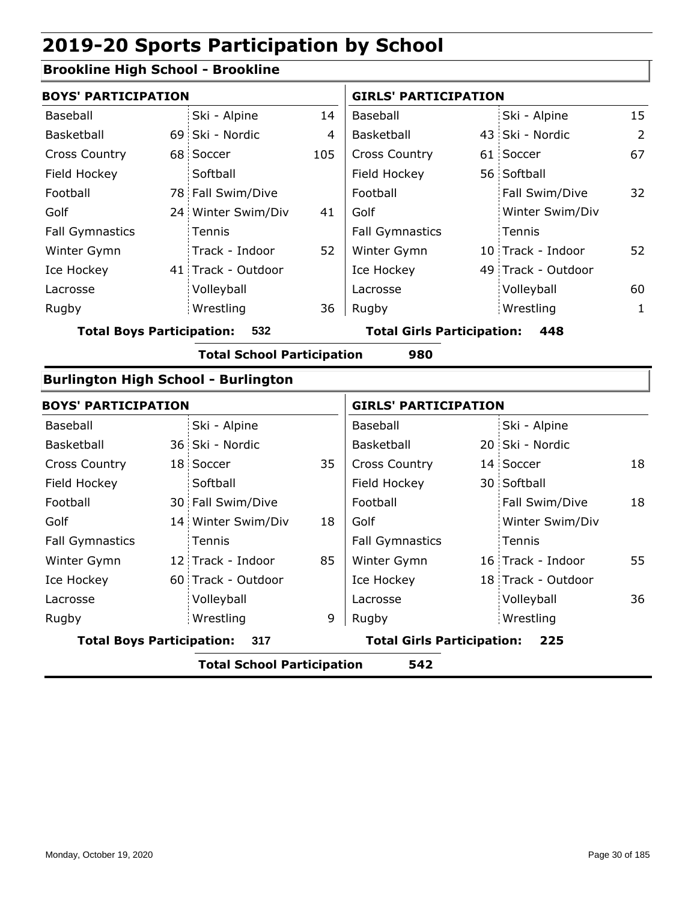# 2019-20 Sports Participation by School

## Brookline High School - Brookline

| BOYS' PARTICIPATION | | | | GIRLS' PARTICIPATION | | | |
|---|---|---|---|---|---|---|---|
| Baseball | | Ski - Alpine | 14 | Baseball | | Ski - Alpine | 15 |
| Basketball | 69 | Ski - Nordic | 4 | Basketball | 43 | Ski - Nordic | 2 |
| Cross Country | 68 | Soccer | 105 | Cross Country | 61 | Soccer | 67 |
| Field Hockey | | Softball | | Field Hockey | 56 | Softball | |
| Football | 78 | Fall Swim/Dive | | Football | | Fall Swim/Dive | 32 |
| Golf | 24 | Winter Swim/Div | 41 | Golf | | Winter Swim/Div | |
| Fall Gymnastics | | Tennis | | Fall Gymnastics | | Tennis | |
| Winter Gymn | | Track - Indoor | 52 | Winter Gymn | 10 | Track - Indoor | 52 |
| Ice Hockey | 41 | Track - Outdoor | | Ice Hockey | 49 | Track - Outdoor | |
| Lacrosse | | Volleyball | | Lacrosse | | Volleyball | 60 |
| Rugby | | Wrestling | 36 | Rugby | | Wrestling | 1 |

**Total Boys Participation: 532** **Total Girls Participation: 448**

**Total School Participation 980**

## Burlington High School - Burlington

| BOYS' PARTICIPATION | | | | GIRLS' PARTICIPATION | | | |
|---|---|---|---|---|---|---|---|
| Baseball | | Ski - Alpine | | Baseball | | Ski - Alpine | |
| Basketball | 36 | Ski - Nordic | | Basketball | 20 | Ski - Nordic | |
| Cross Country | 18 | Soccer | 35 | Cross Country | 14 | Soccer | 18 |
| Field Hockey | | Softball | | Field Hockey | 30 | Softball | |
| Football | 30 | Fall Swim/Dive | | Football | | Fall Swim/Dive | 18 |
| Golf | 14 | Winter Swim/Div | 18 | Golf | | Winter Swim/Div | |
| Fall Gymnastics | | Tennis | | Fall Gymnastics | | Tennis | |
| Winter Gymn | 12 | Track - Indoor | 85 | Winter Gymn | 16 | Track - Indoor | 55 |
| Ice Hockey | 60 | Track - Outdoor | | Ice Hockey | 18 | Track - Outdoor | |
| Lacrosse | | Volleyball | | Lacrosse | | Volleyball | 36 |
| Rugby | | Wrestling | 9 | Rugby | | Wrestling | |

**Total Boys Participation: 317** **Total Girls Participation: 225**

**Total School Participation 542**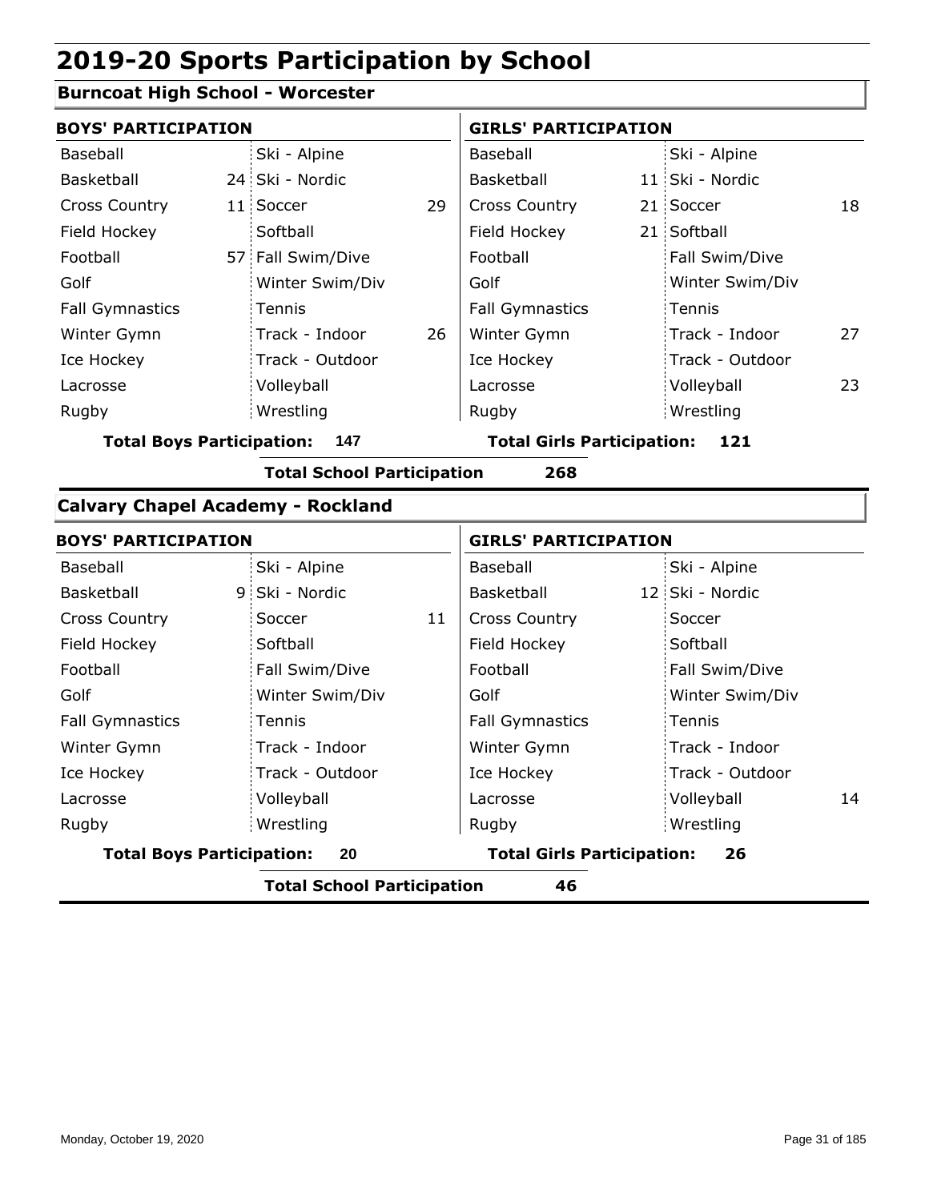# 2019-20 Sports Participation by School

## Burncoat High School - Worcester

| BOYS' PARTICIPATION | | | | GIRLS' PARTICIPATION | | | |
|---|---|---|---|---|---|---|---|
| Baseball | | Ski - Alpine | | Baseball | | Ski - Alpine | |
| Basketball | 24 | Ski - Nordic | | Basketball | 11 | Ski - Nordic | |
| Cross Country | 11 | Soccer | 29 | Cross Country | 21 | Soccer | 18 |
| Field Hockey | | Softball | | Field Hockey | 21 | Softball | |
| Football | 57 | Fall Swim/Dive | | Football | | Fall Swim/Dive | |
| Golf | | Winter Swim/Div | | Golf | | Winter Swim/Div | |
| Fall Gymnastics | | Tennis | | Fall Gymnastics | | Tennis | |
| Winter Gymn | | Track - Indoor | 26 | Winter Gymn | | Track - Indoor | 27 |
| Ice Hockey | | Track - Outdoor | | Ice Hockey | | Track - Outdoor | |
| Lacrosse | | Volleyball | | Lacrosse | | Volleyball | 23 |
| Rugby | | Wrestling | | Rugby | | Wrestling | |

**Total Boys Participation: 147** **Total Girls Participation: 121**

**Total School Participation 268**

## Calvary Chapel Academy - Rockland

| BOYS' PARTICIPATION | | | | GIRLS' PARTICIPATION | | | |
|---|---|---|---|---|---|---|---|
| Baseball | | Ski - Alpine | | Baseball | | Ski - Alpine | |
| Basketball | 9 | Ski - Nordic | | Basketball | 12 | Ski - Nordic | |
| Cross Country | | Soccer | 11 | Cross Country | | Soccer | |
| Field Hockey | | Softball | | Field Hockey | | Softball | |
| Football | | Fall Swim/Dive | | Football | | Fall Swim/Dive | |
| Golf | | Winter Swim/Div | | Golf | | Winter Swim/Div | |
| Fall Gymnastics | | Tennis | | Fall Gymnastics | | Tennis | |
| Winter Gymn | | Track - Indoor | | Winter Gymn | | Track - Indoor | |
| Ice Hockey | | Track - Outdoor | | Ice Hockey | | Track - Outdoor | |
| Lacrosse | | Volleyball | | Lacrosse | | Volleyball | 14 |
| Rugby | | Wrestling | | Rugby | | Wrestling | |

**Total Boys Participation: 20** **Total Girls Participation: 26**

**Total School Participation 46**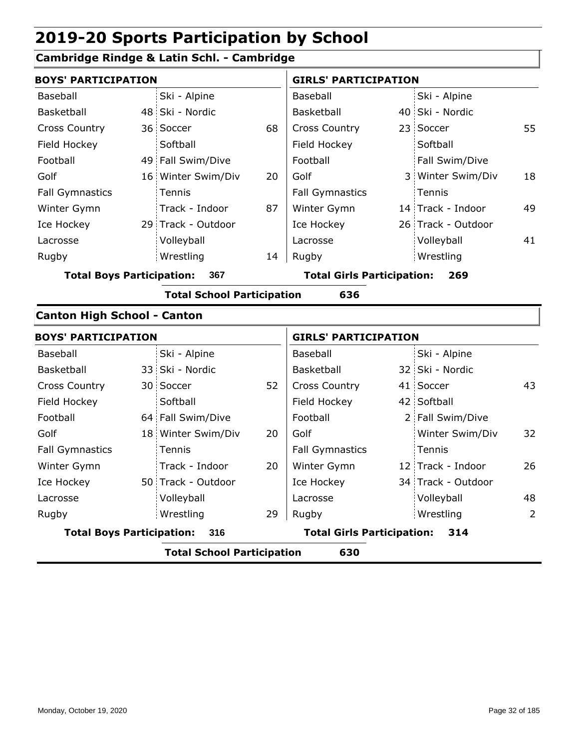# 2019-20 Sports Participation by School

## Cambridge Rindge & Latin Schl. - Cambridge

### BOYS' PARTICIPATION

| Sport | Count | Sport | Count |
|---|---|---|---|
| Baseball | | Ski - Alpine | |
| Basketball | 48 | Ski - Nordic | |
| Cross Country | 36 | Soccer | 68 |
| Field Hockey | | Softball | |
| Football | 49 | Fall Swim/Dive | |
| Golf | 16 | Winter Swim/Div | 20 |
| Fall Gymnastics | | Tennis | |
| Winter Gymn | | Track - Indoor | 87 |
| Ice Hockey | 29 | Track - Outdoor | |
| Lacrosse | | Volleyball | |
| Rugby | | Wrestling | 14 |

**Total Boys Participation: 367**

### GIRLS' PARTICIPATION

| Sport | Count | Sport | Count |
|---|---|---|---|
| Baseball | | Ski - Alpine | |
| Basketball | 40 | Ski - Nordic | |
| Cross Country | 23 | Soccer | 55 |
| Field Hockey | | Softball | |
| Football | | Fall Swim/Dive | |
| Golf | 3 | Winter Swim/Div | 18 |
| Fall Gymnastics | | Tennis | |
| Winter Gymn | 14 | Track - Indoor | 49 |
| Ice Hockey | 26 | Track - Outdoor | |
| Lacrosse | | Volleyball | 41 |
| Rugby | | Wrestling | |

**Total Girls Participation: 269**

**Total School Participation 636**

## Canton High School - Canton

### BOYS' PARTICIPATION

| Sport | Count | Sport | Count |
|---|---|---|---|
| Baseball | | Ski - Alpine | |
| Basketball | 33 | Ski - Nordic | |
| Cross Country | 30 | Soccer | 52 |
| Field Hockey | | Softball | |
| Football | 64 | Fall Swim/Dive | |
| Golf | 18 | Winter Swim/Div | 20 |
| Fall Gymnastics | | Tennis | |
| Winter Gymn | | Track - Indoor | 20 |
| Ice Hockey | 50 | Track - Outdoor | |
| Lacrosse | | Volleyball | |
| Rugby | | Wrestling | 29 |

**Total Boys Participation: 316**

### GIRLS' PARTICIPATION

| Sport | Count | Sport | Count |
|---|---|---|---|
| Baseball | | Ski - Alpine | |
| Basketball | 32 | Ski - Nordic | |
| Cross Country | 41 | Soccer | 43 |
| Field Hockey | 42 | Softball | |
| Football | 2 | Fall Swim/Dive | |
| Golf | | Winter Swim/Div | 32 |
| Fall Gymnastics | | Tennis | |
| Winter Gymn | 12 | Track - Indoor | 26 |
| Ice Hockey | 34 | Track - Outdoor | |
| Lacrosse | | Volleyball | 48 |
| Rugby | | Wrestling | 2 |

**Total Girls Participation: 314**

**Total School Participation 630**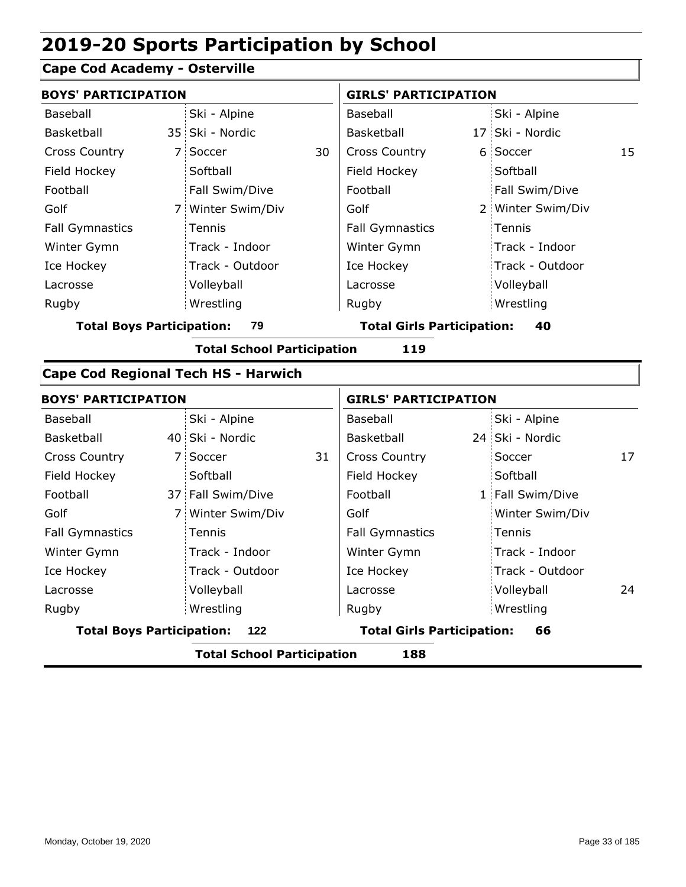# 2019-20 Sports Participation by School

## Cape Cod Academy - Osterville

| BOYS' PARTICIPATION | | | | GIRLS' PARTICIPATION | | | |
|---|---|---|---|---|---|---|---|
| Baseball | | Ski - Alpine | | Baseball | | Ski - Alpine | |
| Basketball | 35 | Ski - Nordic | | Basketball | 17 | Ski - Nordic | |
| Cross Country | 7 | Soccer | 30 | Cross Country | 6 | Soccer | 15 |
| Field Hockey | | Softball | | Field Hockey | | Softball | |
| Football | | Fall Swim/Dive | | Football | | Fall Swim/Dive | |
| Golf | 7 | Winter Swim/Div | | Golf | 2 | Winter Swim/Div | |
| Fall Gymnastics | | Tennis | | Fall Gymnastics | | Tennis | |
| Winter Gymn | | Track - Indoor | | Winter Gymn | | Track - Indoor | |
| Ice Hockey | | Track - Outdoor | | Ice Hockey | | Track - Outdoor | |
| Lacrosse | | Volleyball | | Lacrosse | | Volleyball | |
| Rugby | | Wrestling | | Rugby | | Wrestling | |

**Total Boys Participation: 79** **Total Girls Participation: 40**

**Total School Participation 119**

## Cape Cod Regional Tech HS - Harwich

| BOYS' PARTICIPATION | | | | GIRLS' PARTICIPATION | | | |
|---|---|---|---|---|---|---|---|
| Baseball | | Ski - Alpine | | Baseball | | Ski - Alpine | |
| Basketball | 40 | Ski - Nordic | | Basketball | 24 | Ski - Nordic | |
| Cross Country | 7 | Soccer | 31 | Cross Country | | Soccer | 17 |
| Field Hockey | | Softball | | Field Hockey | | Softball | |
| Football | 37 | Fall Swim/Dive | | Football | 1 | Fall Swim/Dive | |
| Golf | 7 | Winter Swim/Div | | Golf | | Winter Swim/Div | |
| Fall Gymnastics | | Tennis | | Fall Gymnastics | | Tennis | |
| Winter Gymn | | Track - Indoor | | Winter Gymn | | Track - Indoor | |
| Ice Hockey | | Track - Outdoor | | Ice Hockey | | Track - Outdoor | |
| Lacrosse | | Volleyball | | Lacrosse | | Volleyball | 24 |
| Rugby | | Wrestling | | Rugby | | Wrestling | |

**Total Boys Participation: 122** **Total Girls Participation: 66**

**Total School Participation 188**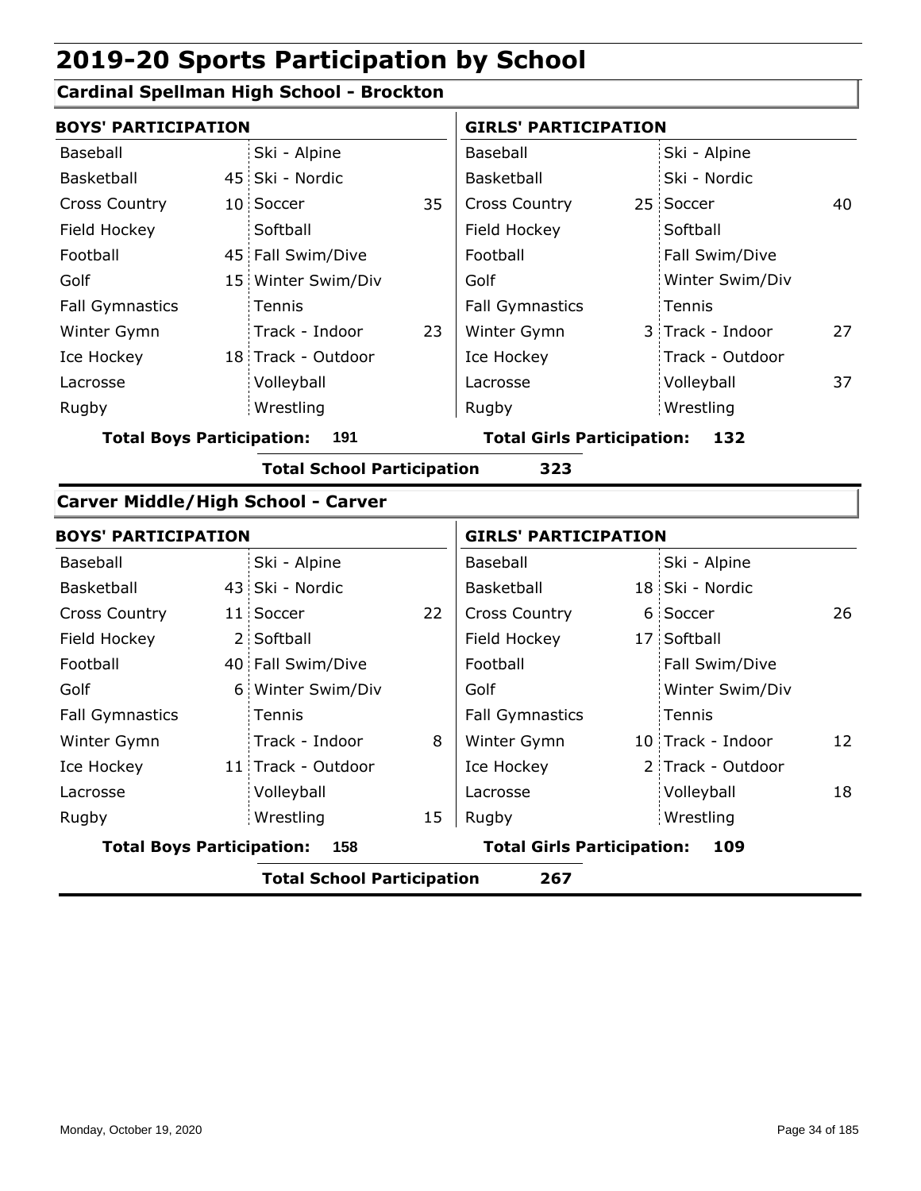# 2019-20 Sports Participation by School

## Cardinal Spellman High School - Brockton

| BOYS' PARTICIPATION | | | | GIRLS' PARTICIPATION | | | |
|---|---|---|---|---|---|---|---|
| Baseball | | Ski - Alpine | | Baseball | | Ski - Alpine | |
| Basketball | 45 | Ski - Nordic | | Basketball | | Ski - Nordic | |
| Cross Country | 10 | Soccer | 35 | Cross Country | 25 | Soccer | 40 |
| Field Hockey | | Softball | | Field Hockey | | Softball | |
| Football | 45 | Fall Swim/Dive | | Football | | Fall Swim/Dive | |
| Golf | 15 | Winter Swim/Div | | Golf | | Winter Swim/Div | |
| Fall Gymnastics | | Tennis | | Fall Gymnastics | | Tennis | |
| Winter Gymn | | Track - Indoor | 23 | Winter Gymn | 3 | Track - Indoor | 27 |
| Ice Hockey | 18 | Track - Outdoor | | Ice Hockey | | Track - Outdoor | |
| Lacrosse | | Volleyball | | Lacrosse | | Volleyball | 37 |
| Rugby | | Wrestling | | Rugby | | Wrestling | |

**Total Boys Participation: 191** **Total Girls Participation: 132**

**Total School Participation 323**

## Carver Middle/High School - Carver

| BOYS' PARTICIPATION | | | | GIRLS' PARTICIPATION | | | |
|---|---|---|---|---|---|---|---|
| Baseball | | Ski - Alpine | | Baseball | | Ski - Alpine | |
| Basketball | 43 | Ski - Nordic | | Basketball | 18 | Ski - Nordic | |
| Cross Country | 11 | Soccer | 22 | Cross Country | 6 | Soccer | 26 |
| Field Hockey | 2 | Softball | | Field Hockey | 17 | Softball | |
| Football | 40 | Fall Swim/Dive | | Football | | Fall Swim/Dive | |
| Golf | 6 | Winter Swim/Div | | Golf | | Winter Swim/Div | |
| Fall Gymnastics | | Tennis | | Fall Gymnastics | | Tennis | |
| Winter Gymn | | Track - Indoor | 8 | Winter Gymn | 10 | Track - Indoor | 12 |
| Ice Hockey | 11 | Track - Outdoor | | Ice Hockey | 2 | Track - Outdoor | |
| Lacrosse | | Volleyball | | Lacrosse | | Volleyball | 18 |
| Rugby | | Wrestling | 15 | Rugby | | Wrestling | |

**Total Boys Participation: 158** **Total Girls Participation: 109**

**Total School Participation 267**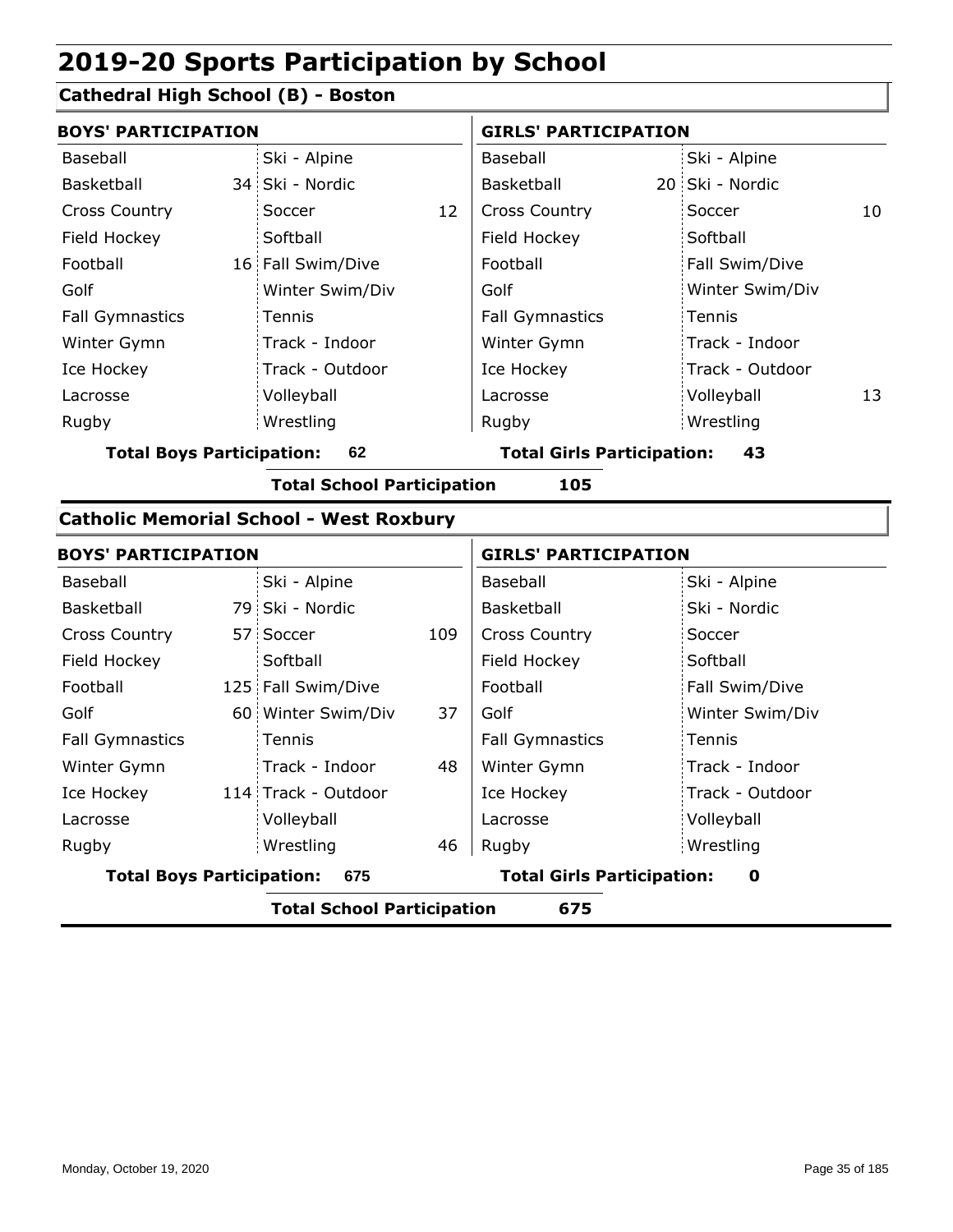# 2019-20 Sports Participation by School

## Cathedral High School (B) - Boston

**BOYS' PARTICIPATION**

| Sport | | Sport | |
|---|---|---|---|
| Baseball | | Ski - Alpine | |
| Basketball | 34 | Ski - Nordic | |
| Cross Country | | Soccer | 12 |
| Field Hockey | | Softball | |
| Football | 16 | Fall Swim/Dive | |
| Golf | | Winter Swim/Div | |
| Fall Gymnastics | | Tennis | |
| Winter Gymn | | Track - Indoor | |
| Ice Hockey | | Track - Outdoor | |
| Lacrosse | | Volleyball | |
| Rugby | | Wrestling | |

**Total Boys Participation: 62**

**GIRLS' PARTICIPATION**

| Sport | | Sport | |
|---|---|---|---|
| Baseball | | Ski - Alpine | |
| Basketball | 20 | Ski - Nordic | |
| Cross Country | | Soccer | 10 |
| Field Hockey | | Softball | |
| Football | | Fall Swim/Dive | |
| Golf | | Winter Swim/Div | |
| Fall Gymnastics | | Tennis | |
| Winter Gymn | | Track - Indoor | |
| Ice Hockey | | Track - Outdoor | |
| Lacrosse | | Volleyball | 13 |
| Rugby | | Wrestling | |

**Total Girls Participation: 43**

**Total School Participation 105**

## Catholic Memorial School - West Roxbury

**BOYS' PARTICIPATION**

| Sport | | Sport | |
|---|---|---|---|
| Baseball | | Ski - Alpine | |
| Basketball | 79 | Ski - Nordic | |
| Cross Country | 57 | Soccer | 109 |
| Field Hockey | | Softball | |
| Football | 125 | Fall Swim/Dive | |
| Golf | 60 | Winter Swim/Div | 37 |
| Fall Gymnastics | | Tennis | |
| Winter Gymn | | Track - Indoor | 48 |
| Ice Hockey | 114 | Track - Outdoor | |
| Lacrosse | | Volleyball | |
| Rugby | | Wrestling | 46 |

**Total Boys Participation: 675**

**GIRLS' PARTICIPATION**

| Sport | | Sport | |
|---|---|---|---|
| Baseball | | Ski - Alpine | |
| Basketball | | Ski - Nordic | |
| Cross Country | | Soccer | |
| Field Hockey | | Softball | |
| Football | | Fall Swim/Dive | |
| Golf | | Winter Swim/Div | |
| Fall Gymnastics | | Tennis | |
| Winter Gymn | | Track - Indoor | |
| Ice Hockey | | Track - Outdoor | |
| Lacrosse | | Volleyball | |
| Rugby | | Wrestling | |

**Total Girls Participation: 0**

**Total School Participation 675**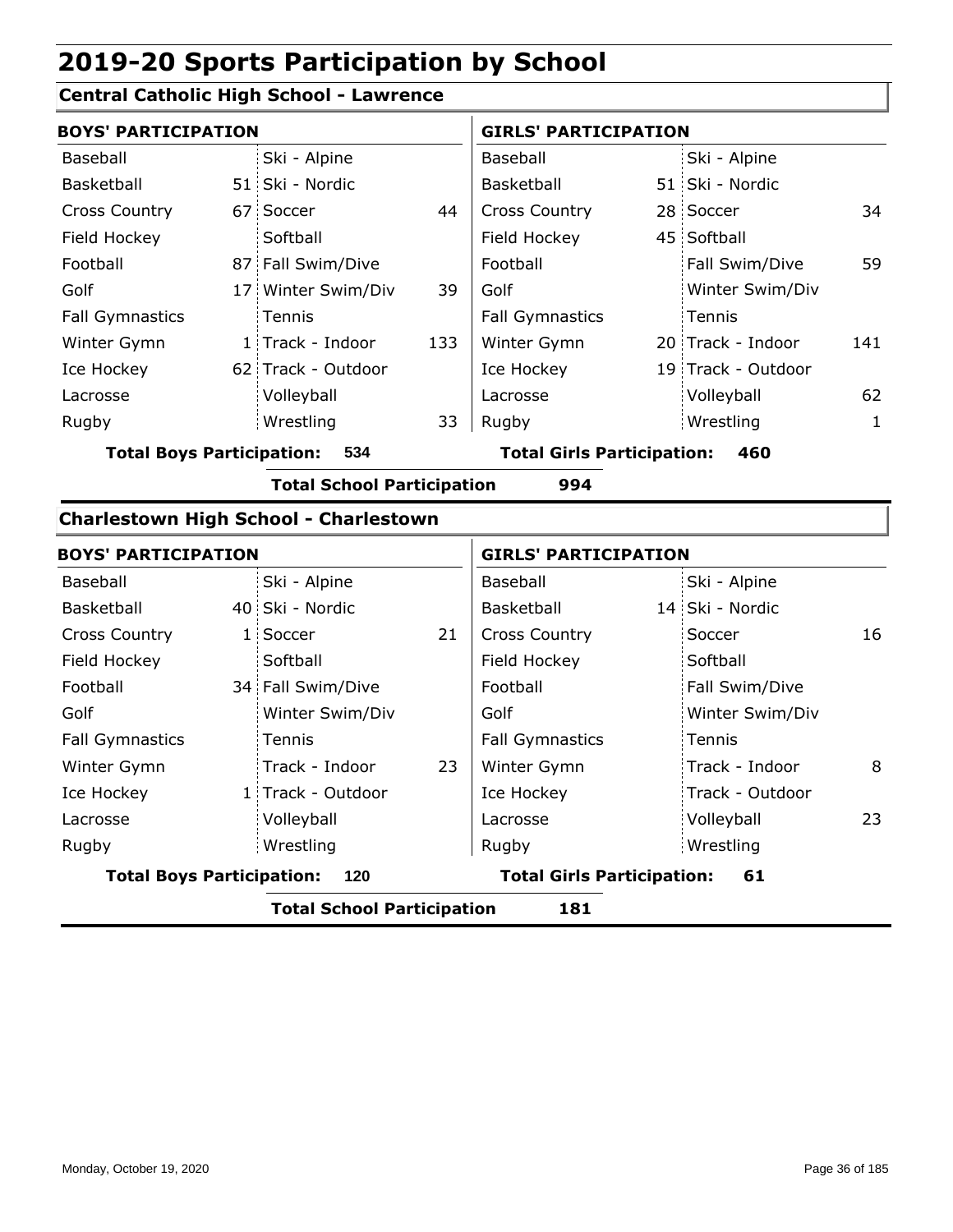# 2019-20 Sports Participation by School

## Central Catholic High School - Lawrence

| BOYS' PARTICIPATION | | | | GIRLS' PARTICIPATION | | | |
|---|---|---|---|---|---|---|---|
| Baseball | | Ski - Alpine | | Baseball | | Ski - Alpine | |
| Basketball | 51 | Ski - Nordic | | Basketball | 51 | Ski - Nordic | |
| Cross Country | 67 | Soccer | 44 | Cross Country | 28 | Soccer | 34 |
| Field Hockey | | Softball | | Field Hockey | 45 | Softball | |
| Football | 87 | Fall Swim/Dive | | Football | | Fall Swim/Dive | 59 |
| Golf | 17 | Winter Swim/Div | 39 | Golf | | Winter Swim/Div | |
| Fall Gymnastics | | Tennis | | Fall Gymnastics | | Tennis | |
| Winter Gymn | 1 | Track - Indoor | 133 | Winter Gymn | 20 | Track - Indoor | 141 |
| Ice Hockey | 62 | Track - Outdoor | | Ice Hockey | 19 | Track - Outdoor | |
| Lacrosse | | Volleyball | | Lacrosse | | Volleyball | 62 |
| Rugby | | Wrestling | 33 | Rugby | | Wrestling | 1 |

**Total Boys Participation: 534** **Total Girls Participation: 460**

**Total School Participation 994**

## Charlestown High School - Charlestown

| BOYS' PARTICIPATION | | | | GIRLS' PARTICIPATION | | | |
|---|---|---|---|---|---|---|---|
| Baseball | | Ski - Alpine | | Baseball | | Ski - Alpine | |
| Basketball | 40 | Ski - Nordic | | Basketball | 14 | Ski - Nordic | |
| Cross Country | 1 | Soccer | 21 | Cross Country | | Soccer | 16 |
| Field Hockey | | Softball | | Field Hockey | | Softball | |
| Football | 34 | Fall Swim/Dive | | Football | | Fall Swim/Dive | |
| Golf | | Winter Swim/Div | | Golf | | Winter Swim/Div | |
| Fall Gymnastics | | Tennis | | Fall Gymnastics | | Tennis | |
| Winter Gymn | | Track - Indoor | 23 | Winter Gymn | | Track - Indoor | 8 |
| Ice Hockey | 1 | Track - Outdoor | | Ice Hockey | | Track - Outdoor | |
| Lacrosse | | Volleyball | | Lacrosse | | Volleyball | 23 |
| Rugby | | Wrestling | | Rugby | | Wrestling | |

**Total Boys Participation: 120** **Total Girls Participation: 61**

**Total School Participation 181**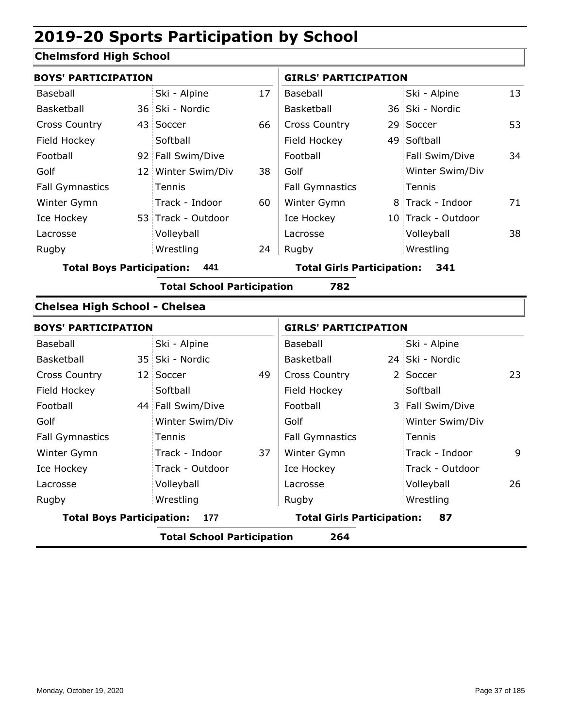# 2019-20 Sports Participation by School

## Chelmsford High School

### BOYS' PARTICIPATION

| Sport | Count | Sport | Count |
|---|---|---|---|
| Baseball | | Ski - Alpine | 17 |
| Basketball | 36 | Ski - Nordic | |
| Cross Country | 43 | Soccer | 66 |
| Field Hockey | | Softball | |
| Football | 92 | Fall Swim/Dive | |
| Golf | 12 | Winter Swim/Div | 38 |
| Fall Gymnastics | | Tennis | |
| Winter Gymn | | Track - Indoor | 60 |
| Ice Hockey | 53 | Track - Outdoor | |
| Lacrosse | | Volleyball | |
| Rugby | | Wrestling | 24 |

**Total Boys Participation: 441**

### GIRLS' PARTICIPATION

| Sport | Count | Sport | Count |
|---|---|---|---|
| Baseball | | Ski - Alpine | 13 |
| Basketball | 36 | Ski - Nordic | |
| Cross Country | 29 | Soccer | 53 |
| Field Hockey | 49 | Softball | |
| Football | | Fall Swim/Dive | 34 |
| Golf | | Winter Swim/Div | |
| Fall Gymnastics | | Tennis | |
| Winter Gymn | 8 | Track - Indoor | 71 |
| Ice Hockey | 10 | Track - Outdoor | |
| Lacrosse | | Volleyball | 38 |
| Rugby | | Wrestling | |

**Total Girls Participation: 341**

**Total School Participation 782**

## Chelsea High School - Chelsea

### BOYS' PARTICIPATION

| Sport | Count | Sport | Count |
|---|---|---|---|
| Baseball | | Ski - Alpine | |
| Basketball | 35 | Ski - Nordic | |
| Cross Country | 12 | Soccer | 49 |
| Field Hockey | | Softball | |
| Football | 44 | Fall Swim/Dive | |
| Golf | | Winter Swim/Div | |
| Fall Gymnastics | | Tennis | |
| Winter Gymn | | Track - Indoor | 37 |
| Ice Hockey | | Track - Outdoor | |
| Lacrosse | | Volleyball | |
| Rugby | | Wrestling | |

**Total Boys Participation: 177**

### GIRLS' PARTICIPATION

| Sport | Count | Sport | Count |
|---|---|---|---|
| Baseball | | Ski - Alpine | |
| Basketball | 24 | Ski - Nordic | |
| Cross Country | 2 | Soccer | 23 |
| Field Hockey | | Softball | |
| Football | 3 | Fall Swim/Dive | |
| Golf | | Winter Swim/Div | |
| Fall Gymnastics | | Tennis | |
| Winter Gymn | | Track - Indoor | 9 |
| Ice Hockey | | Track - Outdoor | |
| Lacrosse | | Volleyball | 26 |
| Rugby | | Wrestling | |

**Total Girls Participation: 87**

**Total School Participation 264**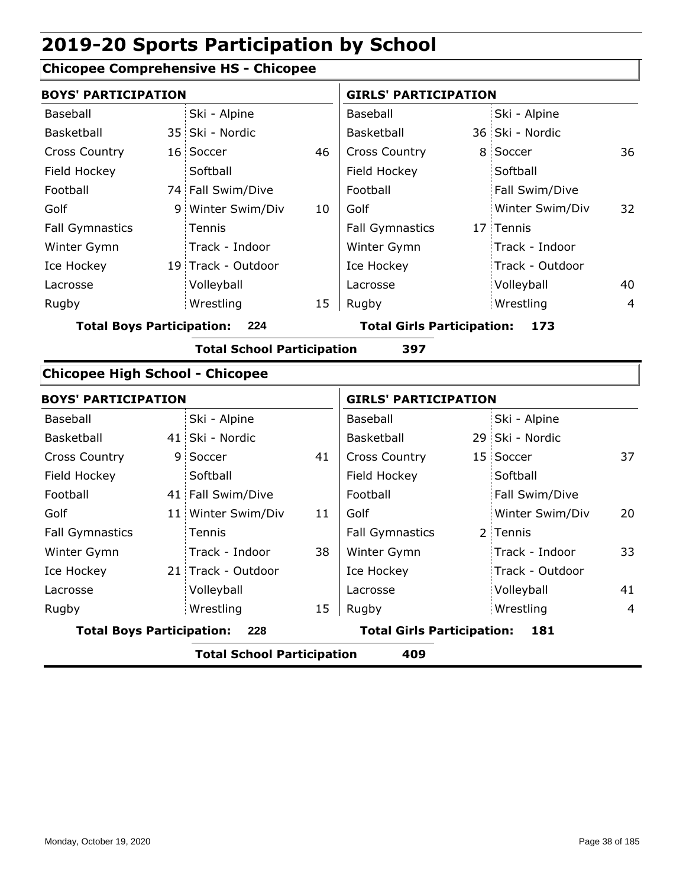# 2019-20 Sports Participation by School

## Chicopee Comprehensive HS - Chicopee

| BOYS' PARTICIPATION | | | | GIRLS' PARTICIPATION | | | |
|---|---|---|---|---|---|---|---|
| Baseball | | Ski - Alpine | | Baseball | | Ski - Alpine | |
| Basketball | 35 | Ski - Nordic | | Basketball | 36 | Ski - Nordic | |
| Cross Country | 16 | Soccer | 46 | Cross Country | 8 | Soccer | 36 |
| Field Hockey | | Softball | | Field Hockey | | Softball | |
| Football | 74 | Fall Swim/Dive | | Football | | Fall Swim/Dive | |
| Golf | 9 | Winter Swim/Div | 10 | Golf | | Winter Swim/Div | 32 |
| Fall Gymnastics | | Tennis | | Fall Gymnastics | 17 | Tennis | |
| Winter Gymn | | Track - Indoor | | Winter Gymn | | Track - Indoor | |
| Ice Hockey | 19 | Track - Outdoor | | Ice Hockey | | Track - Outdoor | |
| Lacrosse | | Volleyball | | Lacrosse | | Volleyball | 40 |
| Rugby | | Wrestling | 15 | Rugby | | Wrestling | 4 |

**Total Boys Participation: 224** **Total Girls Participation: 173**

**Total School Participation 397**

## Chicopee High School - Chicopee

| BOYS' PARTICIPATION | | | | GIRLS' PARTICIPATION | | | |
|---|---|---|---|---|---|---|---|
| Baseball | | Ski - Alpine | | Baseball | | Ski - Alpine | |
| Basketball | 41 | Ski - Nordic | | Basketball | 29 | Ski - Nordic | |
| Cross Country | 9 | Soccer | 41 | Cross Country | 15 | Soccer | 37 |
| Field Hockey | | Softball | | Field Hockey | | Softball | |
| Football | 41 | Fall Swim/Dive | | Football | | Fall Swim/Dive | |
| Golf | 11 | Winter Swim/Div | 11 | Golf | | Winter Swim/Div | 20 |
| Fall Gymnastics | | Tennis | | Fall Gymnastics | 2 | Tennis | |
| Winter Gymn | | Track - Indoor | 38 | Winter Gymn | | Track - Indoor | 33 |
| Ice Hockey | 21 | Track - Outdoor | | Ice Hockey | | Track - Outdoor | |
| Lacrosse | | Volleyball | | Lacrosse | | Volleyball | 41 |
| Rugby | | Wrestling | 15 | Rugby | | Wrestling | 4 |

**Total Boys Participation: 228** **Total Girls Participation: 181**

**Total School Participation 409**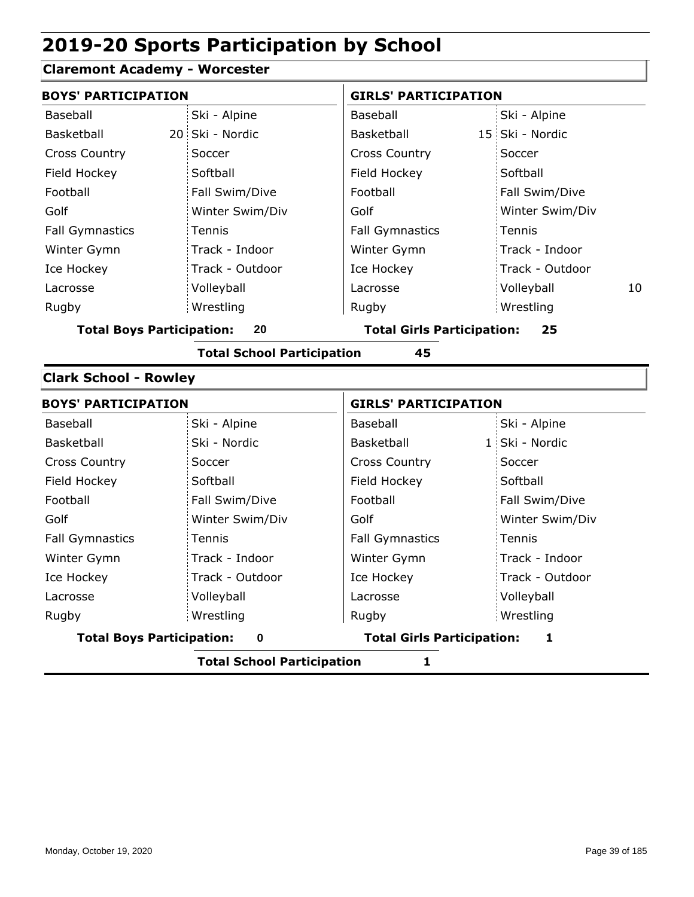# 2019-20 Sports Participation by School

## Claremont Academy - Worcester

| BOYS' PARTICIPATION | | | | GIRLS' PARTICIPATION | | | |
|---|---|---|---|---|---|---|---|
| Baseball | | Ski - Alpine | | Baseball | | Ski - Alpine | |
| Basketball | 20 | Ski - Nordic | | Basketball | 15 | Ski - Nordic | |
| Cross Country | | Soccer | | Cross Country | | Soccer | |
| Field Hockey | | Softball | | Field Hockey | | Softball | |
| Football | | Fall Swim/Dive | | Football | | Fall Swim/Dive | |
| Golf | | Winter Swim/Div | | Golf | | Winter Swim/Div | |
| Fall Gymnastics | | Tennis | | Fall Gymnastics | | Tennis | |
| Winter Gymn | | Track - Indoor | | Winter Gymn | | Track - Indoor | |
| Ice Hockey | | Track - Outdoor | | Ice Hockey | | Track - Outdoor | |
| Lacrosse | | Volleyball | | Lacrosse | | Volleyball | 10 |
| Rugby | | Wrestling | | Rugby | | Wrestling | |

**Total Boys Participation: 20** **Total Girls Participation: 25**

**Total School Participation 45**

## Clark School - Rowley

| BOYS' PARTICIPATION | | | | GIRLS' PARTICIPATION | | | |
|---|---|---|---|---|---|---|---|
| Baseball | | Ski - Alpine | | Baseball | | Ski - Alpine | |
| Basketball | | Ski - Nordic | | Basketball | 1 | Ski - Nordic | |
| Cross Country | | Soccer | | Cross Country | | Soccer | |
| Field Hockey | | Softball | | Field Hockey | | Softball | |
| Football | | Fall Swim/Dive | | Football | | Fall Swim/Dive | |
| Golf | | Winter Swim/Div | | Golf | | Winter Swim/Div | |
| Fall Gymnastics | | Tennis | | Fall Gymnastics | | Tennis | |
| Winter Gymn | | Track - Indoor | | Winter Gymn | | Track - Indoor | |
| Ice Hockey | | Track - Outdoor | | Ice Hockey | | Track - Outdoor | |
| Lacrosse | | Volleyball | | Lacrosse | | Volleyball | |
| Rugby | | Wrestling | | Rugby | | Wrestling | |

**Total Boys Participation: 0** **Total Girls Participation: 1**

**Total School Participation 1**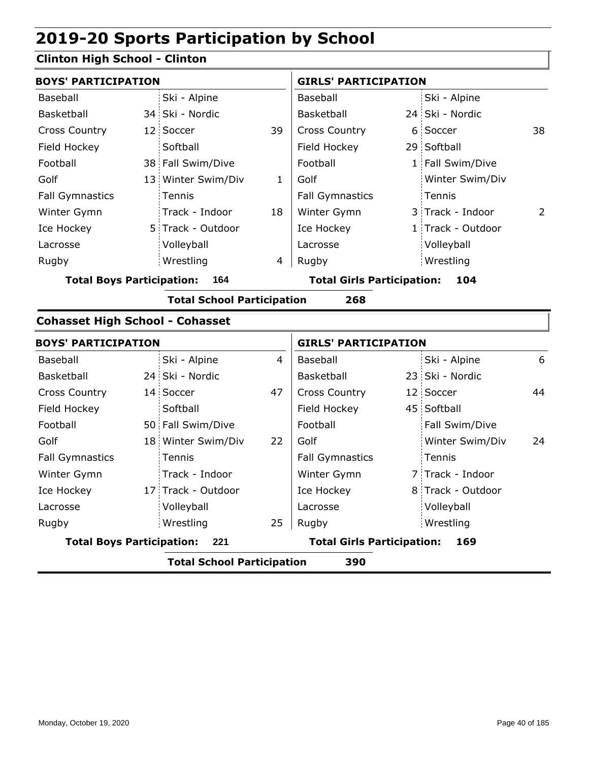# 2019-20 Sports Participation by School

## Clinton High School - Clinton

| BOYS' PARTICIPATION | | | | GIRLS' PARTICIPATION | | | |
|---|---|---|---|---|---|---|---|
| Baseball | | Ski - Alpine | | Baseball | | Ski - Alpine | |
| Basketball | 34 | Ski - Nordic | | Basketball | 24 | Ski - Nordic | |
| Cross Country | 12 | Soccer | 39 | Cross Country | 6 | Soccer | 38 |
| Field Hockey | | Softball | | Field Hockey | 29 | Softball | |
| Football | 38 | Fall Swim/Dive | | Football | 1 | Fall Swim/Dive | |
| Golf | 13 | Winter Swim/Div | 1 | Golf | | Winter Swim/Div | |
| Fall Gymnastics | | Tennis | | Fall Gymnastics | | Tennis | |
| Winter Gymn | | Track - Indoor | 18 | Winter Gymn | 3 | Track - Indoor | 2 |
| Ice Hockey | 5 | Track - Outdoor | | Ice Hockey | 1 | Track - Outdoor | |
| Lacrosse | | Volleyball | | Lacrosse | | Volleyball | |
| Rugby | | Wrestling | 4 | Rugby | | Wrestling | |

**Total Boys Participation: 164** **Total Girls Participation: 104**

**Total School Participation 268**

## Cohasset High School - Cohasset

| BOYS' PARTICIPATION | | | | GIRLS' PARTICIPATION | | | |
|---|---|---|---|---|---|---|---|
| Baseball | | Ski - Alpine | 4 | Baseball | | Ski - Alpine | 6 |
| Basketball | 24 | Ski - Nordic | | Basketball | 23 | Ski - Nordic | |
| Cross Country | 14 | Soccer | 47 | Cross Country | 12 | Soccer | 44 |
| Field Hockey | | Softball | | Field Hockey | 45 | Softball | |
| Football | 50 | Fall Swim/Dive | | Football | | Fall Swim/Dive | |
| Golf | 18 | Winter Swim/Div | 22 | Golf | | Winter Swim/Div | 24 |
| Fall Gymnastics | | Tennis | | Fall Gymnastics | | Tennis | |
| Winter Gymn | | Track - Indoor | | Winter Gymn | 7 | Track - Indoor | |
| Ice Hockey | 17 | Track - Outdoor | | Ice Hockey | 8 | Track - Outdoor | |
| Lacrosse | | Volleyball | | Lacrosse | | Volleyball | |
| Rugby | | Wrestling | 25 | Rugby | | Wrestling | |

**Total Boys Participation: 221** **Total Girls Participation: 169**

**Total School Participation 390**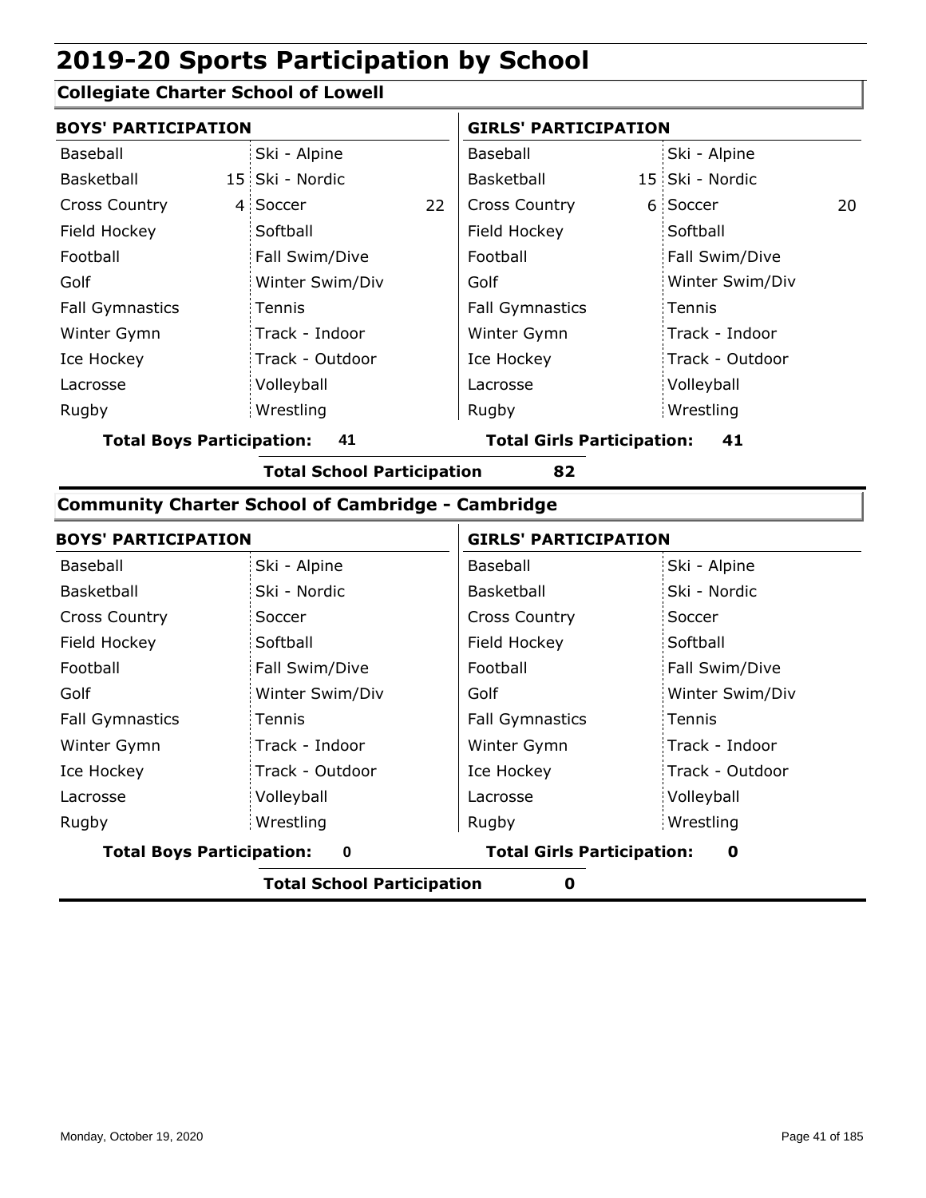# 2019-20 Sports Participation by School

## Collegiate Charter School of Lowell

| BOYS' PARTICIPATION | | | | GIRLS' PARTICIPATION | | | |
|---|---|---|---|---|---|---|---|
| Baseball | | Ski - Alpine | | Baseball | | Ski - Alpine | |
| Basketball | 15 | Ski - Nordic | | Basketball | 15 | Ski - Nordic | |
| Cross Country | 4 | Soccer | 22 | Cross Country | 6 | Soccer | 20 |
| Field Hockey | | Softball | | Field Hockey | | Softball | |
| Football | | Fall Swim/Dive | | Football | | Fall Swim/Dive | |
| Golf | | Winter Swim/Div | | Golf | | Winter Swim/Div | |
| Fall Gymnastics | | Tennis | | Fall Gymnastics | | Tennis | |
| Winter Gymn | | Track - Indoor | | Winter Gymn | | Track - Indoor | |
| Ice Hockey | | Track - Outdoor | | Ice Hockey | | Track - Outdoor | |
| Lacrosse | | Volleyball | | Lacrosse | | Volleyball | |
| Rugby | | Wrestling | | Rugby | | Wrestling | |

**Total Boys Participation: 41** **Total Girls Participation: 41**

**Total School Participation 82**

## Community Charter School of Cambridge - Cambridge

| BOYS' PARTICIPATION | | | | GIRLS' PARTICIPATION | | | |
|---|---|---|---|---|---|---|---|
| Baseball | | Ski - Alpine | | Baseball | | Ski - Alpine | |
| Basketball | | Ski - Nordic | | Basketball | | Ski - Nordic | |
| Cross Country | | Soccer | | Cross Country | | Soccer | |
| Field Hockey | | Softball | | Field Hockey | | Softball | |
| Football | | Fall Swim/Dive | | Football | | Fall Swim/Dive | |
| Golf | | Winter Swim/Div | | Golf | | Winter Swim/Div | |
| Fall Gymnastics | | Tennis | | Fall Gymnastics | | Tennis | |
| Winter Gymn | | Track - Indoor | | Winter Gymn | | Track - Indoor | |
| Ice Hockey | | Track - Outdoor | | Ice Hockey | | Track - Outdoor | |
| Lacrosse | | Volleyball | | Lacrosse | | Volleyball | |
| Rugby | | Wrestling | | Rugby | | Wrestling | |

**Total Boys Participation: 0** **Total Girls Participation: 0**

**Total School Participation 0**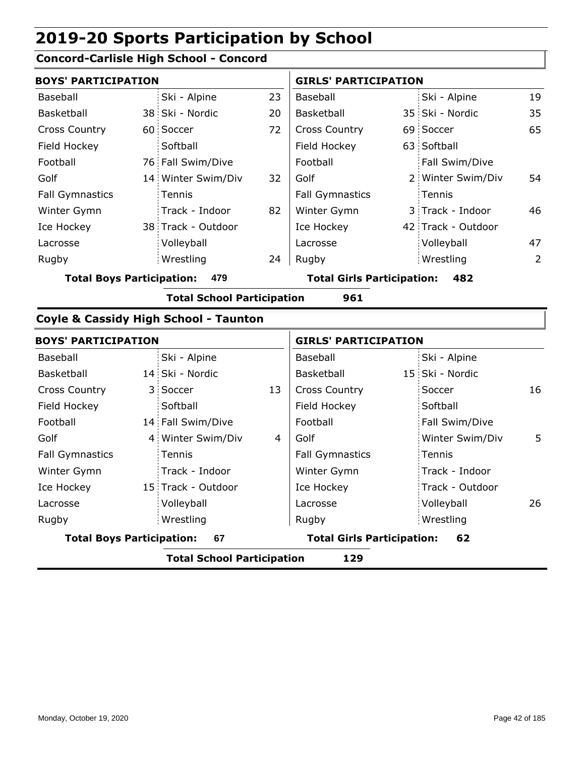# 2019-20 Sports Participation by School

## Concord-Carlisle High School - Concord

| BOYS' PARTICIPATION | | | | GIRLS' PARTICIPATION | | | |
|---|---|---|---|---|---|---|---|
| Baseball | | Ski - Alpine | 23 | Baseball | | Ski - Alpine | 19 |
| Basketball | 38 | Ski - Nordic | 20 | Basketball | 35 | Ski - Nordic | 35 |
| Cross Country | 60 | Soccer | 72 | Cross Country | 69 | Soccer | 65 |
| Field Hockey | | Softball | | Field Hockey | 63 | Softball | |
| Football | 76 | Fall Swim/Dive | | Football | | Fall Swim/Dive | |
| Golf | 14 | Winter Swim/Div | 32 | Golf | 2 | Winter Swim/Div | 54 |
| Fall Gymnastics | | Tennis | | Fall Gymnastics | | Tennis | |
| Winter Gymn | | Track - Indoor | 82 | Winter Gymn | 3 | Track - Indoor | 46 |
| Ice Hockey | 38 | Track - Outdoor | | Ice Hockey | 42 | Track - Outdoor | |
| Lacrosse | | Volleyball | | Lacrosse | | Volleyball | 47 |
| Rugby | | Wrestling | 24 | Rugby | | Wrestling | 2 |

**Total Boys Participation: 479** **Total Girls Participation: 482**

**Total School Participation 961**

## Coyle & Cassidy High School - Taunton

| BOYS' PARTICIPATION | | | | GIRLS' PARTICIPATION | | | |
|---|---|---|---|---|---|---|---|
| Baseball | | Ski - Alpine | | Baseball | | Ski - Alpine | |
| Basketball | 14 | Ski - Nordic | | Basketball | 15 | Ski - Nordic | |
| Cross Country | 3 | Soccer | 13 | Cross Country | | Soccer | 16 |
| Field Hockey | | Softball | | Field Hockey | | Softball | |
| Football | 14 | Fall Swim/Dive | | Football | | Fall Swim/Dive | |
| Golf | 4 | Winter Swim/Div | 4 | Golf | | Winter Swim/Div | 5 |
| Fall Gymnastics | | Tennis | | Fall Gymnastics | | Tennis | |
| Winter Gymn | | Track - Indoor | | Winter Gymn | | Track - Indoor | |
| Ice Hockey | 15 | Track - Outdoor | | Ice Hockey | | Track - Outdoor | |
| Lacrosse | | Volleyball | | Lacrosse | | Volleyball | 26 |
| Rugby | | Wrestling | | Rugby | | Wrestling | |

**Total Boys Participation: 67** **Total Girls Participation: 62**

**Total School Participation 129**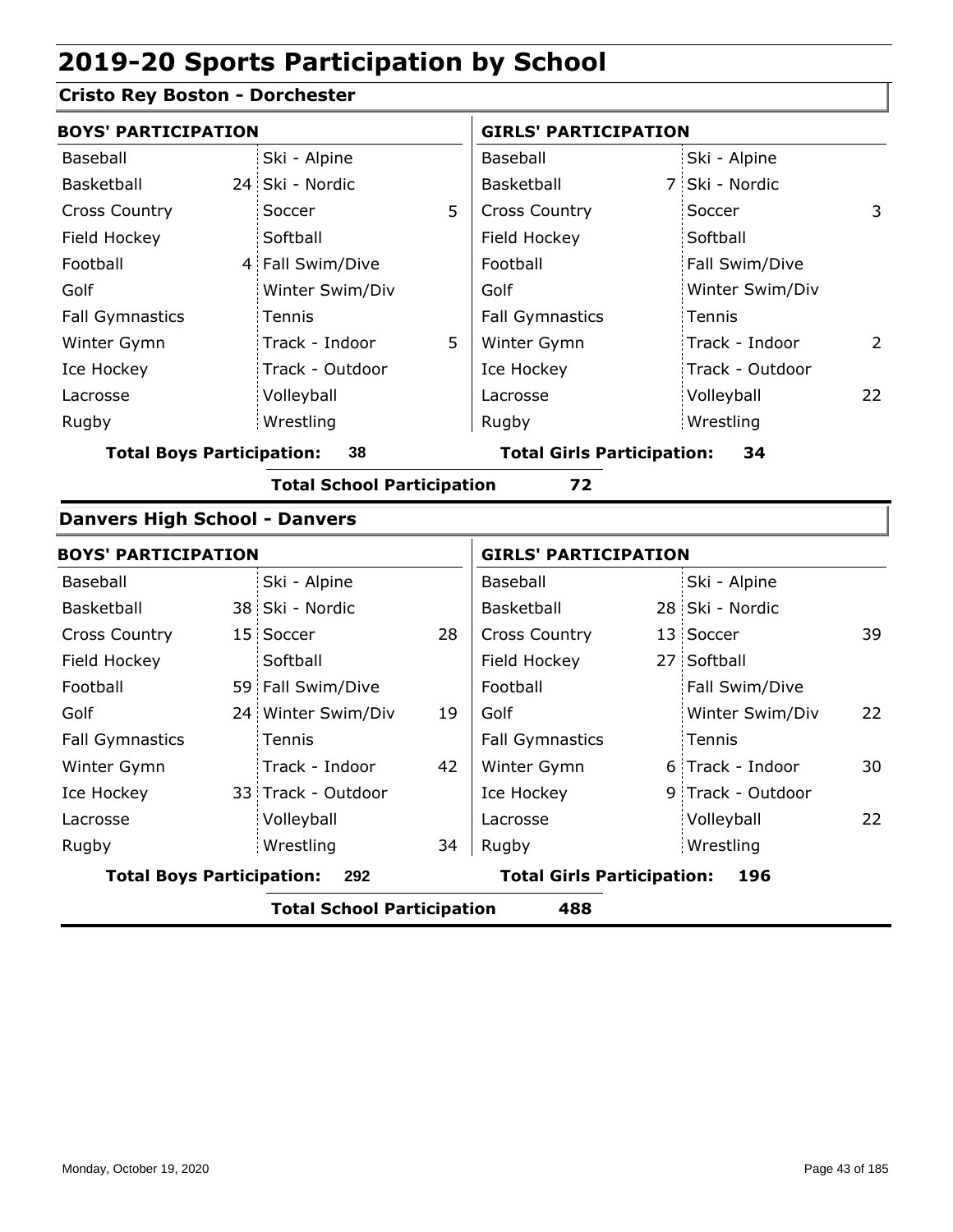# 2019-20 Sports Participation by School

## Cristo Rey Boston - Dorchester

| BOYS' PARTICIPATION | | | | GIRLS' PARTICIPATION | | | |
|---|---|---|---|---|---|---|---|
| Baseball | | Ski - Alpine | | Baseball | | Ski - Alpine | |
| Basketball | 24 | Ski - Nordic | | Basketball | 7 | Ski - Nordic | |
| Cross Country | | Soccer | 5 | Cross Country | | Soccer | 3 |
| Field Hockey | | Softball | | Field Hockey | | Softball | |
| Football | 4 | Fall Swim/Dive | | Football | | Fall Swim/Dive | |
| Golf | | Winter Swim/Div | | Golf | | Winter Swim/Div | |
| Fall Gymnastics | | Tennis | | Fall Gymnastics | | Tennis | |
| Winter Gymn | | Track - Indoor | 5 | Winter Gymn | | Track - Indoor | 2 |
| Ice Hockey | | Track - Outdoor | | Ice Hockey | | Track - Outdoor | |
| Lacrosse | | Volleyball | | Lacrosse | | Volleyball | 22 |
| Rugby | | Wrestling | | Rugby | | Wrestling | |

**Total Boys Participation: 38** **Total Girls Participation: 34**

**Total School Participation 72**

## Danvers High School - Danvers

| BOYS' PARTICIPATION | | | | GIRLS' PARTICIPATION | | | |
|---|---|---|---|---|---|---|---|
| Baseball | | Ski - Alpine | | Baseball | | Ski - Alpine | |
| Basketball | 38 | Ski - Nordic | | Basketball | 28 | Ski - Nordic | |
| Cross Country | 15 | Soccer | 28 | Cross Country | 13 | Soccer | 39 |
| Field Hockey | | Softball | | Field Hockey | 27 | Softball | |
| Football | 59 | Fall Swim/Dive | | Football | | Fall Swim/Dive | |
| Golf | 24 | Winter Swim/Div | 19 | Golf | | Winter Swim/Div | 22 |
| Fall Gymnastics | | Tennis | | Fall Gymnastics | | Tennis | |
| Winter Gymn | | Track - Indoor | 42 | Winter Gymn | 6 | Track - Indoor | 30 |
| Ice Hockey | 33 | Track - Outdoor | | Ice Hockey | 9 | Track - Outdoor | |
| Lacrosse | | Volleyball | | Lacrosse | | Volleyball | 22 |
| Rugby | | Wrestling | 34 | Rugby | | Wrestling | |

**Total Boys Participation: 292** **Total Girls Participation: 196**

**Total School Participation 488**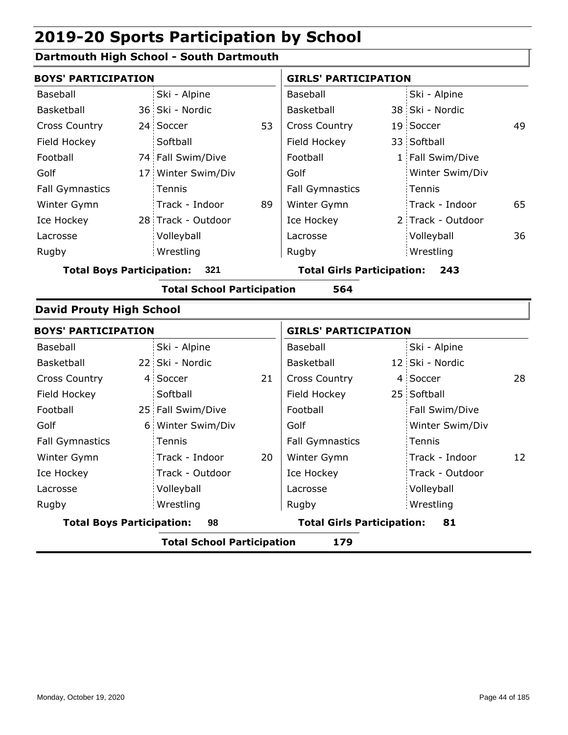# 2019-20 Sports Participation by School

## Dartmouth High School - South Dartmouth

| BOYS' PARTICIPATION | | | | GIRLS' PARTICIPATION | | | |
|---|---|---|---|---|---|---|---|
| Baseball | | Ski - Alpine | | Baseball | | Ski - Alpine | |
| Basketball | 36 | Ski - Nordic | | Basketball | 38 | Ski - Nordic | |
| Cross Country | 24 | Soccer | 53 | Cross Country | 19 | Soccer | 49 |
| Field Hockey | | Softball | | Field Hockey | 33 | Softball | |
| Football | 74 | Fall Swim/Dive | | Football | 1 | Fall Swim/Dive | |
| Golf | 17 | Winter Swim/Div | | Golf | | Winter Swim/Div | |
| Fall Gymnastics | | Tennis | | Fall Gymnastics | | Tennis | |
| Winter Gymn | | Track - Indoor | 89 | Winter Gymn | | Track - Indoor | 65 |
| Ice Hockey | 28 | Track - Outdoor | | Ice Hockey | 2 | Track - Outdoor | |
| Lacrosse | | Volleyball | | Lacrosse | | Volleyball | 36 |
| Rugby | | Wrestling | | Rugby | | Wrestling | |

**Total Boys Participation: 321** | **Total Girls Participation: 243**

**Total School Participation 564**

## David Prouty High School

| BOYS' PARTICIPATION | | | | GIRLS' PARTICIPATION | | | |
|---|---|---|---|---|---|---|---|
| Baseball | | Ski - Alpine | | Baseball | | Ski - Alpine | |
| Basketball | 22 | Ski - Nordic | | Basketball | 12 | Ski - Nordic | |
| Cross Country | 4 | Soccer | 21 | Cross Country | 4 | Soccer | 28 |
| Field Hockey | | Softball | | Field Hockey | 25 | Softball | |
| Football | 25 | Fall Swim/Dive | | Football | | Fall Swim/Dive | |
| Golf | 6 | Winter Swim/Div | | Golf | | Winter Swim/Div | |
| Fall Gymnastics | | Tennis | | Fall Gymnastics | | Tennis | |
| Winter Gymn | | Track - Indoor | 20 | Winter Gymn | | Track - Indoor | 12 |
| Ice Hockey | | Track - Outdoor | | Ice Hockey | | Track - Outdoor | |
| Lacrosse | | Volleyball | | Lacrosse | | Volleyball | |
| Rugby | | Wrestling | | Rugby | | Wrestling | |

**Total Boys Participation: 98** | **Total Girls Participation: 81**

**Total School Participation 179**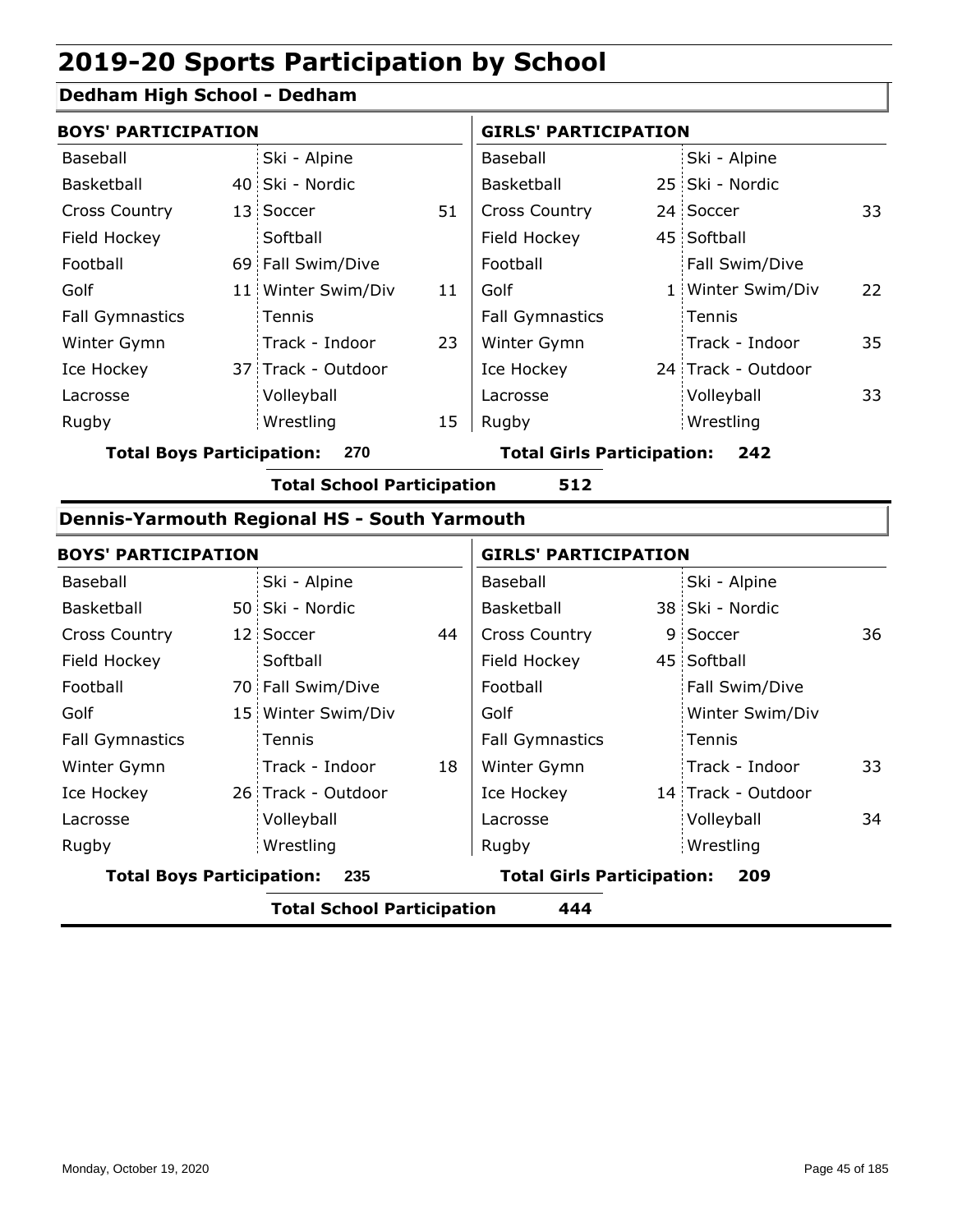# 2019-20 Sports Participation by School

## Dedham High School - Dedham

| BOYS' PARTICIPATION | | | | GIRLS' PARTICIPATION | | | |
|---|---|---|---|---|---|---|---|
| Baseball | | Ski - Alpine | | Baseball | | Ski - Alpine | |
| Basketball | 40 | Ski - Nordic | | Basketball | 25 | Ski - Nordic | |
| Cross Country | 13 | Soccer | 51 | Cross Country | 24 | Soccer | 33 |
| Field Hockey | | Softball | | Field Hockey | 45 | Softball | |
| Football | 69 | Fall Swim/Dive | | Football | | Fall Swim/Dive | |
| Golf | 11 | Winter Swim/Div | 11 | Golf | 1 | Winter Swim/Div | 22 |
| Fall Gymnastics | | Tennis | | Fall Gymnastics | | Tennis | |
| Winter Gymn | | Track - Indoor | 23 | Winter Gymn | | Track - Indoor | 35 |
| Ice Hockey | 37 | Track - Outdoor | | Ice Hockey | 24 | Track - Outdoor | |
| Lacrosse | | Volleyball | | Lacrosse | | Volleyball | 33 |
| Rugby | | Wrestling | 15 | Rugby | | Wrestling | |

**Total Boys Participation: 270** **Total Girls Participation: 242**

**Total School Participation 512**

## Dennis-Yarmouth Regional HS - South Yarmouth

| BOYS' PARTICIPATION | | | | GIRLS' PARTICIPATION | | | |
|---|---|---|---|---|---|---|---|
| Baseball | | Ski - Alpine | | Baseball | | Ski - Alpine | |
| Basketball | 50 | Ski - Nordic | | Basketball | 38 | Ski - Nordic | |
| Cross Country | 12 | Soccer | 44 | Cross Country | 9 | Soccer | 36 |
| Field Hockey | | Softball | | Field Hockey | 45 | Softball | |
| Football | 70 | Fall Swim/Dive | | Football | | Fall Swim/Dive | |
| Golf | 15 | Winter Swim/Div | | Golf | | Winter Swim/Div | |
| Fall Gymnastics | | Tennis | | Fall Gymnastics | | Tennis | |
| Winter Gymn | | Track - Indoor | 18 | Winter Gymn | | Track - Indoor | 33 |
| Ice Hockey | 26 | Track - Outdoor | | Ice Hockey | 14 | Track - Outdoor | |
| Lacrosse | | Volleyball | | Lacrosse | | Volleyball | 34 |
| Rugby | | Wrestling | | Rugby | | Wrestling | |

**Total Boys Participation: 235** **Total Girls Participation: 209**

**Total School Participation 444**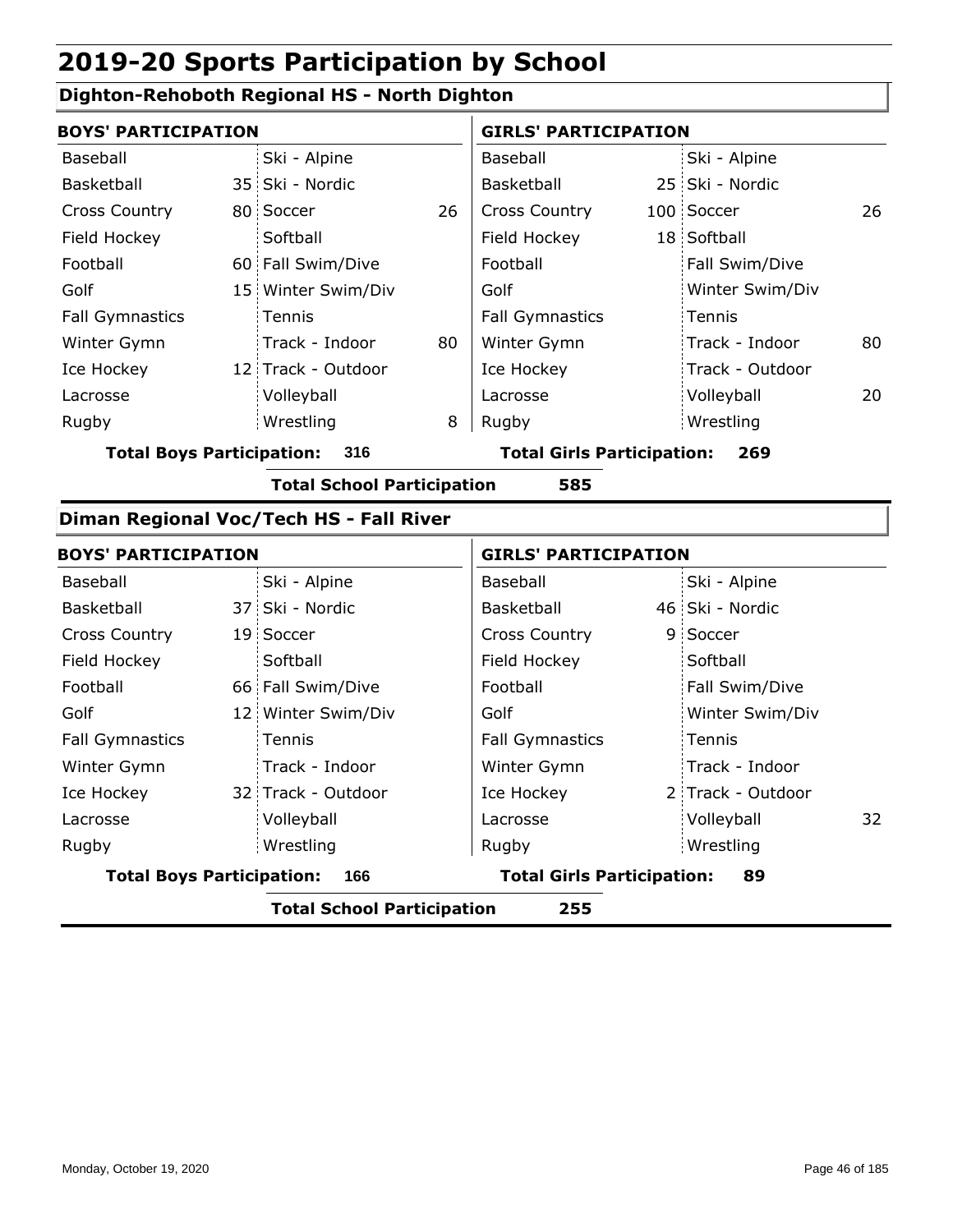# 2019-20 Sports Participation by School

## Dighton-Rehoboth Regional HS - North Dighton

| BOYS' PARTICIPATION | | | | GIRLS' PARTICIPATION | | | |
|---|---|---|---|---|---|---|---|
| Baseball | | Ski - Alpine | | Baseball | | Ski - Alpine | |
| Basketball | 35 | Ski - Nordic | | Basketball | 25 | Ski - Nordic | |
| Cross Country | 80 | Soccer | 26 | Cross Country | 100 | Soccer | 26 |
| Field Hockey | | Softball | | Field Hockey | 18 | Softball | |
| Football | 60 | Fall Swim/Dive | | Football | | Fall Swim/Dive | |
| Golf | 15 | Winter Swim/Div | | Golf | | Winter Swim/Div | |
| Fall Gymnastics | | Tennis | | Fall Gymnastics | | Tennis | |
| Winter Gymn | | Track - Indoor | 80 | Winter Gymn | | Track - Indoor | 80 |
| Ice Hockey | 12 | Track - Outdoor | | Ice Hockey | | Track - Outdoor | |
| Lacrosse | | Volleyball | | Lacrosse | | Volleyball | 20 |
| Rugby | | Wrestling | 8 | Rugby | | Wrestling | |

**Total Boys Participation: 316** **Total Girls Participation: 269**

**Total School Participation 585**

## Diman Regional Voc/Tech HS - Fall River

| BOYS' PARTICIPATION | | | | GIRLS' PARTICIPATION | | | |
|---|---|---|---|---|---|---|---|
| Baseball | | Ski - Alpine | | Baseball | | Ski - Alpine | |
| Basketball | 37 | Ski - Nordic | | Basketball | 46 | Ski - Nordic | |
| Cross Country | 19 | Soccer | | Cross Country | 9 | Soccer | |
| Field Hockey | | Softball | | Field Hockey | | Softball | |
| Football | 66 | Fall Swim/Dive | | Football | | Fall Swim/Dive | |
| Golf | 12 | Winter Swim/Div | | Golf | | Winter Swim/Div | |
| Fall Gymnastics | | Tennis | | Fall Gymnastics | | Tennis | |
| Winter Gymn | | Track - Indoor | | Winter Gymn | | Track - Indoor | |
| Ice Hockey | 32 | Track - Outdoor | | Ice Hockey | 2 | Track - Outdoor | |
| Lacrosse | | Volleyball | | Lacrosse | | Volleyball | 32 |
| Rugby | | Wrestling | | Rugby | | Wrestling | |

**Total Boys Participation: 166** **Total Girls Participation: 89**

**Total School Participation 255**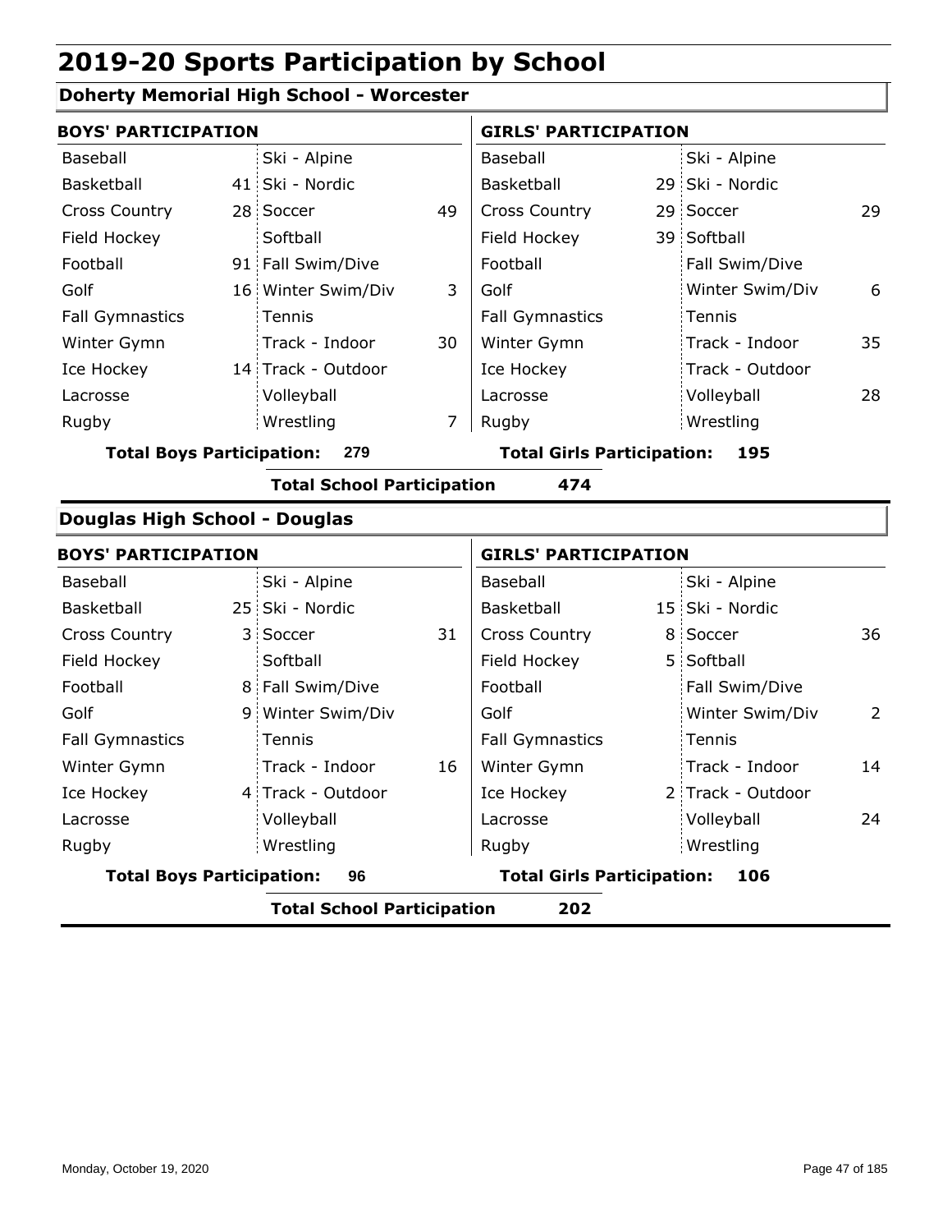# 2019-20 Sports Participation by School

## Doherty Memorial High School - Worcester

| BOYS' PARTICIPATION | | | | GIRLS' PARTICIPATION | | | |
|---|---|---|---|---|---|---|---|
| Baseball | | Ski - Alpine | | Baseball | | Ski - Alpine | |
| Basketball | 41 | Ski - Nordic | | Basketball | 29 | Ski - Nordic | |
| Cross Country | 28 | Soccer | 49 | Cross Country | 29 | Soccer | 29 |
| Field Hockey | | Softball | | Field Hockey | 39 | Softball | |
| Football | 91 | Fall Swim/Dive | | Football | | Fall Swim/Dive | |
| Golf | 16 | Winter Swim/Div | 3 | Golf | | Winter Swim/Div | 6 |
| Fall Gymnastics | | Tennis | | Fall Gymnastics | | Tennis | |
| Winter Gymn | | Track - Indoor | 30 | Winter Gymn | | Track - Indoor | 35 |
| Ice Hockey | 14 | Track - Outdoor | | Ice Hockey | | Track - Outdoor | |
| Lacrosse | | Volleyball | | Lacrosse | | Volleyball | 28 |
| Rugby | | Wrestling | 7 | Rugby | | Wrestling | |

**Total Boys Participation: 279** | **Total Girls Participation: 195**

**Total School Participation 474**

## Douglas High School - Douglas

| BOYS' PARTICIPATION | | | | GIRLS' PARTICIPATION | | | |
|---|---|---|---|---|---|---|---|
| Baseball | | Ski - Alpine | | Baseball | | Ski - Alpine | |
| Basketball | 25 | Ski - Nordic | | Basketball | 15 | Ski - Nordic | |
| Cross Country | 3 | Soccer | 31 | Cross Country | 8 | Soccer | 36 |
| Field Hockey | | Softball | | Field Hockey | 5 | Softball | |
| Football | 8 | Fall Swim/Dive | | Football | | Fall Swim/Dive | |
| Golf | 9 | Winter Swim/Div | | Golf | | Winter Swim/Div | 2 |
| Fall Gymnastics | | Tennis | | Fall Gymnastics | | Tennis | |
| Winter Gymn | | Track - Indoor | 16 | Winter Gymn | | Track - Indoor | 14 |
| Ice Hockey | 4 | Track - Outdoor | | Ice Hockey | 2 | Track - Outdoor | |
| Lacrosse | | Volleyball | | Lacrosse | | Volleyball | 24 |
| Rugby | | Wrestling | | Rugby | | Wrestling | |

**Total Boys Participation: 96** | **Total Girls Participation: 106**

**Total School Participation 202**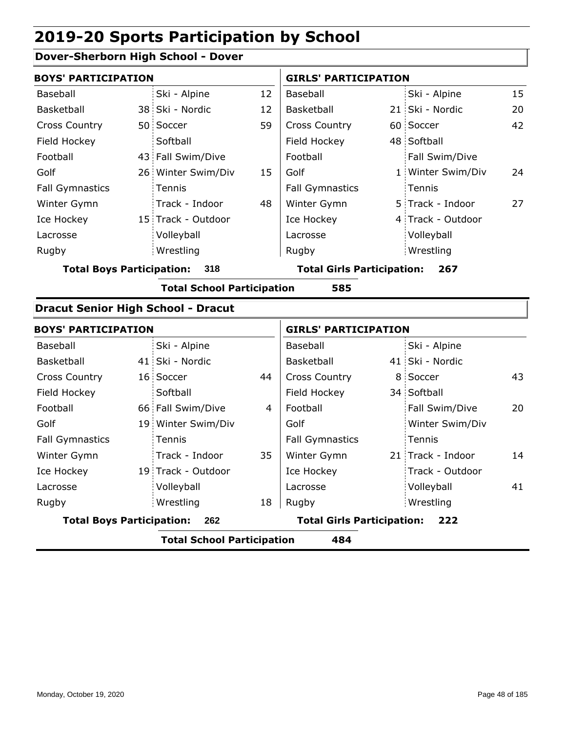# 2019-20 Sports Participation by School

## Dover-Sherborn High School - Dover

| BOYS' PARTICIPATION | | | | GIRLS' PARTICIPATION | | | |
|---|---|---|---|---|---|---|---|
| Baseball | | Ski - Alpine | 12 | Baseball | | Ski - Alpine | 15 |
| Basketball | 38 | Ski - Nordic | 12 | Basketball | 21 | Ski - Nordic | 20 |
| Cross Country | 50 | Soccer | 59 | Cross Country | 60 | Soccer | 42 |
| Field Hockey | | Softball | | Field Hockey | 48 | Softball | |
| Football | 43 | Fall Swim/Dive | | Football | | Fall Swim/Dive | |
| Golf | 26 | Winter Swim/Div | 15 | Golf | 1 | Winter Swim/Div | 24 |
| Fall Gymnastics | | Tennis | | Fall Gymnastics | | Tennis | |
| Winter Gymn | | Track - Indoor | 48 | Winter Gymn | 5 | Track - Indoor | 27 |
| Ice Hockey | 15 | Track - Outdoor | | Ice Hockey | 4 | Track - Outdoor | |
| Lacrosse | | Volleyball | | Lacrosse | | Volleyball | |
| Rugby | | Wrestling | | Rugby | | Wrestling | |

**Total Boys Participation: 318** **Total Girls Participation: 267**

**Total School Participation 585**

## Dracut Senior High School - Dracut

| BOYS' PARTICIPATION | | | | GIRLS' PARTICIPATION | | | |
|---|---|---|---|---|---|---|---|
| Baseball | | Ski - Alpine | | Baseball | | Ski - Alpine | |
| Basketball | 41 | Ski - Nordic | | Basketball | 41 | Ski - Nordic | |
| Cross Country | 16 | Soccer | 44 | Cross Country | 8 | Soccer | 43 |
| Field Hockey | | Softball | | Field Hockey | 34 | Softball | |
| Football | 66 | Fall Swim/Dive | 4 | Football | | Fall Swim/Dive | 20 |
| Golf | 19 | Winter Swim/Div | | Golf | | Winter Swim/Div | |
| Fall Gymnastics | | Tennis | | Fall Gymnastics | | Tennis | |
| Winter Gymn | | Track - Indoor | 35 | Winter Gymn | 21 | Track - Indoor | 14 |
| Ice Hockey | 19 | Track - Outdoor | | Ice Hockey | | Track - Outdoor | |
| Lacrosse | | Volleyball | | Lacrosse | | Volleyball | 41 |
| Rugby | | Wrestling | 18 | Rugby | | Wrestling | |

**Total Boys Participation: 262** **Total Girls Participation: 222**

**Total School Participation 484**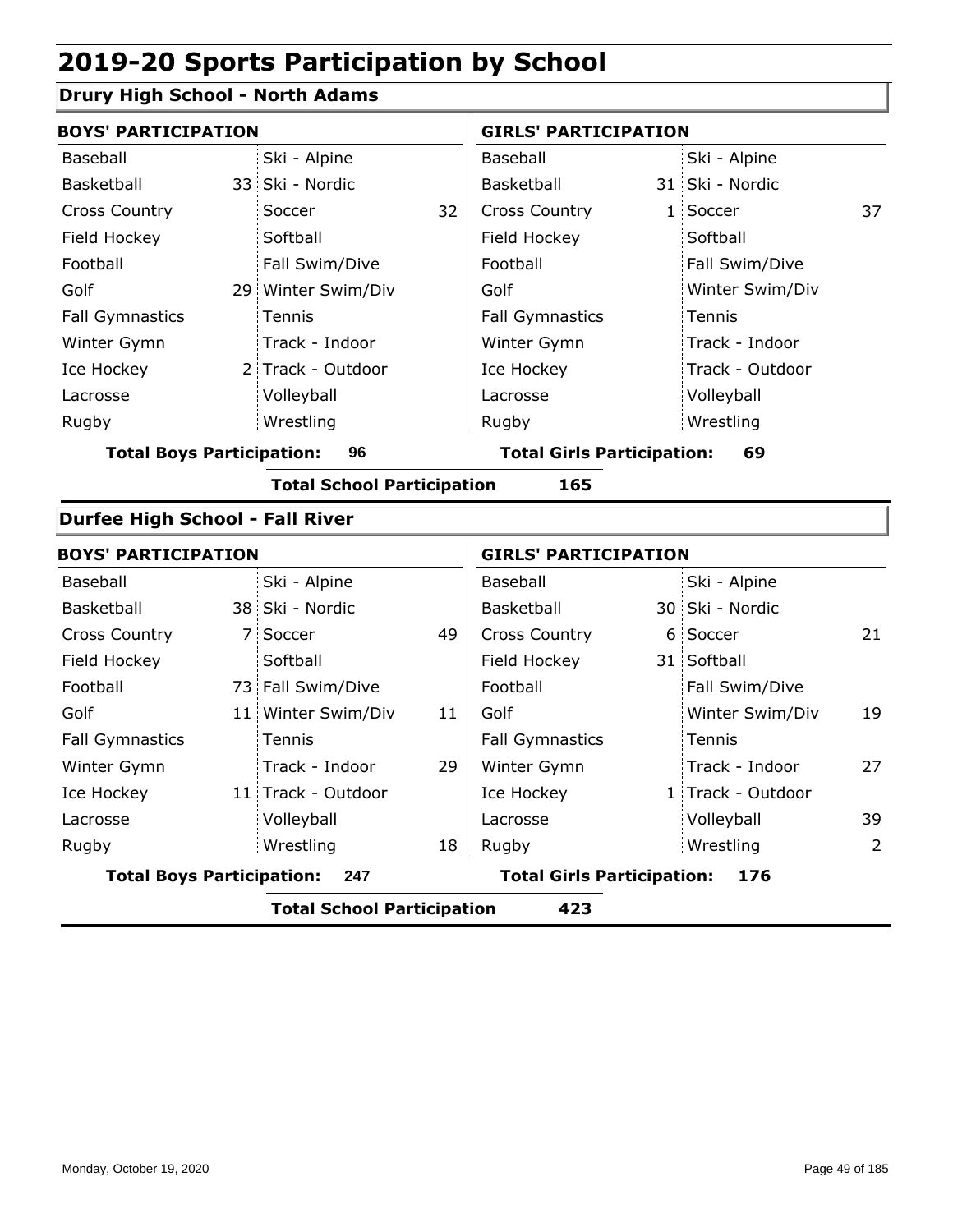# 2019-20 Sports Participation by School

## Drury High School - North Adams

| BOYS' PARTICIPATION | | | | GIRLS' PARTICIPATION | | | |
|---|---|---|---|---|---|---|---|
| Baseball | | Ski - Alpine | | Baseball | | Ski - Alpine | |
| Basketball | 33 | Ski - Nordic | | Basketball | 31 | Ski - Nordic | |
| Cross Country | | Soccer | 32 | Cross Country | 1 | Soccer | 37 |
| Field Hockey | | Softball | | Field Hockey | | Softball | |
| Football | | Fall Swim/Dive | | Football | | Fall Swim/Dive | |
| Golf | 29 | Winter Swim/Div | | Golf | | Winter Swim/Div | |
| Fall Gymnastics | | Tennis | | Fall Gymnastics | | Tennis | |
| Winter Gymn | | Track - Indoor | | Winter Gymn | | Track - Indoor | |
| Ice Hockey | 2 | Track - Outdoor | | Ice Hockey | | Track - Outdoor | |
| Lacrosse | | Volleyball | | Lacrosse | | Volleyball | |
| Rugby | | Wrestling | | Rugby | | Wrestling | |

**Total Boys Participation: 96** | **Total Girls Participation: 69**

**Total School Participation 165**

## Durfee High School - Fall River

| BOYS' PARTICIPATION | | | | GIRLS' PARTICIPATION | | | |
|---|---|---|---|---|---|---|---|
| Baseball | | Ski - Alpine | | Baseball | | Ski - Alpine | |
| Basketball | 38 | Ski - Nordic | | Basketball | 30 | Ski - Nordic | |
| Cross Country | 7 | Soccer | 49 | Cross Country | 6 | Soccer | 21 |
| Field Hockey | | Softball | | Field Hockey | 31 | Softball | |
| Football | 73 | Fall Swim/Dive | | Football | | Fall Swim/Dive | |
| Golf | 11 | Winter Swim/Div | 11 | Golf | | Winter Swim/Div | 19 |
| Fall Gymnastics | | Tennis | | Fall Gymnastics | | Tennis | |
| Winter Gymn | | Track - Indoor | 29 | Winter Gymn | | Track - Indoor | 27 |
| Ice Hockey | 11 | Track - Outdoor | | Ice Hockey | 1 | Track - Outdoor | |
| Lacrosse | | Volleyball | | Lacrosse | | Volleyball | 39 |
| Rugby | | Wrestling | 18 | Rugby | | Wrestling | 2 |

**Total Boys Participation: 247** | **Total Girls Participation: 176**

**Total School Participation 423**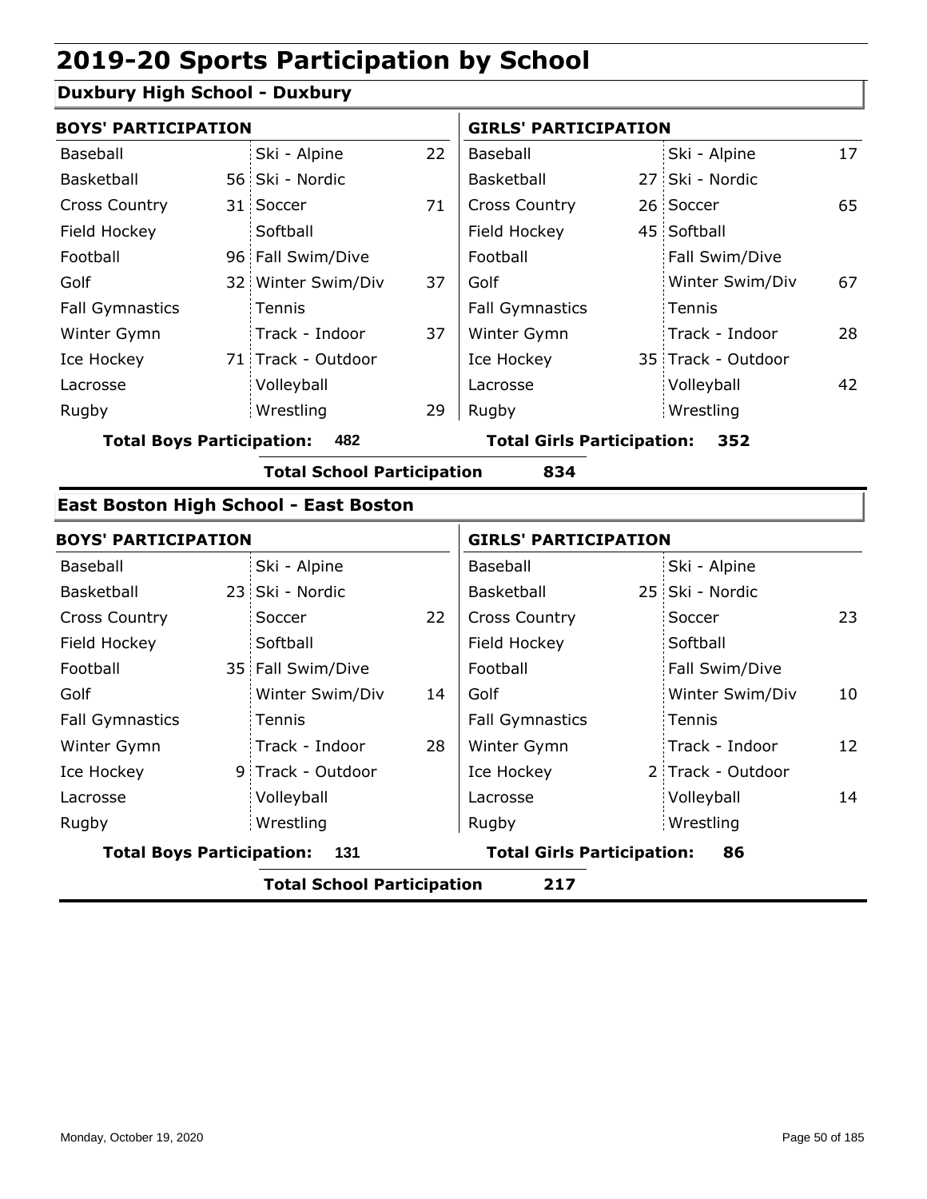# 2019-20 Sports Participation by School

## Duxbury High School - Duxbury

| BOYS' PARTICIPATION | | | | GIRLS' PARTICIPATION | | | |
|---|---|---|---|---|---|---|---|
| Baseball | | Ski - Alpine | 22 | Baseball | | Ski - Alpine | 17 |
| Basketball | 56 | Ski - Nordic | | Basketball | 27 | Ski - Nordic | |
| Cross Country | 31 | Soccer | 71 | Cross Country | 26 | Soccer | 65 |
| Field Hockey | | Softball | | Field Hockey | 45 | Softball | |
| Football | 96 | Fall Swim/Dive | | Football | | Fall Swim/Dive | |
| Golf | 32 | Winter Swim/Div | 37 | Golf | | Winter Swim/Div | 67 |
| Fall Gymnastics | | Tennis | | Fall Gymnastics | | Tennis | |
| Winter Gymn | | Track - Indoor | 37 | Winter Gymn | | Track - Indoor | 28 |
| Ice Hockey | 71 | Track - Outdoor | | Ice Hockey | 35 | Track - Outdoor | |
| Lacrosse | | Volleyball | | Lacrosse | | Volleyball | 42 |
| Rugby | | Wrestling | 29 | Rugby | | Wrestling | |

**Total Boys Participation: 482** **Total Girls Participation: 352**

**Total School Participation 834**

## East Boston High School - East Boston

| BOYS' PARTICIPATION | | | | GIRLS' PARTICIPATION | | | |
|---|---|---|---|---|---|---|---|
| Baseball | | Ski - Alpine | | Baseball | | Ski - Alpine | |
| Basketball | 23 | Ski - Nordic | | Basketball | 25 | Ski - Nordic | |
| Cross Country | | Soccer | 22 | Cross Country | | Soccer | 23 |
| Field Hockey | | Softball | | Field Hockey | | Softball | |
| Football | 35 | Fall Swim/Dive | | Football | | Fall Swim/Dive | |
| Golf | | Winter Swim/Div | 14 | Golf | | Winter Swim/Div | 10 |
| Fall Gymnastics | | Tennis | | Fall Gymnastics | | Tennis | |
| Winter Gymn | | Track - Indoor | 28 | Winter Gymn | | Track - Indoor | 12 |
| Ice Hockey | 9 | Track - Outdoor | | Ice Hockey | 2 | Track - Outdoor | |
| Lacrosse | | Volleyball | | Lacrosse | | Volleyball | 14 |
| Rugby | | Wrestling | | Rugby | | Wrestling | |

**Total Boys Participation: 131** **Total Girls Participation: 86**

**Total School Participation 217**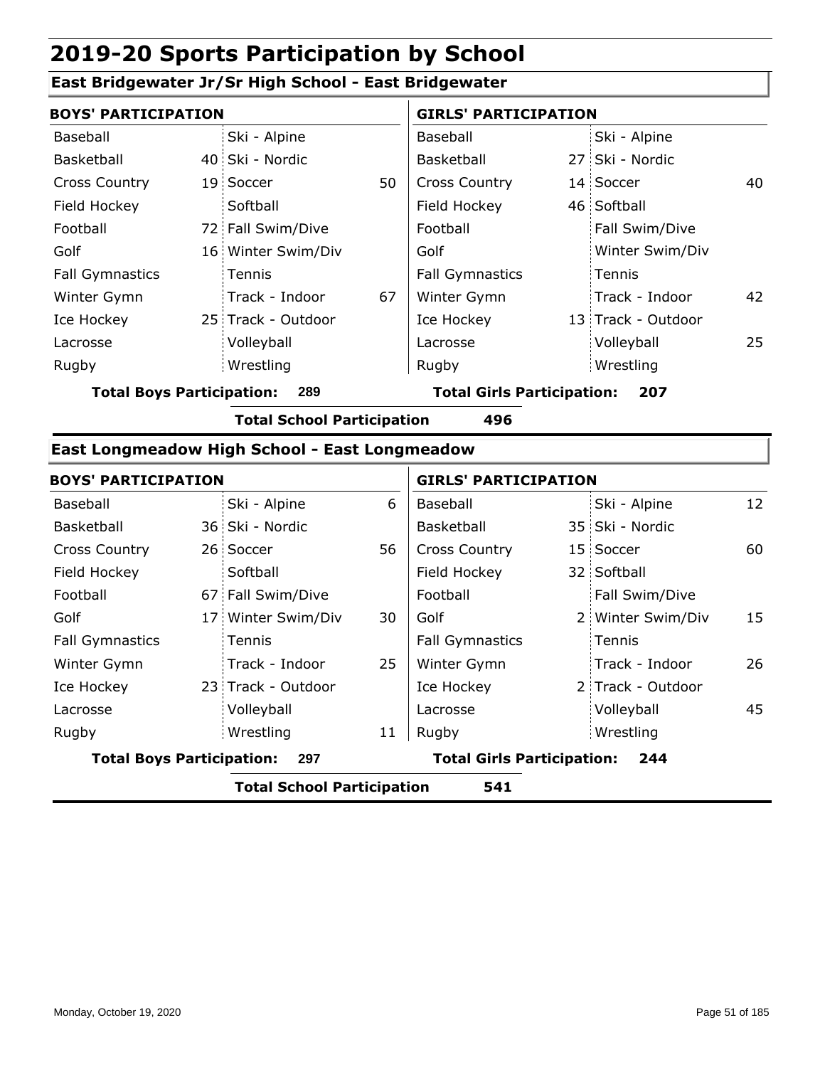# 2019-20 Sports Participation by School

## East Bridgewater Jr/Sr High School - East Bridgewater

| BOYS' PARTICIPATION | | | | GIRLS' PARTICIPATION | | | |
|---|---|---|---|---|---|---|---|
| Baseball | | Ski - Alpine | | Baseball | | Ski - Alpine | |
| Basketball | 40 | Ski - Nordic | | Basketball | 27 | Ski - Nordic | |
| Cross Country | 19 | Soccer | 50 | Cross Country | 14 | Soccer | 40 |
| Field Hockey | | Softball | | Field Hockey | 46 | Softball | |
| Football | 72 | Fall Swim/Dive | | Football | | Fall Swim/Dive | |
| Golf | 16 | Winter Swim/Div | | Golf | | Winter Swim/Div | |
| Fall Gymnastics | | Tennis | | Fall Gymnastics | | Tennis | |
| Winter Gymn | | Track - Indoor | 67 | Winter Gymn | | Track - Indoor | 42 |
| Ice Hockey | 25 | Track - Outdoor | | Ice Hockey | 13 | Track - Outdoor | |
| Lacrosse | | Volleyball | | Lacrosse | | Volleyball | 25 |
| Rugby | | Wrestling | | Rugby | | Wrestling | |

**Total Boys Participation: 289** **Total Girls Participation: 207**

**Total School Participation 496**

## East Longmeadow High School - East Longmeadow

| BOYS' PARTICIPATION | | | | GIRLS' PARTICIPATION | | | |
|---|---|---|---|---|---|---|---|
| Baseball | | Ski - Alpine | 6 | Baseball | | Ski - Alpine | 12 |
| Basketball | 36 | Ski - Nordic | | Basketball | 35 | Ski - Nordic | |
| Cross Country | 26 | Soccer | 56 | Cross Country | 15 | Soccer | 60 |
| Field Hockey | | Softball | | Field Hockey | 32 | Softball | |
| Football | 67 | Fall Swim/Dive | | Football | | Fall Swim/Dive | |
| Golf | 17 | Winter Swim/Div | 30 | Golf | 2 | Winter Swim/Div | 15 |
| Fall Gymnastics | | Tennis | | Fall Gymnastics | | Tennis | |
| Winter Gymn | | Track - Indoor | 25 | Winter Gymn | | Track - Indoor | 26 |
| Ice Hockey | 23 | Track - Outdoor | | Ice Hockey | 2 | Track - Outdoor | |
| Lacrosse | | Volleyball | | Lacrosse | | Volleyball | 45 |
| Rugby | | Wrestling | 11 | Rugby | | Wrestling | |

**Total Boys Participation: 297** **Total Girls Participation: 244**

**Total School Participation 541**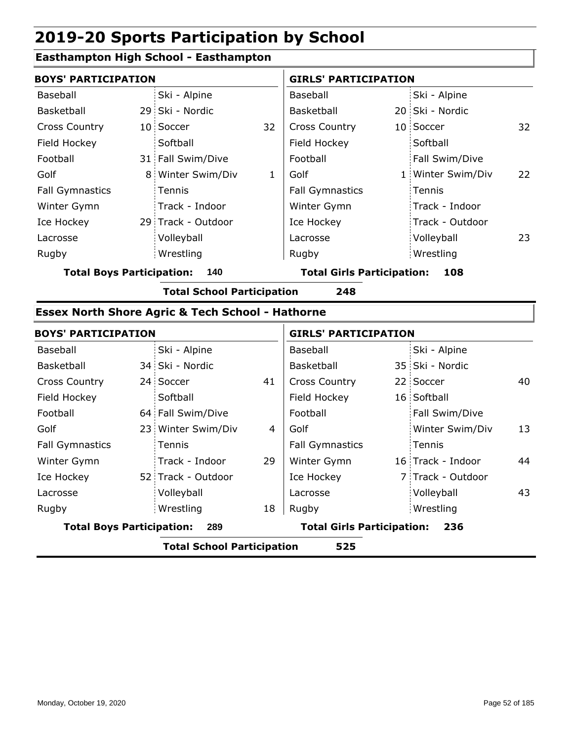# 2019-20 Sports Participation by School

## Easthampton High School - Easthampton

| BOYS' PARTICIPATION | | | | GIRLS' PARTICIPATION | | | |
|---|---|---|---|---|---|---|---|
| Baseball | | Ski - Alpine | | Baseball | | Ski - Alpine | |
| Basketball | 29 | Ski - Nordic | | Basketball | 20 | Ski - Nordic | |
| Cross Country | 10 | Soccer | 32 | Cross Country | 10 | Soccer | 32 |
| Field Hockey | | Softball | | Field Hockey | | Softball | |
| Football | 31 | Fall Swim/Dive | | Football | | Fall Swim/Dive | |
| Golf | 8 | Winter Swim/Div | 1 | Golf | 1 | Winter Swim/Div | 22 |
| Fall Gymnastics | | Tennis | | Fall Gymnastics | | Tennis | |
| Winter Gymn | | Track - Indoor | | Winter Gymn | | Track - Indoor | |
| Ice Hockey | 29 | Track - Outdoor | | Ice Hockey | | Track - Outdoor | |
| Lacrosse | | Volleyball | | Lacrosse | | Volleyball | 23 |
| Rugby | | Wrestling | | Rugby | | Wrestling | |

**Total Boys Participation: 140** **Total Girls Participation: 108**

**Total School Participation 248**

## Essex North Shore Agric & Tech School - Hathorne

| BOYS' PARTICIPATION | | | | GIRLS' PARTICIPATION | | | |
|---|---|---|---|---|---|---|---|
| Baseball | | Ski - Alpine | | Baseball | | Ski - Alpine | |
| Basketball | 34 | Ski - Nordic | | Basketball | 35 | Ski - Nordic | |
| Cross Country | 24 | Soccer | 41 | Cross Country | 22 | Soccer | 40 |
| Field Hockey | | Softball | | Field Hockey | 16 | Softball | |
| Football | 64 | Fall Swim/Dive | | Football | | Fall Swim/Dive | |
| Golf | 23 | Winter Swim/Div | 4 | Golf | | Winter Swim/Div | 13 |
| Fall Gymnastics | | Tennis | | Fall Gymnastics | | Tennis | |
| Winter Gymn | | Track - Indoor | 29 | Winter Gymn | 16 | Track - Indoor | 44 |
| Ice Hockey | 52 | Track - Outdoor | | Ice Hockey | 7 | Track - Outdoor | |
| Lacrosse | | Volleyball | | Lacrosse | | Volleyball | 43 |
| Rugby | | Wrestling | 18 | Rugby | | Wrestling | |

**Total Boys Participation: 289** **Total Girls Participation: 236**

**Total School Participation 525**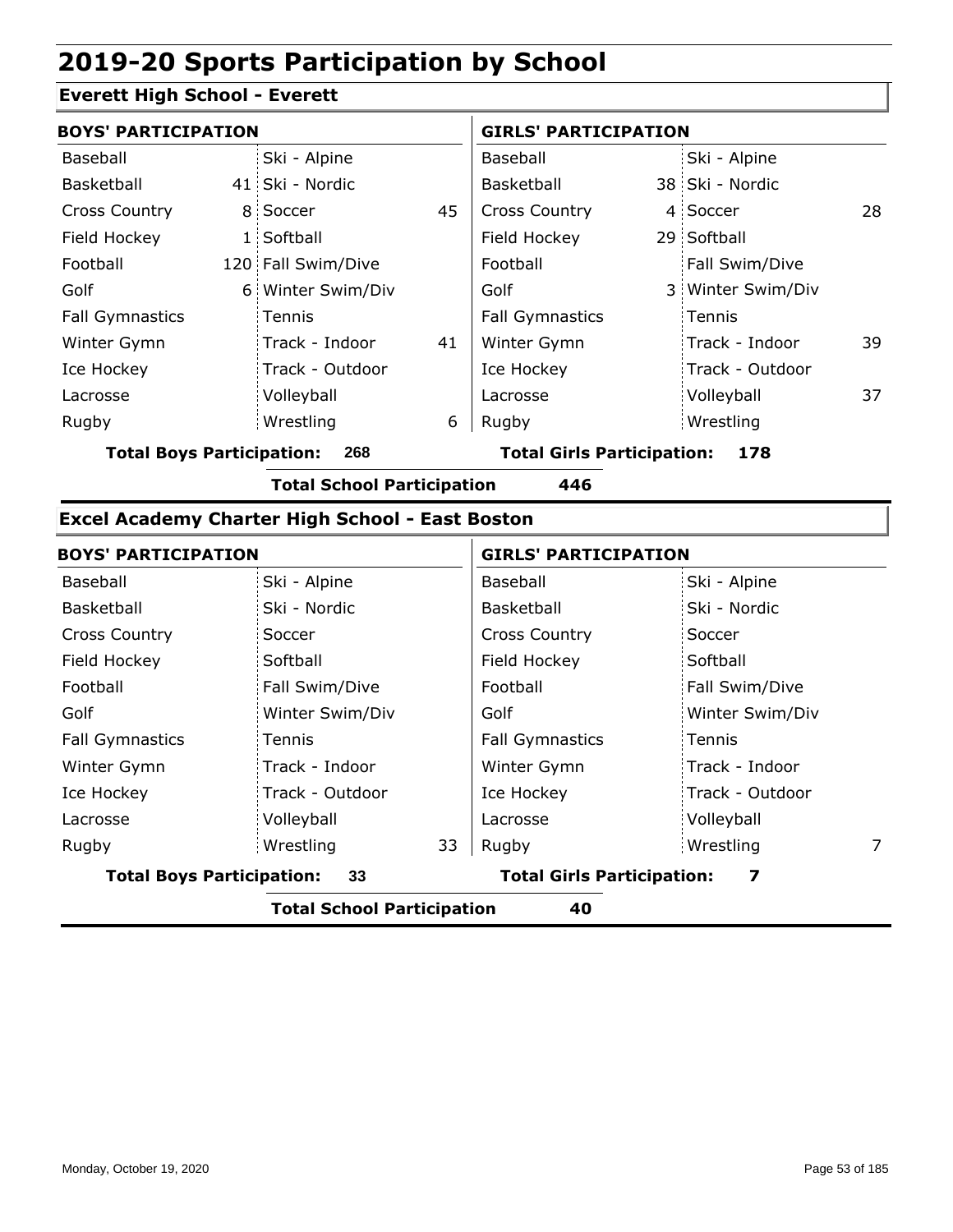# 2019-20 Sports Participation by School

## Everett High School - Everett

| BOYS' PARTICIPATION | | | | GIRLS' PARTICIPATION | | | |
|---|---|---|---|---|---|---|---|
| Baseball | | Ski - Alpine | | Baseball | | Ski - Alpine | |
| Basketball | 41 | Ski - Nordic | | Basketball | 38 | Ski - Nordic | |
| Cross Country | 8 | Soccer | 45 | Cross Country | 4 | Soccer | 28 |
| Field Hockey | 1 | Softball | | Field Hockey | 29 | Softball | |
| Football | 120 | Fall Swim/Dive | | Football | | Fall Swim/Dive | |
| Golf | 6 | Winter Swim/Div | | Golf | 3 | Winter Swim/Div | |
| Fall Gymnastics | | Tennis | | Fall Gymnastics | | Tennis | |
| Winter Gymn | | Track - Indoor | 41 | Winter Gymn | | Track - Indoor | 39 |
| Ice Hockey | | Track - Outdoor | | Ice Hockey | | Track - Outdoor | |
| Lacrosse | | Volleyball | | Lacrosse | | Volleyball | 37 |
| Rugby | | Wrestling | 6 | Rugby | | Wrestling | |

**Total Boys Participation: 268**

**Total Girls Participation: 178**

**Total School Participation 446**

## Excel Academy Charter High School - East Boston

| BOYS' PARTICIPATION | | | | GIRLS' PARTICIPATION | | | |
|---|---|---|---|---|---|---|---|
| Baseball | | Ski - Alpine | | Baseball | | Ski - Alpine | |
| Basketball | | Ski - Nordic | | Basketball | | Ski - Nordic | |
| Cross Country | | Soccer | | Cross Country | | Soccer | |
| Field Hockey | | Softball | | Field Hockey | | Softball | |
| Football | | Fall Swim/Dive | | Football | | Fall Swim/Dive | |
| Golf | | Winter Swim/Div | | Golf | | Winter Swim/Div | |
| Fall Gymnastics | | Tennis | | Fall Gymnastics | | Tennis | |
| Winter Gymn | | Track - Indoor | | Winter Gymn | | Track - Indoor | |
| Ice Hockey | | Track - Outdoor | | Ice Hockey | | Track - Outdoor | |
| Lacrosse | | Volleyball | | Lacrosse | | Volleyball | |
| Rugby | | Wrestling | 33 | Rugby | | Wrestling | 7 |

**Total Boys Participation: 33**

**Total Girls Participation: 7**

**Total School Participation 40**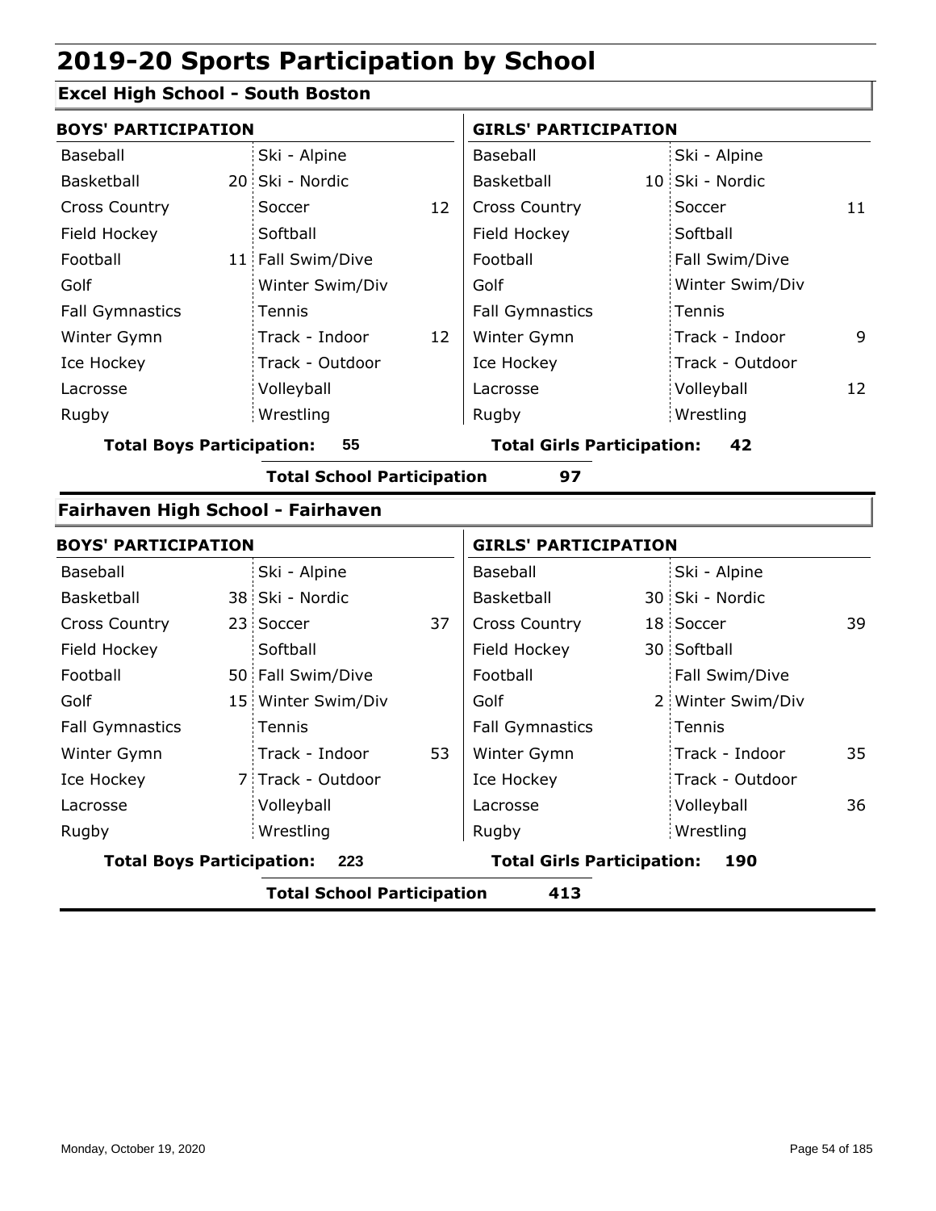# 2019-20 Sports Participation by School

## Excel High School - South Boston

| BOYS' PARTICIPATION | | | | GIRLS' PARTICIPATION | | | |
|---|---|---|---|---|---|---|---|
| Baseball | | Ski - Alpine | | Baseball | | Ski - Alpine | |
| Basketball | 20 | Ski - Nordic | | Basketball | 10 | Ski - Nordic | |
| Cross Country | | Soccer | 12 | Cross Country | | Soccer | 11 |
| Field Hockey | | Softball | | Field Hockey | | Softball | |
| Football | 11 | Fall Swim/Dive | | Football | | Fall Swim/Dive | |
| Golf | | Winter Swim/Div | | Golf | | Winter Swim/Div | |
| Fall Gymnastics | | Tennis | | Fall Gymnastics | | Tennis | |
| Winter Gymn | | Track - Indoor | 12 | Winter Gymn | | Track - Indoor | 9 |
| Ice Hockey | | Track - Outdoor | | Ice Hockey | | Track - Outdoor | |
| Lacrosse | | Volleyball | | Lacrosse | | Volleyball | 12 |
| Rugby | | Wrestling | | Rugby | | Wrestling | |

**Total Boys Participation: 55** | **Total Girls Participation: 42**

**Total School Participation 97**

## Fairhaven High School - Fairhaven

| BOYS' PARTICIPATION | | | | GIRLS' PARTICIPATION | | | |
|---|---|---|---|---|---|---|---|
| Baseball | | Ski - Alpine | | Baseball | | Ski - Alpine | |
| Basketball | 38 | Ski - Nordic | | Basketball | 30 | Ski - Nordic | |
| Cross Country | 23 | Soccer | 37 | Cross Country | 18 | Soccer | 39 |
| Field Hockey | | Softball | | Field Hockey | 30 | Softball | |
| Football | 50 | Fall Swim/Dive | | Football | | Fall Swim/Dive | |
| Golf | 15 | Winter Swim/Div | | Golf | 2 | Winter Swim/Div | |
| Fall Gymnastics | | Tennis | | Fall Gymnastics | | Tennis | |
| Winter Gymn | | Track - Indoor | 53 | Winter Gymn | | Track - Indoor | 35 |
| Ice Hockey | 7 | Track - Outdoor | | Ice Hockey | | Track - Outdoor | |
| Lacrosse | | Volleyball | | Lacrosse | | Volleyball | 36 |
| Rugby | | Wrestling | | Rugby | | Wrestling | |

**Total Boys Participation: 223** | **Total Girls Participation: 190**

**Total School Participation 413**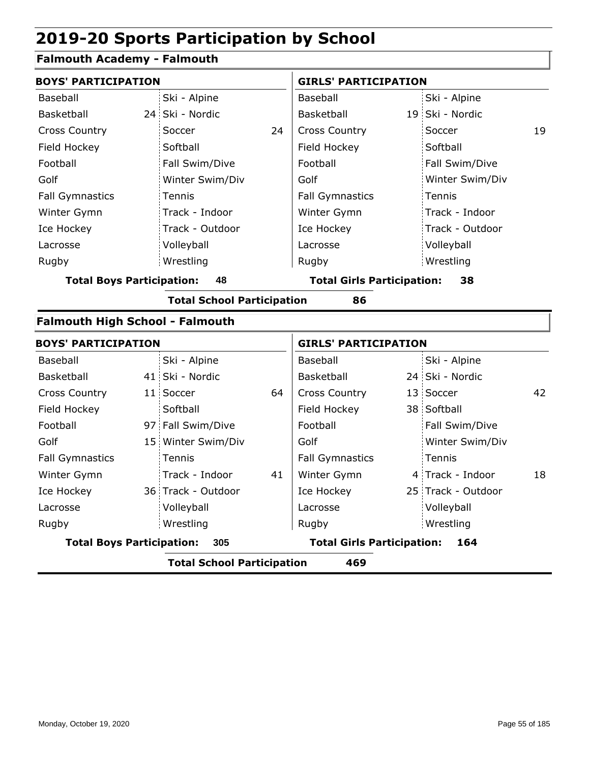# 2019-20 Sports Participation by School

## Falmouth Academy - Falmouth

| BOYS' PARTICIPATION | | | | GIRLS' PARTICIPATION | | | |
|---|---|---|---|---|---|---|---|
| Baseball | | Ski - Alpine | | Baseball | | Ski - Alpine | |
| Basketball | 24 | Ski - Nordic | | Basketball | 19 | Ski - Nordic | |
| Cross Country | | Soccer | 24 | Cross Country | | Soccer | 19 |
| Field Hockey | | Softball | | Field Hockey | | Softball | |
| Football | | Fall Swim/Dive | | Football | | Fall Swim/Dive | |
| Golf | | Winter Swim/Div | | Golf | | Winter Swim/Div | |
| Fall Gymnastics | | Tennis | | Fall Gymnastics | | Tennis | |
| Winter Gymn | | Track - Indoor | | Winter Gymn | | Track - Indoor | |
| Ice Hockey | | Track - Outdoor | | Ice Hockey | | Track - Outdoor | |
| Lacrosse | | Volleyball | | Lacrosse | | Volleyball | |
| Rugby | | Wrestling | | Rugby | | Wrestling | |

**Total Boys Participation: 48** | **Total Girls Participation: 38**

**Total School Participation 86**

## Falmouth High School - Falmouth

| BOYS' PARTICIPATION | | | | GIRLS' PARTICIPATION | | | |
|---|---|---|---|---|---|---|---|
| Baseball | | Ski - Alpine | | Baseball | | Ski - Alpine | |
| Basketball | 41 | Ski - Nordic | | Basketball | 24 | Ski - Nordic | |
| Cross Country | 11 | Soccer | 64 | Cross Country | 13 | Soccer | 42 |
| Field Hockey | | Softball | | Field Hockey | 38 | Softball | |
| Football | 97 | Fall Swim/Dive | | Football | | Fall Swim/Dive | |
| Golf | 15 | Winter Swim/Div | | Golf | | Winter Swim/Div | |
| Fall Gymnastics | | Tennis | | Fall Gymnastics | | Tennis | |
| Winter Gymn | | Track - Indoor | 41 | Winter Gymn | 4 | Track - Indoor | 18 |
| Ice Hockey | 36 | Track - Outdoor | | Ice Hockey | 25 | Track - Outdoor | |
| Lacrosse | | Volleyball | | Lacrosse | | Volleyball | |
| Rugby | | Wrestling | | Rugby | | Wrestling | |

**Total Boys Participation: 305** | **Total Girls Participation: 164**

**Total School Participation 469**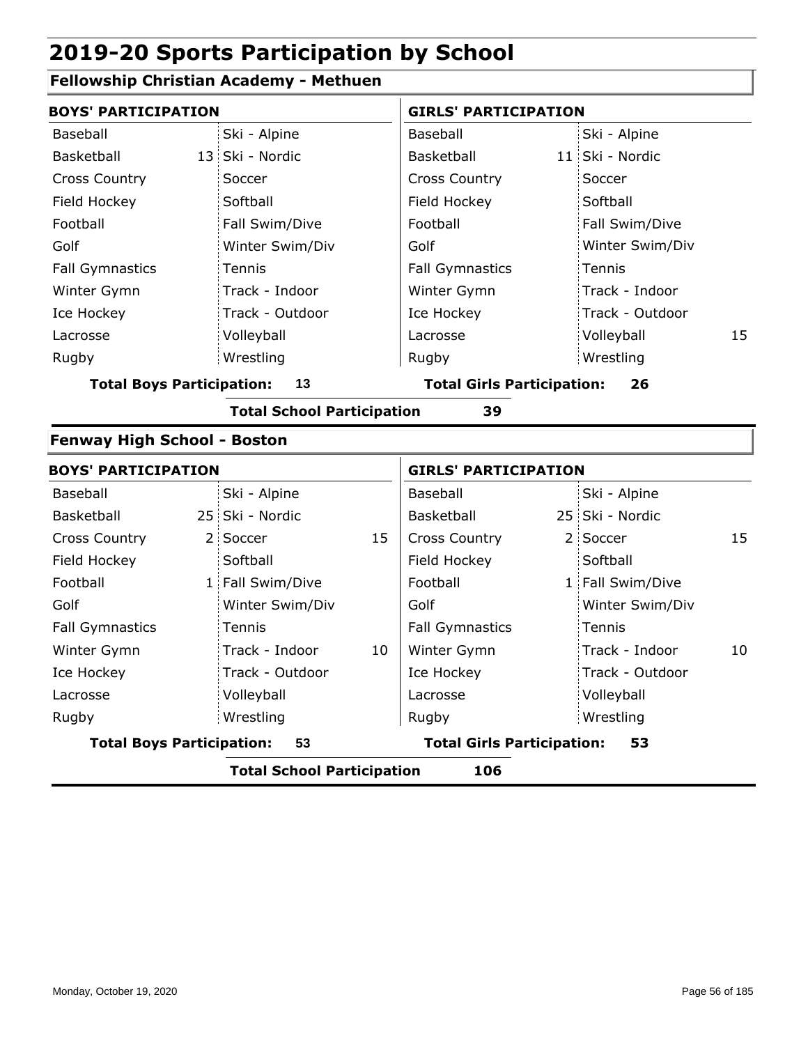# 2019-20 Sports Participation by School

## Fellowship Christian Academy - Methuen

| BOYS' PARTICIPATION | | | | GIRLS' PARTICIPATION | | | |
|---|---|---|---|---|---|---|---|
| Baseball | | Ski - Alpine | | Baseball | | Ski - Alpine | |
| Basketball | 13 | Ski - Nordic | | Basketball | 11 | Ski - Nordic | |
| Cross Country | | Soccer | | Cross Country | | Soccer | |
| Field Hockey | | Softball | | Field Hockey | | Softball | |
| Football | | Fall Swim/Dive | | Football | | Fall Swim/Dive | |
| Golf | | Winter Swim/Div | | Golf | | Winter Swim/Div | |
| Fall Gymnastics | | Tennis | | Fall Gymnastics | | Tennis | |
| Winter Gymn | | Track - Indoor | | Winter Gymn | | Track - Indoor | |
| Ice Hockey | | Track - Outdoor | | Ice Hockey | | Track - Outdoor | |
| Lacrosse | | Volleyball | | Lacrosse | | Volleyball | 15 |
| Rugby | | Wrestling | | Rugby | | Wrestling | |

**Total Boys Participation: 13** | **Total Girls Participation: 26**

**Total School Participation 39**

## Fenway High School - Boston

| BOYS' PARTICIPATION | | | | GIRLS' PARTICIPATION | | | |
|---|---|---|---|---|---|---|---|
| Baseball | | Ski - Alpine | | Baseball | | Ski - Alpine | |
| Basketball | 25 | Ski - Nordic | | Basketball | 25 | Ski - Nordic | |
| Cross Country | 2 | Soccer | 15 | Cross Country | 2 | Soccer | 15 |
| Field Hockey | | Softball | | Field Hockey | | Softball | |
| Football | 1 | Fall Swim/Dive | | Football | 1 | Fall Swim/Dive | |
| Golf | | Winter Swim/Div | | Golf | | Winter Swim/Div | |
| Fall Gymnastics | | Tennis | | Fall Gymnastics | | Tennis | |
| Winter Gymn | | Track - Indoor | 10 | Winter Gymn | | Track - Indoor | 10 |
| Ice Hockey | | Track - Outdoor | | Ice Hockey | | Track - Outdoor | |
| Lacrosse | | Volleyball | | Lacrosse | | Volleyball | |
| Rugby | | Wrestling | | Rugby | | Wrestling | |

**Total Boys Participation: 53** | **Total Girls Participation: 53**

**Total School Participation 106**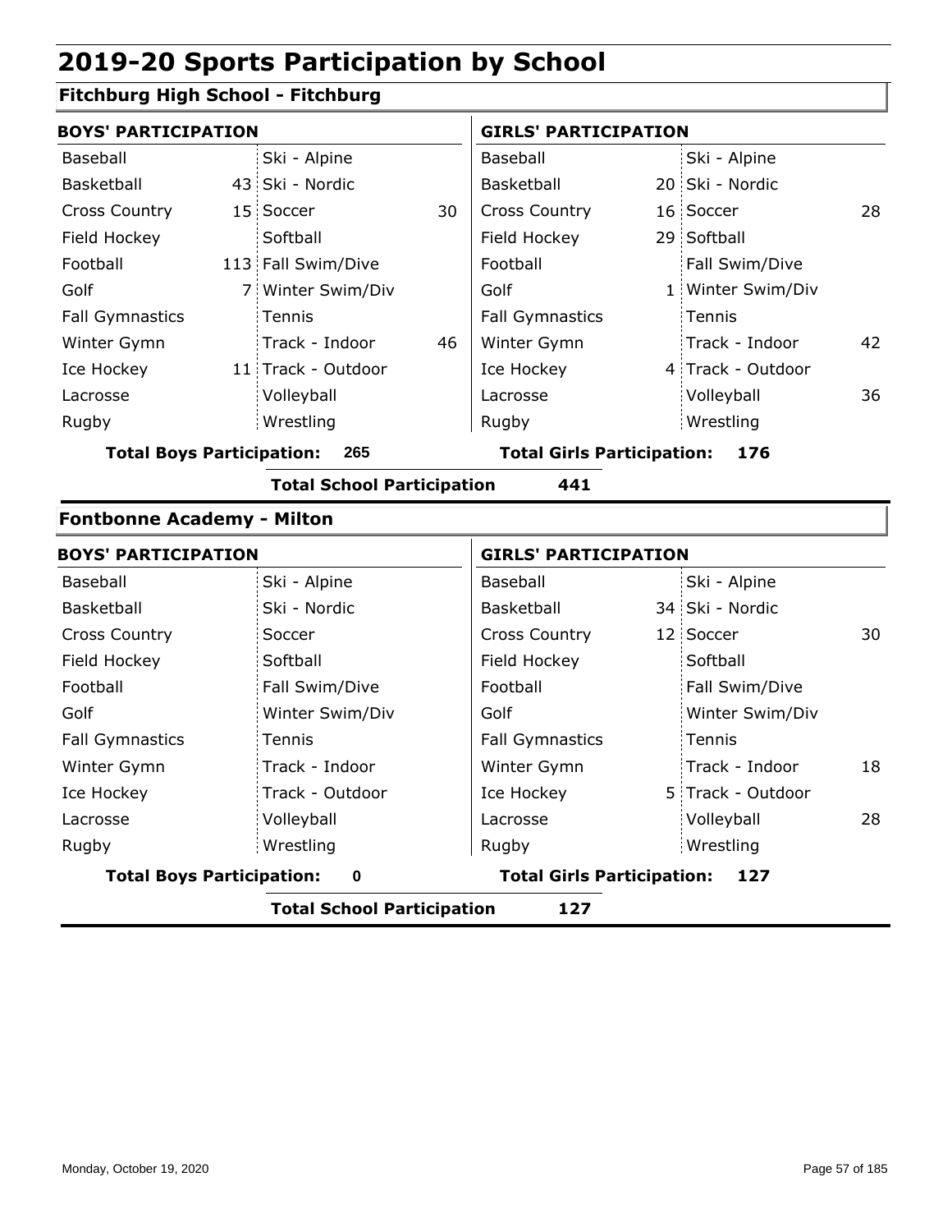# 2019-20 Sports Participation by School

## Fitchburg High School - Fitchburg

| BOYS' PARTICIPATION | | | | GIRLS' PARTICIPATION | | | |
|---|---|---|---|---|---|---|---|
| Baseball | | Ski - Alpine | | Baseball | | Ski - Alpine | |
| Basketball | 43 | Ski - Nordic | | Basketball | 20 | Ski - Nordic | |
| Cross Country | 15 | Soccer | 30 | Cross Country | 16 | Soccer | 28 |
| Field Hockey | | Softball | | Field Hockey | 29 | Softball | |
| Football | 113 | Fall Swim/Dive | | Football | | Fall Swim/Dive | |
| Golf | 7 | Winter Swim/Div | | Golf | 1 | Winter Swim/Div | |
| Fall Gymnastics | | Tennis | | Fall Gymnastics | | Tennis | |
| Winter Gymn | | Track - Indoor | 46 | Winter Gymn | | Track - Indoor | 42 |
| Ice Hockey | 11 | Track - Outdoor | | Ice Hockey | 4 | Track - Outdoor | |
| Lacrosse | | Volleyball | | Lacrosse | | Volleyball | 36 |
| Rugby | | Wrestling | | Rugby | | Wrestling | |

**Total Boys Participation: 265** **Total Girls Participation: 176**

**Total School Participation 441**

## Fontbonne Academy - Milton

| BOYS' PARTICIPATION | | | | GIRLS' PARTICIPATION | | | |
|---|---|---|---|---|---|---|---|
| Baseball | | Ski - Alpine | | Baseball | | Ski - Alpine | |
| Basketball | | Ski - Nordic | | Basketball | 34 | Ski - Nordic | |
| Cross Country | | Soccer | | Cross Country | 12 | Soccer | 30 |
| Field Hockey | | Softball | | Field Hockey | | Softball | |
| Football | | Fall Swim/Dive | | Football | | Fall Swim/Dive | |
| Golf | | Winter Swim/Div | | Golf | | Winter Swim/Div | |
| Fall Gymnastics | | Tennis | | Fall Gymnastics | | Tennis | |
| Winter Gymn | | Track - Indoor | | Winter Gymn | | Track - Indoor | 18 |
| Ice Hockey | | Track - Outdoor | | Ice Hockey | 5 | Track - Outdoor | |
| Lacrosse | | Volleyball | | Lacrosse | | Volleyball | 28 |
| Rugby | | Wrestling | | Rugby | | Wrestling | |

**Total Boys Participation: 0** **Total Girls Participation: 127**

**Total School Participation 127**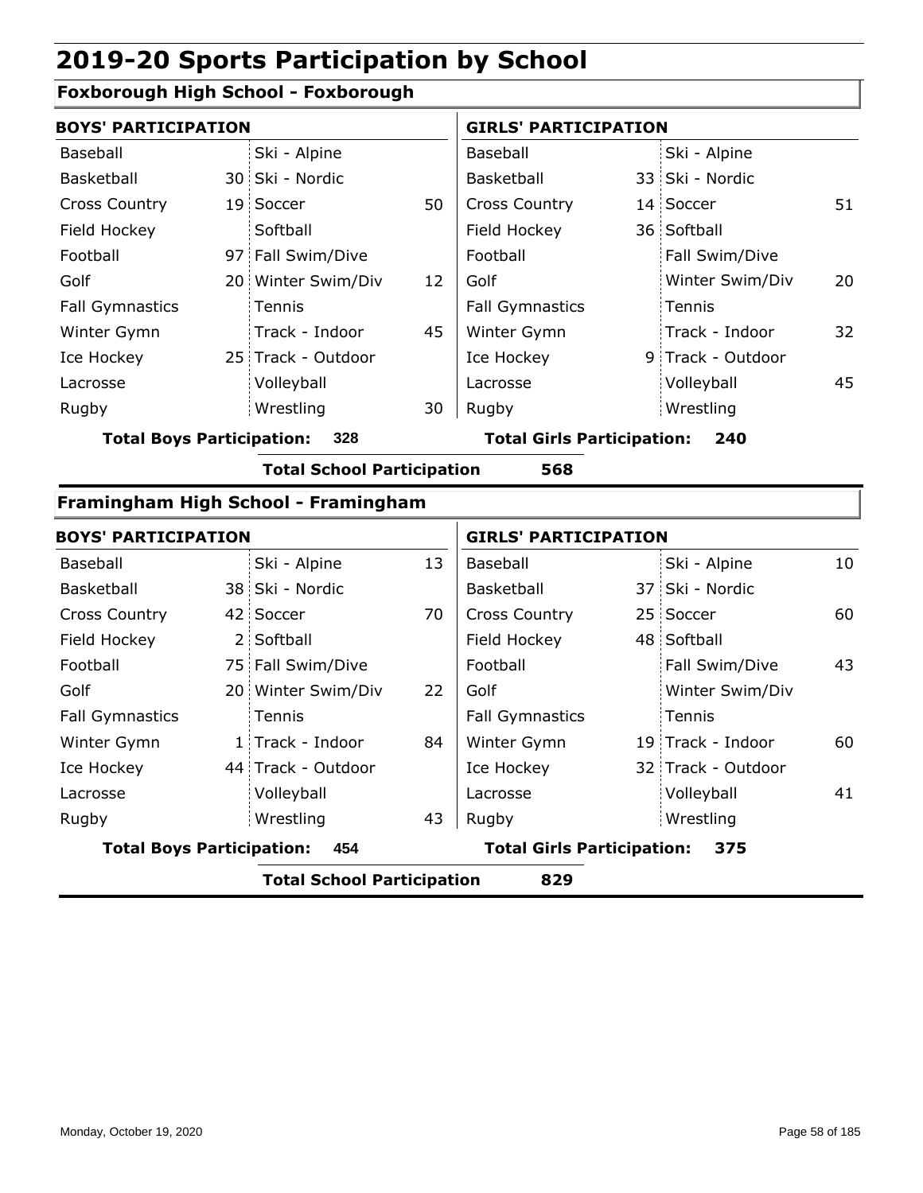# 2019-20 Sports Participation by School

## Foxborough High School - Foxborough

| BOYS' PARTICIPATION | | | | GIRLS' PARTICIPATION | | | |
|---|---|---|---|---|---|---|---|
| Baseball | | Ski - Alpine | | Baseball | | Ski - Alpine | |
| Basketball | 30 | Ski - Nordic | | Basketball | 33 | Ski - Nordic | |
| Cross Country | 19 | Soccer | 50 | Cross Country | 14 | Soccer | 51 |
| Field Hockey | | Softball | | Field Hockey | 36 | Softball | |
| Football | 97 | Fall Swim/Dive | | Football | | Fall Swim/Dive | |
| Golf | 20 | Winter Swim/Div | 12 | Golf | | Winter Swim/Div | 20 |
| Fall Gymnastics | | Tennis | | Fall Gymnastics | | Tennis | |
| Winter Gymn | | Track - Indoor | 45 | Winter Gymn | | Track - Indoor | 32 |
| Ice Hockey | 25 | Track - Outdoor | | Ice Hockey | 9 | Track - Outdoor | |
| Lacrosse | | Volleyball | | Lacrosse | | Volleyball | 45 |
| Rugby | | Wrestling | 30 | Rugby | | Wrestling | |

**Total Boys Participation: 328** **Total Girls Participation: 240**

**Total School Participation 568**

## Framingham High School - Framingham

| BOYS' PARTICIPATION | | | | GIRLS' PARTICIPATION | | | |
|---|---|---|---|---|---|---|---|
| Baseball | | Ski - Alpine | 13 | Baseball | | Ski - Alpine | 10 |
| Basketball | 38 | Ski - Nordic | | Basketball | 37 | Ski - Nordic | |
| Cross Country | 42 | Soccer | 70 | Cross Country | 25 | Soccer | 60 |
| Field Hockey | 2 | Softball | | Field Hockey | 48 | Softball | |
| Football | 75 | Fall Swim/Dive | | Football | | Fall Swim/Dive | 43 |
| Golf | 20 | Winter Swim/Div | 22 | Golf | | Winter Swim/Div | |
| Fall Gymnastics | | Tennis | | Fall Gymnastics | | Tennis | |
| Winter Gymn | 1 | Track - Indoor | 84 | Winter Gymn | 19 | Track - Indoor | 60 |
| Ice Hockey | 44 | Track - Outdoor | | Ice Hockey | 32 | Track - Outdoor | |
| Lacrosse | | Volleyball | | Lacrosse | | Volleyball | 41 |
| Rugby | | Wrestling | 43 | Rugby | | Wrestling | |

**Total Boys Participation: 454** **Total Girls Participation: 375**

**Total School Participation 829**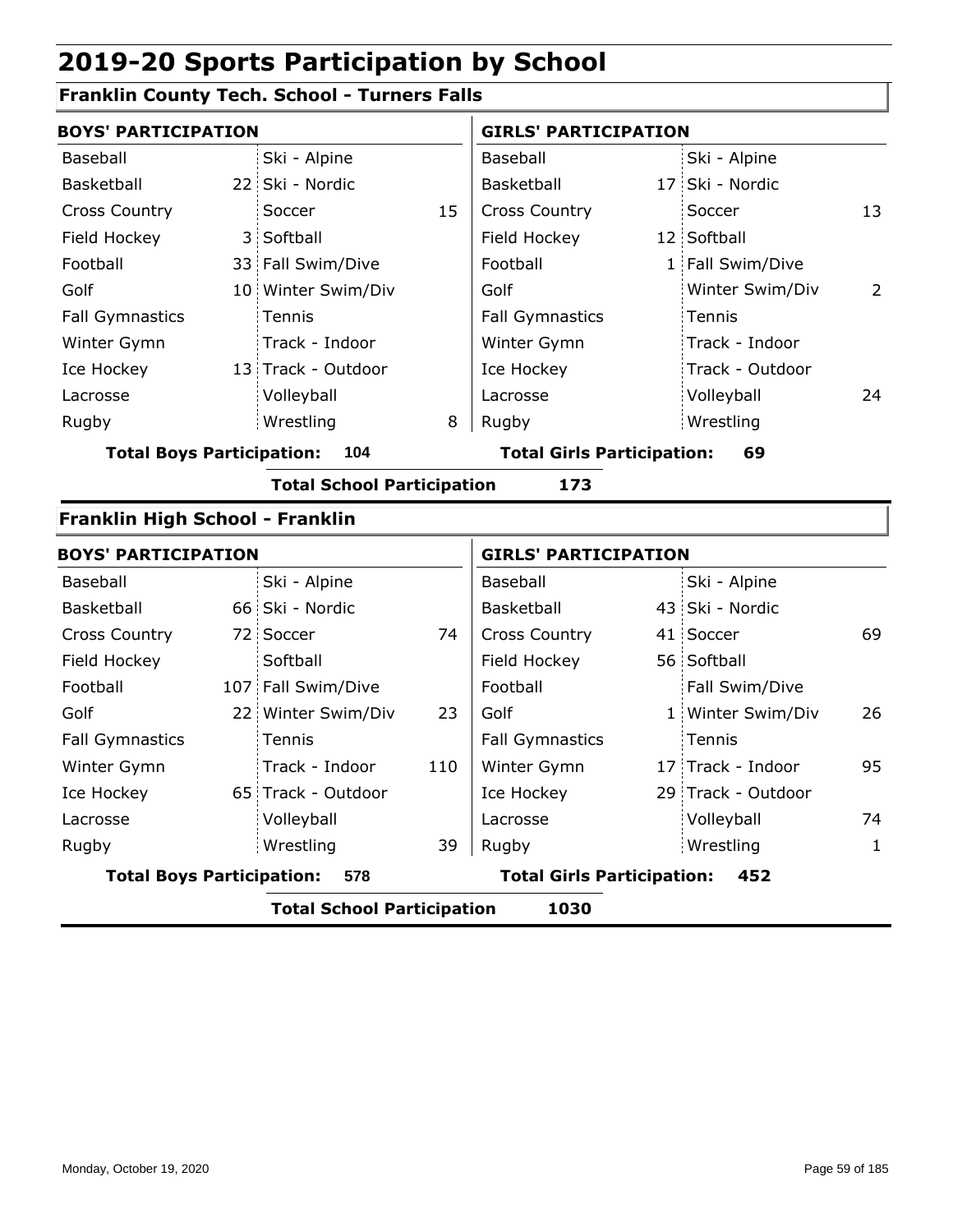# 2019-20 Sports Participation by School

## Franklin County Tech. School - Turners Falls

| BOYS' PARTICIPATION | | | | GIRLS' PARTICIPATION | | | |
|---|---|---|---|---|---|---|---|
| Baseball | | Ski - Alpine | | Baseball | | Ski - Alpine | |
| Basketball | 22 | Ski - Nordic | | Basketball | 17 | Ski - Nordic | |
| Cross Country | | Soccer | 15 | Cross Country | | Soccer | 13 |
| Field Hockey | 3 | Softball | | Field Hockey | 12 | Softball | |
| Football | 33 | Fall Swim/Dive | | Football | 1 | Fall Swim/Dive | |
| Golf | 10 | Winter Swim/Div | | Golf | | Winter Swim/Div | 2 |
| Fall Gymnastics | | Tennis | | Fall Gymnastics | | Tennis | |
| Winter Gymn | | Track - Indoor | | Winter Gymn | | Track - Indoor | |
| Ice Hockey | 13 | Track - Outdoor | | Ice Hockey | | Track - Outdoor | |
| Lacrosse | | Volleyball | | Lacrosse | | Volleyball | 24 |
| Rugby | | Wrestling | 8 | Rugby | | Wrestling | |

**Total Boys Participation: 104** **Total Girls Participation: 69**

**Total School Participation 173**

## Franklin High School - Franklin

| BOYS' PARTICIPATION | | | | GIRLS' PARTICIPATION | | | |
|---|---|---|---|---|---|---|---|
| Baseball | | Ski - Alpine | | Baseball | | Ski - Alpine | |
| Basketball | 66 | Ski - Nordic | | Basketball | 43 | Ski - Nordic | |
| Cross Country | 72 | Soccer | 74 | Cross Country | 41 | Soccer | 69 |
| Field Hockey | | Softball | | Field Hockey | 56 | Softball | |
| Football | 107 | Fall Swim/Dive | | Football | | Fall Swim/Dive | |
| Golf | 22 | Winter Swim/Div | 23 | Golf | 1 | Winter Swim/Div | 26 |
| Fall Gymnastics | | Tennis | | Fall Gymnastics | | Tennis | |
| Winter Gymn | | Track - Indoor | 110 | Winter Gymn | 17 | Track - Indoor | 95 |
| Ice Hockey | 65 | Track - Outdoor | | Ice Hockey | 29 | Track - Outdoor | |
| Lacrosse | | Volleyball | | Lacrosse | | Volleyball | 74 |
| Rugby | | Wrestling | 39 | Rugby | | Wrestling | 1 |

**Total Boys Participation: 578** **Total Girls Participation: 452**

**Total School Participation 1030**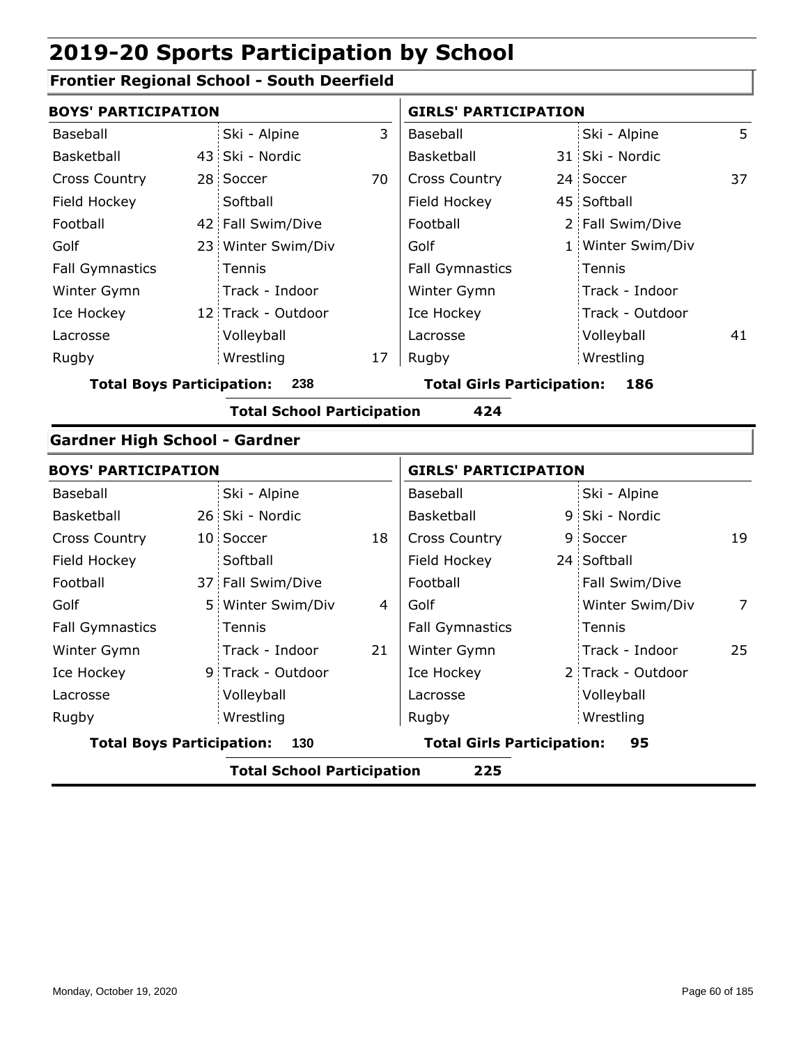# 2019-20 Sports Participation by School

## Frontier Regional School - South Deerfield

| BOYS' PARTICIPATION | | | | GIRLS' PARTICIPATION | | | |
|---|---|---|---|---|---|---|---|
| Baseball | | Ski - Alpine | 3 | Baseball | | Ski - Alpine | 5 |
| Basketball | 43 | Ski - Nordic | | Basketball | 31 | Ski - Nordic | |
| Cross Country | 28 | Soccer | 70 | Cross Country | 24 | Soccer | 37 |
| Field Hockey | | Softball | | Field Hockey | 45 | Softball | |
| Football | 42 | Fall Swim/Dive | | Football | 2 | Fall Swim/Dive | |
| Golf | 23 | Winter Swim/Div | | Golf | 1 | Winter Swim/Div | |
| Fall Gymnastics | | Tennis | | Fall Gymnastics | | Tennis | |
| Winter Gymn | | Track - Indoor | | Winter Gymn | | Track - Indoor | |
| Ice Hockey | 12 | Track - Outdoor | | Ice Hockey | | Track - Outdoor | |
| Lacrosse | | Volleyball | | Lacrosse | | Volleyball | 41 |
| Rugby | | Wrestling | 17 | Rugby | | Wrestling | |

**Total Boys Participation: 238**  **Total Girls Participation: 186**

**Total School Participation 424**

## Gardner High School - Gardner

| BOYS' PARTICIPATION | | | | GIRLS' PARTICIPATION | | | |
|---|---|---|---|---|---|---|---|
| Baseball | | Ski - Alpine | | Baseball | | Ski - Alpine | |
| Basketball | 26 | Ski - Nordic | | Basketball | 9 | Ski - Nordic | |
| Cross Country | 10 | Soccer | 18 | Cross Country | 9 | Soccer | 19 |
| Field Hockey | | Softball | | Field Hockey | 24 | Softball | |
| Football | 37 | Fall Swim/Dive | | Football | | Fall Swim/Dive | |
| Golf | 5 | Winter Swim/Div | 4 | Golf | | Winter Swim/Div | 7 |
| Fall Gymnastics | | Tennis | | Fall Gymnastics | | Tennis | |
| Winter Gymn | | Track - Indoor | 21 | Winter Gymn | | Track - Indoor | 25 |
| Ice Hockey | 9 | Track - Outdoor | | Ice Hockey | 2 | Track - Outdoor | |
| Lacrosse | | Volleyball | | Lacrosse | | Volleyball | |
| Rugby | | Wrestling | | Rugby | | Wrestling | |

**Total Boys Participation: 130**  **Total Girls Participation: 95**

**Total School Participation 225**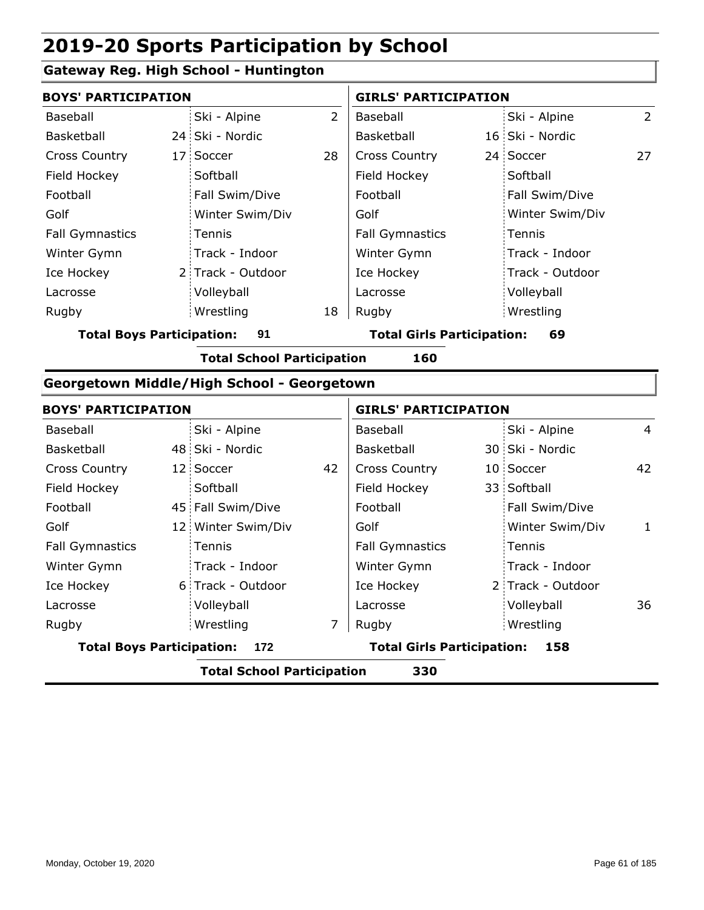# 2019-20 Sports Participation by School

## Gateway Reg. High School - Huntington

| BOYS' PARTICIPATION | | | | GIRLS' PARTICIPATION | | | |
|---|---|---|---|---|---|---|---|
| Baseball | | Ski - Alpine | 2 | Baseball | | Ski - Alpine | 2 |
| Basketball | 24 | Ski - Nordic | | Basketball | 16 | Ski - Nordic | |
| Cross Country | 17 | Soccer | 28 | Cross Country | 24 | Soccer | 27 |
| Field Hockey | | Softball | | Field Hockey | | Softball | |
| Football | | Fall Swim/Dive | | Football | | Fall Swim/Dive | |
| Golf | | Winter Swim/Div | | Golf | | Winter Swim/Div | |
| Fall Gymnastics | | Tennis | | Fall Gymnastics | | Tennis | |
| Winter Gymn | | Track - Indoor | | Winter Gymn | | Track - Indoor | |
| Ice Hockey | 2 | Track - Outdoor | | Ice Hockey | | Track - Outdoor | |
| Lacrosse | | Volleyball | | Lacrosse | | Volleyball | |
| Rugby | | Wrestling | 18 | Rugby | | Wrestling | |

**Total Boys Participation: 91** **Total Girls Participation: 69**

**Total School Participation 160**

## Georgetown Middle/High School - Georgetown

| BOYS' PARTICIPATION | | | | GIRLS' PARTICIPATION | | | |
|---|---|---|---|---|---|---|---|
| Baseball | | Ski - Alpine | | Baseball | | Ski - Alpine | 4 |
| Basketball | 48 | Ski - Nordic | | Basketball | 30 | Ski - Nordic | |
| Cross Country | 12 | Soccer | 42 | Cross Country | 10 | Soccer | 42 |
| Field Hockey | | Softball | | Field Hockey | 33 | Softball | |
| Football | 45 | Fall Swim/Dive | | Football | | Fall Swim/Dive | |
| Golf | 12 | Winter Swim/Div | | Golf | | Winter Swim/Div | 1 |
| Fall Gymnastics | | Tennis | | Fall Gymnastics | | Tennis | |
| Winter Gymn | | Track - Indoor | | Winter Gymn | | Track - Indoor | |
| Ice Hockey | 6 | Track - Outdoor | | Ice Hockey | 2 | Track - Outdoor | |
| Lacrosse | | Volleyball | | Lacrosse | | Volleyball | 36 |
| Rugby | | Wrestling | 7 | Rugby | | Wrestling | |

**Total Boys Participation: 172** **Total Girls Participation: 158**

**Total School Participation 330**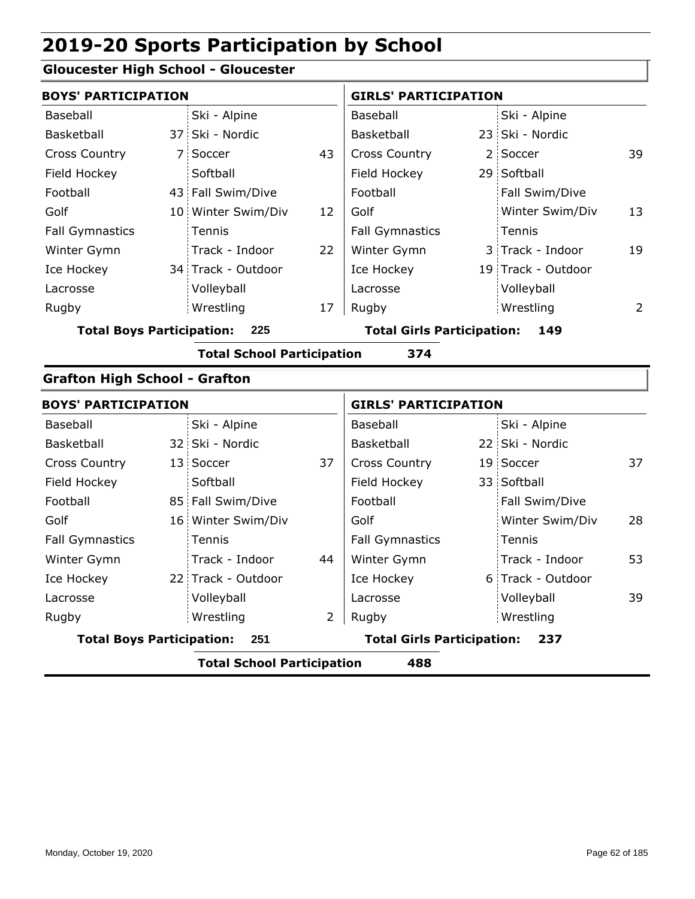# 2019-20 Sports Participation by School

## Gloucester High School - Gloucester

| BOYS' PARTICIPATION | | | | GIRLS' PARTICIPATION | | | |
|---|---|---|---|---|---|---|---|
| Baseball | | Ski - Alpine | | Baseball | | Ski - Alpine | |
| Basketball | 37 | Ski - Nordic | | Basketball | 23 | Ski - Nordic | |
| Cross Country | 7 | Soccer | 43 | Cross Country | 2 | Soccer | 39 |
| Field Hockey | | Softball | | Field Hockey | 29 | Softball | |
| Football | 43 | Fall Swim/Dive | | Football | | Fall Swim/Dive | |
| Golf | 10 | Winter Swim/Div | 12 | Golf | | Winter Swim/Div | 13 |
| Fall Gymnastics | | Tennis | | Fall Gymnastics | | Tennis | |
| Winter Gymn | | Track - Indoor | 22 | Winter Gymn | 3 | Track - Indoor | 19 |
| Ice Hockey | 34 | Track - Outdoor | | Ice Hockey | 19 | Track - Outdoor | |
| Lacrosse | | Volleyball | | Lacrosse | | Volleyball | |
| Rugby | | Wrestling | 17 | Rugby | | Wrestling | 2 |

**Total Boys Participation: 225** **Total Girls Participation: 149**

**Total School Participation 374**

## Grafton High School - Grafton

| BOYS' PARTICIPATION | | | | GIRLS' PARTICIPATION | | | |
|---|---|---|---|---|---|---|---|
| Baseball | | Ski - Alpine | | Baseball | | Ski - Alpine | |
| Basketball | 32 | Ski - Nordic | | Basketball | 22 | Ski - Nordic | |
| Cross Country | 13 | Soccer | 37 | Cross Country | 19 | Soccer | 37 |
| Field Hockey | | Softball | | Field Hockey | 33 | Softball | |
| Football | 85 | Fall Swim/Dive | | Football | | Fall Swim/Dive | |
| Golf | 16 | Winter Swim/Div | | Golf | | Winter Swim/Div | 28 |
| Fall Gymnastics | | Tennis | | Fall Gymnastics | | Tennis | |
| Winter Gymn | | Track - Indoor | 44 | Winter Gymn | | Track - Indoor | 53 |
| Ice Hockey | 22 | Track - Outdoor | | Ice Hockey | 6 | Track - Outdoor | |
| Lacrosse | | Volleyball | | Lacrosse | | Volleyball | 39 |
| Rugby | | Wrestling | 2 | Rugby | | Wrestling | |

**Total Boys Participation: 251** **Total Girls Participation: 237**

**Total School Participation 488**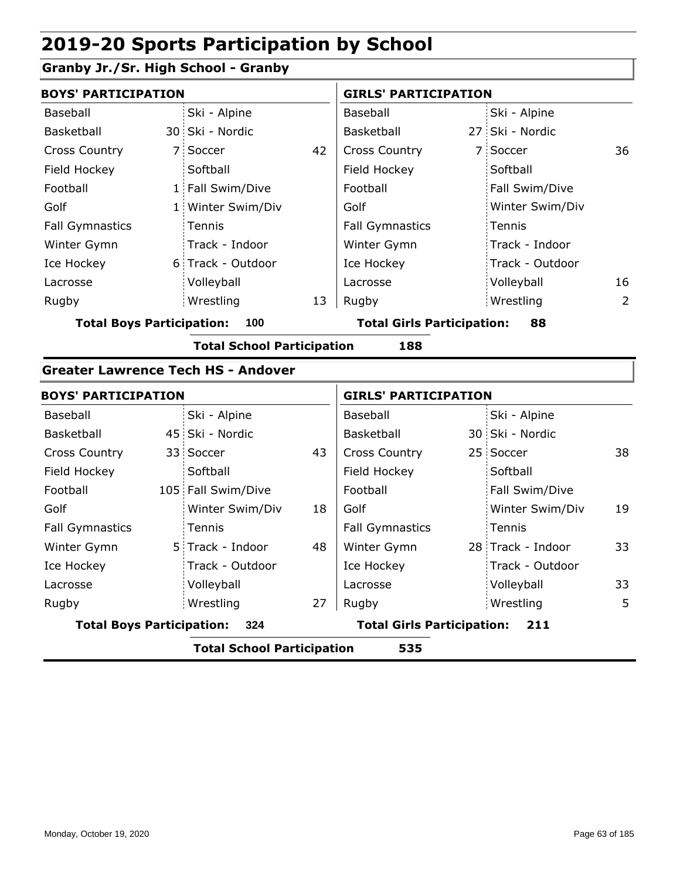# 2019-20 Sports Participation by School

## Granby Jr./Sr. High School - Granby

| BOYS' PARTICIPATION | | | | GIRLS' PARTICIPATION | | | |
|---|---|---|---|---|---|---|---|
| Baseball | | Ski - Alpine | | Baseball | | Ski - Alpine | |
| Basketball | 30 | Ski - Nordic | | Basketball | 27 | Ski - Nordic | |
| Cross Country | 7 | Soccer | 42 | Cross Country | 7 | Soccer | 36 |
| Field Hockey | | Softball | | Field Hockey | | Softball | |
| Football | 1 | Fall Swim/Dive | | Football | | Fall Swim/Dive | |
| Golf | 1 | Winter Swim/Div | | Golf | | Winter Swim/Div | |
| Fall Gymnastics | | Tennis | | Fall Gymnastics | | Tennis | |
| Winter Gymn | | Track - Indoor | | Winter Gymn | | Track - Indoor | |
| Ice Hockey | 6 | Track - Outdoor | | Ice Hockey | | Track - Outdoor | |
| Lacrosse | | Volleyball | | Lacrosse | | Volleyball | 16 |
| Rugby | | Wrestling | 13 | Rugby | | Wrestling | 2 |

**Total Boys Participation: 100** **Total Girls Participation: 88**

**Total School Participation 188**

## Greater Lawrence Tech HS - Andover

| BOYS' PARTICIPATION | | | | GIRLS' PARTICIPATION | | | |
|---|---|---|---|---|---|---|---|
| Baseball | | Ski - Alpine | | Baseball | | Ski - Alpine | |
| Basketball | 45 | Ski - Nordic | | Basketball | 30 | Ski - Nordic | |
| Cross Country | 33 | Soccer | 43 | Cross Country | 25 | Soccer | 38 |
| Field Hockey | | Softball | | Field Hockey | | Softball | |
| Football | 105 | Fall Swim/Dive | | Football | | Fall Swim/Dive | |
| Golf | | Winter Swim/Div | 18 | Golf | | Winter Swim/Div | 19 |
| Fall Gymnastics | | Tennis | | Fall Gymnastics | | Tennis | |
| Winter Gymn | 5 | Track - Indoor | 48 | Winter Gymn | 28 | Track - Indoor | 33 |
| Ice Hockey | | Track - Outdoor | | Ice Hockey | | Track - Outdoor | |
| Lacrosse | | Volleyball | | Lacrosse | | Volleyball | 33 |
| Rugby | | Wrestling | 27 | Rugby | | Wrestling | 5 |

**Total Boys Participation: 324** **Total Girls Participation: 211**

**Total School Participation 535**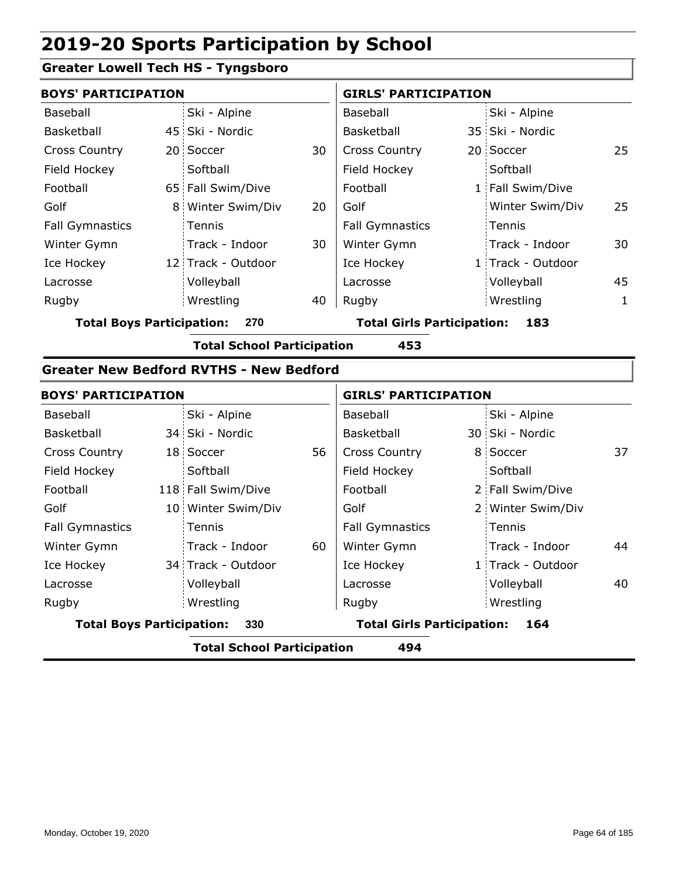# 2019-20 Sports Participation by School

## Greater Lowell Tech HS - Tyngsboro

| BOYS' PARTICIPATION | | | | GIRLS' PARTICIPATION | | | |
|---|---|---|---|---|---|---|---|
| Baseball | | Ski - Alpine | | Baseball | | Ski - Alpine | |
| Basketball | 45 | Ski - Nordic | | Basketball | 35 | Ski - Nordic | |
| Cross Country | 20 | Soccer | 30 | Cross Country | 20 | Soccer | 25 |
| Field Hockey | | Softball | | Field Hockey | | Softball | |
| Football | 65 | Fall Swim/Dive | | Football | 1 | Fall Swim/Dive | |
| Golf | 8 | Winter Swim/Div | 20 | Golf | | Winter Swim/Div | 25 |
| Fall Gymnastics | | Tennis | | Fall Gymnastics | | Tennis | |
| Winter Gymn | | Track - Indoor | 30 | Winter Gymn | | Track - Indoor | 30 |
| Ice Hockey | 12 | Track - Outdoor | | Ice Hockey | 1 | Track - Outdoor | |
| Lacrosse | | Volleyball | | Lacrosse | | Volleyball | 45 |
| Rugby | | Wrestling | 40 | Rugby | | Wrestling | 1 |

**Total Boys Participation: 270** **Total Girls Participation: 183**

**Total School Participation 453**

## Greater New Bedford RVTHS - New Bedford

| BOYS' PARTICIPATION | | | | GIRLS' PARTICIPATION | | | |
|---|---|---|---|---|---|---|---|
| Baseball | | Ski - Alpine | | Baseball | | Ski - Alpine | |
| Basketball | 34 | Ski - Nordic | | Basketball | 30 | Ski - Nordic | |
| Cross Country | 18 | Soccer | 56 | Cross Country | 8 | Soccer | 37 |
| Field Hockey | | Softball | | Field Hockey | | Softball | |
| Football | 118 | Fall Swim/Dive | | Football | 2 | Fall Swim/Dive | |
| Golf | 10 | Winter Swim/Div | | Golf | 2 | Winter Swim/Div | |
| Fall Gymnastics | | Tennis | | Fall Gymnastics | | Tennis | |
| Winter Gymn | | Track - Indoor | 60 | Winter Gymn | | Track - Indoor | 44 |
| Ice Hockey | 34 | Track - Outdoor | | Ice Hockey | 1 | Track - Outdoor | |
| Lacrosse | | Volleyball | | Lacrosse | | Volleyball | 40 |
| Rugby | | Wrestling | | Rugby | | Wrestling | |

**Total Boys Participation: 330** **Total Girls Participation: 164**

**Total School Participation 494**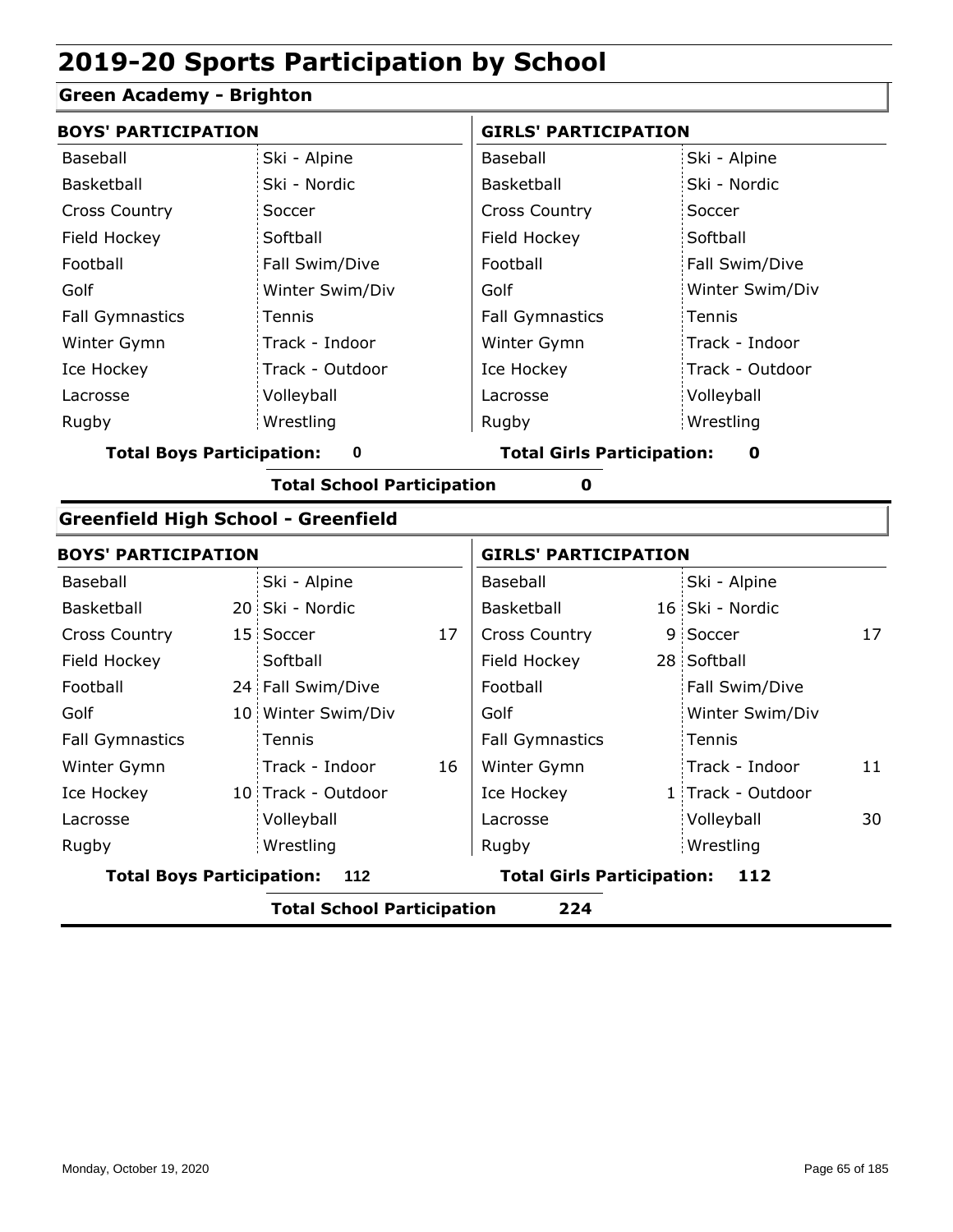# 2019-20 Sports Participation by School

## Green Academy - Brighton

| BOYS' PARTICIPATION | | | | GIRLS' PARTICIPATION | | | |
|---|---|---|---|---|---|---|---|
| Baseball | | Ski - Alpine | | Baseball | | Ski - Alpine | |
| Basketball | | Ski - Nordic | | Basketball | | Ski - Nordic | |
| Cross Country | | Soccer | | Cross Country | | Soccer | |
| Field Hockey | | Softball | | Field Hockey | | Softball | |
| Football | | Fall Swim/Dive | | Football | | Fall Swim/Dive | |
| Golf | | Winter Swim/Div | | Golf | | Winter Swim/Div | |
| Fall Gymnastics | | Tennis | | Fall Gymnastics | | Tennis | |
| Winter Gymn | | Track - Indoor | | Winter Gymn | | Track - Indoor | |
| Ice Hockey | | Track - Outdoor | | Ice Hockey | | Track - Outdoor | |
| Lacrosse | | Volleyball | | Lacrosse | | Volleyball | |
| Rugby | | Wrestling | | Rugby | | Wrestling | |

**Total Boys Participation: 0** | **Total Girls Participation: 0**

**Total School Participation 0**

## Greenfield High School - Greenfield

| BOYS' PARTICIPATION | | | | GIRLS' PARTICIPATION | | | |
|---|---|---|---|---|---|---|---|
| Baseball | | Ski - Alpine | | Baseball | | Ski - Alpine | |
| Basketball | 20 | Ski - Nordic | | Basketball | 16 | Ski - Nordic | |
| Cross Country | 15 | Soccer | 17 | Cross Country | 9 | Soccer | 17 |
| Field Hockey | | Softball | | Field Hockey | 28 | Softball | |
| Football | 24 | Fall Swim/Dive | | Football | | Fall Swim/Dive | |
| Golf | 10 | Winter Swim/Div | | Golf | | Winter Swim/Div | |
| Fall Gymnastics | | Tennis | | Fall Gymnastics | | Tennis | |
| Winter Gymn | | Track - Indoor | 16 | Winter Gymn | | Track - Indoor | 11 |
| Ice Hockey | 10 | Track - Outdoor | | Ice Hockey | 1 | Track - Outdoor | |
| Lacrosse | | Volleyball | | Lacrosse | | Volleyball | 30 |
| Rugby | | Wrestling | | Rugby | | Wrestling | |

**Total Boys Participation: 112** | **Total Girls Participation: 112**

**Total School Participation 224**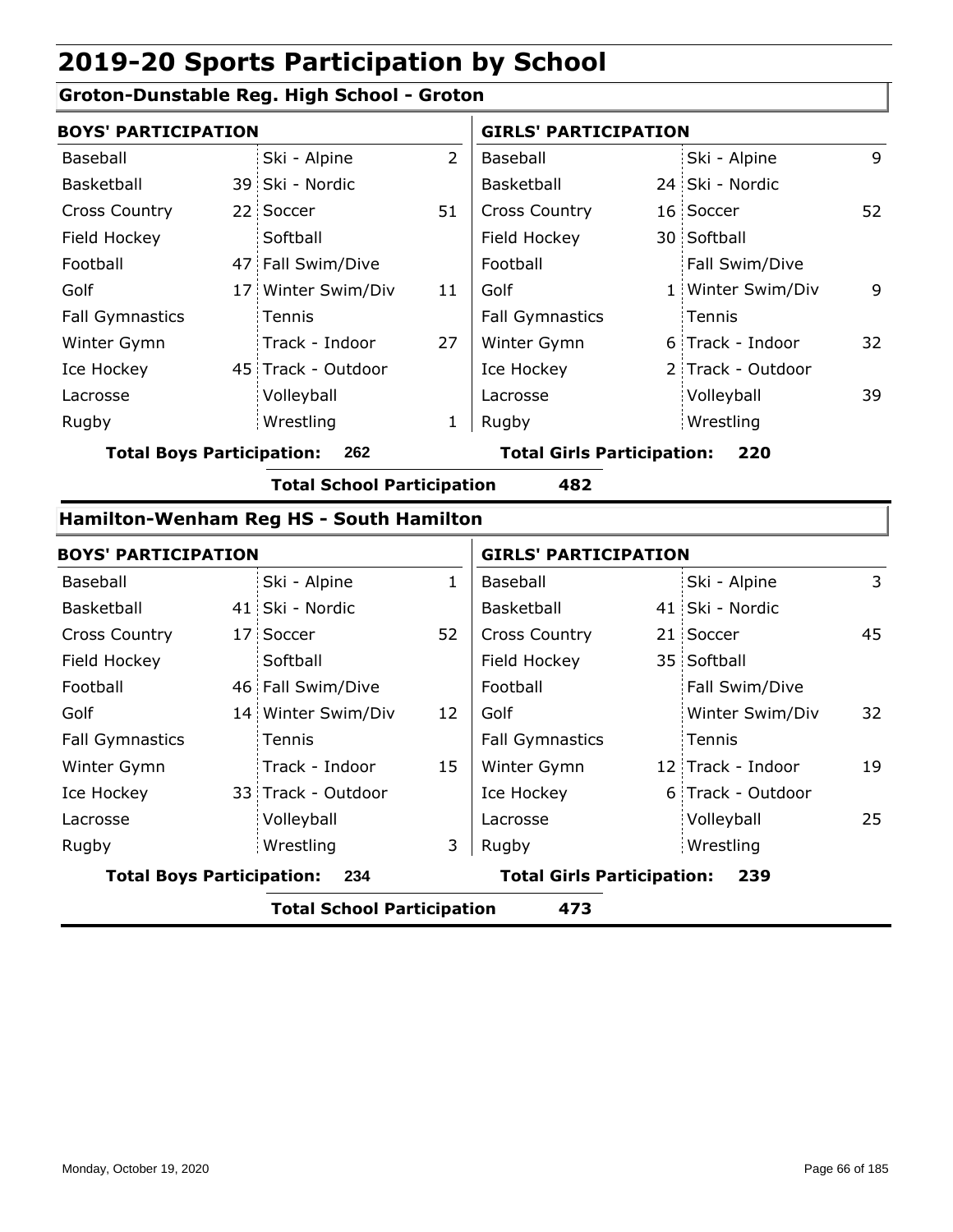# 2019-20 Sports Participation by School

## Groton-Dunstable Reg. High School - Groton

| BOYS' PARTICIPATION | | | | GIRLS' PARTICIPATION | | | |
|---|---|---|---|---|---|---|---|
| Baseball | | Ski - Alpine | 2 | Baseball | | Ski - Alpine | 9 |
| Basketball | 39 | Ski - Nordic | | Basketball | 24 | Ski - Nordic | |
| Cross Country | 22 | Soccer | 51 | Cross Country | 16 | Soccer | 52 |
| Field Hockey | | Softball | | Field Hockey | 30 | Softball | |
| Football | 47 | Fall Swim/Dive | | Football | | Fall Swim/Dive | |
| Golf | 17 | Winter Swim/Div | 11 | Golf | 1 | Winter Swim/Div | 9 |
| Fall Gymnastics | | Tennis | | Fall Gymnastics | | Tennis | |
| Winter Gymn | | Track - Indoor | 27 | Winter Gymn | 6 | Track - Indoor | 32 |
| Ice Hockey | 45 | Track - Outdoor | | Ice Hockey | 2 | Track - Outdoor | |
| Lacrosse | | Volleyball | | Lacrosse | | Volleyball | 39 |
| Rugby | | Wrestling | 1 | Rugby | | Wrestling | |

**Total Boys Participation: 262** **Total Girls Participation: 220**

**Total School Participation 482**

## Hamilton-Wenham Reg HS - South Hamilton

| BOYS' PARTICIPATION | | | | GIRLS' PARTICIPATION | | | |
|---|---|---|---|---|---|---|---|
| Baseball | | Ski - Alpine | 1 | Baseball | | Ski - Alpine | 3 |
| Basketball | 41 | Ski - Nordic | | Basketball | 41 | Ski - Nordic | |
| Cross Country | 17 | Soccer | 52 | Cross Country | 21 | Soccer | 45 |
| Field Hockey | | Softball | | Field Hockey | 35 | Softball | |
| Football | 46 | Fall Swim/Dive | | Football | | Fall Swim/Dive | |
| Golf | 14 | Winter Swim/Div | 12 | Golf | | Winter Swim/Div | 32 |
| Fall Gymnastics | | Tennis | | Fall Gymnastics | | Tennis | |
| Winter Gymn | | Track - Indoor | 15 | Winter Gymn | 12 | Track - Indoor | 19 |
| Ice Hockey | 33 | Track - Outdoor | | Ice Hockey | 6 | Track - Outdoor | |
| Lacrosse | | Volleyball | | Lacrosse | | Volleyball | 25 |
| Rugby | | Wrestling | 3 | Rugby | | Wrestling | |

**Total Boys Participation: 234** **Total Girls Participation: 239**

**Total School Participation 473**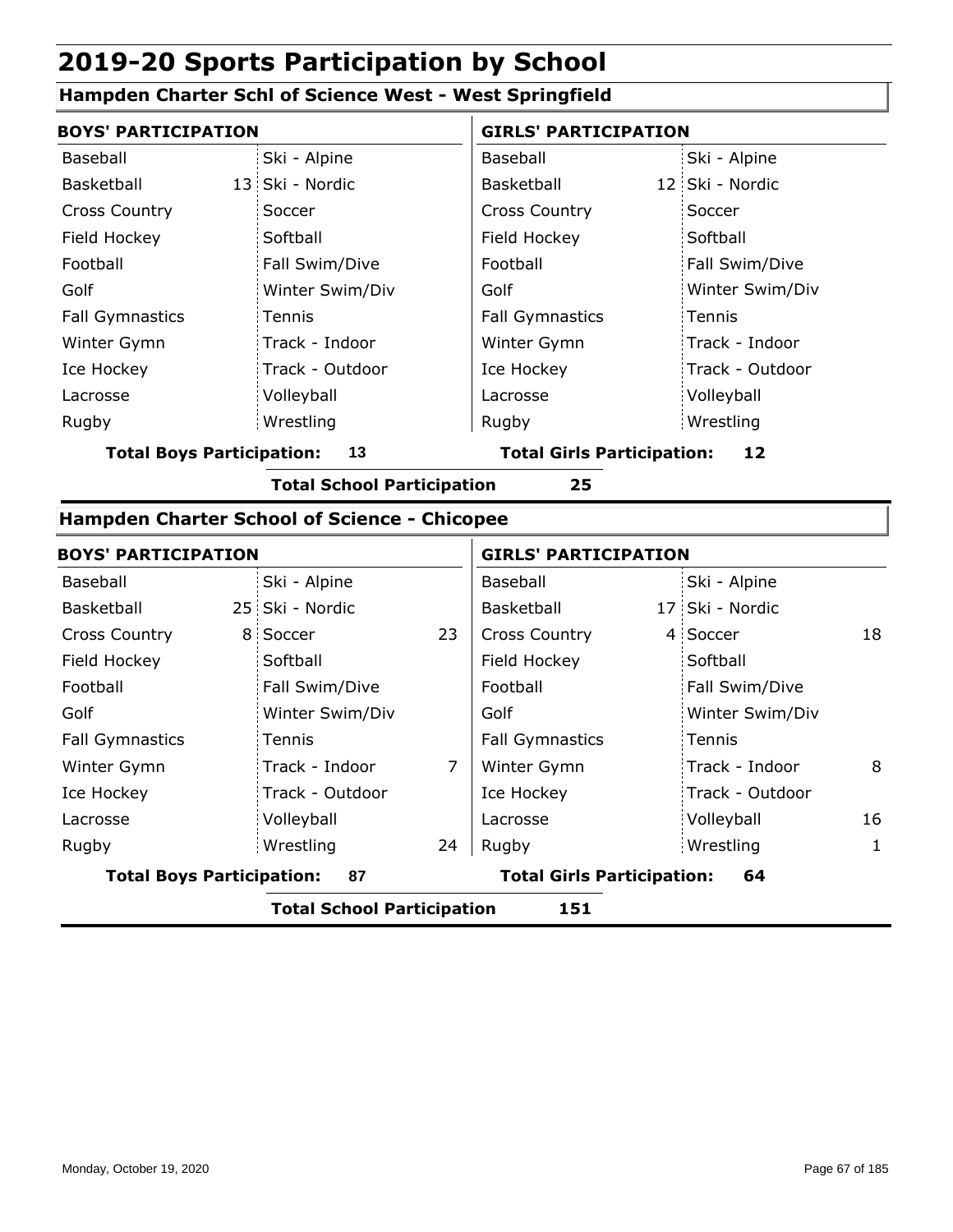# 2019-20 Sports Participation by School

## Hampden Charter Schl of Science West - West Springfield

| BOYS' PARTICIPATION | | | | GIRLS' PARTICIPATION | | | |
|---|---|---|---|---|---|---|---|
| Baseball | | Ski - Alpine | | Baseball | | Ski - Alpine | |
| Basketball | 13 | Ski - Nordic | | Basketball | 12 | Ski - Nordic | |
| Cross Country | | Soccer | | Cross Country | | Soccer | |
| Field Hockey | | Softball | | Field Hockey | | Softball | |
| Football | | Fall Swim/Dive | | Football | | Fall Swim/Dive | |
| Golf | | Winter Swim/Div | | Golf | | Winter Swim/Div | |
| Fall Gymnastics | | Tennis | | Fall Gymnastics | | Tennis | |
| Winter Gymn | | Track - Indoor | | Winter Gymn | | Track - Indoor | |
| Ice Hockey | | Track - Outdoor | | Ice Hockey | | Track - Outdoor | |
| Lacrosse | | Volleyball | | Lacrosse | | Volleyball | |
| Rugby | | Wrestling | | Rugby | | Wrestling | |

**Total Boys Participation: 13** **Total Girls Participation: 12**

**Total School Participation 25**

## Hampden Charter School of Science - Chicopee

| BOYS' PARTICIPATION | | | | GIRLS' PARTICIPATION | | | |
|---|---|---|---|---|---|---|---|
| Baseball | | Ski - Alpine | | Baseball | | Ski - Alpine | |
| Basketball | 25 | Ski - Nordic | | Basketball | 17 | Ski - Nordic | |
| Cross Country | 8 | Soccer | 23 | Cross Country | 4 | Soccer | 18 |
| Field Hockey | | Softball | | Field Hockey | | Softball | |
| Football | | Fall Swim/Dive | | Football | | Fall Swim/Dive | |
| Golf | | Winter Swim/Div | | Golf | | Winter Swim/Div | |
| Fall Gymnastics | | Tennis | | Fall Gymnastics | | Tennis | |
| Winter Gymn | | Track - Indoor | 7 | Winter Gymn | | Track - Indoor | 8 |
| Ice Hockey | | Track - Outdoor | | Ice Hockey | | Track - Outdoor | |
| Lacrosse | | Volleyball | | Lacrosse | | Volleyball | 16 |
| Rugby | | Wrestling | 24 | Rugby | | Wrestling | 1 |

**Total Boys Participation: 87** **Total Girls Participation: 64**

**Total School Participation 151**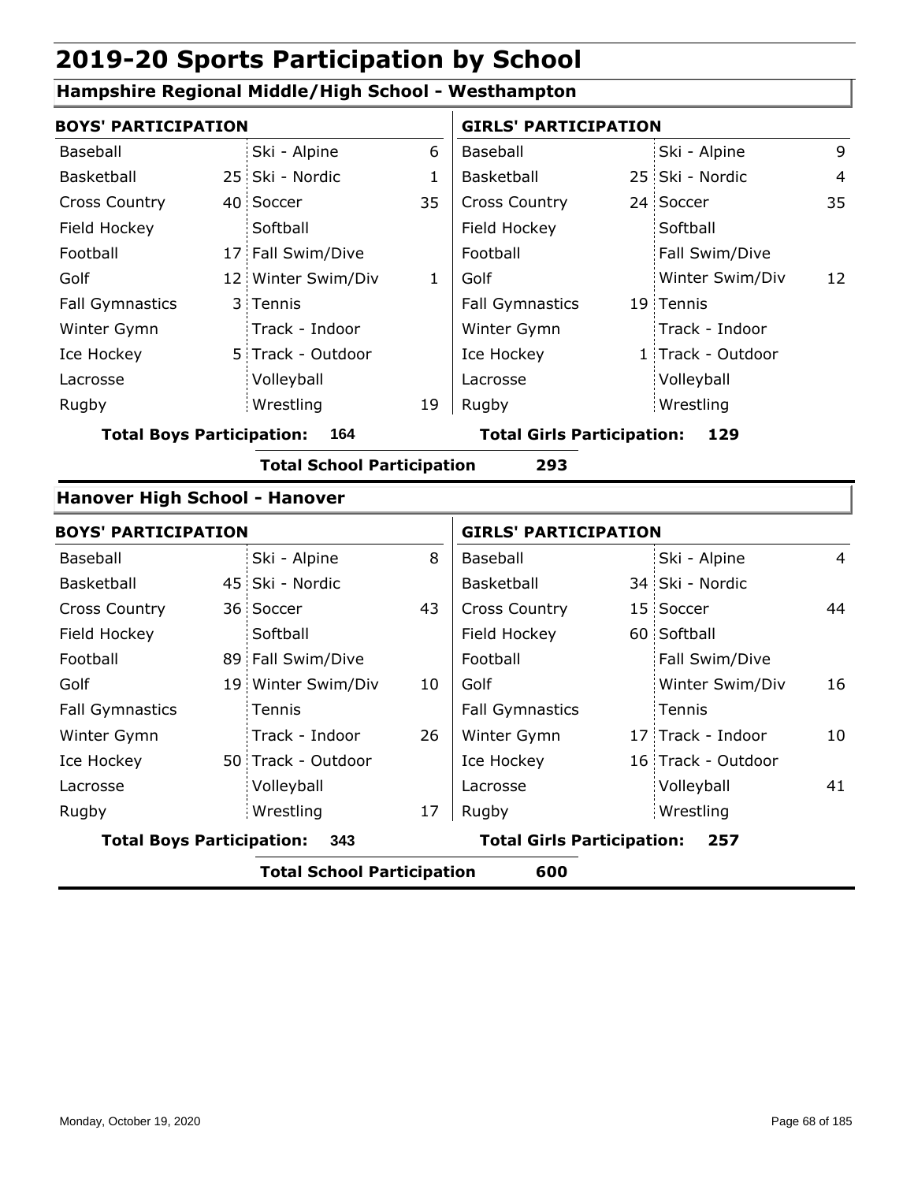# 2019-20 Sports Participation by School

## Hampshire Regional Middle/High School - Westhampton

| BOYS' PARTICIPATION | | | | GIRLS' PARTICIPATION | | | |
|---|---|---|---|---|---|---|---|
| Baseball | | Ski - Alpine | 6 | Baseball | | Ski - Alpine | 9 |
| Basketball | 25 | Ski - Nordic | 1 | Basketball | 25 | Ski - Nordic | 4 |
| Cross Country | 40 | Soccer | 35 | Cross Country | 24 | Soccer | 35 |
| Field Hockey | | Softball | | Field Hockey | | Softball | |
| Football | 17 | Fall Swim/Dive | | Football | | Fall Swim/Dive | |
| Golf | 12 | Winter Swim/Div | 1 | Golf | | Winter Swim/Div | 12 |
| Fall Gymnastics | 3 | Tennis | | Fall Gymnastics | 19 | Tennis | |
| Winter Gymn | | Track - Indoor | | Winter Gymn | | Track - Indoor | |
| Ice Hockey | 5 | Track - Outdoor | | Ice Hockey | 1 | Track - Outdoor | |
| Lacrosse | | Volleyball | | Lacrosse | | Volleyball | |
| Rugby | | Wrestling | 19 | Rugby | | Wrestling | |

**Total Boys Participation: 164** **Total Girls Participation: 129**

**Total School Participation 293**

## Hanover High School - Hanover

| BOYS' PARTICIPATION | | | | GIRLS' PARTICIPATION | | | |
|---|---|---|---|---|---|---|---|
| Baseball | | Ski - Alpine | 8 | Baseball | | Ski - Alpine | 4 |
| Basketball | 45 | Ski - Nordic | | Basketball | 34 | Ski - Nordic | |
| Cross Country | 36 | Soccer | 43 | Cross Country | 15 | Soccer | 44 |
| Field Hockey | | Softball | | Field Hockey | 60 | Softball | |
| Football | 89 | Fall Swim/Dive | | Football | | Fall Swim/Dive | |
| Golf | 19 | Winter Swim/Div | 10 | Golf | | Winter Swim/Div | 16 |
| Fall Gymnastics | | Tennis | | Fall Gymnastics | | Tennis | |
| Winter Gymn | | Track - Indoor | 26 | Winter Gymn | 17 | Track - Indoor | 10 |
| Ice Hockey | 50 | Track - Outdoor | | Ice Hockey | 16 | Track - Outdoor | |
| Lacrosse | | Volleyball | | Lacrosse | | Volleyball | 41 |
| Rugby | | Wrestling | 17 | Rugby | | Wrestling | |

**Total Boys Participation: 343** **Total Girls Participation: 257**

**Total School Participation 600**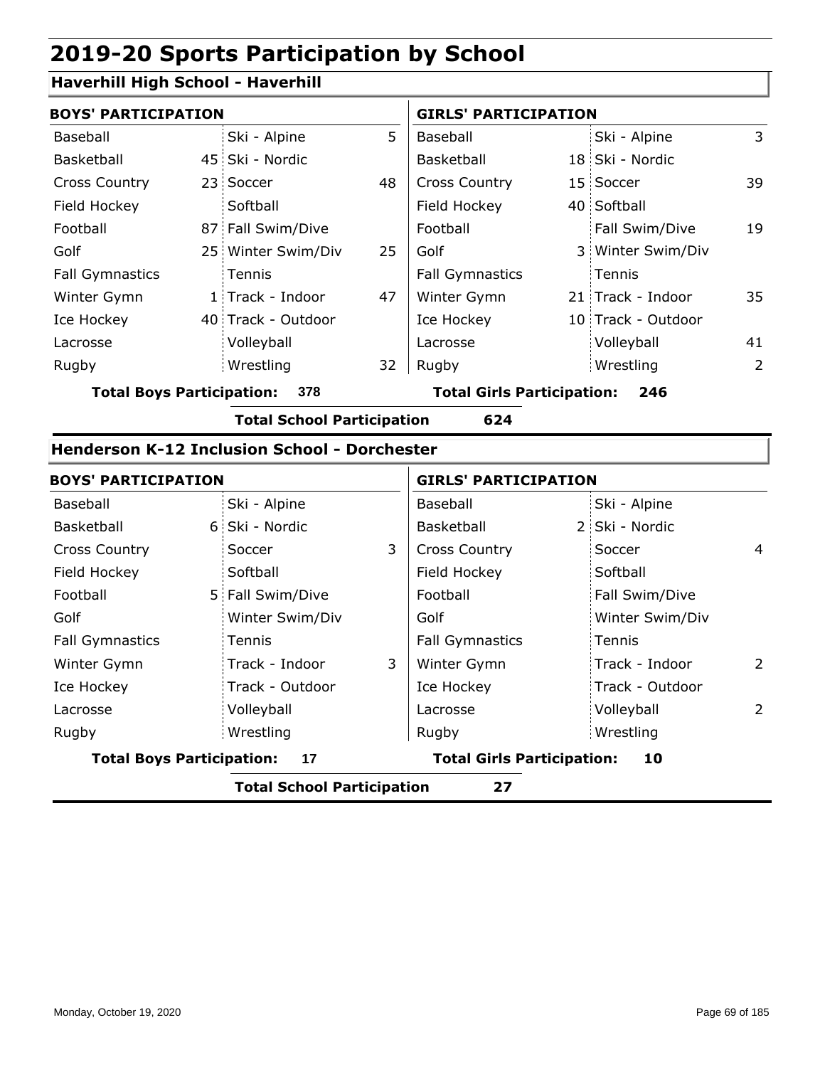# 2019-20 Sports Participation by School

## Haverhill High School - Haverhill

| BOYS' PARTICIPATION | | | | GIRLS' PARTICIPATION | | | |
|---|---|---|---|---|---|---|---|
| Baseball | | Ski - Alpine | 5 | Baseball | | Ski - Alpine | 3 |
| Basketball | 45 | Ski - Nordic | | Basketball | 18 | Ski - Nordic | |
| Cross Country | 23 | Soccer | 48 | Cross Country | 15 | Soccer | 39 |
| Field Hockey | | Softball | | Field Hockey | 40 | Softball | |
| Football | 87 | Fall Swim/Dive | | Football | | Fall Swim/Dive | 19 |
| Golf | 25 | Winter Swim/Div | 25 | Golf | 3 | Winter Swim/Div | |
| Fall Gymnastics | | Tennis | | Fall Gymnastics | | Tennis | |
| Winter Gymn | 1 | Track - Indoor | 47 | Winter Gymn | 21 | Track - Indoor | 35 |
| Ice Hockey | 40 | Track - Outdoor | | Ice Hockey | 10 | Track - Outdoor | |
| Lacrosse | | Volleyball | | Lacrosse | | Volleyball | 41 |
| Rugby | | Wrestling | 32 | Rugby | | Wrestling | 2 |

**Total Boys Participation: 378** **Total Girls Participation: 246**

**Total School Participation 624**

## Henderson K-12 Inclusion School - Dorchester

| BOYS' PARTICIPATION | | | | GIRLS' PARTICIPATION | | | |
|---|---|---|---|---|---|---|---|
| Baseball | | Ski - Alpine | | Baseball | | Ski - Alpine | |
| Basketball | 6 | Ski - Nordic | | Basketball | 2 | Ski - Nordic | |
| Cross Country | | Soccer | 3 | Cross Country | | Soccer | 4 |
| Field Hockey | | Softball | | Field Hockey | | Softball | |
| Football | 5 | Fall Swim/Dive | | Football | | Fall Swim/Dive | |
| Golf | | Winter Swim/Div | | Golf | | Winter Swim/Div | |
| Fall Gymnastics | | Tennis | | Fall Gymnastics | | Tennis | |
| Winter Gymn | | Track - Indoor | 3 | Winter Gymn | | Track - Indoor | 2 |
| Ice Hockey | | Track - Outdoor | | Ice Hockey | | Track - Outdoor | |
| Lacrosse | | Volleyball | | Lacrosse | | Volleyball | 2 |
| Rugby | | Wrestling | | Rugby | | Wrestling | |

**Total Boys Participation: 17** **Total Girls Participation: 10**

**Total School Participation 27**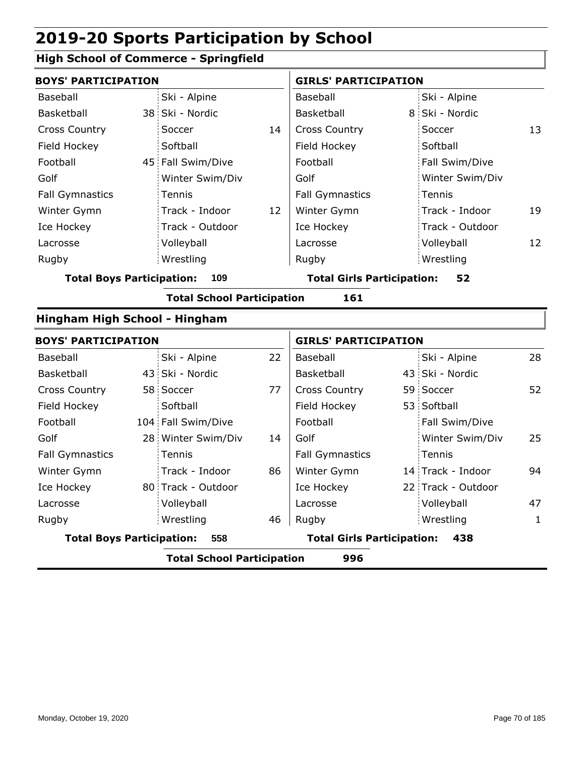# 2019-20 Sports Participation by School

## High School of Commerce - Springfield

| BOYS' PARTICIPATION | | | | GIRLS' PARTICIPATION | | | |
|---|---|---|---|---|---|---|---|
| Baseball | | Ski - Alpine | | Baseball | | Ski - Alpine | |
| Basketball | 38 | Ski - Nordic | | Basketball | 8 | Ski - Nordic | |
| Cross Country | | Soccer | 14 | Cross Country | | Soccer | 13 |
| Field Hockey | | Softball | | Field Hockey | | Softball | |
| Football | 45 | Fall Swim/Dive | | Football | | Fall Swim/Dive | |
| Golf | | Winter Swim/Div | | Golf | | Winter Swim/Div | |
| Fall Gymnastics | | Tennis | | Fall Gymnastics | | Tennis | |
| Winter Gymn | | Track - Indoor | 12 | Winter Gymn | | Track - Indoor | 19 |
| Ice Hockey | | Track - Outdoor | | Ice Hockey | | Track - Outdoor | |
| Lacrosse | | Volleyball | | Lacrosse | | Volleyball | 12 |
| Rugby | | Wrestling | | Rugby | | Wrestling | |

**Total Boys Participation: 109** | **Total Girls Participation: 52**

**Total School Participation 161**

## Hingham High School - Hingham

| BOYS' PARTICIPATION | | | | GIRLS' PARTICIPATION | | | |
|---|---|---|---|---|---|---|---|
| Baseball | | Ski - Alpine | 22 | Baseball | | Ski - Alpine | 28 |
| Basketball | 43 | Ski - Nordic | | Basketball | 43 | Ski - Nordic | |
| Cross Country | 58 | Soccer | 77 | Cross Country | 59 | Soccer | 52 |
| Field Hockey | | Softball | | Field Hockey | 53 | Softball | |
| Football | 104 | Fall Swim/Dive | | Football | | Fall Swim/Dive | |
| Golf | 28 | Winter Swim/Div | 14 | Golf | | Winter Swim/Div | 25 |
| Fall Gymnastics | | Tennis | | Fall Gymnastics | | Tennis | |
| Winter Gymn | | Track - Indoor | 86 | Winter Gymn | 14 | Track - Indoor | 94 |
| Ice Hockey | 80 | Track - Outdoor | | Ice Hockey | 22 | Track - Outdoor | |
| Lacrosse | | Volleyball | | Lacrosse | | Volleyball | 47 |
| Rugby | | Wrestling | 46 | Rugby | | Wrestling | 1 |

**Total Boys Participation: 558** | **Total Girls Participation: 438**

**Total School Participation 996**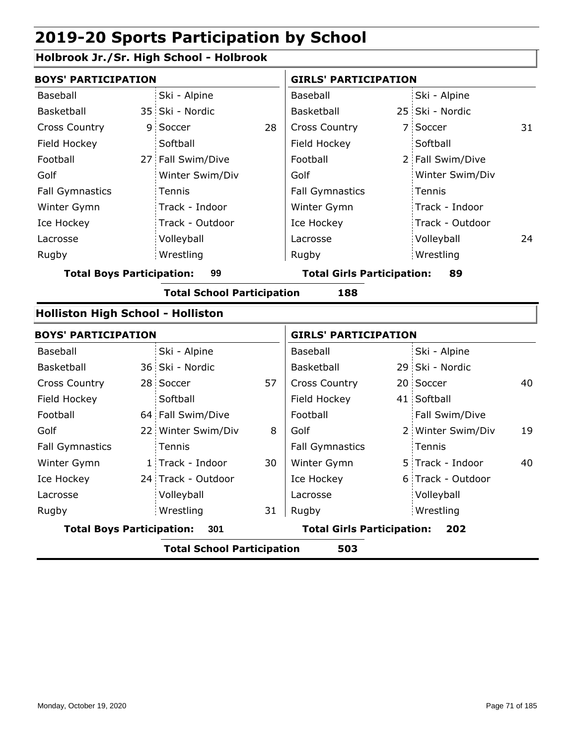# 2019-20 Sports Participation by School

## Holbrook Jr./Sr. High School - Holbrook

| BOYS' PARTICIPATION | | | | GIRLS' PARTICIPATION | | | |
|---|---|---|---|---|---|---|---|
| Baseball | | Ski - Alpine | | Baseball | | Ski - Alpine | |
| Basketball | 35 | Ski - Nordic | | Basketball | 25 | Ski - Nordic | |
| Cross Country | 9 | Soccer | 28 | Cross Country | 7 | Soccer | 31 |
| Field Hockey | | Softball | | Field Hockey | | Softball | |
| Football | 27 | Fall Swim/Dive | | Football | 2 | Fall Swim/Dive | |
| Golf | | Winter Swim/Div | | Golf | | Winter Swim/Div | |
| Fall Gymnastics | | Tennis | | Fall Gymnastics | | Tennis | |
| Winter Gymn | | Track - Indoor | | Winter Gymn | | Track - Indoor | |
| Ice Hockey | | Track - Outdoor | | Ice Hockey | | Track - Outdoor | |
| Lacrosse | | Volleyball | | Lacrosse | | Volleyball | 24 |
| Rugby | | Wrestling | | Rugby | | Wrestling | |

**Total Boys Participation: 99** **Total Girls Participation: 89**

**Total School Participation 188**

## Holliston High School - Holliston

| BOYS' PARTICIPATION | | | | GIRLS' PARTICIPATION | | | |
|---|---|---|---|---|---|---|---|
| Baseball | | Ski - Alpine | | Baseball | | Ski - Alpine | |
| Basketball | 36 | Ski - Nordic | | Basketball | 29 | Ski - Nordic | |
| Cross Country | 28 | Soccer | 57 | Cross Country | 20 | Soccer | 40 |
| Field Hockey | | Softball | | Field Hockey | 41 | Softball | |
| Football | 64 | Fall Swim/Dive | | Football | | Fall Swim/Dive | |
| Golf | 22 | Winter Swim/Div | 8 | Golf | 2 | Winter Swim/Div | 19 |
| Fall Gymnastics | | Tennis | | Fall Gymnastics | | Tennis | |
| Winter Gymn | 1 | Track - Indoor | 30 | Winter Gymn | 5 | Track - Indoor | 40 |
| Ice Hockey | 24 | Track - Outdoor | | Ice Hockey | 6 | Track - Outdoor | |
| Lacrosse | | Volleyball | | Lacrosse | | Volleyball | |
| Rugby | | Wrestling | 31 | Rugby | | Wrestling | |

**Total Boys Participation: 301** **Total Girls Participation: 202**

**Total School Participation 503**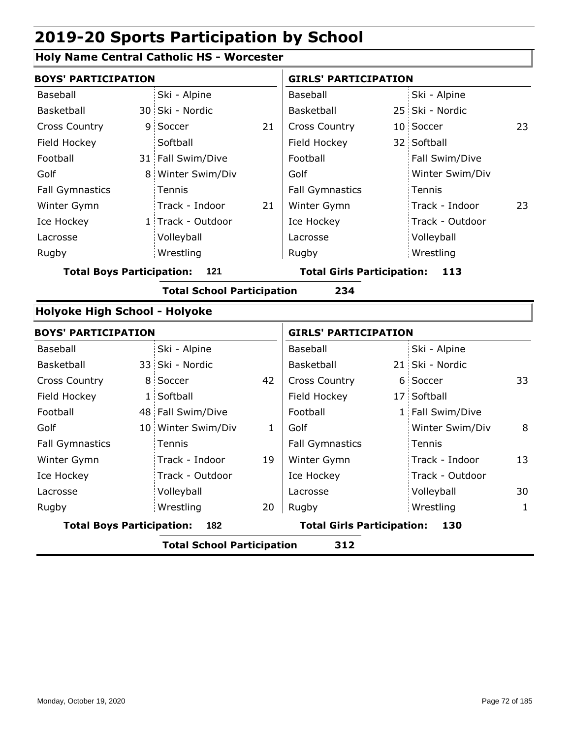# 2019-20 Sports Participation by School

## Holy Name Central Catholic HS - Worcester

| BOYS' PARTICIPATION | | | | GIRLS' PARTICIPATION | | | |
|---|---|---|---|---|---|---|---|
| Baseball | | Ski - Alpine | | Baseball | | Ski - Alpine | |
| Basketball | 30 | Ski - Nordic | | Basketball | 25 | Ski - Nordic | |
| Cross Country | 9 | Soccer | 21 | Cross Country | 10 | Soccer | 23 |
| Field Hockey | | Softball | | Field Hockey | 32 | Softball | |
| Football | 31 | Fall Swim/Dive | | Football | | Fall Swim/Dive | |
| Golf | 8 | Winter Swim/Div | | Golf | | Winter Swim/Div | |
| Fall Gymnastics | | Tennis | | Fall Gymnastics | | Tennis | |
| Winter Gymn | | Track - Indoor | 21 | Winter Gymn | | Track - Indoor | 23 |
| Ice Hockey | 1 | Track - Outdoor | | Ice Hockey | | Track - Outdoor | |
| Lacrosse | | Volleyball | | Lacrosse | | Volleyball | |
| Rugby | | Wrestling | | Rugby | | Wrestling | |

**Total Boys Participation: 121** **Total Girls Participation: 113**

**Total School Participation 234**

## Holyoke High School - Holyoke

| BOYS' PARTICIPATION | | | | GIRLS' PARTICIPATION | | | |
|---|---|---|---|---|---|---|---|
| Baseball | | Ski - Alpine | | Baseball | | Ski - Alpine | |
| Basketball | 33 | Ski - Nordic | | Basketball | 21 | Ski - Nordic | |
| Cross Country | 8 | Soccer | 42 | Cross Country | 6 | Soccer | 33 |
| Field Hockey | 1 | Softball | | Field Hockey | 17 | Softball | |
| Football | 48 | Fall Swim/Dive | | Football | 1 | Fall Swim/Dive | |
| Golf | 10 | Winter Swim/Div | 1 | Golf | | Winter Swim/Div | 8 |
| Fall Gymnastics | | Tennis | | Fall Gymnastics | | Tennis | |
| Winter Gymn | | Track - Indoor | 19 | Winter Gymn | | Track - Indoor | 13 |
| Ice Hockey | | Track - Outdoor | | Ice Hockey | | Track - Outdoor | |
| Lacrosse | | Volleyball | | Lacrosse | | Volleyball | 30 |
| Rugby | | Wrestling | 20 | Rugby | | Wrestling | 1 |

**Total Boys Participation: 182** **Total Girls Participation: 130**

**Total School Participation 312**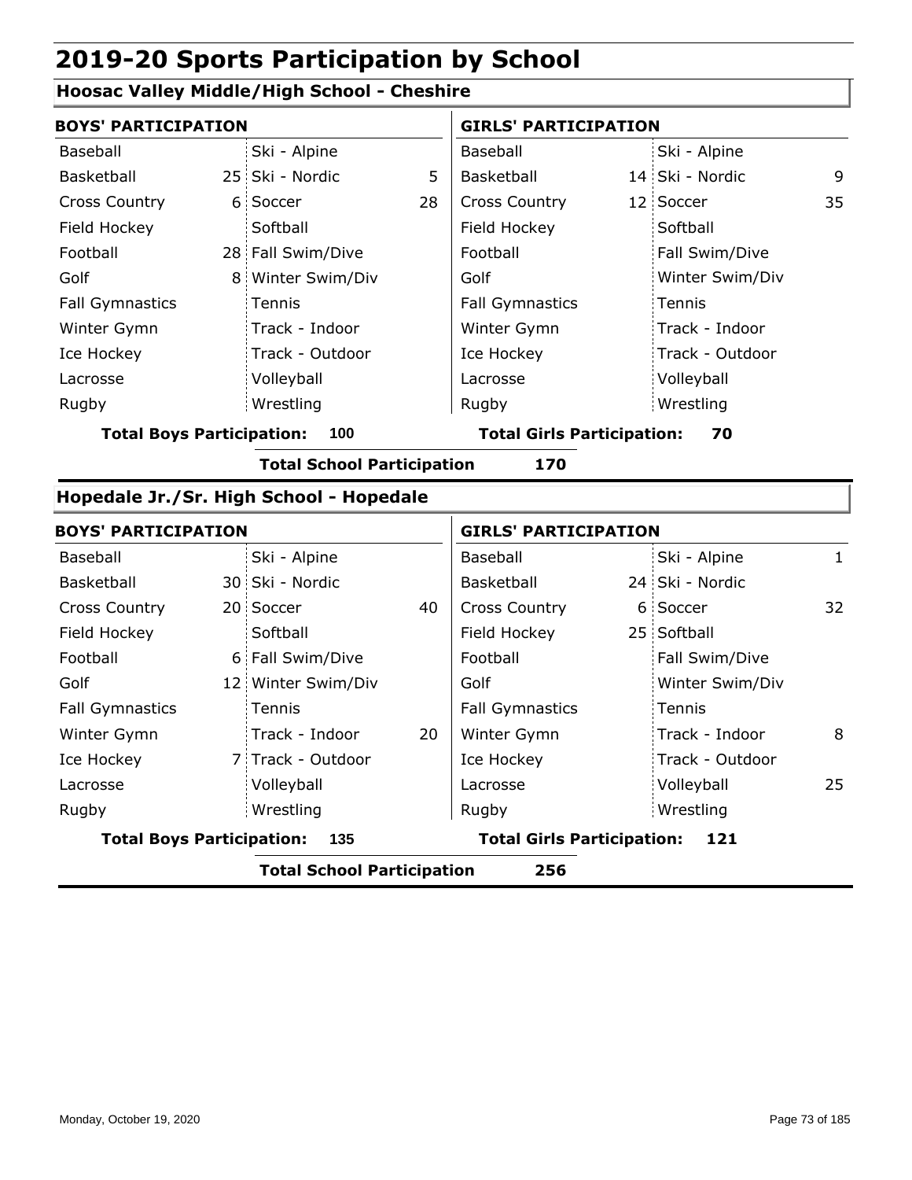# 2019-20 Sports Participation by School

## Hoosac Valley Middle/High School - Cheshire

| BOYS' PARTICIPATION | | | | GIRLS' PARTICIPATION | | | |
|---|---|---|---|---|---|---|---|
| Baseball | | Ski - Alpine | | Baseball | | Ski - Alpine | |
| Basketball | 25 | Ski - Nordic | 5 | Basketball | 14 | Ski - Nordic | 9 |
| Cross Country | 6 | Soccer | 28 | Cross Country | 12 | Soccer | 35 |
| Field Hockey | | Softball | | Field Hockey | | Softball | |
| Football | 28 | Fall Swim/Dive | | Football | | Fall Swim/Dive | |
| Golf | 8 | Winter Swim/Div | | Golf | | Winter Swim/Div | |
| Fall Gymnastics | | Tennis | | Fall Gymnastics | | Tennis | |
| Winter Gymn | | Track - Indoor | | Winter Gymn | | Track - Indoor | |
| Ice Hockey | | Track - Outdoor | | Ice Hockey | | Track - Outdoor | |
| Lacrosse | | Volleyball | | Lacrosse | | Volleyball | |
| Rugby | | Wrestling | | Rugby | | Wrestling | |

**Total Boys Participation: 100** **Total Girls Participation: 70**

**Total School Participation 170**

## Hopedale Jr./Sr. High School - Hopedale

| BOYS' PARTICIPATION | | | | GIRLS' PARTICIPATION | | | |
|---|---|---|---|---|---|---|---|
| Baseball | | Ski - Alpine | | Baseball | | Ski - Alpine | 1 |
| Basketball | 30 | Ski - Nordic | | Basketball | 24 | Ski - Nordic | |
| Cross Country | 20 | Soccer | 40 | Cross Country | 6 | Soccer | 32 |
| Field Hockey | | Softball | | Field Hockey | 25 | Softball | |
| Football | 6 | Fall Swim/Dive | | Football | | Fall Swim/Dive | |
| Golf | 12 | Winter Swim/Div | | Golf | | Winter Swim/Div | |
| Fall Gymnastics | | Tennis | | Fall Gymnastics | | Tennis | |
| Winter Gymn | | Track - Indoor | 20 | Winter Gymn | | Track - Indoor | 8 |
| Ice Hockey | 7 | Track - Outdoor | | Ice Hockey | | Track - Outdoor | |
| Lacrosse | | Volleyball | | Lacrosse | | Volleyball | 25 |
| Rugby | | Wrestling | | Rugby | | Wrestling | |

**Total Boys Participation: 135** **Total Girls Participation: 121**

**Total School Participation 256**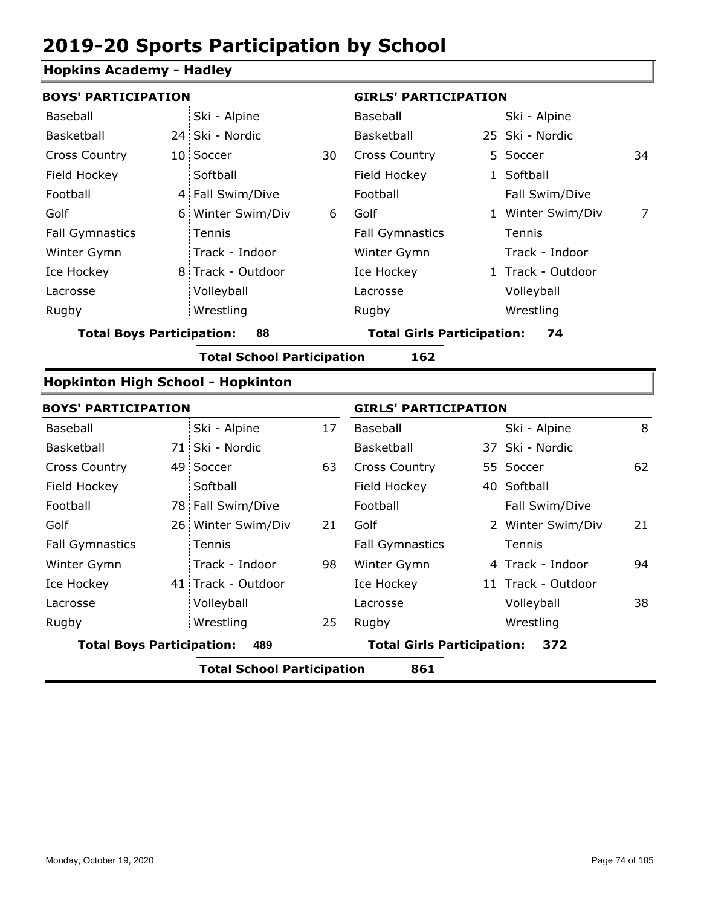# 2019-20 Sports Participation by School

## Hopkins Academy - Hadley

| BOYS' PARTICIPATION | | | | GIRLS' PARTICIPATION | | | |
|---|---|---|---|---|---|---|---|
| Baseball | | Ski - Alpine | | Baseball | | Ski - Alpine | |
| Basketball | 24 | Ski - Nordic | | Basketball | 25 | Ski - Nordic | |
| Cross Country | 10 | Soccer | 30 | Cross Country | 5 | Soccer | 34 |
| Field Hockey | | Softball | | Field Hockey | 1 | Softball | |
| Football | 4 | Fall Swim/Dive | | Football | | Fall Swim/Dive | |
| Golf | 6 | Winter Swim/Div | 6 | Golf | 1 | Winter Swim/Div | 7 |
| Fall Gymnastics | | Tennis | | Fall Gymnastics | | Tennis | |
| Winter Gymn | | Track - Indoor | | Winter Gymn | | Track - Indoor | |
| Ice Hockey | 8 | Track - Outdoor | | Ice Hockey | 1 | Track - Outdoor | |
| Lacrosse | | Volleyball | | Lacrosse | | Volleyball | |
| Rugby | | Wrestling | | Rugby | | Wrestling | |

**Total Boys Participation: 88** | **Total Girls Participation: 74**

**Total School Participation 162**

## Hopkinton High School - Hopkinton

| BOYS' PARTICIPATION | | | | GIRLS' PARTICIPATION | | | |
|---|---|---|---|---|---|---|---|
| Baseball | | Ski - Alpine | 17 | Baseball | | Ski - Alpine | 8 |
| Basketball | 71 | Ski - Nordic | | Basketball | 37 | Ski - Nordic | |
| Cross Country | 49 | Soccer | 63 | Cross Country | 55 | Soccer | 62 |
| Field Hockey | | Softball | | Field Hockey | 40 | Softball | |
| Football | 78 | Fall Swim/Dive | | Football | | Fall Swim/Dive | |
| Golf | 26 | Winter Swim/Div | 21 | Golf | 2 | Winter Swim/Div | 21 |
| Fall Gymnastics | | Tennis | | Fall Gymnastics | | Tennis | |
| Winter Gymn | | Track - Indoor | 98 | Winter Gymn | 4 | Track - Indoor | 94 |
| Ice Hockey | 41 | Track - Outdoor | | Ice Hockey | 11 | Track - Outdoor | |
| Lacrosse | | Volleyball | | Lacrosse | | Volleyball | 38 |
| Rugby | | Wrestling | 25 | Rugby | | Wrestling | |

**Total Boys Participation: 489** | **Total Girls Participation: 372**

**Total School Participation 861**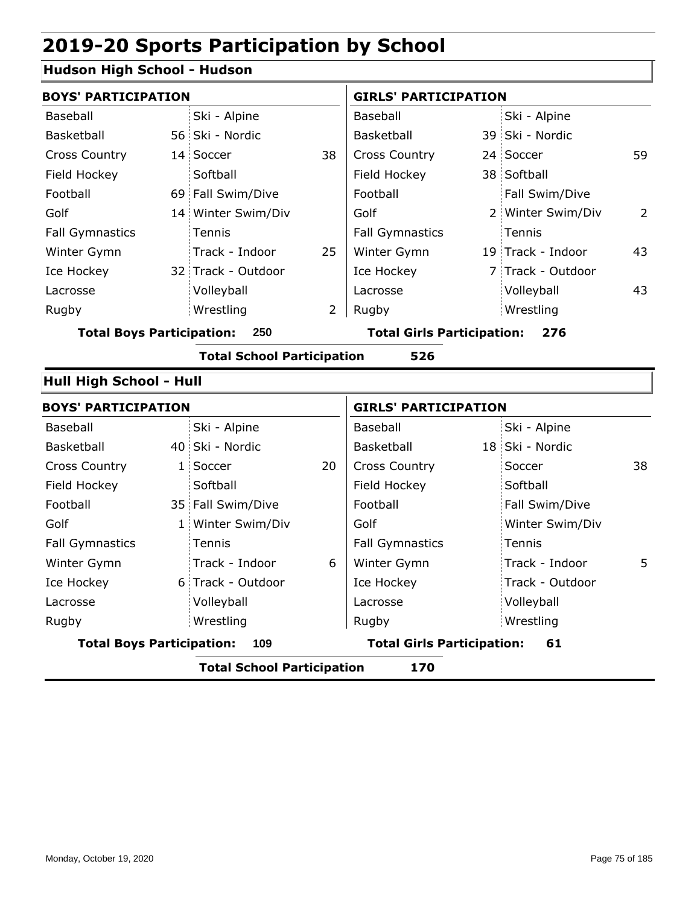# 2019-20 Sports Participation by School

## Hudson High School - Hudson

| BOYS' PARTICIPATION | | | | GIRLS' PARTICIPATION | | | |
|---|---|---|---|---|---|---|---|
| Baseball | | Ski - Alpine | | Baseball | | Ski - Alpine | |
| Basketball | 56 | Ski - Nordic | | Basketball | 39 | Ski - Nordic | |
| Cross Country | 14 | Soccer | 38 | Cross Country | 24 | Soccer | 59 |
| Field Hockey | | Softball | | Field Hockey | 38 | Softball | |
| Football | 69 | Fall Swim/Dive | | Football | | Fall Swim/Dive | |
| Golf | 14 | Winter Swim/Div | | Golf | 2 | Winter Swim/Div | 2 |
| Fall Gymnastics | | Tennis | | Fall Gymnastics | | Tennis | |
| Winter Gymn | | Track - Indoor | 25 | Winter Gymn | 19 | Track - Indoor | 43 |
| Ice Hockey | 32 | Track - Outdoor | | Ice Hockey | 7 | Track - Outdoor | |
| Lacrosse | | Volleyball | | Lacrosse | | Volleyball | 43 |
| Rugby | | Wrestling | 2 | Rugby | | Wrestling | |

**Total Boys Participation: 250** **Total Girls Participation: 276**

**Total School Participation 526**

## Hull High School - Hull

| BOYS' PARTICIPATION | | | | GIRLS' PARTICIPATION | | | |
|---|---|---|---|---|---|---|---|
| Baseball | | Ski - Alpine | | Baseball | | Ski - Alpine | |
| Basketball | 40 | Ski - Nordic | | Basketball | 18 | Ski - Nordic | |
| Cross Country | 1 | Soccer | 20 | Cross Country | | Soccer | 38 |
| Field Hockey | | Softball | | Field Hockey | | Softball | |
| Football | 35 | Fall Swim/Dive | | Football | | Fall Swim/Dive | |
| Golf | 1 | Winter Swim/Div | | Golf | | Winter Swim/Div | |
| Fall Gymnastics | | Tennis | | Fall Gymnastics | | Tennis | |
| Winter Gymn | | Track - Indoor | 6 | Winter Gymn | | Track - Indoor | 5 |
| Ice Hockey | 6 | Track - Outdoor | | Ice Hockey | | Track - Outdoor | |
| Lacrosse | | Volleyball | | Lacrosse | | Volleyball | |
| Rugby | | Wrestling | | Rugby | | Wrestling | |

**Total Boys Participation: 109** **Total Girls Participation: 61**

**Total School Participation 170**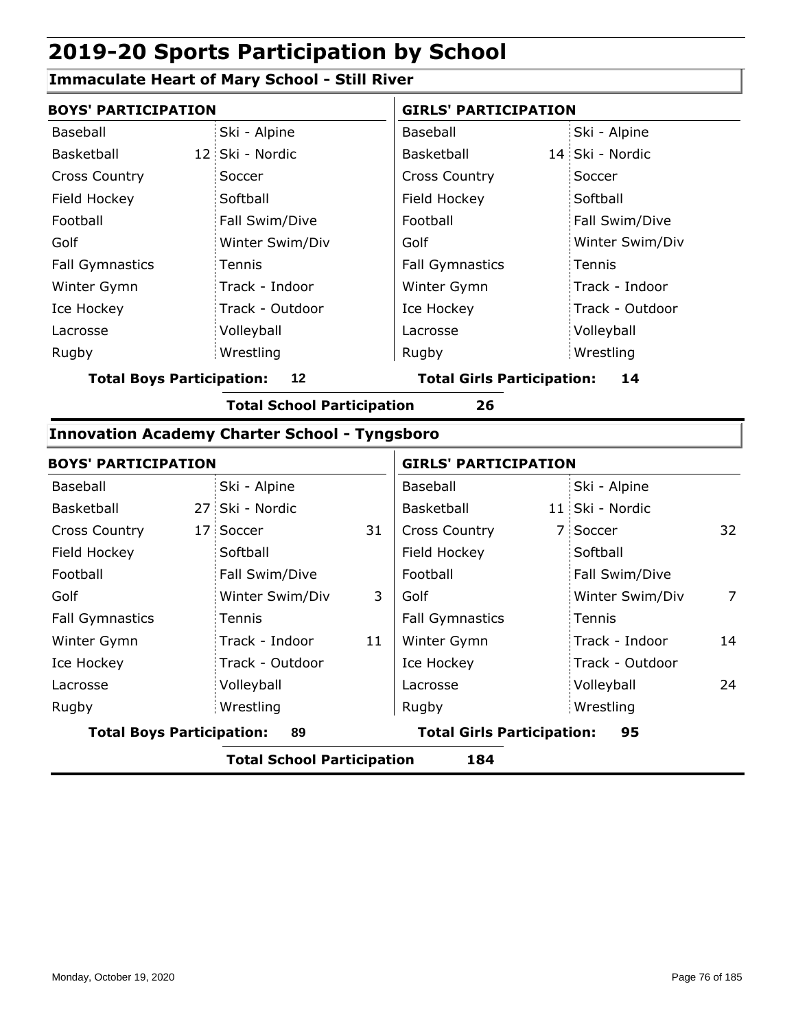# 2019-20 Sports Participation by School

## Immaculate Heart of Mary School - Still River

| BOYS' PARTICIPATION | | | | GIRLS' PARTICIPATION | | | |
|---|---|---|---|---|---|---|---|
| Baseball | | Ski - Alpine | | Baseball | | Ski - Alpine | |
| Basketball | 12 | Ski - Nordic | | Basketball | 14 | Ski - Nordic | |
| Cross Country | | Soccer | | Cross Country | | Soccer | |
| Field Hockey | | Softball | | Field Hockey | | Softball | |
| Football | | Fall Swim/Dive | | Football | | Fall Swim/Dive | |
| Golf | | Winter Swim/Div | | Golf | | Winter Swim/Div | |
| Fall Gymnastics | | Tennis | | Fall Gymnastics | | Tennis | |
| Winter Gymn | | Track - Indoor | | Winter Gymn | | Track - Indoor | |
| Ice Hockey | | Track - Outdoor | | Ice Hockey | | Track - Outdoor | |
| Lacrosse | | Volleyball | | Lacrosse | | Volleyball | |
| Rugby | | Wrestling | | Rugby | | Wrestling | |

**Total Boys Participation: 12** **Total Girls Participation: 14**

**Total School Participation 26**

## Innovation Academy Charter School - Tyngsboro

| BOYS' PARTICIPATION | | | | GIRLS' PARTICIPATION | | | |
|---|---|---|---|---|---|---|---|
| Baseball | | Ski - Alpine | | Baseball | | Ski - Alpine | |
| Basketball | 27 | Ski - Nordic | | Basketball | 11 | Ski - Nordic | |
| Cross Country | 17 | Soccer | 31 | Cross Country | 7 | Soccer | 32 |
| Field Hockey | | Softball | | Field Hockey | | Softball | |
| Football | | Fall Swim/Dive | | Football | | Fall Swim/Dive | |
| Golf | | Winter Swim/Div | 3 | Golf | | Winter Swim/Div | 7 |
| Fall Gymnastics | | Tennis | | Fall Gymnastics | | Tennis | |
| Winter Gymn | | Track - Indoor | 11 | Winter Gymn | | Track - Indoor | 14 |
| Ice Hockey | | Track - Outdoor | | Ice Hockey | | Track - Outdoor | |
| Lacrosse | | Volleyball | | Lacrosse | | Volleyball | 24 |
| Rugby | | Wrestling | | Rugby | | Wrestling | |

**Total Boys Participation: 89** **Total Girls Participation: 95**

**Total School Participation 184**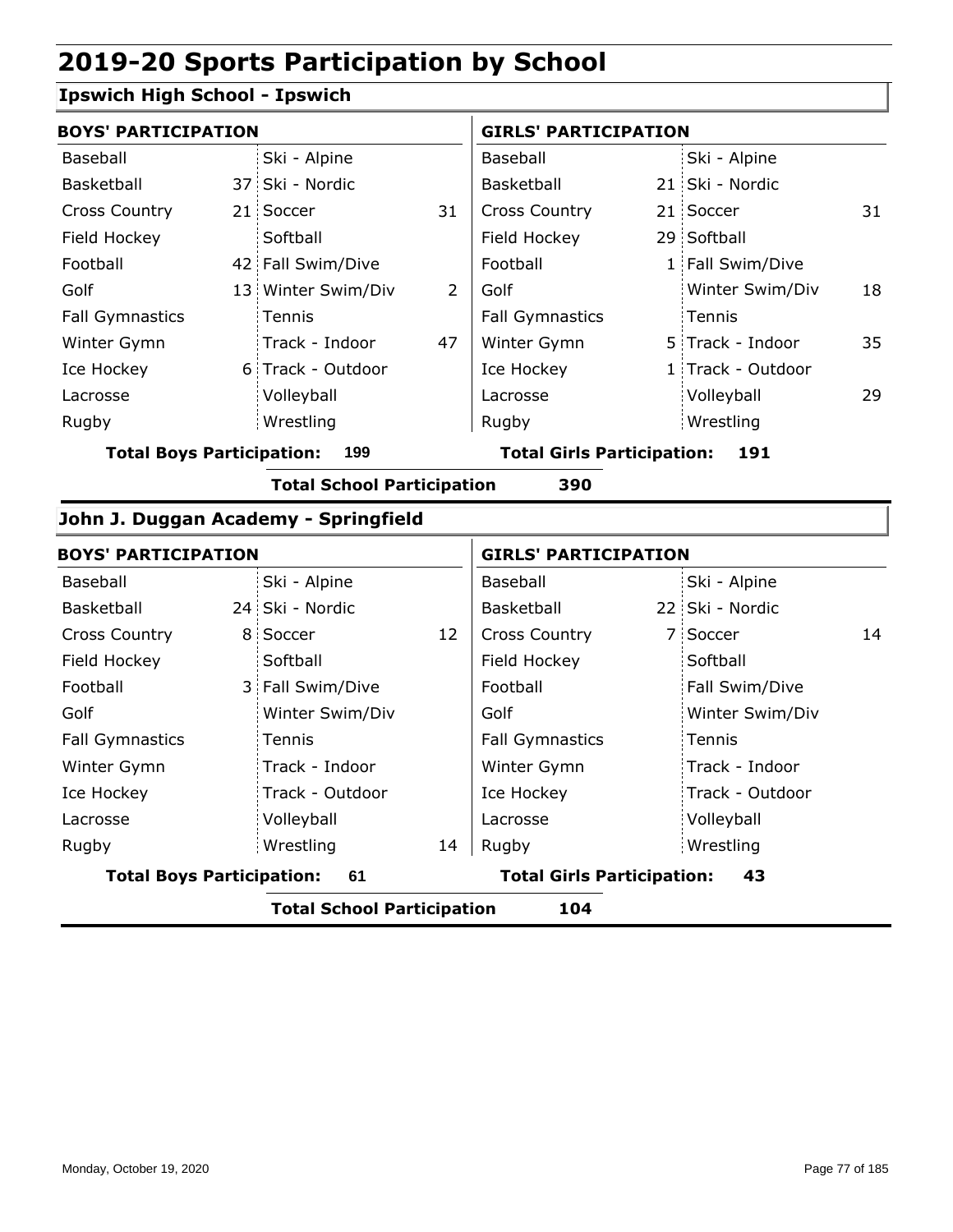# 2019-20 Sports Participation by School

## Ipswich High School - Ipswich

| BOYS' PARTICIPATION | | | | GIRLS' PARTICIPATION | | | |
|---|---|---|---|---|---|---|---|
| Baseball | | Ski - Alpine | | Baseball | | Ski - Alpine | |
| Basketball | 37 | Ski - Nordic | | Basketball | 21 | Ski - Nordic | |
| Cross Country | 21 | Soccer | 31 | Cross Country | 21 | Soccer | 31 |
| Field Hockey | | Softball | | Field Hockey | 29 | Softball | |
| Football | 42 | Fall Swim/Dive | | Football | 1 | Fall Swim/Dive | |
| Golf | 13 | Winter Swim/Div | 2 | Golf | | Winter Swim/Div | 18 |
| Fall Gymnastics | | Tennis | | Fall Gymnastics | | Tennis | |
| Winter Gymn | | Track - Indoor | 47 | Winter Gymn | 5 | Track - Indoor | 35 |
| Ice Hockey | 6 | Track - Outdoor | | Ice Hockey | 1 | Track - Outdoor | |
| Lacrosse | | Volleyball | | Lacrosse | | Volleyball | 29 |
| Rugby | | Wrestling | | Rugby | | Wrestling | |

**Total Boys Participation: 199** **Total Girls Participation: 191**

**Total School Participation 390**

## John J. Duggan Academy - Springfield

| BOYS' PARTICIPATION | | | | GIRLS' PARTICIPATION | | | |
|---|---|---|---|---|---|---|---|
| Baseball | | Ski - Alpine | | Baseball | | Ski - Alpine | |
| Basketball | 24 | Ski - Nordic | | Basketball | 22 | Ski - Nordic | |
| Cross Country | 8 | Soccer | 12 | Cross Country | 7 | Soccer | 14 |
| Field Hockey | | Softball | | Field Hockey | | Softball | |
| Football | 3 | Fall Swim/Dive | | Football | | Fall Swim/Dive | |
| Golf | | Winter Swim/Div | | Golf | | Winter Swim/Div | |
| Fall Gymnastics | | Tennis | | Fall Gymnastics | | Tennis | |
| Winter Gymn | | Track - Indoor | | Winter Gymn | | Track - Indoor | |
| Ice Hockey | | Track - Outdoor | | Ice Hockey | | Track - Outdoor | |
| Lacrosse | | Volleyball | | Lacrosse | | Volleyball | |
| Rugby | | Wrestling | 14 | Rugby | | Wrestling | |

**Total Boys Participation: 61** **Total Girls Participation: 43**

**Total School Participation 104**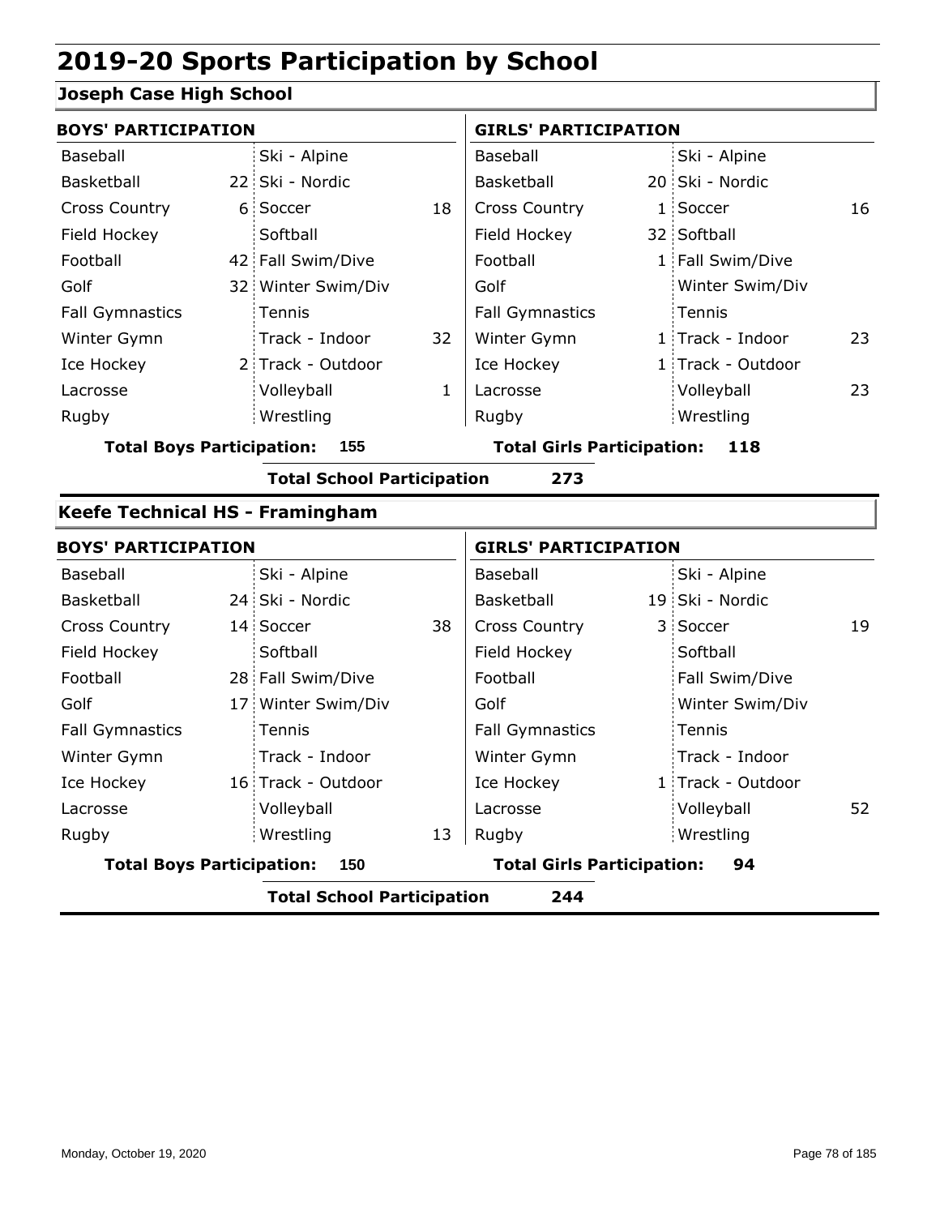# 2019-20 Sports Participation by School

## Joseph Case High School

### BOYS' PARTICIPATION

| Sport | Count | Sport | Count |
|---|---|---|---|
| Baseball | | Ski - Alpine | |
| Basketball | 22 | Ski - Nordic | |
| Cross Country | 6 | Soccer | 18 |
| Field Hockey | | Softball | |
| Football | 42 | Fall Swim/Dive | |
| Golf | 32 | Winter Swim/Div | |
| Fall Gymnastics | | Tennis | |
| Winter Gymn | | Track - Indoor | 32 |
| Ice Hockey | 2 | Track - Outdoor | |
| Lacrosse | | Volleyball | 1 |
| Rugby | | Wrestling | |

**Total Boys Participation: 155**

### GIRLS' PARTICIPATION

| Sport | Count | Sport | Count |
|---|---|---|---|
| Baseball | | Ski - Alpine | |
| Basketball | 20 | Ski - Nordic | |
| Cross Country | 1 | Soccer | 16 |
| Field Hockey | 32 | Softball | |
| Football | 1 | Fall Swim/Dive | |
| Golf | | Winter Swim/Div | |
| Fall Gymnastics | | Tennis | |
| Winter Gymn | 1 | Track - Indoor | 23 |
| Ice Hockey | 1 | Track - Outdoor | |
| Lacrosse | | Volleyball | 23 |
| Rugby | | Wrestling | |

**Total Girls Participation: 118**

**Total School Participation 273**

## Keefe Technical HS - Framingham

### BOYS' PARTICIPATION

| Sport | Count | Sport | Count |
|---|---|---|---|
| Baseball | | Ski - Alpine | |
| Basketball | 24 | Ski - Nordic | |
| Cross Country | 14 | Soccer | 38 |
| Field Hockey | | Softball | |
| Football | 28 | Fall Swim/Dive | |
| Golf | 17 | Winter Swim/Div | |
| Fall Gymnastics | | Tennis | |
| Winter Gymn | | Track - Indoor | |
| Ice Hockey | 16 | Track - Outdoor | |
| Lacrosse | | Volleyball | |
| Rugby | | Wrestling | 13 |

**Total Boys Participation: 150**

### GIRLS' PARTICIPATION

| Sport | Count | Sport | Count |
|---|---|---|---|
| Baseball | | Ski - Alpine | |
| Basketball | 19 | Ski - Nordic | |
| Cross Country | 3 | Soccer | 19 |
| Field Hockey | | Softball | |
| Football | | Fall Swim/Dive | |
| Golf | | Winter Swim/Div | |
| Fall Gymnastics | | Tennis | |
| Winter Gymn | | Track - Indoor | |
| Ice Hockey | 1 | Track - Outdoor | |
| Lacrosse | | Volleyball | 52 |
| Rugby | | Wrestling | |

**Total Girls Participation: 94**

**Total School Participation 244**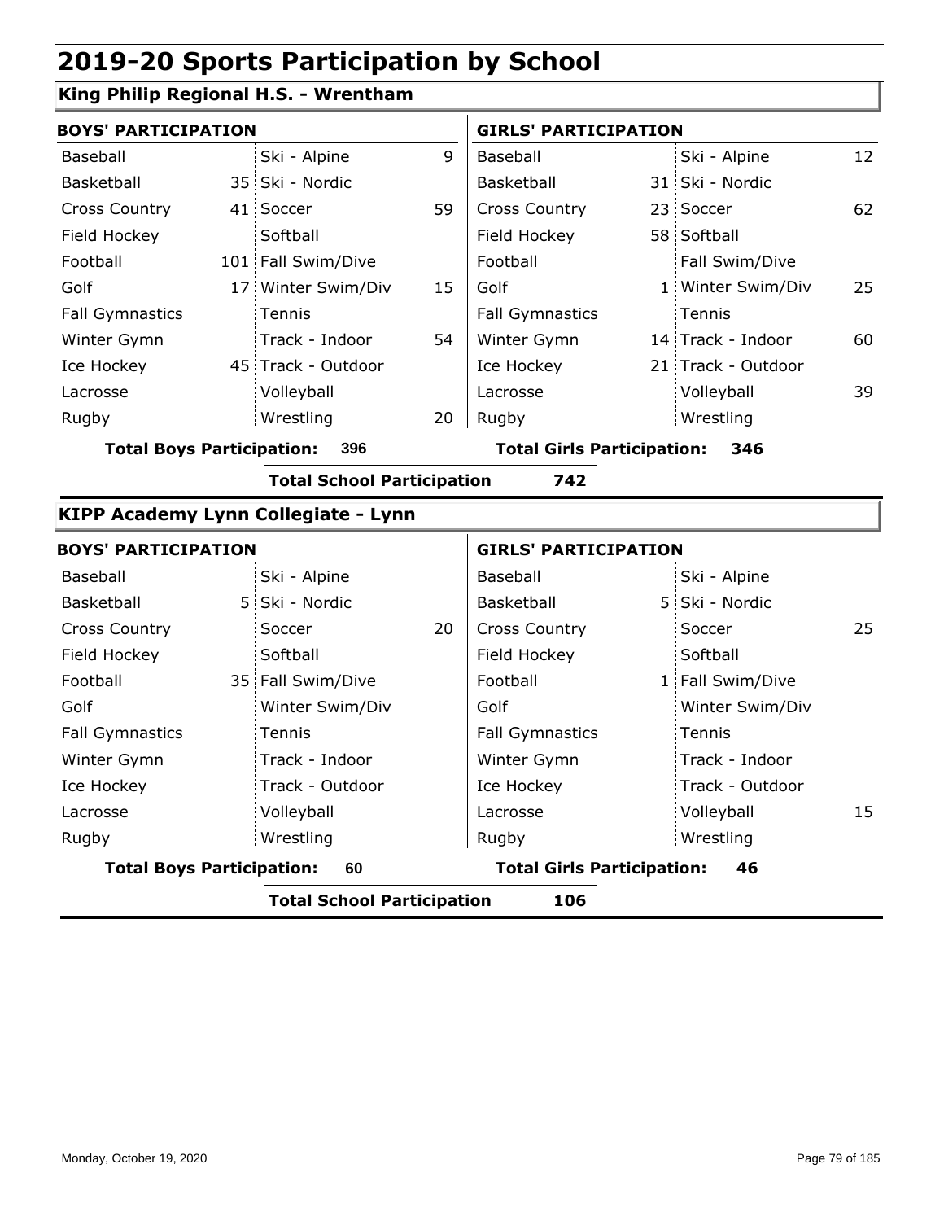# 2019-20 Sports Participation by School

## King Philip Regional H.S. - Wrentham

| BOYS' PARTICIPATION | | | | GIRLS' PARTICIPATION | | | |
|---|---|---|---|---|---|---|---|
| Baseball | | Ski - Alpine | 9 | Baseball | | Ski - Alpine | 12 |
| Basketball | 35 | Ski - Nordic | | Basketball | 31 | Ski - Nordic | |
| Cross Country | 41 | Soccer | 59 | Cross Country | 23 | Soccer | 62 |
| Field Hockey | | Softball | | Field Hockey | 58 | Softball | |
| Football | 101 | Fall Swim/Dive | | Football | | Fall Swim/Dive | |
| Golf | 17 | Winter Swim/Div | 15 | Golf | 1 | Winter Swim/Div | 25 |
| Fall Gymnastics | | Tennis | | Fall Gymnastics | | Tennis | |
| Winter Gymn | | Track - Indoor | 54 | Winter Gymn | 14 | Track - Indoor | 60 |
| Ice Hockey | 45 | Track - Outdoor | | Ice Hockey | 21 | Track - Outdoor | |
| Lacrosse | | Volleyball | | Lacrosse | | Volleyball | 39 |
| Rugby | | Wrestling | 20 | Rugby | | Wrestling | |

**Total Boys Participation: 396** **Total Girls Participation: 346**

**Total School Participation 742**

## KIPP Academy Lynn Collegiate - Lynn

| BOYS' PARTICIPATION | | | | GIRLS' PARTICIPATION | | | |
|---|---|---|---|---|---|---|---|
| Baseball | | Ski - Alpine | | Baseball | | Ski - Alpine | |
| Basketball | 5 | Ski - Nordic | | Basketball | 5 | Ski - Nordic | |
| Cross Country | | Soccer | 20 | Cross Country | | Soccer | 25 |
| Field Hockey | | Softball | | Field Hockey | | Softball | |
| Football | 35 | Fall Swim/Dive | | Football | 1 | Fall Swim/Dive | |
| Golf | | Winter Swim/Div | | Golf | | Winter Swim/Div | |
| Fall Gymnastics | | Tennis | | Fall Gymnastics | | Tennis | |
| Winter Gymn | | Track - Indoor | | Winter Gymn | | Track - Indoor | |
| Ice Hockey | | Track - Outdoor | | Ice Hockey | | Track - Outdoor | |
| Lacrosse | | Volleyball | | Lacrosse | | Volleyball | 15 |
| Rugby | | Wrestling | | Rugby | | Wrestling | |

**Total Boys Participation: 60** **Total Girls Participation: 46**

**Total School Participation 106**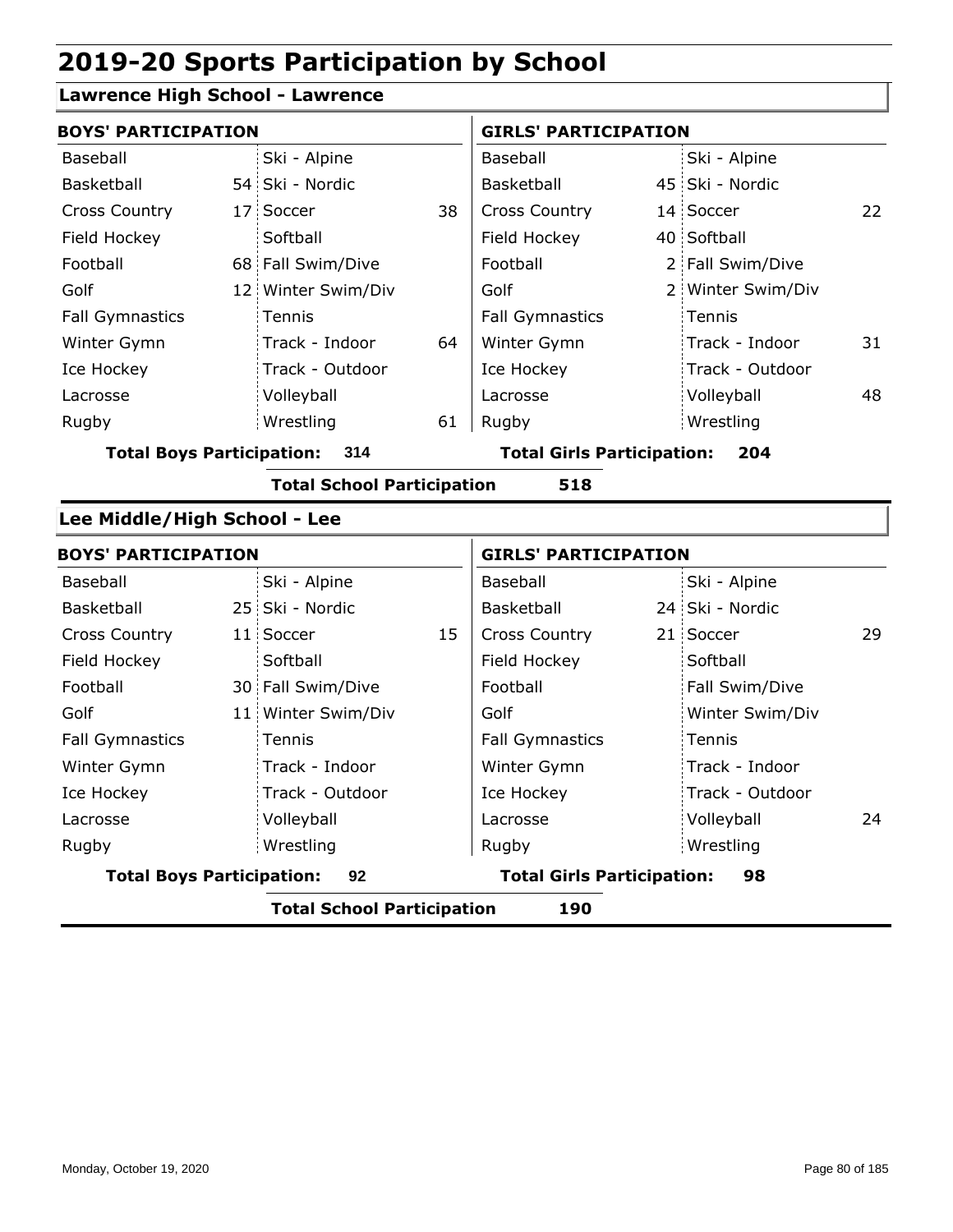# 2019-20 Sports Participation by School

## Lawrence High School - Lawrence

| BOYS' PARTICIPATION | | | | GIRLS' PARTICIPATION | | | |
|---|---|---|---|---|---|---|---|
| Baseball | | Ski - Alpine | | Baseball | | Ski - Alpine | |
| Basketball | 54 | Ski - Nordic | | Basketball | 45 | Ski - Nordic | |
| Cross Country | 17 | Soccer | 38 | Cross Country | 14 | Soccer | 22 |
| Field Hockey | | Softball | | Field Hockey | 40 | Softball | |
| Football | 68 | Fall Swim/Dive | | Football | 2 | Fall Swim/Dive | |
| Golf | 12 | Winter Swim/Div | | Golf | 2 | Winter Swim/Div | |
| Fall Gymnastics | | Tennis | | Fall Gymnastics | | Tennis | |
| Winter Gymn | | Track - Indoor | 64 | Winter Gymn | | Track - Indoor | 31 |
| Ice Hockey | | Track - Outdoor | | Ice Hockey | | Track - Outdoor | |
| Lacrosse | | Volleyball | | Lacrosse | | Volleyball | 48 |
| Rugby | | Wrestling | 61 | Rugby | | Wrestling | |

**Total Boys Participation: 314** | **Total Girls Participation: 204**

**Total School Participation 518**

## Lee Middle/High School - Lee

| BOYS' PARTICIPATION | | | | GIRLS' PARTICIPATION | | | |
|---|---|---|---|---|---|---|---|
| Baseball | | Ski - Alpine | | Baseball | | Ski - Alpine | |
| Basketball | 25 | Ski - Nordic | | Basketball | 24 | Ski - Nordic | |
| Cross Country | 11 | Soccer | 15 | Cross Country | 21 | Soccer | 29 |
| Field Hockey | | Softball | | Field Hockey | | Softball | |
| Football | 30 | Fall Swim/Dive | | Football | | Fall Swim/Dive | |
| Golf | 11 | Winter Swim/Div | | Golf | | Winter Swim/Div | |
| Fall Gymnastics | | Tennis | | Fall Gymnastics | | Tennis | |
| Winter Gymn | | Track - Indoor | | Winter Gymn | | Track - Indoor | |
| Ice Hockey | | Track - Outdoor | | Ice Hockey | | Track - Outdoor | |
| Lacrosse | | Volleyball | | Lacrosse | | Volleyball | 24 |
| Rugby | | Wrestling | | Rugby | | Wrestling | |

**Total Boys Participation: 92** | **Total Girls Participation: 98**

**Total School Participation 190**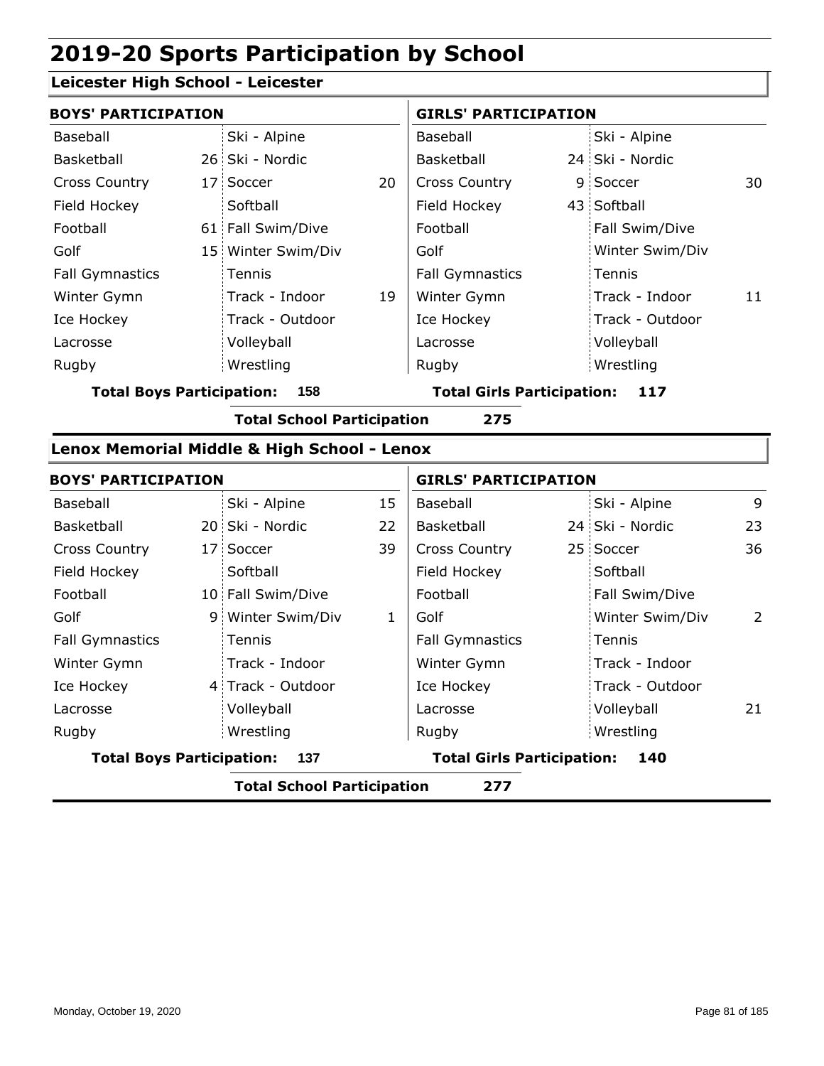# 2019-20 Sports Participation by School

## Leicester High School - Leicester

| BOYS' PARTICIPATION | | | | GIRLS' PARTICIPATION | | | |
|---|---|---|---|---|---|---|---|
| Baseball | | Ski - Alpine | | Baseball | | Ski - Alpine | |
| Basketball | 26 | Ski - Nordic | | Basketball | 24 | Ski - Nordic | |
| Cross Country | 17 | Soccer | 20 | Cross Country | 9 | Soccer | 30 |
| Field Hockey | | Softball | | Field Hockey | 43 | Softball | |
| Football | 61 | Fall Swim/Dive | | Football | | Fall Swim/Dive | |
| Golf | 15 | Winter Swim/Div | | Golf | | Winter Swim/Div | |
| Fall Gymnastics | | Tennis | | Fall Gymnastics | | Tennis | |
| Winter Gymn | | Track - Indoor | 19 | Winter Gymn | | Track - Indoor | 11 |
| Ice Hockey | | Track - Outdoor | | Ice Hockey | | Track - Outdoor | |
| Lacrosse | | Volleyball | | Lacrosse | | Volleyball | |
| Rugby | | Wrestling | | Rugby | | Wrestling | |

**Total Boys Participation: 158** **Total Girls Participation: 117**

**Total School Participation 275**

## Lenox Memorial Middle & High School - Lenox

| BOYS' PARTICIPATION | | | | GIRLS' PARTICIPATION | | | |
|---|---|---|---|---|---|---|---|
| Baseball | | Ski - Alpine | 15 | Baseball | | Ski - Alpine | 9 |
| Basketball | 20 | Ski - Nordic | 22 | Basketball | 24 | Ski - Nordic | 23 |
| Cross Country | 17 | Soccer | 39 | Cross Country | 25 | Soccer | 36 |
| Field Hockey | | Softball | | Field Hockey | | Softball | |
| Football | 10 | Fall Swim/Dive | | Football | | Fall Swim/Dive | |
| Golf | 9 | Winter Swim/Div | 1 | Golf | | Winter Swim/Div | 2 |
| Fall Gymnastics | | Tennis | | Fall Gymnastics | | Tennis | |
| Winter Gymn | | Track - Indoor | | Winter Gymn | | Track - Indoor | |
| Ice Hockey | 4 | Track - Outdoor | | Ice Hockey | | Track - Outdoor | |
| Lacrosse | | Volleyball | | Lacrosse | | Volleyball | 21 |
| Rugby | | Wrestling | | Rugby | | Wrestling | |

**Total Boys Participation: 137** **Total Girls Participation: 140**

**Total School Participation 277**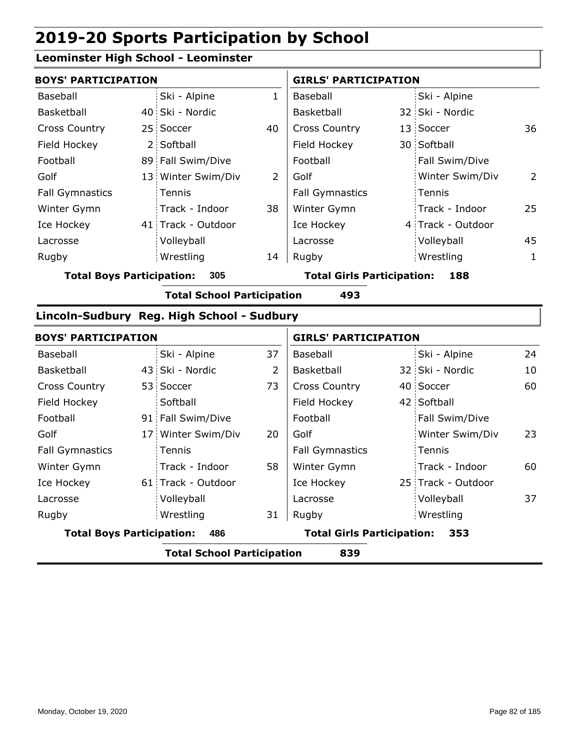# 2019-20 Sports Participation by School

## Leominster High School - Leominster

| BOYS' PARTICIPATION | | | | GIRLS' PARTICIPATION | | | |
|---|---|---|---|---|---|---|---|
| Baseball | | Ski - Alpine | 1 | Baseball | | Ski - Alpine | |
| Basketball | 40 | Ski - Nordic | | Basketball | 32 | Ski - Nordic | |
| Cross Country | 25 | Soccer | 40 | Cross Country | 13 | Soccer | 36 |
| Field Hockey | 2 | Softball | | Field Hockey | 30 | Softball | |
| Football | 89 | Fall Swim/Dive | | Football | | Fall Swim/Dive | |
| Golf | 13 | Winter Swim/Div | 2 | Golf | | Winter Swim/Div | 2 |
| Fall Gymnastics | | Tennis | | Fall Gymnastics | | Tennis | |
| Winter Gymn | | Track - Indoor | 38 | Winter Gymn | | Track - Indoor | 25 |
| Ice Hockey | 41 | Track - Outdoor | | Ice Hockey | 4 | Track - Outdoor | |
| Lacrosse | | Volleyball | | Lacrosse | | Volleyball | 45 |
| Rugby | | Wrestling | 14 | Rugby | | Wrestling | 1 |

**Total Boys Participation: 305**

**Total Girls Participation: 188**

**Total School Participation 493**

## Lincoln-Sudbury Reg. High School - Sudbury

| BOYS' PARTICIPATION | | | | GIRLS' PARTICIPATION | | | |
|---|---|---|---|---|---|---|---|
| Baseball | | Ski - Alpine | 37 | Baseball | | Ski - Alpine | 24 |
| Basketball | 43 | Ski - Nordic | 2 | Basketball | 32 | Ski - Nordic | 10 |
| Cross Country | 53 | Soccer | 73 | Cross Country | 40 | Soccer | 60 |
| Field Hockey | | Softball | | Field Hockey | 42 | Softball | |
| Football | 91 | Fall Swim/Dive | | Football | | Fall Swim/Dive | |
| Golf | 17 | Winter Swim/Div | 20 | Golf | | Winter Swim/Div | 23 |
| Fall Gymnastics | | Tennis | | Fall Gymnastics | | Tennis | |
| Winter Gymn | | Track - Indoor | 58 | Winter Gymn | | Track - Indoor | 60 |
| Ice Hockey | 61 | Track - Outdoor | | Ice Hockey | 25 | Track - Outdoor | |
| Lacrosse | | Volleyball | | Lacrosse | | Volleyball | 37 |
| Rugby | | Wrestling | 31 | Rugby | | Wrestling | |

**Total Boys Participation: 486**

**Total Girls Participation: 353**

**Total School Participation 839**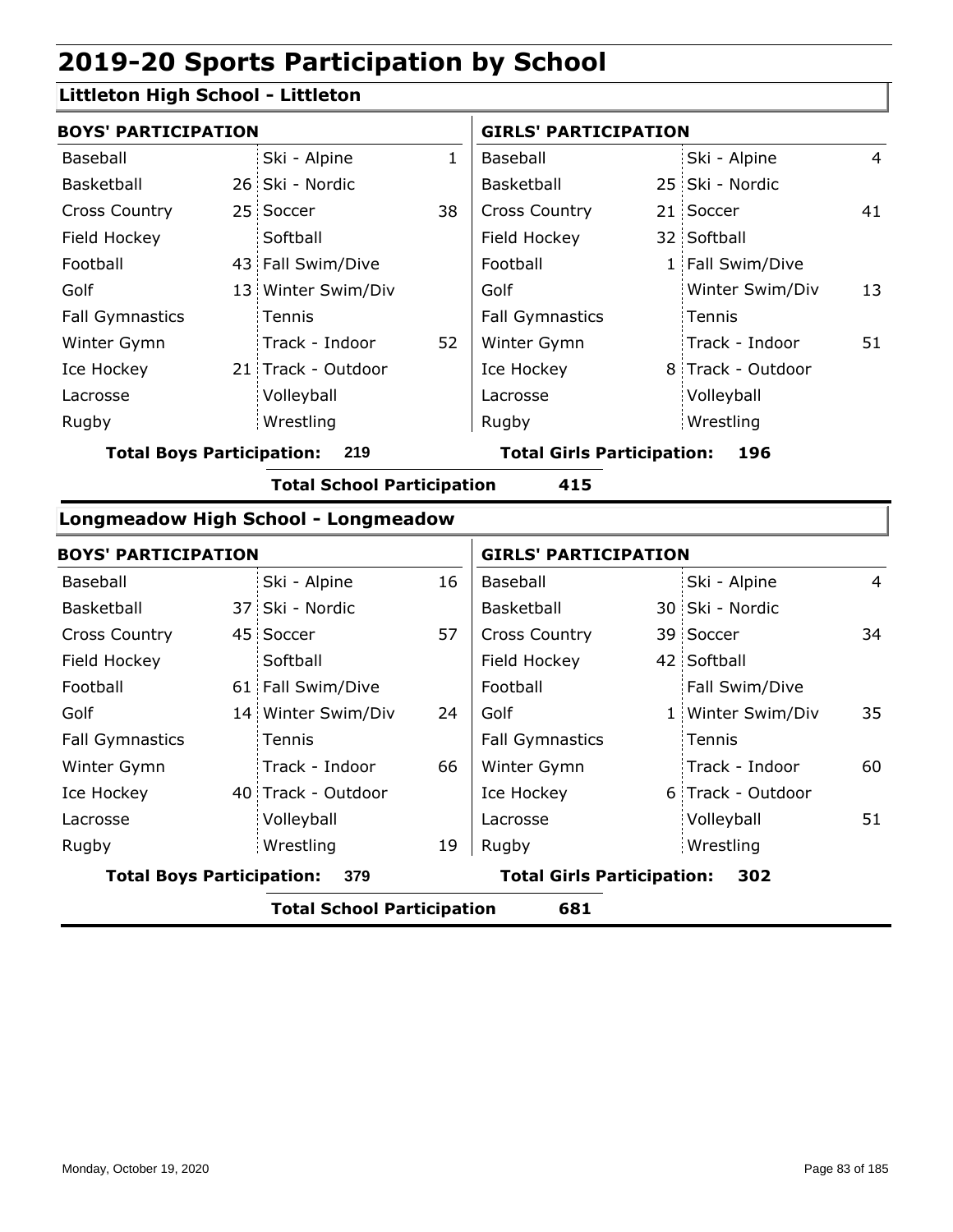# 2019-20 Sports Participation by School

## Littleton High School - Littleton

**BOYS' PARTICIPATION**

| Sport | | Sport | |
|---|---|---|---|
| Baseball | | Ski - Alpine | 1 |
| Basketball | 26 | Ski - Nordic | |
| Cross Country | 25 | Soccer | 38 |
| Field Hockey | | Softball | |
| Football | 43 | Fall Swim/Dive | |
| Golf | 13 | Winter Swim/Div | |
| Fall Gymnastics | | Tennis | |
| Winter Gymn | | Track - Indoor | 52 |
| Ice Hockey | 21 | Track - Outdoor | |
| Lacrosse | | Volleyball | |
| Rugby | | Wrestling | |

**Total Boys Participation: 219**

**GIRLS' PARTICIPATION**

| Sport | | Sport | |
|---|---|---|---|
| Baseball | | Ski - Alpine | 4 |
| Basketball | 25 | Ski - Nordic | |
| Cross Country | 21 | Soccer | 41 |
| Field Hockey | 32 | Softball | |
| Football | 1 | Fall Swim/Dive | |
| Golf | | Winter Swim/Div | 13 |
| Fall Gymnastics | | Tennis | |
| Winter Gymn | | Track - Indoor | 51 |
| Ice Hockey | 8 | Track - Outdoor | |
| Lacrosse | | Volleyball | |
| Rugby | | Wrestling | |

**Total Girls Participation: 196**

**Total School Participation 415**

## Longmeadow High School - Longmeadow

**BOYS' PARTICIPATION**

| Sport | | Sport | |
|---|---|---|---|
| Baseball | | Ski - Alpine | 16 |
| Basketball | 37 | Ski - Nordic | |
| Cross Country | 45 | Soccer | 57 |
| Field Hockey | | Softball | |
| Football | 61 | Fall Swim/Dive | |
| Golf | 14 | Winter Swim/Div | 24 |
| Fall Gymnastics | | Tennis | |
| Winter Gymn | | Track - Indoor | 66 |
| Ice Hockey | 40 | Track - Outdoor | |
| Lacrosse | | Volleyball | |
| Rugby | | Wrestling | 19 |

**Total Boys Participation: 379**

**GIRLS' PARTICIPATION**

| Sport | | Sport | |
|---|---|---|---|
| Baseball | | Ski - Alpine | 4 |
| Basketball | 30 | Ski - Nordic | |
| Cross Country | 39 | Soccer | 34 |
| Field Hockey | 42 | Softball | |
| Football | | Fall Swim/Dive | |
| Golf | 1 | Winter Swim/Div | 35 |
| Fall Gymnastics | | Tennis | |
| Winter Gymn | | Track - Indoor | 60 |
| Ice Hockey | 6 | Track - Outdoor | |
| Lacrosse | | Volleyball | 51 |
| Rugby | | Wrestling | |

**Total Girls Participation: 302**

**Total School Participation 681**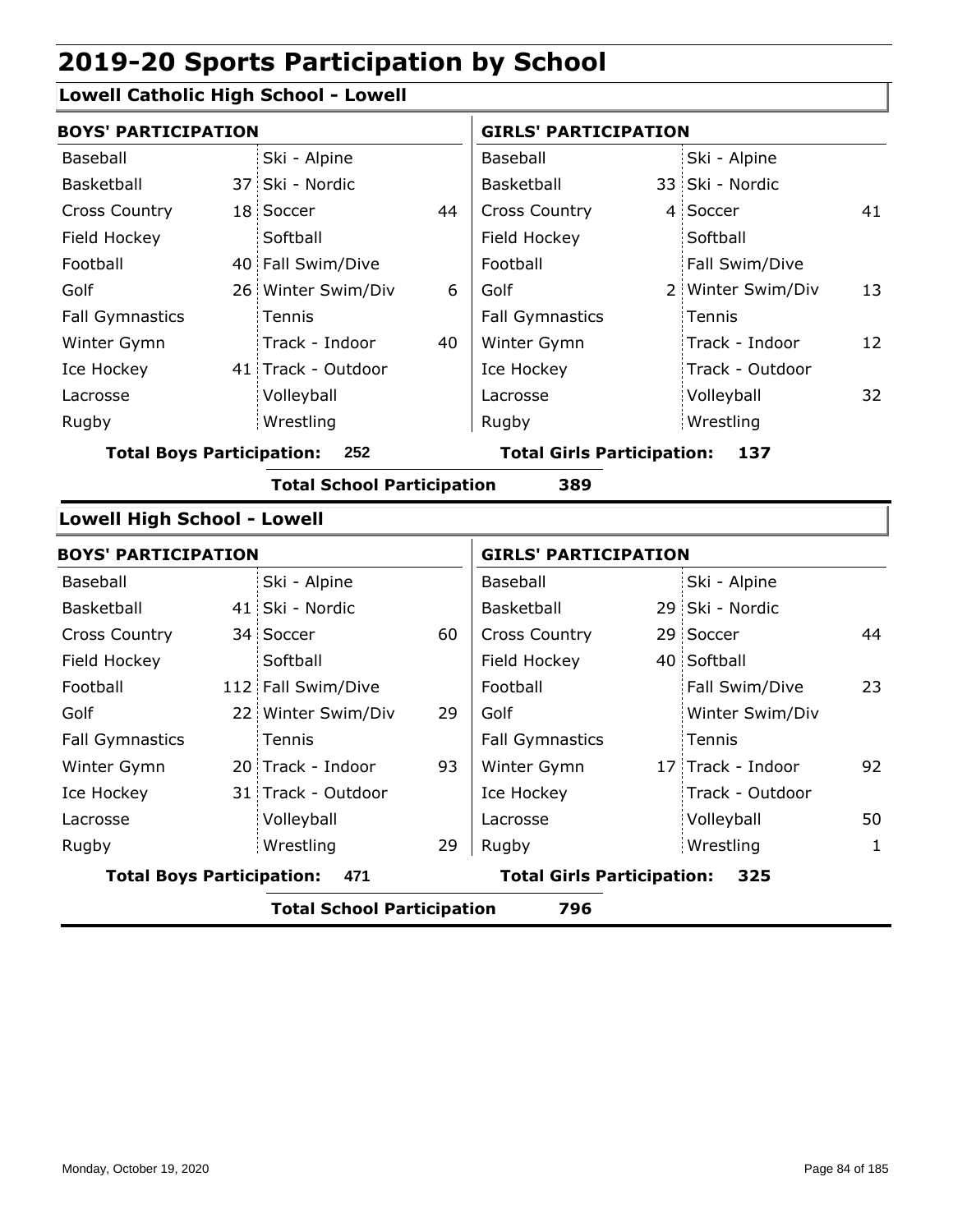# 2019-20 Sports Participation by School

## Lowell Catholic High School - Lowell

| BOYS' PARTICIPATION | | | | GIRLS' PARTICIPATION | | | |
|---|---|---|---|---|---|---|---|
| Baseball | | Ski - Alpine | | Baseball | | Ski - Alpine | |
| Basketball | 37 | Ski - Nordic | | Basketball | 33 | Ski - Nordic | |
| Cross Country | 18 | Soccer | 44 | Cross Country | 4 | Soccer | 41 |
| Field Hockey | | Softball | | Field Hockey | | Softball | |
| Football | 40 | Fall Swim/Dive | | Football | | Fall Swim/Dive | |
| Golf | 26 | Winter Swim/Div | 6 | Golf | 2 | Winter Swim/Div | 13 |
| Fall Gymnastics | | Tennis | | Fall Gymnastics | | Tennis | |
| Winter Gymn | | Track - Indoor | 40 | Winter Gymn | | Track - Indoor | 12 |
| Ice Hockey | 41 | Track - Outdoor | | Ice Hockey | | Track - Outdoor | |
| Lacrosse | | Volleyball | | Lacrosse | | Volleyball | 32 |
| Rugby | | Wrestling | | Rugby | | Wrestling | |

**Total Boys Participation: 252** | **Total Girls Participation: 137**

**Total School Participation 389**

## Lowell High School - Lowell

| BOYS' PARTICIPATION | | | | GIRLS' PARTICIPATION | | | |
|---|---|---|---|---|---|---|---|
| Baseball | | Ski - Alpine | | Baseball | | Ski - Alpine | |
| Basketball | 41 | Ski - Nordic | | Basketball | 29 | Ski - Nordic | |
| Cross Country | 34 | Soccer | 60 | Cross Country | 29 | Soccer | 44 |
| Field Hockey | | Softball | | Field Hockey | 40 | Softball | |
| Football | 112 | Fall Swim/Dive | | Football | | Fall Swim/Dive | 23 |
| Golf | 22 | Winter Swim/Div | 29 | Golf | | Winter Swim/Div | |
| Fall Gymnastics | | Tennis | | Fall Gymnastics | | Tennis | |
| Winter Gymn | 20 | Track - Indoor | 93 | Winter Gymn | 17 | Track - Indoor | 92 |
| Ice Hockey | 31 | Track - Outdoor | | Ice Hockey | | Track - Outdoor | |
| Lacrosse | | Volleyball | | Lacrosse | | Volleyball | 50 |
| Rugby | | Wrestling | 29 | Rugby | | Wrestling | 1 |

**Total Boys Participation: 471** | **Total Girls Participation: 325**

**Total School Participation 796**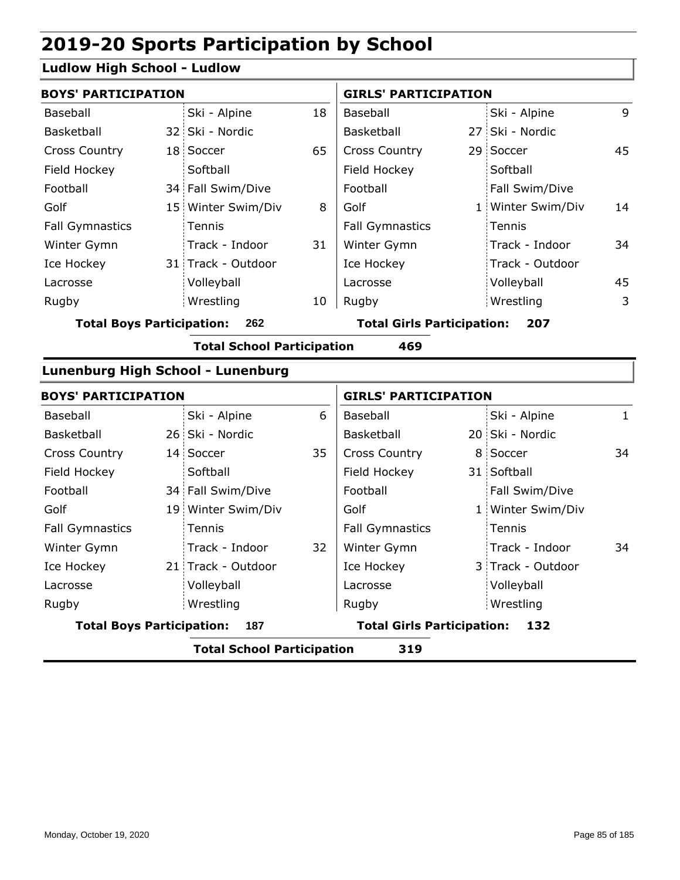# 2019-20 Sports Participation by School

## Ludlow High School - Ludlow

| BOYS' PARTICIPATION | | | | GIRLS' PARTICIPATION | | | |
|---|---|---|---|---|---|---|---|
| Baseball | | Ski - Alpine | 18 | Baseball | | Ski - Alpine | 9 |
| Basketball | 32 | Ski - Nordic | | Basketball | 27 | Ski - Nordic | |
| Cross Country | 18 | Soccer | 65 | Cross Country | 29 | Soccer | 45 |
| Field Hockey | | Softball | | Field Hockey | | Softball | |
| Football | 34 | Fall Swim/Dive | | Football | | Fall Swim/Dive | |
| Golf | 15 | Winter Swim/Div | 8 | Golf | 1 | Winter Swim/Div | 14 |
| Fall Gymnastics | | Tennis | | Fall Gymnastics | | Tennis | |
| Winter Gymn | | Track - Indoor | 31 | Winter Gymn | | Track - Indoor | 34 |
| Ice Hockey | 31 | Track - Outdoor | | Ice Hockey | | Track - Outdoor | |
| Lacrosse | | Volleyball | | Lacrosse | | Volleyball | 45 |
| Rugby | | Wrestling | 10 | Rugby | | Wrestling | 3 |

**Total Boys Participation: 262** **Total Girls Participation: 207**

**Total School Participation 469**

## Lunenburg High School - Lunenburg

| BOYS' PARTICIPATION | | | | GIRLS' PARTICIPATION | | | |
|---|---|---|---|---|---|---|---|
| Baseball | | Ski - Alpine | 6 | Baseball | | Ski - Alpine | 1 |
| Basketball | 26 | Ski - Nordic | | Basketball | 20 | Ski - Nordic | |
| Cross Country | 14 | Soccer | 35 | Cross Country | 8 | Soccer | 34 |
| Field Hockey | | Softball | | Field Hockey | 31 | Softball | |
| Football | 34 | Fall Swim/Dive | | Football | | Fall Swim/Dive | |
| Golf | 19 | Winter Swim/Div | | Golf | 1 | Winter Swim/Div | |
| Fall Gymnastics | | Tennis | | Fall Gymnastics | | Tennis | |
| Winter Gymn | | Track - Indoor | 32 | Winter Gymn | | Track - Indoor | 34 |
| Ice Hockey | 21 | Track - Outdoor | | Ice Hockey | 3 | Track - Outdoor | |
| Lacrosse | | Volleyball | | Lacrosse | | Volleyball | |
| Rugby | | Wrestling | | Rugby | | Wrestling | |

**Total Boys Participation: 187** **Total Girls Participation: 132**

**Total School Participation 319**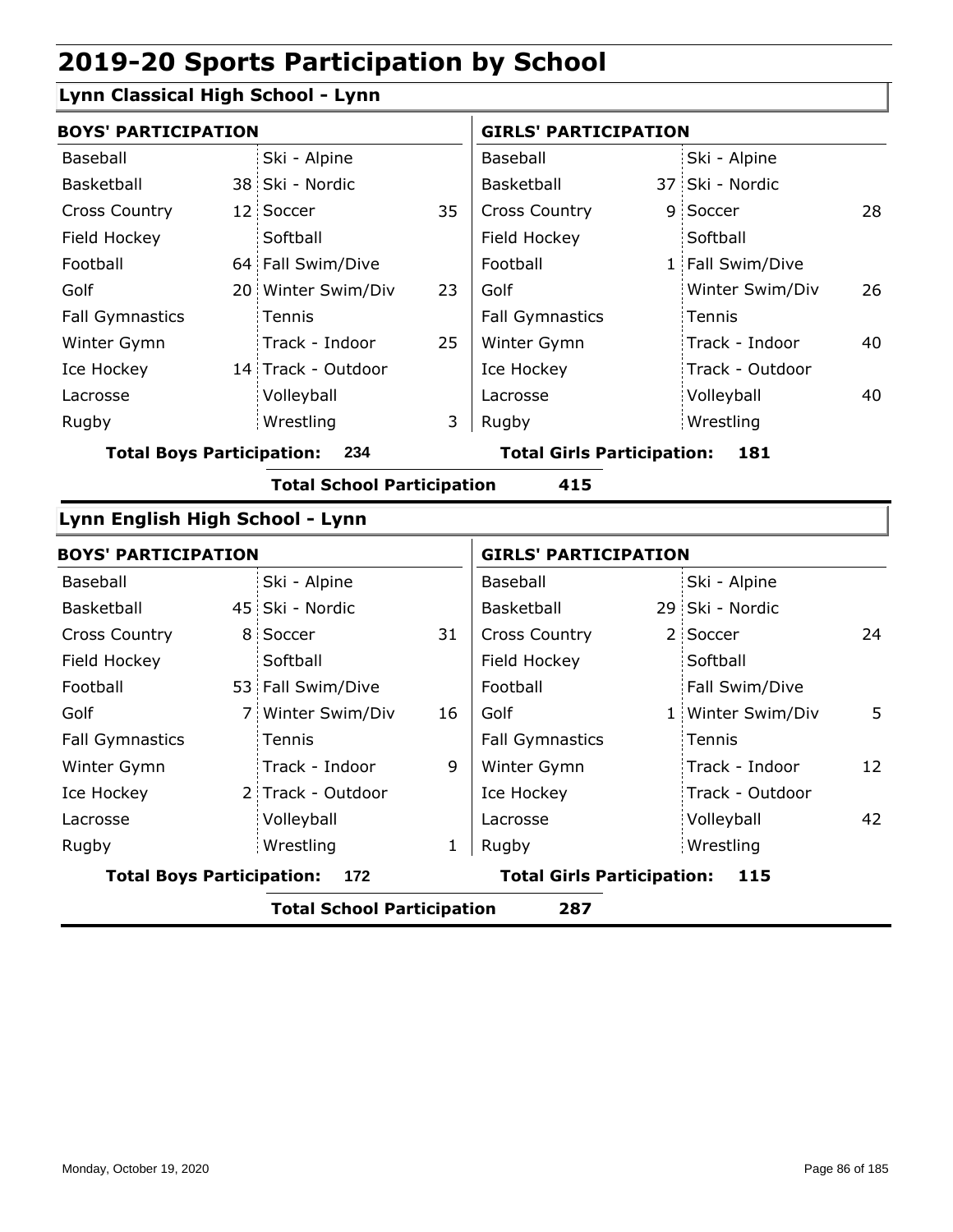# 2019-20 Sports Participation by School

## Lynn Classical High School - Lynn

| BOYS' PARTICIPATION | | | | GIRLS' PARTICIPATION | | | |
|---|---|---|---|---|---|---|---|
| Baseball | | Ski - Alpine | | Baseball | | Ski - Alpine | |
| Basketball | 38 | Ski - Nordic | | Basketball | 37 | Ski - Nordic | |
| Cross Country | 12 | Soccer | 35 | Cross Country | 9 | Soccer | 28 |
| Field Hockey | | Softball | | Field Hockey | | Softball | |
| Football | 64 | Fall Swim/Dive | | Football | 1 | Fall Swim/Dive | |
| Golf | 20 | Winter Swim/Div | 23 | Golf | | Winter Swim/Div | 26 |
| Fall Gymnastics | | Tennis | | Fall Gymnastics | | Tennis | |
| Winter Gymn | | Track - Indoor | 25 | Winter Gymn | | Track - Indoor | 40 |
| Ice Hockey | 14 | Track - Outdoor | | Ice Hockey | | Track - Outdoor | |
| Lacrosse | | Volleyball | | Lacrosse | | Volleyball | 40 |
| Rugby | | Wrestling | 3 | Rugby | | Wrestling | |

**Total Boys Participation:** 234 **Total Girls Participation:** 181

**Total School Participation** 415

## Lynn English High School - Lynn

| BOYS' PARTICIPATION | | | | GIRLS' PARTICIPATION | | | |
|---|---|---|---|---|---|---|---|
| Baseball | | Ski - Alpine | | Baseball | | Ski - Alpine | |
| Basketball | 45 | Ski - Nordic | | Basketball | 29 | Ski - Nordic | |
| Cross Country | 8 | Soccer | 31 | Cross Country | 2 | Soccer | 24 |
| Field Hockey | | Softball | | Field Hockey | | Softball | |
| Football | 53 | Fall Swim/Dive | | Football | | Fall Swim/Dive | |
| Golf | 7 | Winter Swim/Div | 16 | Golf | 1 | Winter Swim/Div | 5 |
| Fall Gymnastics | | Tennis | | Fall Gymnastics | | Tennis | |
| Winter Gymn | | Track - Indoor | 9 | Winter Gymn | | Track - Indoor | 12 |
| Ice Hockey | 2 | Track - Outdoor | | Ice Hockey | | Track - Outdoor | |
| Lacrosse | | Volleyball | | Lacrosse | | Volleyball | 42 |
| Rugby | | Wrestling | 1 | Rugby | | Wrestling | |

**Total Boys Participation:** 172 **Total Girls Participation:** 115

**Total School Participation** 287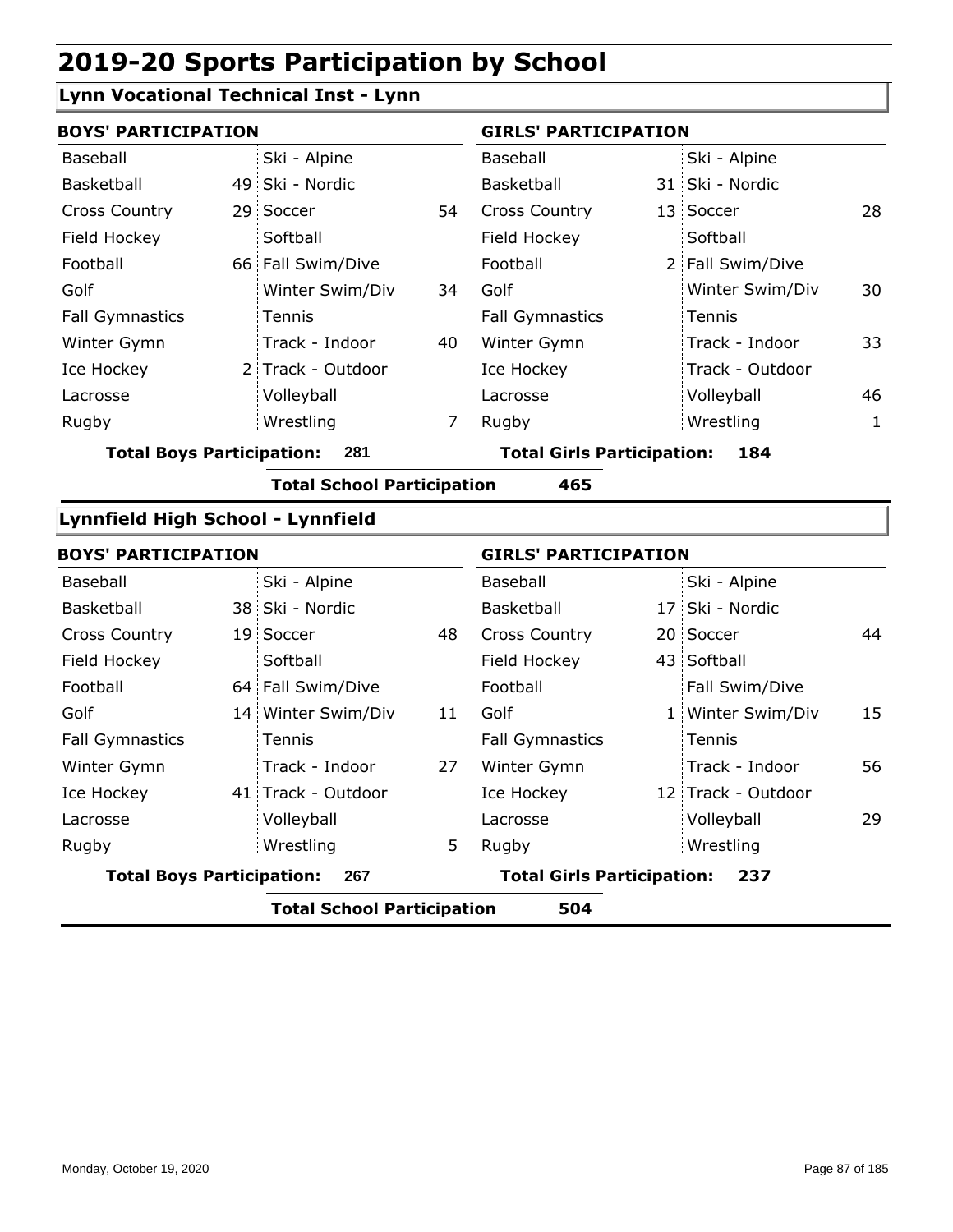# 2019-20 Sports Participation by School

## Lynn Vocational Technical Inst - Lynn

| BOYS' PARTICIPATION | | | | GIRLS' PARTICIPATION | | | |
|---|---|---|---|---|---|---|---|
| Baseball | | Ski - Alpine | | Baseball | | Ski - Alpine | |
| Basketball | 49 | Ski - Nordic | | Basketball | 31 | Ski - Nordic | |
| Cross Country | 29 | Soccer | 54 | Cross Country | 13 | Soccer | 28 |
| Field Hockey | | Softball | | Field Hockey | | Softball | |
| Football | 66 | Fall Swim/Dive | | Football | 2 | Fall Swim/Dive | |
| Golf | | Winter Swim/Div | 34 | Golf | | Winter Swim/Div | 30 |
| Fall Gymnastics | | Tennis | | Fall Gymnastics | | Tennis | |
| Winter Gymn | | Track - Indoor | 40 | Winter Gymn | | Track - Indoor | 33 |
| Ice Hockey | 2 | Track - Outdoor | | Ice Hockey | | Track - Outdoor | |
| Lacrosse | | Volleyball | | Lacrosse | | Volleyball | 46 |
| Rugby | | Wrestling | 7 | Rugby | | Wrestling | 1 |

**Total Boys Participation: 281** | **Total Girls Participation: 184**

**Total School Participation 465**

## Lynnfield High School - Lynnfield

| BOYS' PARTICIPATION | | | | GIRLS' PARTICIPATION | | | |
|---|---|---|---|---|---|---|---|
| Baseball | | Ski - Alpine | | Baseball | | Ski - Alpine | |
| Basketball | 38 | Ski - Nordic | | Basketball | 17 | Ski - Nordic | |
| Cross Country | 19 | Soccer | 48 | Cross Country | 20 | Soccer | 44 |
| Field Hockey | | Softball | | Field Hockey | 43 | Softball | |
| Football | 64 | Fall Swim/Dive | | Football | | Fall Swim/Dive | |
| Golf | 14 | Winter Swim/Div | 11 | Golf | 1 | Winter Swim/Div | 15 |
| Fall Gymnastics | | Tennis | | Fall Gymnastics | | Tennis | |
| Winter Gymn | | Track - Indoor | 27 | Winter Gymn | | Track - Indoor | 56 |
| Ice Hockey | 41 | Track - Outdoor | | Ice Hockey | 12 | Track - Outdoor | |
| Lacrosse | | Volleyball | | Lacrosse | | Volleyball | 29 |
| Rugby | | Wrestling | 5 | Rugby | | Wrestling | |

**Total Boys Participation: 267** | **Total Girls Participation: 237**

**Total School Participation 504**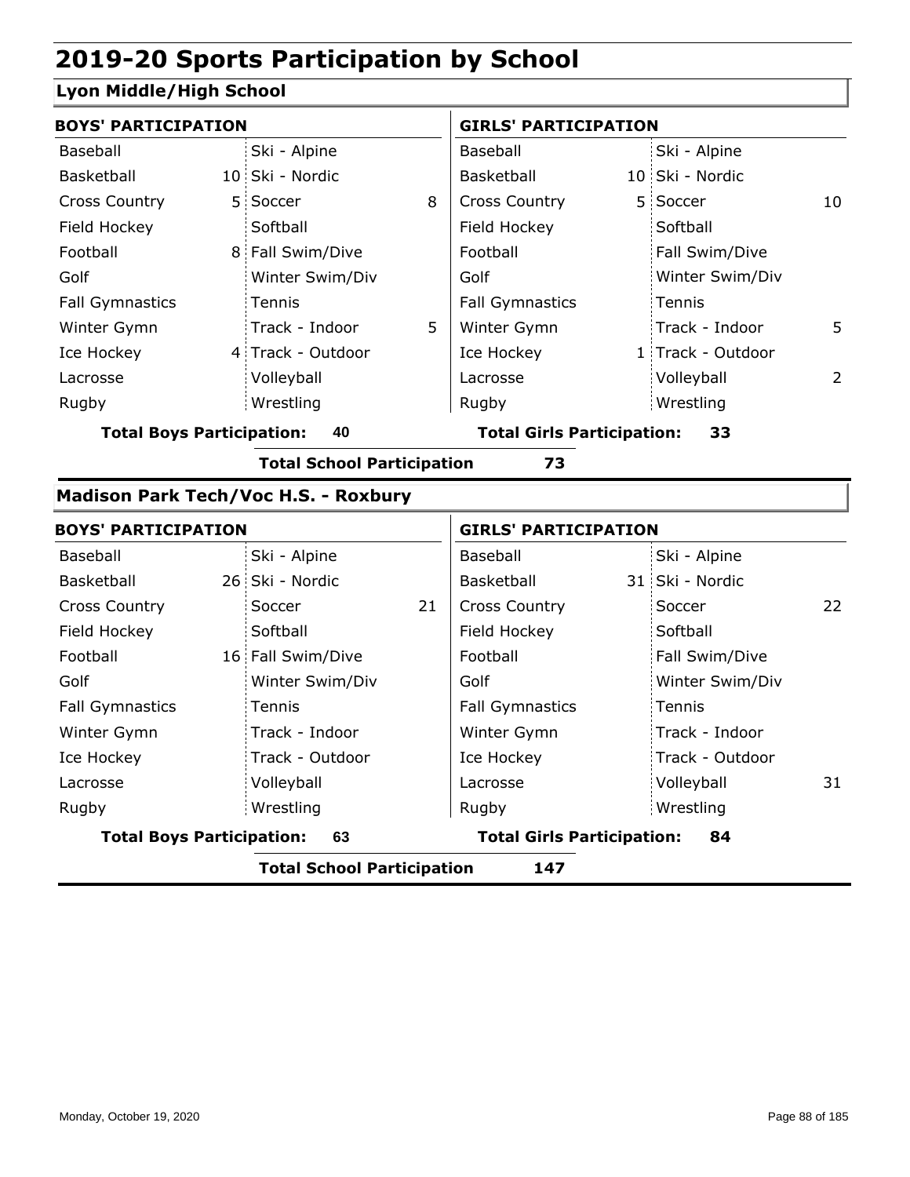# 2019-20 Sports Participation by School

## Lyon Middle/High School

| BOYS' PARTICIPATION | | | | GIRLS' PARTICIPATION | | | |
|---|---|---|---|---|---|---|---|
| Baseball | | Ski - Alpine | | Baseball | | Ski - Alpine | |
| Basketball | 10 | Ski - Nordic | | Basketball | 10 | Ski - Nordic | |
| Cross Country | 5 | Soccer | 8 | Cross Country | 5 | Soccer | 10 |
| Field Hockey | | Softball | | Field Hockey | | Softball | |
| Football | 8 | Fall Swim/Dive | | Football | | Fall Swim/Dive | |
| Golf | | Winter Swim/Div | | Golf | | Winter Swim/Div | |
| Fall Gymnastics | | Tennis | | Fall Gymnastics | | Tennis | |
| Winter Gymn | | Track - Indoor | 5 | Winter Gymn | | Track - Indoor | 5 |
| Ice Hockey | 4 | Track - Outdoor | | Ice Hockey | 1 | Track - Outdoor | |
| Lacrosse | | Volleyball | | Lacrosse | | Volleyball | 2 |
| Rugby | | Wrestling | | Rugby | | Wrestling | |

**Total Boys Participation: 40** | **Total Girls Participation: 33**

**Total School Participation 73**

## Madison Park Tech/Voc H.S. - Roxbury

| BOYS' PARTICIPATION | | | | GIRLS' PARTICIPATION | | | |
|---|---|---|---|---|---|---|---|
| Baseball | | Ski - Alpine | | Baseball | | Ski - Alpine | |
| Basketball | 26 | Ski - Nordic | | Basketball | 31 | Ski - Nordic | |
| Cross Country | | Soccer | 21 | Cross Country | | Soccer | 22 |
| Field Hockey | | Softball | | Field Hockey | | Softball | |
| Football | 16 | Fall Swim/Dive | | Football | | Fall Swim/Dive | |
| Golf | | Winter Swim/Div | | Golf | | Winter Swim/Div | |
| Fall Gymnastics | | Tennis | | Fall Gymnastics | | Tennis | |
| Winter Gymn | | Track - Indoor | | Winter Gymn | | Track - Indoor | |
| Ice Hockey | | Track - Outdoor | | Ice Hockey | | Track - Outdoor | |
| Lacrosse | | Volleyball | | Lacrosse | | Volleyball | 31 |
| Rugby | | Wrestling | | Rugby | | Wrestling | |

**Total Boys Participation: 63** | **Total Girls Participation: 84**

**Total School Participation 147**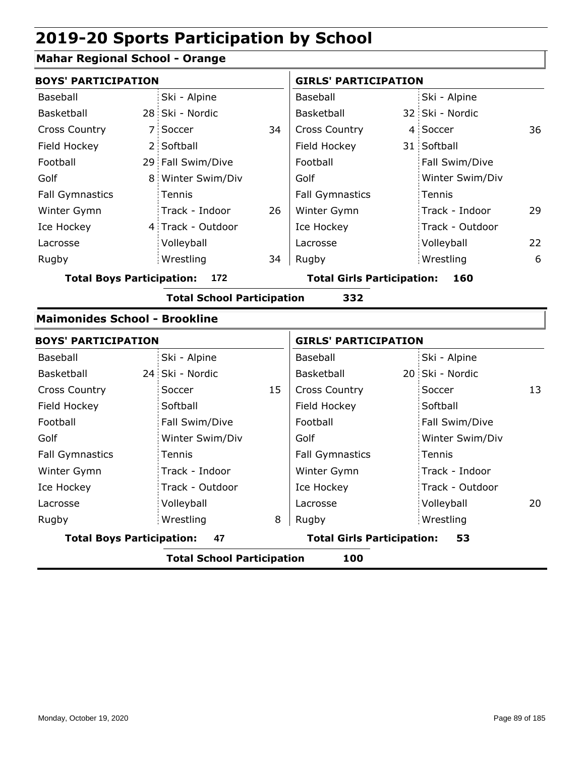# 2019-20 Sports Participation by School

## Mahar Regional School - Orange

| BOYS' PARTICIPATION | | | | GIRLS' PARTICIPATION | | | |
|---|---|---|---|---|---|---|---|
| Baseball | | Ski - Alpine | | Baseball | | Ski - Alpine | |
| Basketball | 28 | Ski - Nordic | | Basketball | 32 | Ski - Nordic | |
| Cross Country | 7 | Soccer | 34 | Cross Country | 4 | Soccer | 36 |
| Field Hockey | 2 | Softball | | Field Hockey | 31 | Softball | |
| Football | 29 | Fall Swim/Dive | | Football | | Fall Swim/Dive | |
| Golf | 8 | Winter Swim/Div | | Golf | | Winter Swim/Div | |
| Fall Gymnastics | | Tennis | | Fall Gymnastics | | Tennis | |
| Winter Gymn | | Track - Indoor | 26 | Winter Gymn | | Track - Indoor | 29 |
| Ice Hockey | 4 | Track - Outdoor | | Ice Hockey | | Track - Outdoor | |
| Lacrosse | | Volleyball | | Lacrosse | | Volleyball | 22 |
| Rugby | | Wrestling | 34 | Rugby | | Wrestling | 6 |

**Total Boys Participation: 172** | **Total Girls Participation: 160**

**Total School Participation 332**

## Maimonides School - Brookline

| BOYS' PARTICIPATION | | | | GIRLS' PARTICIPATION | | | |
|---|---|---|---|---|---|---|---|
| Baseball | | Ski - Alpine | | Baseball | | Ski - Alpine | |
| Basketball | 24 | Ski - Nordic | | Basketball | 20 | Ski - Nordic | |
| Cross Country | | Soccer | 15 | Cross Country | | Soccer | 13 |
| Field Hockey | | Softball | | Field Hockey | | Softball | |
| Football | | Fall Swim/Dive | | Football | | Fall Swim/Dive | |
| Golf | | Winter Swim/Div | | Golf | | Winter Swim/Div | |
| Fall Gymnastics | | Tennis | | Fall Gymnastics | | Tennis | |
| Winter Gymn | | Track - Indoor | | Winter Gymn | | Track - Indoor | |
| Ice Hockey | | Track - Outdoor | | Ice Hockey | | Track - Outdoor | |
| Lacrosse | | Volleyball | | Lacrosse | | Volleyball | 20 |
| Rugby | | Wrestling | 8 | Rugby | | Wrestling | |

**Total Boys Participation: 47** | **Total Girls Participation: 53**

**Total School Participation 100**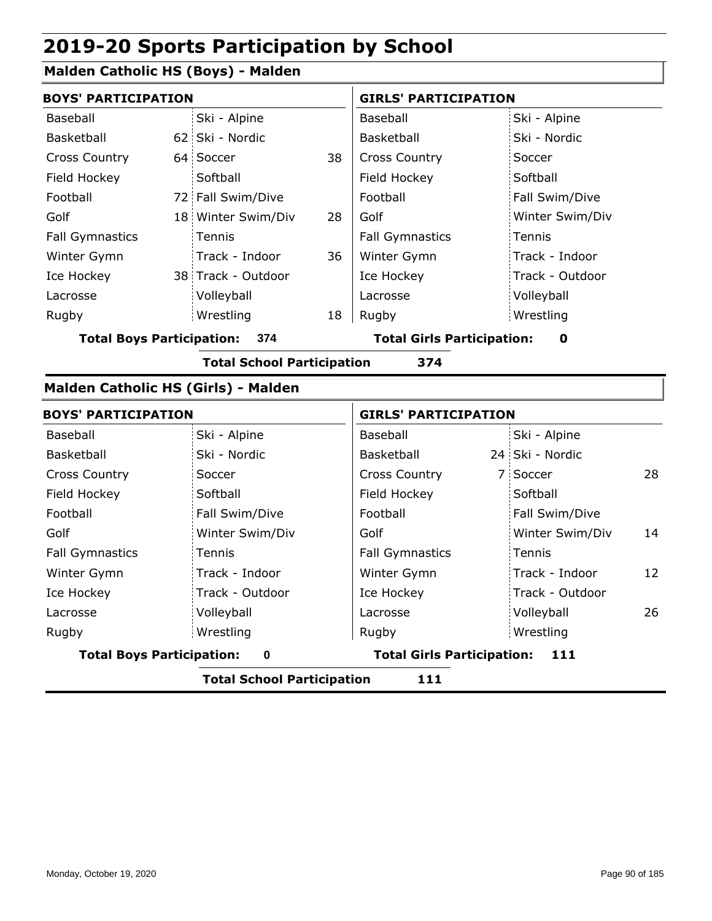# 2019-20 Sports Participation by School

## Malden Catholic HS (Boys) - Malden

| BOYS' PARTICIPATION | | | | GIRLS' PARTICIPATION | | | |
|---|---|---|---|---|---|---|---|
| Baseball | | Ski - Alpine | | Baseball | | Ski - Alpine | |
| Basketball | 62 | Ski - Nordic | | Basketball | | Ski - Nordic | |
| Cross Country | 64 | Soccer | 38 | Cross Country | | Soccer | |
| Field Hockey | | Softball | | Field Hockey | | Softball | |
| Football | 72 | Fall Swim/Dive | | Football | | Fall Swim/Dive | |
| Golf | 18 | Winter Swim/Div | 28 | Golf | | Winter Swim/Div | |
| Fall Gymnastics | | Tennis | | Fall Gymnastics | | Tennis | |
| Winter Gymn | | Track - Indoor | 36 | Winter Gymn | | Track - Indoor | |
| Ice Hockey | 38 | Track - Outdoor | | Ice Hockey | | Track - Outdoor | |
| Lacrosse | | Volleyball | | Lacrosse | | Volleyball | |
| Rugby | | Wrestling | 18 | Rugby | | Wrestling | |

**Total Boys Participation: 374** | **Total Girls Participation: 0**

**Total School Participation 374**

## Malden Catholic HS (Girls) - Malden

| BOYS' PARTICIPATION | | | | GIRLS' PARTICIPATION | | | |
|---|---|---|---|---|---|---|---|
| Baseball | | Ski - Alpine | | Baseball | | Ski - Alpine | |
| Basketball | | Ski - Nordic | | Basketball | 24 | Ski - Nordic | |
| Cross Country | | Soccer | | Cross Country | 7 | Soccer | 28 |
| Field Hockey | | Softball | | Field Hockey | | Softball | |
| Football | | Fall Swim/Dive | | Football | | Fall Swim/Dive | |
| Golf | | Winter Swim/Div | | Golf | | Winter Swim/Div | 14 |
| Fall Gymnastics | | Tennis | | Fall Gymnastics | | Tennis | |
| Winter Gymn | | Track - Indoor | | Winter Gymn | | Track - Indoor | 12 |
| Ice Hockey | | Track - Outdoor | | Ice Hockey | | Track - Outdoor | |
| Lacrosse | | Volleyball | | Lacrosse | | Volleyball | 26 |
| Rugby | | Wrestling | | Rugby | | Wrestling | |

**Total Boys Participation: 0** | **Total Girls Participation: 111**

**Total School Participation 111**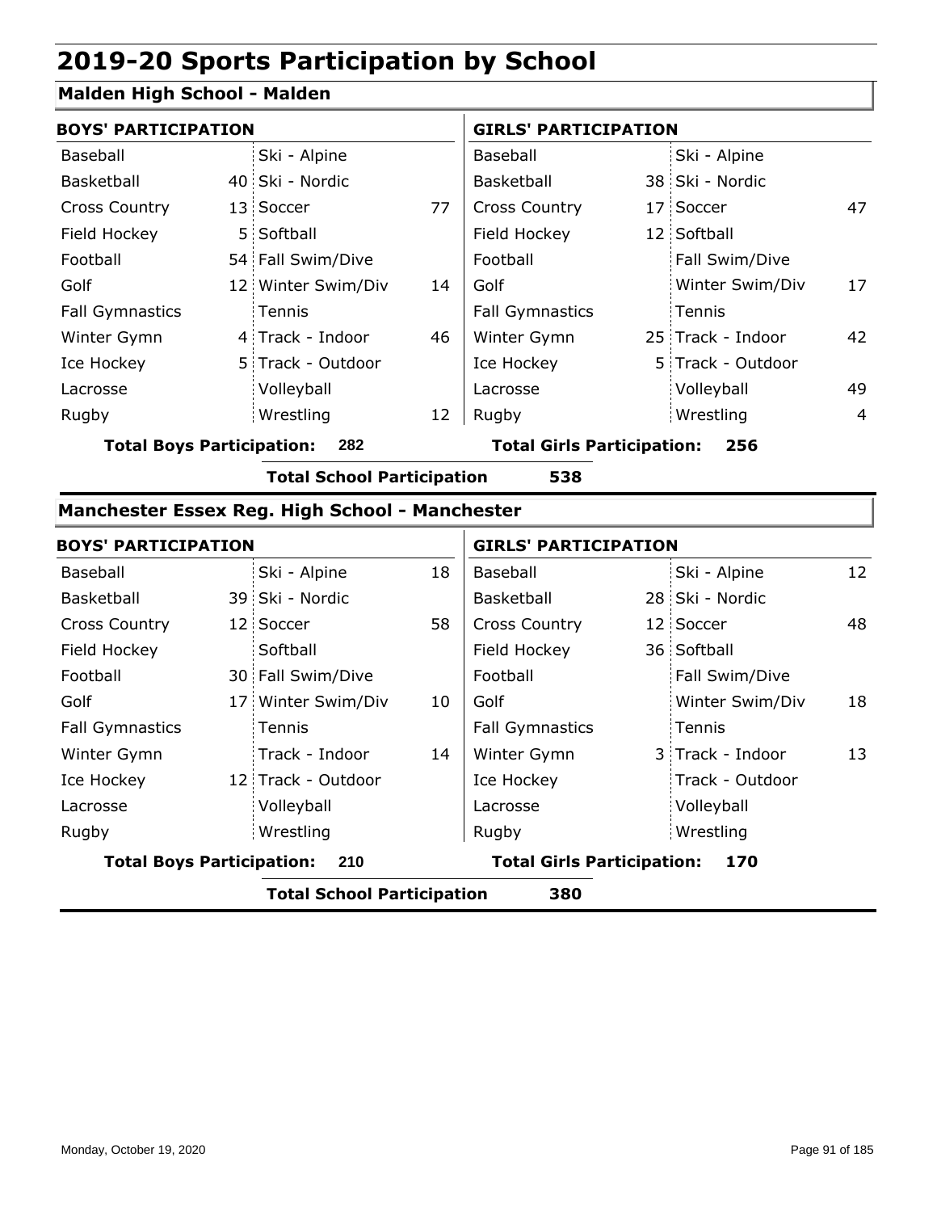# 2019-20 Sports Participation by School

## Malden High School - Malden

| BOYS' PARTICIPATION | | | | GIRLS' PARTICIPATION | | | |
|---|---|---|---|---|---|---|---|
| Baseball | | Ski - Alpine | | Baseball | | Ski - Alpine | |
| Basketball | 40 | Ski - Nordic | | Basketball | 38 | Ski - Nordic | |
| Cross Country | 13 | Soccer | 77 | Cross Country | 17 | Soccer | 47 |
| Field Hockey | 5 | Softball | | Field Hockey | 12 | Softball | |
| Football | 54 | Fall Swim/Dive | | Football | | Fall Swim/Dive | |
| Golf | 12 | Winter Swim/Div | 14 | Golf | | Winter Swim/Div | 17 |
| Fall Gymnastics | | Tennis | | Fall Gymnastics | | Tennis | |
| Winter Gymn | 4 | Track - Indoor | 46 | Winter Gymn | 25 | Track - Indoor | 42 |
| Ice Hockey | 5 | Track - Outdoor | | Ice Hockey | 5 | Track - Outdoor | |
| Lacrosse | | Volleyball | | Lacrosse | | Volleyball | 49 |
| Rugby | | Wrestling | 12 | Rugby | | Wrestling | 4 |

**Total Boys Participation: 282** **Total Girls Participation: 256**

**Total School Participation 538**

## Manchester Essex Reg. High School - Manchester

| BOYS' PARTICIPATION | | | | GIRLS' PARTICIPATION | | | |
|---|---|---|---|---|---|---|---|
| Baseball | | Ski - Alpine | 18 | Baseball | | Ski - Alpine | 12 |
| Basketball | 39 | Ski - Nordic | | Basketball | 28 | Ski - Nordic | |
| Cross Country | 12 | Soccer | 58 | Cross Country | 12 | Soccer | 48 |
| Field Hockey | | Softball | | Field Hockey | 36 | Softball | |
| Football | 30 | Fall Swim/Dive | | Football | | Fall Swim/Dive | |
| Golf | 17 | Winter Swim/Div | 10 | Golf | | Winter Swim/Div | 18 |
| Fall Gymnastics | | Tennis | | Fall Gymnastics | | Tennis | |
| Winter Gymn | | Track - Indoor | 14 | Winter Gymn | 3 | Track - Indoor | 13 |
| Ice Hockey | 12 | Track - Outdoor | | Ice Hockey | | Track - Outdoor | |
| Lacrosse | | Volleyball | | Lacrosse | | Volleyball | |
| Rugby | | Wrestling | | Rugby | | Wrestling | |

**Total Boys Participation: 210** **Total Girls Participation: 170**

**Total School Participation 380**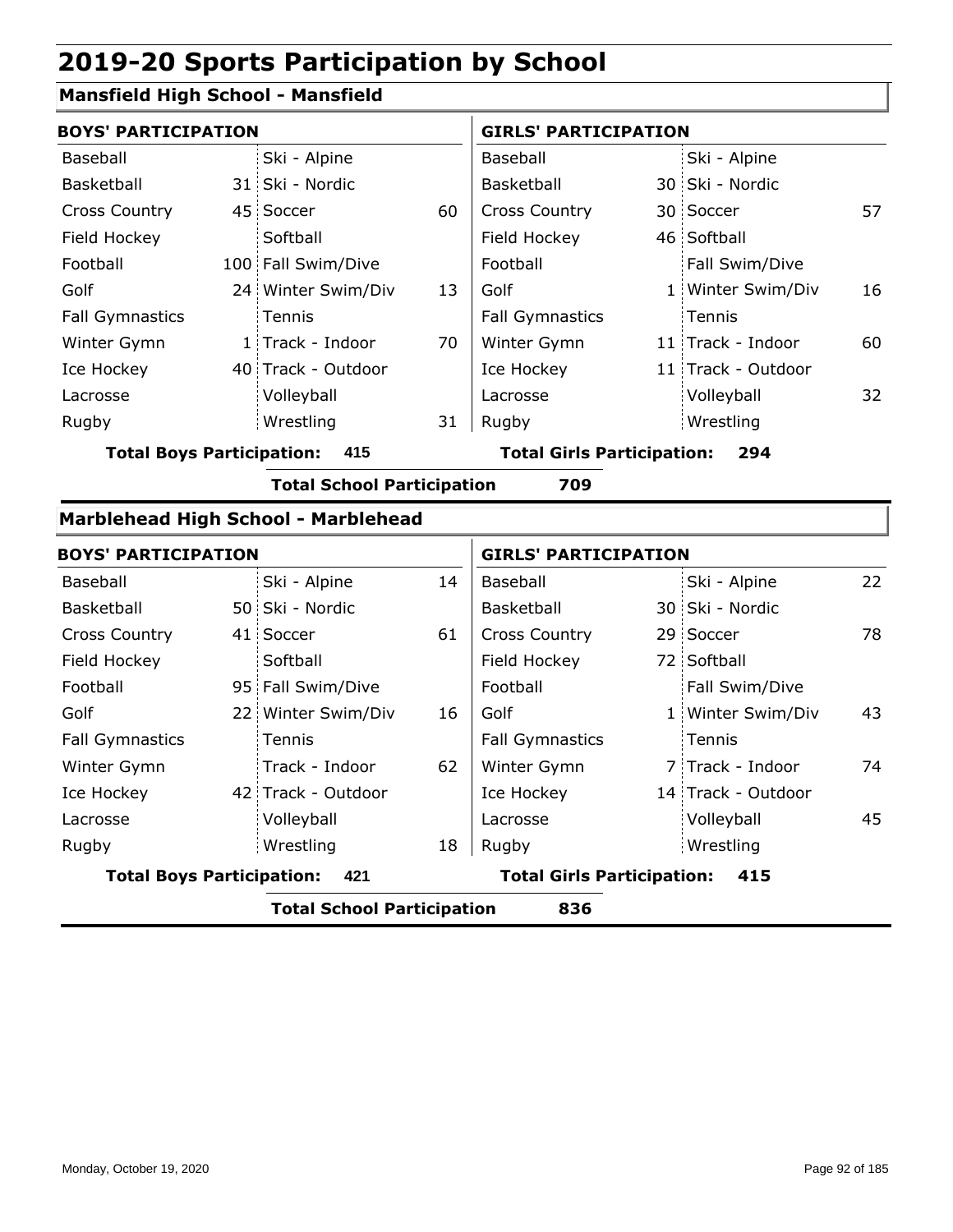# 2019-20 Sports Participation by School

## Mansfield High School - Mansfield

**BOYS' PARTICIPATION**

| Sport | Count | Sport | Count |
|---|---|---|---|
| Baseball | | Ski - Alpine | |
| Basketball | 31 | Ski - Nordic | |
| Cross Country | 45 | Soccer | 60 |
| Field Hockey | | Softball | |
| Football | 100 | Fall Swim/Dive | |
| Golf | 24 | Winter Swim/Div | 13 |
| Fall Gymnastics | | Tennis | |
| Winter Gymn | 1 | Track - Indoor | 70 |
| Ice Hockey | 40 | Track - Outdoor | |
| Lacrosse | | Volleyball | |
| Rugby | | Wrestling | 31 |

**Total Boys Participation: 415**

**GIRLS' PARTICIPATION**

| Sport | Count | Sport | Count |
|---|---|---|---|
| Baseball | | Ski - Alpine | |
| Basketball | 30 | Ski - Nordic | |
| Cross Country | 30 | Soccer | 57 |
| Field Hockey | 46 | Softball | |
| Football | | Fall Swim/Dive | |
| Golf | 1 | Winter Swim/Div | 16 |
| Fall Gymnastics | | Tennis | |
| Winter Gymn | 11 | Track - Indoor | 60 |
| Ice Hockey | 11 | Track - Outdoor | |
| Lacrosse | | Volleyball | 32 |
| Rugby | | Wrestling | |

**Total Girls Participation: 294**

**Total School Participation 709**

## Marblehead High School - Marblehead

**BOYS' PARTICIPATION**

| Sport | Count | Sport | Count |
|---|---|---|---|
| Baseball | | Ski - Alpine | 14 |
| Basketball | 50 | Ski - Nordic | |
| Cross Country | 41 | Soccer | 61 |
| Field Hockey | | Softball | |
| Football | 95 | Fall Swim/Dive | |
| Golf | 22 | Winter Swim/Div | 16 |
| Fall Gymnastics | | Tennis | |
| Winter Gymn | | Track - Indoor | 62 |
| Ice Hockey | 42 | Track - Outdoor | |
| Lacrosse | | Volleyball | |
| Rugby | | Wrestling | 18 |

**Total Boys Participation: 421**

**GIRLS' PARTICIPATION**

| Sport | Count | Sport | Count |
|---|---|---|---|
| Baseball | | Ski - Alpine | 22 |
| Basketball | 30 | Ski - Nordic | |
| Cross Country | 29 | Soccer | 78 |
| Field Hockey | 72 | Softball | |
| Football | | Fall Swim/Dive | |
| Golf | 1 | Winter Swim/Div | 43 |
| Fall Gymnastics | | Tennis | |
| Winter Gymn | 7 | Track - Indoor | 74 |
| Ice Hockey | 14 | Track - Outdoor | |
| Lacrosse | | Volleyball | 45 |
| Rugby | | Wrestling | |

**Total Girls Participation: 415**

**Total School Participation 836**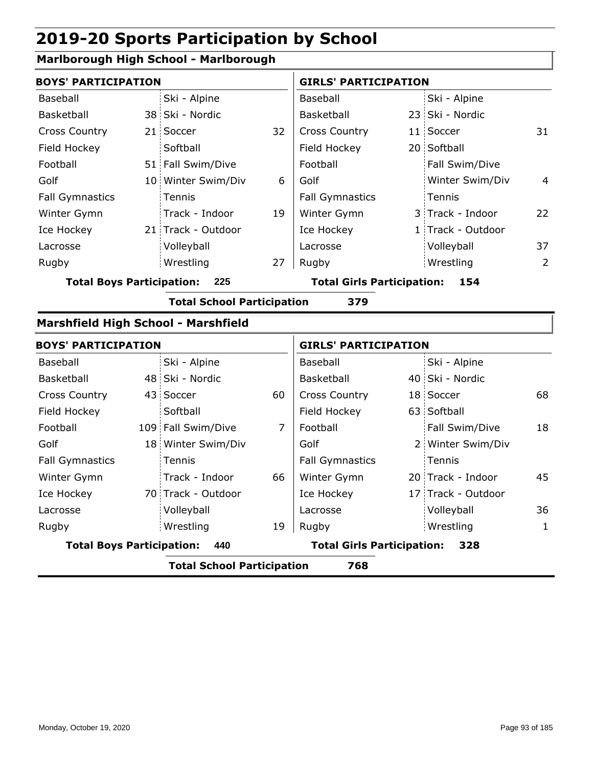# 2019-20 Sports Participation by School

## Marlborough High School - Marlborough

| BOYS' PARTICIPATION | | | | GIRLS' PARTICIPATION | | | |
|---|---|---|---|---|---|---|---|
| Baseball | | Ski - Alpine | | Baseball | | Ski - Alpine | |
| Basketball | 38 | Ski - Nordic | | Basketball | 23 | Ski - Nordic | |
| Cross Country | 21 | Soccer | 32 | Cross Country | 11 | Soccer | 31 |
| Field Hockey | | Softball | | Field Hockey | 20 | Softball | |
| Football | 51 | Fall Swim/Dive | | Football | | Fall Swim/Dive | |
| Golf | 10 | Winter Swim/Div | 6 | Golf | | Winter Swim/Div | 4 |
| Fall Gymnastics | | Tennis | | Fall Gymnastics | | Tennis | |
| Winter Gymn | | Track - Indoor | 19 | Winter Gymn | 3 | Track - Indoor | 22 |
| Ice Hockey | 21 | Track - Outdoor | | Ice Hockey | 1 | Track - Outdoor | |
| Lacrosse | | Volleyball | | Lacrosse | | Volleyball | 37 |
| Rugby | | Wrestling | 27 | Rugby | | Wrestling | 2 |

**Total Boys Participation: 225** | **Total Girls Participation: 154**

**Total School Participation 379**

## Marshfield High School - Marshfield

| BOYS' PARTICIPATION | | | | GIRLS' PARTICIPATION | | | |
|---|---|---|---|---|---|---|---|
| Baseball | | Ski - Alpine | | Baseball | | Ski - Alpine | |
| Basketball | 48 | Ski - Nordic | | Basketball | 40 | Ski - Nordic | |
| Cross Country | 43 | Soccer | 60 | Cross Country | 18 | Soccer | 68 |
| Field Hockey | | Softball | | Field Hockey | 63 | Softball | |
| Football | 109 | Fall Swim/Dive | 7 | Football | | Fall Swim/Dive | 18 |
| Golf | 18 | Winter Swim/Div | | Golf | 2 | Winter Swim/Div | |
| Fall Gymnastics | | Tennis | | Fall Gymnastics | | Tennis | |
| Winter Gymn | | Track - Indoor | 66 | Winter Gymn | 20 | Track - Indoor | 45 |
| Ice Hockey | 70 | Track - Outdoor | | Ice Hockey | 17 | Track - Outdoor | |
| Lacrosse | | Volleyball | | Lacrosse | | Volleyball | 36 |
| Rugby | | Wrestling | 19 | Rugby | | Wrestling | 1 |

**Total Boys Participation: 440** | **Total Girls Participation: 328**

**Total School Participation 768**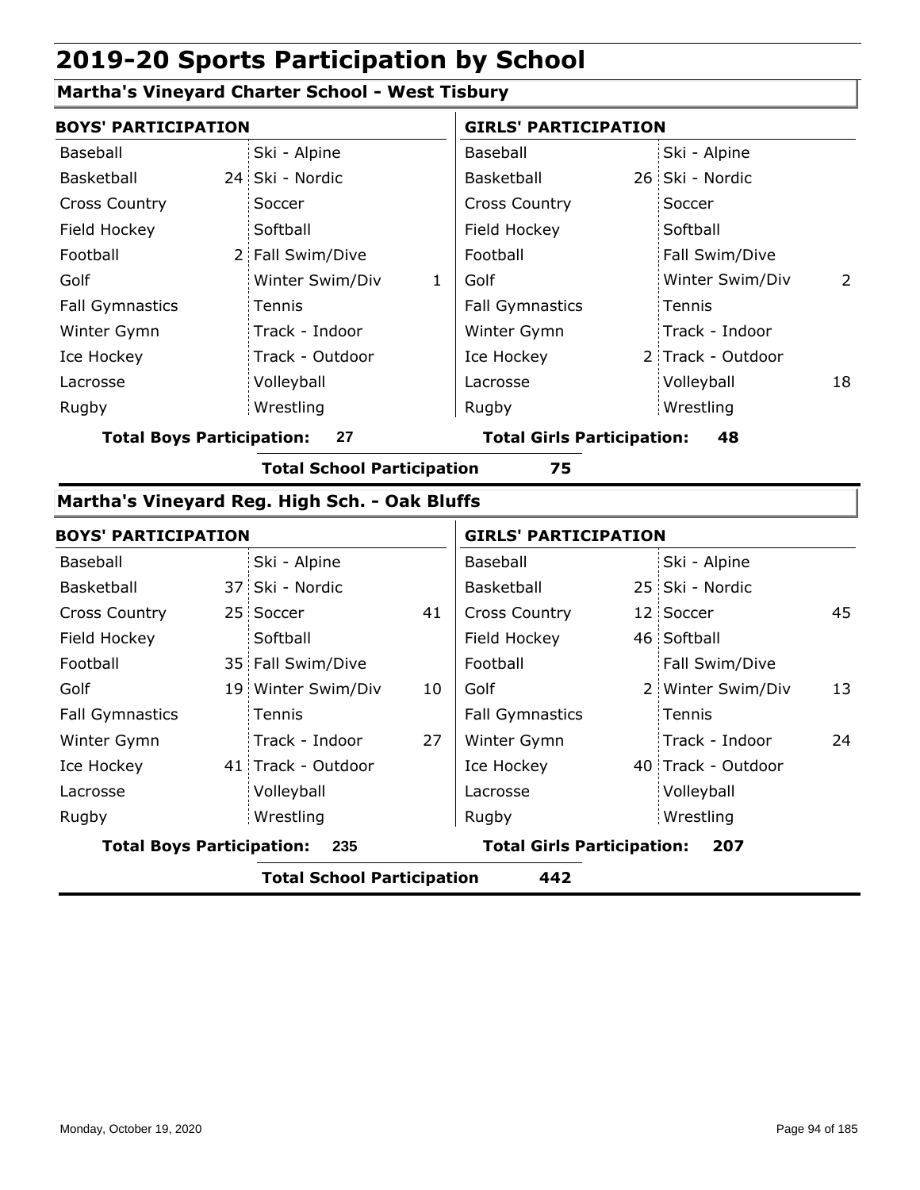# 2019-20 Sports Participation by School

## Martha's Vineyard Charter School - West Tisbury

**BOYS' PARTICIPATION**

| Sport | | Sport | |
|---|---|---|---|
| Baseball | | Ski - Alpine | |
| Basketball | 24 | Ski - Nordic | |
| Cross Country | | Soccer | |
| Field Hockey | | Softball | |
| Football | 2 | Fall Swim/Dive | |
| Golf | | Winter Swim/Div | 1 |
| Fall Gymnastics | | Tennis | |
| Winter Gymn | | Track - Indoor | |
| Ice Hockey | | Track - Outdoor | |
| Lacrosse | | Volleyball | |
| Rugby | | Wrestling | |

**GIRLS' PARTICIPATION**

| Sport | | Sport | |
|---|---|---|---|
| Baseball | | Ski - Alpine | |
| Basketball | 26 | Ski - Nordic | |
| Cross Country | | Soccer | |
| Field Hockey | | Softball | |
| Football | | Fall Swim/Dive | |
| Golf | | Winter Swim/Div | 2 |
| Fall Gymnastics | | Tennis | |
| Winter Gymn | | Track - Indoor | |
| Ice Hockey | 2 | Track - Outdoor | |
| Lacrosse | | Volleyball | 18 |
| Rugby | | Wrestling | |

**Total Boys Participation: 27** **Total Girls Participation: 48**

**Total School Participation 75**

## Martha's Vineyard Reg. High Sch. - Oak Bluffs

**BOYS' PARTICIPATION**

| Sport | | Sport | |
|---|---|---|---|
| Baseball | | Ski - Alpine | |
| Basketball | 37 | Ski - Nordic | |
| Cross Country | 25 | Soccer | 41 |
| Field Hockey | | Softball | |
| Football | 35 | Fall Swim/Dive | |
| Golf | 19 | Winter Swim/Div | 10 |
| Fall Gymnastics | | Tennis | |
| Winter Gymn | | Track - Indoor | 27 |
| Ice Hockey | 41 | Track - Outdoor | |
| Lacrosse | | Volleyball | |
| Rugby | | Wrestling | |

**GIRLS' PARTICIPATION**

| Sport | | Sport | |
|---|---|---|---|
| Baseball | | Ski - Alpine | |
| Basketball | 25 | Ski - Nordic | |
| Cross Country | 12 | Soccer | 45 |
| Field Hockey | 46 | Softball | |
| Football | | Fall Swim/Dive | |
| Golf | 2 | Winter Swim/Div | 13 |
| Fall Gymnastics | | Tennis | |
| Winter Gymn | | Track - Indoor | 24 |
| Ice Hockey | 40 | Track - Outdoor | |
| Lacrosse | | Volleyball | |
| Rugby | | Wrestling | |

**Total Boys Participation: 235** **Total Girls Participation: 207**

**Total School Participation 442**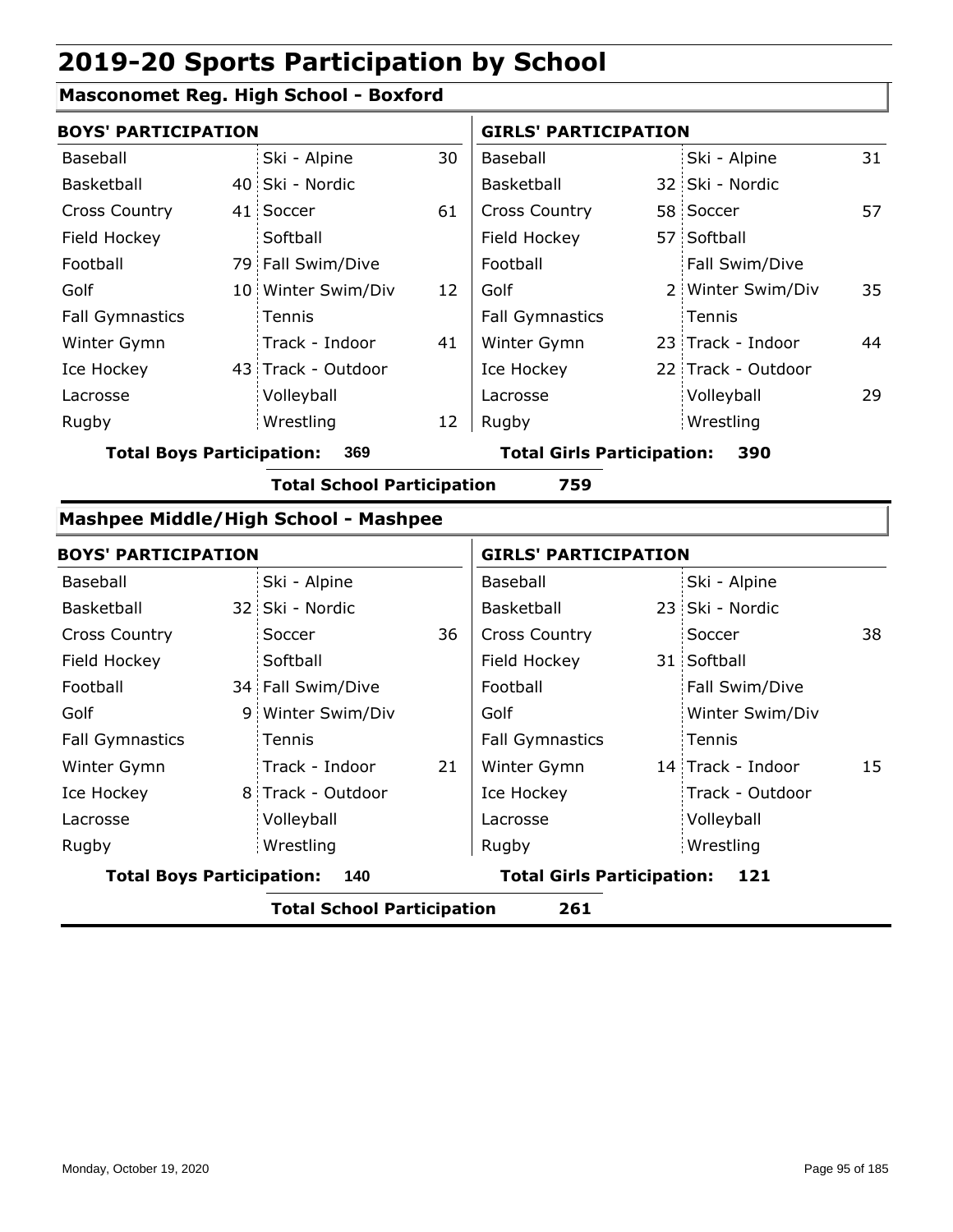# 2019-20 Sports Participation by School

## Masconomet Reg. High School - Boxford

**BOYS' PARTICIPATION**

| Sport | | Sport | |
|---|---|---|---|
| Baseball | | Ski - Alpine | 30 |
| Basketball | 40 | Ski - Nordic | |
| Cross Country | 41 | Soccer | 61 |
| Field Hockey | | Softball | |
| Football | 79 | Fall Swim/Dive | |
| Golf | 10 | Winter Swim/Div | 12 |
| Fall Gymnastics | | Tennis | |
| Winter Gymn | | Track - Indoor | 41 |
| Ice Hockey | 43 | Track - Outdoor | |
| Lacrosse | | Volleyball | |
| Rugby | | Wrestling | 12 |

**Total Boys Participation: 369**

**GIRLS' PARTICIPATION**

| Sport | | Sport | |
|---|---|---|---|
| Baseball | | Ski - Alpine | 31 |
| Basketball | 32 | Ski - Nordic | |
| Cross Country | 58 | Soccer | 57 |
| Field Hockey | 57 | Softball | |
| Football | | Fall Swim/Dive | |
| Golf | 2 | Winter Swim/Div | 35 |
| Fall Gymnastics | | Tennis | |
| Winter Gymn | 23 | Track - Indoor | 44 |
| Ice Hockey | 22 | Track - Outdoor | |
| Lacrosse | | Volleyball | 29 |
| Rugby | | Wrestling | |

**Total Girls Participation: 390**

**Total School Participation 759**

## Mashpee Middle/High School - Mashpee

**BOYS' PARTICIPATION**

| Sport | | Sport | |
|---|---|---|---|
| Baseball | | Ski - Alpine | |
| Basketball | 32 | Ski - Nordic | |
| Cross Country | | Soccer | 36 |
| Field Hockey | | Softball | |
| Football | 34 | Fall Swim/Dive | |
| Golf | 9 | Winter Swim/Div | |
| Fall Gymnastics | | Tennis | |
| Winter Gymn | | Track - Indoor | 21 |
| Ice Hockey | 8 | Track - Outdoor | |
| Lacrosse | | Volleyball | |
| Rugby | | Wrestling | |

**Total Boys Participation: 140**

**GIRLS' PARTICIPATION**

| Sport | | Sport | |
|---|---|---|---|
| Baseball | | Ski - Alpine | |
| Basketball | 23 | Ski - Nordic | |
| Cross Country | | Soccer | 38 |
| Field Hockey | 31 | Softball | |
| Football | | Fall Swim/Dive | |
| Golf | | Winter Swim/Div | |
| Fall Gymnastics | | Tennis | |
| Winter Gymn | 14 | Track - Indoor | 15 |
| Ice Hockey | | Track - Outdoor | |
| Lacrosse | | Volleyball | |
| Rugby | | Wrestling | |

**Total Girls Participation: 121**

**Total School Participation 261**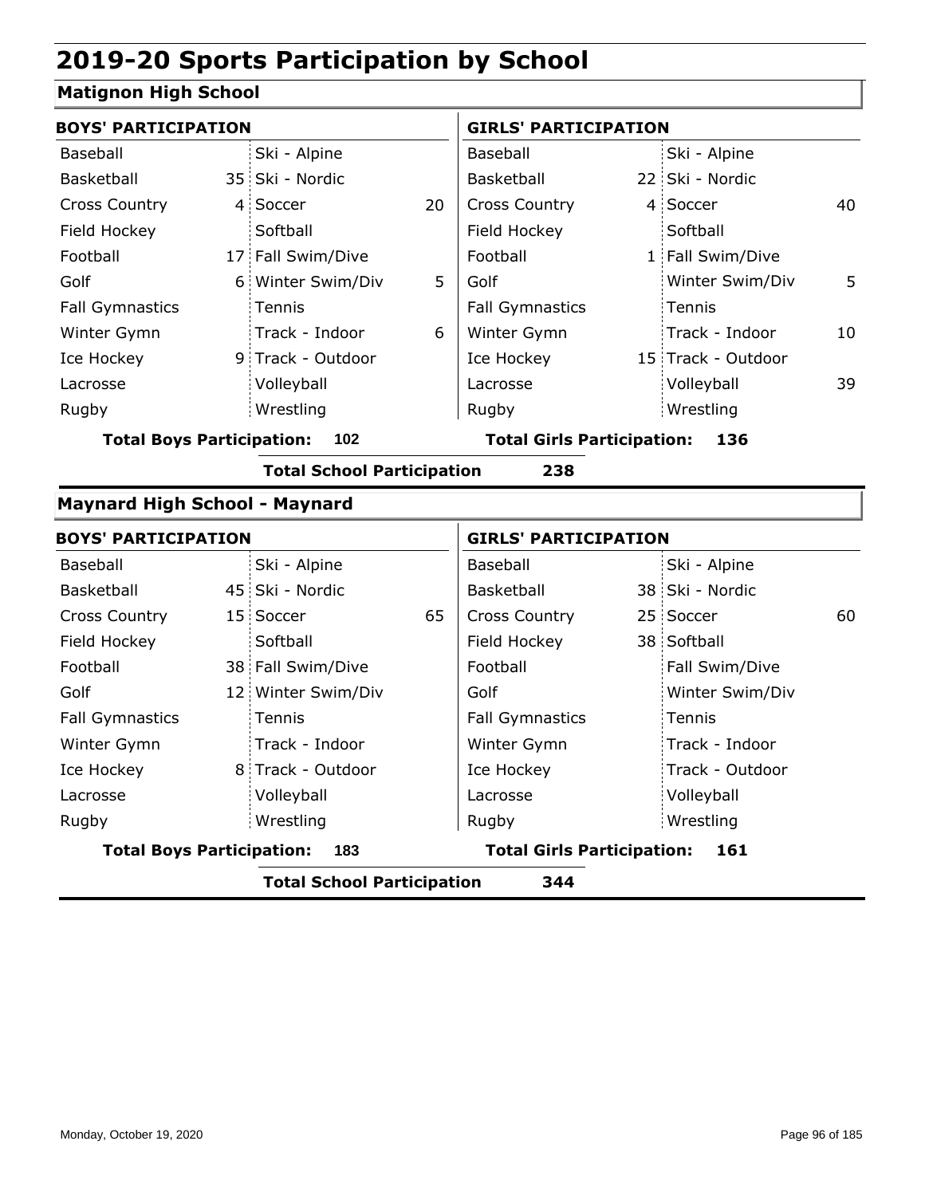# 2019-20 Sports Participation by School

## Matignon High School

### BOYS' PARTICIPATION

| Sport | Count | Sport | Count |
|---|---|---|---|
| Baseball | | Ski - Alpine | |
| Basketball | 35 | Ski - Nordic | |
| Cross Country | 4 | Soccer | 20 |
| Field Hockey | | Softball | |
| Football | 17 | Fall Swim/Dive | |
| Golf | 6 | Winter Swim/Div | 5 |
| Fall Gymnastics | | Tennis | |
| Winter Gymn | | Track - Indoor | 6 |
| Ice Hockey | 9 | Track - Outdoor | |
| Lacrosse | | Volleyball | |
| Rugby | | Wrestling | |

**Total Boys Participation: 102**

### GIRLS' PARTICIPATION

| Sport | Count | Sport | Count |
|---|---|---|---|
| Baseball | | Ski - Alpine | |
| Basketball | 22 | Ski - Nordic | |
| Cross Country | 4 | Soccer | 40 |
| Field Hockey | | Softball | |
| Football | 1 | Fall Swim/Dive | |
| Golf | | Winter Swim/Div | 5 |
| Fall Gymnastics | | Tennis | |
| Winter Gymn | | Track - Indoor | 10 |
| Ice Hockey | 15 | Track - Outdoor | |
| Lacrosse | | Volleyball | 39 |
| Rugby | | Wrestling | |

**Total Girls Participation: 136**

**Total School Participation 238**

## Maynard High School - Maynard

### BOYS' PARTICIPATION

| Sport | Count | Sport | Count |
|---|---|---|---|
| Baseball | | Ski - Alpine | |
| Basketball | 45 | Ski - Nordic | |
| Cross Country | 15 | Soccer | 65 |
| Field Hockey | | Softball | |
| Football | 38 | Fall Swim/Dive | |
| Golf | 12 | Winter Swim/Div | |
| Fall Gymnastics | | Tennis | |
| Winter Gymn | | Track - Indoor | |
| Ice Hockey | 8 | Track - Outdoor | |
| Lacrosse | | Volleyball | |
| Rugby | | Wrestling | |

**Total Boys Participation: 183**

### GIRLS' PARTICIPATION

| Sport | Count | Sport | Count |
|---|---|---|---|
| Baseball | | Ski - Alpine | |
| Basketball | 38 | Ski - Nordic | |
| Cross Country | 25 | Soccer | 60 |
| Field Hockey | 38 | Softball | |
| Football | | Fall Swim/Dive | |
| Golf | | Winter Swim/Div | |
| Fall Gymnastics | | Tennis | |
| Winter Gymn | | Track - Indoor | |
| Ice Hockey | | Track - Outdoor | |
| Lacrosse | | Volleyball | |
| Rugby | | Wrestling | |

**Total Girls Participation: 161**

**Total School Participation 344**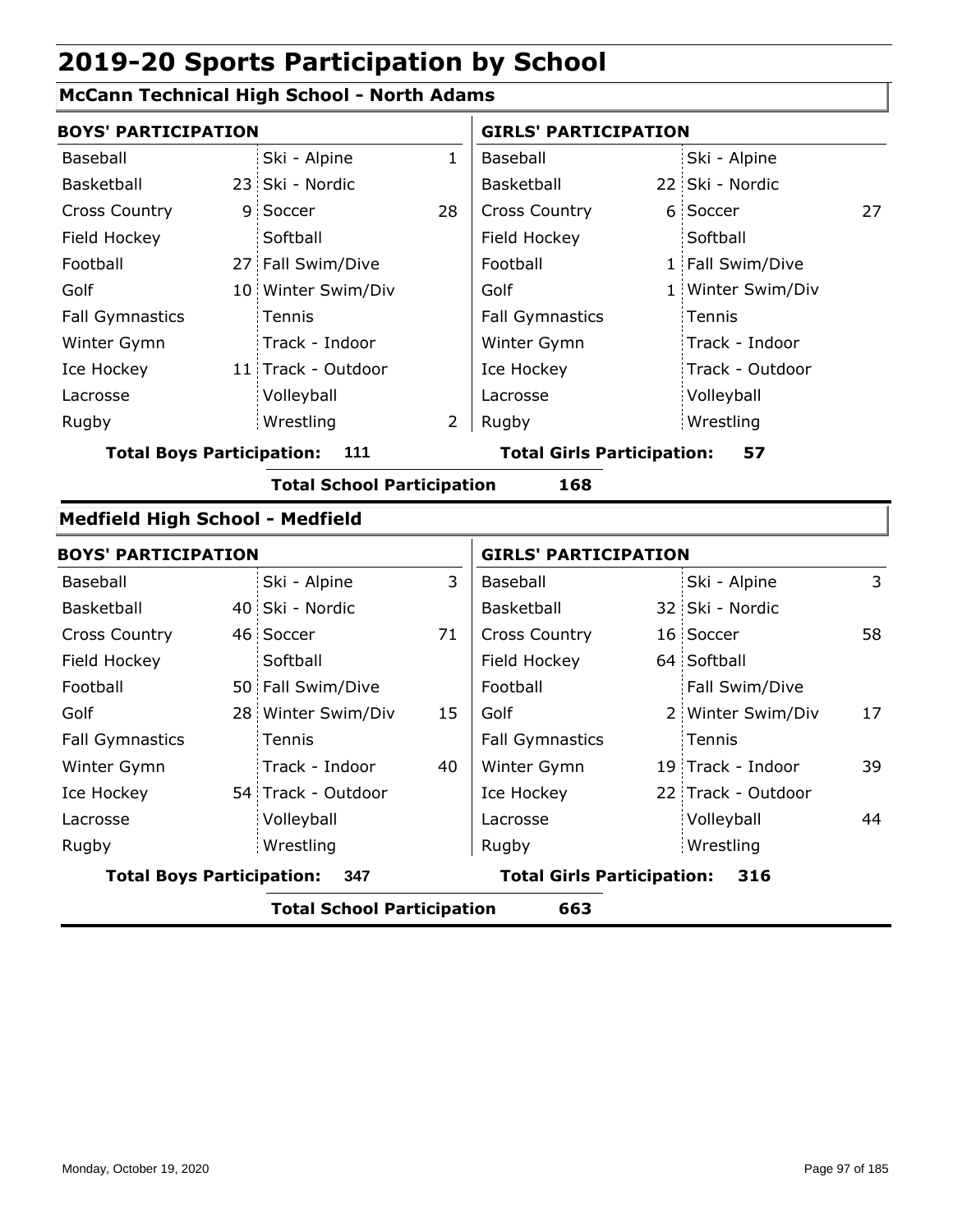# 2019-20 Sports Participation by School

## McCann Technical High School - North Adams

| BOYS' PARTICIPATION | | | | GIRLS' PARTICIPATION | | | |
|---|---|---|---|---|---|---|---|
| Baseball | | Ski - Alpine | 1 | Baseball | | Ski - Alpine | |
| Basketball | 23 | Ski - Nordic | | Basketball | 22 | Ski - Nordic | |
| Cross Country | 9 | Soccer | 28 | Cross Country | 6 | Soccer | 27 |
| Field Hockey | | Softball | | Field Hockey | | Softball | |
| Football | 27 | Fall Swim/Dive | | Football | 1 | Fall Swim/Dive | |
| Golf | 10 | Winter Swim/Div | | Golf | 1 | Winter Swim/Div | |
| Fall Gymnastics | | Tennis | | Fall Gymnastics | | Tennis | |
| Winter Gymn | | Track - Indoor | | Winter Gymn | | Track - Indoor | |
| Ice Hockey | 11 | Track - Outdoor | | Ice Hockey | | Track - Outdoor | |
| Lacrosse | | Volleyball | | Lacrosse | | Volleyball | |
| Rugby | | Wrestling | 2 | Rugby | | Wrestling | |

**Total Boys Participation: 111** **Total Girls Participation: 57**

**Total School Participation 168**

## Medfield High School - Medfield

| BOYS' PARTICIPATION | | | | GIRLS' PARTICIPATION | | | |
|---|---|---|---|---|---|---|---|
| Baseball | | Ski - Alpine | 3 | Baseball | | Ski - Alpine | 3 |
| Basketball | 40 | Ski - Nordic | | Basketball | 32 | Ski - Nordic | |
| Cross Country | 46 | Soccer | 71 | Cross Country | 16 | Soccer | 58 |
| Field Hockey | | Softball | | Field Hockey | 64 | Softball | |
| Football | 50 | Fall Swim/Dive | | Football | | Fall Swim/Dive | |
| Golf | 28 | Winter Swim/Div | 15 | Golf | 2 | Winter Swim/Div | 17 |
| Fall Gymnastics | | Tennis | | Fall Gymnastics | | Tennis | |
| Winter Gymn | | Track - Indoor | 40 | Winter Gymn | 19 | Track - Indoor | 39 |
| Ice Hockey | 54 | Track - Outdoor | | Ice Hockey | 22 | Track - Outdoor | |
| Lacrosse | | Volleyball | | Lacrosse | | Volleyball | 44 |
| Rugby | | Wrestling | | Rugby | | Wrestling | |

**Total Boys Participation: 347** **Total Girls Participation: 316**

**Total School Participation 663**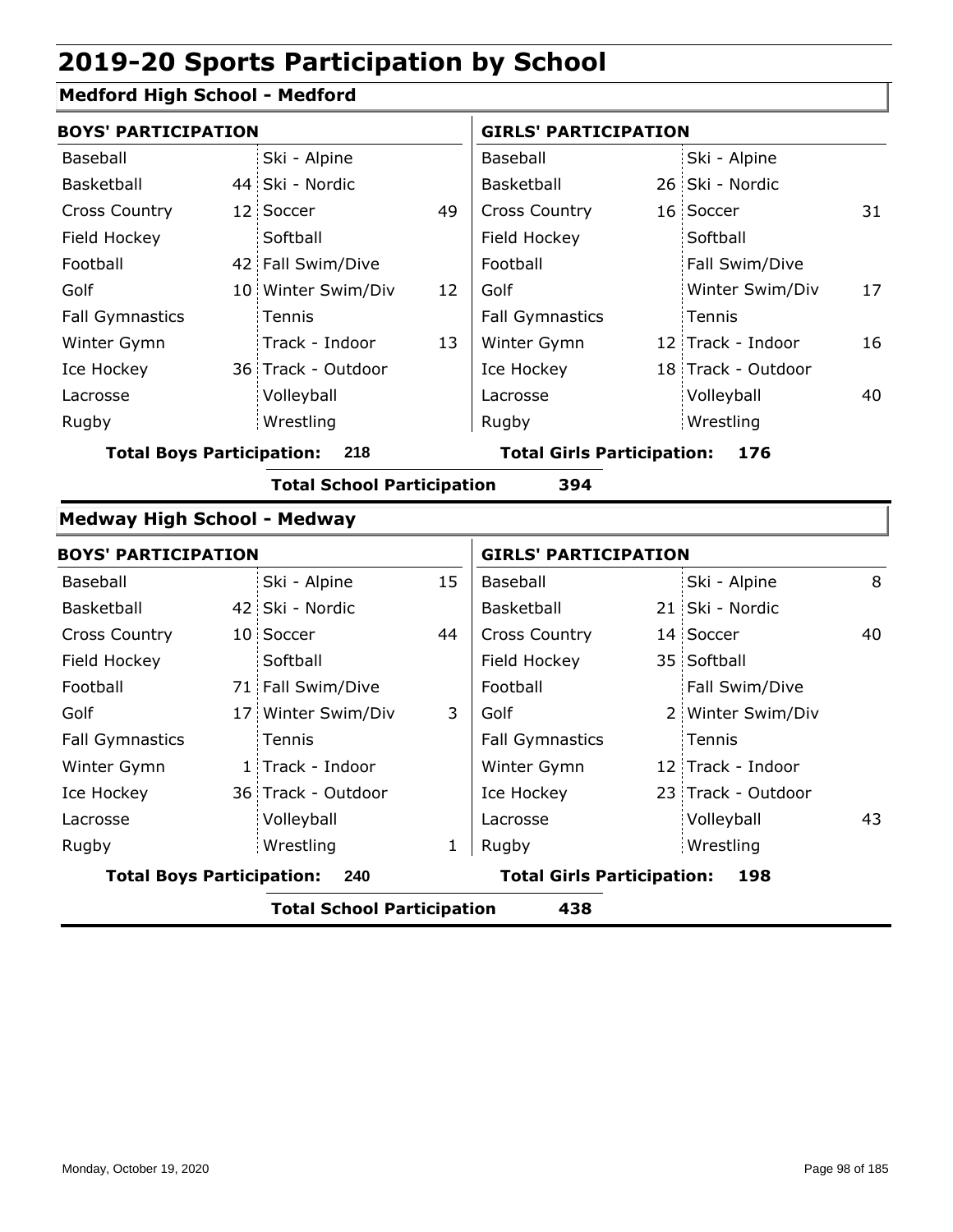# 2019-20 Sports Participation by School

## Medford High School - Medford

| BOYS' PARTICIPATION | | | | GIRLS' PARTICIPATION | | | |
|---|---|---|---|---|---|---|---|
| Baseball | | Ski - Alpine | | Baseball | | Ski - Alpine | |
| Basketball | 44 | Ski - Nordic | | Basketball | 26 | Ski - Nordic | |
| Cross Country | 12 | Soccer | 49 | Cross Country | 16 | Soccer | 31 |
| Field Hockey | | Softball | | Field Hockey | | Softball | |
| Football | 42 | Fall Swim/Dive | | Football | | Fall Swim/Dive | |
| Golf | 10 | Winter Swim/Div | 12 | Golf | | Winter Swim/Div | 17 |
| Fall Gymnastics | | Tennis | | Fall Gymnastics | | Tennis | |
| Winter Gymn | | Track - Indoor | 13 | Winter Gymn | 12 | Track - Indoor | 16 |
| Ice Hockey | 36 | Track - Outdoor | | Ice Hockey | 18 | Track - Outdoor | |
| Lacrosse | | Volleyball | | Lacrosse | | Volleyball | 40 |
| Rugby | | Wrestling | | Rugby | | Wrestling | |

**Total Boys Participation: 218** **Total Girls Participation: 176**

**Total School Participation 394**

## Medway High School - Medway

| BOYS' PARTICIPATION | | | | GIRLS' PARTICIPATION | | | |
|---|---|---|---|---|---|---|---|
| Baseball | | Ski - Alpine | 15 | Baseball | | Ski - Alpine | 8 |
| Basketball | 42 | Ski - Nordic | | Basketball | 21 | Ski - Nordic | |
| Cross Country | 10 | Soccer | 44 | Cross Country | 14 | Soccer | 40 |
| Field Hockey | | Softball | | Field Hockey | 35 | Softball | |
| Football | 71 | Fall Swim/Dive | | Football | | Fall Swim/Dive | |
| Golf | 17 | Winter Swim/Div | 3 | Golf | 2 | Winter Swim/Div | |
| Fall Gymnastics | | Tennis | | Fall Gymnastics | | Tennis | |
| Winter Gymn | 1 | Track - Indoor | | Winter Gymn | 12 | Track - Indoor | |
| Ice Hockey | 36 | Track - Outdoor | | Ice Hockey | 23 | Track - Outdoor | |
| Lacrosse | | Volleyball | | Lacrosse | | Volleyball | 43 |
| Rugby | | Wrestling | 1 | Rugby | | Wrestling | |

**Total Boys Participation: 240** **Total Girls Participation: 198**

**Total School Participation 438**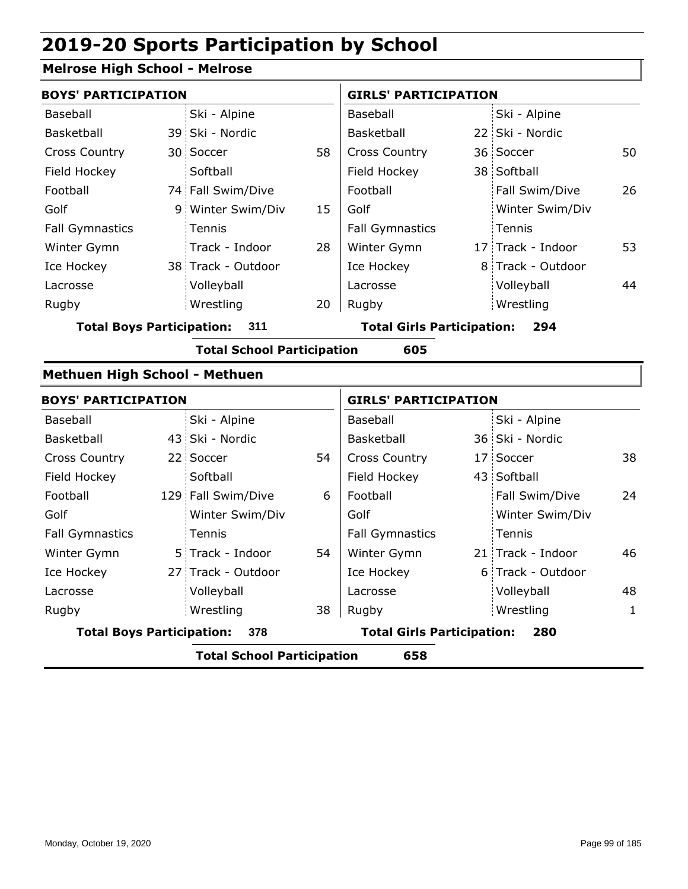# 2019-20 Sports Participation by School

## Melrose High School - Melrose

| BOYS' PARTICIPATION | | | | GIRLS' PARTICIPATION | | | |
|---|---|---|---|---|---|---|---|
| Baseball | | Ski - Alpine | | Baseball | | Ski - Alpine | |
| Basketball | 39 | Ski - Nordic | | Basketball | 22 | Ski - Nordic | |
| Cross Country | 30 | Soccer | 58 | Cross Country | 36 | Soccer | 50 |
| Field Hockey | | Softball | | Field Hockey | 38 | Softball | |
| Football | 74 | Fall Swim/Dive | | Football | | Fall Swim/Dive | 26 |
| Golf | 9 | Winter Swim/Div | 15 | Golf | | Winter Swim/Div | |
| Fall Gymnastics | | Tennis | | Fall Gymnastics | | Tennis | |
| Winter Gymn | | Track - Indoor | 28 | Winter Gymn | 17 | Track - Indoor | 53 |
| Ice Hockey | 38 | Track - Outdoor | | Ice Hockey | 8 | Track - Outdoor | |
| Lacrosse | | Volleyball | | Lacrosse | | Volleyball | 44 |
| Rugby | | Wrestling | 20 | Rugby | | Wrestling | |

**Total Boys Participation: 311** | **Total Girls Participation: 294**

**Total School Participation 605**

## Methuen High School - Methuen

| BOYS' PARTICIPATION | | | | GIRLS' PARTICIPATION | | | |
|---|---|---|---|---|---|---|---|
| Baseball | | Ski - Alpine | | Baseball | | Ski - Alpine | |
| Basketball | 43 | Ski - Nordic | | Basketball | 36 | Ski - Nordic | |
| Cross Country | 22 | Soccer | 54 | Cross Country | 17 | Soccer | 38 |
| Field Hockey | | Softball | | Field Hockey | 43 | Softball | |
| Football | 129 | Fall Swim/Dive | 6 | Football | | Fall Swim/Dive | 24 |
| Golf | | Winter Swim/Div | | Golf | | Winter Swim/Div | |
| Fall Gymnastics | | Tennis | | Fall Gymnastics | | Tennis | |
| Winter Gymn | 5 | Track - Indoor | 54 | Winter Gymn | 21 | Track - Indoor | 46 |
| Ice Hockey | 27 | Track - Outdoor | | Ice Hockey | 6 | Track - Outdoor | |
| Lacrosse | | Volleyball | | Lacrosse | | Volleyball | 48 |
| Rugby | | Wrestling | 38 | Rugby | | Wrestling | 1 |

**Total Boys Participation: 378** | **Total Girls Participation: 280**

**Total School Participation 658**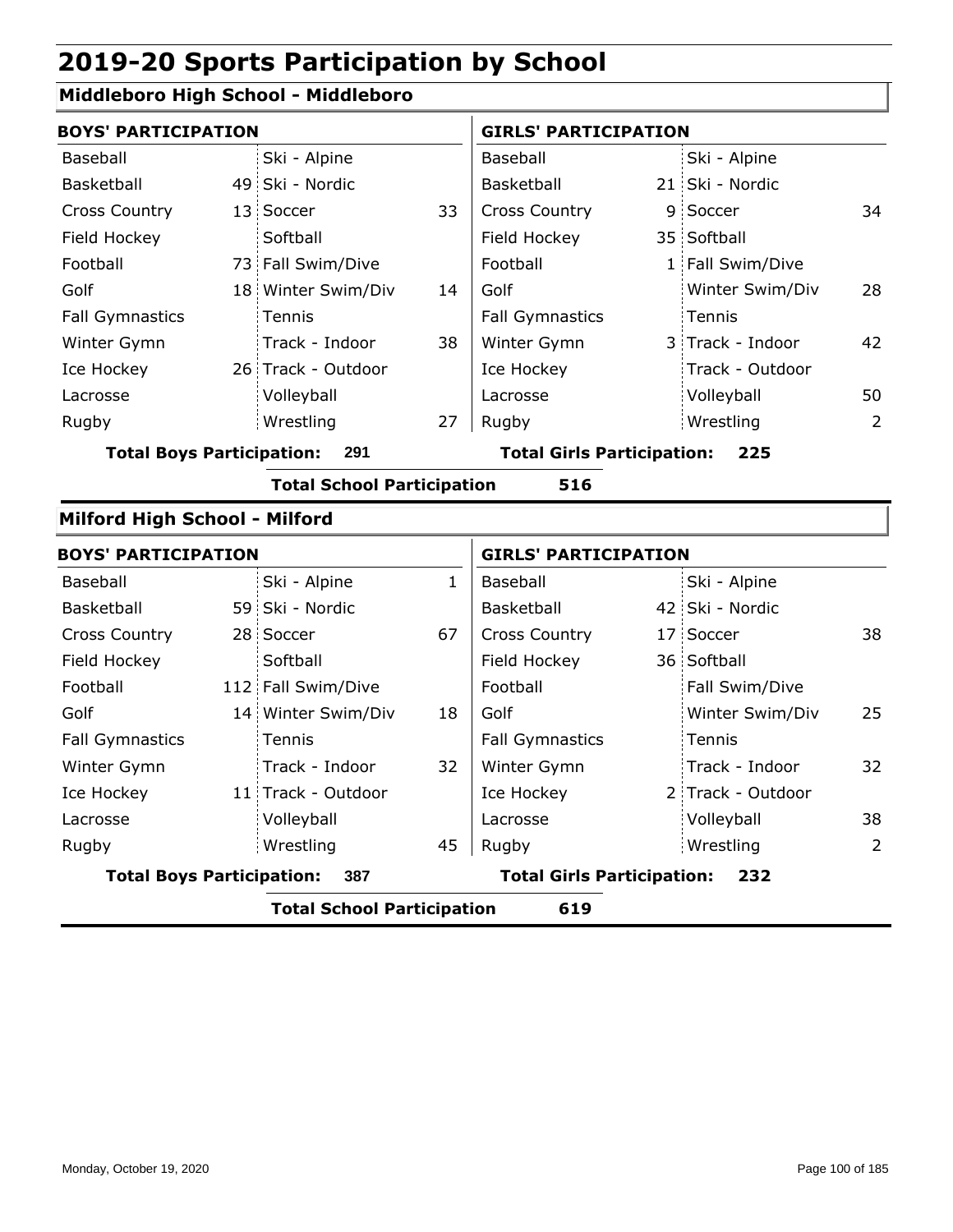# 2019-20 Sports Participation by School

## Middleboro High School - Middleboro

| BOYS' PARTICIPATION | | | | GIRLS' PARTICIPATION | | | |
|---|---|---|---|---|---|---|---|
| Baseball | | Ski - Alpine | | Baseball | | Ski - Alpine | |
| Basketball | 49 | Ski - Nordic | | Basketball | 21 | Ski - Nordic | |
| Cross Country | 13 | Soccer | 33 | Cross Country | 9 | Soccer | 34 |
| Field Hockey | | Softball | | Field Hockey | 35 | Softball | |
| Football | 73 | Fall Swim/Dive | | Football | 1 | Fall Swim/Dive | |
| Golf | 18 | Winter Swim/Div | 14 | Golf | | Winter Swim/Div | 28 |
| Fall Gymnastics | | Tennis | | Fall Gymnastics | | Tennis | |
| Winter Gymn | | Track - Indoor | 38 | Winter Gymn | 3 | Track - Indoor | 42 |
| Ice Hockey | 26 | Track - Outdoor | | Ice Hockey | | Track - Outdoor | |
| Lacrosse | | Volleyball | | Lacrosse | | Volleyball | 50 |
| Rugby | | Wrestling | 27 | Rugby | | Wrestling | 2 |

**Total Boys Participation: 291** | **Total Girls Participation: 225**

**Total School Participation 516**

## Milford High School - Milford

| BOYS' PARTICIPATION | | | | GIRLS' PARTICIPATION | | | |
|---|---|---|---|---|---|---|---|
| Baseball | | Ski - Alpine | 1 | Baseball | | Ski - Alpine | |
| Basketball | 59 | Ski - Nordic | | Basketball | 42 | Ski - Nordic | |
| Cross Country | 28 | Soccer | 67 | Cross Country | 17 | Soccer | 38 |
| Field Hockey | | Softball | | Field Hockey | 36 | Softball | |
| Football | 112 | Fall Swim/Dive | | Football | | Fall Swim/Dive | |
| Golf | 14 | Winter Swim/Div | 18 | Golf | | Winter Swim/Div | 25 |
| Fall Gymnastics | | Tennis | | Fall Gymnastics | | Tennis | |
| Winter Gymn | | Track - Indoor | 32 | Winter Gymn | | Track - Indoor | 32 |
| Ice Hockey | 11 | Track - Outdoor | | Ice Hockey | 2 | Track - Outdoor | |
| Lacrosse | | Volleyball | | Lacrosse | | Volleyball | 38 |
| Rugby | | Wrestling | 45 | Rugby | | Wrestling | 2 |

**Total Boys Participation: 387** | **Total Girls Participation: 232**

**Total School Participation 619**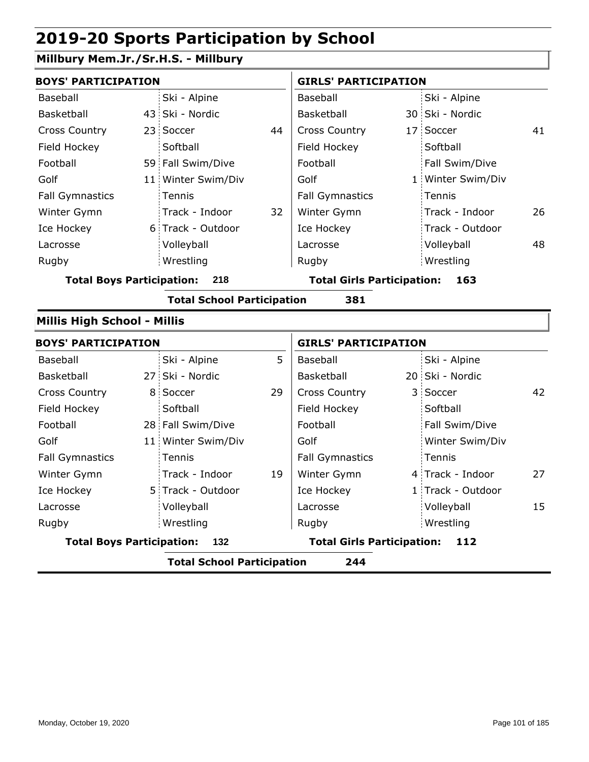# 2019-20 Sports Participation by School

## Millbury Mem.Jr./Sr.H.S. - Millbury

| BOYS' PARTICIPATION | | | | GIRLS' PARTICIPATION | | | |
|---|---|---|---|---|---|---|---|
| Baseball | | Ski - Alpine | | Baseball | | Ski - Alpine | |
| Basketball | 43 | Ski - Nordic | | Basketball | 30 | Ski - Nordic | |
| Cross Country | 23 | Soccer | 44 | Cross Country | 17 | Soccer | 41 |
| Field Hockey | | Softball | | Field Hockey | | Softball | |
| Football | 59 | Fall Swim/Dive | | Football | | Fall Swim/Dive | |
| Golf | 11 | Winter Swim/Div | | Golf | 1 | Winter Swim/Div | |
| Fall Gymnastics | | Tennis | | Fall Gymnastics | | Tennis | |
| Winter Gymn | | Track - Indoor | 32 | Winter Gymn | | Track - Indoor | 26 |
| Ice Hockey | 6 | Track - Outdoor | | Ice Hockey | | Track - Outdoor | |
| Lacrosse | | Volleyball | | Lacrosse | | Volleyball | 48 |
| Rugby | | Wrestling | | Rugby | | Wrestling | |

**Total Boys Participation: 218** **Total Girls Participation: 163**

**Total School Participation 381**

## Millis High School - Millis

| BOYS' PARTICIPATION | | | | GIRLS' PARTICIPATION | | | |
|---|---|---|---|---|---|---|---|
| Baseball | | Ski - Alpine | 5 | Baseball | | Ski - Alpine | |
| Basketball | 27 | Ski - Nordic | | Basketball | 20 | Ski - Nordic | |
| Cross Country | 8 | Soccer | 29 | Cross Country | 3 | Soccer | 42 |
| Field Hockey | | Softball | | Field Hockey | | Softball | |
| Football | 28 | Fall Swim/Dive | | Football | | Fall Swim/Dive | |
| Golf | 11 | Winter Swim/Div | | Golf | | Winter Swim/Div | |
| Fall Gymnastics | | Tennis | | Fall Gymnastics | | Tennis | |
| Winter Gymn | | Track - Indoor | 19 | Winter Gymn | 4 | Track - Indoor | 27 |
| Ice Hockey | 5 | Track - Outdoor | | Ice Hockey | 1 | Track - Outdoor | |
| Lacrosse | | Volleyball | | Lacrosse | | Volleyball | 15 |
| Rugby | | Wrestling | | Rugby | | Wrestling | |

**Total Boys Participation: 132** **Total Girls Participation: 112**

**Total School Participation 244**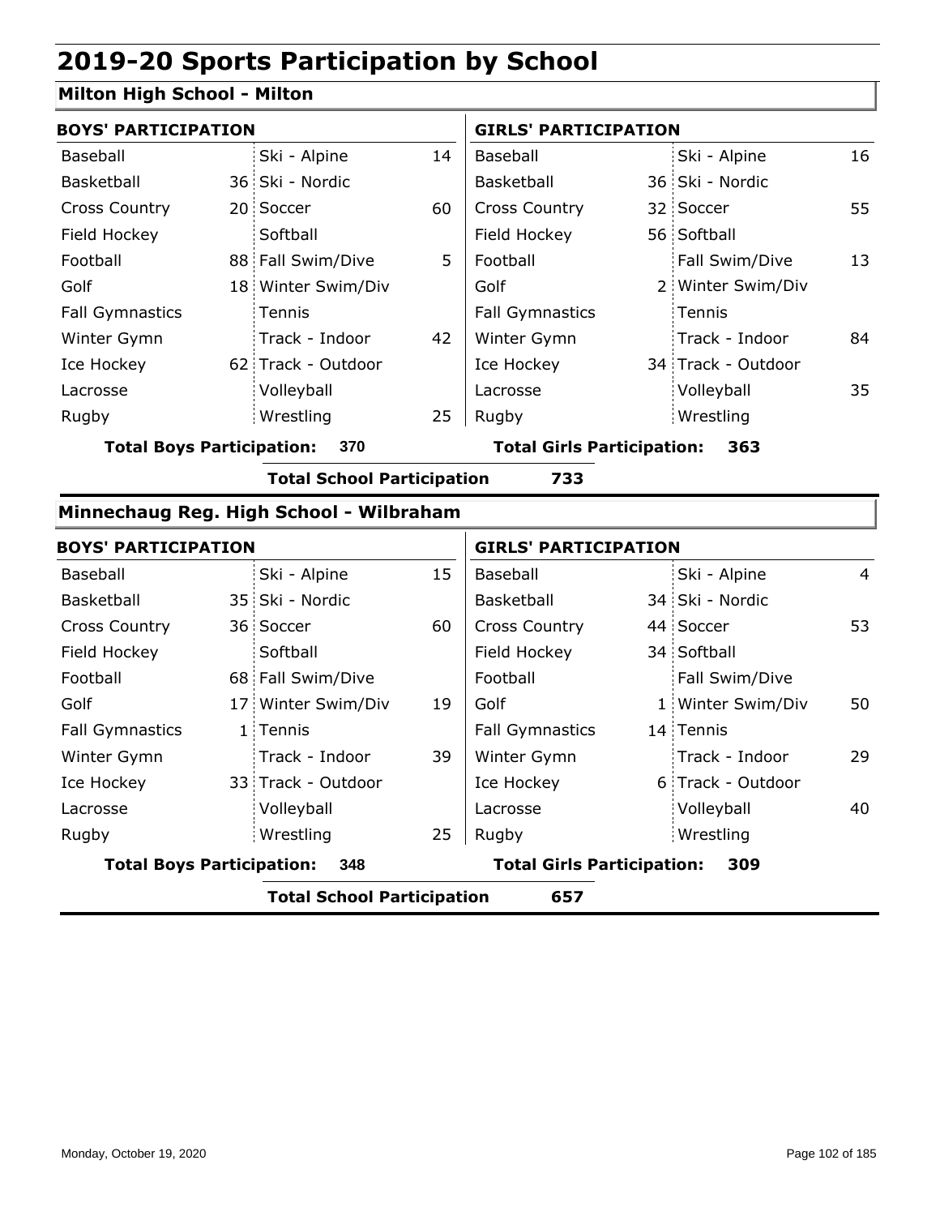# 2019-20 Sports Participation by School

## Milton High School - Milton

| BOYS' PARTICIPATION | | | | GIRLS' PARTICIPATION | | | |
|---|---|---|---|---|---|---|---|
| Baseball | | Ski - Alpine | 14 | Baseball | | Ski - Alpine | 16 |
| Basketball | 36 | Ski - Nordic | | Basketball | 36 | Ski - Nordic | |
| Cross Country | 20 | Soccer | 60 | Cross Country | 32 | Soccer | 55 |
| Field Hockey | | Softball | | Field Hockey | 56 | Softball | |
| Football | 88 | Fall Swim/Dive | 5 | Football | | Fall Swim/Dive | 13 |
| Golf | 18 | Winter Swim/Div | | Golf | 2 | Winter Swim/Div | |
| Fall Gymnastics | | Tennis | | Fall Gymnastics | | Tennis | |
| Winter Gymn | | Track - Indoor | 42 | Winter Gymn | | Track - Indoor | 84 |
| Ice Hockey | 62 | Track - Outdoor | | Ice Hockey | 34 | Track - Outdoor | |
| Lacrosse | | Volleyball | | Lacrosse | | Volleyball | 35 |
| Rugby | | Wrestling | 25 | Rugby | | Wrestling | |

**Total Boys Participation: 370** **Total Girls Participation: 363**

**Total School Participation 733**

## Minnechaug Reg. High School - Wilbraham

| BOYS' PARTICIPATION | | | | GIRLS' PARTICIPATION | | | |
|---|---|---|---|---|---|---|---|
| Baseball | | Ski - Alpine | 15 | Baseball | | Ski - Alpine | 4 |
| Basketball | 35 | Ski - Nordic | | Basketball | 34 | Ski - Nordic | |
| Cross Country | 36 | Soccer | 60 | Cross Country | 44 | Soccer | 53 |
| Field Hockey | | Softball | | Field Hockey | 34 | Softball | |
| Football | 68 | Fall Swim/Dive | | Football | | Fall Swim/Dive | |
| Golf | 17 | Winter Swim/Div | 19 | Golf | 1 | Winter Swim/Div | 50 |
| Fall Gymnastics | 1 | Tennis | | Fall Gymnastics | 14 | Tennis | |
| Winter Gymn | | Track - Indoor | 39 | Winter Gymn | | Track - Indoor | 29 |
| Ice Hockey | 33 | Track - Outdoor | | Ice Hockey | 6 | Track - Outdoor | |
| Lacrosse | | Volleyball | | Lacrosse | | Volleyball | 40 |
| Rugby | | Wrestling | 25 | Rugby | | Wrestling | |

**Total Boys Participation: 348** **Total Girls Participation: 309**

**Total School Participation 657**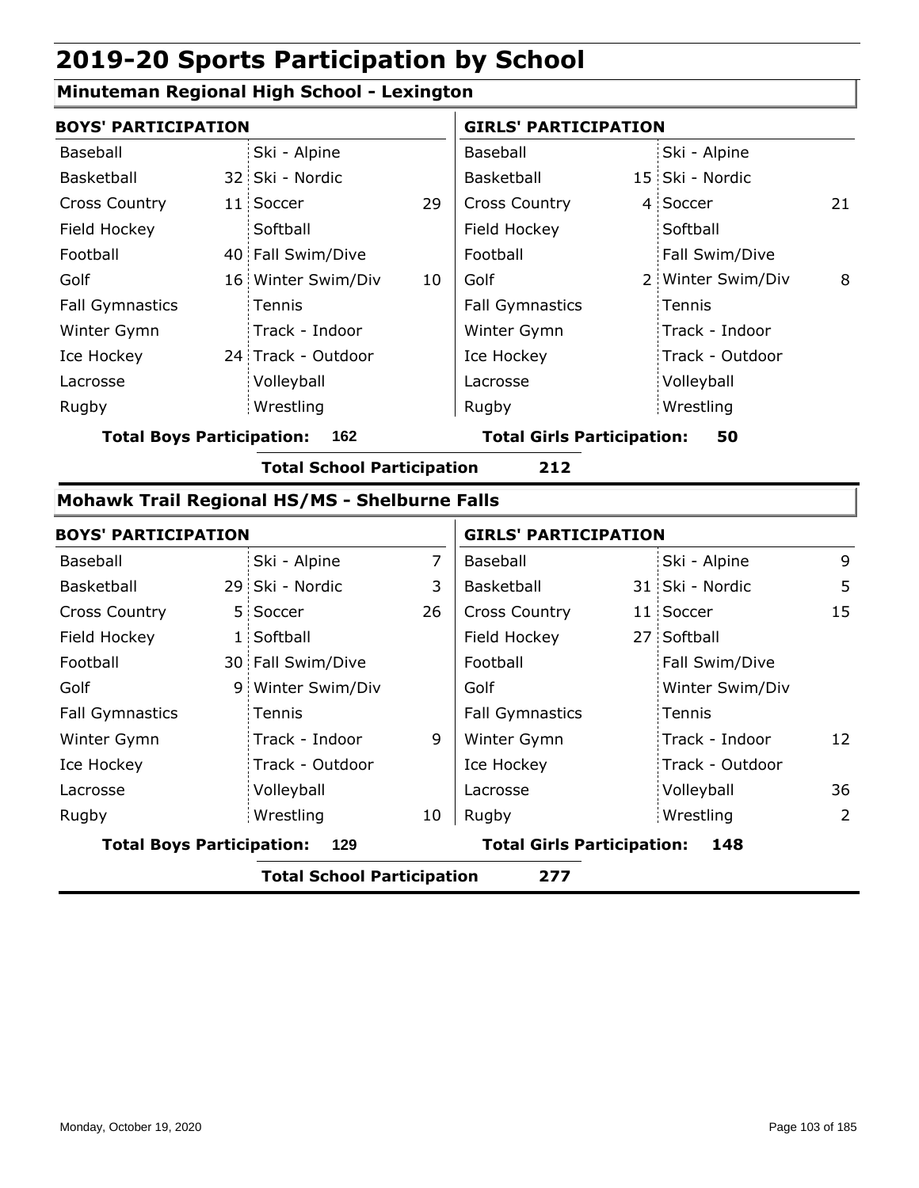# 2019-20 Sports Participation by School

## Minuteman Regional High School - Lexington

| BOYS' PARTICIPATION | | | | GIRLS' PARTICIPATION | | | |
|---|---|---|---|---|---|---|---|
| Baseball | | Ski - Alpine | | Baseball | | Ski - Alpine | |
| Basketball | 32 | Ski - Nordic | | Basketball | 15 | Ski - Nordic | |
| Cross Country | 11 | Soccer | 29 | Cross Country | 4 | Soccer | 21 |
| Field Hockey | | Softball | | Field Hockey | | Softball | |
| Football | 40 | Fall Swim/Dive | | Football | | Fall Swim/Dive | |
| Golf | 16 | Winter Swim/Div | 10 | Golf | 2 | Winter Swim/Div | 8 |
| Fall Gymnastics | | Tennis | | Fall Gymnastics | | Tennis | |
| Winter Gymn | | Track - Indoor | | Winter Gymn | | Track - Indoor | |
| Ice Hockey | 24 | Track - Outdoor | | Ice Hockey | | Track - Outdoor | |
| Lacrosse | | Volleyball | | Lacrosse | | Volleyball | |
| Rugby | | Wrestling | | Rugby | | Wrestling | |

**Total Boys Participation: 162** | **Total Girls Participation: 50**

**Total School Participation 212**

## Mohawk Trail Regional HS/MS - Shelburne Falls

| BOYS' PARTICIPATION | | | | GIRLS' PARTICIPATION | | | |
|---|---|---|---|---|---|---|---|
| Baseball | | Ski - Alpine | 7 | Baseball | | Ski - Alpine | 9 |
| Basketball | 29 | Ski - Nordic | 3 | Basketball | 31 | Ski - Nordic | 5 |
| Cross Country | 5 | Soccer | 26 | Cross Country | 11 | Soccer | 15 |
| Field Hockey | 1 | Softball | | Field Hockey | 27 | Softball | |
| Football | 30 | Fall Swim/Dive | | Football | | Fall Swim/Dive | |
| Golf | 9 | Winter Swim/Div | | Golf | | Winter Swim/Div | |
| Fall Gymnastics | | Tennis | | Fall Gymnastics | | Tennis | |
| Winter Gymn | | Track - Indoor | 9 | Winter Gymn | | Track - Indoor | 12 |
| Ice Hockey | | Track - Outdoor | | Ice Hockey | | Track - Outdoor | |
| Lacrosse | | Volleyball | | Lacrosse | | Volleyball | 36 |
| Rugby | | Wrestling | 10 | Rugby | | Wrestling | 2 |

**Total Boys Participation: 129** | **Total Girls Participation: 148**

**Total School Participation 277**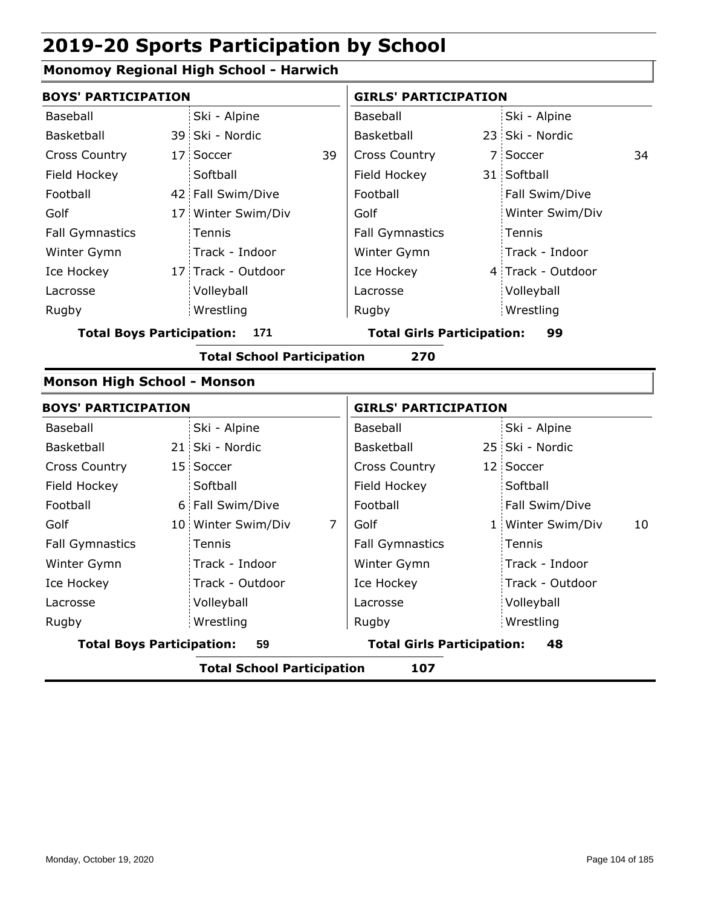# 2019-20 Sports Participation by School

## Monomoy Regional High School - Harwich

**BOYS' PARTICIPATION**

| Sport | Count | Sport | Count |
|---|---|---|---|
| Baseball | | Ski - Alpine | |
| Basketball | 39 | Ski - Nordic | |
| Cross Country | 17 | Soccer | 39 |
| Field Hockey | | Softball | |
| Football | 42 | Fall Swim/Dive | |
| Golf | 17 | Winter Swim/Div | |
| Fall Gymnastics | | Tennis | |
| Winter Gymn | | Track - Indoor | |
| Ice Hockey | 17 | Track - Outdoor | |
| Lacrosse | | Volleyball | |
| Rugby | | Wrestling | |

**Total Boys Participation: 171**

**GIRLS' PARTICIPATION**

| Sport | Count | Sport | Count |
|---|---|---|---|
| Baseball | | Ski - Alpine | |
| Basketball | 23 | Ski - Nordic | |
| Cross Country | 7 | Soccer | 34 |
| Field Hockey | 31 | Softball | |
| Football | | Fall Swim/Dive | |
| Golf | | Winter Swim/Div | |
| Fall Gymnastics | | Tennis | |
| Winter Gymn | | Track - Indoor | |
| Ice Hockey | 4 | Track - Outdoor | |
| Lacrosse | | Volleyball | |
| Rugby | | Wrestling | |

**Total Girls Participation: 99**

**Total School Participation 270**

## Monson High School - Monson

**BOYS' PARTICIPATION**

| Sport | Count | Sport | Count |
|---|---|---|---|
| Baseball | | Ski - Alpine | |
| Basketball | 21 | Ski - Nordic | |
| Cross Country | 15 | Soccer | |
| Field Hockey | | Softball | |
| Football | 6 | Fall Swim/Dive | |
| Golf | 10 | Winter Swim/Div | 7 |
| Fall Gymnastics | | Tennis | |
| Winter Gymn | | Track - Indoor | |
| Ice Hockey | | Track - Outdoor | |
| Lacrosse | | Volleyball | |
| Rugby | | Wrestling | |

**Total Boys Participation: 59**

**GIRLS' PARTICIPATION**

| Sport | Count | Sport | Count |
|---|---|---|---|
| Baseball | | Ski - Alpine | |
| Basketball | 25 | Ski - Nordic | |
| Cross Country | 12 | Soccer | |
| Field Hockey | | Softball | |
| Football | | Fall Swim/Dive | |
| Golf | 1 | Winter Swim/Div | 10 |
| Fall Gymnastics | | Tennis | |
| Winter Gymn | | Track - Indoor | |
| Ice Hockey | | Track - Outdoor | |
| Lacrosse | | Volleyball | |
| Rugby | | Wrestling | |

**Total Girls Participation: 48**

**Total School Participation 107**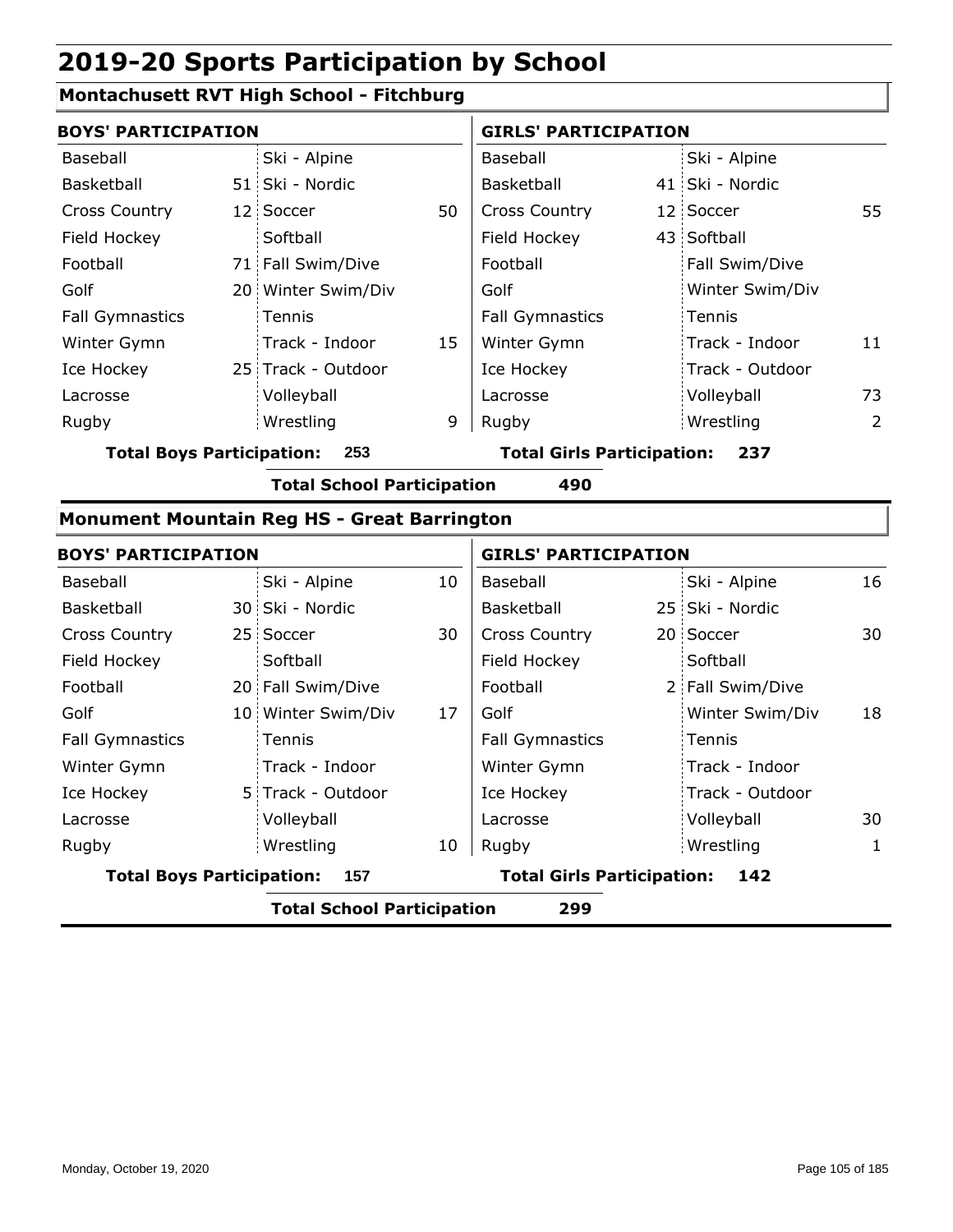# 2019-20 Sports Participation by School

## Montachusett RVT High School - Fitchburg

| BOYS' PARTICIPATION | | | | GIRLS' PARTICIPATION | | | |
|---|---|---|---|---|---|---|---|
| Baseball | | Ski - Alpine | | Baseball | | Ski - Alpine | |
| Basketball | 51 | Ski - Nordic | | Basketball | 41 | Ski - Nordic | |
| Cross Country | 12 | Soccer | 50 | Cross Country | 12 | Soccer | 55 |
| Field Hockey | | Softball | | Field Hockey | 43 | Softball | |
| Football | 71 | Fall Swim/Dive | | Football | | Fall Swim/Dive | |
| Golf | 20 | Winter Swim/Div | | Golf | | Winter Swim/Div | |
| Fall Gymnastics | | Tennis | | Fall Gymnastics | | Tennis | |
| Winter Gymn | | Track - Indoor | 15 | Winter Gymn | | Track - Indoor | 11 |
| Ice Hockey | 25 | Track - Outdoor | | Ice Hockey | | Track - Outdoor | |
| Lacrosse | | Volleyball | | Lacrosse | | Volleyball | 73 |
| Rugby | | Wrestling | 9 | Rugby | | Wrestling | 2 |

**Total Boys Participation: 253** **Total Girls Participation: 237**

**Total School Participation 490**

## Monument Mountain Reg HS - Great Barrington

| BOYS' PARTICIPATION | | | | GIRLS' PARTICIPATION | | | |
|---|---|---|---|---|---|---|---|
| Baseball | | Ski - Alpine | 10 | Baseball | | Ski - Alpine | 16 |
| Basketball | 30 | Ski - Nordic | | Basketball | 25 | Ski - Nordic | |
| Cross Country | 25 | Soccer | 30 | Cross Country | 20 | Soccer | 30 |
| Field Hockey | | Softball | | Field Hockey | | Softball | |
| Football | 20 | Fall Swim/Dive | | Football | 2 | Fall Swim/Dive | |
| Golf | 10 | Winter Swim/Div | 17 | Golf | | Winter Swim/Div | 18 |
| Fall Gymnastics | | Tennis | | Fall Gymnastics | | Tennis | |
| Winter Gymn | | Track - Indoor | | Winter Gymn | | Track - Indoor | |
| Ice Hockey | 5 | Track - Outdoor | | Ice Hockey | | Track - Outdoor | |
| Lacrosse | | Volleyball | | Lacrosse | | Volleyball | 30 |
| Rugby | | Wrestling | 10 | Rugby | | Wrestling | 1 |

**Total Boys Participation: 157** **Total Girls Participation: 142**

**Total School Participation 299**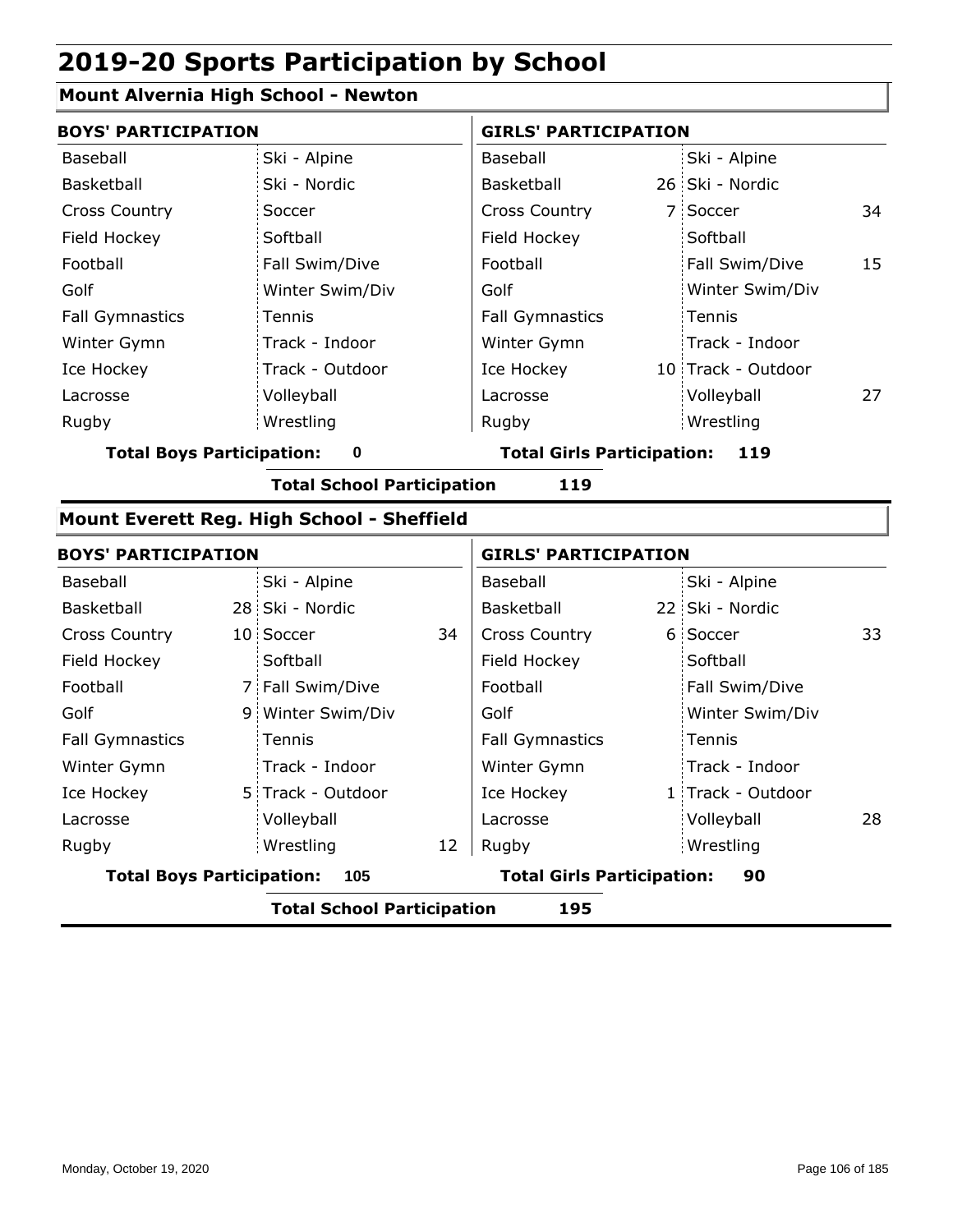# 2019-20 Sports Participation by School

## Mount Alvernia High School - Newton

| BOYS' PARTICIPATION | | | | GIRLS' PARTICIPATION | | | |
|---|---|---|---|---|---|---|---|
| Baseball | | Ski - Alpine | | Baseball | | Ski - Alpine | |
| Basketball | | Ski - Nordic | | Basketball | 26 | Ski - Nordic | |
| Cross Country | | Soccer | | Cross Country | 7 | Soccer | 34 |
| Field Hockey | | Softball | | Field Hockey | | Softball | |
| Football | | Fall Swim/Dive | | Football | | Fall Swim/Dive | 15 |
| Golf | | Winter Swim/Div | | Golf | | Winter Swim/Div | |
| Fall Gymnastics | | Tennis | | Fall Gymnastics | | Tennis | |
| Winter Gymn | | Track - Indoor | | Winter Gymn | | Track - Indoor | |
| Ice Hockey | | Track - Outdoor | | Ice Hockey | 10 | Track - Outdoor | |
| Lacrosse | | Volleyball | | Lacrosse | | Volleyball | 27 |
| Rugby | | Wrestling | | Rugby | | Wrestling | |

**Total Boys Participation: 0** | **Total Girls Participation: 119**

**Total School Participation 119**

## Mount Everett Reg. High School - Sheffield

| BOYS' PARTICIPATION | | | | GIRLS' PARTICIPATION | | | |
|---|---|---|---|---|---|---|---|
| Baseball | | Ski - Alpine | | Baseball | | Ski - Alpine | |
| Basketball | 28 | Ski - Nordic | | Basketball | 22 | Ski - Nordic | |
| Cross Country | 10 | Soccer | 34 | Cross Country | 6 | Soccer | 33 |
| Field Hockey | | Softball | | Field Hockey | | Softball | |
| Football | 7 | Fall Swim/Dive | | Football | | Fall Swim/Dive | |
| Golf | 9 | Winter Swim/Div | | Golf | | Winter Swim/Div | |
| Fall Gymnastics | | Tennis | | Fall Gymnastics | | Tennis | |
| Winter Gymn | | Track - Indoor | | Winter Gymn | | Track - Indoor | |
| Ice Hockey | 5 | Track - Outdoor | | Ice Hockey | 1 | Track - Outdoor | |
| Lacrosse | | Volleyball | | Lacrosse | | Volleyball | 28 |
| Rugby | | Wrestling | 12 | Rugby | | Wrestling | |

**Total Boys Participation: 105** | **Total Girls Participation: 90**

**Total School Participation 195**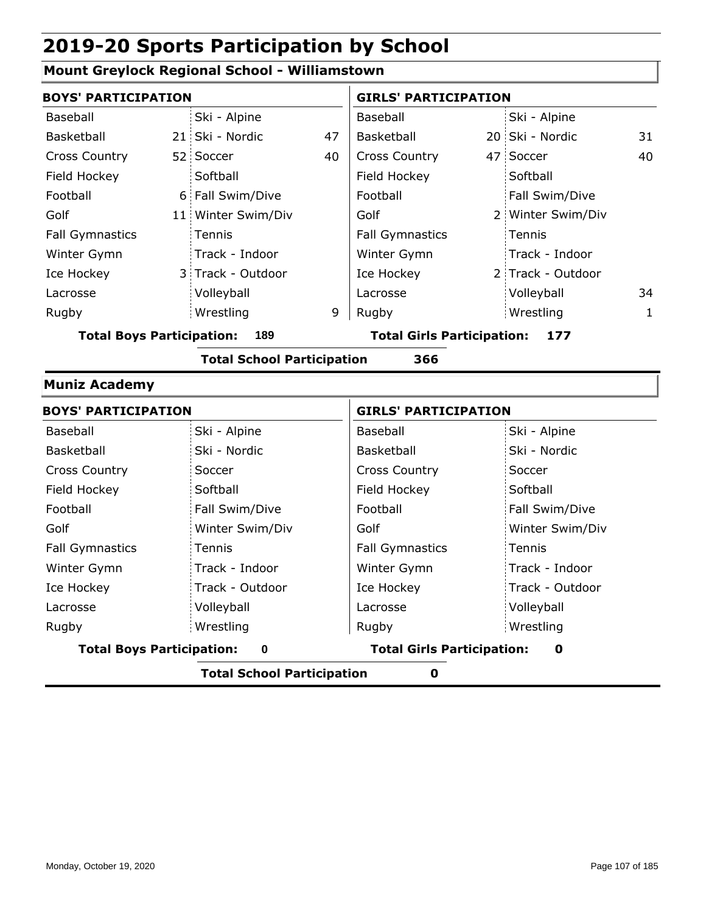# 2019-20 Sports Participation by School

## Mount Greylock Regional School - Williamstown

**BOYS' PARTICIPATION**

| Sport | Count | Sport | Count |
|---|---|---|---|
| Baseball | | Ski - Alpine | |
| Basketball | 21 | Ski - Nordic | 47 |
| Cross Country | 52 | Soccer | 40 |
| Field Hockey | | Softball | |
| Football | 6 | Fall Swim/Dive | |
| Golf | 11 | Winter Swim/Div | |
| Fall Gymnastics | | Tennis | |
| Winter Gymn | | Track - Indoor | |
| Ice Hockey | 3 | Track - Outdoor | |
| Lacrosse | | Volleyball | |
| Rugby | | Wrestling | 9 |

**Total Boys Participation: 189**

**GIRLS' PARTICIPATION**

| Sport | Count | Sport | Count |
|---|---|---|---|
| Baseball | | Ski - Alpine | |
| Basketball | 20 | Ski - Nordic | 31 |
| Cross Country | 47 | Soccer | 40 |
| Field Hockey | | Softball | |
| Football | | Fall Swim/Dive | |
| Golf | 2 | Winter Swim/Div | |
| Fall Gymnastics | | Tennis | |
| Winter Gymn | | Track - Indoor | |
| Ice Hockey | 2 | Track - Outdoor | |
| Lacrosse | | Volleyball | 34 |
| Rugby | | Wrestling | 1 |

**Total Girls Participation: 177**

**Total School Participation 366**

## Muniz Academy

**BOYS' PARTICIPATION**

| Sport | Count | Sport | Count |
|---|---|---|---|
| Baseball | | Ski - Alpine | |
| Basketball | | Ski - Nordic | |
| Cross Country | | Soccer | |
| Field Hockey | | Softball | |
| Football | | Fall Swim/Dive | |
| Golf | | Winter Swim/Div | |
| Fall Gymnastics | | Tennis | |
| Winter Gymn | | Track - Indoor | |
| Ice Hockey | | Track - Outdoor | |
| Lacrosse | | Volleyball | |
| Rugby | | Wrestling | |

**Total Boys Participation: 0**

**GIRLS' PARTICIPATION**

| Sport | Count | Sport | Count |
|---|---|---|---|
| Baseball | | Ski - Alpine | |
| Basketball | | Ski - Nordic | |
| Cross Country | | Soccer | |
| Field Hockey | | Softball | |
| Football | | Fall Swim/Dive | |
| Golf | | Winter Swim/Div | |
| Fall Gymnastics | | Tennis | |
| Winter Gymn | | Track - Indoor | |
| Ice Hockey | | Track - Outdoor | |
| Lacrosse | | Volleyball | |
| Rugby | | Wrestling | |

**Total Girls Participation: 0**

**Total School Participation 0**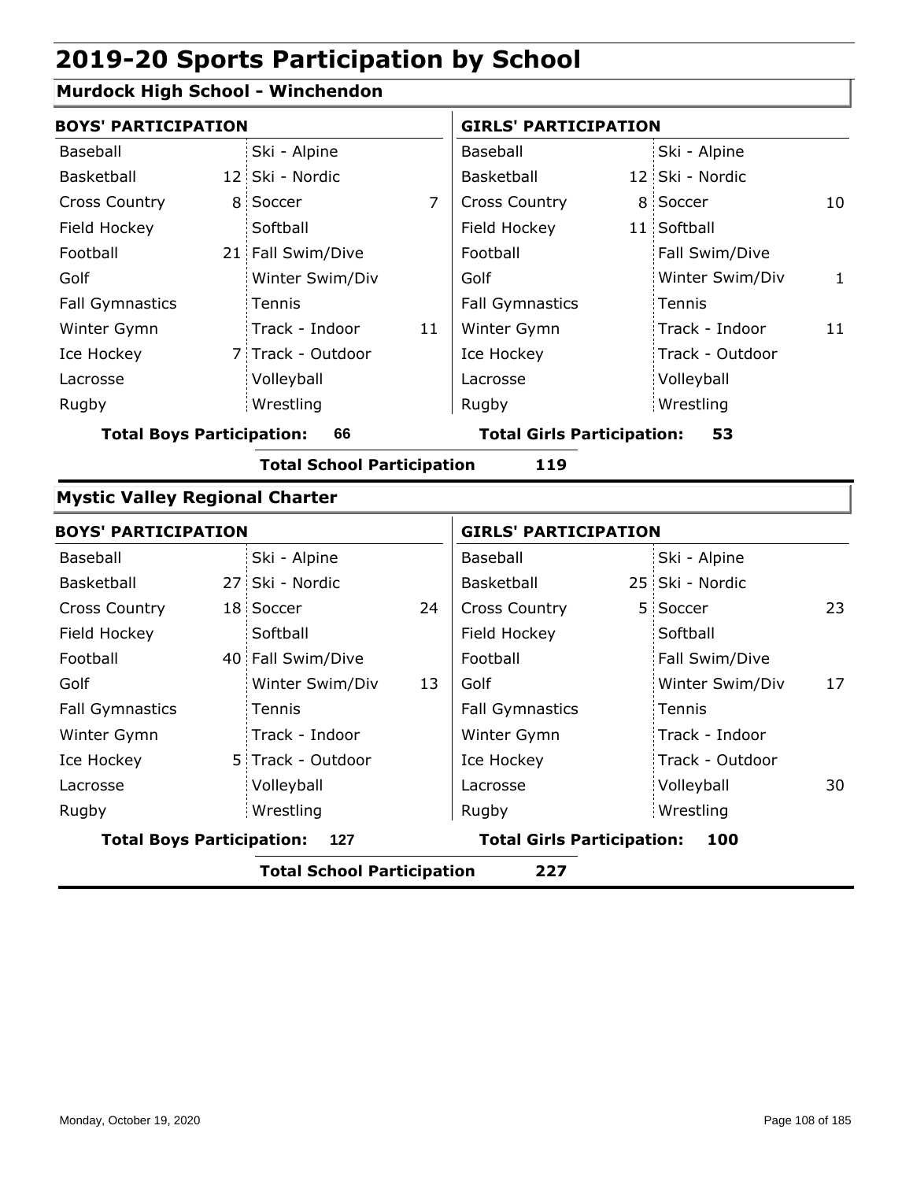# 2019-20 Sports Participation by School

## Murdock High School - Winchendon

| BOYS' PARTICIPATION | | | | GIRLS' PARTICIPATION | | | |
|---|---|---|---|---|---|---|---|
| Baseball | | Ski - Alpine | | Baseball | | Ski - Alpine | |
| Basketball | 12 | Ski - Nordic | | Basketball | 12 | Ski - Nordic | |
| Cross Country | 8 | Soccer | 7 | Cross Country | 8 | Soccer | 10 |
| Field Hockey | | Softball | | Field Hockey | 11 | Softball | |
| Football | 21 | Fall Swim/Dive | | Football | | Fall Swim/Dive | |
| Golf | | Winter Swim/Div | | Golf | | Winter Swim/Div | 1 |
| Fall Gymnastics | | Tennis | | Fall Gymnastics | | Tennis | |
| Winter Gymn | | Track - Indoor | 11 | Winter Gymn | | Track - Indoor | 11 |
| Ice Hockey | 7 | Track - Outdoor | | Ice Hockey | | Track - Outdoor | |
| Lacrosse | | Volleyball | | Lacrosse | | Volleyball | |
| Rugby | | Wrestling | | Rugby | | Wrestling | |

**Total Boys Participation: 66** **Total Girls Participation: 53**

**Total School Participation 119**

## Mystic Valley Regional Charter

| BOYS' PARTICIPATION | | | | GIRLS' PARTICIPATION | | | |
|---|---|---|---|---|---|---|---|
| Baseball | | Ski - Alpine | | Baseball | | Ski - Alpine | |
| Basketball | 27 | Ski - Nordic | | Basketball | 25 | Ski - Nordic | |
| Cross Country | 18 | Soccer | 24 | Cross Country | 5 | Soccer | 23 |
| Field Hockey | | Softball | | Field Hockey | | Softball | |
| Football | 40 | Fall Swim/Dive | | Football | | Fall Swim/Dive | |
| Golf | | Winter Swim/Div | 13 | Golf | | Winter Swim/Div | 17 |
| Fall Gymnastics | | Tennis | | Fall Gymnastics | | Tennis | |
| Winter Gymn | | Track - Indoor | | Winter Gymn | | Track - Indoor | |
| Ice Hockey | 5 | Track - Outdoor | | Ice Hockey | | Track - Outdoor | |
| Lacrosse | | Volleyball | | Lacrosse | | Volleyball | 30 |
| Rugby | | Wrestling | | Rugby | | Wrestling | |

**Total Boys Participation: 127** **Total Girls Participation: 100**

**Total School Participation 227**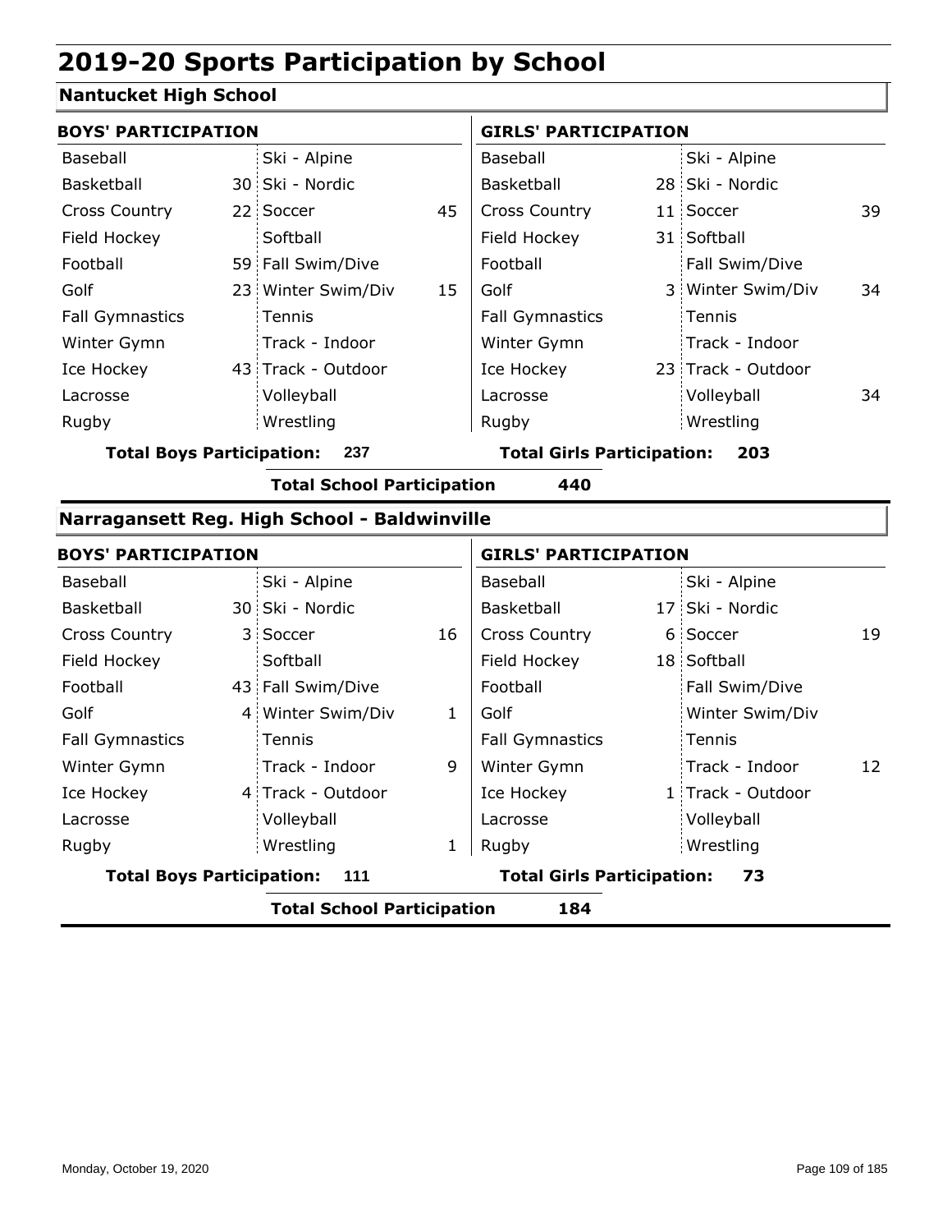# 2019-20 Sports Participation by School

## Nantucket High School

| BOYS' PARTICIPATION | | | | GIRLS' PARTICIPATION | | | |
|---|---|---|---|---|---|---|---|
| Baseball | | Ski - Alpine | | Baseball | | Ski - Alpine | |
| Basketball | 30 | Ski - Nordic | | Basketball | 28 | Ski - Nordic | |
| Cross Country | 22 | Soccer | 45 | Cross Country | 11 | Soccer | 39 |
| Field Hockey | | Softball | | Field Hockey | 31 | Softball | |
| Football | 59 | Fall Swim/Dive | | Football | | Fall Swim/Dive | |
| Golf | 23 | Winter Swim/Div | 15 | Golf | 3 | Winter Swim/Div | 34 |
| Fall Gymnastics | | Tennis | | Fall Gymnastics | | Tennis | |
| Winter Gymn | | Track - Indoor | | Winter Gymn | | Track - Indoor | |
| Ice Hockey | 43 | Track - Outdoor | | Ice Hockey | 23 | Track - Outdoor | |
| Lacrosse | | Volleyball | | Lacrosse | | Volleyball | 34 |
| Rugby | | Wrestling | | Rugby | | Wrestling | |

**Total Boys Participation: 237** | **Total Girls Participation: 203**

**Total School Participation 440**

## Narragansett Reg. High School - Baldwinville

| BOYS' PARTICIPATION | | | | GIRLS' PARTICIPATION | | | |
|---|---|---|---|---|---|---|---|
| Baseball | | Ski - Alpine | | Baseball | | Ski - Alpine | |
| Basketball | 30 | Ski - Nordic | | Basketball | 17 | Ski - Nordic | |
| Cross Country | 3 | Soccer | 16 | Cross Country | 6 | Soccer | 19 |
| Field Hockey | | Softball | | Field Hockey | 18 | Softball | |
| Football | 43 | Fall Swim/Dive | | Football | | Fall Swim/Dive | |
| Golf | 4 | Winter Swim/Div | 1 | Golf | | Winter Swim/Div | |
| Fall Gymnastics | | Tennis | | Fall Gymnastics | | Tennis | |
| Winter Gymn | | Track - Indoor | 9 | Winter Gymn | | Track - Indoor | 12 |
| Ice Hockey | 4 | Track - Outdoor | | Ice Hockey | 1 | Track - Outdoor | |
| Lacrosse | | Volleyball | | Lacrosse | | Volleyball | |
| Rugby | | Wrestling | 1 | Rugby | | Wrestling | |

**Total Boys Participation: 111** | **Total Girls Participation: 73**

**Total School Participation 184**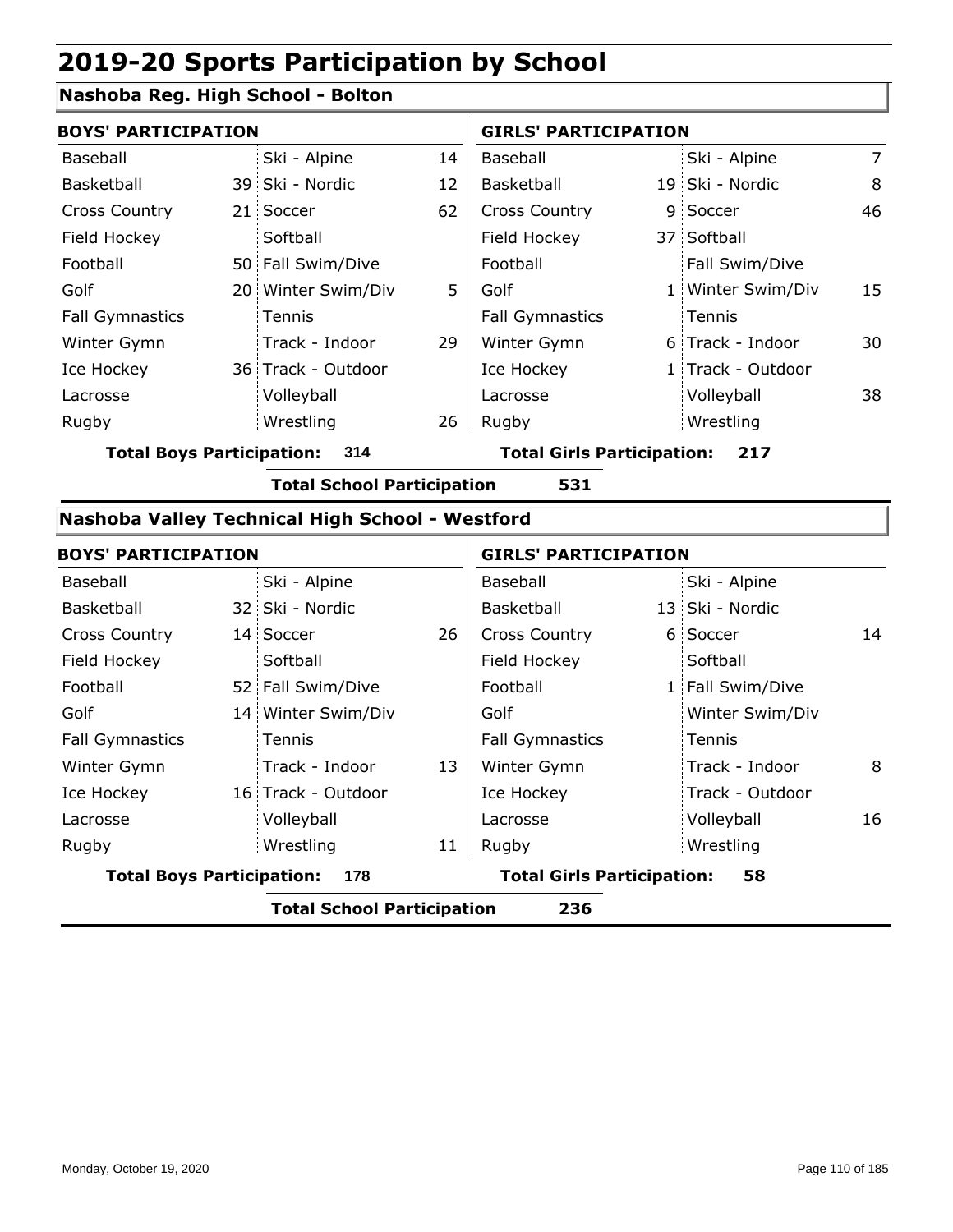# 2019-20 Sports Participation by School

## Nashoba Reg. High School - Bolton

| BOYS' PARTICIPATION | | | | GIRLS' PARTICIPATION | | | |
|---|---|---|---|---|---|---|---|
| Baseball | | Ski - Alpine | 14 | Baseball | | Ski - Alpine | 7 |
| Basketball | 39 | Ski - Nordic | 12 | Basketball | 19 | Ski - Nordic | 8 |
| Cross Country | 21 | Soccer | 62 | Cross Country | 9 | Soccer | 46 |
| Field Hockey | | Softball | | Field Hockey | 37 | Softball | |
| Football | 50 | Fall Swim/Dive | | Football | | Fall Swim/Dive | |
| Golf | 20 | Winter Swim/Div | 5 | Golf | 1 | Winter Swim/Div | 15 |
| Fall Gymnastics | | Tennis | | Fall Gymnastics | | Tennis | |
| Winter Gymn | | Track - Indoor | 29 | Winter Gymn | 6 | Track - Indoor | 30 |
| Ice Hockey | 36 | Track - Outdoor | | Ice Hockey | 1 | Track - Outdoor | |
| Lacrosse | | Volleyball | | Lacrosse | | Volleyball | 38 |
| Rugby | | Wrestling | 26 | Rugby | | Wrestling | |

**Total Boys Participation: 314** **Total Girls Participation: 217**

**Total School Participation 531**

## Nashoba Valley Technical High School - Westford

| BOYS' PARTICIPATION | | | | GIRLS' PARTICIPATION | | | |
|---|---|---|---|---|---|---|---|
| Baseball | | Ski - Alpine | | Baseball | | Ski - Alpine | |
| Basketball | 32 | Ski - Nordic | | Basketball | 13 | Ski - Nordic | |
| Cross Country | 14 | Soccer | 26 | Cross Country | 6 | Soccer | 14 |
| Field Hockey | | Softball | | Field Hockey | | Softball | |
| Football | 52 | Fall Swim/Dive | | Football | 1 | Fall Swim/Dive | |
| Golf | 14 | Winter Swim/Div | | Golf | | Winter Swim/Div | |
| Fall Gymnastics | | Tennis | | Fall Gymnastics | | Tennis | |
| Winter Gymn | | Track - Indoor | 13 | Winter Gymn | | Track - Indoor | 8 |
| Ice Hockey | 16 | Track - Outdoor | | Ice Hockey | | Track - Outdoor | |
| Lacrosse | | Volleyball | | Lacrosse | | Volleyball | 16 |
| Rugby | | Wrestling | 11 | Rugby | | Wrestling | |

**Total Boys Participation: 178** **Total Girls Participation: 58**

**Total School Participation 236**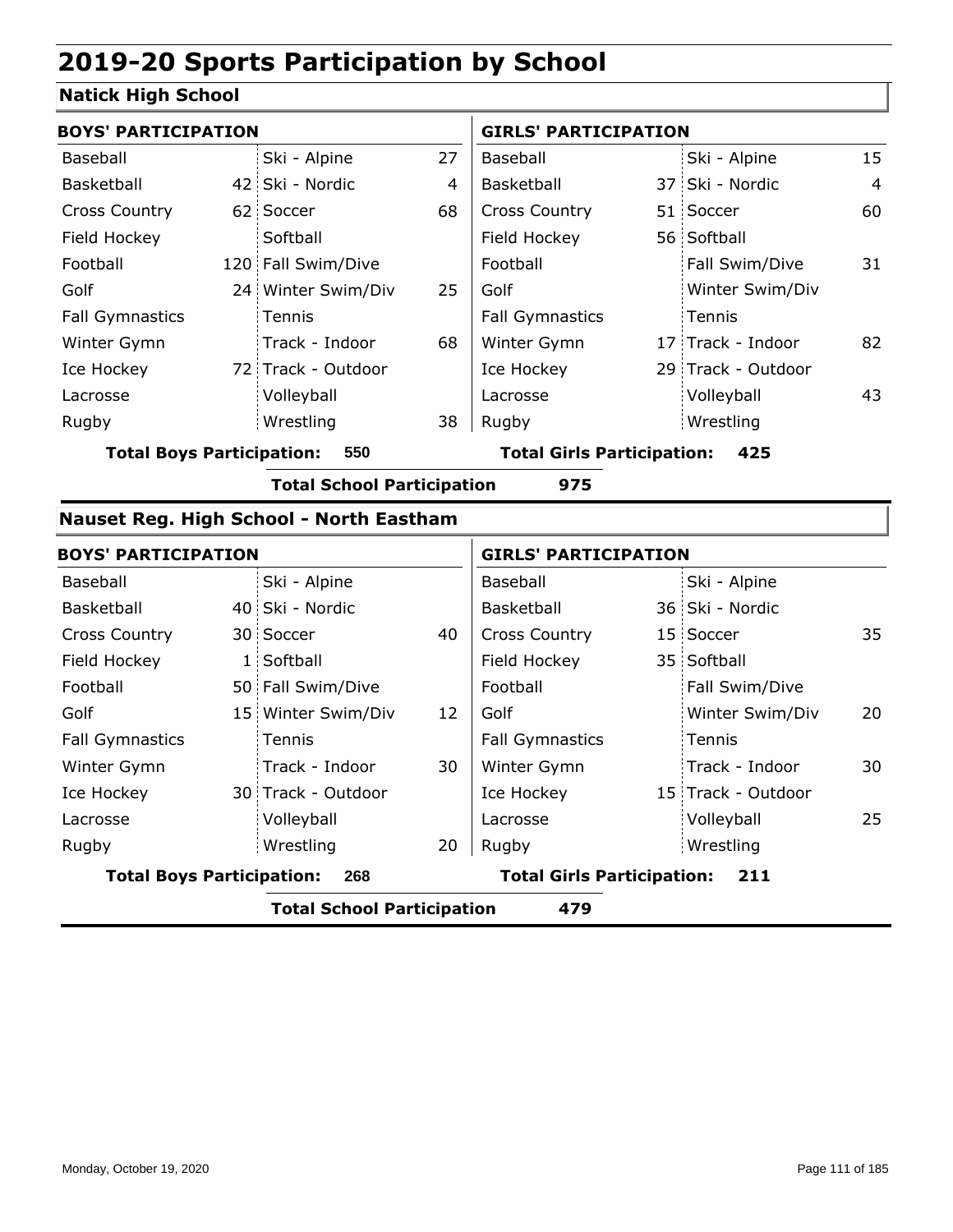# 2019-20 Sports Participation by School

## Natick High School

| BOYS' PARTICIPATION | | | | GIRLS' PARTICIPATION | | | |
|---|---|---|---|---|---|---|---|
| Baseball | | Ski - Alpine | 27 | Baseball | | Ski - Alpine | 15 |
| Basketball | 42 | Ski - Nordic | 4 | Basketball | 37 | Ski - Nordic | 4 |
| Cross Country | 62 | Soccer | 68 | Cross Country | 51 | Soccer | 60 |
| Field Hockey | | Softball | | Field Hockey | 56 | Softball | |
| Football | 120 | Fall Swim/Dive | | Football | | Fall Swim/Dive | 31 |
| Golf | 24 | Winter Swim/Div | 25 | Golf | | Winter Swim/Div | |
| Fall Gymnastics | | Tennis | | Fall Gymnastics | | Tennis | |
| Winter Gymn | | Track - Indoor | 68 | Winter Gymn | 17 | Track - Indoor | 82 |
| Ice Hockey | 72 | Track - Outdoor | | Ice Hockey | 29 | Track - Outdoor | |
| Lacrosse | | Volleyball | | Lacrosse | | Volleyball | 43 |
| Rugby | | Wrestling | 38 | Rugby | | Wrestling | |

**Total Boys Participation: 550** **Total Girls Participation: 425**

**Total School Participation 975**

## Nauset Reg. High School - North Eastham

| BOYS' PARTICIPATION | | | | GIRLS' PARTICIPATION | | | |
|---|---|---|---|---|---|---|---|
| Baseball | | Ski - Alpine | | Baseball | | Ski - Alpine | |
| Basketball | 40 | Ski - Nordic | | Basketball | 36 | Ski - Nordic | |
| Cross Country | 30 | Soccer | 40 | Cross Country | 15 | Soccer | 35 |
| Field Hockey | 1 | Softball | | Field Hockey | 35 | Softball | |
| Football | 50 | Fall Swim/Dive | | Football | | Fall Swim/Dive | |
| Golf | 15 | Winter Swim/Div | 12 | Golf | | Winter Swim/Div | 20 |
| Fall Gymnastics | | Tennis | | Fall Gymnastics | | Tennis | |
| Winter Gymn | | Track - Indoor | 30 | Winter Gymn | | Track - Indoor | 30 |
| Ice Hockey | 30 | Track - Outdoor | | Ice Hockey | 15 | Track - Outdoor | |
| Lacrosse | | Volleyball | | Lacrosse | | Volleyball | 25 |
| Rugby | | Wrestling | 20 | Rugby | | Wrestling | |

**Total Boys Participation: 268** **Total Girls Participation: 211**

**Total School Participation 479**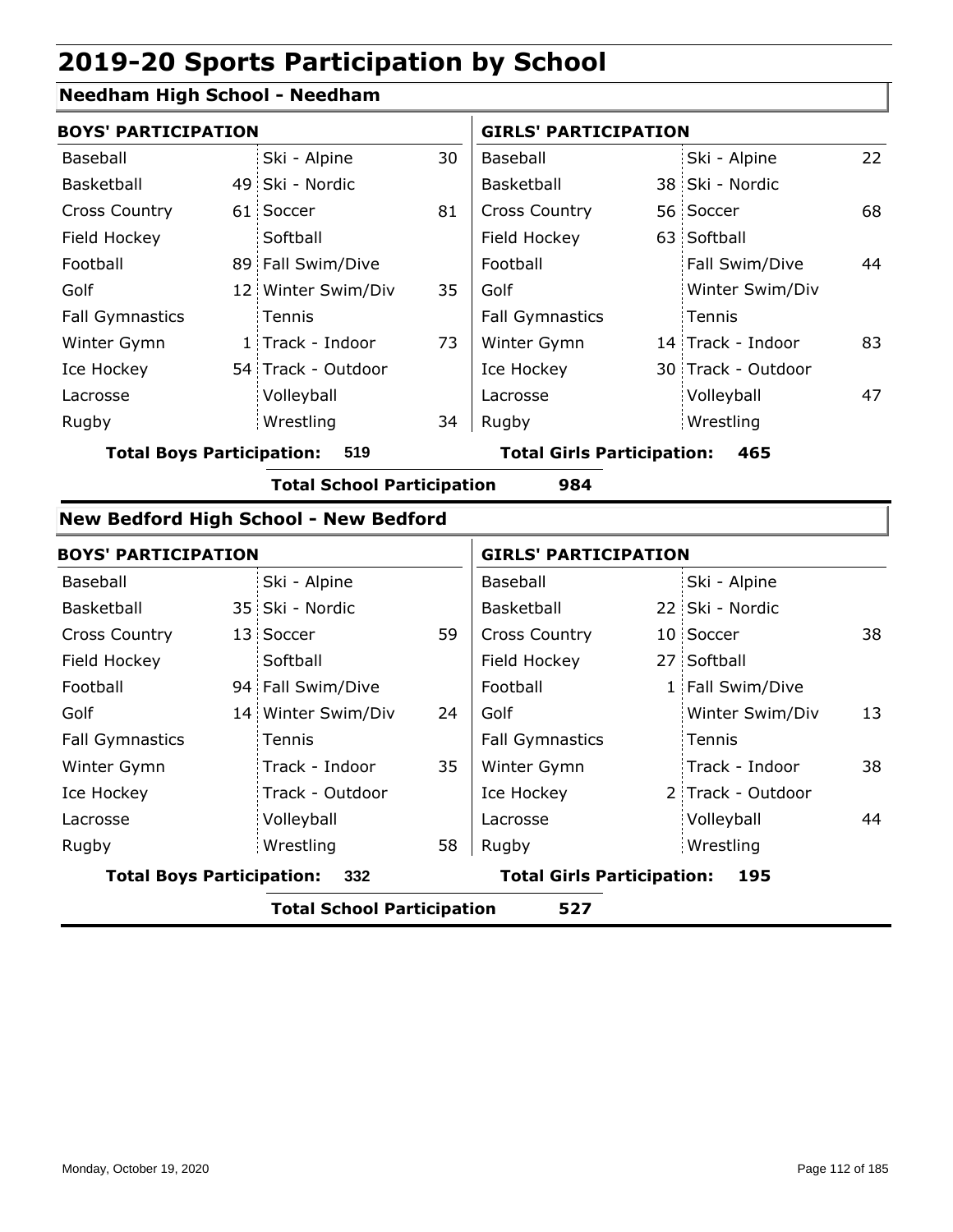# 2019-20 Sports Participation by School

## Needham High School - Needham

| BOYS' PARTICIPATION | | | | GIRLS' PARTICIPATION | | | |
|---|---|---|---|---|---|---|---|
| Baseball | | Ski - Alpine | 30 | Baseball | | Ski - Alpine | 22 |
| Basketball | 49 | Ski - Nordic | | Basketball | 38 | Ski - Nordic | |
| Cross Country | 61 | Soccer | 81 | Cross Country | 56 | Soccer | 68 |
| Field Hockey | | Softball | | Field Hockey | 63 | Softball | |
| Football | 89 | Fall Swim/Dive | | Football | | Fall Swim/Dive | 44 |
| Golf | 12 | Winter Swim/Div | 35 | Golf | | Winter Swim/Div | |
| Fall Gymnastics | | Tennis | | Fall Gymnastics | | Tennis | |
| Winter Gymn | 1 | Track - Indoor | 73 | Winter Gymn | 14 | Track - Indoor | 83 |
| Ice Hockey | 54 | Track - Outdoor | | Ice Hockey | 30 | Track - Outdoor | |
| Lacrosse | | Volleyball | | Lacrosse | | Volleyball | 47 |
| Rugby | | Wrestling | 34 | Rugby | | Wrestling | |

**Total Boys Participation: 519** | **Total Girls Participation: 465**

**Total School Participation 984**

## New Bedford High School - New Bedford

| BOYS' PARTICIPATION | | | | GIRLS' PARTICIPATION | | | |
|---|---|---|---|---|---|---|---|
| Baseball | | Ski - Alpine | | Baseball | | Ski - Alpine | |
| Basketball | 35 | Ski - Nordic | | Basketball | 22 | Ski - Nordic | |
| Cross Country | 13 | Soccer | 59 | Cross Country | 10 | Soccer | 38 |
| Field Hockey | | Softball | | Field Hockey | 27 | Softball | |
| Football | 94 | Fall Swim/Dive | | Football | 1 | Fall Swim/Dive | |
| Golf | 14 | Winter Swim/Div | 24 | Golf | | Winter Swim/Div | 13 |
| Fall Gymnastics | | Tennis | | Fall Gymnastics | | Tennis | |
| Winter Gymn | | Track - Indoor | 35 | Winter Gymn | | Track - Indoor | 38 |
| Ice Hockey | | Track - Outdoor | | Ice Hockey | 2 | Track - Outdoor | |
| Lacrosse | | Volleyball | | Lacrosse | | Volleyball | 44 |
| Rugby | | Wrestling | 58 | Rugby | | Wrestling | |

**Total Boys Participation: 332** | **Total Girls Participation: 195**

**Total School Participation 527**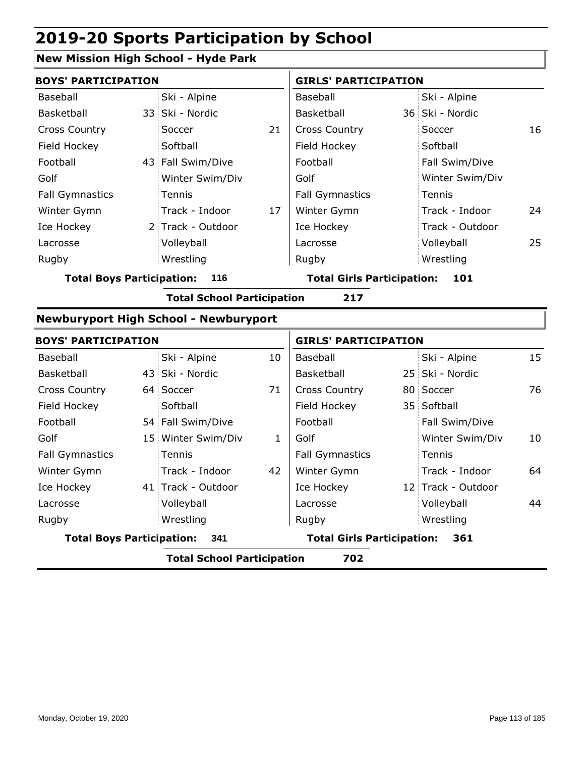# 2019-20 Sports Participation by School

## New Mission High School - Hyde Park

**BOYS' PARTICIPATION**

| Sport | | Sport | |
|---|---|---|---|
| Baseball | | Ski - Alpine | |
| Basketball | 33 | Ski - Nordic | |
| Cross Country | | Soccer | 21 |
| Field Hockey | | Softball | |
| Football | 43 | Fall Swim/Dive | |
| Golf | | Winter Swim/Div | |
| Fall Gymnastics | | Tennis | |
| Winter Gymn | | Track - Indoor | 17 |
| Ice Hockey | 2 | Track - Outdoor | |
| Lacrosse | | Volleyball | |
| Rugby | | Wrestling | |

**Total Boys Participation: 116**

**GIRLS' PARTICIPATION**

| Sport | | Sport | |
|---|---|---|---|
| Baseball | | Ski - Alpine | |
| Basketball | 36 | Ski - Nordic | |
| Cross Country | | Soccer | 16 |
| Field Hockey | | Softball | |
| Football | | Fall Swim/Dive | |
| Golf | | Winter Swim/Div | |
| Fall Gymnastics | | Tennis | |
| Winter Gymn | | Track - Indoor | 24 |
| Ice Hockey | | Track - Outdoor | |
| Lacrosse | | Volleyball | 25 |
| Rugby | | Wrestling | |

**Total Girls Participation: 101**

**Total School Participation 217**

## Newburyport High School - Newburyport

**BOYS' PARTICIPATION**

| Sport | | Sport | |
|---|---|---|---|
| Baseball | | Ski - Alpine | 10 |
| Basketball | 43 | Ski - Nordic | |
| Cross Country | 64 | Soccer | 71 |
| Field Hockey | | Softball | |
| Football | 54 | Fall Swim/Dive | |
| Golf | 15 | Winter Swim/Div | 1 |
| Fall Gymnastics | | Tennis | |
| Winter Gymn | | Track - Indoor | 42 |
| Ice Hockey | 41 | Track - Outdoor | |
| Lacrosse | | Volleyball | |
| Rugby | | Wrestling | |

**Total Boys Participation: 341**

**GIRLS' PARTICIPATION**

| Sport | | Sport | |
|---|---|---|---|
| Baseball | | Ski - Alpine | 15 |
| Basketball | 25 | Ski - Nordic | |
| Cross Country | 80 | Soccer | 76 |
| Field Hockey | 35 | Softball | |
| Football | | Fall Swim/Dive | |
| Golf | | Winter Swim/Div | 10 |
| Fall Gymnastics | | Tennis | |
| Winter Gymn | | Track - Indoor | 64 |
| Ice Hockey | 12 | Track - Outdoor | |
| Lacrosse | | Volleyball | 44 |
| Rugby | | Wrestling | |

**Total Girls Participation: 361**

**Total School Participation 702**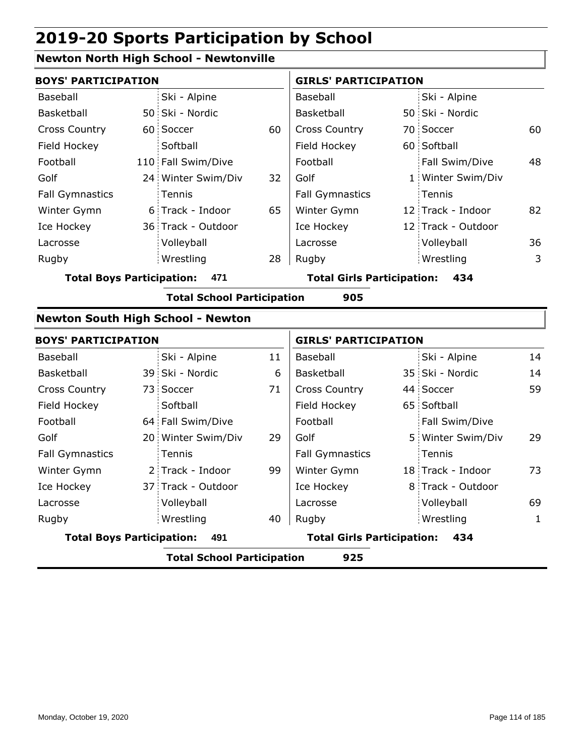# 2019-20 Sports Participation by School

## Newton North High School - Newtonville

| BOYS' PARTICIPATION | | | | GIRLS' PARTICIPATION | | | |
|---|---|---|---|---|---|---|---|
| Baseball | | Ski - Alpine | | Baseball | | Ski - Alpine | |
| Basketball | 50 | Ski - Nordic | | Basketball | 50 | Ski - Nordic | |
| Cross Country | 60 | Soccer | 60 | Cross Country | 70 | Soccer | 60 |
| Field Hockey | | Softball | | Field Hockey | 60 | Softball | |
| Football | 110 | Fall Swim/Dive | | Football | | Fall Swim/Dive | 48 |
| Golf | 24 | Winter Swim/Div | 32 | Golf | 1 | Winter Swim/Div | |
| Fall Gymnastics | | Tennis | | Fall Gymnastics | | Tennis | |
| Winter Gymn | 6 | Track - Indoor | 65 | Winter Gymn | 12 | Track - Indoor | 82 |
| Ice Hockey | 36 | Track - Outdoor | | Ice Hockey | 12 | Track - Outdoor | |
| Lacrosse | | Volleyball | | Lacrosse | | Volleyball | 36 |
| Rugby | | Wrestling | 28 | Rugby | | Wrestling | 3 |

**Total Boys Participation: 471** | **Total Girls Participation: 434**

**Total School Participation 905**

## Newton South High School - Newton

| BOYS' PARTICIPATION | | | | GIRLS' PARTICIPATION | | | |
|---|---|---|---|---|---|---|---|
| Baseball | | Ski - Alpine | 11 | Baseball | | Ski - Alpine | 14 |
| Basketball | 39 | Ski - Nordic | 6 | Basketball | 35 | Ski - Nordic | 14 |
| Cross Country | 73 | Soccer | 71 | Cross Country | 44 | Soccer | 59 |
| Field Hockey | | Softball | | Field Hockey | 65 | Softball | |
| Football | 64 | Fall Swim/Dive | | Football | | Fall Swim/Dive | |
| Golf | 20 | Winter Swim/Div | 29 | Golf | 5 | Winter Swim/Div | 29 |
| Fall Gymnastics | | Tennis | | Fall Gymnastics | | Tennis | |
| Winter Gymn | 2 | Track - Indoor | 99 | Winter Gymn | 18 | Track - Indoor | 73 |
| Ice Hockey | 37 | Track - Outdoor | | Ice Hockey | 8 | Track - Outdoor | |
| Lacrosse | | Volleyball | | Lacrosse | | Volleyball | 69 |
| Rugby | | Wrestling | 40 | Rugby | | Wrestling | 1 |

**Total Boys Participation: 491** | **Total Girls Participation: 434**

**Total School Participation 925**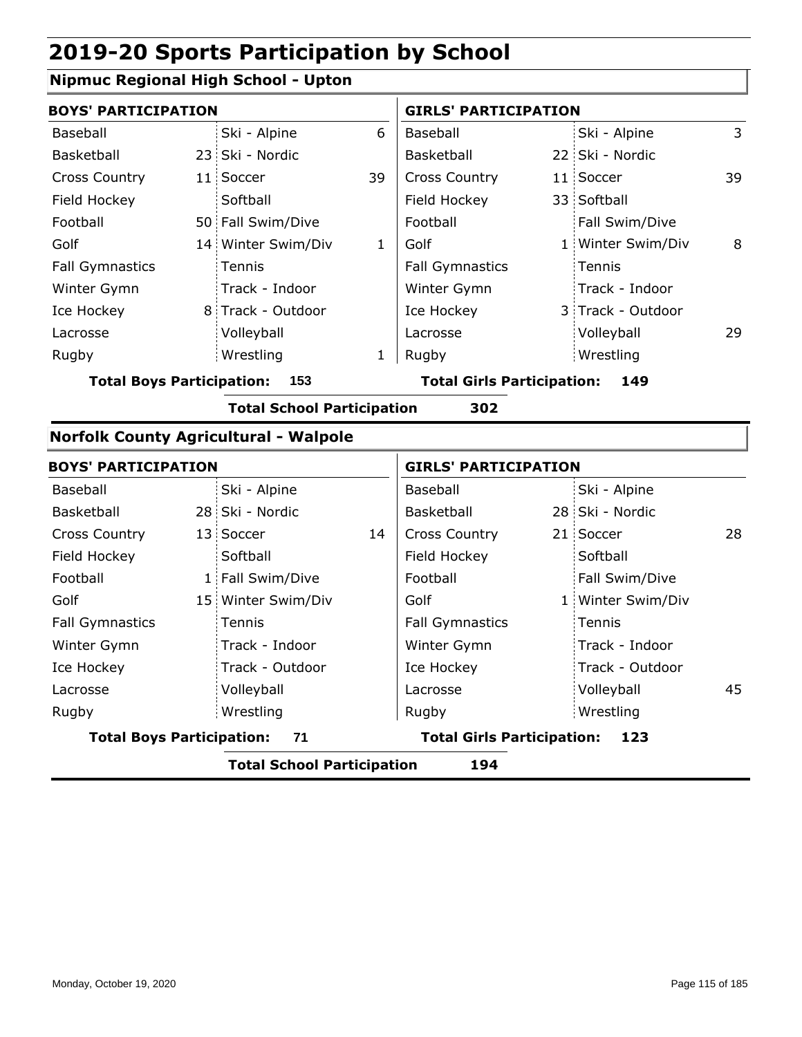# 2019-20 Sports Participation by School

## Nipmuc Regional High School - Upton

| BOYS' PARTICIPATION | | | | GIRLS' PARTICIPATION | | | |
|---|---|---|---|---|---|---|---|
| Baseball | | Ski - Alpine | 6 | Baseball | | Ski - Alpine | 3 |
| Basketball | 23 | Ski - Nordic | | Basketball | 22 | Ski - Nordic | |
| Cross Country | 11 | Soccer | 39 | Cross Country | 11 | Soccer | 39 |
| Field Hockey | | Softball | | Field Hockey | 33 | Softball | |
| Football | 50 | Fall Swim/Dive | | Football | | Fall Swim/Dive | |
| Golf | 14 | Winter Swim/Div | 1 | Golf | 1 | Winter Swim/Div | 8 |
| Fall Gymnastics | | Tennis | | Fall Gymnastics | | Tennis | |
| Winter Gymn | | Track - Indoor | | Winter Gymn | | Track - Indoor | |
| Ice Hockey | 8 | Track - Outdoor | | Ice Hockey | 3 | Track - Outdoor | |
| Lacrosse | | Volleyball | | Lacrosse | | Volleyball | 29 |
| Rugby | | Wrestling | 1 | Rugby | | Wrestling | |

**Total Boys Participation: 153** **Total Girls Participation: 149**

**Total School Participation 302**

## Norfolk County Agricultural - Walpole

| BOYS' PARTICIPATION | | | | GIRLS' PARTICIPATION | | | |
|---|---|---|---|---|---|---|---|
| Baseball | | Ski - Alpine | | Baseball | | Ski - Alpine | |
| Basketball | 28 | Ski - Nordic | | Basketball | 28 | Ski - Nordic | |
| Cross Country | 13 | Soccer | 14 | Cross Country | 21 | Soccer | 28 |
| Field Hockey | | Softball | | Field Hockey | | Softball | |
| Football | 1 | Fall Swim/Dive | | Football | | Fall Swim/Dive | |
| Golf | 15 | Winter Swim/Div | | Golf | 1 | Winter Swim/Div | |
| Fall Gymnastics | | Tennis | | Fall Gymnastics | | Tennis | |
| Winter Gymn | | Track - Indoor | | Winter Gymn | | Track - Indoor | |
| Ice Hockey | | Track - Outdoor | | Ice Hockey | | Track - Outdoor | |
| Lacrosse | | Volleyball | | Lacrosse | | Volleyball | 45 |
| Rugby | | Wrestling | | Rugby | | Wrestling | |

**Total Boys Participation: 71** **Total Girls Participation: 123**

**Total School Participation 194**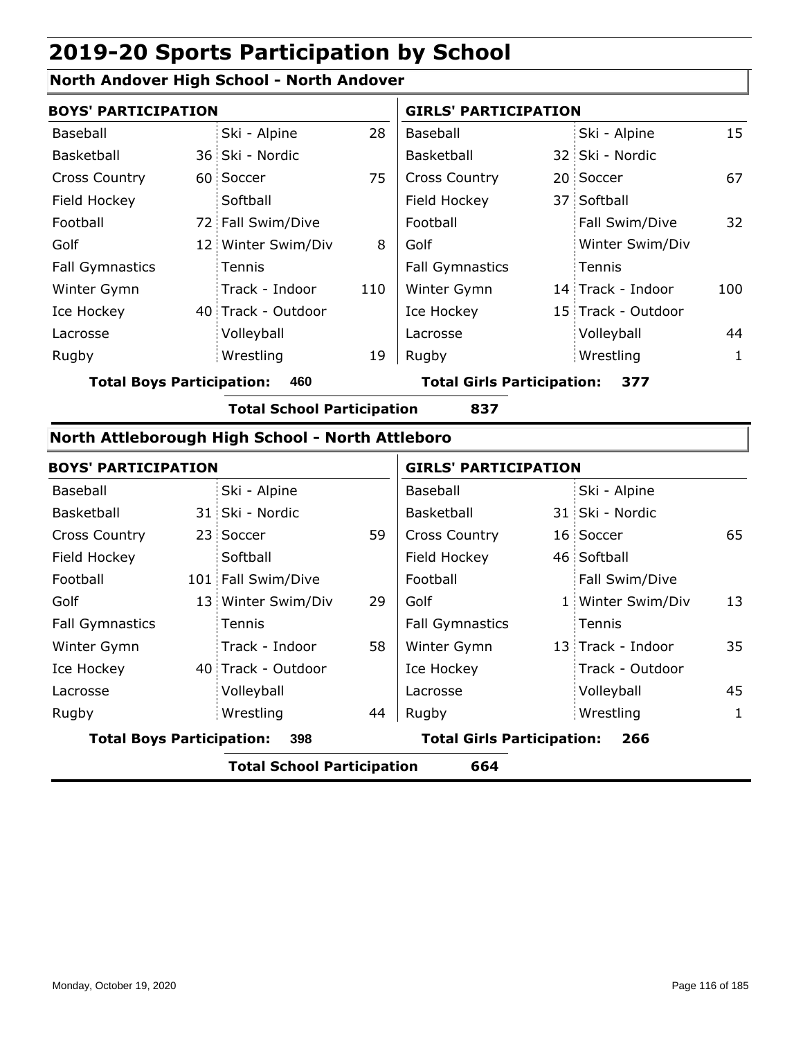# 2019-20 Sports Participation by School

## North Andover High School - North Andover

| BOYS' PARTICIPATION | | | | GIRLS' PARTICIPATION | | | |
|---|---|---|---|---|---|---|---|
| Baseball | | Ski - Alpine | 28 | Baseball | | Ski - Alpine | 15 |
| Basketball | 36 | Ski - Nordic | | Basketball | 32 | Ski - Nordic | |
| Cross Country | 60 | Soccer | 75 | Cross Country | 20 | Soccer | 67 |
| Field Hockey | | Softball | | Field Hockey | 37 | Softball | |
| Football | 72 | Fall Swim/Dive | | Football | | Fall Swim/Dive | 32 |
| Golf | 12 | Winter Swim/Div | 8 | Golf | | Winter Swim/Div | |
| Fall Gymnastics | | Tennis | | Fall Gymnastics | | Tennis | |
| Winter Gymn | | Track - Indoor | 110 | Winter Gymn | 14 | Track - Indoor | 100 |
| Ice Hockey | 40 | Track - Outdoor | | Ice Hockey | 15 | Track - Outdoor | |
| Lacrosse | | Volleyball | | Lacrosse | | Volleyball | 44 |
| Rugby | | Wrestling | 19 | Rugby | | Wrestling | 1 |

**Total Boys Participation: 460** | **Total Girls Participation: 377**

**Total School Participation 837**

## North Attleborough High School - North Attleboro

| BOYS' PARTICIPATION | | | | GIRLS' PARTICIPATION | | | |
|---|---|---|---|---|---|---|---|
| Baseball | | Ski - Alpine | | Baseball | | Ski - Alpine | |
| Basketball | 31 | Ski - Nordic | | Basketball | 31 | Ski - Nordic | |
| Cross Country | 23 | Soccer | 59 | Cross Country | 16 | Soccer | 65 |
| Field Hockey | | Softball | | Field Hockey | 46 | Softball | |
| Football | 101 | Fall Swim/Dive | | Football | | Fall Swim/Dive | |
| Golf | 13 | Winter Swim/Div | 29 | Golf | 1 | Winter Swim/Div | 13 |
| Fall Gymnastics | | Tennis | | Fall Gymnastics | | Tennis | |
| Winter Gymn | | Track - Indoor | 58 | Winter Gymn | 13 | Track - Indoor | 35 |
| Ice Hockey | 40 | Track - Outdoor | | Ice Hockey | | Track - Outdoor | |
| Lacrosse | | Volleyball | | Lacrosse | | Volleyball | 45 |
| Rugby | | Wrestling | 44 | Rugby | | Wrestling | 1 |

**Total Boys Participation: 398** | **Total Girls Participation: 266**

**Total School Participation 664**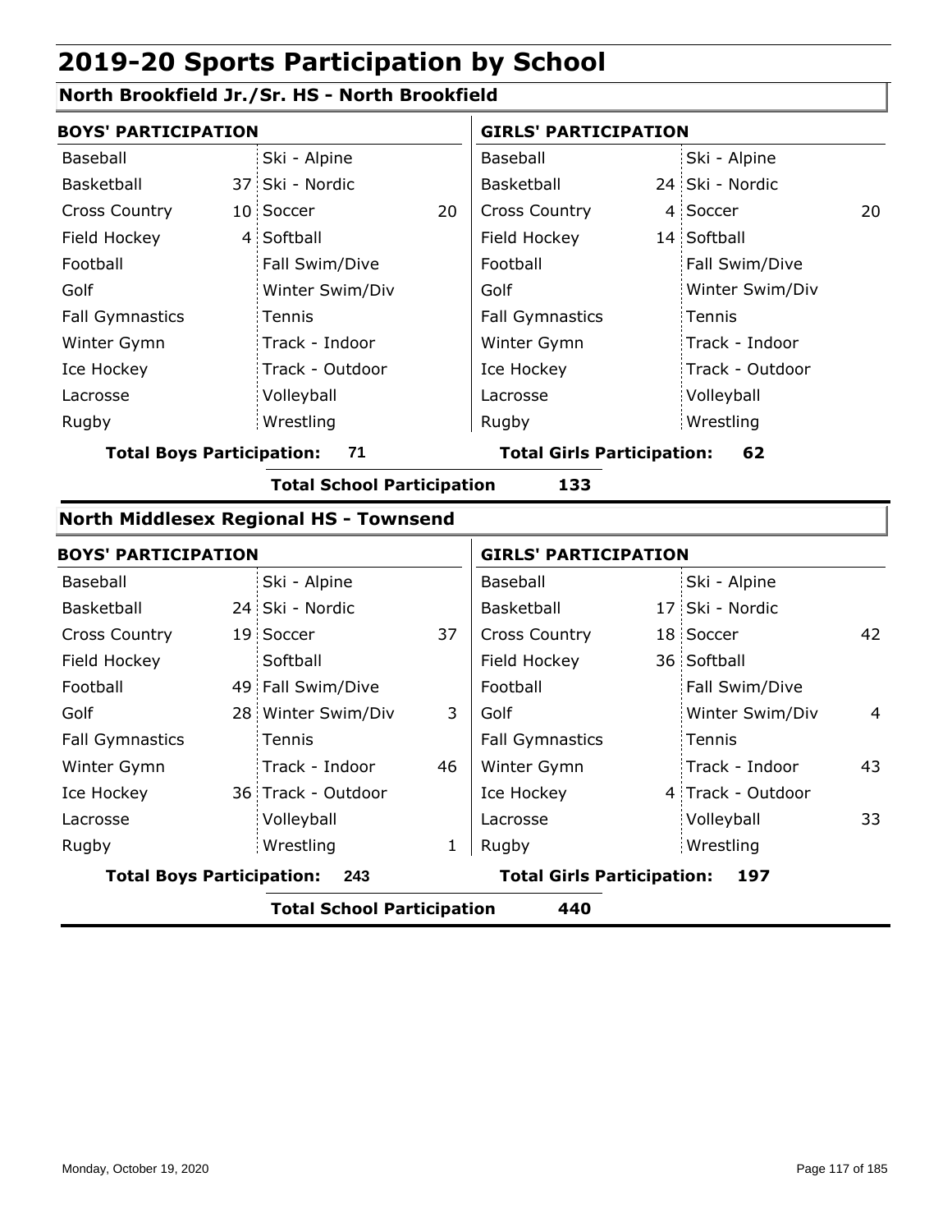# 2019-20 Sports Participation by School

## North Brookfield Jr./Sr. HS - North Brookfield

| BOYS' PARTICIPATION | | | | GIRLS' PARTICIPATION | | | |
|---|---|---|---|---|---|---|---|
| Baseball | | Ski - Alpine | | Baseball | | Ski - Alpine | |
| Basketball | 37 | Ski - Nordic | | Basketball | 24 | Ski - Nordic | |
| Cross Country | 10 | Soccer | 20 | Cross Country | 4 | Soccer | 20 |
| Field Hockey | 4 | Softball | | Field Hockey | 14 | Softball | |
| Football | | Fall Swim/Dive | | Football | | Fall Swim/Dive | |
| Golf | | Winter Swim/Div | | Golf | | Winter Swim/Div | |
| Fall Gymnastics | | Tennis | | Fall Gymnastics | | Tennis | |
| Winter Gymn | | Track - Indoor | | Winter Gymn | | Track - Indoor | |
| Ice Hockey | | Track - Outdoor | | Ice Hockey | | Track - Outdoor | |
| Lacrosse | | Volleyball | | Lacrosse | | Volleyball | |
| Rugby | | Wrestling | | Rugby | | Wrestling | |

**Total Boys Participation: 71** **Total Girls Participation: 62**

**Total School Participation 133**

## North Middlesex Regional HS - Townsend

| BOYS' PARTICIPATION | | | | GIRLS' PARTICIPATION | | | |
|---|---|---|---|---|---|---|---|
| Baseball | | Ski - Alpine | | Baseball | | Ski - Alpine | |
| Basketball | 24 | Ski - Nordic | | Basketball | 17 | Ski - Nordic | |
| Cross Country | 19 | Soccer | 37 | Cross Country | 18 | Soccer | 42 |
| Field Hockey | | Softball | | Field Hockey | 36 | Softball | |
| Football | 49 | Fall Swim/Dive | | Football | | Fall Swim/Dive | |
| Golf | 28 | Winter Swim/Div | 3 | Golf | | Winter Swim/Div | 4 |
| Fall Gymnastics | | Tennis | | Fall Gymnastics | | Tennis | |
| Winter Gymn | | Track - Indoor | 46 | Winter Gymn | | Track - Indoor | 43 |
| Ice Hockey | 36 | Track - Outdoor | | Ice Hockey | 4 | Track - Outdoor | |
| Lacrosse | | Volleyball | | Lacrosse | | Volleyball | 33 |
| Rugby | | Wrestling | 1 | Rugby | | Wrestling | |

**Total Boys Participation: 243** **Total Girls Participation: 197**

**Total School Participation 440**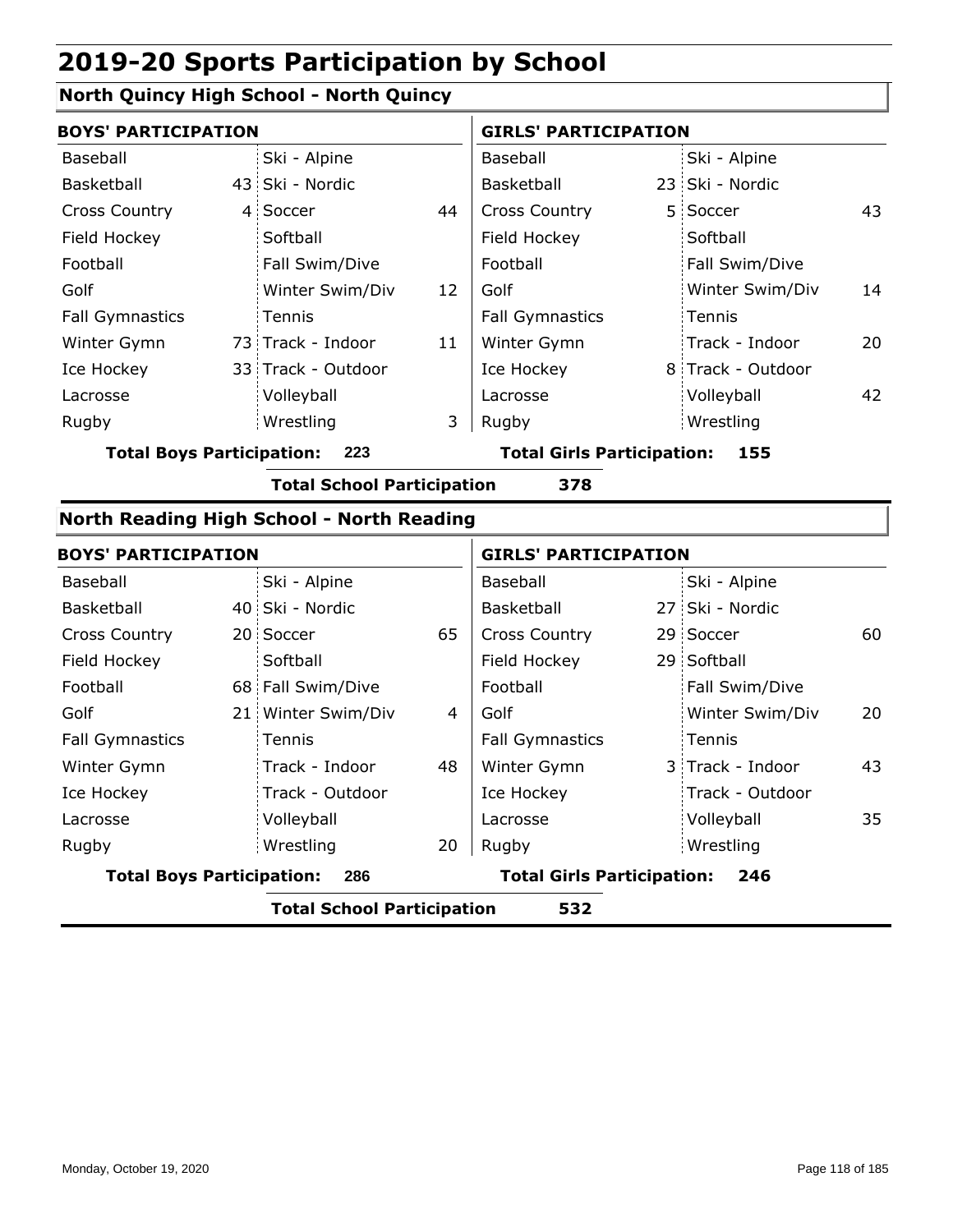# 2019-20 Sports Participation by School

## North Quincy High School - North Quincy

| BOYS' PARTICIPATION | | | | GIRLS' PARTICIPATION | | | |
|---|---|---|---|---|---|---|---|
| Baseball | | Ski - Alpine | | Baseball | | Ski - Alpine | |
| Basketball | 43 | Ski - Nordic | | Basketball | 23 | Ski - Nordic | |
| Cross Country | 4 | Soccer | 44 | Cross Country | 5 | Soccer | 43 |
| Field Hockey | | Softball | | Field Hockey | | Softball | |
| Football | | Fall Swim/Dive | | Football | | Fall Swim/Dive | |
| Golf | | Winter Swim/Div | 12 | Golf | | Winter Swim/Div | 14 |
| Fall Gymnastics | | Tennis | | Fall Gymnastics | | Tennis | |
| Winter Gymn | 73 | Track - Indoor | 11 | Winter Gymn | | Track - Indoor | 20 |
| Ice Hockey | 33 | Track - Outdoor | | Ice Hockey | 8 | Track - Outdoor | |
| Lacrosse | | Volleyball | | Lacrosse | | Volleyball | 42 |
| Rugby | | Wrestling | 3 | Rugby | | Wrestling | |

**Total Boys Participation: 223** **Total Girls Participation: 155**

**Total School Participation 378**

## North Reading High School - North Reading

| BOYS' PARTICIPATION | | | | GIRLS' PARTICIPATION | | | |
|---|---|---|---|---|---|---|---|
| Baseball | | Ski - Alpine | | Baseball | | Ski - Alpine | |
| Basketball | 40 | Ski - Nordic | | Basketball | 27 | Ski - Nordic | |
| Cross Country | 20 | Soccer | 65 | Cross Country | 29 | Soccer | 60 |
| Field Hockey | | Softball | | Field Hockey | 29 | Softball | |
| Football | 68 | Fall Swim/Dive | | Football | | Fall Swim/Dive | |
| Golf | 21 | Winter Swim/Div | 4 | Golf | | Winter Swim/Div | 20 |
| Fall Gymnastics | | Tennis | | Fall Gymnastics | | Tennis | |
| Winter Gymn | | Track - Indoor | 48 | Winter Gymn | 3 | Track - Indoor | 43 |
| Ice Hockey | | Track - Outdoor | | Ice Hockey | | Track - Outdoor | |
| Lacrosse | | Volleyball | | Lacrosse | | Volleyball | 35 |
| Rugby | | Wrestling | 20 | Rugby | | Wrestling | |

**Total Boys Participation: 286** **Total Girls Participation: 246**

**Total School Participation 532**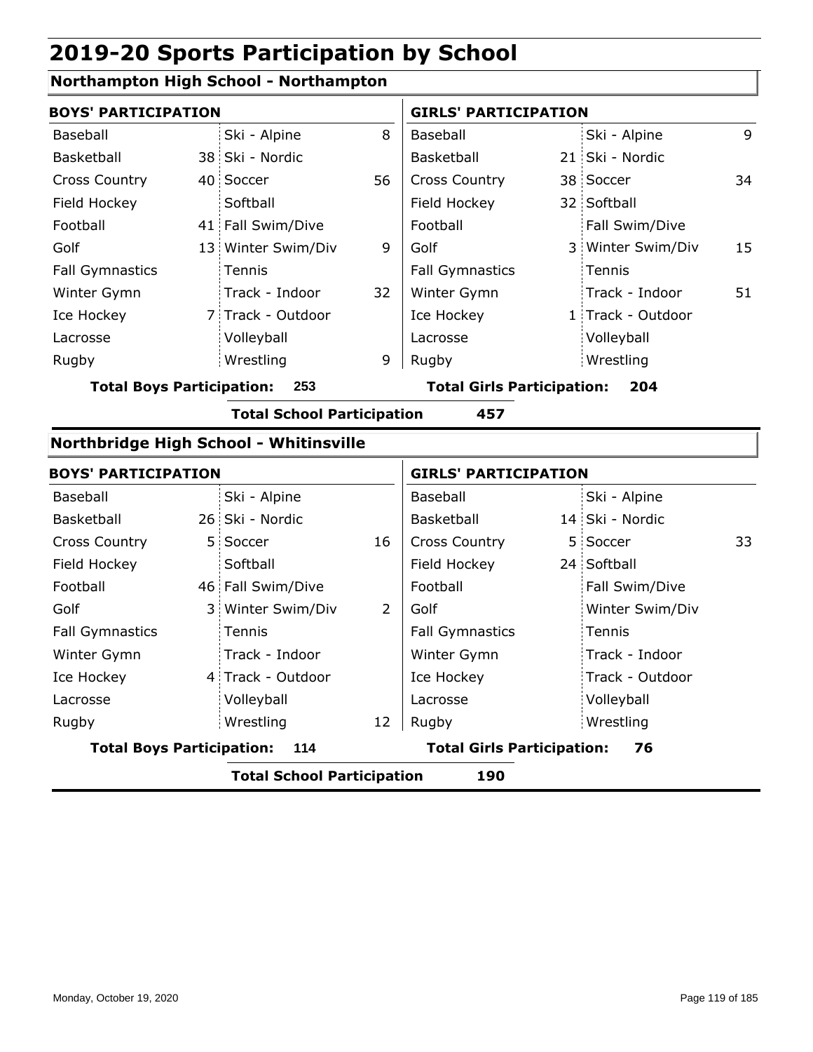# 2019-20 Sports Participation by School

## Northampton High School - Northampton

| BOYS' PARTICIPATION | | | | GIRLS' PARTICIPATION | | | |
|---|---|---|---|---|---|---|---|
| Baseball | | Ski - Alpine | 8 | Baseball | | Ski - Alpine | 9 |
| Basketball | 38 | Ski - Nordic | | Basketball | 21 | Ski - Nordic | |
| Cross Country | 40 | Soccer | 56 | Cross Country | 38 | Soccer | 34 |
| Field Hockey | | Softball | | Field Hockey | 32 | Softball | |
| Football | 41 | Fall Swim/Dive | | Football | | Fall Swim/Dive | |
| Golf | 13 | Winter Swim/Div | 9 | Golf | 3 | Winter Swim/Div | 15 |
| Fall Gymnastics | | Tennis | | Fall Gymnastics | | Tennis | |
| Winter Gymn | | Track - Indoor | 32 | Winter Gymn | | Track - Indoor | 51 |
| Ice Hockey | 7 | Track - Outdoor | | Ice Hockey | 1 | Track - Outdoor | |
| Lacrosse | | Volleyball | | Lacrosse | | Volleyball | |
| Rugby | | Wrestling | 9 | Rugby | | Wrestling | |

**Total Boys Participation: 253** **Total Girls Participation: 204**

**Total School Participation 457**

## Northbridge High School - Whitinsville

| BOYS' PARTICIPATION | | | | GIRLS' PARTICIPATION | | | |
|---|---|---|---|---|---|---|---|
| Baseball | | Ski - Alpine | | Baseball | | Ski - Alpine | |
| Basketball | 26 | Ski - Nordic | | Basketball | 14 | Ski - Nordic | |
| Cross Country | 5 | Soccer | 16 | Cross Country | 5 | Soccer | 33 |
| Field Hockey | | Softball | | Field Hockey | 24 | Softball | |
| Football | 46 | Fall Swim/Dive | | Football | | Fall Swim/Dive | |
| Golf | 3 | Winter Swim/Div | 2 | Golf | | Winter Swim/Div | |
| Fall Gymnastics | | Tennis | | Fall Gymnastics | | Tennis | |
| Winter Gymn | | Track - Indoor | | Winter Gymn | | Track - Indoor | |
| Ice Hockey | 4 | Track - Outdoor | | Ice Hockey | | Track - Outdoor | |
| Lacrosse | | Volleyball | | Lacrosse | | Volleyball | |
| Rugby | | Wrestling | 12 | Rugby | | Wrestling | |

**Total Boys Participation: 114** **Total Girls Participation: 76**

**Total School Participation 190**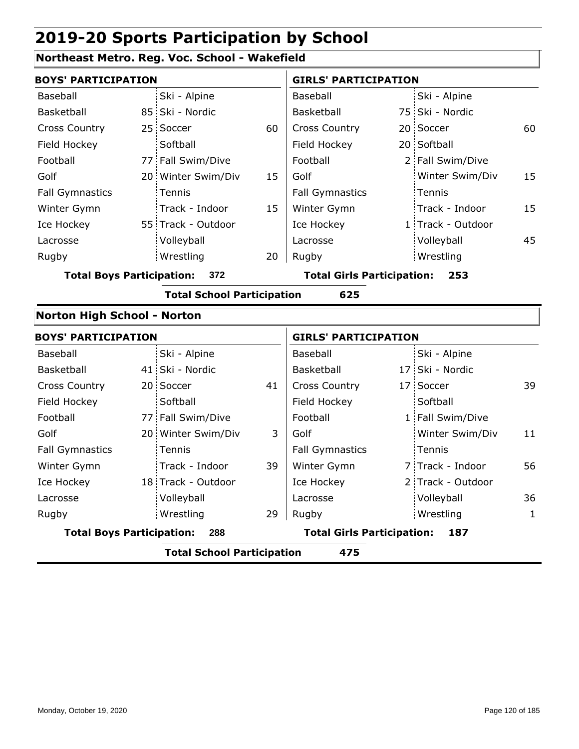# 2019-20 Sports Participation by School

## Northeast Metro. Reg. Voc. School - Wakefield

| BOYS' PARTICIPATION | | | | GIRLS' PARTICIPATION | | | |
|---|---|---|---|---|---|---|---|
| Baseball | | Ski - Alpine | | Baseball | | Ski - Alpine | |
| Basketball | 85 | Ski - Nordic | | Basketball | 75 | Ski - Nordic | |
| Cross Country | 25 | Soccer | 60 | Cross Country | 20 | Soccer | 60 |
| Field Hockey | | Softball | | Field Hockey | 20 | Softball | |
| Football | 77 | Fall Swim/Dive | | Football | 2 | Fall Swim/Dive | |
| Golf | 20 | Winter Swim/Div | 15 | Golf | | Winter Swim/Div | 15 |
| Fall Gymnastics | | Tennis | | Fall Gymnastics | | Tennis | |
| Winter Gymn | | Track - Indoor | 15 | Winter Gymn | | Track - Indoor | 15 |
| Ice Hockey | 55 | Track - Outdoor | | Ice Hockey | 1 | Track - Outdoor | |
| Lacrosse | | Volleyball | | Lacrosse | | Volleyball | 45 |
| Rugby | | Wrestling | 20 | Rugby | | Wrestling | |

**Total Boys Participation: 372** | **Total Girls Participation: 253**

**Total School Participation 625**

## Norton High School - Norton

| BOYS' PARTICIPATION | | | | GIRLS' PARTICIPATION | | | |
|---|---|---|---|---|---|---|---|
| Baseball | | Ski - Alpine | | Baseball | | Ski - Alpine | |
| Basketball | 41 | Ski - Nordic | | Basketball | 17 | Ski - Nordic | |
| Cross Country | 20 | Soccer | 41 | Cross Country | 17 | Soccer | 39 |
| Field Hockey | | Softball | | Field Hockey | | Softball | |
| Football | 77 | Fall Swim/Dive | | Football | 1 | Fall Swim/Dive | |
| Golf | 20 | Winter Swim/Div | 3 | Golf | | Winter Swim/Div | 11 |
| Fall Gymnastics | | Tennis | | Fall Gymnastics | | Tennis | |
| Winter Gymn | | Track - Indoor | 39 | Winter Gymn | 7 | Track - Indoor | 56 |
| Ice Hockey | 18 | Track - Outdoor | | Ice Hockey | 2 | Track - Outdoor | |
| Lacrosse | | Volleyball | | Lacrosse | | Volleyball | 36 |
| Rugby | | Wrestling | 29 | Rugby | | Wrestling | 1 |

**Total Boys Participation: 288** | **Total Girls Participation: 187**

**Total School Participation 475**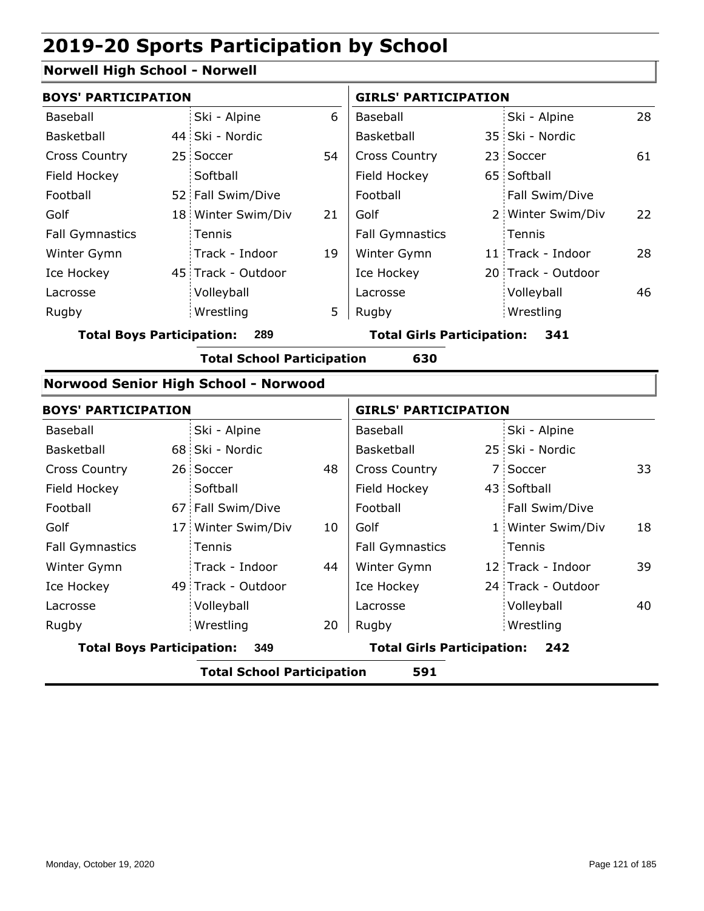# 2019-20 Sports Participation by School

## Norwell High School - Norwell

| BOYS' PARTICIPATION | | | | GIRLS' PARTICIPATION | | | |
|---|---|---|---|---|---|---|---|
| Baseball | | Ski - Alpine | 6 | Baseball | | Ski - Alpine | 28 |
| Basketball | 44 | Ski - Nordic | | Basketball | 35 | Ski - Nordic | |
| Cross Country | 25 | Soccer | 54 | Cross Country | 23 | Soccer | 61 |
| Field Hockey | | Softball | | Field Hockey | 65 | Softball | |
| Football | 52 | Fall Swim/Dive | | Football | | Fall Swim/Dive | |
| Golf | 18 | Winter Swim/Div | 21 | Golf | 2 | Winter Swim/Div | 22 |
| Fall Gymnastics | | Tennis | | Fall Gymnastics | | Tennis | |
| Winter Gymn | | Track - Indoor | 19 | Winter Gymn | 11 | Track - Indoor | 28 |
| Ice Hockey | 45 | Track - Outdoor | | Ice Hockey | 20 | Track - Outdoor | |
| Lacrosse | | Volleyball | | Lacrosse | | Volleyball | 46 |
| Rugby | | Wrestling | 5 | Rugby | | Wrestling | |

**Total Boys Participation: 289** **Total Girls Participation: 341**

**Total School Participation 630**

## Norwood Senior High School - Norwood

| BOYS' PARTICIPATION | | | | GIRLS' PARTICIPATION | | | |
|---|---|---|---|---|---|---|---|
| Baseball | | Ski - Alpine | | Baseball | | Ski - Alpine | |
| Basketball | 68 | Ski - Nordic | | Basketball | 25 | Ski - Nordic | |
| Cross Country | 26 | Soccer | 48 | Cross Country | 7 | Soccer | 33 |
| Field Hockey | | Softball | | Field Hockey | 43 | Softball | |
| Football | 67 | Fall Swim/Dive | | Football | | Fall Swim/Dive | |
| Golf | 17 | Winter Swim/Div | 10 | Golf | 1 | Winter Swim/Div | 18 |
| Fall Gymnastics | | Tennis | | Fall Gymnastics | | Tennis | |
| Winter Gymn | | Track - Indoor | 44 | Winter Gymn | 12 | Track - Indoor | 39 |
| Ice Hockey | 49 | Track - Outdoor | | Ice Hockey | 24 | Track - Outdoor | |
| Lacrosse | | Volleyball | | Lacrosse | | Volleyball | 40 |
| Rugby | | Wrestling | 20 | Rugby | | Wrestling | |

**Total Boys Participation: 349** **Total Girls Participation: 242**

**Total School Participation 591**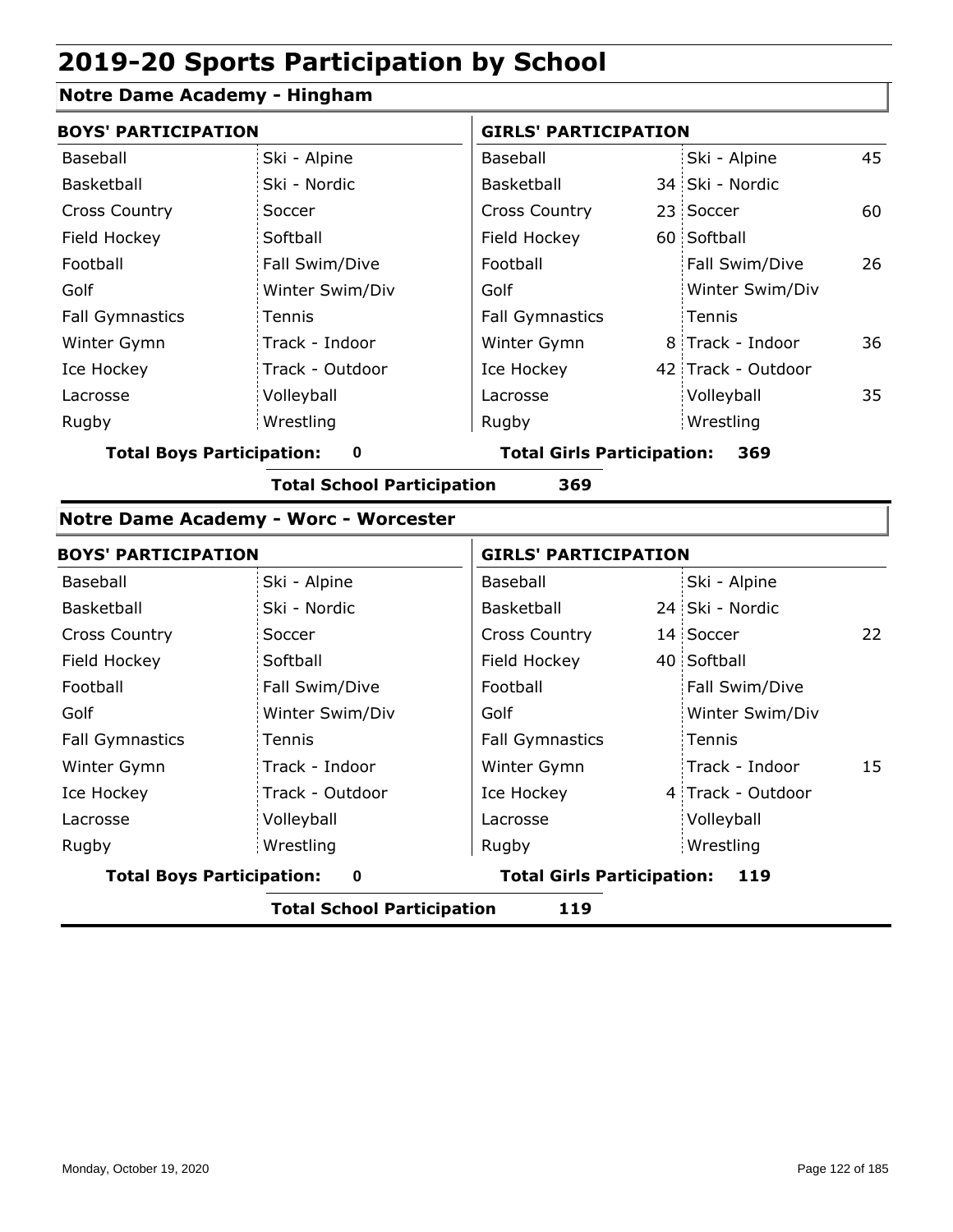# 2019-20 Sports Participation by School

## Notre Dame Academy - Hingham

| BOYS' PARTICIPATION | | | | GIRLS' PARTICIPATION | | | |
|---|---|---|---|---|---|---|---|
| Baseball | | Ski - Alpine | | Baseball | | Ski - Alpine | 45 |
| Basketball | | Ski - Nordic | | Basketball | 34 | Ski - Nordic | |
| Cross Country | | Soccer | | Cross Country | 23 | Soccer | 60 |
| Field Hockey | | Softball | | Field Hockey | 60 | Softball | |
| Football | | Fall Swim/Dive | | Football | | Fall Swim/Dive | 26 |
| Golf | | Winter Swim/Div | | Golf | | Winter Swim/Div | |
| Fall Gymnastics | | Tennis | | Fall Gymnastics | | Tennis | |
| Winter Gymn | | Track - Indoor | | Winter Gymn | 8 | Track - Indoor | 36 |
| Ice Hockey | | Track - Outdoor | | Ice Hockey | 42 | Track - Outdoor | |
| Lacrosse | | Volleyball | | Lacrosse | | Volleyball | 35 |
| Rugby | | Wrestling | | Rugby | | Wrestling | |

**Total Boys Participation: 0** | **Total Girls Participation: 369**

**Total School Participation 369**

## Notre Dame Academy - Worc - Worcester

| BOYS' PARTICIPATION | | | | GIRLS' PARTICIPATION | | | |
|---|---|---|---|---|---|---|---|
| Baseball | | Ski - Alpine | | Baseball | | Ski - Alpine | |
| Basketball | | Ski - Nordic | | Basketball | 24 | Ski - Nordic | |
| Cross Country | | Soccer | | Cross Country | 14 | Soccer | 22 |
| Field Hockey | | Softball | | Field Hockey | 40 | Softball | |
| Football | | Fall Swim/Dive | | Football | | Fall Swim/Dive | |
| Golf | | Winter Swim/Div | | Golf | | Winter Swim/Div | |
| Fall Gymnastics | | Tennis | | Fall Gymnastics | | Tennis | |
| Winter Gymn | | Track - Indoor | | Winter Gymn | | Track - Indoor | 15 |
| Ice Hockey | | Track - Outdoor | | Ice Hockey | 4 | Track - Outdoor | |
| Lacrosse | | Volleyball | | Lacrosse | | Volleyball | |
| Rugby | | Wrestling | | Rugby | | Wrestling | |

**Total Boys Participation: 0** | **Total Girls Participation: 119**

**Total School Participation 119**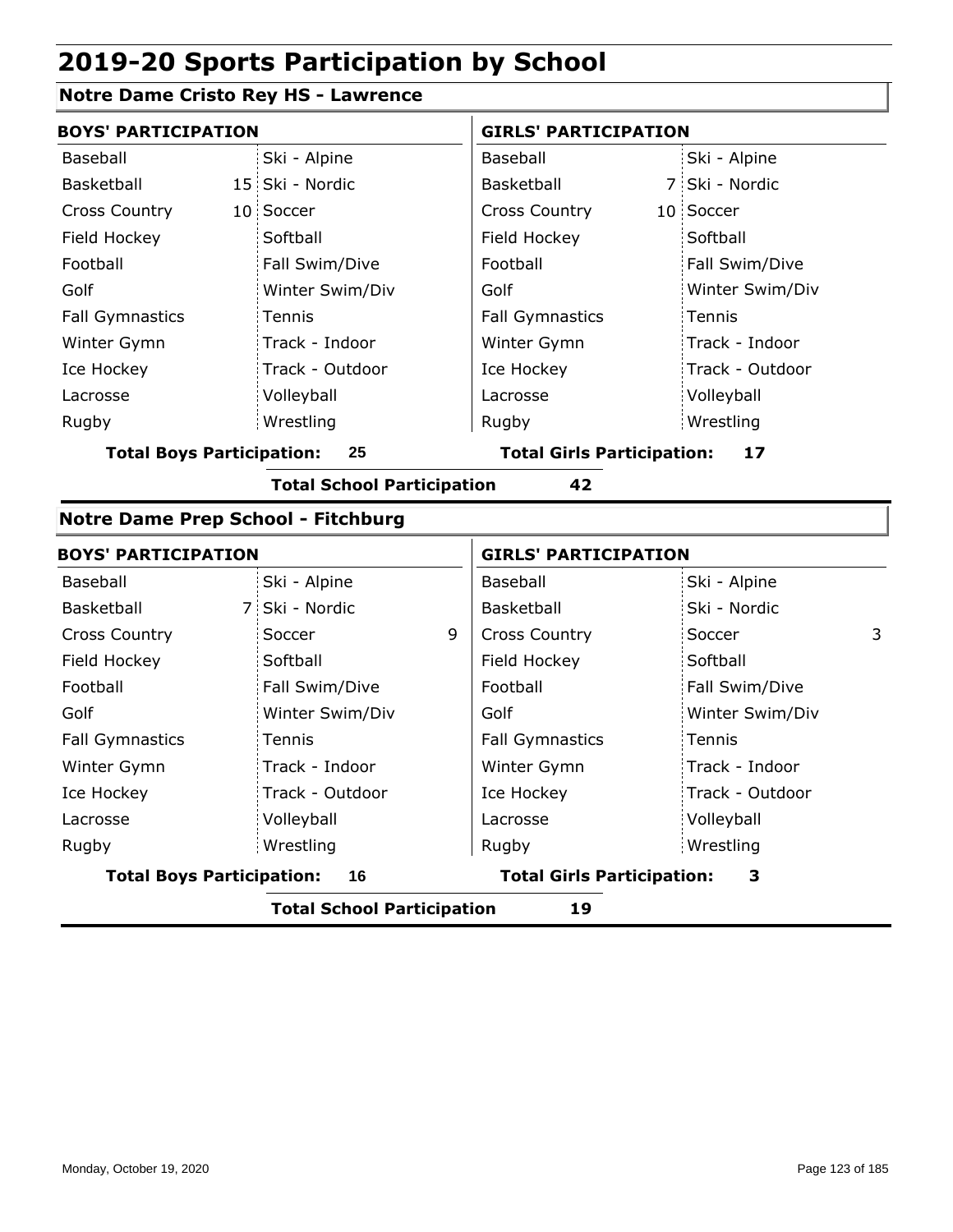# 2019-20 Sports Participation by School

## Notre Dame Cristo Rey HS - Lawrence

| BOYS' PARTICIPATION | | | | GIRLS' PARTICIPATION | | | |
|---|---|---|---|---|---|---|---|
| Baseball | | Ski - Alpine | | Baseball | | Ski - Alpine | |
| Basketball | 15 | Ski - Nordic | | Basketball | 7 | Ski - Nordic | |
| Cross Country | 10 | Soccer | | Cross Country | 10 | Soccer | |
| Field Hockey | | Softball | | Field Hockey | | Softball | |
| Football | | Fall Swim/Dive | | Football | | Fall Swim/Dive | |
| Golf | | Winter Swim/Div | | Golf | | Winter Swim/Div | |
| Fall Gymnastics | | Tennis | | Fall Gymnastics | | Tennis | |
| Winter Gymn | | Track - Indoor | | Winter Gymn | | Track - Indoor | |
| Ice Hockey | | Track - Outdoor | | Ice Hockey | | Track - Outdoor | |
| Lacrosse | | Volleyball | | Lacrosse | | Volleyball | |
| Rugby | | Wrestling | | Rugby | | Wrestling | |

**Total Boys Participation: 25** | **Total Girls Participation: 17**

**Total School Participation 42**

## Notre Dame Prep School - Fitchburg

| BOYS' PARTICIPATION | | | | GIRLS' PARTICIPATION | | | |
|---|---|---|---|---|---|---|---|
| Baseball | | Ski - Alpine | | Baseball | | Ski - Alpine | |
| Basketball | 7 | Ski - Nordic | | Basketball | | Ski - Nordic | |
| Cross Country | | Soccer | 9 | Cross Country | | Soccer | 3 |
| Field Hockey | | Softball | | Field Hockey | | Softball | |
| Football | | Fall Swim/Dive | | Football | | Fall Swim/Dive | |
| Golf | | Winter Swim/Div | | Golf | | Winter Swim/Div | |
| Fall Gymnastics | | Tennis | | Fall Gymnastics | | Tennis | |
| Winter Gymn | | Track - Indoor | | Winter Gymn | | Track - Indoor | |
| Ice Hockey | | Track - Outdoor | | Ice Hockey | | Track - Outdoor | |
| Lacrosse | | Volleyball | | Lacrosse | | Volleyball | |
| Rugby | | Wrestling | | Rugby | | Wrestling | |

**Total Boys Participation: 16** | **Total Girls Participation: 3**

**Total School Participation 19**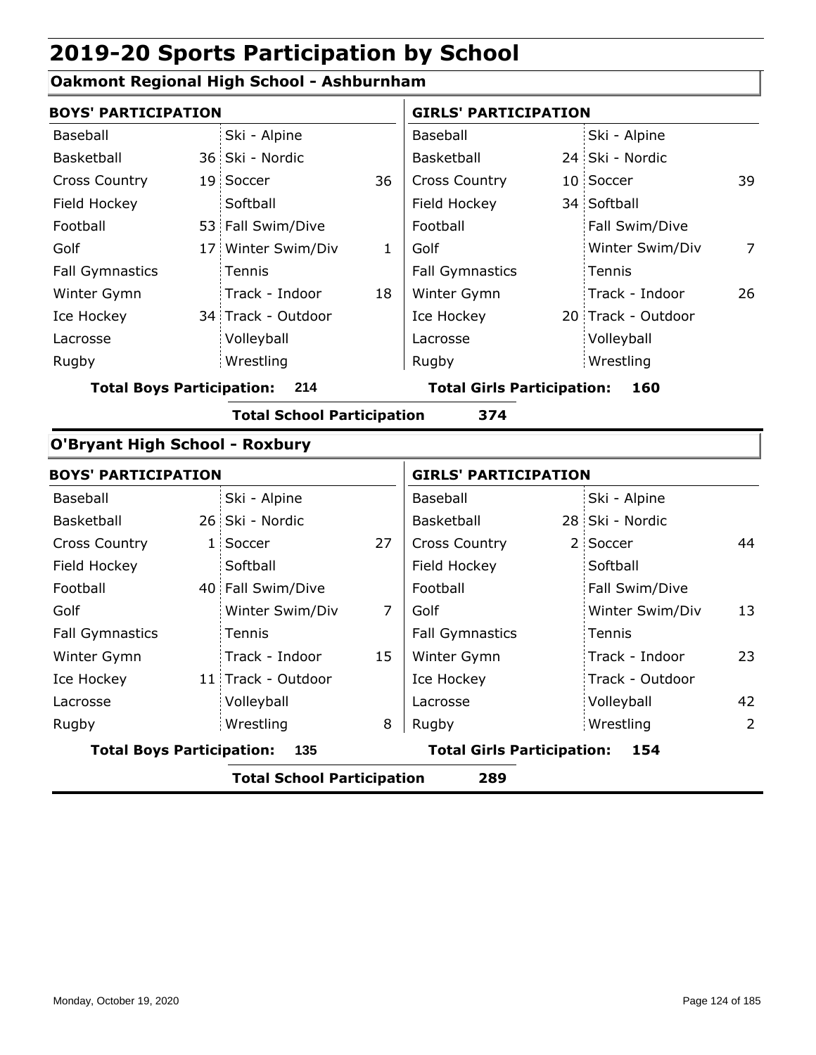# 2019-20 Sports Participation by School

## Oakmont Regional High School - Ashburnham

| BOYS' PARTICIPATION | | | | GIRLS' PARTICIPATION | | | |
|---|---|---|---|---|---|---|---|
| Baseball | | Ski - Alpine | | Baseball | | Ski - Alpine | |
| Basketball | 36 | Ski - Nordic | | Basketball | 24 | Ski - Nordic | |
| Cross Country | 19 | Soccer | 36 | Cross Country | 10 | Soccer | 39 |
| Field Hockey | | Softball | | Field Hockey | 34 | Softball | |
| Football | 53 | Fall Swim/Dive | | Football | | Fall Swim/Dive | |
| Golf | 17 | Winter Swim/Div | 1 | Golf | | Winter Swim/Div | 7 |
| Fall Gymnastics | | Tennis | | Fall Gymnastics | | Tennis | |
| Winter Gymn | | Track - Indoor | 18 | Winter Gymn | | Track - Indoor | 26 |
| Ice Hockey | 34 | Track - Outdoor | | Ice Hockey | 20 | Track - Outdoor | |
| Lacrosse | | Volleyball | | Lacrosse | | Volleyball | |
| Rugby | | Wrestling | | Rugby | | Wrestling | |

**Total Boys Participation: 214**

**Total Girls Participation: 160**

**Total School Participation 374**

## O'Bryant High School - Roxbury

| BOYS' PARTICIPATION | | | | GIRLS' PARTICIPATION | | | |
|---|---|---|---|---|---|---|---|
| Baseball | | Ski - Alpine | | Baseball | | Ski - Alpine | |
| Basketball | 26 | Ski - Nordic | | Basketball | 28 | Ski - Nordic | |
| Cross Country | 1 | Soccer | 27 | Cross Country | 2 | Soccer | 44 |
| Field Hockey | | Softball | | Field Hockey | | Softball | |
| Football | 40 | Fall Swim/Dive | | Football | | Fall Swim/Dive | |
| Golf | | Winter Swim/Div | 7 | Golf | | Winter Swim/Div | 13 |
| Fall Gymnastics | | Tennis | | Fall Gymnastics | | Tennis | |
| Winter Gymn | | Track - Indoor | 15 | Winter Gymn | | Track - Indoor | 23 |
| Ice Hockey | 11 | Track - Outdoor | | Ice Hockey | | Track - Outdoor | |
| Lacrosse | | Volleyball | | Lacrosse | | Volleyball | 42 |
| Rugby | | Wrestling | 8 | Rugby | | Wrestling | 2 |

**Total Boys Participation: 135**

**Total Girls Participation: 154**

**Total School Participation 289**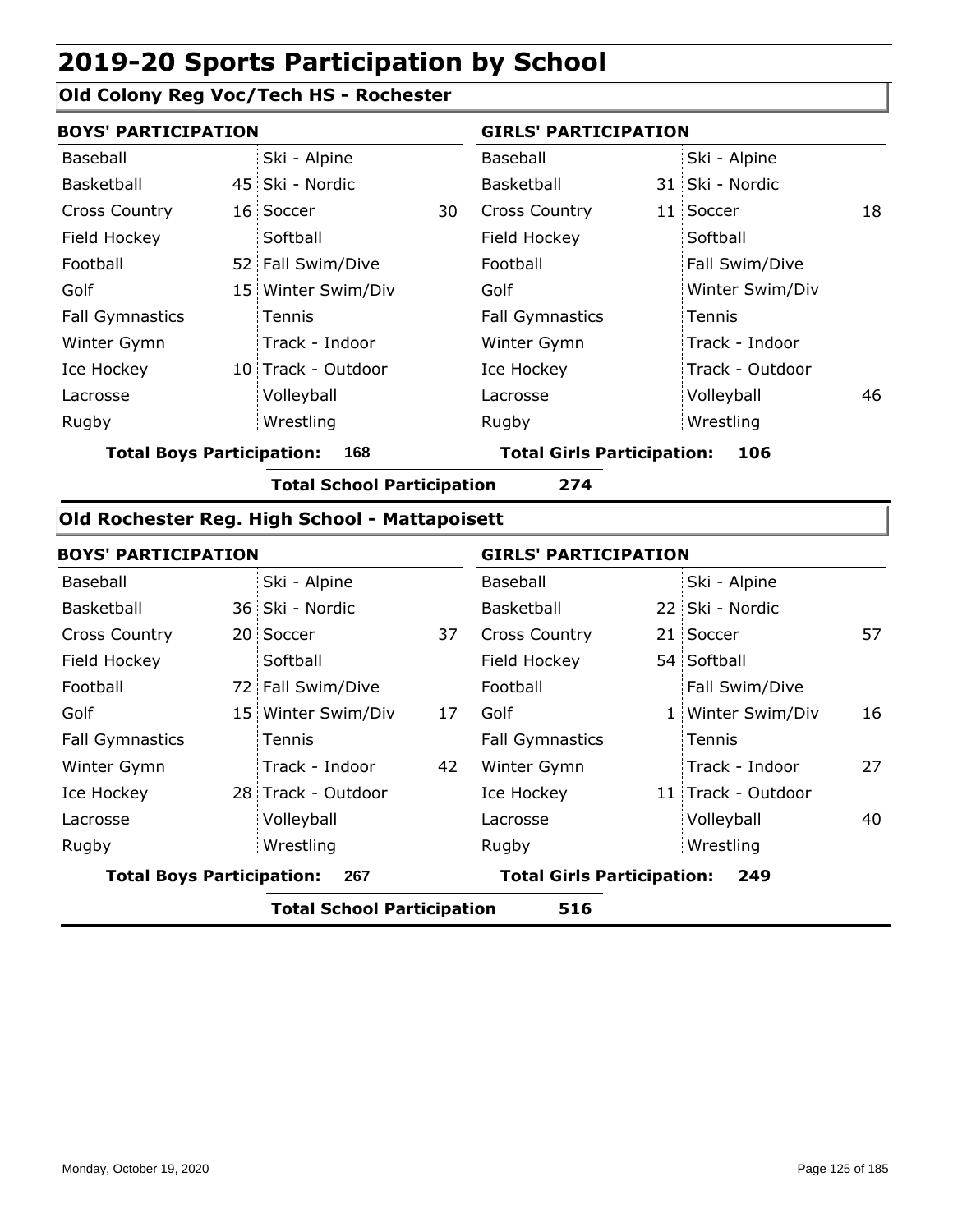# 2019-20 Sports Participation by School

## Old Colony Reg Voc/Tech HS - Rochester

**BOYS' PARTICIPATION**

| Sport | | Sport | |
|---|---|---|---|
| Baseball | | Ski - Alpine | |
| Basketball | 45 | Ski - Nordic | |
| Cross Country | 16 | Soccer | 30 |
| Field Hockey | | Softball | |
| Football | 52 | Fall Swim/Dive | |
| Golf | 15 | Winter Swim/Div | |
| Fall Gymnastics | | Tennis | |
| Winter Gymn | | Track - Indoor | |
| Ice Hockey | 10 | Track - Outdoor | |
| Lacrosse | | Volleyball | |
| Rugby | | Wrestling | |

**Total Boys Participation: 168**

**GIRLS' PARTICIPATION**

| Sport | | Sport | |
|---|---|---|---|
| Baseball | | Ski - Alpine | |
| Basketball | 31 | Ski - Nordic | |
| Cross Country | 11 | Soccer | 18 |
| Field Hockey | | Softball | |
| Football | | Fall Swim/Dive | |
| Golf | | Winter Swim/Div | |
| Fall Gymnastics | | Tennis | |
| Winter Gymn | | Track - Indoor | |
| Ice Hockey | | Track - Outdoor | |
| Lacrosse | | Volleyball | 46 |
| Rugby | | Wrestling | |

**Total Girls Participation: 106**

**Total School Participation 274**

## Old Rochester Reg. High School - Mattapoisett

**BOYS' PARTICIPATION**

| Sport | | Sport | |
|---|---|---|---|
| Baseball | | Ski - Alpine | |
| Basketball | 36 | Ski - Nordic | |
| Cross Country | 20 | Soccer | 37 |
| Field Hockey | | Softball | |
| Football | 72 | Fall Swim/Dive | |
| Golf | 15 | Winter Swim/Div | 17 |
| Fall Gymnastics | | Tennis | |
| Winter Gymn | | Track - Indoor | 42 |
| Ice Hockey | 28 | Track - Outdoor | |
| Lacrosse | | Volleyball | |
| Rugby | | Wrestling | |

**Total Boys Participation: 267**

**GIRLS' PARTICIPATION**

| Sport | | Sport | |
|---|---|---|---|
| Baseball | | Ski - Alpine | |
| Basketball | 22 | Ski - Nordic | |
| Cross Country | 21 | Soccer | 57 |
| Field Hockey | 54 | Softball | |
| Football | | Fall Swim/Dive | |
| Golf | 1 | Winter Swim/Div | 16 |
| Fall Gymnastics | | Tennis | |
| Winter Gymn | | Track - Indoor | 27 |
| Ice Hockey | 11 | Track - Outdoor | |
| Lacrosse | | Volleyball | 40 |
| Rugby | | Wrestling | |

**Total Girls Participation: 249**

**Total School Participation 516**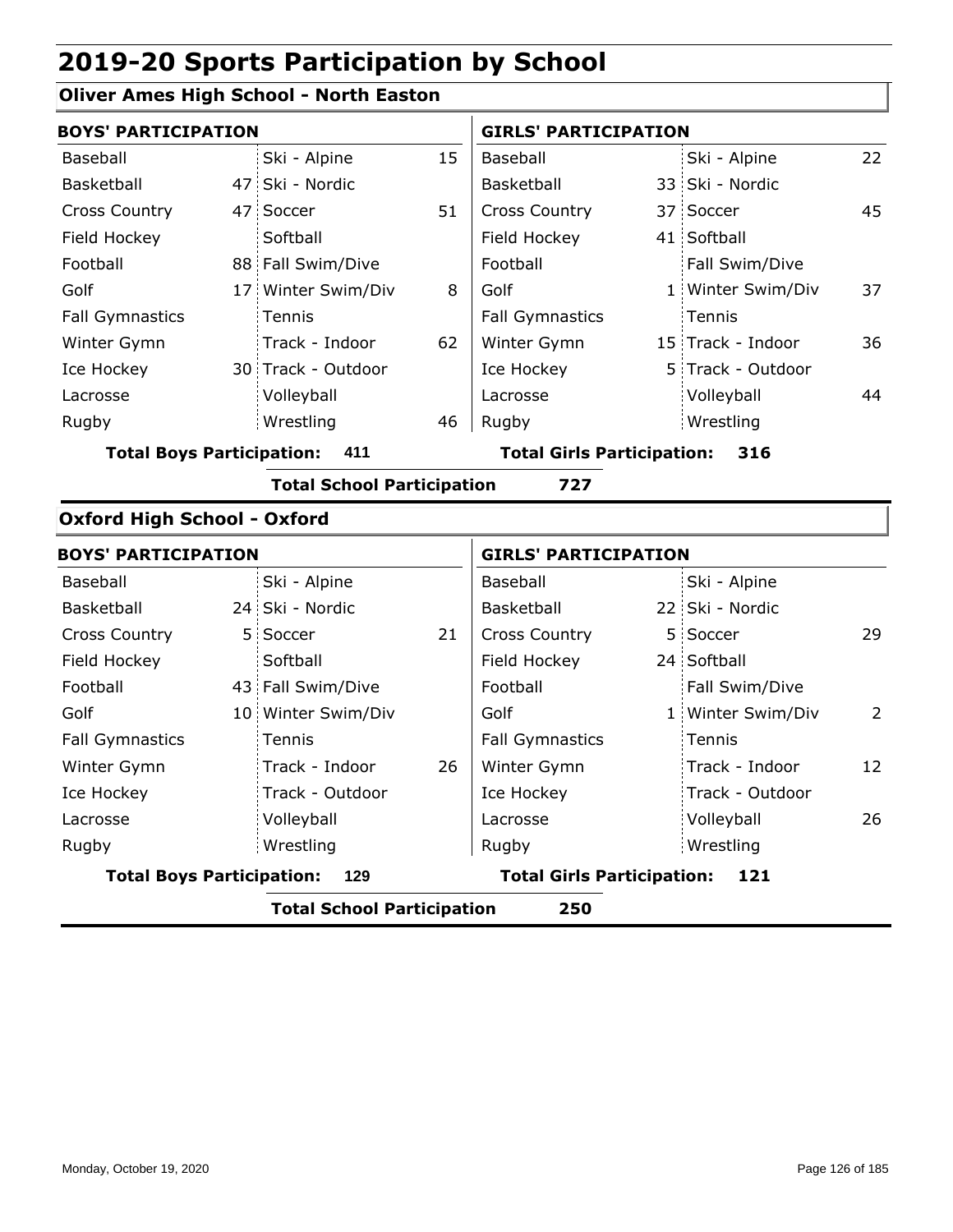# 2019-20 Sports Participation by School

## Oliver Ames High School - North Easton

| BOYS' PARTICIPATION | | | | GIRLS' PARTICIPATION | | | |
|---|---|---|---|---|---|---|---|
| Baseball | | Ski - Alpine | 15 | Baseball | | Ski - Alpine | 22 |
| Basketball | 47 | Ski - Nordic | | Basketball | 33 | Ski - Nordic | |
| Cross Country | 47 | Soccer | 51 | Cross Country | 37 | Soccer | 45 |
| Field Hockey | | Softball | | Field Hockey | 41 | Softball | |
| Football | 88 | Fall Swim/Dive | | Football | | Fall Swim/Dive | |
| Golf | 17 | Winter Swim/Div | 8 | Golf | 1 | Winter Swim/Div | 37 |
| Fall Gymnastics | | Tennis | | Fall Gymnastics | | Tennis | |
| Winter Gymn | | Track - Indoor | 62 | Winter Gymn | 15 | Track - Indoor | 36 |
| Ice Hockey | 30 | Track - Outdoor | | Ice Hockey | 5 | Track - Outdoor | |
| Lacrosse | | Volleyball | | Lacrosse | | Volleyball | 44 |
| Rugby | | Wrestling | 46 | Rugby | | Wrestling | |

**Total Boys Participation: 411** **Total Girls Participation: 316**

**Total School Participation 727**

## Oxford High School - Oxford

| BOYS' PARTICIPATION | | | | GIRLS' PARTICIPATION | | | |
|---|---|---|---|---|---|---|---|
| Baseball | | Ski - Alpine | | Baseball | | Ski - Alpine | |
| Basketball | 24 | Ski - Nordic | | Basketball | 22 | Ski - Nordic | |
| Cross Country | 5 | Soccer | 21 | Cross Country | 5 | Soccer | 29 |
| Field Hockey | | Softball | | Field Hockey | 24 | Softball | |
| Football | 43 | Fall Swim/Dive | | Football | | Fall Swim/Dive | |
| Golf | 10 | Winter Swim/Div | | Golf | 1 | Winter Swim/Div | 2 |
| Fall Gymnastics | | Tennis | | Fall Gymnastics | | Tennis | |
| Winter Gymn | | Track - Indoor | 26 | Winter Gymn | | Track - Indoor | 12 |
| Ice Hockey | | Track - Outdoor | | Ice Hockey | | Track - Outdoor | |
| Lacrosse | | Volleyball | | Lacrosse | | Volleyball | 26 |
| Rugby | | Wrestling | | Rugby | | Wrestling | |

**Total Boys Participation: 129** **Total Girls Participation: 121**

**Total School Participation 250**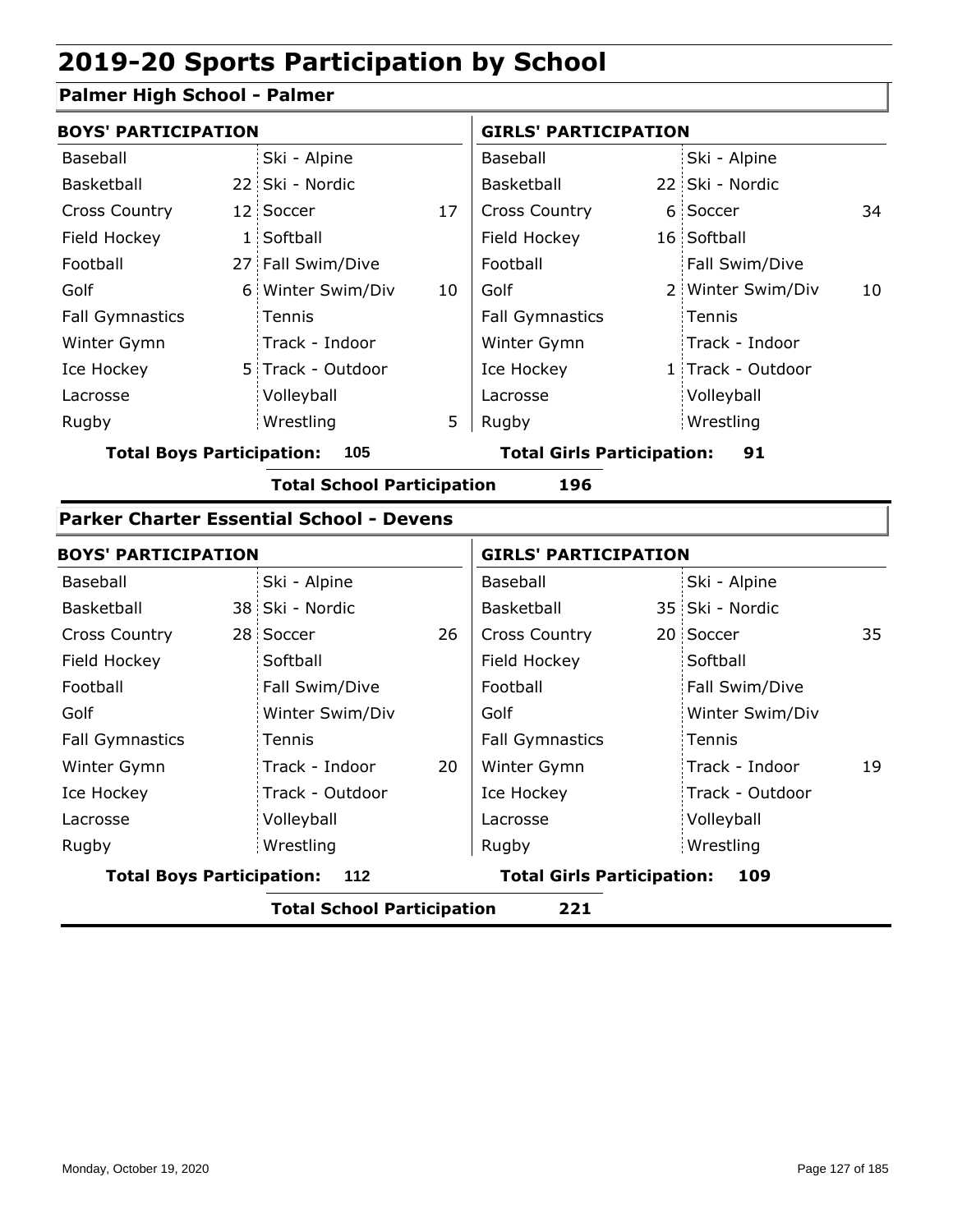# 2019-20 Sports Participation by School

## Palmer High School - Palmer

| BOYS' PARTICIPATION | | | | GIRLS' PARTICIPATION | | | |
|---|---|---|---|---|---|---|---|
| Baseball | | Ski - Alpine | | Baseball | | Ski - Alpine | |
| Basketball | 22 | Ski - Nordic | | Basketball | 22 | Ski - Nordic | |
| Cross Country | 12 | Soccer | 17 | Cross Country | 6 | Soccer | 34 |
| Field Hockey | 1 | Softball | | Field Hockey | 16 | Softball | |
| Football | 27 | Fall Swim/Dive | | Football | | Fall Swim/Dive | |
| Golf | 6 | Winter Swim/Div | 10 | Golf | 2 | Winter Swim/Div | 10 |
| Fall Gymnastics | | Tennis | | Fall Gymnastics | | Tennis | |
| Winter Gymn | | Track - Indoor | | Winter Gymn | | Track - Indoor | |
| Ice Hockey | 5 | Track - Outdoor | | Ice Hockey | 1 | Track - Outdoor | |
| Lacrosse | | Volleyball | | Lacrosse | | Volleyball | |
| Rugby | | Wrestling | 5 | Rugby | | Wrestling | |

**Total Boys Participation: 105** **Total Girls Participation: 91**

**Total School Participation 196**

## Parker Charter Essential School - Devens

| BOYS' PARTICIPATION | | | | GIRLS' PARTICIPATION | | | |
|---|---|---|---|---|---|---|---|
| Baseball | | Ski - Alpine | | Baseball | | Ski - Alpine | |
| Basketball | 38 | Ski - Nordic | | Basketball | 35 | Ski - Nordic | |
| Cross Country | 28 | Soccer | 26 | Cross Country | 20 | Soccer | 35 |
| Field Hockey | | Softball | | Field Hockey | | Softball | |
| Football | | Fall Swim/Dive | | Football | | Fall Swim/Dive | |
| Golf | | Winter Swim/Div | | Golf | | Winter Swim/Div | |
| Fall Gymnastics | | Tennis | | Fall Gymnastics | | Tennis | |
| Winter Gymn | | Track - Indoor | 20 | Winter Gymn | | Track - Indoor | 19 |
| Ice Hockey | | Track - Outdoor | | Ice Hockey | | Track - Outdoor | |
| Lacrosse | | Volleyball | | Lacrosse | | Volleyball | |
| Rugby | | Wrestling | | Rugby | | Wrestling | |

**Total Boys Participation: 112** **Total Girls Participation: 109**

**Total School Participation 221**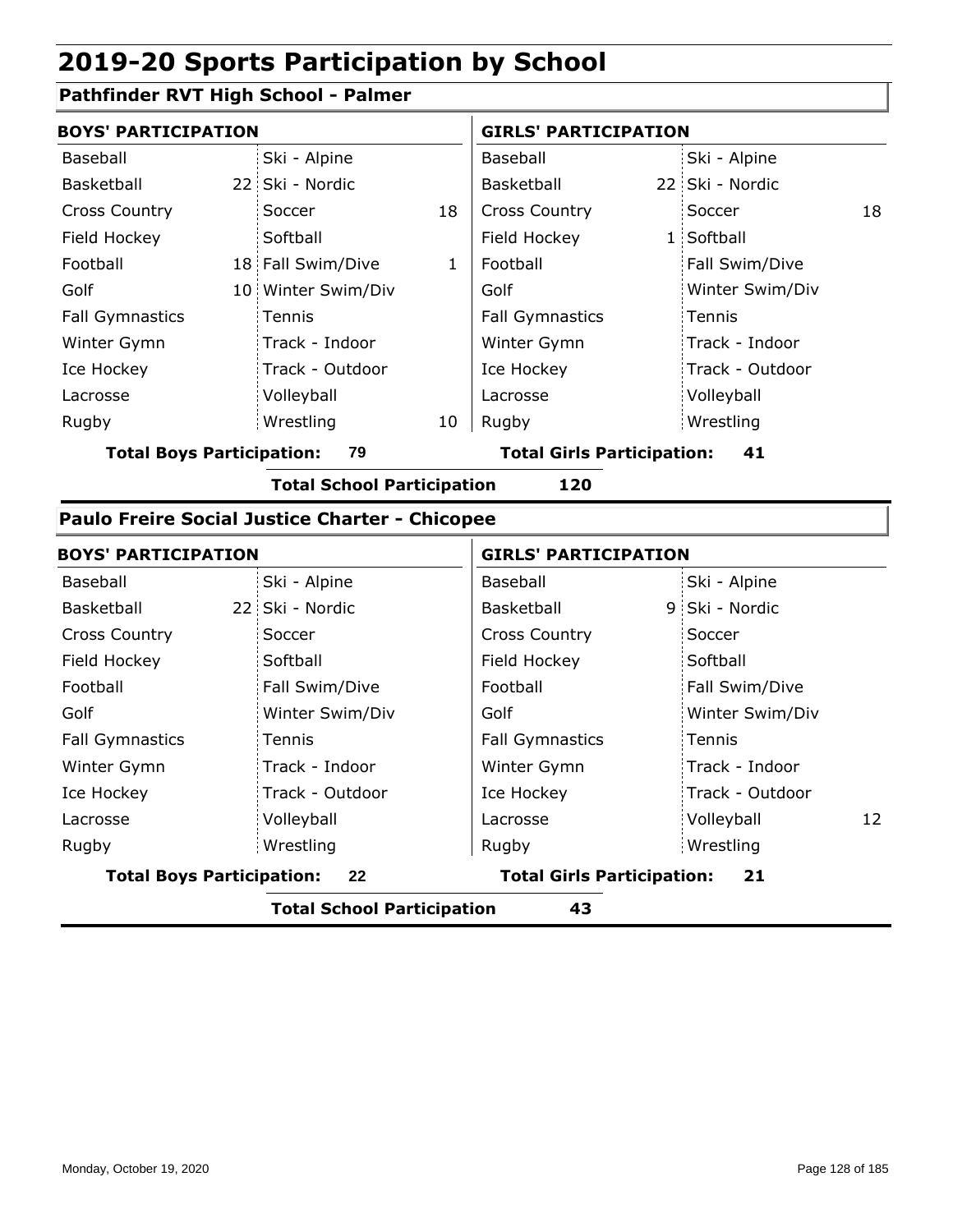# 2019-20 Sports Participation by School

## Pathfinder RVT High School - Palmer

| BOYS' PARTICIPATION | | | | GIRLS' PARTICIPATION | | | |
|---|---|---|---|---|---|---|---|
| Baseball | | Ski - Alpine | | Baseball | | Ski - Alpine | |
| Basketball | 22 | Ski - Nordic | | Basketball | 22 | Ski - Nordic | |
| Cross Country | | Soccer | 18 | Cross Country | | Soccer | 18 |
| Field Hockey | | Softball | | Field Hockey | 1 | Softball | |
| Football | 18 | Fall Swim/Dive | 1 | Football | | Fall Swim/Dive | |
| Golf | 10 | Winter Swim/Div | | Golf | | Winter Swim/Div | |
| Fall Gymnastics | | Tennis | | Fall Gymnastics | | Tennis | |
| Winter Gymn | | Track - Indoor | | Winter Gymn | | Track - Indoor | |
| Ice Hockey | | Track - Outdoor | | Ice Hockey | | Track - Outdoor | |
| Lacrosse | | Volleyball | | Lacrosse | | Volleyball | |
| Rugby | | Wrestling | 10 | Rugby | | Wrestling | |

**Total Boys Participation: 79** | **Total Girls Participation: 41**

**Total School Participation 120**

## Paulo Freire Social Justice Charter - Chicopee

| BOYS' PARTICIPATION | | | | GIRLS' PARTICIPATION | | | |
|---|---|---|---|---|---|---|---|
| Baseball | | Ski - Alpine | | Baseball | | Ski - Alpine | |
| Basketball | 22 | Ski - Nordic | | Basketball | 9 | Ski - Nordic | |
| Cross Country | | Soccer | | Cross Country | | Soccer | |
| Field Hockey | | Softball | | Field Hockey | | Softball | |
| Football | | Fall Swim/Dive | | Football | | Fall Swim/Dive | |
| Golf | | Winter Swim/Div | | Golf | | Winter Swim/Div | |
| Fall Gymnastics | | Tennis | | Fall Gymnastics | | Tennis | |
| Winter Gymn | | Track - Indoor | | Winter Gymn | | Track - Indoor | |
| Ice Hockey | | Track - Outdoor | | Ice Hockey | | Track - Outdoor | |
| Lacrosse | | Volleyball | | Lacrosse | | Volleyball | 12 |
| Rugby | | Wrestling | | Rugby | | Wrestling | |

**Total Boys Participation: 22** | **Total Girls Participation: 21**

**Total School Participation 43**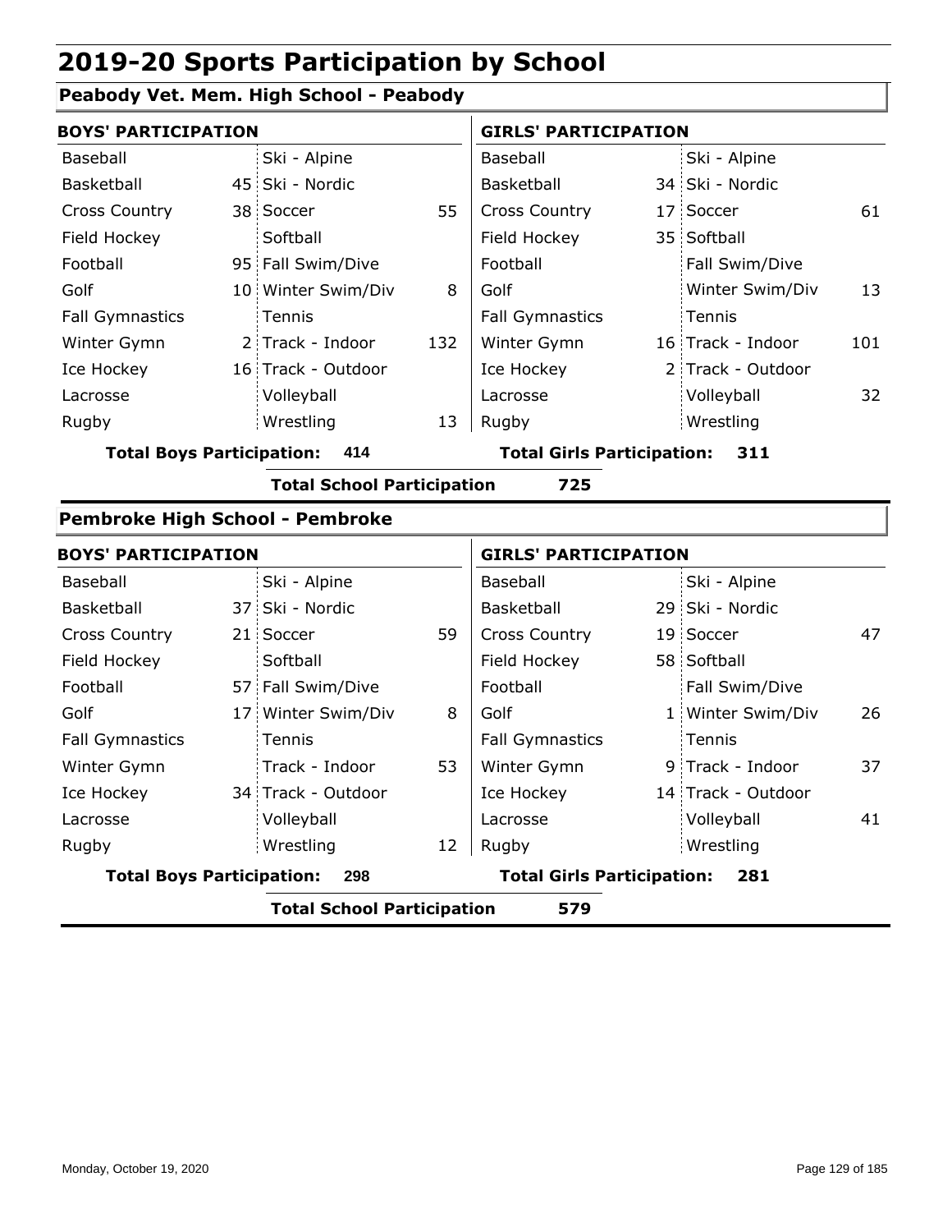# 2019-20 Sports Participation by School

## Peabody Vet. Mem. High School - Peabody

| BOYS' PARTICIPATION | | | | GIRLS' PARTICIPATION | | | |
|---|---|---|---|---|---|---|---|
| Baseball | | Ski - Alpine | | Baseball | | Ski - Alpine | |
| Basketball | 45 | Ski - Nordic | | Basketball | 34 | Ski - Nordic | |
| Cross Country | 38 | Soccer | 55 | Cross Country | 17 | Soccer | 61 |
| Field Hockey | | Softball | | Field Hockey | 35 | Softball | |
| Football | 95 | Fall Swim/Dive | | Football | | Fall Swim/Dive | |
| Golf | 10 | Winter Swim/Div | 8 | Golf | | Winter Swim/Div | 13 |
| Fall Gymnastics | | Tennis | | Fall Gymnastics | | Tennis | |
| Winter Gymn | 2 | Track - Indoor | 132 | Winter Gymn | 16 | Track - Indoor | 101 |
| Ice Hockey | 16 | Track - Outdoor | | Ice Hockey | 2 | Track - Outdoor | |
| Lacrosse | | Volleyball | | Lacrosse | | Volleyball | 32 |
| Rugby | | Wrestling | 13 | Rugby | | Wrestling | |

**Total Boys Participation: 414** **Total Girls Participation: 311**

**Total School Participation 725**

## Pembroke High School - Pembroke

| BOYS' PARTICIPATION | | | | GIRLS' PARTICIPATION | | | |
|---|---|---|---|---|---|---|---|
| Baseball | | Ski - Alpine | | Baseball | | Ski - Alpine | |
| Basketball | 37 | Ski - Nordic | | Basketball | 29 | Ski - Nordic | |
| Cross Country | 21 | Soccer | 59 | Cross Country | 19 | Soccer | 47 |
| Field Hockey | | Softball | | Field Hockey | 58 | Softball | |
| Football | 57 | Fall Swim/Dive | | Football | | Fall Swim/Dive | |
| Golf | 17 | Winter Swim/Div | 8 | Golf | 1 | Winter Swim/Div | 26 |
| Fall Gymnastics | | Tennis | | Fall Gymnastics | | Tennis | |
| Winter Gymn | | Track - Indoor | 53 | Winter Gymn | 9 | Track - Indoor | 37 |
| Ice Hockey | 34 | Track - Outdoor | | Ice Hockey | 14 | Track - Outdoor | |
| Lacrosse | | Volleyball | | Lacrosse | | Volleyball | 41 |
| Rugby | | Wrestling | 12 | Rugby | | Wrestling | |

**Total Boys Participation: 298** **Total Girls Participation: 281**

**Total School Participation 579**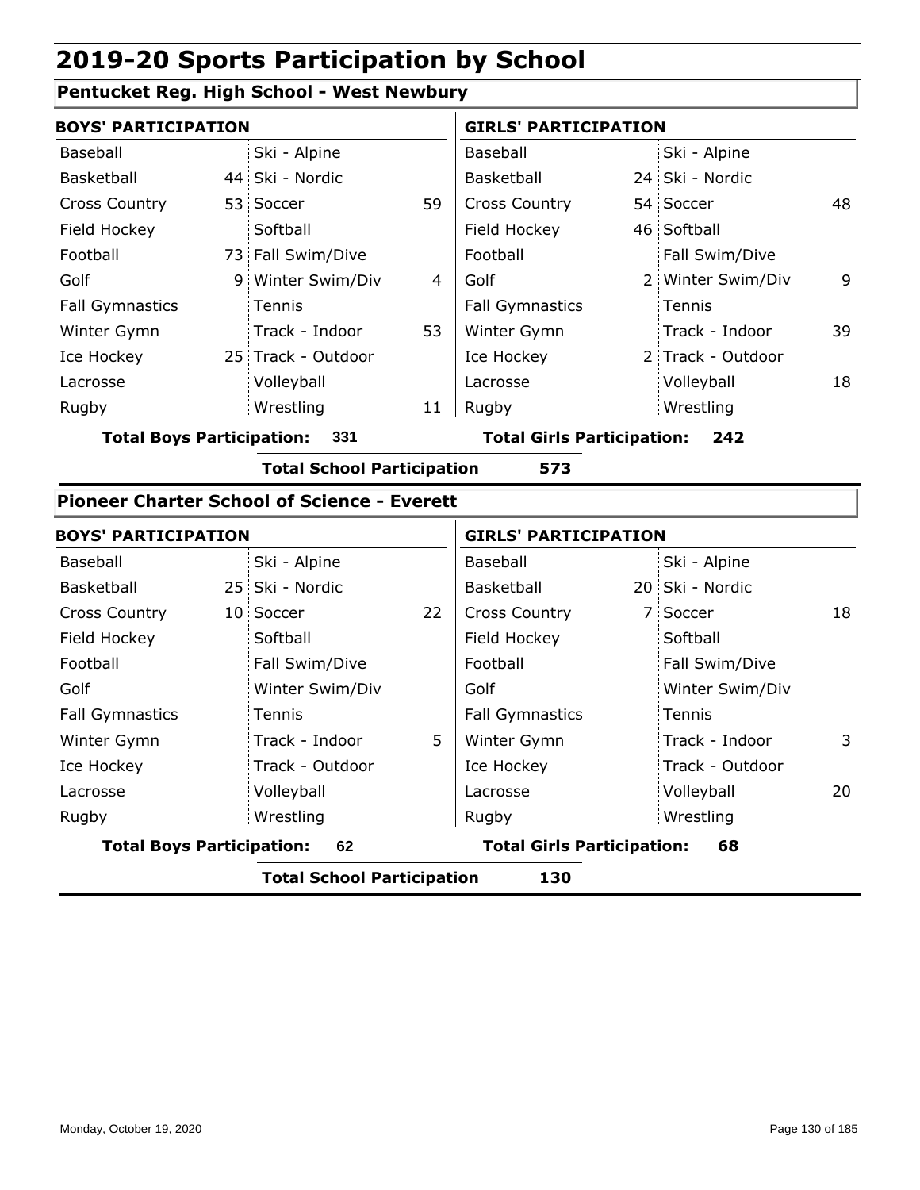# 2019-20 Sports Participation by School

## Pentucket Reg. High School - West Newbury

| BOYS' PARTICIPATION | | | | GIRLS' PARTICIPATION | | | |
|---|---|---|---|---|---|---|---|
| Baseball | | Ski - Alpine | | Baseball | | Ski - Alpine | |
| Basketball | 44 | Ski - Nordic | | Basketball | 24 | Ski - Nordic | |
| Cross Country | 53 | Soccer | 59 | Cross Country | 54 | Soccer | 48 |
| Field Hockey | | Softball | | Field Hockey | 46 | Softball | |
| Football | 73 | Fall Swim/Dive | | Football | | Fall Swim/Dive | |
| Golf | 9 | Winter Swim/Div | 4 | Golf | 2 | Winter Swim/Div | 9 |
| Fall Gymnastics | | Tennis | | Fall Gymnastics | | Tennis | |
| Winter Gymn | | Track - Indoor | 53 | Winter Gymn | | Track - Indoor | 39 |
| Ice Hockey | 25 | Track - Outdoor | | Ice Hockey | 2 | Track - Outdoor | |
| Lacrosse | | Volleyball | | Lacrosse | | Volleyball | 18 |
| Rugby | | Wrestling | 11 | Rugby | | Wrestling | |

**Total Boys Participation: 331** **Total Girls Participation: 242**

**Total School Participation 573**

## Pioneer Charter School of Science - Everett

| BOYS' PARTICIPATION | | | | GIRLS' PARTICIPATION | | | |
|---|---|---|---|---|---|---|---|
| Baseball | | Ski - Alpine | | Baseball | | Ski - Alpine | |
| Basketball | 25 | Ski - Nordic | | Basketball | 20 | Ski - Nordic | |
| Cross Country | 10 | Soccer | 22 | Cross Country | 7 | Soccer | 18 |
| Field Hockey | | Softball | | Field Hockey | | Softball | |
| Football | | Fall Swim/Dive | | Football | | Fall Swim/Dive | |
| Golf | | Winter Swim/Div | | Golf | | Winter Swim/Div | |
| Fall Gymnastics | | Tennis | | Fall Gymnastics | | Tennis | |
| Winter Gymn | | Track - Indoor | 5 | Winter Gymn | | Track - Indoor | 3 |
| Ice Hockey | | Track - Outdoor | | Ice Hockey | | Track - Outdoor | |
| Lacrosse | | Volleyball | | Lacrosse | | Volleyball | 20 |
| Rugby | | Wrestling | | Rugby | | Wrestling | |

**Total Boys Participation: 62** **Total Girls Participation: 68**

**Total School Participation 130**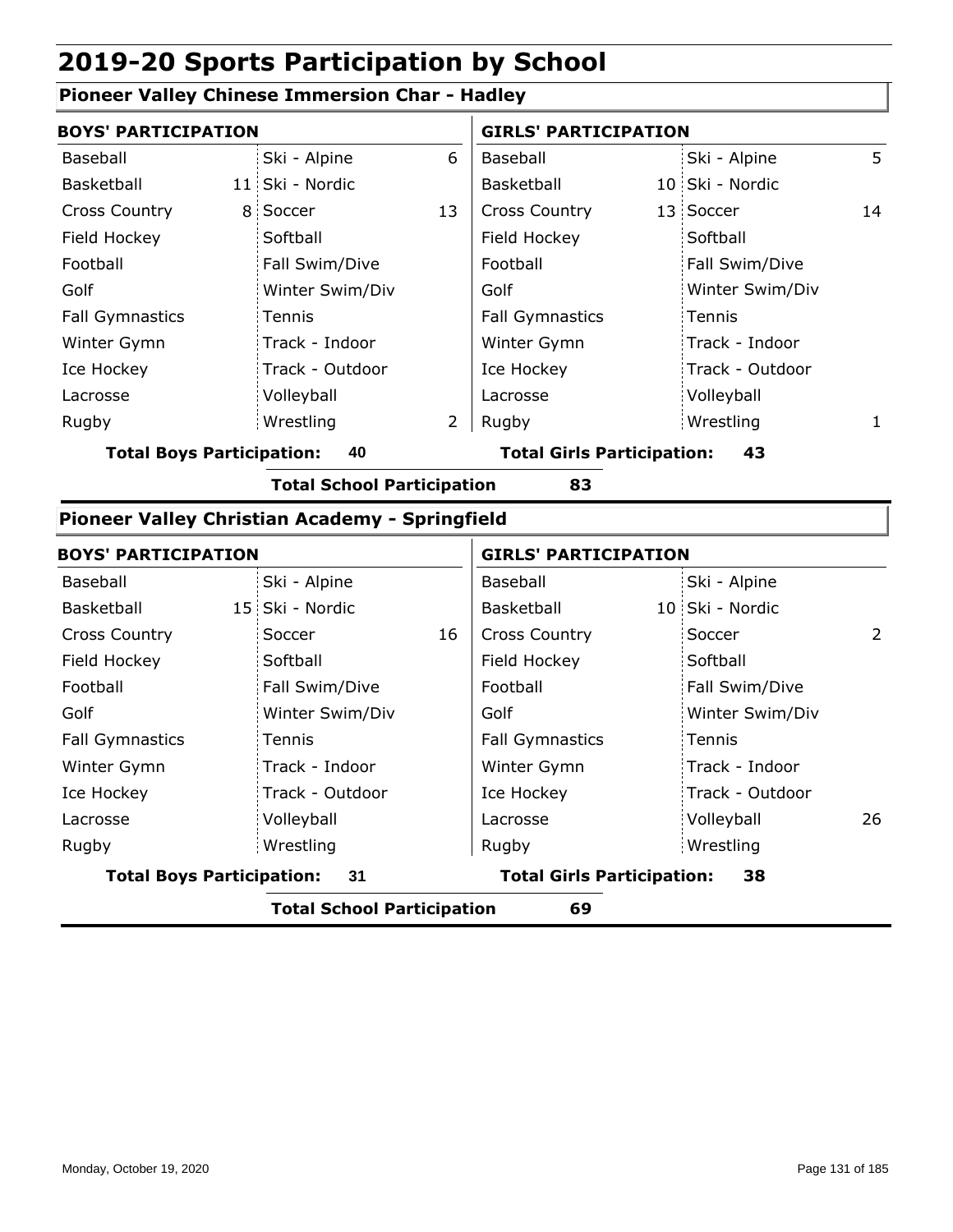# 2019-20 Sports Participation by School

## Pioneer Valley Chinese Immersion Char - Hadley

| BOYS' PARTICIPATION | | | | GIRLS' PARTICIPATION | | | |
|---|---|---|---|---|---|---|---|
| Baseball | | Ski - Alpine | 6 | Baseball | | Ski - Alpine | 5 |
| Basketball | 11 | Ski - Nordic | | Basketball | 10 | Ski - Nordic | |
| Cross Country | 8 | Soccer | 13 | Cross Country | 13 | Soccer | 14 |
| Field Hockey | | Softball | | Field Hockey | | Softball | |
| Football | | Fall Swim/Dive | | Football | | Fall Swim/Dive | |
| Golf | | Winter Swim/Div | | Golf | | Winter Swim/Div | |
| Fall Gymnastics | | Tennis | | Fall Gymnastics | | Tennis | |
| Winter Gymn | | Track - Indoor | | Winter Gymn | | Track - Indoor | |
| Ice Hockey | | Track - Outdoor | | Ice Hockey | | Track - Outdoor | |
| Lacrosse | | Volleyball | | Lacrosse | | Volleyball | |
| Rugby | | Wrestling | 2 | Rugby | | Wrestling | 1 |

**Total Boys Participation: 40** | **Total Girls Participation: 43**

**Total School Participation 83**

## Pioneer Valley Christian Academy - Springfield

| BOYS' PARTICIPATION | | | | GIRLS' PARTICIPATION | | | |
|---|---|---|---|---|---|---|---|
| Baseball | | Ski - Alpine | | Baseball | | Ski - Alpine | |
| Basketball | 15 | Ski - Nordic | | Basketball | 10 | Ski - Nordic | |
| Cross Country | | Soccer | 16 | Cross Country | | Soccer | 2 |
| Field Hockey | | Softball | | Field Hockey | | Softball | |
| Football | | Fall Swim/Dive | | Football | | Fall Swim/Dive | |
| Golf | | Winter Swim/Div | | Golf | | Winter Swim/Div | |
| Fall Gymnastics | | Tennis | | Fall Gymnastics | | Tennis | |
| Winter Gymn | | Track - Indoor | | Winter Gymn | | Track - Indoor | |
| Ice Hockey | | Track - Outdoor | | Ice Hockey | | Track - Outdoor | |
| Lacrosse | | Volleyball | | Lacrosse | | Volleyball | 26 |
| Rugby | | Wrestling | | Rugby | | Wrestling | |

**Total Boys Participation: 31** | **Total Girls Participation: 38**

**Total School Participation 69**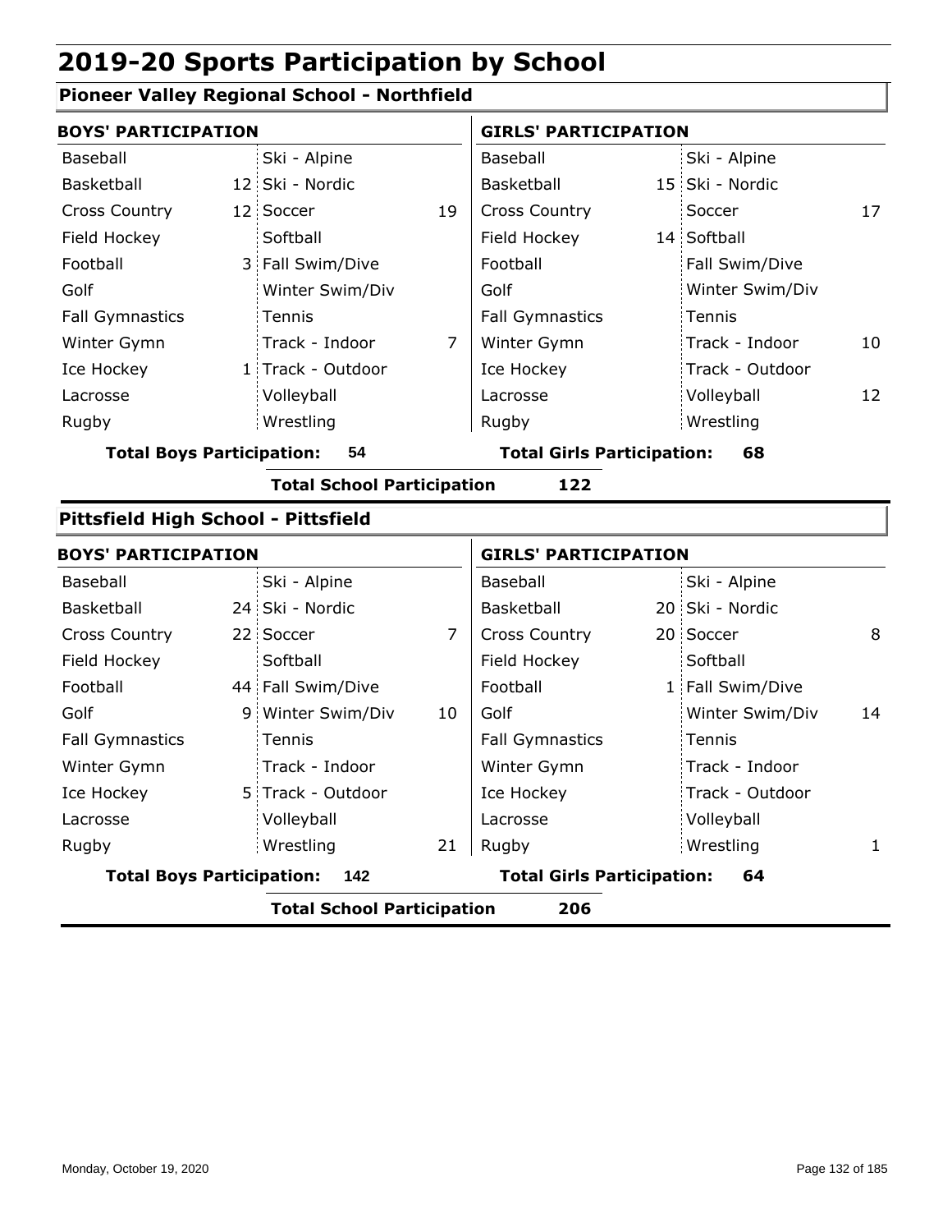# 2019-20 Sports Participation by School

## Pioneer Valley Regional School - Northfield

| BOYS' PARTICIPATION | | | | GIRLS' PARTICIPATION | | | |
|---|---|---|---|---|---|---|---|
| Baseball | | Ski - Alpine | | Baseball | | Ski - Alpine | |
| Basketball | 12 | Ski - Nordic | | Basketball | 15 | Ski - Nordic | |
| Cross Country | 12 | Soccer | 19 | Cross Country | | Soccer | 17 |
| Field Hockey | | Softball | | Field Hockey | 14 | Softball | |
| Football | 3 | Fall Swim/Dive | | Football | | Fall Swim/Dive | |
| Golf | | Winter Swim/Div | | Golf | | Winter Swim/Div | |
| Fall Gymnastics | | Tennis | | Fall Gymnastics | | Tennis | |
| Winter Gymn | | Track - Indoor | 7 | Winter Gymn | | Track - Indoor | 10 |
| Ice Hockey | 1 | Track - Outdoor | | Ice Hockey | | Track - Outdoor | |
| Lacrosse | | Volleyball | | Lacrosse | | Volleyball | 12 |
| Rugby | | Wrestling | | Rugby | | Wrestling | |

**Total Boys Participation: 54** **Total Girls Participation: 68**

**Total School Participation 122**

## Pittsfield High School - Pittsfield

| BOYS' PARTICIPATION | | | | GIRLS' PARTICIPATION | | | |
|---|---|---|---|---|---|---|---|
| Baseball | | Ski - Alpine | | Baseball | | Ski - Alpine | |
| Basketball | 24 | Ski - Nordic | | Basketball | 20 | Ski - Nordic | |
| Cross Country | 22 | Soccer | 7 | Cross Country | 20 | Soccer | 8 |
| Field Hockey | | Softball | | Field Hockey | | Softball | |
| Football | 44 | Fall Swim/Dive | | Football | 1 | Fall Swim/Dive | |
| Golf | 9 | Winter Swim/Div | 10 | Golf | | Winter Swim/Div | 14 |
| Fall Gymnastics | | Tennis | | Fall Gymnastics | | Tennis | |
| Winter Gymn | | Track - Indoor | | Winter Gymn | | Track - Indoor | |
| Ice Hockey | 5 | Track - Outdoor | | Ice Hockey | | Track - Outdoor | |
| Lacrosse | | Volleyball | | Lacrosse | | Volleyball | |
| Rugby | | Wrestling | 21 | Rugby | | Wrestling | 1 |

**Total Boys Participation: 142** **Total Girls Participation: 64**

**Total School Participation 206**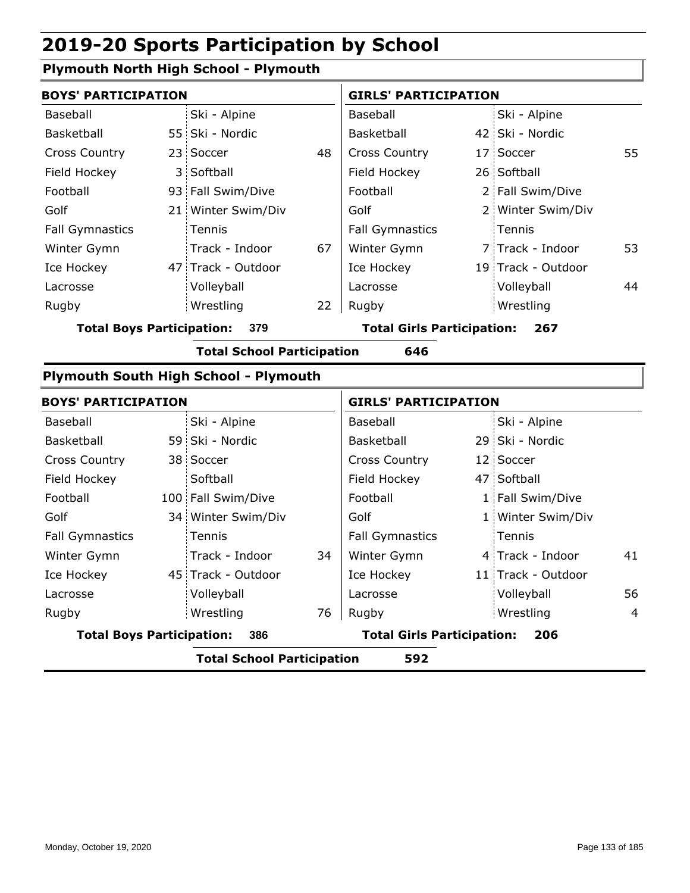# 2019-20 Sports Participation by School

## Plymouth North High School - Plymouth

| BOYS' PARTICIPATION | | | | GIRLS' PARTICIPATION | | | |
|---|---|---|---|---|---|---|---|
| Baseball | | Ski - Alpine | | Baseball | | Ski - Alpine | |
| Basketball | 55 | Ski - Nordic | | Basketball | 42 | Ski - Nordic | |
| Cross Country | 23 | Soccer | 48 | Cross Country | 17 | Soccer | 55 |
| Field Hockey | 3 | Softball | | Field Hockey | 26 | Softball | |
| Football | 93 | Fall Swim/Dive | | Football | 2 | Fall Swim/Dive | |
| Golf | 21 | Winter Swim/Div | | Golf | 2 | Winter Swim/Div | |
| Fall Gymnastics | | Tennis | | Fall Gymnastics | | Tennis | |
| Winter Gymn | | Track - Indoor | 67 | Winter Gymn | 7 | Track - Indoor | 53 |
| Ice Hockey | 47 | Track - Outdoor | | Ice Hockey | 19 | Track - Outdoor | |
| Lacrosse | | Volleyball | | Lacrosse | | Volleyball | 44 |
| Rugby | | Wrestling | 22 | Rugby | | Wrestling | |

**Total Boys Participation: 379** **Total Girls Participation: 267**

**Total School Participation 646**

## Plymouth South High School - Plymouth

| BOYS' PARTICIPATION | | | | GIRLS' PARTICIPATION | | | |
|---|---|---|---|---|---|---|---|
| Baseball | | Ski - Alpine | | Baseball | | Ski - Alpine | |
| Basketball | 59 | Ski - Nordic | | Basketball | 29 | Ski - Nordic | |
| Cross Country | 38 | Soccer | | Cross Country | 12 | Soccer | |
| Field Hockey | | Softball | | Field Hockey | 47 | Softball | |
| Football | 100 | Fall Swim/Dive | | Football | 1 | Fall Swim/Dive | |
| Golf | 34 | Winter Swim/Div | | Golf | 1 | Winter Swim/Div | |
| Fall Gymnastics | | Tennis | | Fall Gymnastics | | Tennis | |
| Winter Gymn | | Track - Indoor | 34 | Winter Gymn | 4 | Track - Indoor | 41 |
| Ice Hockey | 45 | Track - Outdoor | | Ice Hockey | 11 | Track - Outdoor | |
| Lacrosse | | Volleyball | | Lacrosse | | Volleyball | 56 |
| Rugby | | Wrestling | 76 | Rugby | | Wrestling | 4 |

**Total Boys Participation: 386** **Total Girls Participation: 206**

**Total School Participation 592**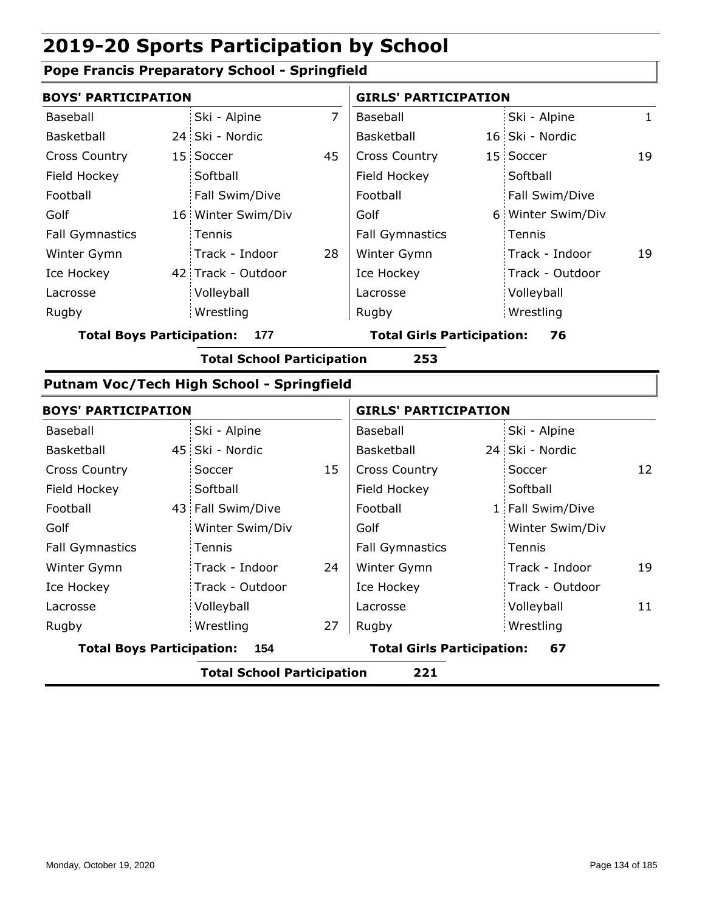# 2019-20 Sports Participation by School

## Pope Francis Preparatory School - Springfield

| BOYS' PARTICIPATION | | | | GIRLS' PARTICIPATION | | | |
|---|---|---|---|---|---|---|---|
| Baseball | | Ski - Alpine | 7 | Baseball | | Ski - Alpine | 1 |
| Basketball | 24 | Ski - Nordic | | Basketball | 16 | Ski - Nordic | |
| Cross Country | 15 | Soccer | 45 | Cross Country | 15 | Soccer | 19 |
| Field Hockey | | Softball | | Field Hockey | | Softball | |
| Football | | Fall Swim/Dive | | Football | | Fall Swim/Dive | |
| Golf | 16 | Winter Swim/Div | | Golf | 6 | Winter Swim/Div | |
| Fall Gymnastics | | Tennis | | Fall Gymnastics | | Tennis | |
| Winter Gymn | | Track - Indoor | 28 | Winter Gymn | | Track - Indoor | 19 |
| Ice Hockey | 42 | Track - Outdoor | | Ice Hockey | | Track - Outdoor | |
| Lacrosse | | Volleyball | | Lacrosse | | Volleyball | |
| Rugby | | Wrestling | | Rugby | | Wrestling | |

**Total Boys Participation: 177** **Total Girls Participation: 76**

**Total School Participation 253**

## Putnam Voc/Tech High School - Springfield

| BOYS' PARTICIPATION | | | | GIRLS' PARTICIPATION | | | |
|---|---|---|---|---|---|---|---|
| Baseball | | Ski - Alpine | | Baseball | | Ski - Alpine | |
| Basketball | 45 | Ski - Nordic | | Basketball | 24 | Ski - Nordic | |
| Cross Country | | Soccer | 15 | Cross Country | | Soccer | 12 |
| Field Hockey | | Softball | | Field Hockey | | Softball | |
| Football | 43 | Fall Swim/Dive | | Football | 1 | Fall Swim/Dive | |
| Golf | | Winter Swim/Div | | Golf | | Winter Swim/Div | |
| Fall Gymnastics | | Tennis | | Fall Gymnastics | | Tennis | |
| Winter Gymn | | Track - Indoor | 24 | Winter Gymn | | Track - Indoor | 19 |
| Ice Hockey | | Track - Outdoor | | Ice Hockey | | Track - Outdoor | |
| Lacrosse | | Volleyball | | Lacrosse | | Volleyball | 11 |
| Rugby | | Wrestling | 27 | Rugby | | Wrestling | |

**Total Boys Participation: 154** **Total Girls Participation: 67**

**Total School Participation 221**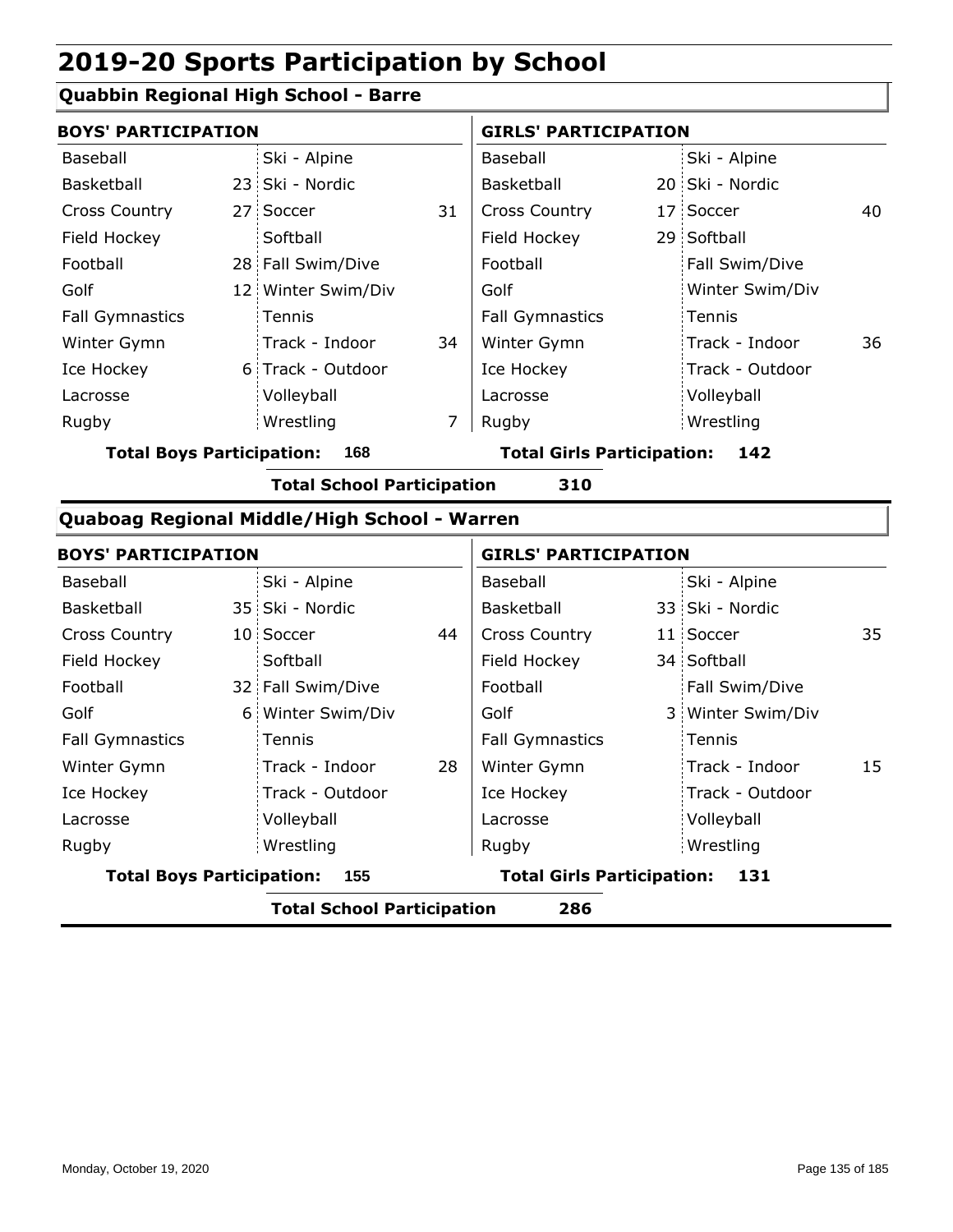# 2019-20 Sports Participation by School

## Quabbin Regional High School - Barre

| BOYS' PARTICIPATION | | | | GIRLS' PARTICIPATION | | | |
|---|---|---|---|---|---|---|---|
| Baseball | | Ski - Alpine | | Baseball | | Ski - Alpine | |
| Basketball | 23 | Ski - Nordic | | Basketball | 20 | Ski - Nordic | |
| Cross Country | 27 | Soccer | 31 | Cross Country | 17 | Soccer | 40 |
| Field Hockey | | Softball | | Field Hockey | 29 | Softball | |
| Football | 28 | Fall Swim/Dive | | Football | | Fall Swim/Dive | |
| Golf | 12 | Winter Swim/Div | | Golf | | Winter Swim/Div | |
| Fall Gymnastics | | Tennis | | Fall Gymnastics | | Tennis | |
| Winter Gymn | | Track - Indoor | 34 | Winter Gymn | | Track - Indoor | 36 |
| Ice Hockey | 6 | Track - Outdoor | | Ice Hockey | | Track - Outdoor | |
| Lacrosse | | Volleyball | | Lacrosse | | Volleyball | |
| Rugby | | Wrestling | 7 | Rugby | | Wrestling | |

**Total Boys Participation: 168** **Total Girls Participation: 142**

**Total School Participation 310**

## Quaboag Regional Middle/High School - Warren

| BOYS' PARTICIPATION | | | | GIRLS' PARTICIPATION | | | |
|---|---|---|---|---|---|---|---|
| Baseball | | Ski - Alpine | | Baseball | | Ski - Alpine | |
| Basketball | 35 | Ski - Nordic | | Basketball | 33 | Ski - Nordic | |
| Cross Country | 10 | Soccer | 44 | Cross Country | 11 | Soccer | 35 |
| Field Hockey | | Softball | | Field Hockey | 34 | Softball | |
| Football | 32 | Fall Swim/Dive | | Football | | Fall Swim/Dive | |
| Golf | 6 | Winter Swim/Div | | Golf | 3 | Winter Swim/Div | |
| Fall Gymnastics | | Tennis | | Fall Gymnastics | | Tennis | |
| Winter Gymn | | Track - Indoor | 28 | Winter Gymn | | Track - Indoor | 15 |
| Ice Hockey | | Track - Outdoor | | Ice Hockey | | Track - Outdoor | |
| Lacrosse | | Volleyball | | Lacrosse | | Volleyball | |
| Rugby | | Wrestling | | Rugby | | Wrestling | |

**Total Boys Participation: 155** **Total Girls Participation: 131**

**Total School Participation 286**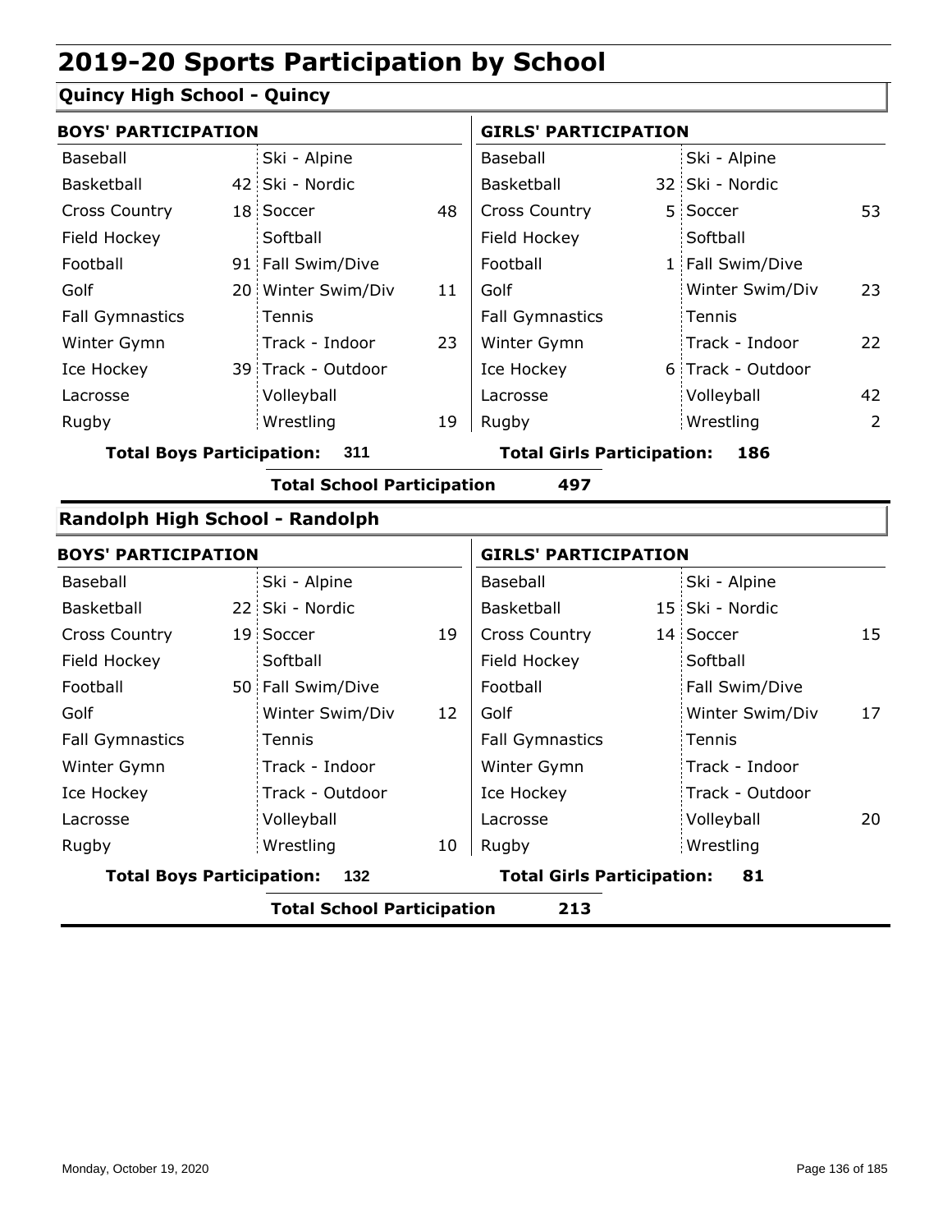# 2019-20 Sports Participation by School

## Quincy High School - Quincy

| BOYS' PARTICIPATION | | | | GIRLS' PARTICIPATION | | | |
|---|---|---|---|---|---|---|---|
| Baseball | | Ski - Alpine | | Baseball | | Ski - Alpine | |
| Basketball | 42 | Ski - Nordic | | Basketball | 32 | Ski - Nordic | |
| Cross Country | 18 | Soccer | 48 | Cross Country | 5 | Soccer | 53 |
| Field Hockey | | Softball | | Field Hockey | | Softball | |
| Football | 91 | Fall Swim/Dive | | Football | 1 | Fall Swim/Dive | |
| Golf | 20 | Winter Swim/Div | 11 | Golf | | Winter Swim/Div | 23 |
| Fall Gymnastics | | Tennis | | Fall Gymnastics | | Tennis | |
| Winter Gymn | | Track - Indoor | 23 | Winter Gymn | | Track - Indoor | 22 |
| Ice Hockey | 39 | Track - Outdoor | | Ice Hockey | 6 | Track - Outdoor | |
| Lacrosse | | Volleyball | | Lacrosse | | Volleyball | 42 |
| Rugby | | Wrestling | 19 | Rugby | | Wrestling | 2 |

**Total Boys Participation: 311** **Total Girls Participation: 186**

**Total School Participation 497**

## Randolph High School - Randolph

| BOYS' PARTICIPATION | | | | GIRLS' PARTICIPATION | | | |
|---|---|---|---|---|---|---|---|
| Baseball | | Ski - Alpine | | Baseball | | Ski - Alpine | |
| Basketball | 22 | Ski - Nordic | | Basketball | 15 | Ski - Nordic | |
| Cross Country | 19 | Soccer | 19 | Cross Country | 14 | Soccer | 15 |
| Field Hockey | | Softball | | Field Hockey | | Softball | |
| Football | 50 | Fall Swim/Dive | | Football | | Fall Swim/Dive | |
| Golf | | Winter Swim/Div | 12 | Golf | | Winter Swim/Div | 17 |
| Fall Gymnastics | | Tennis | | Fall Gymnastics | | Tennis | |
| Winter Gymn | | Track - Indoor | | Winter Gymn | | Track - Indoor | |
| Ice Hockey | | Track - Outdoor | | Ice Hockey | | Track - Outdoor | |
| Lacrosse | | Volleyball | | Lacrosse | | Volleyball | 20 |
| Rugby | | Wrestling | 10 | Rugby | | Wrestling | |

**Total Boys Participation: 132** **Total Girls Participation: 81**

**Total School Participation 213**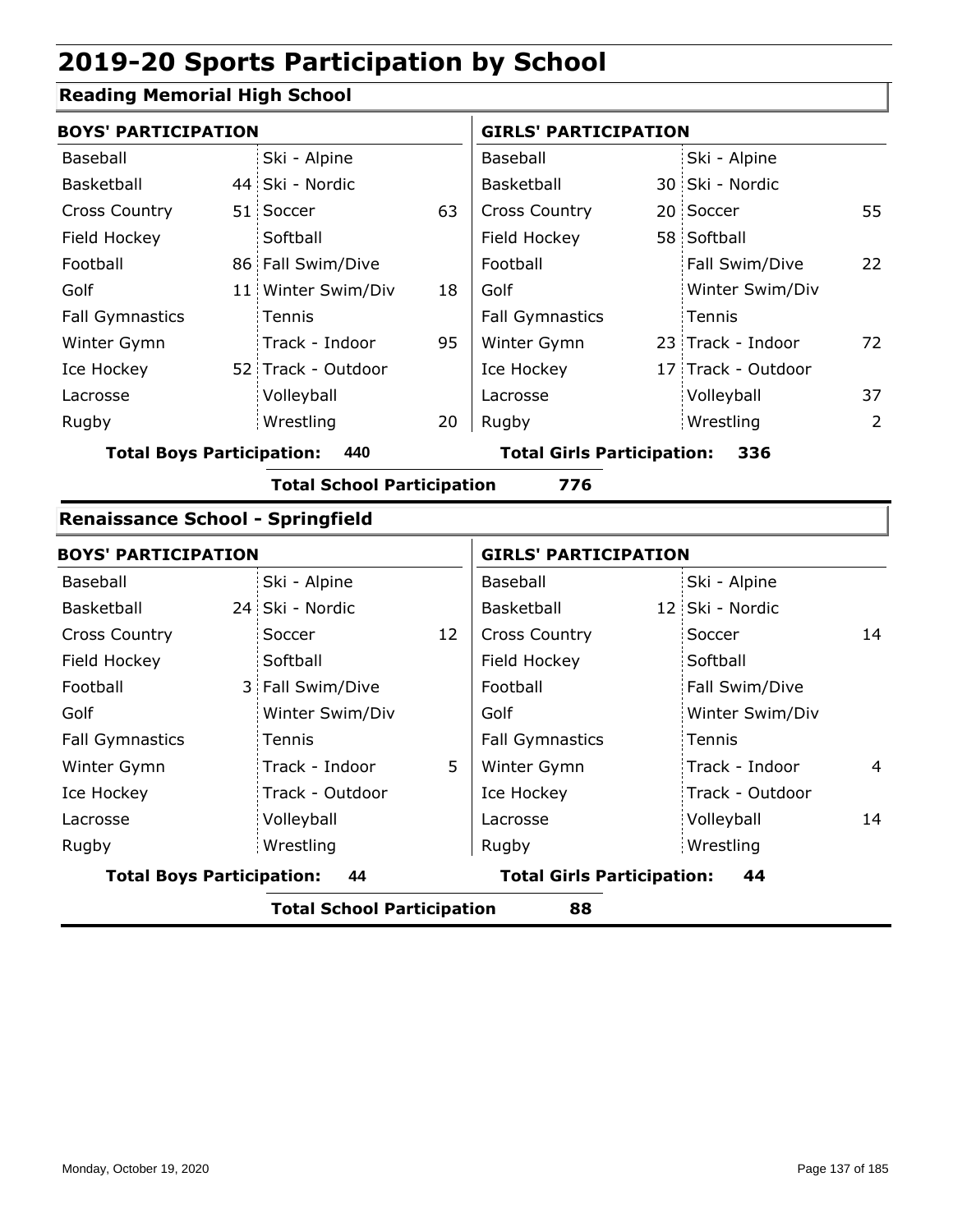# 2019-20 Sports Participation by School

## Reading Memorial High School

### BOYS' PARTICIPATION

| Sport | Count | Sport | Count |
|---|---|---|---|
| Baseball | | Ski - Alpine | |
| Basketball | 44 | Ski - Nordic | |
| Cross Country | 51 | Soccer | 63 |
| Field Hockey | | Softball | |
| Football | 86 | Fall Swim/Dive | |
| Golf | 11 | Winter Swim/Div | 18 |
| Fall Gymnastics | | Tennis | |
| Winter Gymn | | Track - Indoor | 95 |
| Ice Hockey | 52 | Track - Outdoor | |
| Lacrosse | | Volleyball | |
| Rugby | | Wrestling | 20 |

**Total Boys Participation: 440**

### GIRLS' PARTICIPATION

| Sport | Count | Sport | Count |
|---|---|---|---|
| Baseball | | Ski - Alpine | |
| Basketball | 30 | Ski - Nordic | |
| Cross Country | 20 | Soccer | 55 |
| Field Hockey | 58 | Softball | |
| Football | | Fall Swim/Dive | 22 |
| Golf | | Winter Swim/Div | |
| Fall Gymnastics | | Tennis | |
| Winter Gymn | 23 | Track - Indoor | 72 |
| Ice Hockey | 17 | Track - Outdoor | |
| Lacrosse | | Volleyball | 37 |
| Rugby | | Wrestling | 2 |

**Total Girls Participation: 336**

**Total School Participation 776**

## Renaissance School - Springfield

### BOYS' PARTICIPATION

| Sport | Count | Sport | Count |
|---|---|---|---|
| Baseball | | Ski - Alpine | |
| Basketball | 24 | Ski - Nordic | |
| Cross Country | | Soccer | 12 |
| Field Hockey | | Softball | |
| Football | 3 | Fall Swim/Dive | |
| Golf | | Winter Swim/Div | |
| Fall Gymnastics | | Tennis | |
| Winter Gymn | | Track - Indoor | 5 |
| Ice Hockey | | Track - Outdoor | |
| Lacrosse | | Volleyball | |
| Rugby | | Wrestling | |

**Total Boys Participation: 44**

### GIRLS' PARTICIPATION

| Sport | Count | Sport | Count |
|---|---|---|---|
| Baseball | | Ski - Alpine | |
| Basketball | 12 | Ski - Nordic | |
| Cross Country | | Soccer | 14 |
| Field Hockey | | Softball | |
| Football | | Fall Swim/Dive | |
| Golf | | Winter Swim/Div | |
| Fall Gymnastics | | Tennis | |
| Winter Gymn | | Track - Indoor | 4 |
| Ice Hockey | | Track - Outdoor | |
| Lacrosse | | Volleyball | 14 |
| Rugby | | Wrestling | |

**Total Girls Participation: 44**

**Total School Participation 88**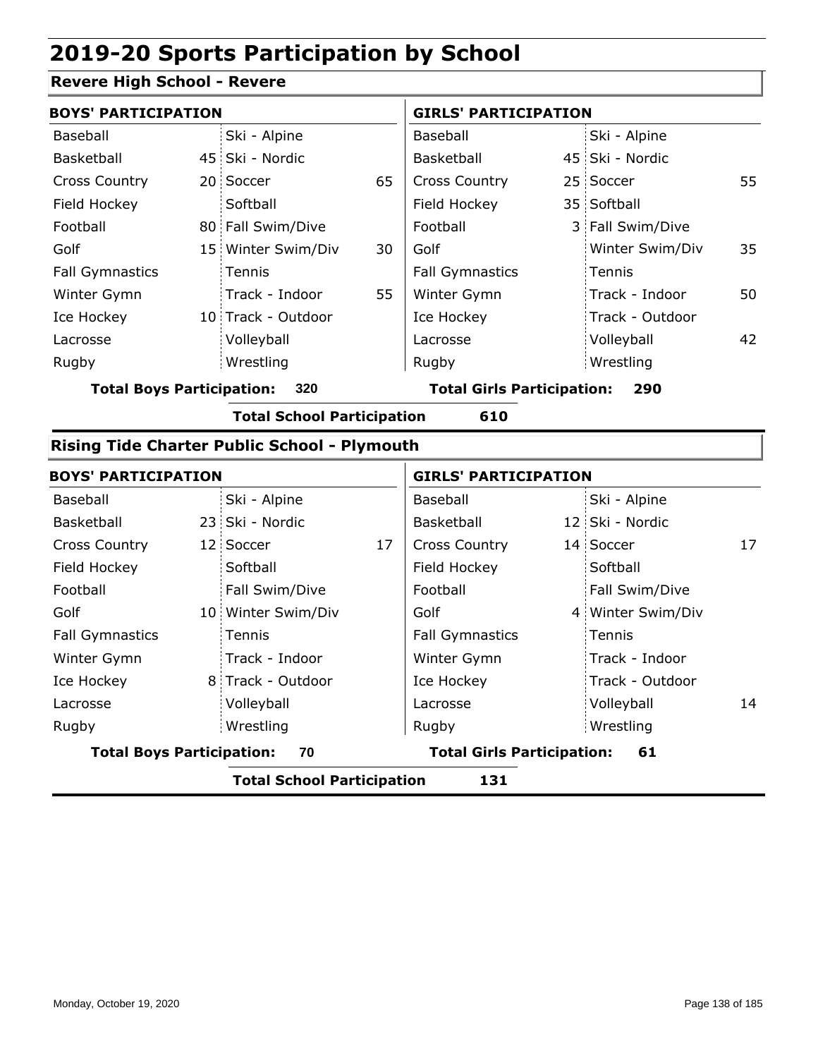# 2019-20 Sports Participation by School

## Revere High School - Revere

| BOYS' PARTICIPATION | | | | GIRLS' PARTICIPATION | | | |
|---|---|---|---|---|---|---|---|
| Baseball | | Ski - Alpine | | Baseball | | Ski - Alpine | |
| Basketball | 45 | Ski - Nordic | | Basketball | 45 | Ski - Nordic | |
| Cross Country | 20 | Soccer | 65 | Cross Country | 25 | Soccer | 55 |
| Field Hockey | | Softball | | Field Hockey | 35 | Softball | |
| Football | 80 | Fall Swim/Dive | | Football | 3 | Fall Swim/Dive | |
| Golf | 15 | Winter Swim/Div | 30 | Golf | | Winter Swim/Div | 35 |
| Fall Gymnastics | | Tennis | | Fall Gymnastics | | Tennis | |
| Winter Gymn | | Track - Indoor | 55 | Winter Gymn | | Track - Indoor | 50 |
| Ice Hockey | 10 | Track - Outdoor | | Ice Hockey | | Track - Outdoor | |
| Lacrosse | | Volleyball | | Lacrosse | | Volleyball | 42 |
| Rugby | | Wrestling | | Rugby | | Wrestling | |

**Total Boys Participation: 320** | **Total Girls Participation: 290**

**Total School Participation 610**

## Rising Tide Charter Public School - Plymouth

| BOYS' PARTICIPATION | | | | GIRLS' PARTICIPATION | | | |
|---|---|---|---|---|---|---|---|
| Baseball | | Ski - Alpine | | Baseball | | Ski - Alpine | |
| Basketball | 23 | Ski - Nordic | | Basketball | 12 | Ski - Nordic | |
| Cross Country | 12 | Soccer | 17 | Cross Country | 14 | Soccer | 17 |
| Field Hockey | | Softball | | Field Hockey | | Softball | |
| Football | | Fall Swim/Dive | | Football | | Fall Swim/Dive | |
| Golf | 10 | Winter Swim/Div | | Golf | 4 | Winter Swim/Div | |
| Fall Gymnastics | | Tennis | | Fall Gymnastics | | Tennis | |
| Winter Gymn | | Track - Indoor | | Winter Gymn | | Track - Indoor | |
| Ice Hockey | 8 | Track - Outdoor | | Ice Hockey | | Track - Outdoor | |
| Lacrosse | | Volleyball | | Lacrosse | | Volleyball | 14 |
| Rugby | | Wrestling | | Rugby | | Wrestling | |

**Total Boys Participation: 70** | **Total Girls Participation: 61**

**Total School Participation 131**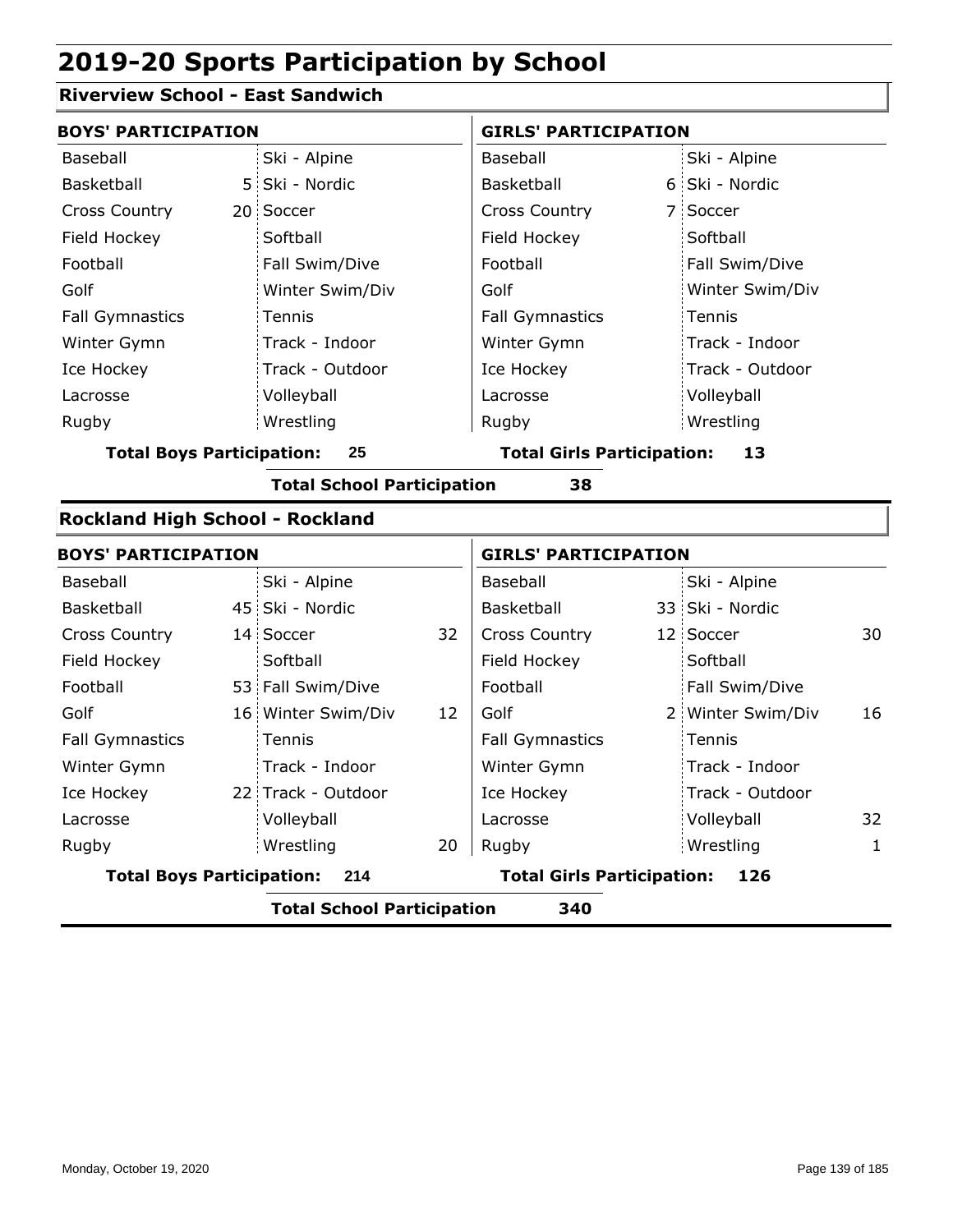# 2019-20 Sports Participation by School

## Riverview School - East Sandwich

| BOYS' PARTICIPATION | | | | GIRLS' PARTICIPATION | | | |
|---|---|---|---|---|---|---|---|
| Baseball | | Ski - Alpine | | Baseball | | Ski - Alpine | |
| Basketball | 5 | Ski - Nordic | | Basketball | 6 | Ski - Nordic | |
| Cross Country | 20 | Soccer | | Cross Country | 7 | Soccer | |
| Field Hockey | | Softball | | Field Hockey | | Softball | |
| Football | | Fall Swim/Dive | | Football | | Fall Swim/Dive | |
| Golf | | Winter Swim/Div | | Golf | | Winter Swim/Div | |
| Fall Gymnastics | | Tennis | | Fall Gymnastics | | Tennis | |
| Winter Gymn | | Track - Indoor | | Winter Gymn | | Track - Indoor | |
| Ice Hockey | | Track - Outdoor | | Ice Hockey | | Track - Outdoor | |
| Lacrosse | | Volleyball | | Lacrosse | | Volleyball | |
| Rugby | | Wrestling | | Rugby | | Wrestling | |

**Total Boys Participation: 25** | **Total Girls Participation: 13**

**Total School Participation 38**

## Rockland High School - Rockland

| BOYS' PARTICIPATION | | | | GIRLS' PARTICIPATION | | | |
|---|---|---|---|---|---|---|---|
| Baseball | | Ski - Alpine | | Baseball | | Ski - Alpine | |
| Basketball | 45 | Ski - Nordic | | Basketball | 33 | Ski - Nordic | |
| Cross Country | 14 | Soccer | 32 | Cross Country | 12 | Soccer | 30 |
| Field Hockey | | Softball | | Field Hockey | | Softball | |
| Football | 53 | Fall Swim/Dive | | Football | | Fall Swim/Dive | |
| Golf | 16 | Winter Swim/Div | 12 | Golf | 2 | Winter Swim/Div | 16 |
| Fall Gymnastics | | Tennis | | Fall Gymnastics | | Tennis | |
| Winter Gymn | | Track - Indoor | | Winter Gymn | | Track - Indoor | |
| Ice Hockey | 22 | Track - Outdoor | | Ice Hockey | | Track - Outdoor | |
| Lacrosse | | Volleyball | | Lacrosse | | Volleyball | 32 |
| Rugby | | Wrestling | 20 | Rugby | | Wrestling | 1 |

**Total Boys Participation: 214** | **Total Girls Participation: 126**

**Total School Participation 340**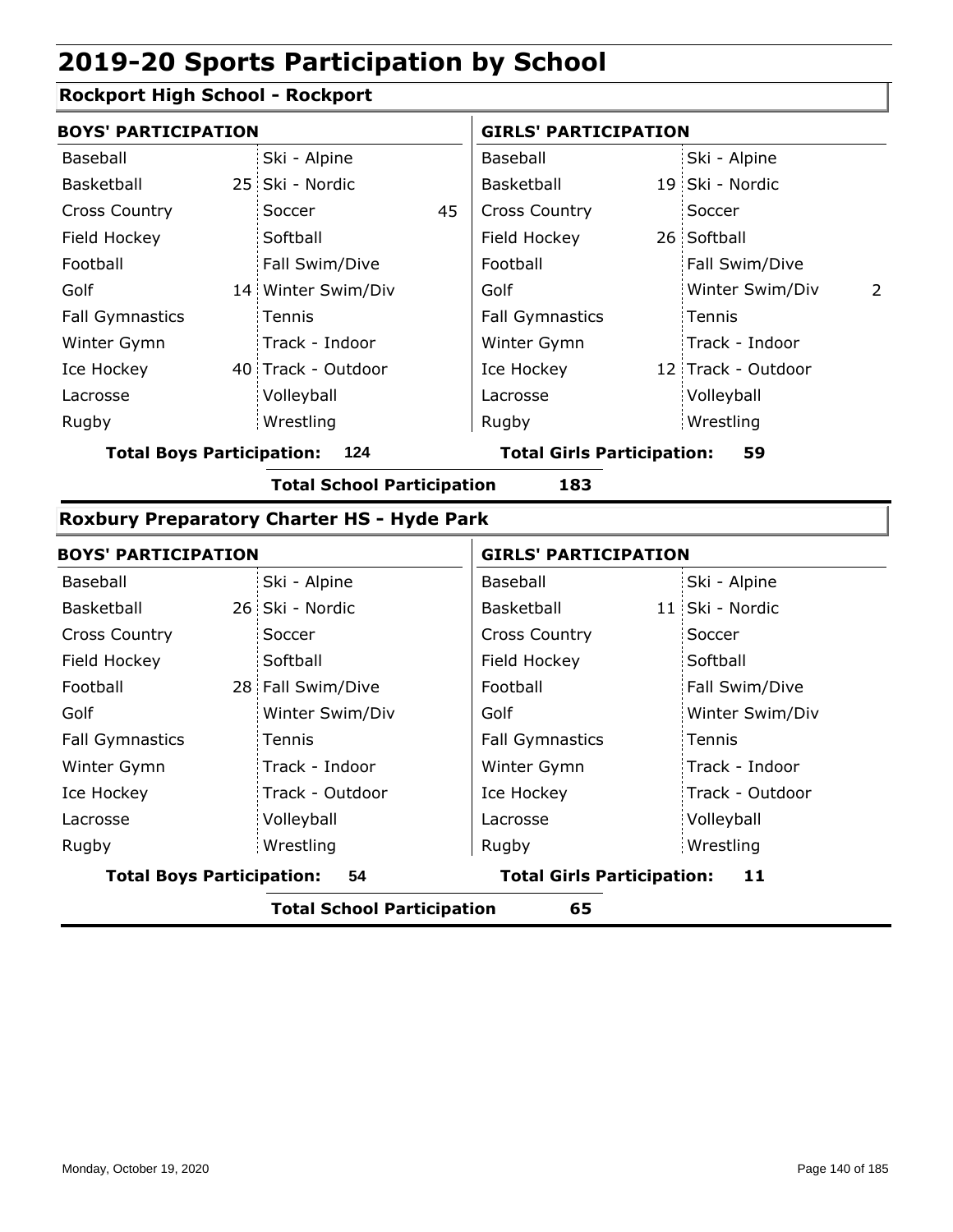# 2019-20 Sports Participation by School

## Rockport High School - Rockport

| BOYS' PARTICIPATION | | | | GIRLS' PARTICIPATION | | | |
|---|---|---|---|---|---|---|---|
| Baseball | | Ski - Alpine | | Baseball | | Ski - Alpine | |
| Basketball | 25 | Ski - Nordic | | Basketball | 19 | Ski - Nordic | |
| Cross Country | | Soccer | 45 | Cross Country | | Soccer | |
| Field Hockey | | Softball | | Field Hockey | 26 | Softball | |
| Football | | Fall Swim/Dive | | Football | | Fall Swim/Dive | |
| Golf | 14 | Winter Swim/Div | | Golf | | Winter Swim/Div | 2 |
| Fall Gymnastics | | Tennis | | Fall Gymnastics | | Tennis | |
| Winter Gymn | | Track - Indoor | | Winter Gymn | | Track - Indoor | |
| Ice Hockey | 40 | Track - Outdoor | | Ice Hockey | 12 | Track - Outdoor | |
| Lacrosse | | Volleyball | | Lacrosse | | Volleyball | |
| Rugby | | Wrestling | | Rugby | | Wrestling | |

**Total Boys Participation:** 124 **Total Girls Participation:** 59

**Total School Participation** 183

## Roxbury Preparatory Charter HS - Hyde Park

| BOYS' PARTICIPATION | | | | GIRLS' PARTICIPATION | | | |
|---|---|---|---|---|---|---|---|
| Baseball | | Ski - Alpine | | Baseball | | Ski - Alpine | |
| Basketball | 26 | Ski - Nordic | | Basketball | 11 | Ski - Nordic | |
| Cross Country | | Soccer | | Cross Country | | Soccer | |
| Field Hockey | | Softball | | Field Hockey | | Softball | |
| Football | 28 | Fall Swim/Dive | | Football | | Fall Swim/Dive | |
| Golf | | Winter Swim/Div | | Golf | | Winter Swim/Div | |
| Fall Gymnastics | | Tennis | | Fall Gymnastics | | Tennis | |
| Winter Gymn | | Track - Indoor | | Winter Gymn | | Track - Indoor | |
| Ice Hockey | | Track - Outdoor | | Ice Hockey | | Track - Outdoor | |
| Lacrosse | | Volleyball | | Lacrosse | | Volleyball | |
| Rugby | | Wrestling | | Rugby | | Wrestling | |

**Total Boys Participation:** 54 **Total Girls Participation:** 11

**Total School Participation** 65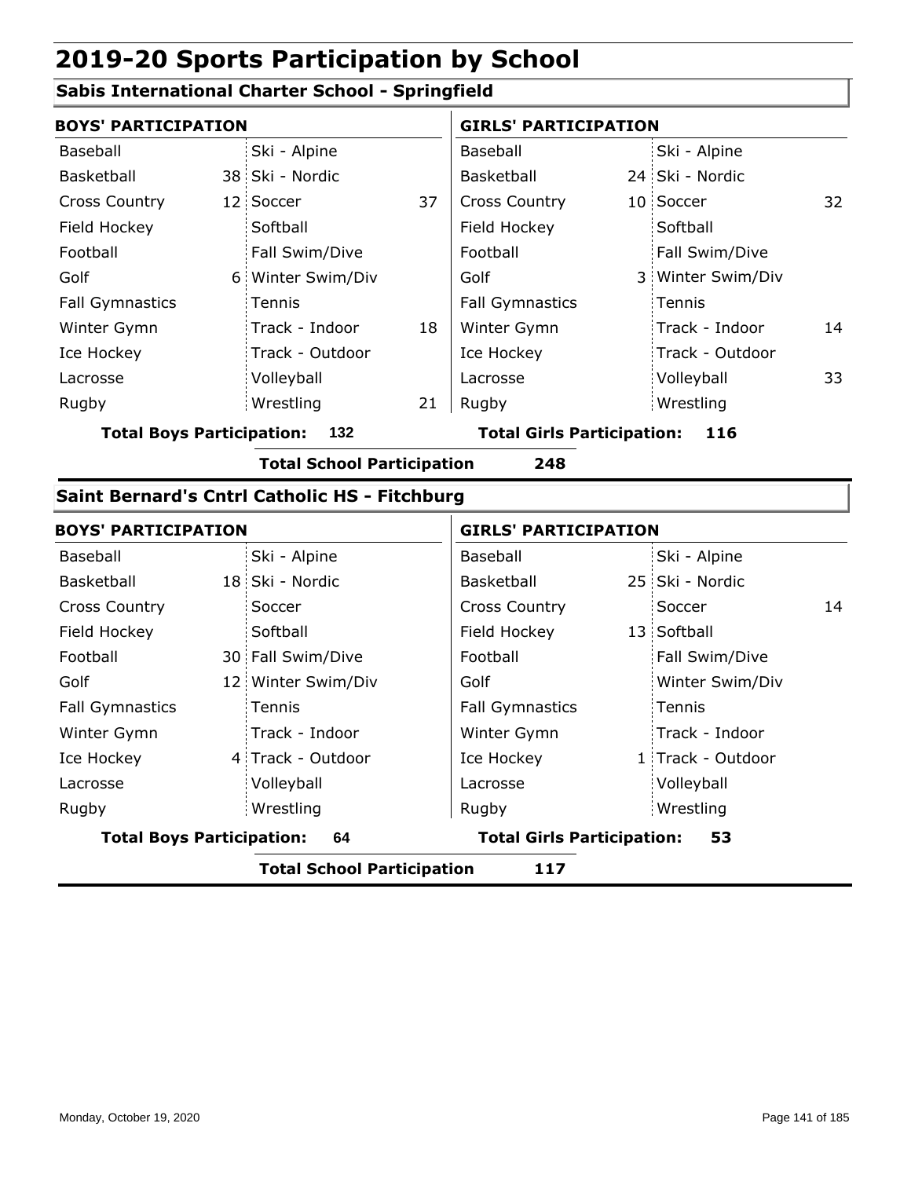# 2019-20 Sports Participation by School

## Sabis International Charter School - Springfield

| BOYS' PARTICIPATION | | | | GIRLS' PARTICIPATION | | | |
|---|---|---|---|---|---|---|---|
| Baseball | | Ski - Alpine | | Baseball | | Ski - Alpine | |
| Basketball | 38 | Ski - Nordic | | Basketball | 24 | Ski - Nordic | |
| Cross Country | 12 | Soccer | 37 | Cross Country | 10 | Soccer | 32 |
| Field Hockey | | Softball | | Field Hockey | | Softball | |
| Football | | Fall Swim/Dive | | Football | | Fall Swim/Dive | |
| Golf | 6 | Winter Swim/Div | | Golf | 3 | Winter Swim/Div | |
| Fall Gymnastics | | Tennis | | Fall Gymnastics | | Tennis | |
| Winter Gymn | | Track - Indoor | 18 | Winter Gymn | | Track - Indoor | 14 |
| Ice Hockey | | Track - Outdoor | | Ice Hockey | | Track - Outdoor | |
| Lacrosse | | Volleyball | | Lacrosse | | Volleyball | 33 |
| Rugby | | Wrestling | 21 | Rugby | | Wrestling | |

**Total Boys Participation: 132** **Total Girls Participation: 116**

**Total School Participation 248**

## Saint Bernard's Cntrl Catholic HS - Fitchburg

| BOYS' PARTICIPATION | | | | GIRLS' PARTICIPATION | | | |
|---|---|---|---|---|---|---|---|
| Baseball | | Ski - Alpine | | Baseball | | Ski - Alpine | |
| Basketball | 18 | Ski - Nordic | | Basketball | 25 | Ski - Nordic | |
| Cross Country | | Soccer | | Cross Country | | Soccer | 14 |
| Field Hockey | | Softball | | Field Hockey | 13 | Softball | |
| Football | 30 | Fall Swim/Dive | | Football | | Fall Swim/Dive | |
| Golf | 12 | Winter Swim/Div | | Golf | | Winter Swim/Div | |
| Fall Gymnastics | | Tennis | | Fall Gymnastics | | Tennis | |
| Winter Gymn | | Track - Indoor | | Winter Gymn | | Track - Indoor | |
| Ice Hockey | 4 | Track - Outdoor | | Ice Hockey | 1 | Track - Outdoor | |
| Lacrosse | | Volleyball | | Lacrosse | | Volleyball | |
| Rugby | | Wrestling | | Rugby | | Wrestling | |

**Total Boys Participation: 64** **Total Girls Participation: 53**

**Total School Participation 117**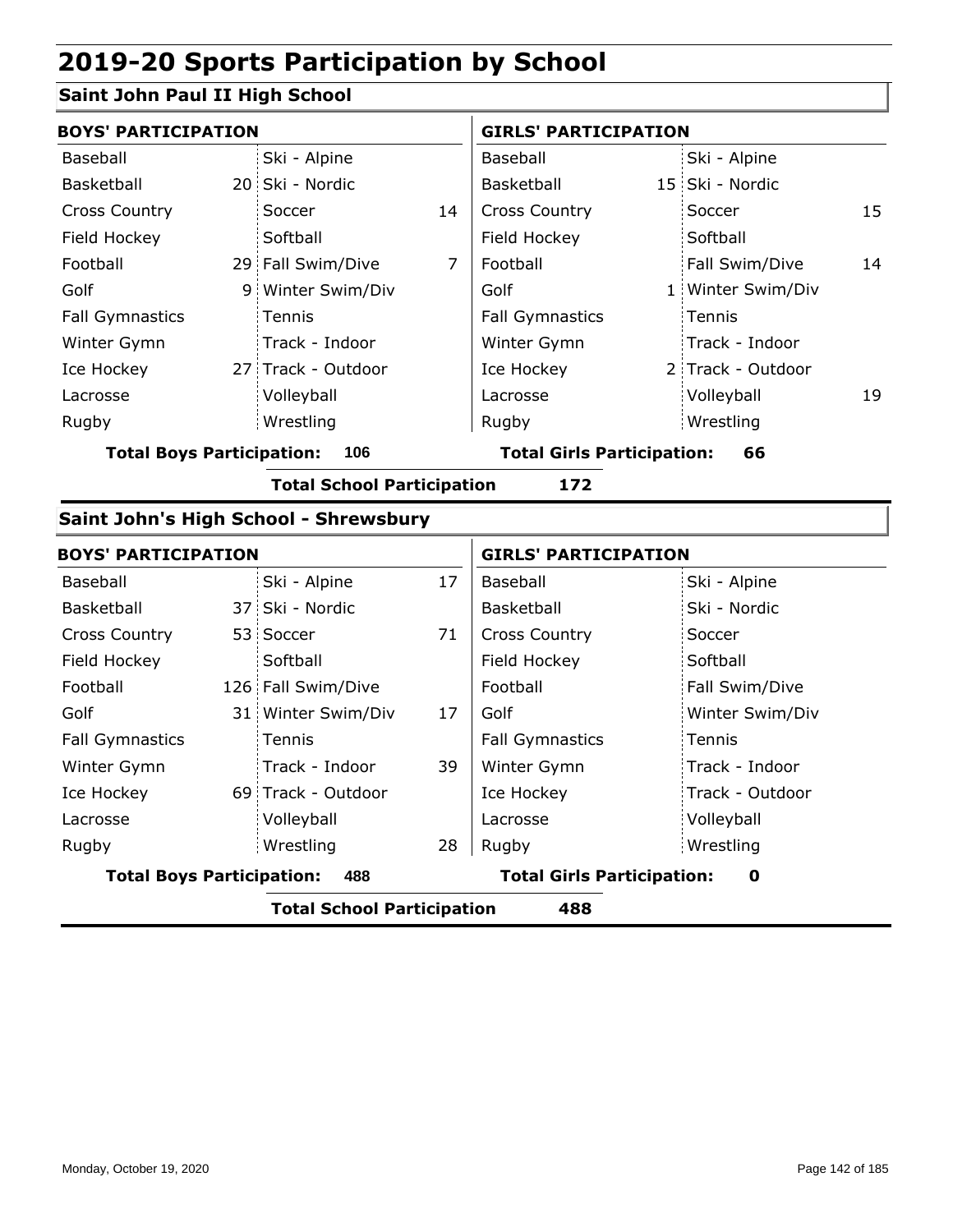# 2019-20 Sports Participation by School

## Saint John Paul II High School

| BOYS' PARTICIPATION | | | | GIRLS' PARTICIPATION | | | |
|---|---|---|---|---|---|---|---|
| Baseball | | Ski - Alpine | | Baseball | | Ski - Alpine | |
| Basketball | 20 | Ski - Nordic | | Basketball | 15 | Ski - Nordic | |
| Cross Country | | Soccer | 14 | Cross Country | | Soccer | 15 |
| Field Hockey | | Softball | | Field Hockey | | Softball | |
| Football | 29 | Fall Swim/Dive | 7 | Football | | Fall Swim/Dive | 14 |
| Golf | 9 | Winter Swim/Div | | Golf | 1 | Winter Swim/Div | |
| Fall Gymnastics | | Tennis | | Fall Gymnastics | | Tennis | |
| Winter Gymn | | Track - Indoor | | Winter Gymn | | Track - Indoor | |
| Ice Hockey | 27 | Track - Outdoor | | Ice Hockey | 2 | Track - Outdoor | |
| Lacrosse | | Volleyball | | Lacrosse | | Volleyball | 19 |
| Rugby | | Wrestling | | Rugby | | Wrestling | |

**Total Boys Participation: 106** | **Total Girls Participation: 66**

**Total School Participation 172**

## Saint John's High School - Shrewsbury

| BOYS' PARTICIPATION | | | | GIRLS' PARTICIPATION | | | |
|---|---|---|---|---|---|---|---|
| Baseball | | Ski - Alpine | 17 | Baseball | | Ski - Alpine | |
| Basketball | 37 | Ski - Nordic | | Basketball | | Ski - Nordic | |
| Cross Country | 53 | Soccer | 71 | Cross Country | | Soccer | |
| Field Hockey | | Softball | | Field Hockey | | Softball | |
| Football | 126 | Fall Swim/Dive | | Football | | Fall Swim/Dive | |
| Golf | 31 | Winter Swim/Div | 17 | Golf | | Winter Swim/Div | |
| Fall Gymnastics | | Tennis | | Fall Gymnastics | | Tennis | |
| Winter Gymn | | Track - Indoor | 39 | Winter Gymn | | Track - Indoor | |
| Ice Hockey | 69 | Track - Outdoor | | Ice Hockey | | Track - Outdoor | |
| Lacrosse | | Volleyball | | Lacrosse | | Volleyball | |
| Rugby | | Wrestling | 28 | Rugby | | Wrestling | |

**Total Boys Participation: 488** | **Total Girls Participation: 0**

**Total School Participation 488**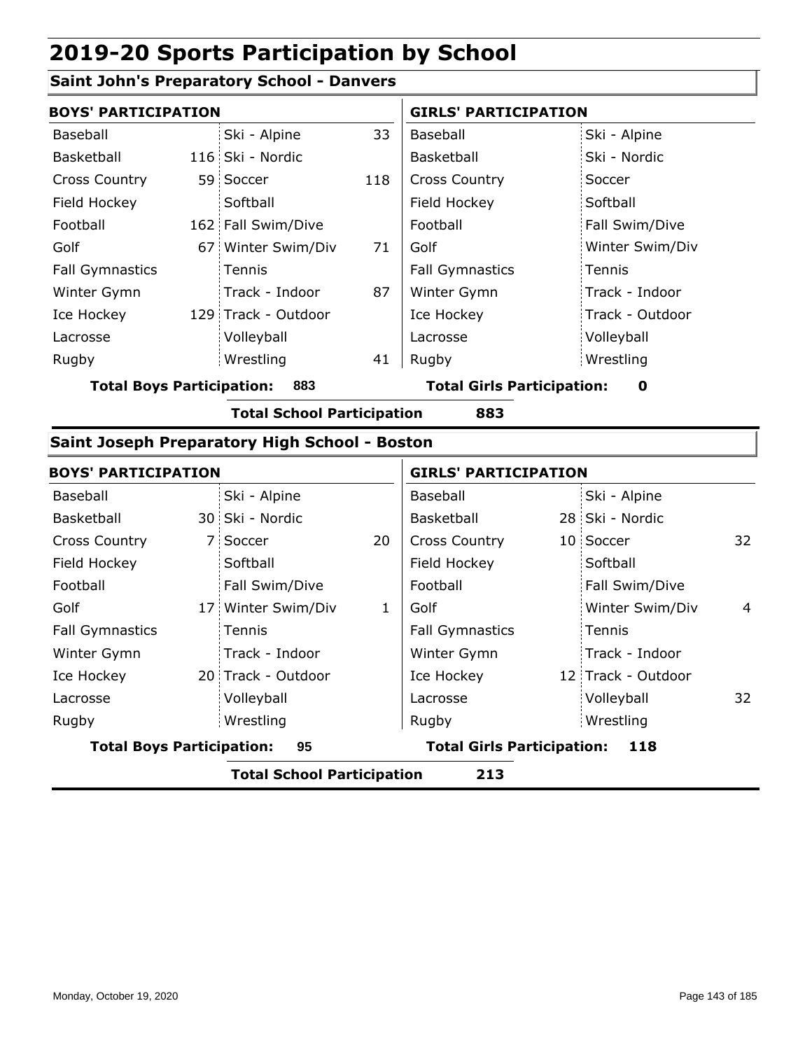# 2019-20 Sports Participation by School

## Saint John's Preparatory School - Danvers

| BOYS' PARTICIPATION | | | | GIRLS' PARTICIPATION | | | |
|---|---|---|---|---|---|---|---|
| Baseball | | Ski - Alpine | 33 | Baseball | | Ski - Alpine | |
| Basketball | 116 | Ski - Nordic | | Basketball | | Ski - Nordic | |
| Cross Country | 59 | Soccer | 118 | Cross Country | | Soccer | |
| Field Hockey | | Softball | | Field Hockey | | Softball | |
| Football | 162 | Fall Swim/Dive | | Football | | Fall Swim/Dive | |
| Golf | 67 | Winter Swim/Div | 71 | Golf | | Winter Swim/Div | |
| Fall Gymnastics | | Tennis | | Fall Gymnastics | | Tennis | |
| Winter Gymn | | Track - Indoor | 87 | Winter Gymn | | Track - Indoor | |
| Ice Hockey | 129 | Track - Outdoor | | Ice Hockey | | Track - Outdoor | |
| Lacrosse | | Volleyball | | Lacrosse | | Volleyball | |
| Rugby | | Wrestling | 41 | Rugby | | Wrestling | |

**Total Boys Participation: 883** **Total Girls Participation: 0**

**Total School Participation 883**

## Saint Joseph Preparatory High School - Boston

| BOYS' PARTICIPATION | | | | GIRLS' PARTICIPATION | | | |
|---|---|---|---|---|---|---|---|
| Baseball | | Ski - Alpine | | Baseball | | Ski - Alpine | |
| Basketball | 30 | Ski - Nordic | | Basketball | 28 | Ski - Nordic | |
| Cross Country | 7 | Soccer | 20 | Cross Country | 10 | Soccer | 32 |
| Field Hockey | | Softball | | Field Hockey | | Softball | |
| Football | | Fall Swim/Dive | | Football | | Fall Swim/Dive | |
| Golf | 17 | Winter Swim/Div | 1 | Golf | | Winter Swim/Div | 4 |
| Fall Gymnastics | | Tennis | | Fall Gymnastics | | Tennis | |
| Winter Gymn | | Track - Indoor | | Winter Gymn | | Track - Indoor | |
| Ice Hockey | 20 | Track - Outdoor | | Ice Hockey | 12 | Track - Outdoor | |
| Lacrosse | | Volleyball | | Lacrosse | | Volleyball | 32 |
| Rugby | | Wrestling | | Rugby | | Wrestling | |

**Total Boys Participation: 95** **Total Girls Participation: 118**

**Total School Participation 213**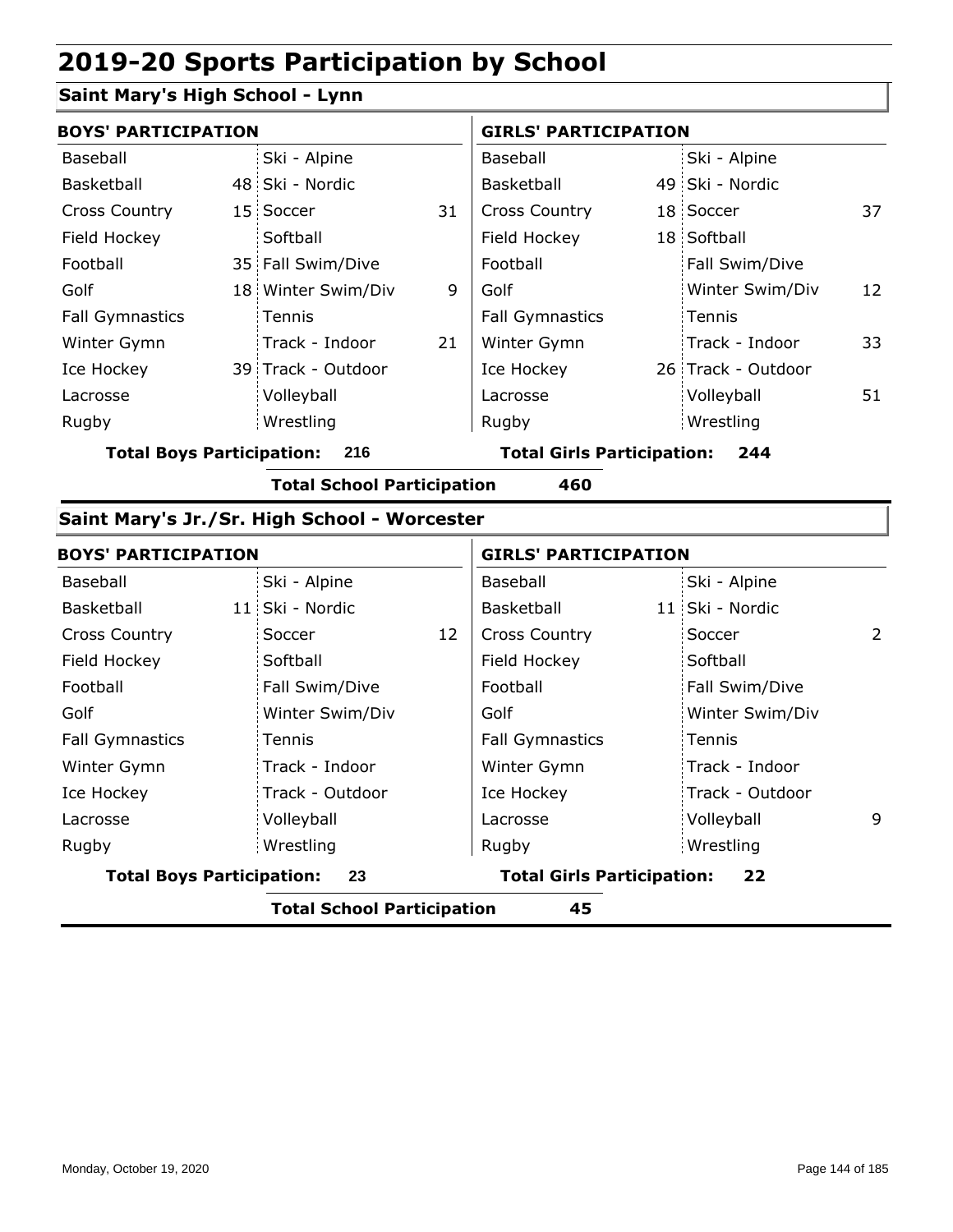# 2019-20 Sports Participation by School

## Saint Mary's High School - Lynn

| BOYS' PARTICIPATION | | | | GIRLS' PARTICIPATION | | | |
|---|---|---|---|---|---|---|---|
| Baseball | | Ski - Alpine | | Baseball | | Ski - Alpine | |
| Basketball | 48 | Ski - Nordic | | Basketball | 49 | Ski - Nordic | |
| Cross Country | 15 | Soccer | 31 | Cross Country | 18 | Soccer | 37 |
| Field Hockey | | Softball | | Field Hockey | 18 | Softball | |
| Football | 35 | Fall Swim/Dive | | Football | | Fall Swim/Dive | |
| Golf | 18 | Winter Swim/Div | 9 | Golf | | Winter Swim/Div | 12 |
| Fall Gymnastics | | Tennis | | Fall Gymnastics | | Tennis | |
| Winter Gymn | | Track - Indoor | 21 | Winter Gymn | | Track - Indoor | 33 |
| Ice Hockey | 39 | Track - Outdoor | | Ice Hockey | 26 | Track - Outdoor | |
| Lacrosse | | Volleyball | | Lacrosse | | Volleyball | 51 |
| Rugby | | Wrestling | | Rugby | | Wrestling | |

**Total Boys Participation: 216** **Total Girls Participation: 244**

**Total School Participation 460**

## Saint Mary's Jr./Sr. High School - Worcester

| BOYS' PARTICIPATION | | | | GIRLS' PARTICIPATION | | | |
|---|---|---|---|---|---|---|---|
| Baseball | | Ski - Alpine | | Baseball | | Ski - Alpine | |
| Basketball | 11 | Ski - Nordic | | Basketball | 11 | Ski - Nordic | |
| Cross Country | | Soccer | 12 | Cross Country | | Soccer | 2 |
| Field Hockey | | Softball | | Field Hockey | | Softball | |
| Football | | Fall Swim/Dive | | Football | | Fall Swim/Dive | |
| Golf | | Winter Swim/Div | | Golf | | Winter Swim/Div | |
| Fall Gymnastics | | Tennis | | Fall Gymnastics | | Tennis | |
| Winter Gymn | | Track - Indoor | | Winter Gymn | | Track - Indoor | |
| Ice Hockey | | Track - Outdoor | | Ice Hockey | | Track - Outdoor | |
| Lacrosse | | Volleyball | | Lacrosse | | Volleyball | 9 |
| Rugby | | Wrestling | | Rugby | | Wrestling | |

**Total Boys Participation: 23** **Total Girls Participation: 22**

**Total School Participation 45**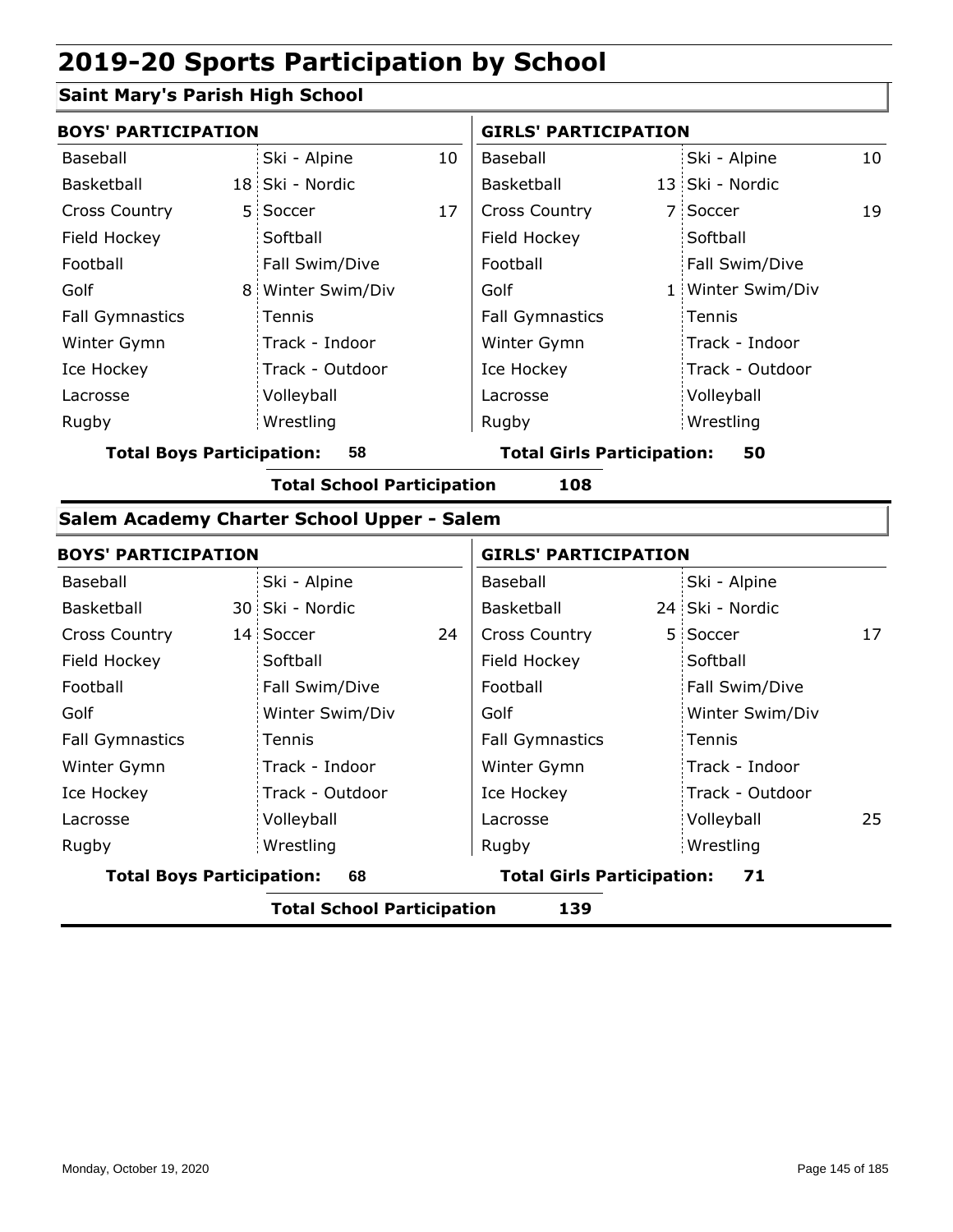# 2019-20 Sports Participation by School

## Saint Mary's Parish High School

| BOYS' PARTICIPATION | | | | GIRLS' PARTICIPATION | | | |
|---|---|---|---|---|---|---|---|
| Baseball | | Ski - Alpine | 10 | Baseball | | Ski - Alpine | 10 |
| Basketball | 18 | Ski - Nordic | | Basketball | 13 | Ski - Nordic | |
| Cross Country | 5 | Soccer | 17 | Cross Country | 7 | Soccer | 19 |
| Field Hockey | | Softball | | Field Hockey | | Softball | |
| Football | | Fall Swim/Dive | | Football | | Fall Swim/Dive | |
| Golf | 8 | Winter Swim/Div | | Golf | 1 | Winter Swim/Div | |
| Fall Gymnastics | | Tennis | | Fall Gymnastics | | Tennis | |
| Winter Gymn | | Track - Indoor | | Winter Gymn | | Track - Indoor | |
| Ice Hockey | | Track - Outdoor | | Ice Hockey | | Track - Outdoor | |
| Lacrosse | | Volleyball | | Lacrosse | | Volleyball | |
| Rugby | | Wrestling | | Rugby | | Wrestling | |

**Total Boys Participation: 58** | **Total Girls Participation: 50**

**Total School Participation 108**

## Salem Academy Charter School Upper - Salem

| BOYS' PARTICIPATION | | | | GIRLS' PARTICIPATION | | | |
|---|---|---|---|---|---|---|---|
| Baseball | | Ski - Alpine | | Baseball | | Ski - Alpine | |
| Basketball | 30 | Ski - Nordic | | Basketball | 24 | Ski - Nordic | |
| Cross Country | 14 | Soccer | 24 | Cross Country | 5 | Soccer | 17 |
| Field Hockey | | Softball | | Field Hockey | | Softball | |
| Football | | Fall Swim/Dive | | Football | | Fall Swim/Dive | |
| Golf | | Winter Swim/Div | | Golf | | Winter Swim/Div | |
| Fall Gymnastics | | Tennis | | Fall Gymnastics | | Tennis | |
| Winter Gymn | | Track - Indoor | | Winter Gymn | | Track - Indoor | |
| Ice Hockey | | Track - Outdoor | | Ice Hockey | | Track - Outdoor | |
| Lacrosse | | Volleyball | | Lacrosse | | Volleyball | 25 |
| Rugby | | Wrestling | | Rugby | | Wrestling | |

**Total Boys Participation: 68** | **Total Girls Participation: 71**

**Total School Participation 139**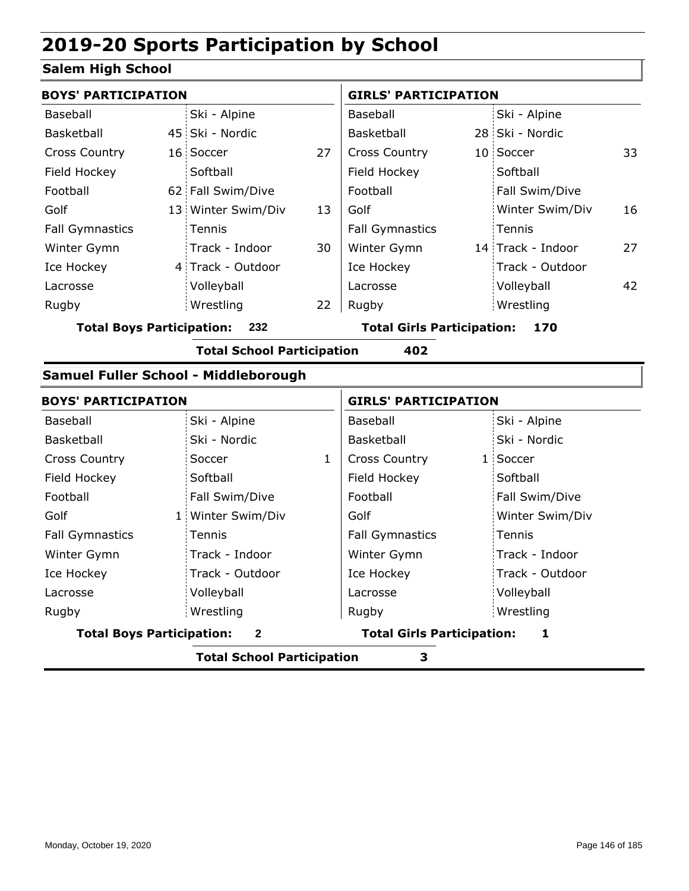# 2019-20 Sports Participation by School

## Salem High School

| BOYS' PARTICIPATION | | | | GIRLS' PARTICIPATION | | | |
|---|---|---|---|---|---|---|---|
| Baseball | | Ski - Alpine | | Baseball | | Ski - Alpine | |
| Basketball | 45 | Ski - Nordic | | Basketball | 28 | Ski - Nordic | |
| Cross Country | 16 | Soccer | 27 | Cross Country | 10 | Soccer | 33 |
| Field Hockey | | Softball | | Field Hockey | | Softball | |
| Football | 62 | Fall Swim/Dive | | Football | | Fall Swim/Dive | |
| Golf | 13 | Winter Swim/Div | 13 | Golf | | Winter Swim/Div | 16 |
| Fall Gymnastics | | Tennis | | Fall Gymnastics | | Tennis | |
| Winter Gymn | | Track - Indoor | 30 | Winter Gymn | 14 | Track - Indoor | 27 |
| Ice Hockey | 4 | Track - Outdoor | | Ice Hockey | | Track - Outdoor | |
| Lacrosse | | Volleyball | | Lacrosse | | Volleyball | 42 |
| Rugby | | Wrestling | 22 | Rugby | | Wrestling | |

**Total Boys Participation: 232** **Total Girls Participation: 170**

**Total School Participation 402**

## Samuel Fuller School - Middleborough

| BOYS' PARTICIPATION | | | | GIRLS' PARTICIPATION | | | |
|---|---|---|---|---|---|---|---|
| Baseball | | Ski - Alpine | | Baseball | | Ski - Alpine | |
| Basketball | | Ski - Nordic | | Basketball | | Ski - Nordic | |
| Cross Country | | Soccer | 1 | Cross Country | 1 | Soccer | |
| Field Hockey | | Softball | | Field Hockey | | Softball | |
| Football | | Fall Swim/Dive | | Football | | Fall Swim/Dive | |
| Golf | 1 | Winter Swim/Div | | Golf | | Winter Swim/Div | |
| Fall Gymnastics | | Tennis | | Fall Gymnastics | | Tennis | |
| Winter Gymn | | Track - Indoor | | Winter Gymn | | Track - Indoor | |
| Ice Hockey | | Track - Outdoor | | Ice Hockey | | Track - Outdoor | |
| Lacrosse | | Volleyball | | Lacrosse | | Volleyball | |
| Rugby | | Wrestling | | Rugby | | Wrestling | |

**Total Boys Participation: 2** **Total Girls Participation: 1**

**Total School Participation 3**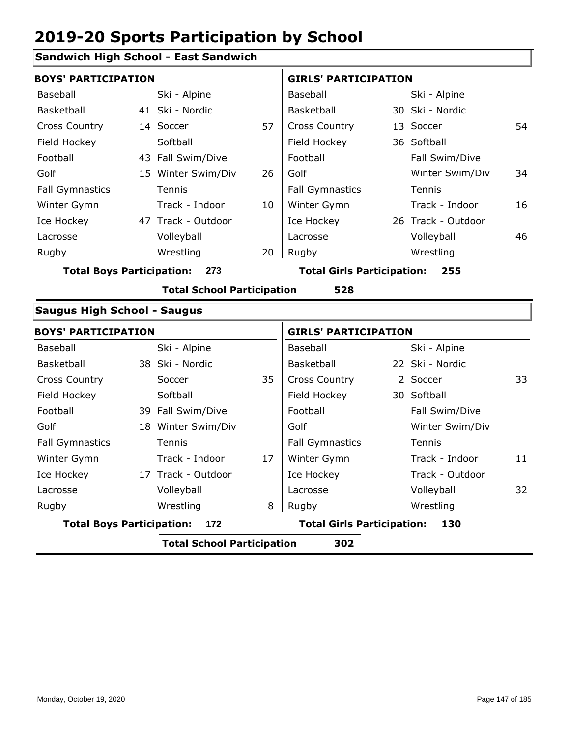# 2019-20 Sports Participation by School

## Sandwich High School - East Sandwich

| BOYS' PARTICIPATION | | | | GIRLS' PARTICIPATION | | | |
|---|---|---|---|---|---|---|---|
| Baseball | | Ski - Alpine | | Baseball | | Ski - Alpine | |
| Basketball | 41 | Ski - Nordic | | Basketball | 30 | Ski - Nordic | |
| Cross Country | 14 | Soccer | 57 | Cross Country | 13 | Soccer | 54 |
| Field Hockey | | Softball | | Field Hockey | 36 | Softball | |
| Football | 43 | Fall Swim/Dive | | Football | | Fall Swim/Dive | |
| Golf | 15 | Winter Swim/Div | 26 | Golf | | Winter Swim/Div | 34 |
| Fall Gymnastics | | Tennis | | Fall Gymnastics | | Tennis | |
| Winter Gymn | | Track - Indoor | 10 | Winter Gymn | | Track - Indoor | 16 |
| Ice Hockey | 47 | Track - Outdoor | | Ice Hockey | 26 | Track - Outdoor | |
| Lacrosse | | Volleyball | | Lacrosse | | Volleyball | 46 |
| Rugby | | Wrestling | 20 | Rugby | | Wrestling | |

**Total Boys Participation: 273** **Total Girls Participation: 255**

**Total School Participation 528**

## Saugus High School - Saugus

| BOYS' PARTICIPATION | | | | GIRLS' PARTICIPATION | | | |
|---|---|---|---|---|---|---|---|
| Baseball | | Ski - Alpine | | Baseball | | Ski - Alpine | |
| Basketball | 38 | Ski - Nordic | | Basketball | 22 | Ski - Nordic | |
| Cross Country | | Soccer | 35 | Cross Country | 2 | Soccer | 33 |
| Field Hockey | | Softball | | Field Hockey | 30 | Softball | |
| Football | 39 | Fall Swim/Dive | | Football | | Fall Swim/Dive | |
| Golf | 18 | Winter Swim/Div | | Golf | | Winter Swim/Div | |
| Fall Gymnastics | | Tennis | | Fall Gymnastics | | Tennis | |
| Winter Gymn | | Track - Indoor | 17 | Winter Gymn | | Track - Indoor | 11 |
| Ice Hockey | 17 | Track - Outdoor | | Ice Hockey | | Track - Outdoor | |
| Lacrosse | | Volleyball | | Lacrosse | | Volleyball | 32 |
| Rugby | | Wrestling | 8 | Rugby | | Wrestling | |

**Total Boys Participation: 172** **Total Girls Participation: 130**

**Total School Participation 302**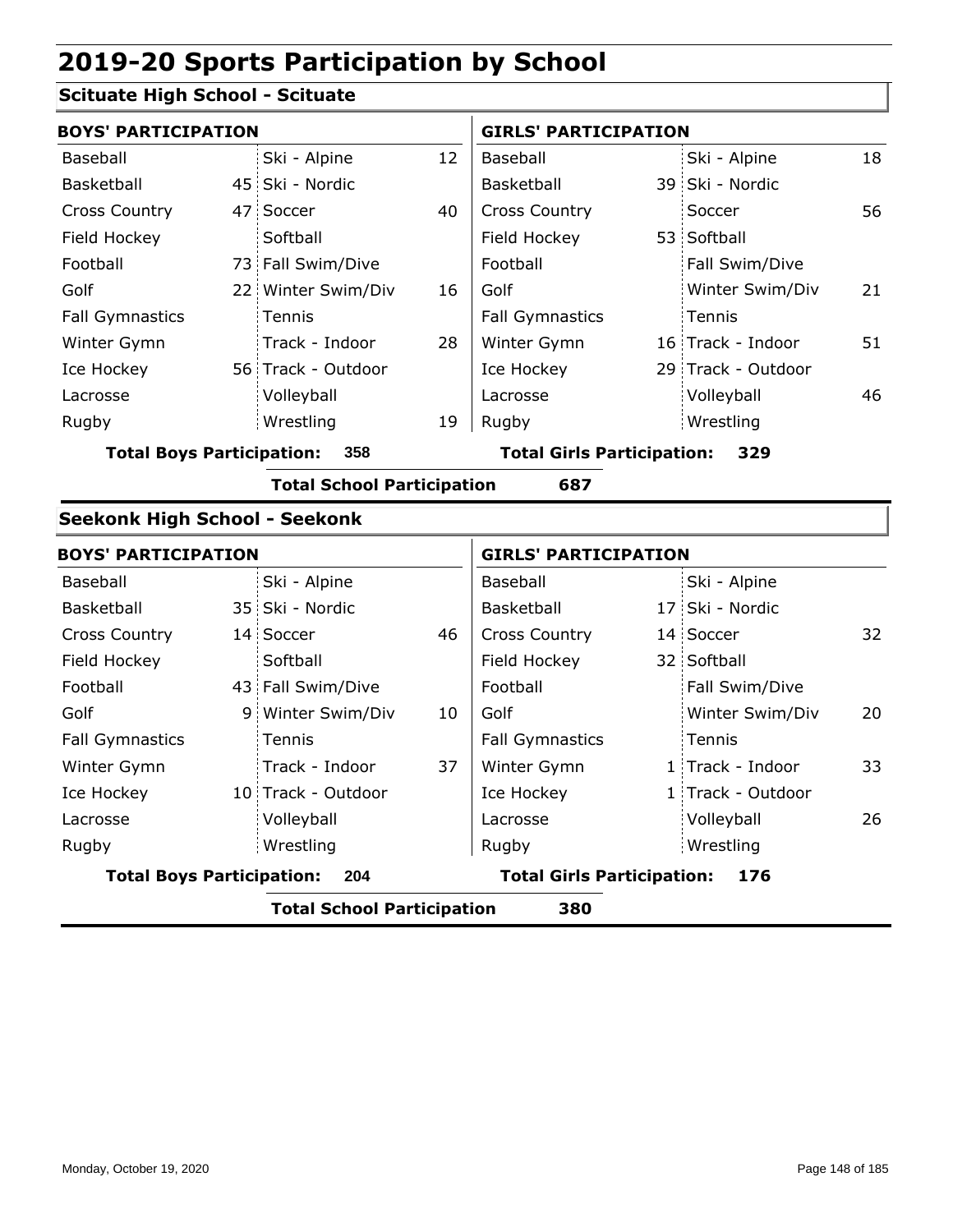# 2019-20 Sports Participation by School

## Scituate High School - Scituate

| BOYS' PARTICIPATION | | | | GIRLS' PARTICIPATION | | | |
|---|---|---|---|---|---|---|---|
| Baseball | | Ski - Alpine | 12 | Baseball | | Ski - Alpine | 18 |
| Basketball | 45 | Ski - Nordic | | Basketball | 39 | Ski - Nordic | |
| Cross Country | 47 | Soccer | 40 | Cross Country | | Soccer | 56 |
| Field Hockey | | Softball | | Field Hockey | 53 | Softball | |
| Football | 73 | Fall Swim/Dive | | Football | | Fall Swim/Dive | |
| Golf | 22 | Winter Swim/Div | 16 | Golf | | Winter Swim/Div | 21 |
| Fall Gymnastics | | Tennis | | Fall Gymnastics | | Tennis | |
| Winter Gymn | | Track - Indoor | 28 | Winter Gymn | 16 | Track - Indoor | 51 |
| Ice Hockey | 56 | Track - Outdoor | | Ice Hockey | 29 | Track - Outdoor | |
| Lacrosse | | Volleyball | | Lacrosse | | Volleyball | 46 |
| Rugby | | Wrestling | 19 | Rugby | | Wrestling | |

**Total Boys Participation: 358** **Total Girls Participation: 329**

**Total School Participation 687**

## Seekonk High School - Seekonk

| BOYS' PARTICIPATION | | | | GIRLS' PARTICIPATION | | | |
|---|---|---|---|---|---|---|---|
| Baseball | | Ski - Alpine | | Baseball | | Ski - Alpine | |
| Basketball | 35 | Ski - Nordic | | Basketball | 17 | Ski - Nordic | |
| Cross Country | 14 | Soccer | 46 | Cross Country | 14 | Soccer | 32 |
| Field Hockey | | Softball | | Field Hockey | 32 | Softball | |
| Football | 43 | Fall Swim/Dive | | Football | | Fall Swim/Dive | |
| Golf | 9 | Winter Swim/Div | 10 | Golf | | Winter Swim/Div | 20 |
| Fall Gymnastics | | Tennis | | Fall Gymnastics | | Tennis | |
| Winter Gymn | | Track - Indoor | 37 | Winter Gymn | 1 | Track - Indoor | 33 |
| Ice Hockey | 10 | Track - Outdoor | | Ice Hockey | 1 | Track - Outdoor | |
| Lacrosse | | Volleyball | | Lacrosse | | Volleyball | 26 |
| Rugby | | Wrestling | | Rugby | | Wrestling | |

**Total Boys Participation: 204** **Total Girls Participation: 176**

**Total School Participation 380**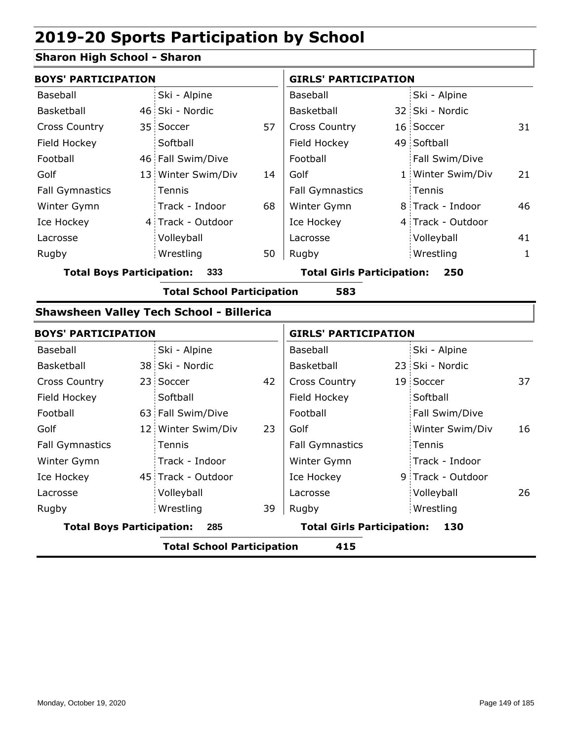# 2019-20 Sports Participation by School

## Sharon High School - Sharon

| BOYS' PARTICIPATION | | | | GIRLS' PARTICIPATION | | | |
|---|---|---|---|---|---|---|---|
| Baseball | | Ski - Alpine | | Baseball | | Ski - Alpine | |
| Basketball | 46 | Ski - Nordic | | Basketball | 32 | Ski - Nordic | |
| Cross Country | 35 | Soccer | 57 | Cross Country | 16 | Soccer | 31 |
| Field Hockey | | Softball | | Field Hockey | 49 | Softball | |
| Football | 46 | Fall Swim/Dive | | Football | | Fall Swim/Dive | |
| Golf | 13 | Winter Swim/Div | 14 | Golf | 1 | Winter Swim/Div | 21 |
| Fall Gymnastics | | Tennis | | Fall Gymnastics | | Tennis | |
| Winter Gymn | | Track - Indoor | 68 | Winter Gymn | 8 | Track - Indoor | 46 |
| Ice Hockey | 4 | Track - Outdoor | | Ice Hockey | 4 | Track - Outdoor | |
| Lacrosse | | Volleyball | | Lacrosse | | Volleyball | 41 |
| Rugby | | Wrestling | 50 | Rugby | | Wrestling | 1 |

**Total Boys Participation: 333** | **Total Girls Participation: 250**

**Total School Participation 583**

## Shawsheen Valley Tech School - Billerica

| BOYS' PARTICIPATION | | | | GIRLS' PARTICIPATION | | | |
|---|---|---|---|---|---|---|---|
| Baseball | | Ski - Alpine | | Baseball | | Ski - Alpine | |
| Basketball | 38 | Ski - Nordic | | Basketball | 23 | Ski - Nordic | |
| Cross Country | 23 | Soccer | 42 | Cross Country | 19 | Soccer | 37 |
| Field Hockey | | Softball | | Field Hockey | | Softball | |
| Football | 63 | Fall Swim/Dive | | Football | | Fall Swim/Dive | |
| Golf | 12 | Winter Swim/Div | 23 | Golf | | Winter Swim/Div | 16 |
| Fall Gymnastics | | Tennis | | Fall Gymnastics | | Tennis | |
| Winter Gymn | | Track - Indoor | | Winter Gymn | | Track - Indoor | |
| Ice Hockey | 45 | Track - Outdoor | | Ice Hockey | 9 | Track - Outdoor | |
| Lacrosse | | Volleyball | | Lacrosse | | Volleyball | 26 |
| Rugby | | Wrestling | 39 | Rugby | | Wrestling | |

**Total Boys Participation: 285** | **Total Girls Participation: 130**

**Total School Participation 415**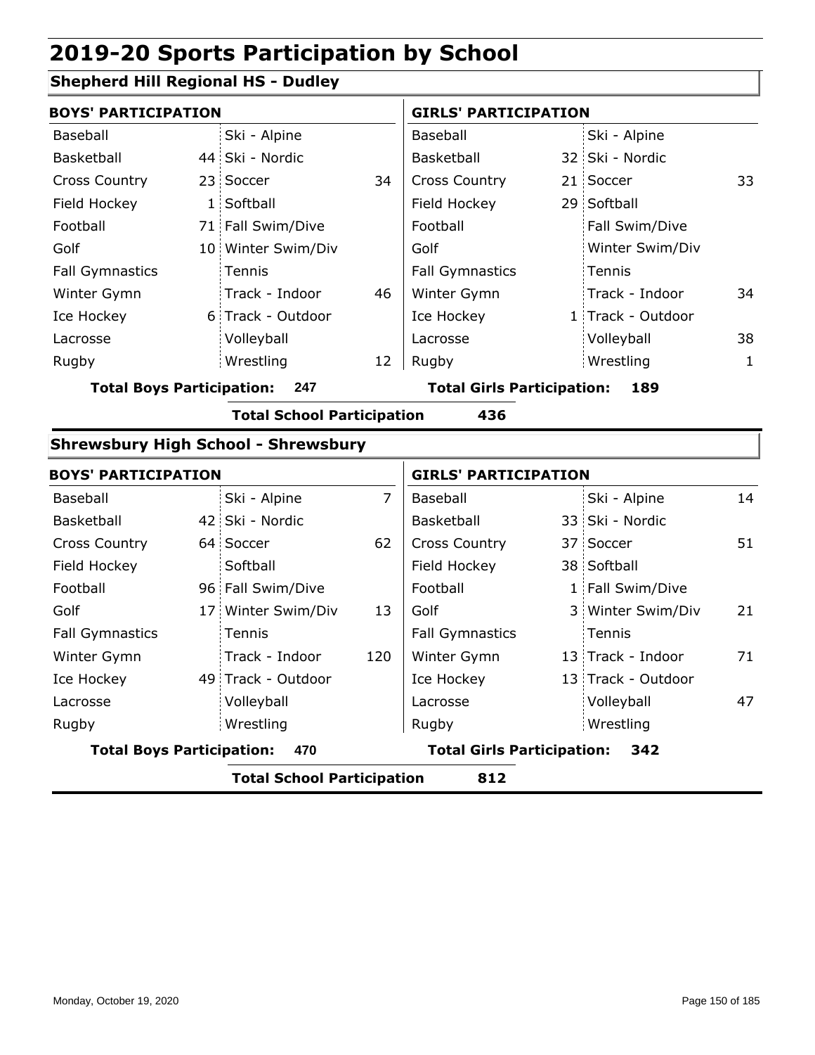# 2019-20 Sports Participation by School

## Shepherd Hill Regional HS - Dudley

| BOYS' PARTICIPATION | | | | GIRLS' PARTICIPATION | | | |
|---|---|---|---|---|---|---|---|
| Baseball | | Ski - Alpine | | Baseball | | Ski - Alpine | |
| Basketball | 44 | Ski - Nordic | | Basketball | 32 | Ski - Nordic | |
| Cross Country | 23 | Soccer | 34 | Cross Country | 21 | Soccer | 33 |
| Field Hockey | 1 | Softball | | Field Hockey | 29 | Softball | |
| Football | 71 | Fall Swim/Dive | | Football | | Fall Swim/Dive | |
| Golf | 10 | Winter Swim/Div | | Golf | | Winter Swim/Div | |
| Fall Gymnastics | | Tennis | | Fall Gymnastics | | Tennis | |
| Winter Gymn | | Track - Indoor | 46 | Winter Gymn | | Track - Indoor | 34 |
| Ice Hockey | 6 | Track - Outdoor | | Ice Hockey | 1 | Track - Outdoor | |
| Lacrosse | | Volleyball | | Lacrosse | | Volleyball | 38 |
| Rugby | | Wrestling | 12 | Rugby | | Wrestling | 1 |

**Total Boys Participation: 247** **Total Girls Participation: 189**

**Total School Participation 436**

## Shrewsbury High School - Shrewsbury

| BOYS' PARTICIPATION | | | | GIRLS' PARTICIPATION | | | |
|---|---|---|---|---|---|---|---|
| Baseball | | Ski - Alpine | 7 | Baseball | | Ski - Alpine | 14 |
| Basketball | 42 | Ski - Nordic | | Basketball | 33 | Ski - Nordic | |
| Cross Country | 64 | Soccer | 62 | Cross Country | 37 | Soccer | 51 |
| Field Hockey | | Softball | | Field Hockey | 38 | Softball | |
| Football | 96 | Fall Swim/Dive | | Football | 1 | Fall Swim/Dive | |
| Golf | 17 | Winter Swim/Div | 13 | Golf | 3 | Winter Swim/Div | 21 |
| Fall Gymnastics | | Tennis | | Fall Gymnastics | | Tennis | |
| Winter Gymn | | Track - Indoor | 120 | Winter Gymn | 13 | Track - Indoor | 71 |
| Ice Hockey | 49 | Track - Outdoor | | Ice Hockey | 13 | Track - Outdoor | |
| Lacrosse | | Volleyball | | Lacrosse | | Volleyball | 47 |
| Rugby | | Wrestling | | Rugby | | Wrestling | |

**Total Boys Participation: 470** **Total Girls Participation: 342**

**Total School Participation 812**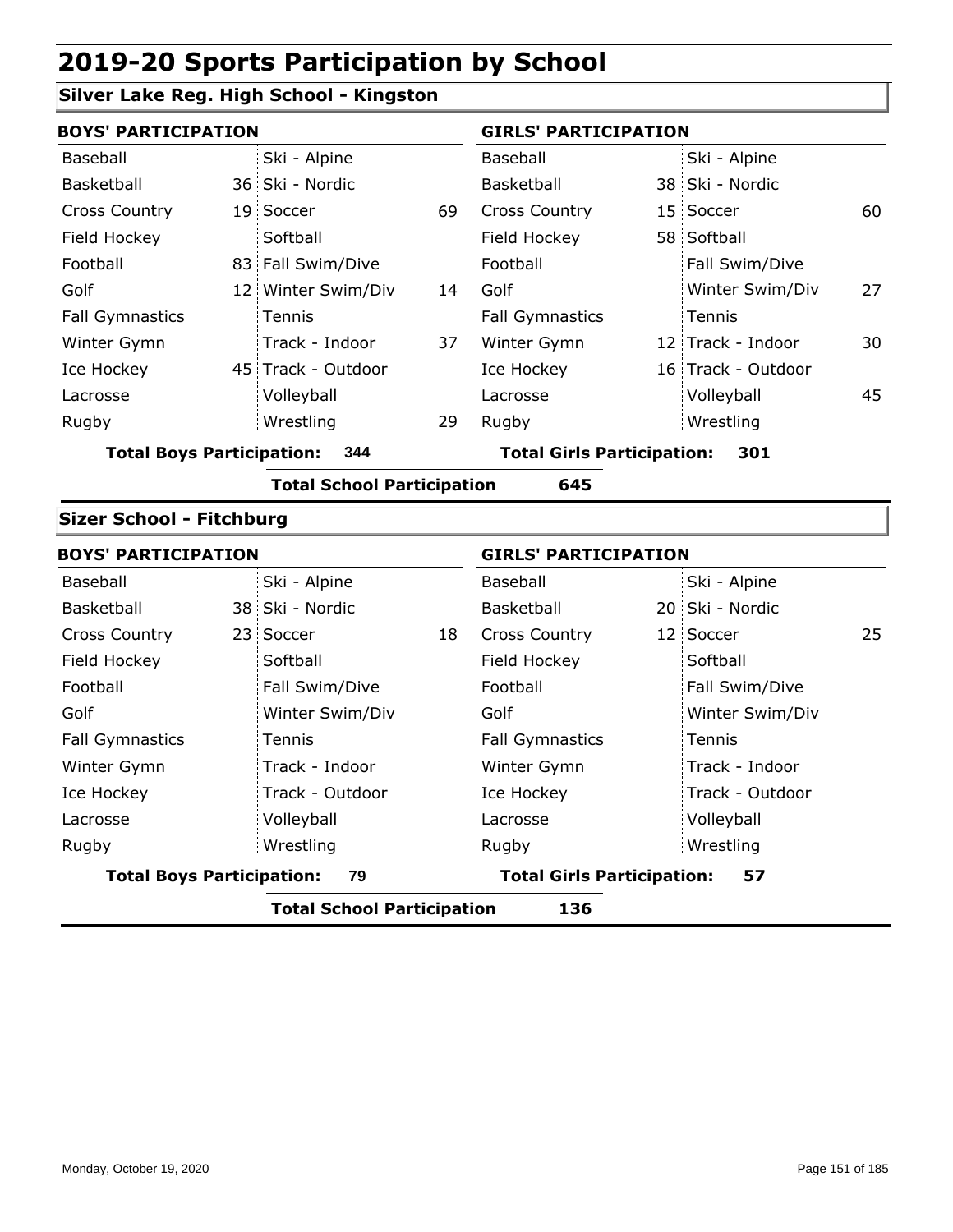# 2019-20 Sports Participation by School

## Silver Lake Reg. High School - Kingston

| BOYS' PARTICIPATION | | | | GIRLS' PARTICIPATION | | | |
|---|---|---|---|---|---|---|---|
| Baseball | | Ski - Alpine | | Baseball | | Ski - Alpine | |
| Basketball | 36 | Ski - Nordic | | Basketball | 38 | Ski - Nordic | |
| Cross Country | 19 | Soccer | 69 | Cross Country | 15 | Soccer | 60 |
| Field Hockey | | Softball | | Field Hockey | 58 | Softball | |
| Football | 83 | Fall Swim/Dive | | Football | | Fall Swim/Dive | |
| Golf | 12 | Winter Swim/Div | 14 | Golf | | Winter Swim/Div | 27 |
| Fall Gymnastics | | Tennis | | Fall Gymnastics | | Tennis | |
| Winter Gymn | | Track - Indoor | 37 | Winter Gymn | 12 | Track - Indoor | 30 |
| Ice Hockey | 45 | Track - Outdoor | | Ice Hockey | 16 | Track - Outdoor | |
| Lacrosse | | Volleyball | | Lacrosse | | Volleyball | 45 |
| Rugby | | Wrestling | 29 | Rugby | | Wrestling | |

**Total Boys Participation: 344** **Total Girls Participation: 301**

**Total School Participation 645**

## Sizer School - Fitchburg

| BOYS' PARTICIPATION | | | | GIRLS' PARTICIPATION | | | |
|---|---|---|---|---|---|---|---|
| Baseball | | Ski - Alpine | | Baseball | | Ski - Alpine | |
| Basketball | 38 | Ski - Nordic | | Basketball | 20 | Ski - Nordic | |
| Cross Country | 23 | Soccer | 18 | Cross Country | 12 | Soccer | 25 |
| Field Hockey | | Softball | | Field Hockey | | Softball | |
| Football | | Fall Swim/Dive | | Football | | Fall Swim/Dive | |
| Golf | | Winter Swim/Div | | Golf | | Winter Swim/Div | |
| Fall Gymnastics | | Tennis | | Fall Gymnastics | | Tennis | |
| Winter Gymn | | Track - Indoor | | Winter Gymn | | Track - Indoor | |
| Ice Hockey | | Track - Outdoor | | Ice Hockey | | Track - Outdoor | |
| Lacrosse | | Volleyball | | Lacrosse | | Volleyball | |
| Rugby | | Wrestling | | Rugby | | Wrestling | |

**Total Boys Participation: 79** **Total Girls Participation: 57**

**Total School Participation 136**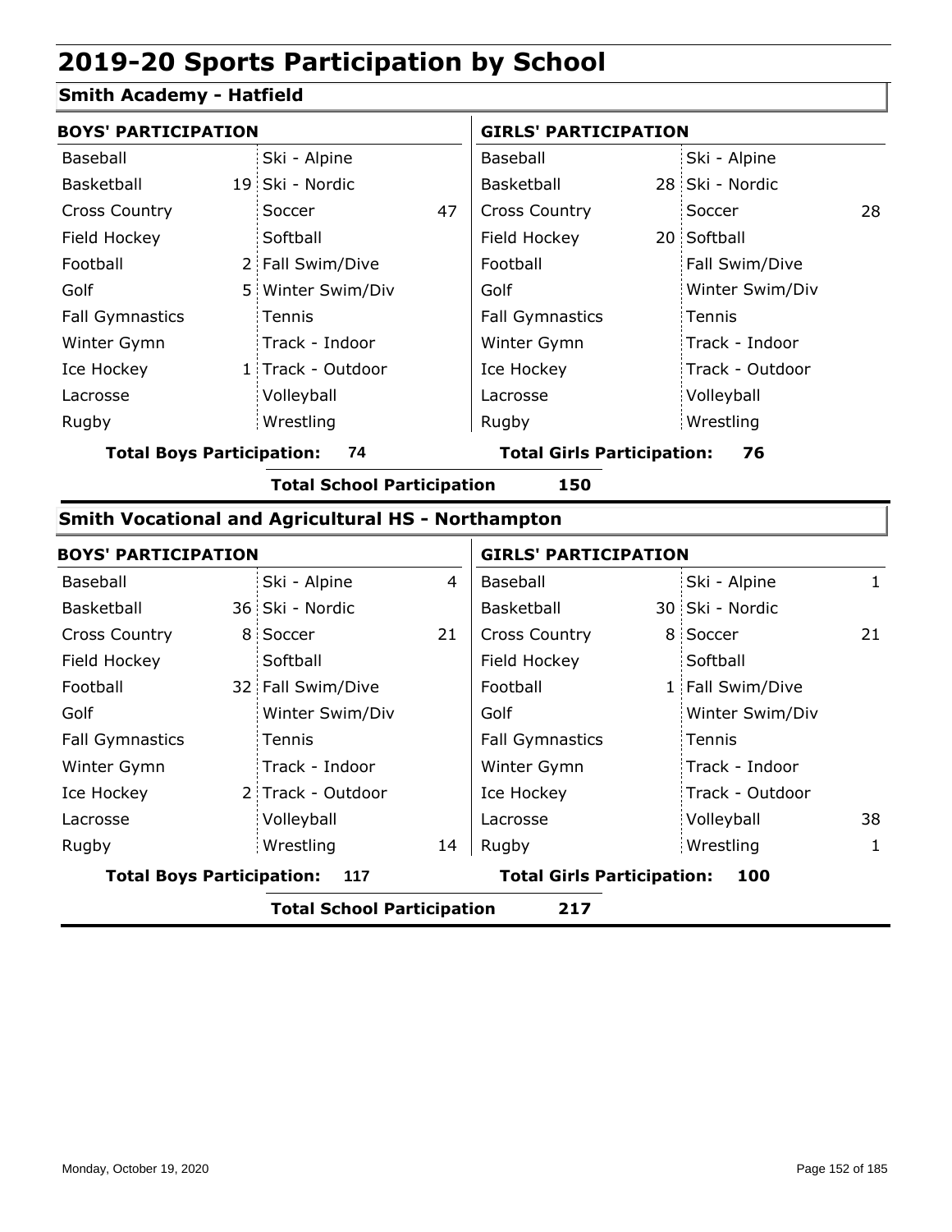# 2019-20 Sports Participation by School

## Smith Academy - Hatfield

| BOYS' PARTICIPATION | | | | GIRLS' PARTICIPATION | | | |
|---|---|---|---|---|---|---|---|
| Baseball | | Ski - Alpine | | Baseball | | Ski - Alpine | |
| Basketball | 19 | Ski - Nordic | | Basketball | 28 | Ski - Nordic | |
| Cross Country | | Soccer | 47 | Cross Country | | Soccer | 28 |
| Field Hockey | | Softball | | Field Hockey | 20 | Softball | |
| Football | 2 | Fall Swim/Dive | | Football | | Fall Swim/Dive | |
| Golf | 5 | Winter Swim/Div | | Golf | | Winter Swim/Div | |
| Fall Gymnastics | | Tennis | | Fall Gymnastics | | Tennis | |
| Winter Gymn | | Track - Indoor | | Winter Gymn | | Track - Indoor | |
| Ice Hockey | 1 | Track - Outdoor | | Ice Hockey | | Track - Outdoor | |
| Lacrosse | | Volleyball | | Lacrosse | | Volleyball | |
| Rugby | | Wrestling | | Rugby | | Wrestling | |

**Total Boys Participation: 74** **Total Girls Participation: 76**

**Total School Participation 150**

## Smith Vocational and Agricultural HS - Northampton

| BOYS' PARTICIPATION | | | | GIRLS' PARTICIPATION | | | |
|---|---|---|---|---|---|---|---|
| Baseball | | Ski - Alpine | 4 | Baseball | | Ski - Alpine | 1 |
| Basketball | 36 | Ski - Nordic | | Basketball | 30 | Ski - Nordic | |
| Cross Country | 8 | Soccer | 21 | Cross Country | 8 | Soccer | 21 |
| Field Hockey | | Softball | | Field Hockey | | Softball | |
| Football | 32 | Fall Swim/Dive | | Football | 1 | Fall Swim/Dive | |
| Golf | | Winter Swim/Div | | Golf | | Winter Swim/Div | |
| Fall Gymnastics | | Tennis | | Fall Gymnastics | | Tennis | |
| Winter Gymn | | Track - Indoor | | Winter Gymn | | Track - Indoor | |
| Ice Hockey | 2 | Track - Outdoor | | Ice Hockey | | Track - Outdoor | |
| Lacrosse | | Volleyball | | Lacrosse | | Volleyball | 38 |
| Rugby | | Wrestling | 14 | Rugby | | Wrestling | 1 |

**Total Boys Participation: 117** **Total Girls Participation: 100**

**Total School Participation 217**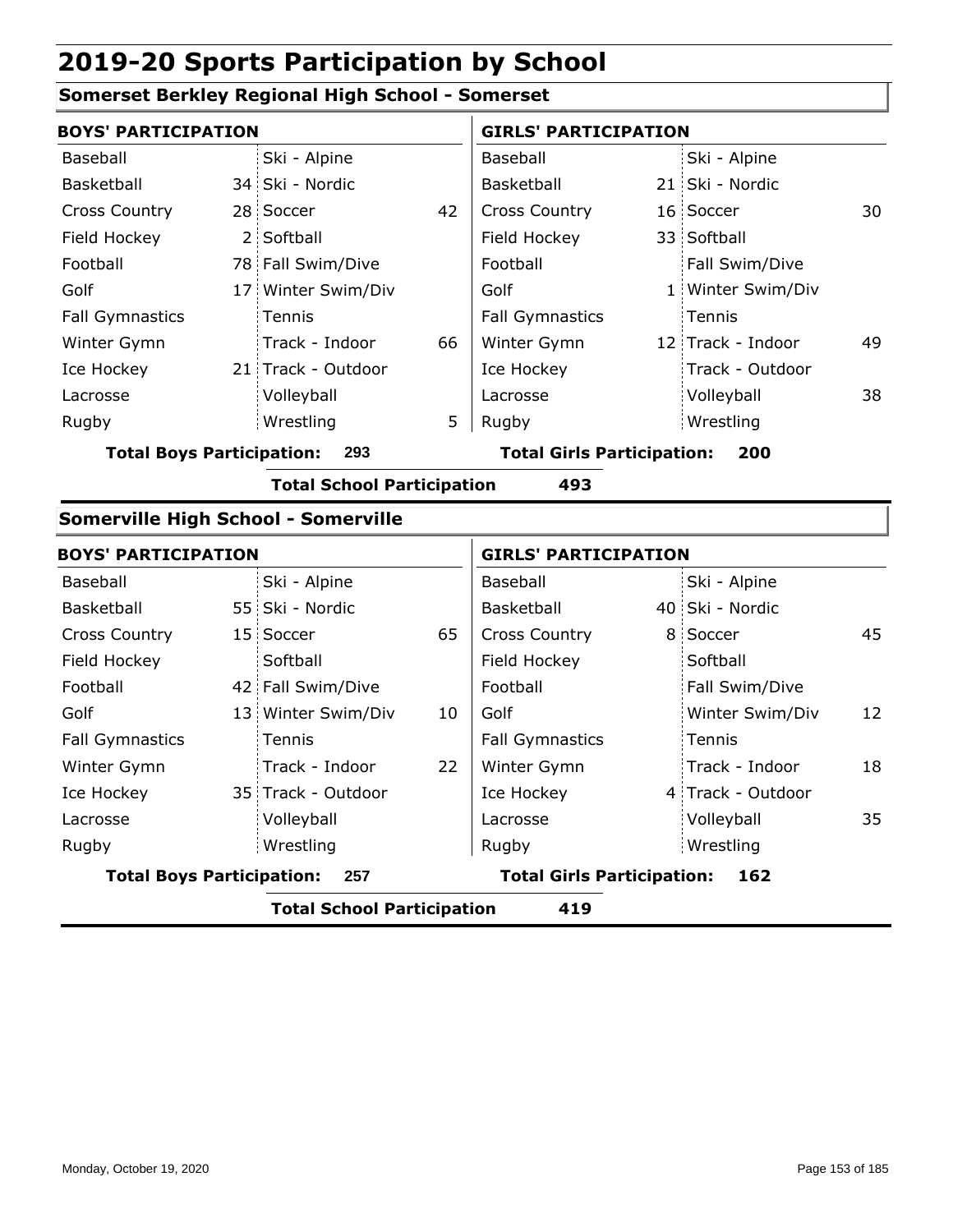# 2019-20 Sports Participation by School

## Somerset Berkley Regional High School - Somerset

| BOYS' PARTICIPATION | | | | GIRLS' PARTICIPATION | | | |
|---|---|---|---|---|---|---|---|
| Baseball | | Ski - Alpine | | Baseball | | Ski - Alpine | |
| Basketball | 34 | Ski - Nordic | | Basketball | 21 | Ski - Nordic | |
| Cross Country | 28 | Soccer | 42 | Cross Country | 16 | Soccer | 30 |
| Field Hockey | 2 | Softball | | Field Hockey | 33 | Softball | |
| Football | 78 | Fall Swim/Dive | | Football | | Fall Swim/Dive | |
| Golf | 17 | Winter Swim/Div | | Golf | 1 | Winter Swim/Div | |
| Fall Gymnastics | | Tennis | | Fall Gymnastics | | Tennis | |
| Winter Gymn | | Track - Indoor | 66 | Winter Gymn | 12 | Track - Indoor | 49 |
| Ice Hockey | 21 | Track - Outdoor | | Ice Hockey | | Track - Outdoor | |
| Lacrosse | | Volleyball | | Lacrosse | | Volleyball | 38 |
| Rugby | | Wrestling | 5 | Rugby | | Wrestling | |

**Total Boys Participation: 293** **Total Girls Participation: 200**

**Total School Participation 493**

## Somerville High School - Somerville

| BOYS' PARTICIPATION | | | | GIRLS' PARTICIPATION | | | |
|---|---|---|---|---|---|---|---|
| Baseball | | Ski - Alpine | | Baseball | | Ski - Alpine | |
| Basketball | 55 | Ski - Nordic | | Basketball | 40 | Ski - Nordic | |
| Cross Country | 15 | Soccer | 65 | Cross Country | 8 | Soccer | 45 |
| Field Hockey | | Softball | | Field Hockey | | Softball | |
| Football | 42 | Fall Swim/Dive | | Football | | Fall Swim/Dive | |
| Golf | 13 | Winter Swim/Div | 10 | Golf | | Winter Swim/Div | 12 |
| Fall Gymnastics | | Tennis | | Fall Gymnastics | | Tennis | |
| Winter Gymn | | Track - Indoor | 22 | Winter Gymn | | Track - Indoor | 18 |
| Ice Hockey | 35 | Track - Outdoor | | Ice Hockey | 4 | Track - Outdoor | |
| Lacrosse | | Volleyball | | Lacrosse | | Volleyball | 35 |
| Rugby | | Wrestling | | Rugby | | Wrestling | |

**Total Boys Participation: 257** **Total Girls Participation: 162**

**Total School Participation 419**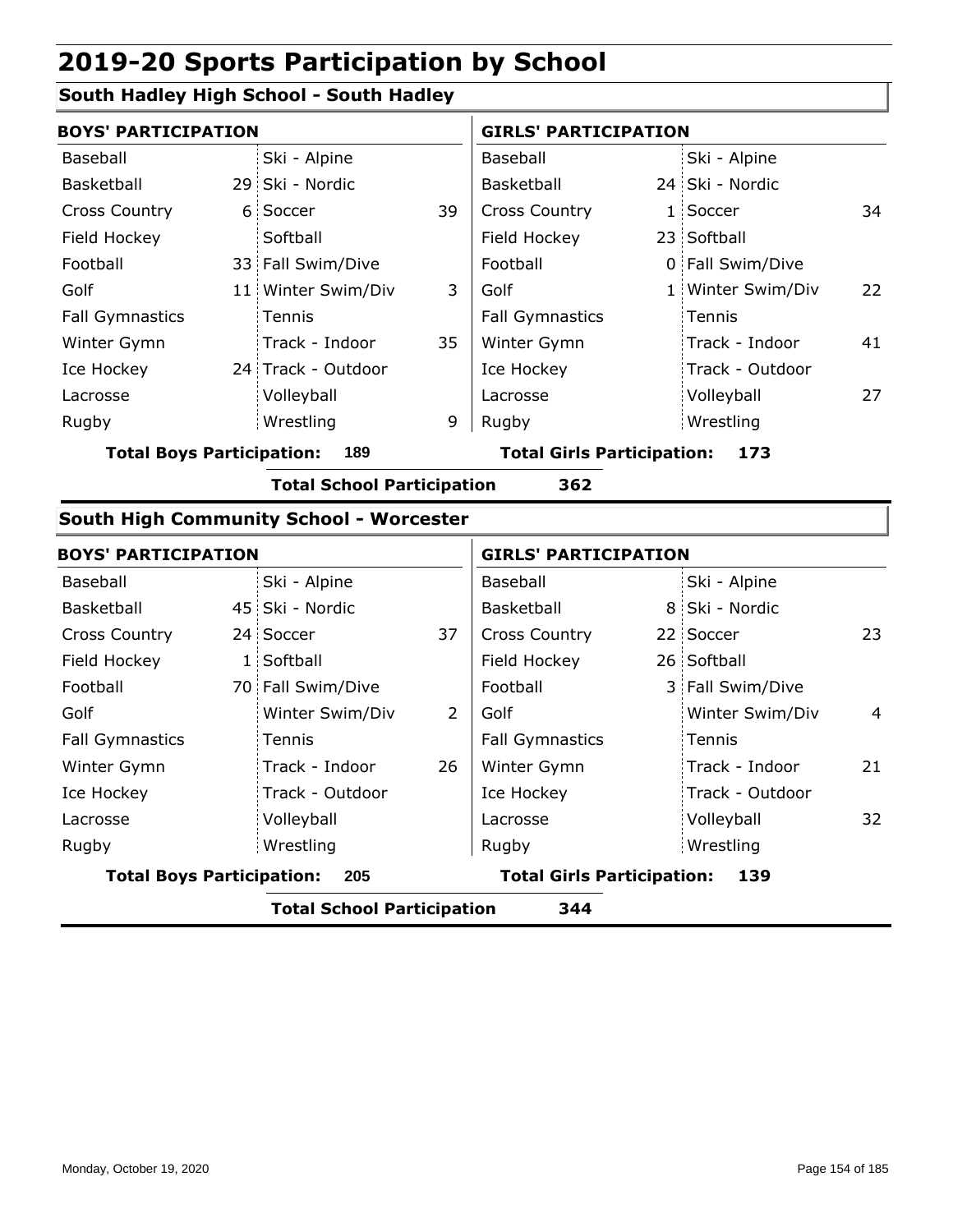# 2019-20 Sports Participation by School

## South Hadley High School - South Hadley

| BOYS' PARTICIPATION | | | | GIRLS' PARTICIPATION | | | |
|---|---|---|---|---|---|---|---|
| Baseball | | Ski - Alpine | | Baseball | | Ski - Alpine | |
| Basketball | 29 | Ski - Nordic | | Basketball | 24 | Ski - Nordic | |
| Cross Country | 6 | Soccer | 39 | Cross Country | 1 | Soccer | 34 |
| Field Hockey | | Softball | | Field Hockey | 23 | Softball | |
| Football | 33 | Fall Swim/Dive | | Football | 0 | Fall Swim/Dive | |
| Golf | 11 | Winter Swim/Div | 3 | Golf | 1 | Winter Swim/Div | 22 |
| Fall Gymnastics | | Tennis | | Fall Gymnastics | | Tennis | |
| Winter Gymn | | Track - Indoor | 35 | Winter Gymn | | Track - Indoor | 41 |
| Ice Hockey | 24 | Track - Outdoor | | Ice Hockey | | Track - Outdoor | |
| Lacrosse | | Volleyball | | Lacrosse | | Volleyball | 27 |
| Rugby | | Wrestling | 9 | Rugby | | Wrestling | |

**Total Boys Participation: 189** **Total Girls Participation: 173**

**Total School Participation 362**

## South High Community School - Worcester

| BOYS' PARTICIPATION | | | | GIRLS' PARTICIPATION | | | |
|---|---|---|---|---|---|---|---|
| Baseball | | Ski - Alpine | | Baseball | | Ski - Alpine | |
| Basketball | 45 | Ski - Nordic | | Basketball | 8 | Ski - Nordic | |
| Cross Country | 24 | Soccer | 37 | Cross Country | 22 | Soccer | 23 |
| Field Hockey | 1 | Softball | | Field Hockey | 26 | Softball | |
| Football | 70 | Fall Swim/Dive | | Football | 3 | Fall Swim/Dive | |
| Golf | | Winter Swim/Div | 2 | Golf | | Winter Swim/Div | 4 |
| Fall Gymnastics | | Tennis | | Fall Gymnastics | | Tennis | |
| Winter Gymn | | Track - Indoor | 26 | Winter Gymn | | Track - Indoor | 21 |
| Ice Hockey | | Track - Outdoor | | Ice Hockey | | Track - Outdoor | |
| Lacrosse | | Volleyball | | Lacrosse | | Volleyball | 32 |
| Rugby | | Wrestling | | Rugby | | Wrestling | |

**Total Boys Participation: 205** **Total Girls Participation: 139**

**Total School Participation 344**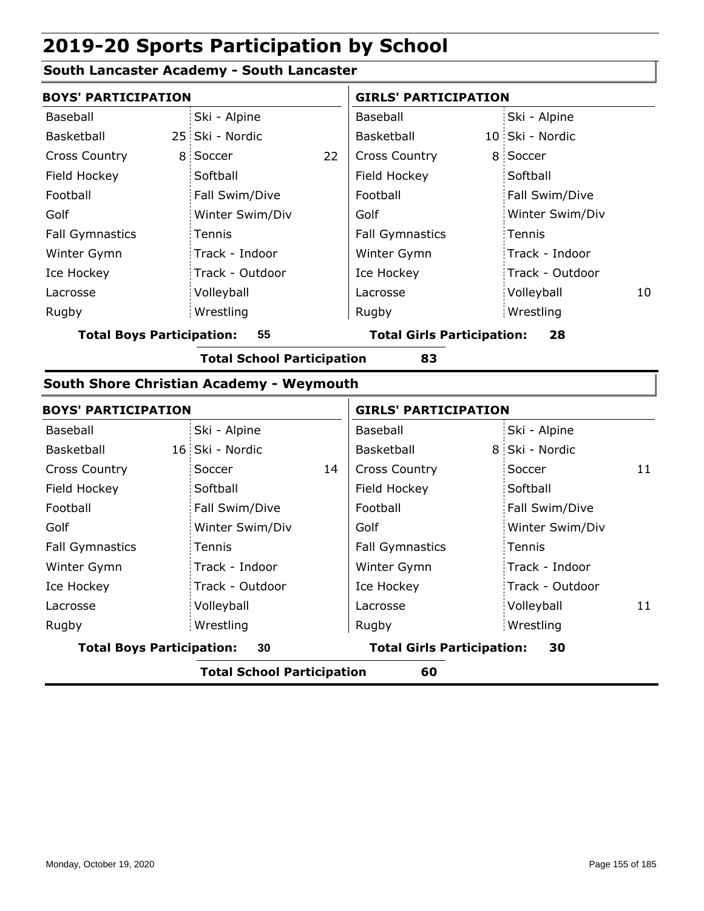# 2019-20 Sports Participation by School

## South Lancaster Academy - South Lancaster

| BOYS' PARTICIPATION | | | | GIRLS' PARTICIPATION | | | |
|---|---|---|---|---|---|---|---|
| Baseball | | Ski - Alpine | | Baseball | | Ski - Alpine | |
| Basketball | 25 | Ski - Nordic | | Basketball | 10 | Ski - Nordic | |
| Cross Country | 8 | Soccer | 22 | Cross Country | 8 | Soccer | |
| Field Hockey | | Softball | | Field Hockey | | Softball | |
| Football | | Fall Swim/Dive | | Football | | Fall Swim/Dive | |
| Golf | | Winter Swim/Div | | Golf | | Winter Swim/Div | |
| Fall Gymnastics | | Tennis | | Fall Gymnastics | | Tennis | |
| Winter Gymn | | Track - Indoor | | Winter Gymn | | Track - Indoor | |
| Ice Hockey | | Track - Outdoor | | Ice Hockey | | Track - Outdoor | |
| Lacrosse | | Volleyball | | Lacrosse | | Volleyball | 10 |
| Rugby | | Wrestling | | Rugby | | Wrestling | |

**Total Boys Participation: 55** **Total Girls Participation: 28**

**Total School Participation 83**

## South Shore Christian Academy - Weymouth

| BOYS' PARTICIPATION | | | | GIRLS' PARTICIPATION | | | |
|---|---|---|---|---|---|---|---|
| Baseball | | Ski - Alpine | | Baseball | | Ski - Alpine | |
| Basketball | 16 | Ski - Nordic | | Basketball | 8 | Ski - Nordic | |
| Cross Country | | Soccer | 14 | Cross Country | | Soccer | 11 |
| Field Hockey | | Softball | | Field Hockey | | Softball | |
| Football | | Fall Swim/Dive | | Football | | Fall Swim/Dive | |
| Golf | | Winter Swim/Div | | Golf | | Winter Swim/Div | |
| Fall Gymnastics | | Tennis | | Fall Gymnastics | | Tennis | |
| Winter Gymn | | Track - Indoor | | Winter Gymn | | Track - Indoor | |
| Ice Hockey | | Track - Outdoor | | Ice Hockey | | Track - Outdoor | |
| Lacrosse | | Volleyball | | Lacrosse | | Volleyball | 11 |
| Rugby | | Wrestling | | Rugby | | Wrestling | |

**Total Boys Participation: 30** **Total Girls Participation: 30**

**Total School Participation 60**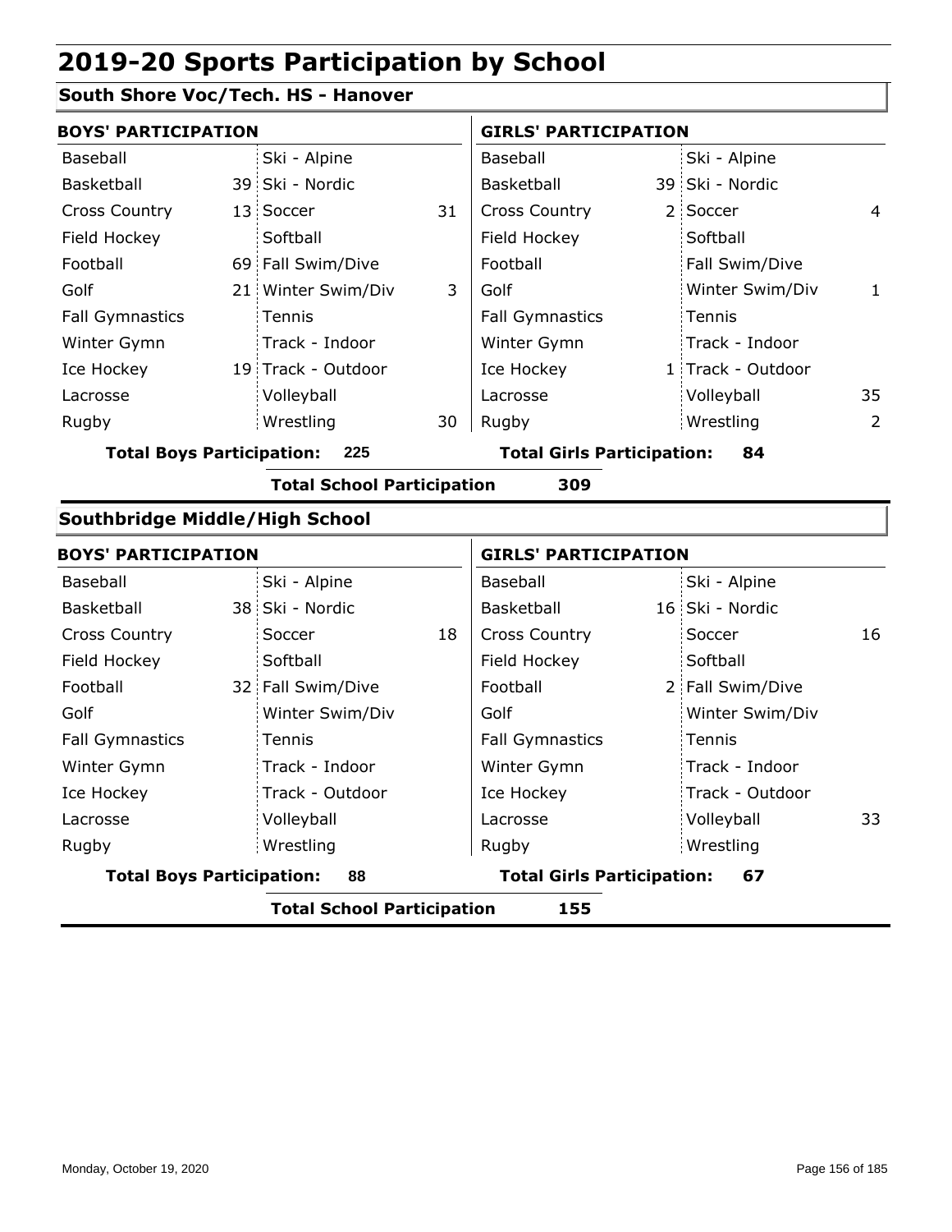# 2019-20 Sports Participation by School

## South Shore Voc/Tech. HS - Hanover

| BOYS' PARTICIPATION | | | | GIRLS' PARTICIPATION | | | |
|---|---|---|---|---|---|---|---|
| Baseball | | Ski - Alpine | | Baseball | | Ski - Alpine | |
| Basketball | 39 | Ski - Nordic | | Basketball | 39 | Ski - Nordic | |
| Cross Country | 13 | Soccer | 31 | Cross Country | 2 | Soccer | 4 |
| Field Hockey | | Softball | | Field Hockey | | Softball | |
| Football | 69 | Fall Swim/Dive | | Football | | Fall Swim/Dive | |
| Golf | 21 | Winter Swim/Div | 3 | Golf | | Winter Swim/Div | 1 |
| Fall Gymnastics | | Tennis | | Fall Gymnastics | | Tennis | |
| Winter Gymn | | Track - Indoor | | Winter Gymn | | Track - Indoor | |
| Ice Hockey | 19 | Track - Outdoor | | Ice Hockey | 1 | Track - Outdoor | |
| Lacrosse | | Volleyball | | Lacrosse | | Volleyball | 35 |
| Rugby | | Wrestling | 30 | Rugby | | Wrestling | 2 |

**Total Boys Participation: 225** **Total Girls Participation: 84**

**Total School Participation 309**

## Southbridge Middle/High School

| BOYS' PARTICIPATION | | | | GIRLS' PARTICIPATION | | | |
|---|---|---|---|---|---|---|---|
| Baseball | | Ski - Alpine | | Baseball | | Ski - Alpine | |
| Basketball | 38 | Ski - Nordic | | Basketball | 16 | Ski - Nordic | |
| Cross Country | | Soccer | 18 | Cross Country | | Soccer | 16 |
| Field Hockey | | Softball | | Field Hockey | | Softball | |
| Football | 32 | Fall Swim/Dive | | Football | 2 | Fall Swim/Dive | |
| Golf | | Winter Swim/Div | | Golf | | Winter Swim/Div | |
| Fall Gymnastics | | Tennis | | Fall Gymnastics | | Tennis | |
| Winter Gymn | | Track - Indoor | | Winter Gymn | | Track - Indoor | |
| Ice Hockey | | Track - Outdoor | | Ice Hockey | | Track - Outdoor | |
| Lacrosse | | Volleyball | | Lacrosse | | Volleyball | 33 |
| Rugby | | Wrestling | | Rugby | | Wrestling | |

**Total Boys Participation: 88** **Total Girls Participation: 67**

**Total School Participation 155**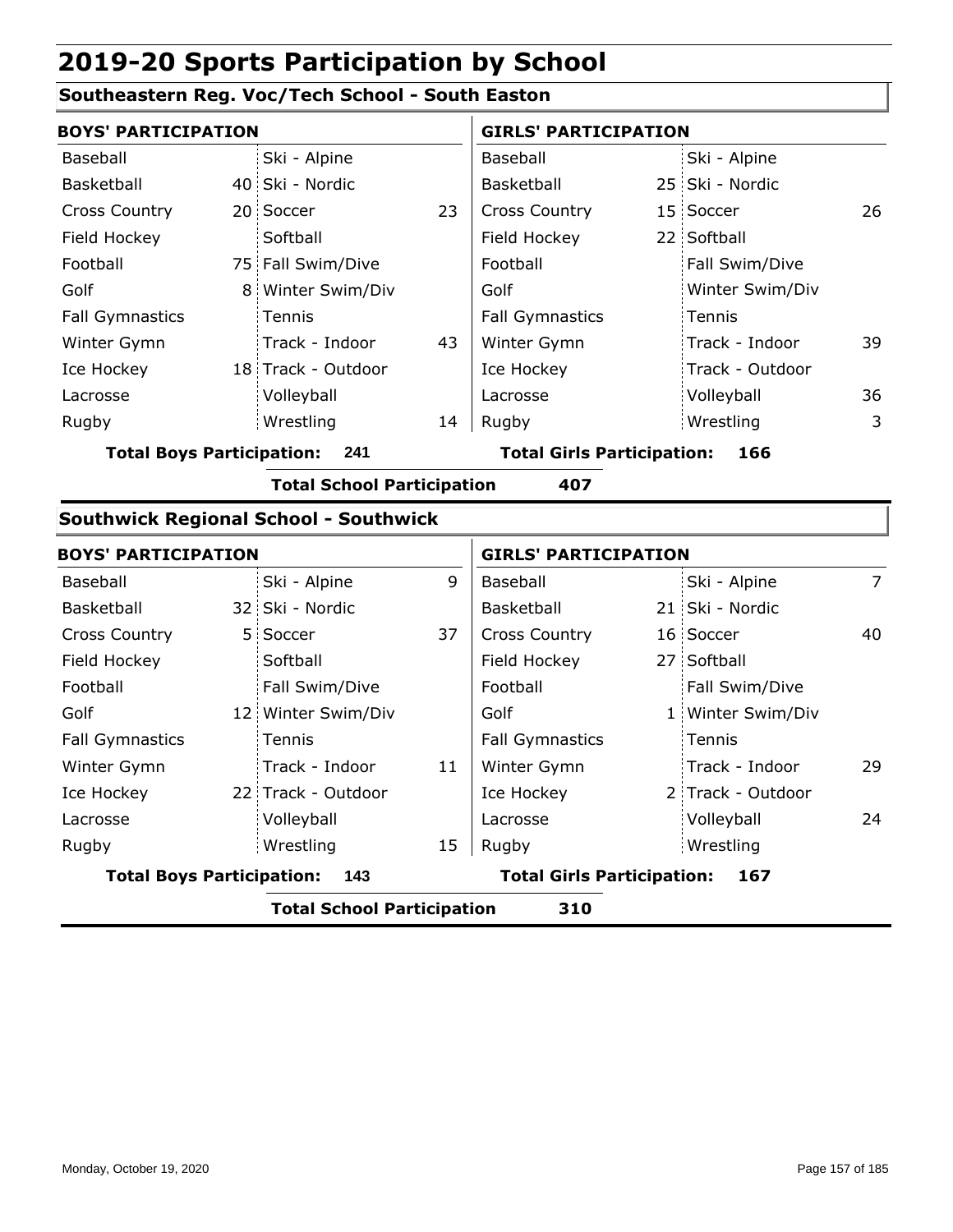# 2019-20 Sports Participation by School

## Southeastern Reg. Voc/Tech School - South Easton

| BOYS' PARTICIPATION | | | | GIRLS' PARTICIPATION | | | |
|---|---|---|---|---|---|---|---|
| Baseball | | Ski - Alpine | | Baseball | | Ski - Alpine | |
| Basketball | 40 | Ski - Nordic | | Basketball | 25 | Ski - Nordic | |
| Cross Country | 20 | Soccer | 23 | Cross Country | 15 | Soccer | 26 |
| Field Hockey | | Softball | | Field Hockey | 22 | Softball | |
| Football | 75 | Fall Swim/Dive | | Football | | Fall Swim/Dive | |
| Golf | 8 | Winter Swim/Div | | Golf | | Winter Swim/Div | |
| Fall Gymnastics | | Tennis | | Fall Gymnastics | | Tennis | |
| Winter Gymn | | Track - Indoor | 43 | Winter Gymn | | Track - Indoor | 39 |
| Ice Hockey | 18 | Track - Outdoor | | Ice Hockey | | Track - Outdoor | |
| Lacrosse | | Volleyball | | Lacrosse | | Volleyball | 36 |
| Rugby | | Wrestling | 14 | Rugby | | Wrestling | 3 |

**Total Boys Participation: 241** | **Total Girls Participation: 166**

**Total School Participation 407**

## Southwick Regional School - Southwick

| BOYS' PARTICIPATION | | | | GIRLS' PARTICIPATION | | | |
|---|---|---|---|---|---|---|---|
| Baseball | | Ski - Alpine | 9 | Baseball | | Ski - Alpine | 7 |
| Basketball | 32 | Ski - Nordic | | Basketball | 21 | Ski - Nordic | |
| Cross Country | 5 | Soccer | 37 | Cross Country | 16 | Soccer | 40 |
| Field Hockey | | Softball | | Field Hockey | 27 | Softball | |
| Football | | Fall Swim/Dive | | Football | | Fall Swim/Dive | |
| Golf | 12 | Winter Swim/Div | | Golf | 1 | Winter Swim/Div | |
| Fall Gymnastics | | Tennis | | Fall Gymnastics | | Tennis | |
| Winter Gymn | | Track - Indoor | 11 | Winter Gymn | | Track - Indoor | 29 |
| Ice Hockey | 22 | Track - Outdoor | | Ice Hockey | 2 | Track - Outdoor | |
| Lacrosse | | Volleyball | | Lacrosse | | Volleyball | 24 |
| Rugby | | Wrestling | 15 | Rugby | | Wrestling | |

**Total Boys Participation: 143** | **Total Girls Participation: 167**

**Total School Participation 310**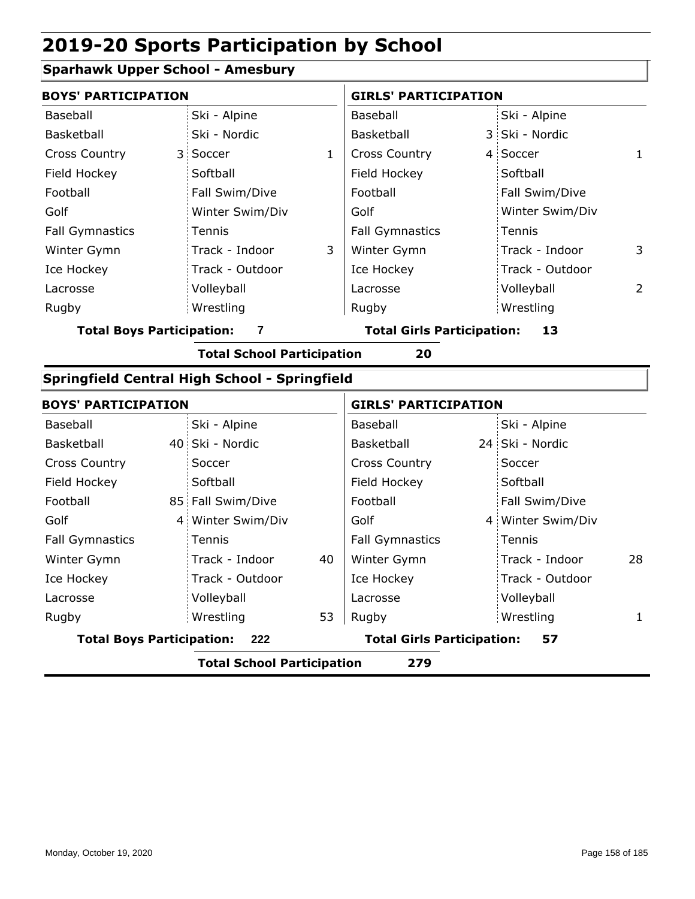# 2019-20 Sports Participation by School

## Sparhawk Upper School - Amesbury

| BOYS' PARTICIPATION | | | | GIRLS' PARTICIPATION | | | |
|---|---|---|---|---|---|---|---|
| Baseball | | Ski - Alpine | | Baseball | | Ski - Alpine | |
| Basketball | | Ski - Nordic | | Basketball | 3 | Ski - Nordic | |
| Cross Country | 3 | Soccer | 1 | Cross Country | 4 | Soccer | 1 |
| Field Hockey | | Softball | | Field Hockey | | Softball | |
| Football | | Fall Swim/Dive | | Football | | Fall Swim/Dive | |
| Golf | | Winter Swim/Div | | Golf | | Winter Swim/Div | |
| Fall Gymnastics | | Tennis | | Fall Gymnastics | | Tennis | |
| Winter Gymn | | Track - Indoor | 3 | Winter Gymn | | Track - Indoor | 3 |
| Ice Hockey | | Track - Outdoor | | Ice Hockey | | Track - Outdoor | |
| Lacrosse | | Volleyball | | Lacrosse | | Volleyball | 2 |
| Rugby | | Wrestling | | Rugby | | Wrestling | |

**Total Boys Participation:** 7 **Total Girls Participation:** 13

**Total School Participation** 20

## Springfield Central High School - Springfield

| BOYS' PARTICIPATION | | | | GIRLS' PARTICIPATION | | | |
|---|---|---|---|---|---|---|---|
| Baseball | | Ski - Alpine | | Baseball | | Ski - Alpine | |
| Basketball | 40 | Ski - Nordic | | Basketball | 24 | Ski - Nordic | |
| Cross Country | | Soccer | | Cross Country | | Soccer | |
| Field Hockey | | Softball | | Field Hockey | | Softball | |
| Football | 85 | Fall Swim/Dive | | Football | | Fall Swim/Dive | |
| Golf | 4 | Winter Swim/Div | | Golf | 4 | Winter Swim/Div | |
| Fall Gymnastics | | Tennis | | Fall Gymnastics | | Tennis | |
| Winter Gymn | | Track - Indoor | 40 | Winter Gymn | | Track - Indoor | 28 |
| Ice Hockey | | Track - Outdoor | | Ice Hockey | | Track - Outdoor | |
| Lacrosse | | Volleyball | | Lacrosse | | Volleyball | |
| Rugby | | Wrestling | 53 | Rugby | | Wrestling | 1 |

**Total Boys Participation:** 222 **Total Girls Participation:** 57

**Total School Participation** 279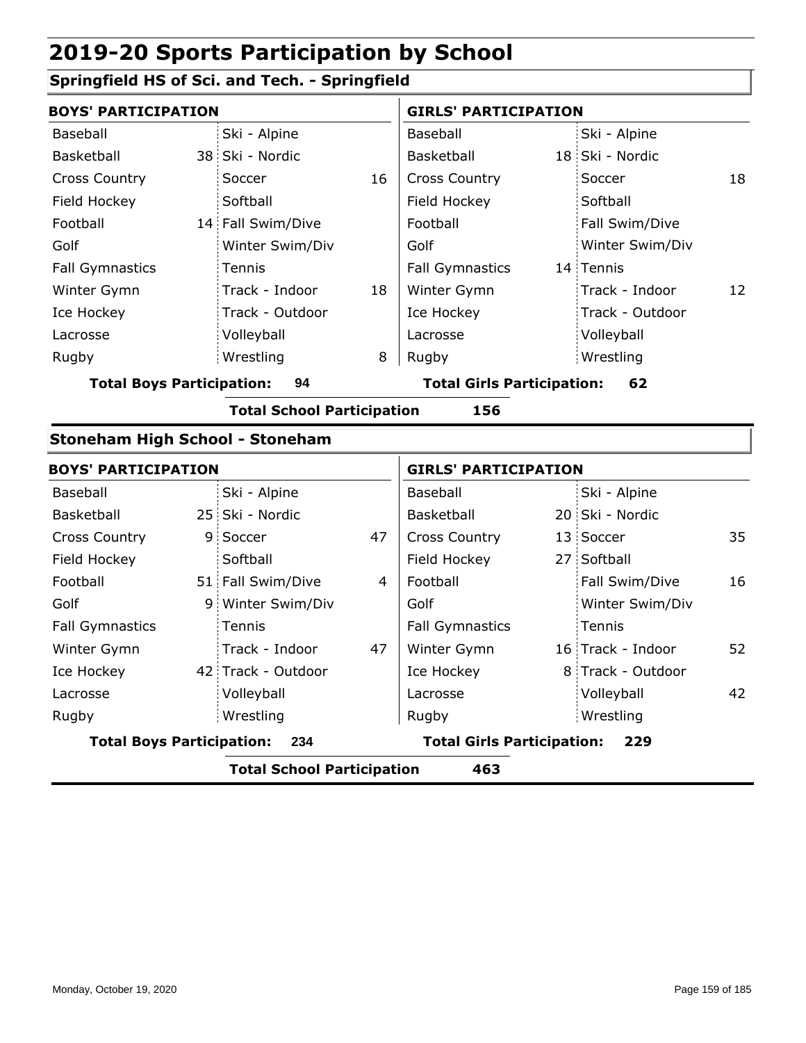# 2019-20 Sports Participation by School

## Springfield HS of Sci. and Tech. - Springfield

| BOYS' PARTICIPATION | | | | GIRLS' PARTICIPATION | | | |
|---|---|---|---|---|---|---|---|
| Baseball | | Ski - Alpine | | Baseball | | Ski - Alpine | |
| Basketball | 38 | Ski - Nordic | | Basketball | 18 | Ski - Nordic | |
| Cross Country | | Soccer | 16 | Cross Country | | Soccer | 18 |
| Field Hockey | | Softball | | Field Hockey | | Softball | |
| Football | 14 | Fall Swim/Dive | | Football | | Fall Swim/Dive | |
| Golf | | Winter Swim/Div | | Golf | | Winter Swim/Div | |
| Fall Gymnastics | | Tennis | | Fall Gymnastics | 14 | Tennis | |
| Winter Gymn | | Track - Indoor | 18 | Winter Gymn | | Track - Indoor | 12 |
| Ice Hockey | | Track - Outdoor | | Ice Hockey | | Track - Outdoor | |
| Lacrosse | | Volleyball | | Lacrosse | | Volleyball | |
| Rugby | | Wrestling | 8 | Rugby | | Wrestling | |

**Total Boys Participation: 94** **Total Girls Participation: 62**

**Total School Participation 156**

## Stoneham High School - Stoneham

| BOYS' PARTICIPATION | | | | GIRLS' PARTICIPATION | | | |
|---|---|---|---|---|---|---|---|
| Baseball | | Ski - Alpine | | Baseball | | Ski - Alpine | |
| Basketball | 25 | Ski - Nordic | | Basketball | 20 | Ski - Nordic | |
| Cross Country | 9 | Soccer | 47 | Cross Country | 13 | Soccer | 35 |
| Field Hockey | | Softball | | Field Hockey | 27 | Softball | |
| Football | 51 | Fall Swim/Dive | 4 | Football | | Fall Swim/Dive | 16 |
| Golf | 9 | Winter Swim/Div | | Golf | | Winter Swim/Div | |
| Fall Gymnastics | | Tennis | | Fall Gymnastics | | Tennis | |
| Winter Gymn | | Track - Indoor | 47 | Winter Gymn | 16 | Track - Indoor | 52 |
| Ice Hockey | 42 | Track - Outdoor | | Ice Hockey | 8 | Track - Outdoor | |
| Lacrosse | | Volleyball | | Lacrosse | | Volleyball | 42 |
| Rugby | | Wrestling | | Rugby | | Wrestling | |

**Total Boys Participation: 234** **Total Girls Participation: 229**

**Total School Participation 463**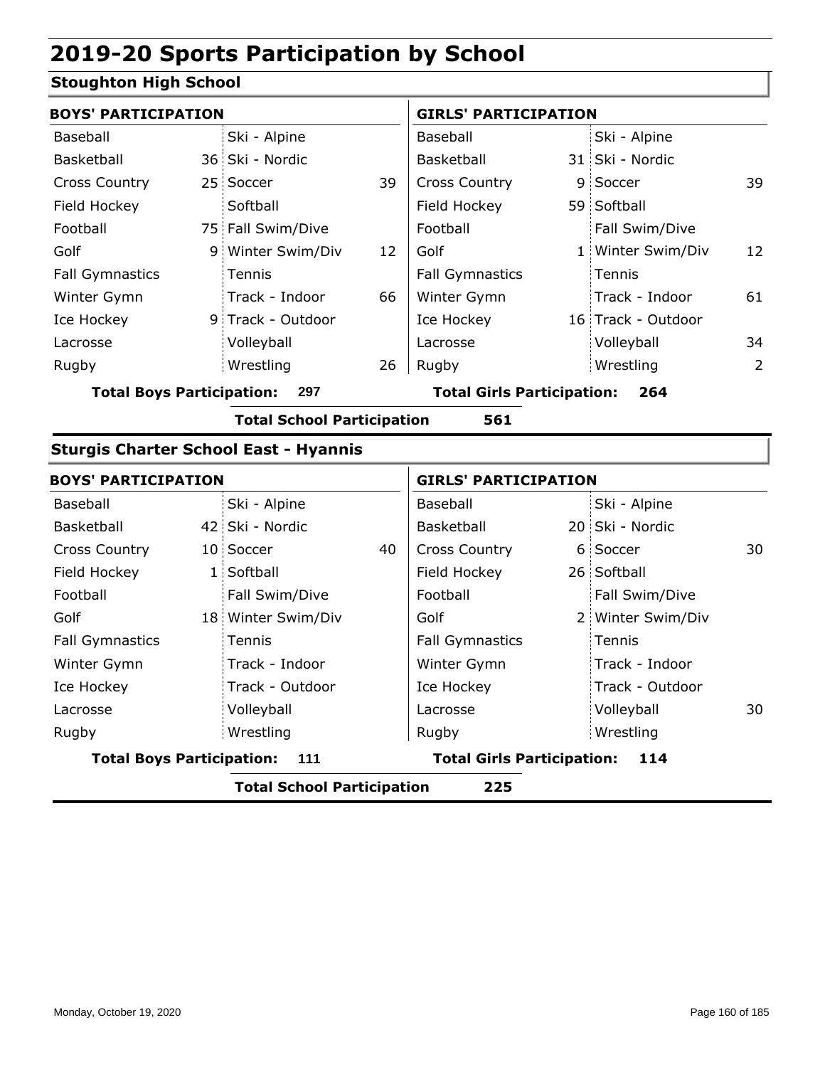# 2019-20 Sports Participation by School

## Stoughton High School

| BOYS' PARTICIPATION | | | | GIRLS' PARTICIPATION | | | |
|---|---|---|---|---|---|---|---|
| Baseball | | Ski - Alpine | | Baseball | | Ski - Alpine | |
| Basketball | 36 | Ski - Nordic | | Basketball | 31 | Ski - Nordic | |
| Cross Country | 25 | Soccer | 39 | Cross Country | 9 | Soccer | 39 |
| Field Hockey | | Softball | | Field Hockey | 59 | Softball | |
| Football | 75 | Fall Swim/Dive | | Football | | Fall Swim/Dive | |
| Golf | 9 | Winter Swim/Div | 12 | Golf | 1 | Winter Swim/Div | 12 |
| Fall Gymnastics | | Tennis | | Fall Gymnastics | | Tennis | |
| Winter Gymn | | Track - Indoor | 66 | Winter Gymn | | Track - Indoor | 61 |
| Ice Hockey | 9 | Track - Outdoor | | Ice Hockey | 16 | Track - Outdoor | |
| Lacrosse | | Volleyball | | Lacrosse | | Volleyball | 34 |
| Rugby | | Wrestling | 26 | Rugby | | Wrestling | 2 |

**Total Boys Participation: 297** **Total Girls Participation: 264**

**Total School Participation 561**

## Sturgis Charter School East - Hyannis

| BOYS' PARTICIPATION | | | | GIRLS' PARTICIPATION | | | |
|---|---|---|---|---|---|---|---|
| Baseball | | Ski - Alpine | | Baseball | | Ski - Alpine | |
| Basketball | 42 | Ski - Nordic | | Basketball | 20 | Ski - Nordic | |
| Cross Country | 10 | Soccer | 40 | Cross Country | 6 | Soccer | 30 |
| Field Hockey | 1 | Softball | | Field Hockey | 26 | Softball | |
| Football | | Fall Swim/Dive | | Football | | Fall Swim/Dive | |
| Golf | 18 | Winter Swim/Div | | Golf | 2 | Winter Swim/Div | |
| Fall Gymnastics | | Tennis | | Fall Gymnastics | | Tennis | |
| Winter Gymn | | Track - Indoor | | Winter Gymn | | Track - Indoor | |
| Ice Hockey | | Track - Outdoor | | Ice Hockey | | Track - Outdoor | |
| Lacrosse | | Volleyball | | Lacrosse | | Volleyball | 30 |
| Rugby | | Wrestling | | Rugby | | Wrestling | |

**Total Boys Participation: 111** **Total Girls Participation: 114**

**Total School Participation 225**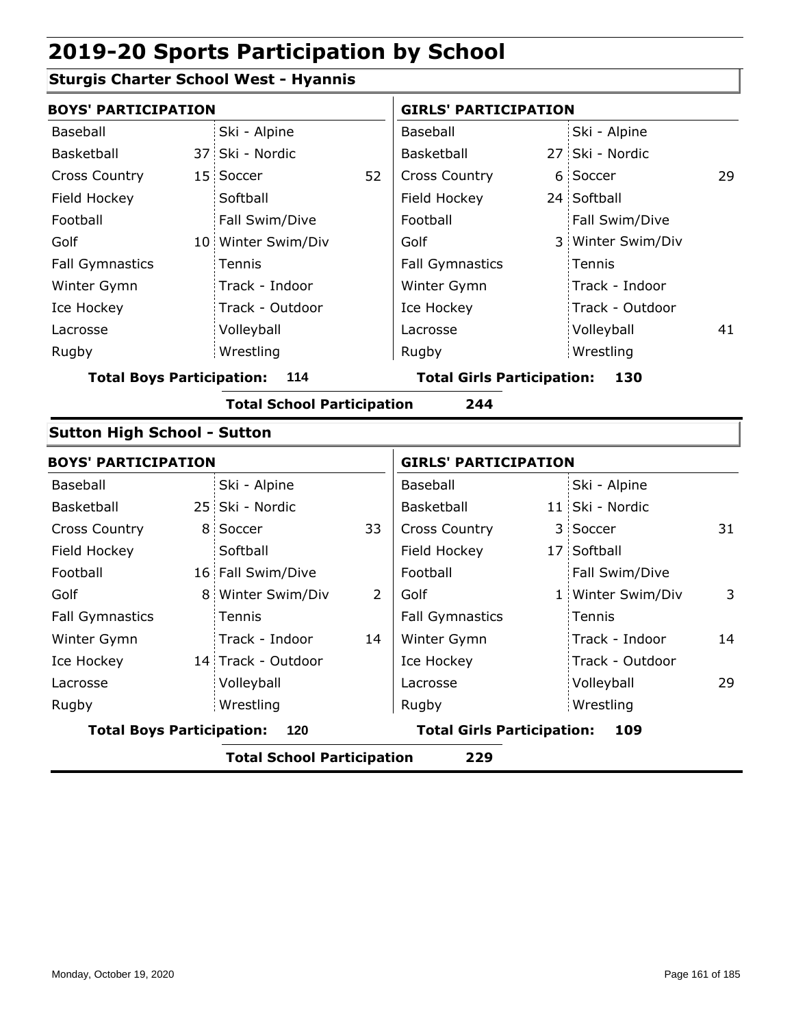# 2019-20 Sports Participation by School

## Sturgis Charter School West - Hyannis

| BOYS' PARTICIPATION | | | | GIRLS' PARTICIPATION | | | |
|---|---|---|---|---|---|---|---|
| Baseball | | Ski - Alpine | | Baseball | | Ski - Alpine | |
| Basketball | 37 | Ski - Nordic | | Basketball | 27 | Ski - Nordic | |
| Cross Country | 15 | Soccer | 52 | Cross Country | 6 | Soccer | 29 |
| Field Hockey | | Softball | | Field Hockey | 24 | Softball | |
| Football | | Fall Swim/Dive | | Football | | Fall Swim/Dive | |
| Golf | 10 | Winter Swim/Div | | Golf | 3 | Winter Swim/Div | |
| Fall Gymnastics | | Tennis | | Fall Gymnastics | | Tennis | |
| Winter Gymn | | Track - Indoor | | Winter Gymn | | Track - Indoor | |
| Ice Hockey | | Track - Outdoor | | Ice Hockey | | Track - Outdoor | |
| Lacrosse | | Volleyball | | Lacrosse | | Volleyball | 41 |
| Rugby | | Wrestling | | Rugby | | Wrestling | |

**Total Boys Participation: 114** | **Total Girls Participation: 130**

**Total School Participation 244**

## Sutton High School - Sutton

| BOYS' PARTICIPATION | | | | GIRLS' PARTICIPATION | | | |
|---|---|---|---|---|---|---|---|
| Baseball | | Ski - Alpine | | Baseball | | Ski - Alpine | |
| Basketball | 25 | Ski - Nordic | | Basketball | 11 | Ski - Nordic | |
| Cross Country | 8 | Soccer | 33 | Cross Country | 3 | Soccer | 31 |
| Field Hockey | | Softball | | Field Hockey | 17 | Softball | |
| Football | 16 | Fall Swim/Dive | | Football | | Fall Swim/Dive | |
| Golf | 8 | Winter Swim/Div | 2 | Golf | 1 | Winter Swim/Div | 3 |
| Fall Gymnastics | | Tennis | | Fall Gymnastics | | Tennis | |
| Winter Gymn | | Track - Indoor | 14 | Winter Gymn | | Track - Indoor | 14 |
| Ice Hockey | 14 | Track - Outdoor | | Ice Hockey | | Track - Outdoor | |
| Lacrosse | | Volleyball | | Lacrosse | | Volleyball | 29 |
| Rugby | | Wrestling | | Rugby | | Wrestling | |

**Total Boys Participation: 120** | **Total Girls Participation: 109**

**Total School Participation 229**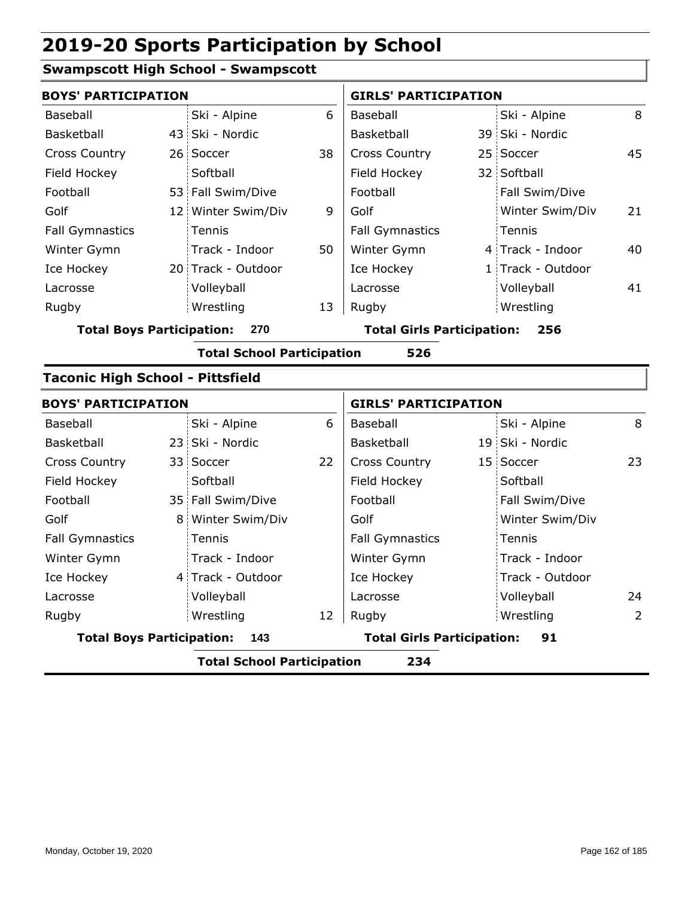# 2019-20 Sports Participation by School

## Swampscott High School - Swampscott

| BOYS' PARTICIPATION | | | | GIRLS' PARTICIPATION | | | |
|---|---|---|---|---|---|---|---|
| Baseball | | Ski - Alpine | 6 | Baseball | | Ski - Alpine | 8 |
| Basketball | 43 | Ski - Nordic | | Basketball | 39 | Ski - Nordic | |
| Cross Country | 26 | Soccer | 38 | Cross Country | 25 | Soccer | 45 |
| Field Hockey | | Softball | | Field Hockey | 32 | Softball | |
| Football | 53 | Fall Swim/Dive | | Football | | Fall Swim/Dive | |
| Golf | 12 | Winter Swim/Div | 9 | Golf | | Winter Swim/Div | 21 |
| Fall Gymnastics | | Tennis | | Fall Gymnastics | | Tennis | |
| Winter Gymn | | Track - Indoor | 50 | Winter Gymn | 4 | Track - Indoor | 40 |
| Ice Hockey | 20 | Track - Outdoor | | Ice Hockey | 1 | Track - Outdoor | |
| Lacrosse | | Volleyball | | Lacrosse | | Volleyball | 41 |
| Rugby | | Wrestling | 13 | Rugby | | Wrestling | |

**Total Boys Participation: 270** | **Total Girls Participation: 256**

**Total School Participation 526**

## Taconic High School - Pittsfield

| BOYS' PARTICIPATION | | | | GIRLS' PARTICIPATION | | | |
|---|---|---|---|---|---|---|---|
| Baseball | | Ski - Alpine | 6 | Baseball | | Ski - Alpine | 8 |
| Basketball | 23 | Ski - Nordic | | Basketball | 19 | Ski - Nordic | |
| Cross Country | 33 | Soccer | 22 | Cross Country | 15 | Soccer | 23 |
| Field Hockey | | Softball | | Field Hockey | | Softball | |
| Football | 35 | Fall Swim/Dive | | Football | | Fall Swim/Dive | |
| Golf | 8 | Winter Swim/Div | | Golf | | Winter Swim/Div | |
| Fall Gymnastics | | Tennis | | Fall Gymnastics | | Tennis | |
| Winter Gymn | | Track - Indoor | | Winter Gymn | | Track - Indoor | |
| Ice Hockey | 4 | Track - Outdoor | | Ice Hockey | | Track - Outdoor | |
| Lacrosse | | Volleyball | | Lacrosse | | Volleyball | 24 |
| Rugby | | Wrestling | 12 | Rugby | | Wrestling | 2 |

**Total Boys Participation: 143** | **Total Girls Participation: 91**

**Total School Participation 234**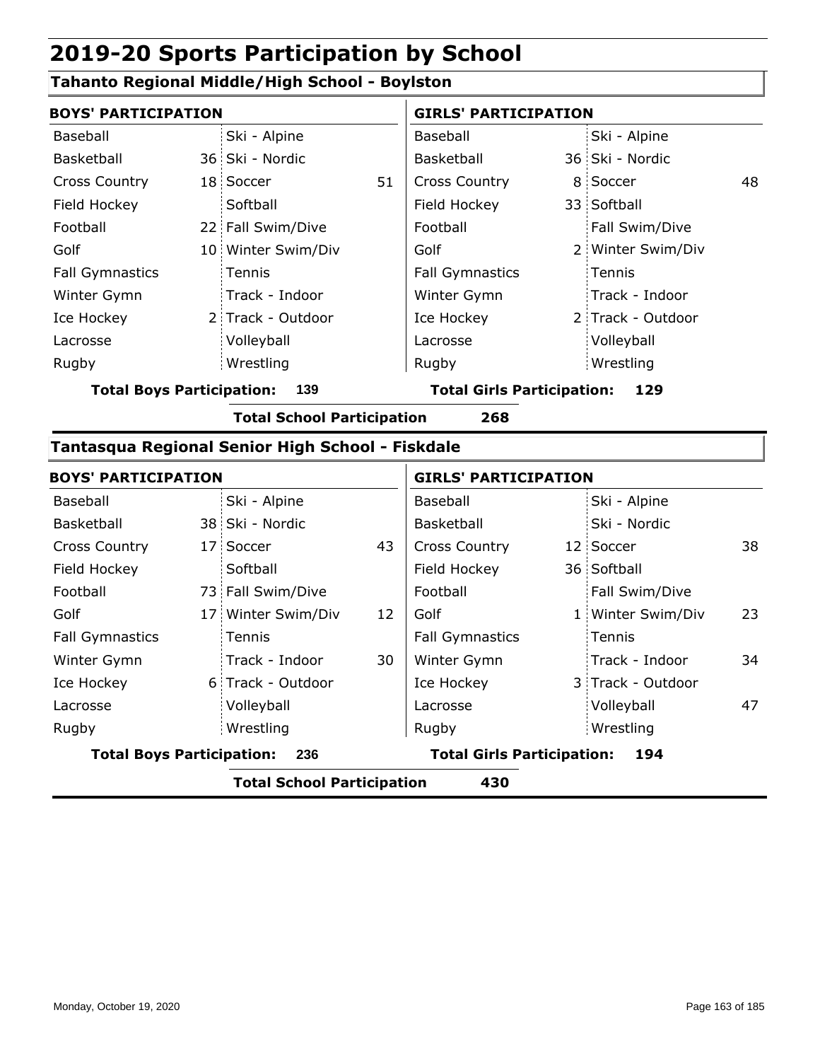# 2019-20 Sports Participation by School

## Tahanto Regional Middle/High School - Boylston

| BOYS' PARTICIPATION | | | | GIRLS' PARTICIPATION | | | |
|---|---|---|---|---|---|---|---|
| Baseball | | Ski - Alpine | | Baseball | | Ski - Alpine | |
| Basketball | 36 | Ski - Nordic | | Basketball | 36 | Ski - Nordic | |
| Cross Country | 18 | Soccer | 51 | Cross Country | 8 | Soccer | 48 |
| Field Hockey | | Softball | | Field Hockey | 33 | Softball | |
| Football | 22 | Fall Swim/Dive | | Football | | Fall Swim/Dive | |
| Golf | 10 | Winter Swim/Div | | Golf | 2 | Winter Swim/Div | |
| Fall Gymnastics | | Tennis | | Fall Gymnastics | | Tennis | |
| Winter Gymn | | Track - Indoor | | Winter Gymn | | Track - Indoor | |
| Ice Hockey | 2 | Track - Outdoor | | Ice Hockey | 2 | Track - Outdoor | |
| Lacrosse | | Volleyball | | Lacrosse | | Volleyball | |
| Rugby | | Wrestling | | Rugby | | Wrestling | |

**Total Boys Participation: 139** | **Total Girls Participation: 129**

**Total School Participation 268**

## Tantasqua Regional Senior High School - Fiskdale

| BOYS' PARTICIPATION | | | | GIRLS' PARTICIPATION | | | |
|---|---|---|---|---|---|---|---|
| Baseball | | Ski - Alpine | | Baseball | | Ski - Alpine | |
| Basketball | 38 | Ski - Nordic | | Basketball | | Ski - Nordic | |
| Cross Country | 17 | Soccer | 43 | Cross Country | 12 | Soccer | 38 |
| Field Hockey | | Softball | | Field Hockey | 36 | Softball | |
| Football | 73 | Fall Swim/Dive | | Football | | Fall Swim/Dive | |
| Golf | 17 | Winter Swim/Div | 12 | Golf | 1 | Winter Swim/Div | 23 |
| Fall Gymnastics | | Tennis | | Fall Gymnastics | | Tennis | |
| Winter Gymn | | Track - Indoor | 30 | Winter Gymn | | Track - Indoor | 34 |
| Ice Hockey | 6 | Track - Outdoor | | Ice Hockey | 3 | Track - Outdoor | |
| Lacrosse | | Volleyball | | Lacrosse | | Volleyball | 47 |
| Rugby | | Wrestling | | Rugby | | Wrestling | |

**Total Boys Participation: 236** | **Total Girls Participation: 194**

**Total School Participation 430**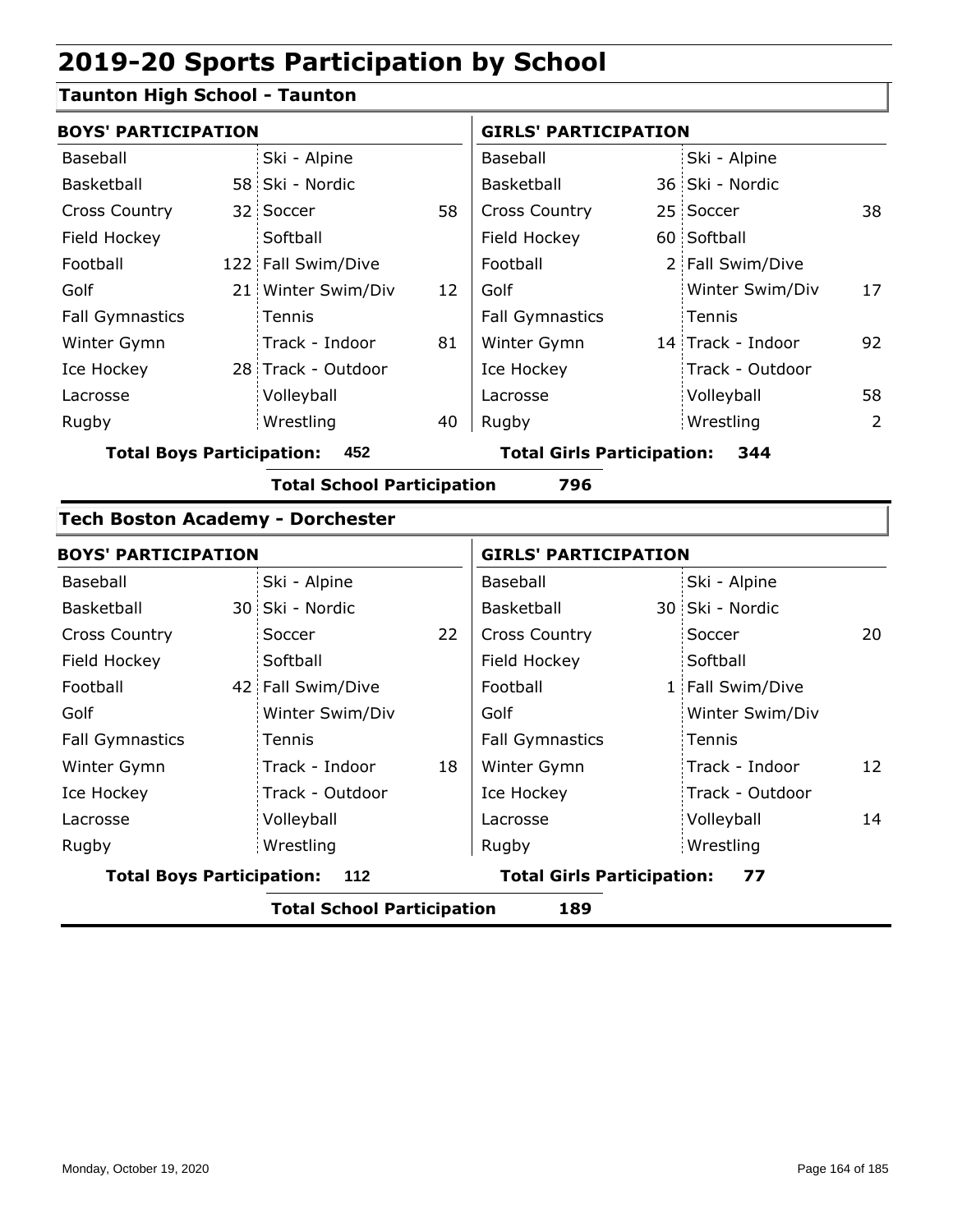# 2019-20 Sports Participation by School

## Taunton High School - Taunton

| BOYS' PARTICIPATION | | | | GIRLS' PARTICIPATION | | | |
|---|---|---|---|---|---|---|---|
| Baseball | | Ski - Alpine | | Baseball | | Ski - Alpine | |
| Basketball | 58 | Ski - Nordic | | Basketball | 36 | Ski - Nordic | |
| Cross Country | 32 | Soccer | 58 | Cross Country | 25 | Soccer | 38 |
| Field Hockey | | Softball | | Field Hockey | 60 | Softball | |
| Football | 122 | Fall Swim/Dive | | Football | 2 | Fall Swim/Dive | |
| Golf | 21 | Winter Swim/Div | 12 | Golf | | Winter Swim/Div | 17 |
| Fall Gymnastics | | Tennis | | Fall Gymnastics | | Tennis | |
| Winter Gymn | | Track - Indoor | 81 | Winter Gymn | 14 | Track - Indoor | 92 |
| Ice Hockey | 28 | Track - Outdoor | | Ice Hockey | | Track - Outdoor | |
| Lacrosse | | Volleyball | | Lacrosse | | Volleyball | 58 |
| Rugby | | Wrestling | 40 | Rugby | | Wrestling | 2 |

**Total Boys Participation: 452** **Total Girls Participation: 344**

**Total School Participation 796**

## Tech Boston Academy - Dorchester

| BOYS' PARTICIPATION | | | | GIRLS' PARTICIPATION | | | |
|---|---|---|---|---|---|---|---|
| Baseball | | Ski - Alpine | | Baseball | | Ski - Alpine | |
| Basketball | 30 | Ski - Nordic | | Basketball | 30 | Ski - Nordic | |
| Cross Country | | Soccer | 22 | Cross Country | | Soccer | 20 |
| Field Hockey | | Softball | | Field Hockey | | Softball | |
| Football | 42 | Fall Swim/Dive | | Football | 1 | Fall Swim/Dive | |
| Golf | | Winter Swim/Div | | Golf | | Winter Swim/Div | |
| Fall Gymnastics | | Tennis | | Fall Gymnastics | | Tennis | |
| Winter Gymn | | Track - Indoor | 18 | Winter Gymn | | Track - Indoor | 12 |
| Ice Hockey | | Track - Outdoor | | Ice Hockey | | Track - Outdoor | |
| Lacrosse | | Volleyball | | Lacrosse | | Volleyball | 14 |
| Rugby | | Wrestling | | Rugby | | Wrestling | |

**Total Boys Participation: 112** **Total Girls Participation: 77**

**Total School Participation 189**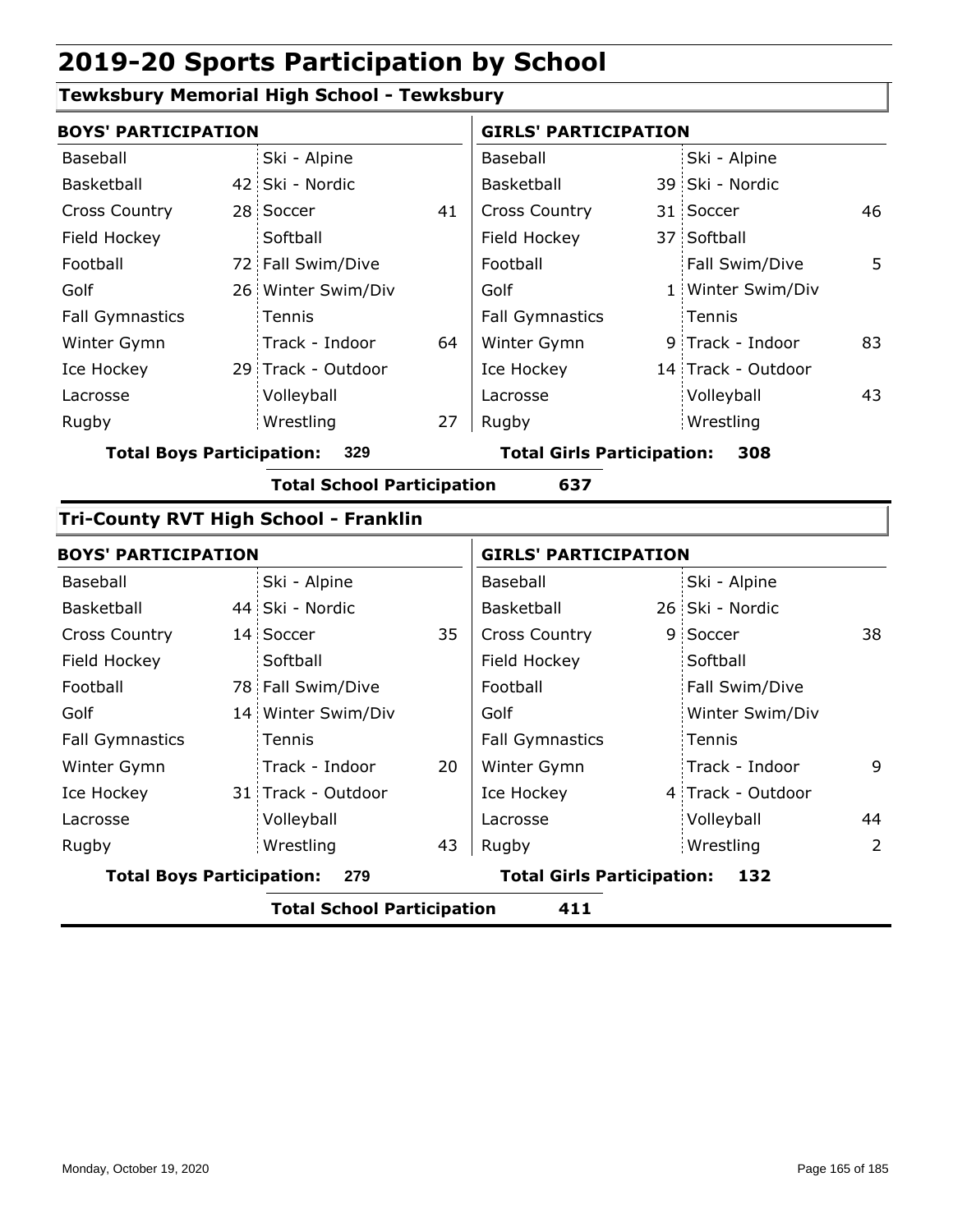# 2019-20 Sports Participation by School

## Tewksbury Memorial High School - Tewksbury

**BOYS' PARTICIPATION**

| Sport | Count | Sport | Count |
|---|---|---|---|
| Baseball | | Ski - Alpine | |
| Basketball | 42 | Ski - Nordic | |
| Cross Country | 28 | Soccer | 41 |
| Field Hockey | | Softball | |
| Football | 72 | Fall Swim/Dive | |
| Golf | 26 | Winter Swim/Div | |
| Fall Gymnastics | | Tennis | |
| Winter Gymn | | Track - Indoor | 64 |
| Ice Hockey | 29 | Track - Outdoor | |
| Lacrosse | | Volleyball | |
| Rugby | | Wrestling | 27 |

**Total Boys Participation: 329**

**GIRLS' PARTICIPATION**

| Sport | Count | Sport | Count |
|---|---|---|---|
| Baseball | | Ski - Alpine | |
| Basketball | 39 | Ski - Nordic | |
| Cross Country | 31 | Soccer | 46 |
| Field Hockey | 37 | Softball | |
| Football | | Fall Swim/Dive | 5 |
| Golf | 1 | Winter Swim/Div | |
| Fall Gymnastics | | Tennis | |
| Winter Gymn | 9 | Track - Indoor | 83 |
| Ice Hockey | 14 | Track - Outdoor | |
| Lacrosse | | Volleyball | 43 |
| Rugby | | Wrestling | |

**Total Girls Participation: 308**

**Total School Participation 637**

## Tri-County RVT High School - Franklin

**BOYS' PARTICIPATION**

| Sport | Count | Sport | Count |
|---|---|---|---|
| Baseball | | Ski - Alpine | |
| Basketball | 44 | Ski - Nordic | |
| Cross Country | 14 | Soccer | 35 |
| Field Hockey | | Softball | |
| Football | 78 | Fall Swim/Dive | |
| Golf | 14 | Winter Swim/Div | |
| Fall Gymnastics | | Tennis | |
| Winter Gymn | | Track - Indoor | 20 |
| Ice Hockey | 31 | Track - Outdoor | |
| Lacrosse | | Volleyball | |
| Rugby | | Wrestling | 43 |

**Total Boys Participation: 279**

**GIRLS' PARTICIPATION**

| Sport | Count | Sport | Count |
|---|---|---|---|
| Baseball | | Ski - Alpine | |
| Basketball | 26 | Ski - Nordic | |
| Cross Country | 9 | Soccer | 38 |
| Field Hockey | | Softball | |
| Football | | Fall Swim/Dive | |
| Golf | | Winter Swim/Div | |
| Fall Gymnastics | | Tennis | |
| Winter Gymn | | Track - Indoor | 9 |
| Ice Hockey | 4 | Track - Outdoor | |
| Lacrosse | | Volleyball | 44 |
| Rugby | | Wrestling | 2 |

**Total Girls Participation: 132**

**Total School Participation 411**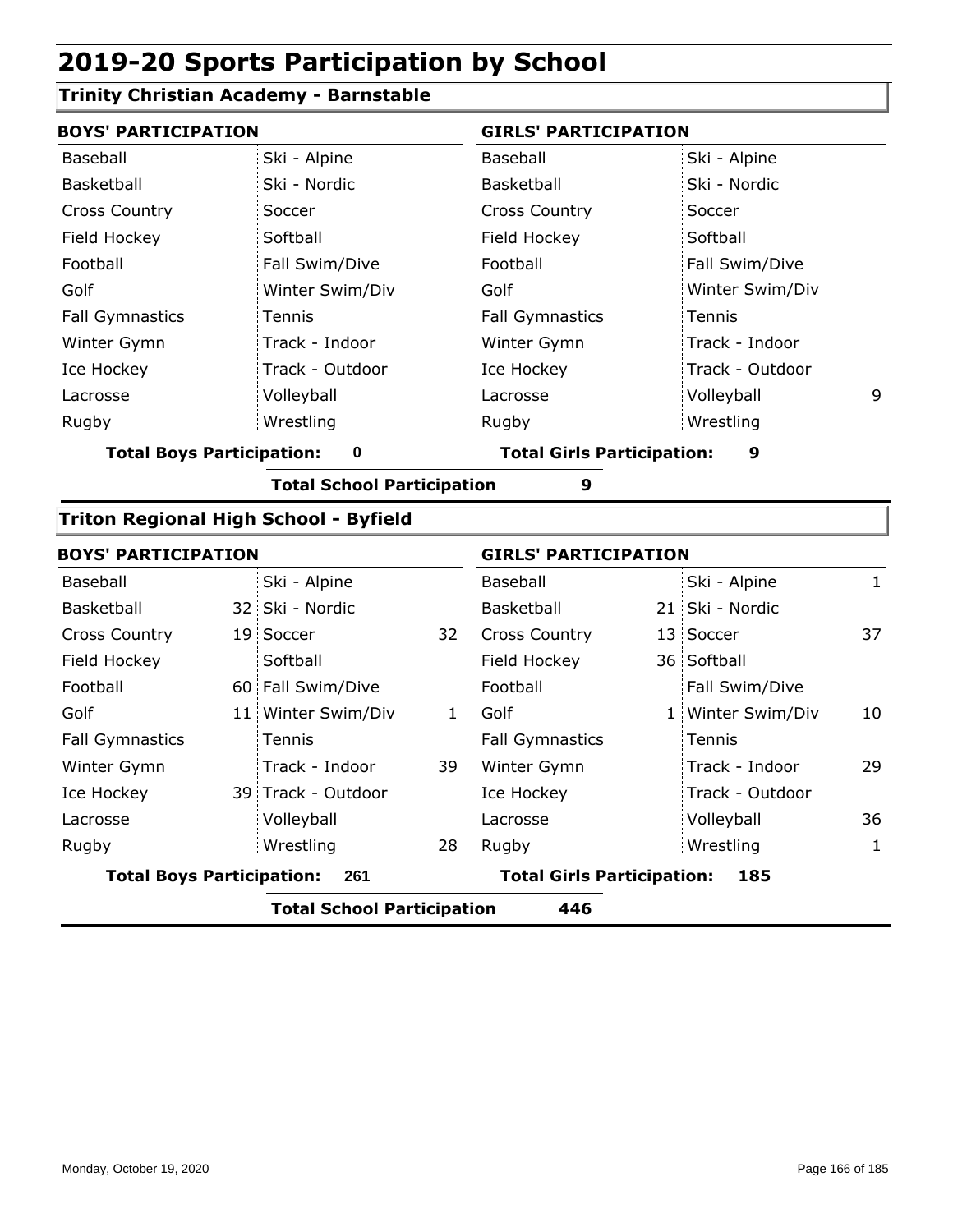# 2019-20 Sports Participation by School

## Trinity Christian Academy - Barnstable

| BOYS' PARTICIPATION | | | | GIRLS' PARTICIPATION | | | |
|---|---|---|---|---|---|---|---|
| Baseball | | Ski - Alpine | | Baseball | | Ski - Alpine | |
| Basketball | | Ski - Nordic | | Basketball | | Ski - Nordic | |
| Cross Country | | Soccer | | Cross Country | | Soccer | |
| Field Hockey | | Softball | | Field Hockey | | Softball | |
| Football | | Fall Swim/Dive | | Football | | Fall Swim/Dive | |
| Golf | | Winter Swim/Div | | Golf | | Winter Swim/Div | |
| Fall Gymnastics | | Tennis | | Fall Gymnastics | | Tennis | |
| Winter Gymn | | Track - Indoor | | Winter Gymn | | Track - Indoor | |
| Ice Hockey | | Track - Outdoor | | Ice Hockey | | Track - Outdoor | |
| Lacrosse | | Volleyball | | Lacrosse | | Volleyball | 9 |
| Rugby | | Wrestling | | Rugby | | Wrestling | |

**Total Boys Participation: 0** **Total Girls Participation: 9**

**Total School Participation 9**

## Triton Regional High School - Byfield

| BOYS' PARTICIPATION | | | | GIRLS' PARTICIPATION | | | |
|---|---|---|---|---|---|---|---|
| Baseball | | Ski - Alpine | | Baseball | | Ski - Alpine | 1 |
| Basketball | 32 | Ski - Nordic | | Basketball | 21 | Ski - Nordic | |
| Cross Country | 19 | Soccer | 32 | Cross Country | 13 | Soccer | 37 |
| Field Hockey | | Softball | | Field Hockey | 36 | Softball | |
| Football | 60 | Fall Swim/Dive | | Football | | Fall Swim/Dive | |
| Golf | 11 | Winter Swim/Div | 1 | Golf | 1 | Winter Swim/Div | 10 |
| Fall Gymnastics | | Tennis | | Fall Gymnastics | | Tennis | |
| Winter Gymn | | Track - Indoor | 39 | Winter Gymn | | Track - Indoor | 29 |
| Ice Hockey | 39 | Track - Outdoor | | Ice Hockey | | Track - Outdoor | |
| Lacrosse | | Volleyball | | Lacrosse | | Volleyball | 36 |
| Rugby | | Wrestling | 28 | Rugby | | Wrestling | 1 |

**Total Boys Participation: 261** **Total Girls Participation: 185**

**Total School Participation 446**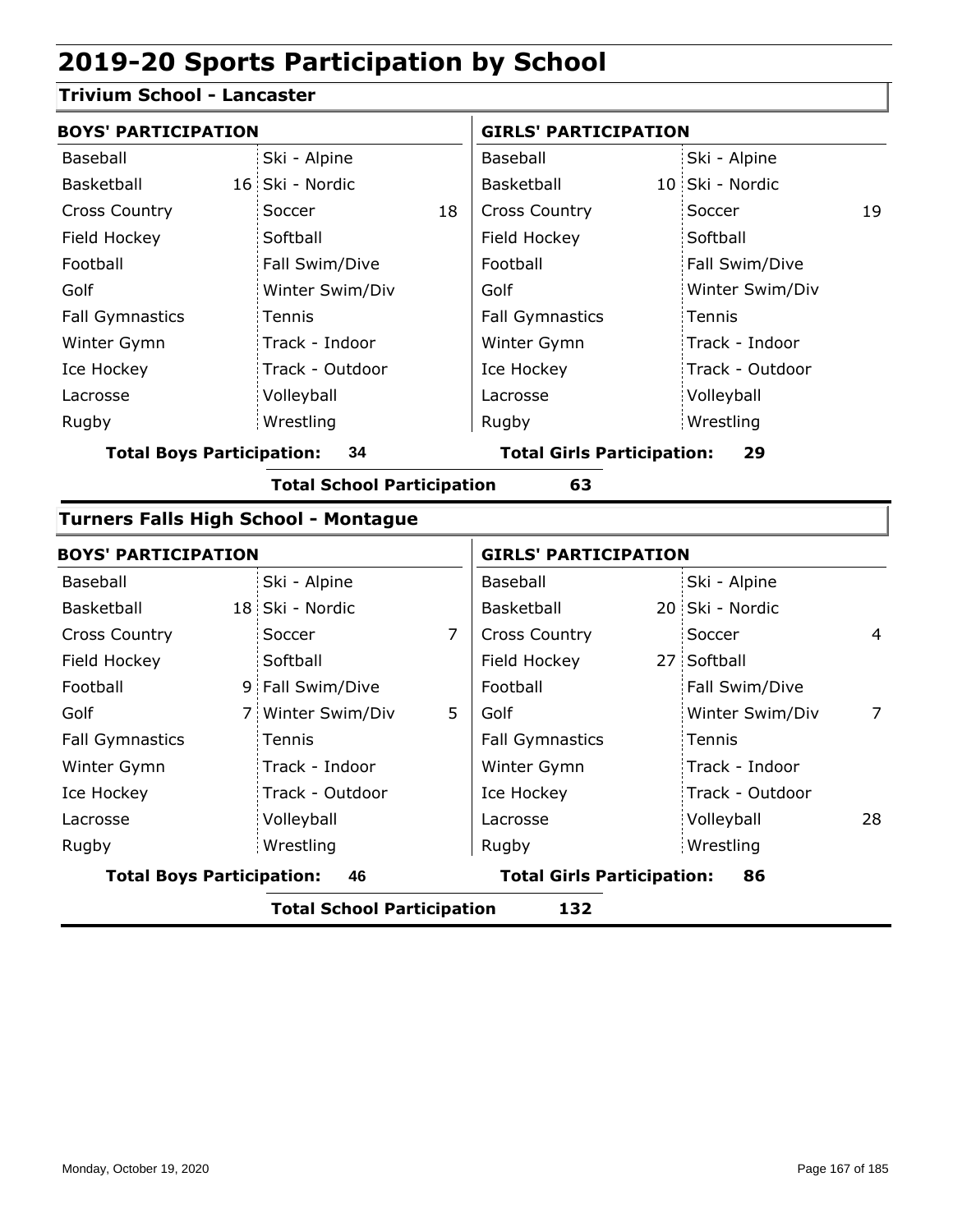# 2019-20 Sports Participation by School

## Trivium School - Lancaster

| BOYS' PARTICIPATION | | | | GIRLS' PARTICIPATION | | | |
|---|---|---|---|---|---|---|---|
| Baseball | | Ski - Alpine | | Baseball | | Ski - Alpine | |
| Basketball | 16 | Ski - Nordic | | Basketball | 10 | Ski - Nordic | |
| Cross Country | | Soccer | 18 | Cross Country | | Soccer | 19 |
| Field Hockey | | Softball | | Field Hockey | | Softball | |
| Football | | Fall Swim/Dive | | Football | | Fall Swim/Dive | |
| Golf | | Winter Swim/Div | | Golf | | Winter Swim/Div | |
| Fall Gymnastics | | Tennis | | Fall Gymnastics | | Tennis | |
| Winter Gymn | | Track - Indoor | | Winter Gymn | | Track - Indoor | |
| Ice Hockey | | Track - Outdoor | | Ice Hockey | | Track - Outdoor | |
| Lacrosse | | Volleyball | | Lacrosse | | Volleyball | |
| Rugby | | Wrestling | | Rugby | | Wrestling | |

**Total Boys Participation: 34** **Total Girls Participation: 29**

**Total School Participation 63**

## Turners Falls High School - Montague

| BOYS' PARTICIPATION | | | | GIRLS' PARTICIPATION | | | |
|---|---|---|---|---|---|---|---|
| Baseball | | Ski - Alpine | | Baseball | | Ski - Alpine | |
| Basketball | 18 | Ski - Nordic | | Basketball | 20 | Ski - Nordic | |
| Cross Country | | Soccer | 7 | Cross Country | | Soccer | 4 |
| Field Hockey | | Softball | | Field Hockey | 27 | Softball | |
| Football | 9 | Fall Swim/Dive | | Football | | Fall Swim/Dive | |
| Golf | 7 | Winter Swim/Div | 5 | Golf | | Winter Swim/Div | 7 |
| Fall Gymnastics | | Tennis | | Fall Gymnastics | | Tennis | |
| Winter Gymn | | Track - Indoor | | Winter Gymn | | Track - Indoor | |
| Ice Hockey | | Track - Outdoor | | Ice Hockey | | Track - Outdoor | |
| Lacrosse | | Volleyball | | Lacrosse | | Volleyball | 28 |
| Rugby | | Wrestling | | Rugby | | Wrestling | |

**Total Boys Participation: 46** **Total Girls Participation: 86**

**Total School Participation 132**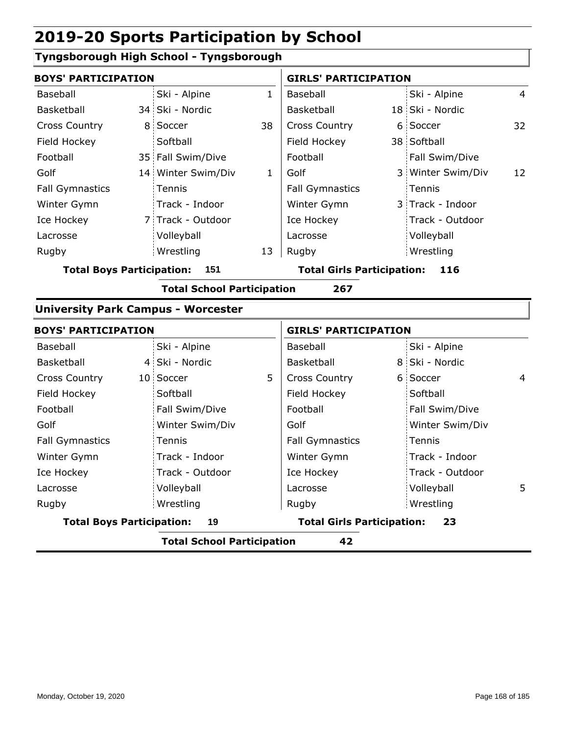# 2019-20 Sports Participation by School

## Tyngsborough High School - Tyngsborough

| BOYS' PARTICIPATION | | | | GIRLS' PARTICIPATION | | | |
|---|---|---|---|---|---|---|---|
| Baseball | | Ski - Alpine | 1 | Baseball | | Ski - Alpine | 4 |
| Basketball | 34 | Ski - Nordic | | Basketball | 18 | Ski - Nordic | |
| Cross Country | 8 | Soccer | 38 | Cross Country | 6 | Soccer | 32 |
| Field Hockey | | Softball | | Field Hockey | 38 | Softball | |
| Football | 35 | Fall Swim/Dive | | Football | | Fall Swim/Dive | |
| Golf | 14 | Winter Swim/Div | 1 | Golf | 3 | Winter Swim/Div | 12 |
| Fall Gymnastics | | Tennis | | Fall Gymnastics | | Tennis | |
| Winter Gymn | | Track - Indoor | | Winter Gymn | 3 | Track - Indoor | |
| Ice Hockey | 7 | Track - Outdoor | | Ice Hockey | | Track - Outdoor | |
| Lacrosse | | Volleyball | | Lacrosse | | Volleyball | |
| Rugby | | Wrestling | 13 | Rugby | | Wrestling | |

**Total Boys Participation: 151** | **Total Girls Participation: 116**

**Total School Participation 267**

## University Park Campus - Worcester

| BOYS' PARTICIPATION | | | | GIRLS' PARTICIPATION | | | |
|---|---|---|---|---|---|---|---|
| Baseball | | Ski - Alpine | | Baseball | | Ski - Alpine | |
| Basketball | 4 | Ski - Nordic | | Basketball | 8 | Ski - Nordic | |
| Cross Country | 10 | Soccer | 5 | Cross Country | 6 | Soccer | 4 |
| Field Hockey | | Softball | | Field Hockey | | Softball | |
| Football | | Fall Swim/Dive | | Football | | Fall Swim/Dive | |
| Golf | | Winter Swim/Div | | Golf | | Winter Swim/Div | |
| Fall Gymnastics | | Tennis | | Fall Gymnastics | | Tennis | |
| Winter Gymn | | Track - Indoor | | Winter Gymn | | Track - Indoor | |
| Ice Hockey | | Track - Outdoor | | Ice Hockey | | Track - Outdoor | |
| Lacrosse | | Volleyball | | Lacrosse | | Volleyball | 5 |
| Rugby | | Wrestling | | Rugby | | Wrestling | |

**Total Boys Participation: 19** | **Total Girls Participation: 23**

**Total School Participation 42**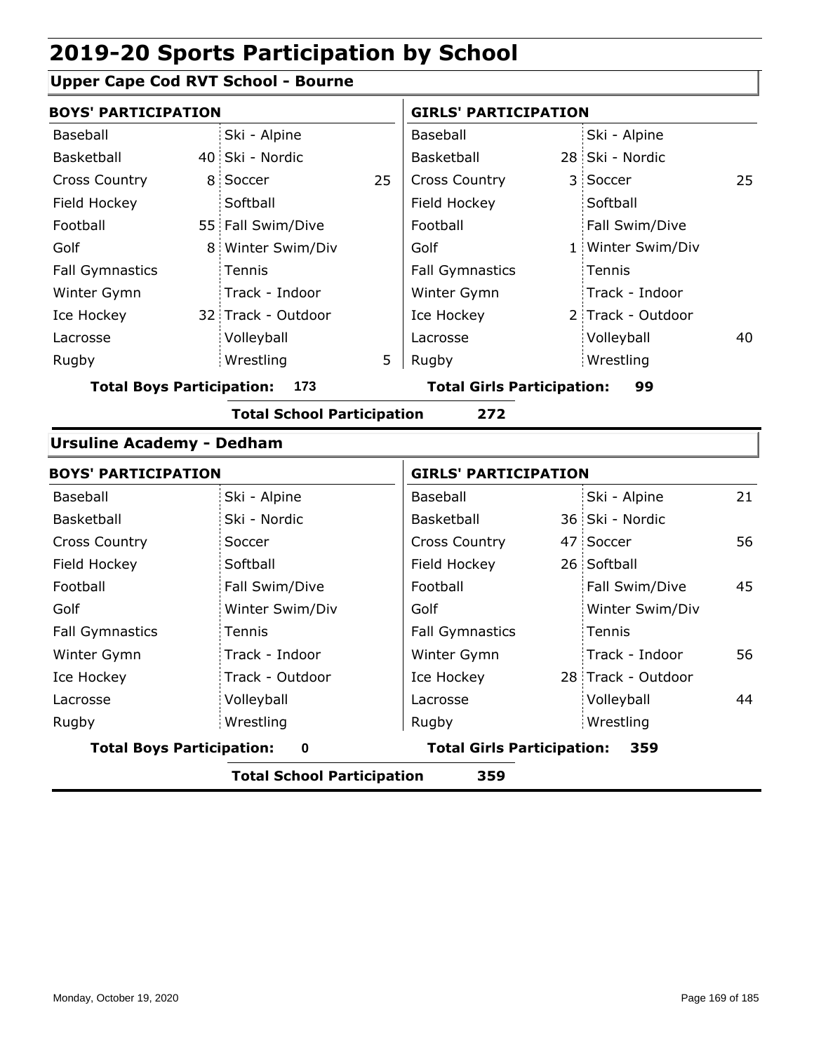# 2019-20 Sports Participation by School

## Upper Cape Cod RVT School - Bourne

| BOYS' PARTICIPATION | | | | GIRLS' PARTICIPATION | | | |
|---|---|---|---|---|---|---|---|
| Baseball | | Ski - Alpine | | Baseball | | Ski - Alpine | |
| Basketball | 40 | Ski - Nordic | | Basketball | 28 | Ski - Nordic | |
| Cross Country | 8 | Soccer | 25 | Cross Country | 3 | Soccer | 25 |
| Field Hockey | | Softball | | Field Hockey | | Softball | |
| Football | 55 | Fall Swim/Dive | | Football | | Fall Swim/Dive | |
| Golf | 8 | Winter Swim/Div | | Golf | 1 | Winter Swim/Div | |
| Fall Gymnastics | | Tennis | | Fall Gymnastics | | Tennis | |
| Winter Gymn | | Track - Indoor | | Winter Gymn | | Track - Indoor | |
| Ice Hockey | 32 | Track - Outdoor | | Ice Hockey | 2 | Track - Outdoor | |
| Lacrosse | | Volleyball | | Lacrosse | | Volleyball | 40 |
| Rugby | | Wrestling | 5 | Rugby | | Wrestling | |

**Total Boys Participation: 173** **Total Girls Participation: 99**

**Total School Participation 272**

## Ursuline Academy - Dedham

| BOYS' PARTICIPATION | | | | GIRLS' PARTICIPATION | | | |
|---|---|---|---|---|---|---|---|
| Baseball | | Ski - Alpine | | Baseball | | Ski - Alpine | 21 |
| Basketball | | Ski - Nordic | | Basketball | 36 | Ski - Nordic | |
| Cross Country | | Soccer | | Cross Country | 47 | Soccer | 56 |
| Field Hockey | | Softball | | Field Hockey | 26 | Softball | |
| Football | | Fall Swim/Dive | | Football | | Fall Swim/Dive | 45 |
| Golf | | Winter Swim/Div | | Golf | | Winter Swim/Div | |
| Fall Gymnastics | | Tennis | | Fall Gymnastics | | Tennis | |
| Winter Gymn | | Track - Indoor | | Winter Gymn | | Track - Indoor | 56 |
| Ice Hockey | | Track - Outdoor | | Ice Hockey | 28 | Track - Outdoor | |
| Lacrosse | | Volleyball | | Lacrosse | | Volleyball | 44 |
| Rugby | | Wrestling | | Rugby | | Wrestling | |

**Total Boys Participation: 0** **Total Girls Participation: 359**

**Total School Participation 359**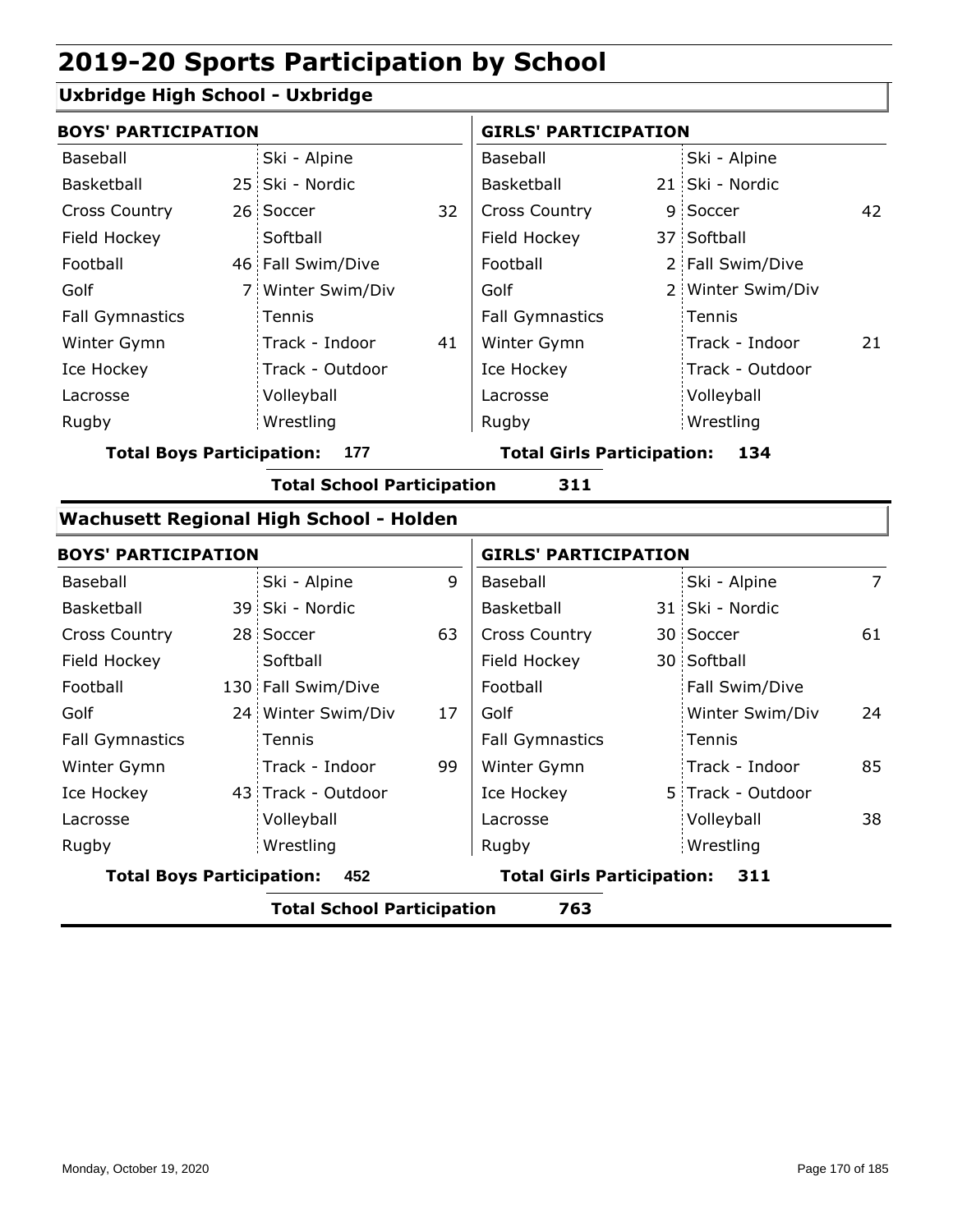# 2019-20 Sports Participation by School

## Uxbridge High School - Uxbridge

| BOYS' PARTICIPATION | | | | GIRLS' PARTICIPATION | | | |
|---|---|---|---|---|---|---|---|
| Baseball | | Ski - Alpine | | Baseball | | Ski - Alpine | |
| Basketball | 25 | Ski - Nordic | | Basketball | 21 | Ski - Nordic | |
| Cross Country | 26 | Soccer | 32 | Cross Country | 9 | Soccer | 42 |
| Field Hockey | | Softball | | Field Hockey | 37 | Softball | |
| Football | 46 | Fall Swim/Dive | | Football | 2 | Fall Swim/Dive | |
| Golf | 7 | Winter Swim/Div | | Golf | 2 | Winter Swim/Div | |
| Fall Gymnastics | | Tennis | | Fall Gymnastics | | Tennis | |
| Winter Gymn | | Track - Indoor | 41 | Winter Gymn | | Track - Indoor | 21 |
| Ice Hockey | | Track - Outdoor | | Ice Hockey | | Track - Outdoor | |
| Lacrosse | | Volleyball | | Lacrosse | | Volleyball | |
| Rugby | | Wrestling | | Rugby | | Wrestling | |

**Total Boys Participation: 177** | **Total Girls Participation: 134**

**Total School Participation 311**

## Wachusett Regional High School - Holden

| BOYS' PARTICIPATION | | | | GIRLS' PARTICIPATION | | | |
|---|---|---|---|---|---|---|---|
| Baseball | | Ski - Alpine | 9 | Baseball | | Ski - Alpine | 7 |
| Basketball | 39 | Ski - Nordic | | Basketball | 31 | Ski - Nordic | |
| Cross Country | 28 | Soccer | 63 | Cross Country | 30 | Soccer | 61 |
| Field Hockey | | Softball | | Field Hockey | 30 | Softball | |
| Football | 130 | Fall Swim/Dive | | Football | | Fall Swim/Dive | |
| Golf | 24 | Winter Swim/Div | 17 | Golf | | Winter Swim/Div | 24 |
| Fall Gymnastics | | Tennis | | Fall Gymnastics | | Tennis | |
| Winter Gymn | | Track - Indoor | 99 | Winter Gymn | | Track - Indoor | 85 |
| Ice Hockey | 43 | Track - Outdoor | | Ice Hockey | 5 | Track - Outdoor | |
| Lacrosse | | Volleyball | | Lacrosse | | Volleyball | 38 |
| Rugby | | Wrestling | | Rugby | | Wrestling | |

**Total Boys Participation: 452** | **Total Girls Participation: 311**

**Total School Participation 763**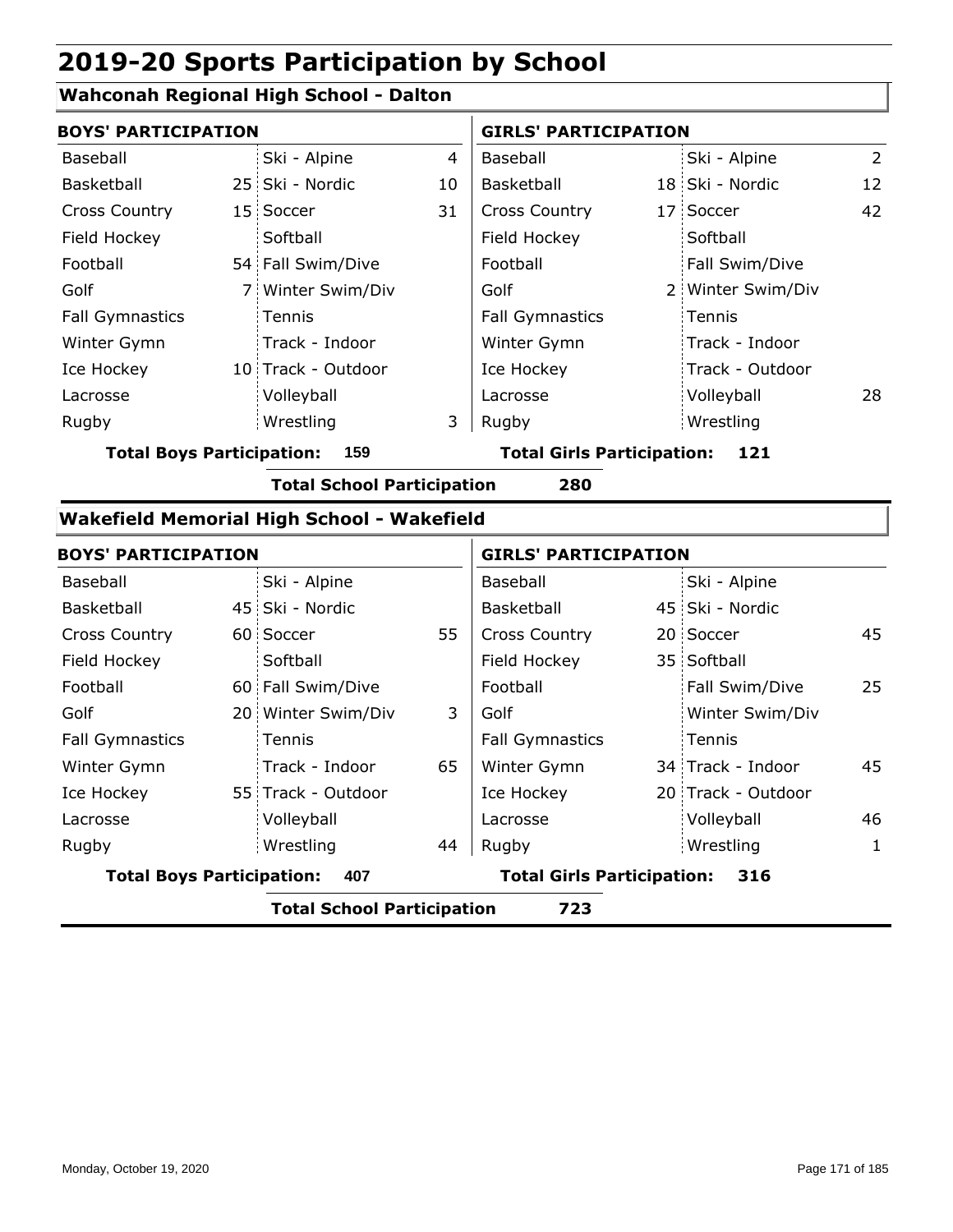# 2019-20 Sports Participation by School

## Wahconah Regional High School - Dalton

| BOYS' PARTICIPATION | | | | GIRLS' PARTICIPATION | | | |
|---|---|---|---|---|---|---|---|
| Baseball | | Ski - Alpine | 4 | Baseball | | Ski - Alpine | 2 |
| Basketball | 25 | Ski - Nordic | 10 | Basketball | 18 | Ski - Nordic | 12 |
| Cross Country | 15 | Soccer | 31 | Cross Country | 17 | Soccer | 42 |
| Field Hockey | | Softball | | Field Hockey | | Softball | |
| Football | 54 | Fall Swim/Dive | | Football | | Fall Swim/Dive | |
| Golf | 7 | Winter Swim/Div | | Golf | 2 | Winter Swim/Div | |
| Fall Gymnastics | | Tennis | | Fall Gymnastics | | Tennis | |
| Winter Gymn | | Track - Indoor | | Winter Gymn | | Track - Indoor | |
| Ice Hockey | 10 | Track - Outdoor | | Ice Hockey | | Track - Outdoor | |
| Lacrosse | | Volleyball | | Lacrosse | | Volleyball | 28 |
| Rugby | | Wrestling | 3 | Rugby | | Wrestling | |

**Total Boys Participation: 159** **Total Girls Participation: 121**

**Total School Participation 280**

## Wakefield Memorial High School - Wakefield

| BOYS' PARTICIPATION | | | | GIRLS' PARTICIPATION | | | |
|---|---|---|---|---|---|---|---|
| Baseball | | Ski - Alpine | | Baseball | | Ski - Alpine | |
| Basketball | 45 | Ski - Nordic | | Basketball | 45 | Ski - Nordic | |
| Cross Country | 60 | Soccer | 55 | Cross Country | 20 | Soccer | 45 |
| Field Hockey | | Softball | | Field Hockey | 35 | Softball | |
| Football | 60 | Fall Swim/Dive | | Football | | Fall Swim/Dive | 25 |
| Golf | 20 | Winter Swim/Div | 3 | Golf | | Winter Swim/Div | |
| Fall Gymnastics | | Tennis | | Fall Gymnastics | | Tennis | |
| Winter Gymn | | Track - Indoor | 65 | Winter Gymn | 34 | Track - Indoor | 45 |
| Ice Hockey | 55 | Track - Outdoor | | Ice Hockey | 20 | Track - Outdoor | |
| Lacrosse | | Volleyball | | Lacrosse | | Volleyball | 46 |
| Rugby | | Wrestling | 44 | Rugby | | Wrestling | 1 |

**Total Boys Participation: 407** **Total Girls Participation: 316**

**Total School Participation 723**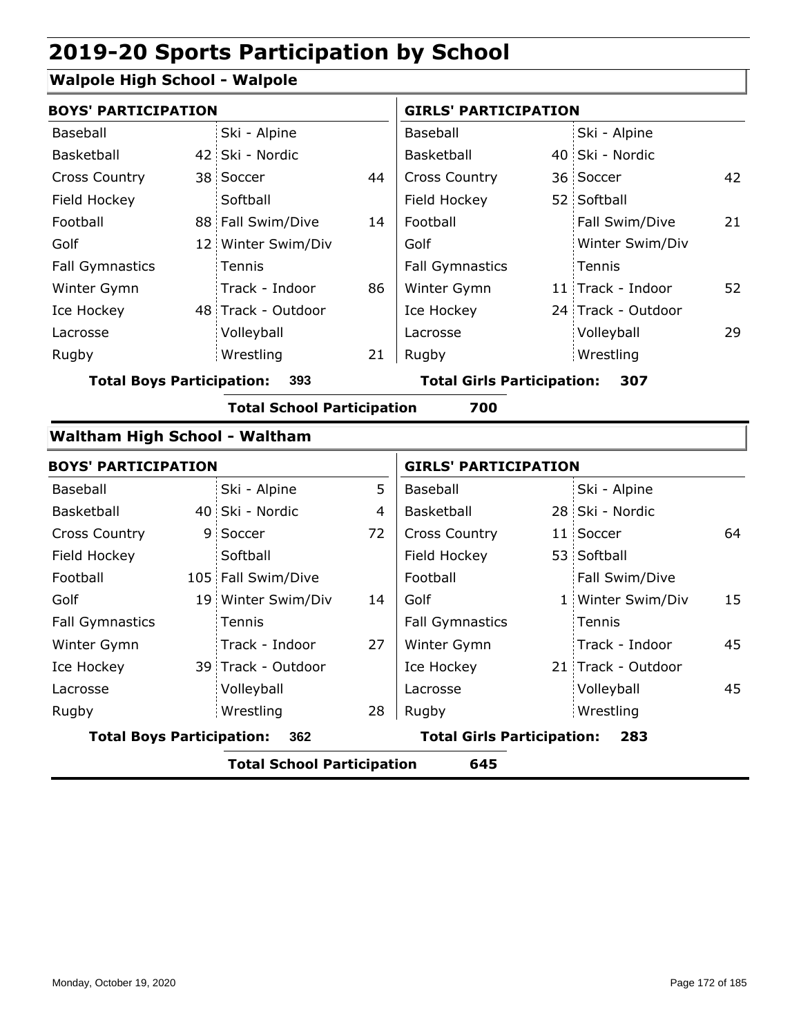# 2019-20 Sports Participation by School

## Walpole High School - Walpole

| BOYS' PARTICIPATION | | | | GIRLS' PARTICIPATION | | | |
|---|---|---|---|---|---|---|---|
| Baseball | | Ski - Alpine | | Baseball | | Ski - Alpine | |
| Basketball | 42 | Ski - Nordic | | Basketball | 40 | Ski - Nordic | |
| Cross Country | 38 | Soccer | 44 | Cross Country | 36 | Soccer | 42 |
| Field Hockey | | Softball | | Field Hockey | 52 | Softball | |
| Football | 88 | Fall Swim/Dive | 14 | Football | | Fall Swim/Dive | 21 |
| Golf | 12 | Winter Swim/Div | | Golf | | Winter Swim/Div | |
| Fall Gymnastics | | Tennis | | Fall Gymnastics | | Tennis | |
| Winter Gymn | | Track - Indoor | 86 | Winter Gymn | 11 | Track - Indoor | 52 |
| Ice Hockey | 48 | Track - Outdoor | | Ice Hockey | 24 | Track - Outdoor | |
| Lacrosse | | Volleyball | | Lacrosse | | Volleyball | 29 |
| Rugby | | Wrestling | 21 | Rugby | | Wrestling | |

**Total Boys Participation: 393** **Total Girls Participation: 307**

**Total School Participation 700**

## Waltham High School - Waltham

| BOYS' PARTICIPATION | | | | GIRLS' PARTICIPATION | | | |
|---|---|---|---|---|---|---|---|
| Baseball | | Ski - Alpine | 5 | Baseball | | Ski - Alpine | |
| Basketball | 40 | Ski - Nordic | 4 | Basketball | 28 | Ski - Nordic | |
| Cross Country | 9 | Soccer | 72 | Cross Country | 11 | Soccer | 64 |
| Field Hockey | | Softball | | Field Hockey | 53 | Softball | |
| Football | 105 | Fall Swim/Dive | | Football | | Fall Swim/Dive | |
| Golf | 19 | Winter Swim/Div | 14 | Golf | 1 | Winter Swim/Div | 15 |
| Fall Gymnastics | | Tennis | | Fall Gymnastics | | Tennis | |
| Winter Gymn | | Track - Indoor | 27 | Winter Gymn | | Track - Indoor | 45 |
| Ice Hockey | 39 | Track - Outdoor | | Ice Hockey | 21 | Track - Outdoor | |
| Lacrosse | | Volleyball | | Lacrosse | | Volleyball | 45 |
| Rugby | | Wrestling | 28 | Rugby | | Wrestling | |

**Total Boys Participation: 362** **Total Girls Participation: 283**

**Total School Participation 645**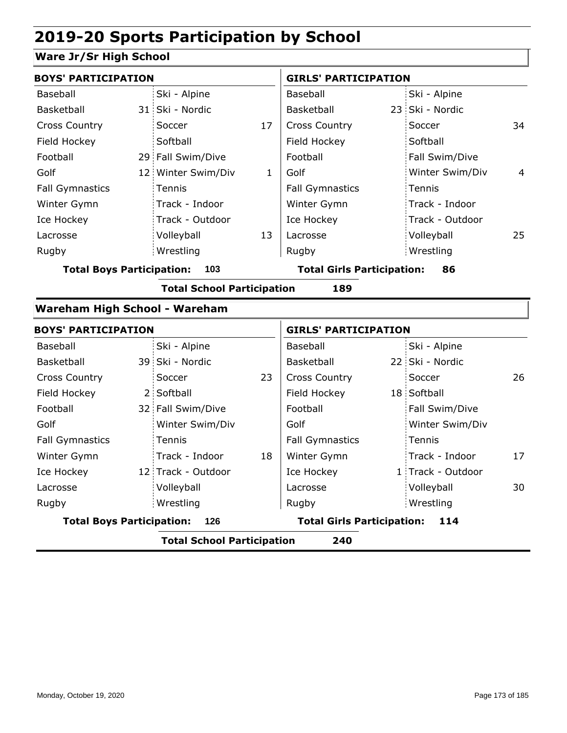# 2019-20 Sports Participation by School

## Ware Jr/Sr High School

| BOYS' PARTICIPATION | | | | GIRLS' PARTICIPATION | | | |
|---|---|---|---|---|---|---|---|
| Baseball | | Ski - Alpine | | Baseball | | Ski - Alpine | |
| Basketball | 31 | Ski - Nordic | | Basketball | 23 | Ski - Nordic | |
| Cross Country | | Soccer | 17 | Cross Country | | Soccer | 34 |
| Field Hockey | | Softball | | Field Hockey | | Softball | |
| Football | 29 | Fall Swim/Dive | | Football | | Fall Swim/Dive | |
| Golf | 12 | Winter Swim/Div | 1 | Golf | | Winter Swim/Div | 4 |
| Fall Gymnastics | | Tennis | | Fall Gymnastics | | Tennis | |
| Winter Gymn | | Track - Indoor | | Winter Gymn | | Track - Indoor | |
| Ice Hockey | | Track - Outdoor | | Ice Hockey | | Track - Outdoor | |
| Lacrosse | | Volleyball | 13 | Lacrosse | | Volleyball | 25 |
| Rugby | | Wrestling | | Rugby | | Wrestling | |

**Total Boys Participation: 103** **Total Girls Participation: 86**

**Total School Participation 189**

## Wareham High School - Wareham

| BOYS' PARTICIPATION | | | | GIRLS' PARTICIPATION | | | |
|---|---|---|---|---|---|---|---|
| Baseball | | Ski - Alpine | | Baseball | | Ski - Alpine | |
| Basketball | 39 | Ski - Nordic | | Basketball | 22 | Ski - Nordic | |
| Cross Country | | Soccer | 23 | Cross Country | | Soccer | 26 |
| Field Hockey | 2 | Softball | | Field Hockey | 18 | Softball | |
| Football | 32 | Fall Swim/Dive | | Football | | Fall Swim/Dive | |
| Golf | | Winter Swim/Div | | Golf | | Winter Swim/Div | |
| Fall Gymnastics | | Tennis | | Fall Gymnastics | | Tennis | |
| Winter Gymn | | Track - Indoor | 18 | Winter Gymn | | Track - Indoor | 17 |
| Ice Hockey | 12 | Track - Outdoor | | Ice Hockey | 1 | Track - Outdoor | |
| Lacrosse | | Volleyball | | Lacrosse | | Volleyball | 30 |
| Rugby | | Wrestling | | Rugby | | Wrestling | |

**Total Boys Participation: 126** **Total Girls Participation: 114**

**Total School Participation 240**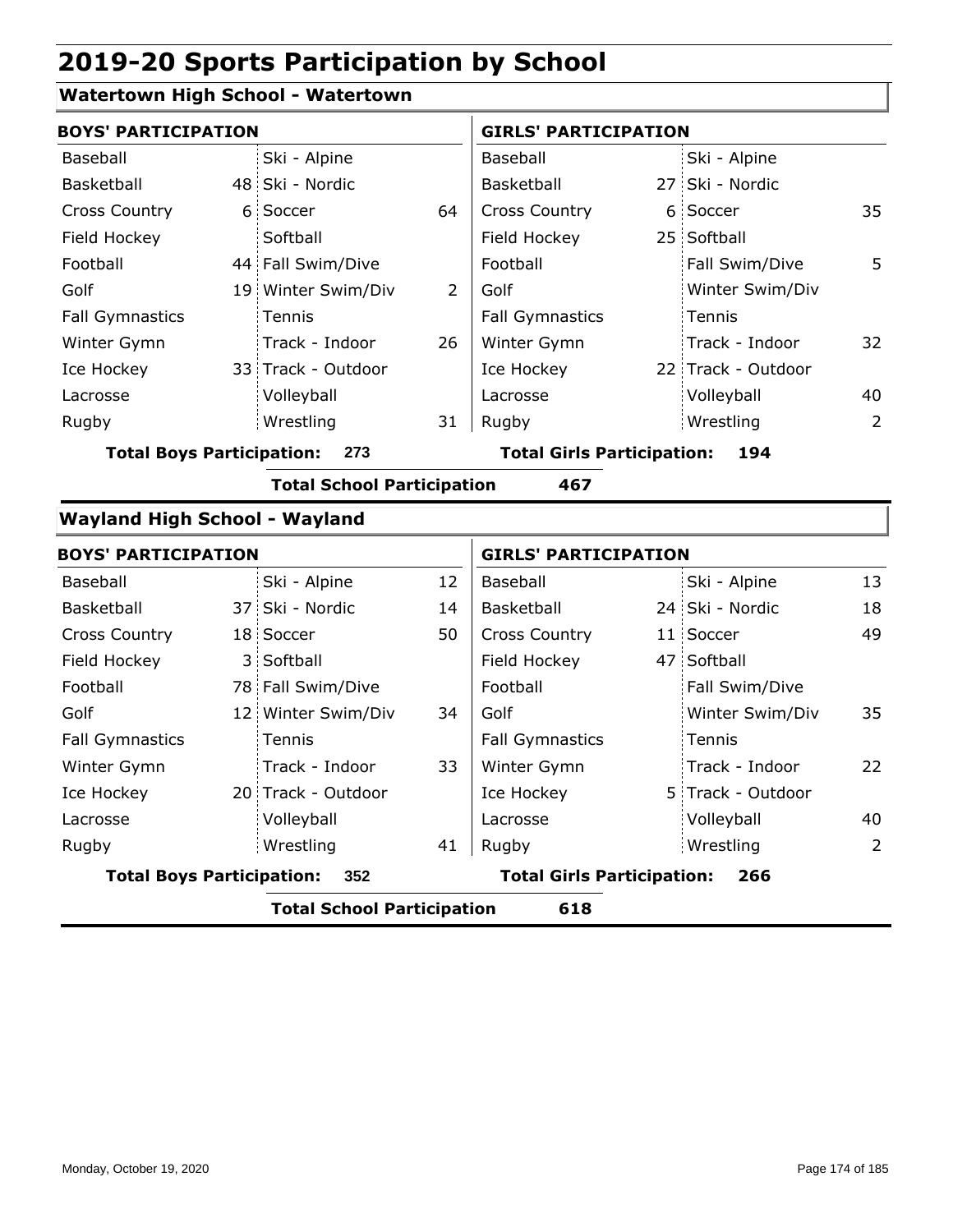# 2019-20 Sports Participation by School

## Watertown High School - Watertown

| BOYS' PARTICIPATION | | | | GIRLS' PARTICIPATION | | | |
|---|---|---|---|---|---|---|---|
| Baseball | | Ski - Alpine | | Baseball | | Ski - Alpine | |
| Basketball | 48 | Ski - Nordic | | Basketball | 27 | Ski - Nordic | |
| Cross Country | 6 | Soccer | 64 | Cross Country | 6 | Soccer | 35 |
| Field Hockey | | Softball | | Field Hockey | 25 | Softball | |
| Football | 44 | Fall Swim/Dive | | Football | | Fall Swim/Dive | 5 |
| Golf | 19 | Winter Swim/Div | 2 | Golf | | Winter Swim/Div | |
| Fall Gymnastics | | Tennis | | Fall Gymnastics | | Tennis | |
| Winter Gymn | | Track - Indoor | 26 | Winter Gymn | | Track - Indoor | 32 |
| Ice Hockey | 33 | Track - Outdoor | | Ice Hockey | 22 | Track - Outdoor | |
| Lacrosse | | Volleyball | | Lacrosse | | Volleyball | 40 |
| Rugby | | Wrestling | 31 | Rugby | | Wrestling | 2 |

**Total Boys Participation: 273** | **Total Girls Participation: 194**

**Total School Participation 467**

## Wayland High School - Wayland

| BOYS' PARTICIPATION | | | | GIRLS' PARTICIPATION | | | |
|---|---|---|---|---|---|---|---|
| Baseball | | Ski - Alpine | 12 | Baseball | | Ski - Alpine | 13 |
| Basketball | 37 | Ski - Nordic | 14 | Basketball | 24 | Ski - Nordic | 18 |
| Cross Country | 18 | Soccer | 50 | Cross Country | 11 | Soccer | 49 |
| Field Hockey | 3 | Softball | | Field Hockey | 47 | Softball | |
| Football | 78 | Fall Swim/Dive | | Football | | Fall Swim/Dive | |
| Golf | 12 | Winter Swim/Div | 34 | Golf | | Winter Swim/Div | 35 |
| Fall Gymnastics | | Tennis | | Fall Gymnastics | | Tennis | |
| Winter Gymn | | Track - Indoor | 33 | Winter Gymn | | Track - Indoor | 22 |
| Ice Hockey | 20 | Track - Outdoor | | Ice Hockey | 5 | Track - Outdoor | |
| Lacrosse | | Volleyball | | Lacrosse | | Volleyball | 40 |
| Rugby | | Wrestling | 41 | Rugby | | Wrestling | 2 |

**Total Boys Participation: 352** | **Total Girls Participation: 266**

**Total School Participation 618**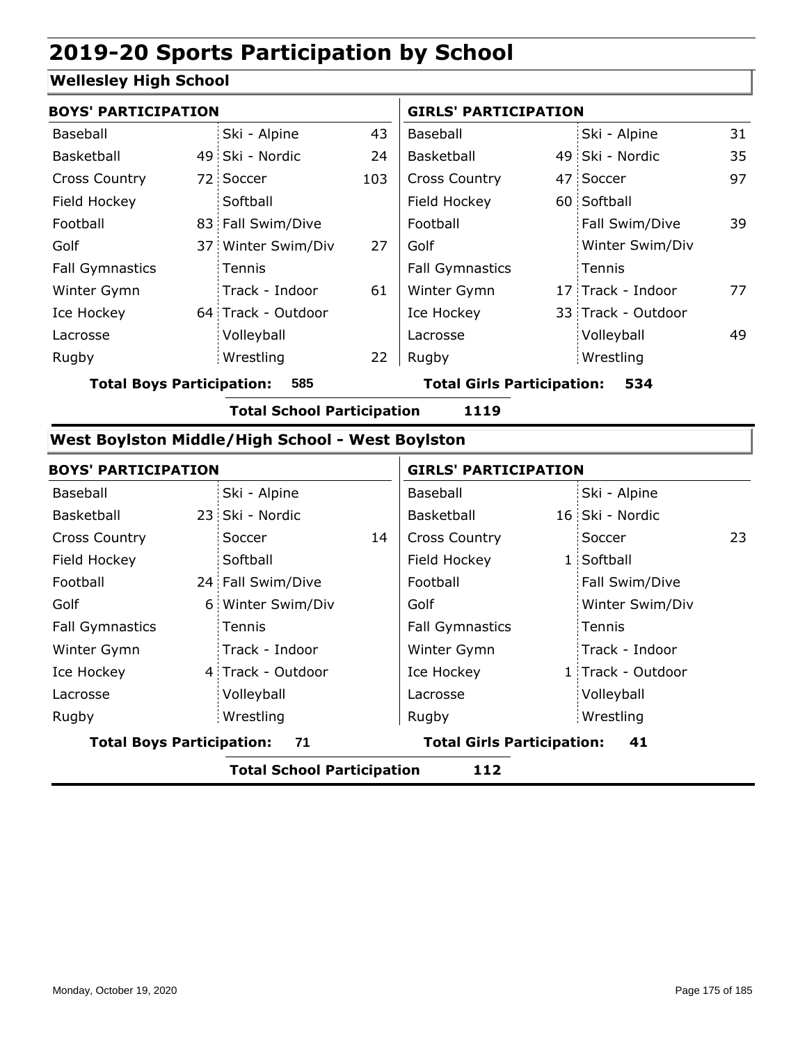# 2019-20 Sports Participation by School

## Wellesley High School

| BOYS' PARTICIPATION | | | | GIRLS' PARTICIPATION | | | |
|---|---|---|---|---|---|---|---|
| Baseball | | Ski - Alpine | 43 | Baseball | | Ski - Alpine | 31 |
| Basketball | 49 | Ski - Nordic | 24 | Basketball | 49 | Ski - Nordic | 35 |
| Cross Country | 72 | Soccer | 103 | Cross Country | 47 | Soccer | 97 |
| Field Hockey | | Softball | | Field Hockey | 60 | Softball | |
| Football | 83 | Fall Swim/Dive | | Football | | Fall Swim/Dive | 39 |
| Golf | 37 | Winter Swim/Div | 27 | Golf | | Winter Swim/Div | |
| Fall Gymnastics | | Tennis | | Fall Gymnastics | | Tennis | |
| Winter Gymn | | Track - Indoor | 61 | Winter Gymn | 17 | Track - Indoor | 77 |
| Ice Hockey | 64 | Track - Outdoor | | Ice Hockey | 33 | Track - Outdoor | |
| Lacrosse | | Volleyball | | Lacrosse | | Volleyball | 49 |
| Rugby | | Wrestling | 22 | Rugby | | Wrestling | |

**Total Boys Participation: 585** | **Total Girls Participation: 534**

**Total School Participation 1119**

## West Boylston Middle/High School - West Boylston

| BOYS' PARTICIPATION | | | | GIRLS' PARTICIPATION | | | |
|---|---|---|---|---|---|---|---|
| Baseball | | Ski - Alpine | | Baseball | | Ski - Alpine | |
| Basketball | 23 | Ski - Nordic | | Basketball | 16 | Ski - Nordic | |
| Cross Country | | Soccer | 14 | Cross Country | | Soccer | 23 |
| Field Hockey | | Softball | | Field Hockey | 1 | Softball | |
| Football | 24 | Fall Swim/Dive | | Football | | Fall Swim/Dive | |
| Golf | 6 | Winter Swim/Div | | Golf | | Winter Swim/Div | |
| Fall Gymnastics | | Tennis | | Fall Gymnastics | | Tennis | |
| Winter Gymn | | Track - Indoor | | Winter Gymn | | Track - Indoor | |
| Ice Hockey | 4 | Track - Outdoor | | Ice Hockey | 1 | Track - Outdoor | |
| Lacrosse | | Volleyball | | Lacrosse | | Volleyball | |
| Rugby | | Wrestling | | Rugby | | Wrestling | |

**Total Boys Participation: 71** | **Total Girls Participation: 41**

**Total School Participation 112**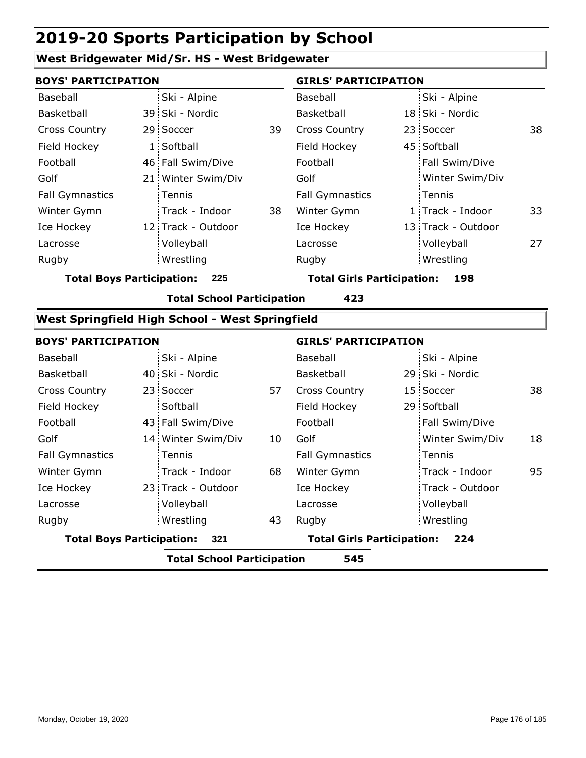# 2019-20 Sports Participation by School

## West Bridgewater Mid/Sr. HS - West Bridgewater

| BOYS' PARTICIPATION | | | | GIRLS' PARTICIPATION | | | |
|---|---|---|---|---|---|---|---|
| Baseball | | Ski - Alpine | | Baseball | | Ski - Alpine | |
| Basketball | 39 | Ski - Nordic | | Basketball | 18 | Ski - Nordic | |
| Cross Country | 29 | Soccer | 39 | Cross Country | 23 | Soccer | 38 |
| Field Hockey | 1 | Softball | | Field Hockey | 45 | Softball | |
| Football | 46 | Fall Swim/Dive | | Football | | Fall Swim/Dive | |
| Golf | 21 | Winter Swim/Div | | Golf | | Winter Swim/Div | |
| Fall Gymnastics | | Tennis | | Fall Gymnastics | | Tennis | |
| Winter Gymn | | Track - Indoor | 38 | Winter Gymn | 1 | Track - Indoor | 33 |
| Ice Hockey | 12 | Track - Outdoor | | Ice Hockey | 13 | Track - Outdoor | |
| Lacrosse | | Volleyball | | Lacrosse | | Volleyball | 27 |
| Rugby | | Wrestling | | Rugby | | Wrestling | |

**Total Boys Participation: 225** | **Total Girls Participation: 198**

**Total School Participation 423**

## West Springfield High School - West Springfield

| BOYS' PARTICIPATION | | | | GIRLS' PARTICIPATION | | | |
|---|---|---|---|---|---|---|---|
| Baseball | | Ski - Alpine | | Baseball | | Ski - Alpine | |
| Basketball | 40 | Ski - Nordic | | Basketball | 29 | Ski - Nordic | |
| Cross Country | 23 | Soccer | 57 | Cross Country | 15 | Soccer | 38 |
| Field Hockey | | Softball | | Field Hockey | 29 | Softball | |
| Football | 43 | Fall Swim/Dive | | Football | | Fall Swim/Dive | |
| Golf | 14 | Winter Swim/Div | 10 | Golf | | Winter Swim/Div | 18 |
| Fall Gymnastics | | Tennis | | Fall Gymnastics | | Tennis | |
| Winter Gymn | | Track - Indoor | 68 | Winter Gymn | | Track - Indoor | 95 |
| Ice Hockey | 23 | Track - Outdoor | | Ice Hockey | | Track - Outdoor | |
| Lacrosse | | Volleyball | | Lacrosse | | Volleyball | |
| Rugby | | Wrestling | 43 | Rugby | | Wrestling | |

**Total Boys Participation: 321** | **Total Girls Participation: 224**

**Total School Participation 545**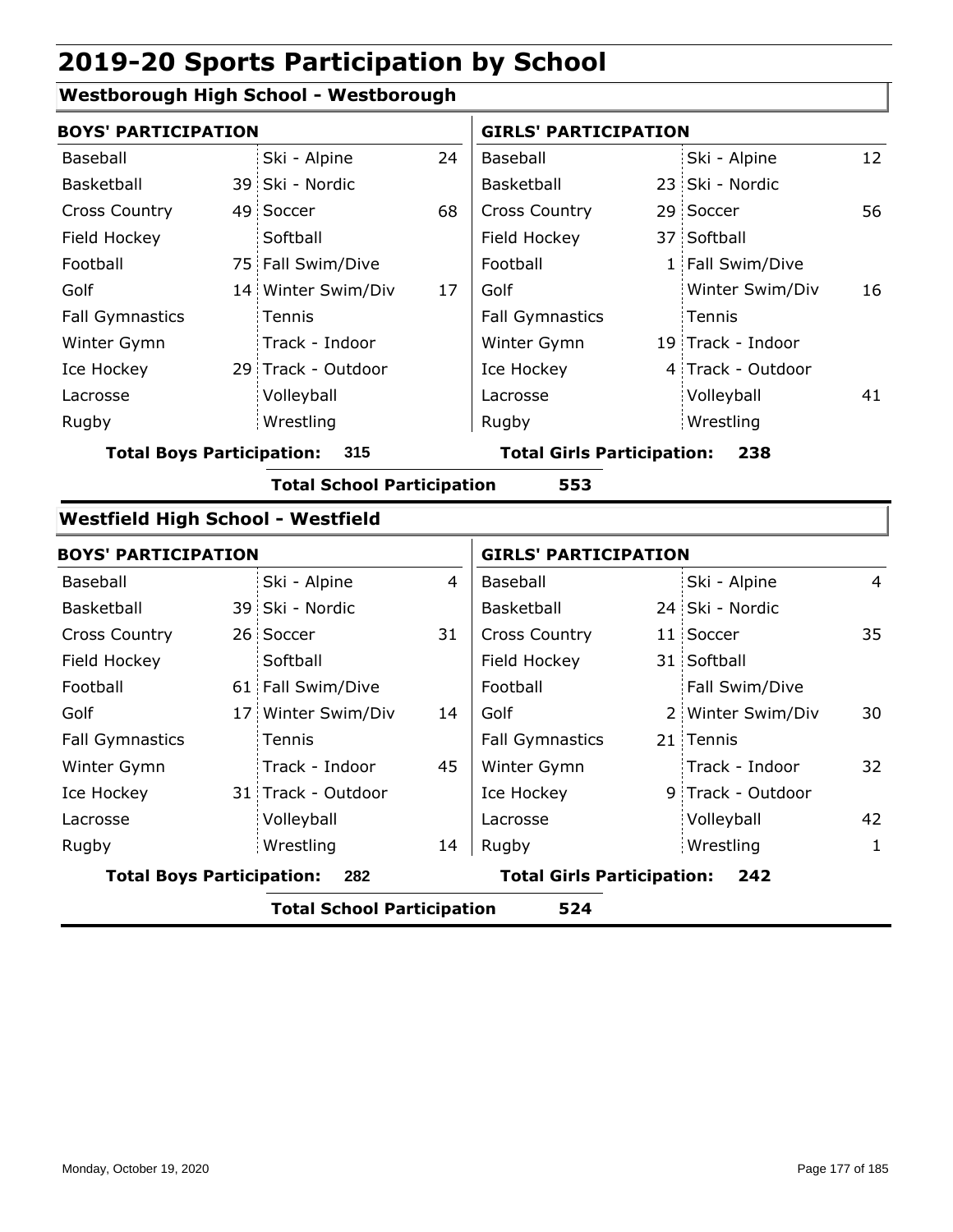# 2019-20 Sports Participation by School

## Westborough High School - Westborough

| BOYS' PARTICIPATION | | | | GIRLS' PARTICIPATION | | | |
|---|---|---|---|---|---|---|---|
| Baseball | | Ski - Alpine | 24 | Baseball | | Ski - Alpine | 12 |
| Basketball | 39 | Ski - Nordic | | Basketball | 23 | Ski - Nordic | |
| Cross Country | 49 | Soccer | 68 | Cross Country | 29 | Soccer | 56 |
| Field Hockey | | Softball | | Field Hockey | 37 | Softball | |
| Football | 75 | Fall Swim/Dive | | Football | 1 | Fall Swim/Dive | |
| Golf | 14 | Winter Swim/Div | 17 | Golf | | Winter Swim/Div | 16 |
| Fall Gymnastics | | Tennis | | Fall Gymnastics | | Tennis | |
| Winter Gymn | | Track - Indoor | | Winter Gymn | 19 | Track - Indoor | |
| Ice Hockey | 29 | Track - Outdoor | | Ice Hockey | 4 | Track - Outdoor | |
| Lacrosse | | Volleyball | | Lacrosse | | Volleyball | 41 |
| Rugby | | Wrestling | | Rugby | | Wrestling | |

**Total Boys Participation: 315** **Total Girls Participation: 238**

**Total School Participation 553**

## Westfield High School - Westfield

| BOYS' PARTICIPATION | | | | GIRLS' PARTICIPATION | | | |
|---|---|---|---|---|---|---|---|
| Baseball | | Ski - Alpine | 4 | Baseball | | Ski - Alpine | 4 |
| Basketball | 39 | Ski - Nordic | | Basketball | 24 | Ski - Nordic | |
| Cross Country | 26 | Soccer | 31 | Cross Country | 11 | Soccer | 35 |
| Field Hockey | | Softball | | Field Hockey | 31 | Softball | |
| Football | 61 | Fall Swim/Dive | | Football | | Fall Swim/Dive | |
| Golf | 17 | Winter Swim/Div | 14 | Golf | 2 | Winter Swim/Div | 30 |
| Fall Gymnastics | | Tennis | | Fall Gymnastics | 21 | Tennis | |
| Winter Gymn | | Track - Indoor | 45 | Winter Gymn | | Track - Indoor | 32 |
| Ice Hockey | 31 | Track - Outdoor | | Ice Hockey | 9 | Track - Outdoor | |
| Lacrosse | | Volleyball | | Lacrosse | | Volleyball | 42 |
| Rugby | | Wrestling | 14 | Rugby | | Wrestling | 1 |

**Total Boys Participation: 282** **Total Girls Participation: 242**

**Total School Participation 524**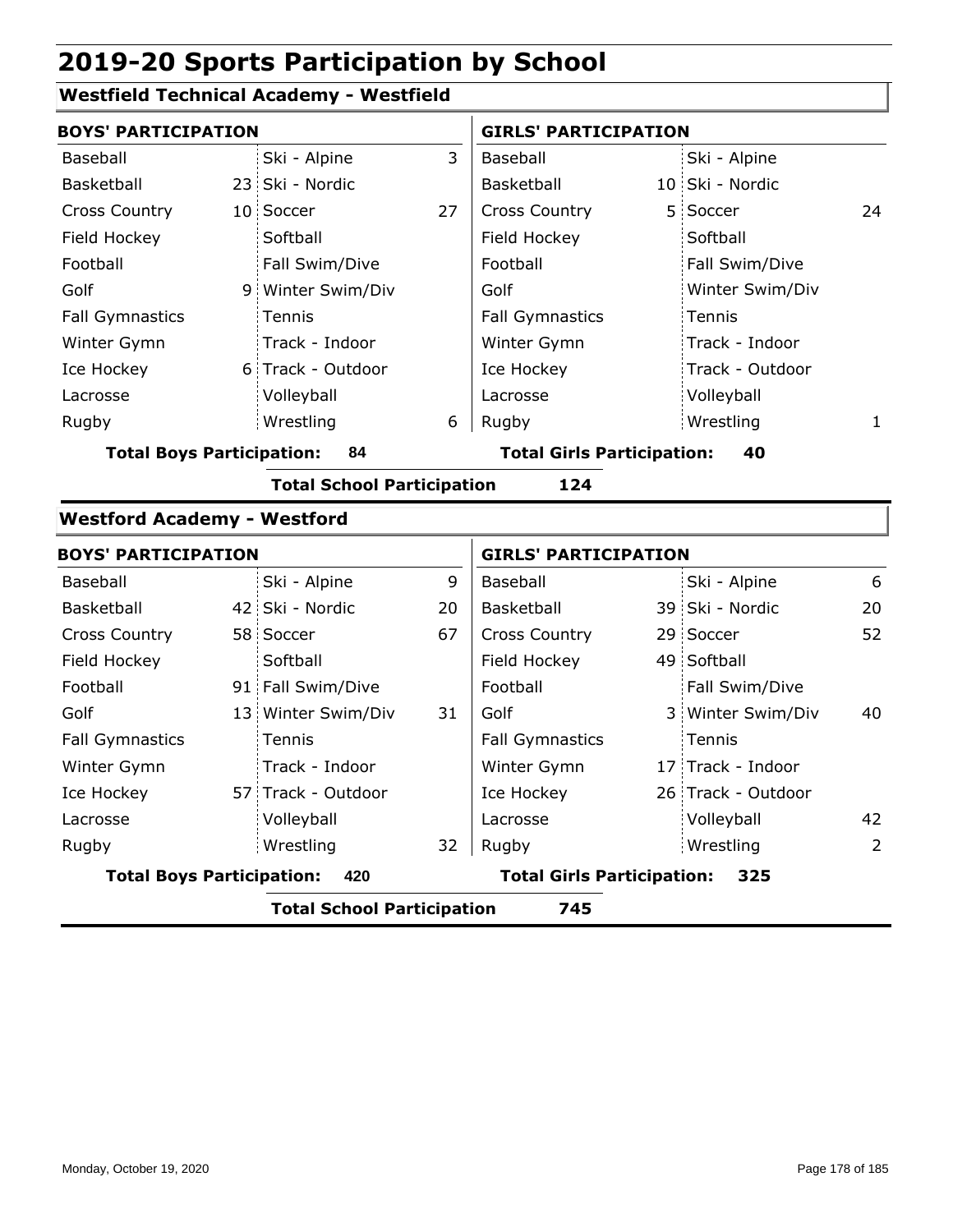# 2019-20 Sports Participation by School

## Westfield Technical Academy - Westfield

| BOYS' PARTICIPATION | | | | GIRLS' PARTICIPATION | | | |
|---|---|---|---|---|---|---|---|
| Baseball | | Ski - Alpine | 3 | Baseball | | Ski - Alpine | |
| Basketball | 23 | Ski - Nordic | | Basketball | 10 | Ski - Nordic | |
| Cross Country | 10 | Soccer | 27 | Cross Country | 5 | Soccer | 24 |
| Field Hockey | | Softball | | Field Hockey | | Softball | |
| Football | | Fall Swim/Dive | | Football | | Fall Swim/Dive | |
| Golf | 9 | Winter Swim/Div | | Golf | | Winter Swim/Div | |
| Fall Gymnastics | | Tennis | | Fall Gymnastics | | Tennis | |
| Winter Gymn | | Track - Indoor | | Winter Gymn | | Track - Indoor | |
| Ice Hockey | 6 | Track - Outdoor | | Ice Hockey | | Track - Outdoor | |
| Lacrosse | | Volleyball | | Lacrosse | | Volleyball | |
| Rugby | | Wrestling | 6 | Rugby | | Wrestling | 1 |

**Total Boys Participation: 84** | **Total Girls Participation: 40**

**Total School Participation 124**

## Westford Academy - Westford

| BOYS' PARTICIPATION | | | | GIRLS' PARTICIPATION | | | |
|---|---|---|---|---|---|---|---|
| Baseball | | Ski - Alpine | 9 | Baseball | | Ski - Alpine | 6 |
| Basketball | 42 | Ski - Nordic | 20 | Basketball | 39 | Ski - Nordic | 20 |
| Cross Country | 58 | Soccer | 67 | Cross Country | 29 | Soccer | 52 |
| Field Hockey | | Softball | | Field Hockey | 49 | Softball | |
| Football | 91 | Fall Swim/Dive | | Football | | Fall Swim/Dive | |
| Golf | 13 | Winter Swim/Div | 31 | Golf | 3 | Winter Swim/Div | 40 |
| Fall Gymnastics | | Tennis | | Fall Gymnastics | | Tennis | |
| Winter Gymn | | Track - Indoor | | Winter Gymn | 17 | Track - Indoor | |
| Ice Hockey | 57 | Track - Outdoor | | Ice Hockey | 26 | Track - Outdoor | |
| Lacrosse | | Volleyball | | Lacrosse | | Volleyball | 42 |
| Rugby | | Wrestling | 32 | Rugby | | Wrestling | 2 |

**Total Boys Participation: 420** | **Total Girls Participation: 325**

**Total School Participation 745**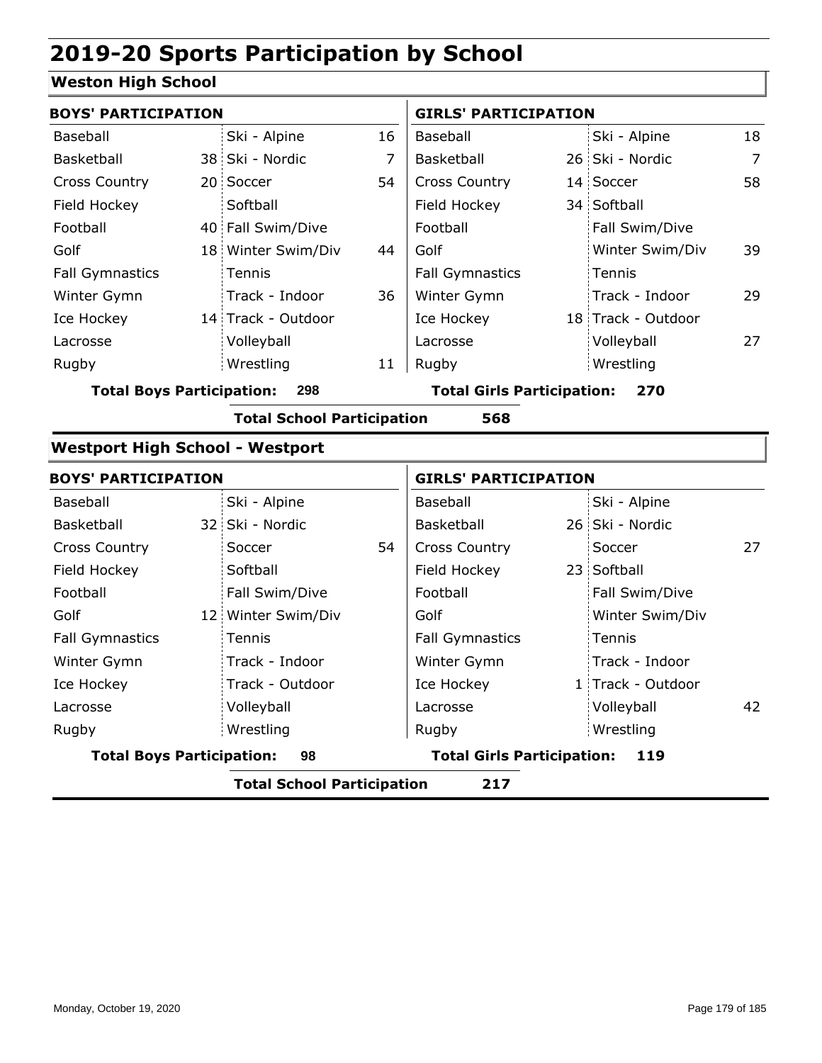# 2019-20 Sports Participation by School

## Weston High School

**BOYS' PARTICIPATION**

| Sport | | Sport | |
|---|---|---|---|
| Baseball | | Ski - Alpine | 16 |
| Basketball | 38 | Ski - Nordic | 7 |
| Cross Country | 20 | Soccer | 54 |
| Field Hockey | | Softball | |
| Football | 40 | Fall Swim/Dive | |
| Golf | 18 | Winter Swim/Div | 44 |
| Fall Gymnastics | | Tennis | |
| Winter Gymn | | Track - Indoor | 36 |
| Ice Hockey | 14 | Track - Outdoor | |
| Lacrosse | | Volleyball | |
| Rugby | | Wrestling | 11 |

**Total Boys Participation: 298**

**GIRLS' PARTICIPATION**

| Sport | | Sport | |
|---|---|---|---|
| Baseball | | Ski - Alpine | 18 |
| Basketball | 26 | Ski - Nordic | 7 |
| Cross Country | 14 | Soccer | 58 |
| Field Hockey | 34 | Softball | |
| Football | | Fall Swim/Dive | |
| Golf | | Winter Swim/Div | 39 |
| Fall Gymnastics | | Tennis | |
| Winter Gymn | | Track - Indoor | 29 |
| Ice Hockey | 18 | Track - Outdoor | |
| Lacrosse | | Volleyball | 27 |
| Rugby | | Wrestling | |

**Total Girls Participation: 270**

**Total School Participation 568**

## Westport High School - Westport

**BOYS' PARTICIPATION**

| Sport | | Sport | |
|---|---|---|---|
| Baseball | | Ski - Alpine | |
| Basketball | 32 | Ski - Nordic | |
| Cross Country | | Soccer | 54 |
| Field Hockey | | Softball | |
| Football | | Fall Swim/Dive | |
| Golf | 12 | Winter Swim/Div | |
| Fall Gymnastics | | Tennis | |
| Winter Gymn | | Track - Indoor | |
| Ice Hockey | | Track - Outdoor | |
| Lacrosse | | Volleyball | |
| Rugby | | Wrestling | |

**Total Boys Participation: 98**

**GIRLS' PARTICIPATION**

| Sport | | Sport | |
|---|---|---|---|
| Baseball | | Ski - Alpine | |
| Basketball | 26 | Ski - Nordic | |
| Cross Country | | Soccer | 27 |
| Field Hockey | 23 | Softball | |
| Football | | Fall Swim/Dive | |
| Golf | | Winter Swim/Div | |
| Fall Gymnastics | | Tennis | |
| Winter Gymn | | Track - Indoor | |
| Ice Hockey | 1 | Track - Outdoor | |
| Lacrosse | | Volleyball | 42 |
| Rugby | | Wrestling | |

**Total Girls Participation: 119**

**Total School Participation 217**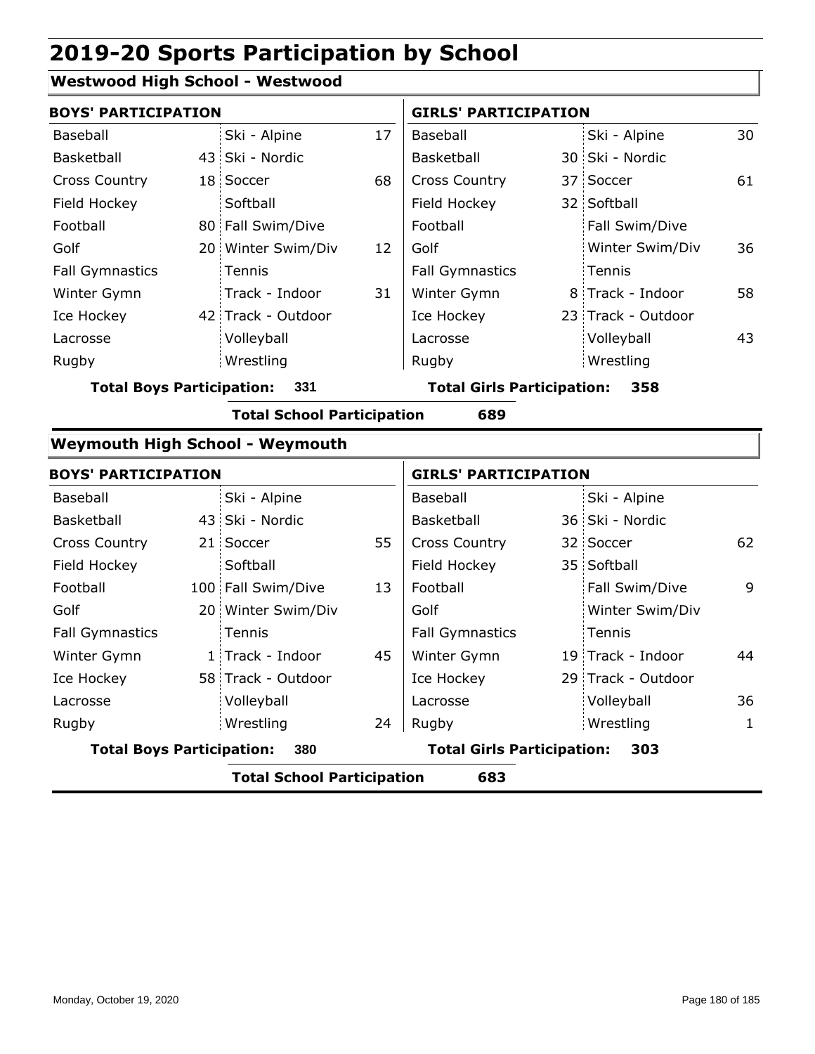# 2019-20 Sports Participation by School

## Westwood High School - Westwood

| BOYS' PARTICIPATION | | | | GIRLS' PARTICIPATION | | | |
|---|---|---|---|---|---|---|---|
| Baseball | | Ski - Alpine | 17 | Baseball | | Ski - Alpine | 30 |
| Basketball | 43 | Ski - Nordic | | Basketball | 30 | Ski - Nordic | |
| Cross Country | 18 | Soccer | 68 | Cross Country | 37 | Soccer | 61 |
| Field Hockey | | Softball | | Field Hockey | 32 | Softball | |
| Football | 80 | Fall Swim/Dive | | Football | | Fall Swim/Dive | |
| Golf | 20 | Winter Swim/Div | 12 | Golf | | Winter Swim/Div | 36 |
| Fall Gymnastics | | Tennis | | Fall Gymnastics | | Tennis | |
| Winter Gymn | | Track - Indoor | 31 | Winter Gymn | 8 | Track - Indoor | 58 |
| Ice Hockey | 42 | Track - Outdoor | | Ice Hockey | 23 | Track - Outdoor | |
| Lacrosse | | Volleyball | | Lacrosse | | Volleyball | 43 |
| Rugby | | Wrestling | | Rugby | | Wrestling | |

**Total Boys Participation: 331** | **Total Girls Participation: 358**

**Total School Participation 689**

## Weymouth High School - Weymouth

| BOYS' PARTICIPATION | | | | GIRLS' PARTICIPATION | | | |
|---|---|---|---|---|---|---|---|
| Baseball | | Ski - Alpine | | Baseball | | Ski - Alpine | |
| Basketball | 43 | Ski - Nordic | | Basketball | 36 | Ski - Nordic | |
| Cross Country | 21 | Soccer | 55 | Cross Country | 32 | Soccer | 62 |
| Field Hockey | | Softball | | Field Hockey | 35 | Softball | |
| Football | 100 | Fall Swim/Dive | 13 | Football | | Fall Swim/Dive | 9 |
| Golf | 20 | Winter Swim/Div | | Golf | | Winter Swim/Div | |
| Fall Gymnastics | | Tennis | | Fall Gymnastics | | Tennis | |
| Winter Gymn | 1 | Track - Indoor | 45 | Winter Gymn | 19 | Track - Indoor | 44 |
| Ice Hockey | 58 | Track - Outdoor | | Ice Hockey | 29 | Track - Outdoor | |
| Lacrosse | | Volleyball | | Lacrosse | | Volleyball | 36 |
| Rugby | | Wrestling | 24 | Rugby | | Wrestling | 1 |

**Total Boys Participation: 380** | **Total Girls Participation: 303**

**Total School Participation 683**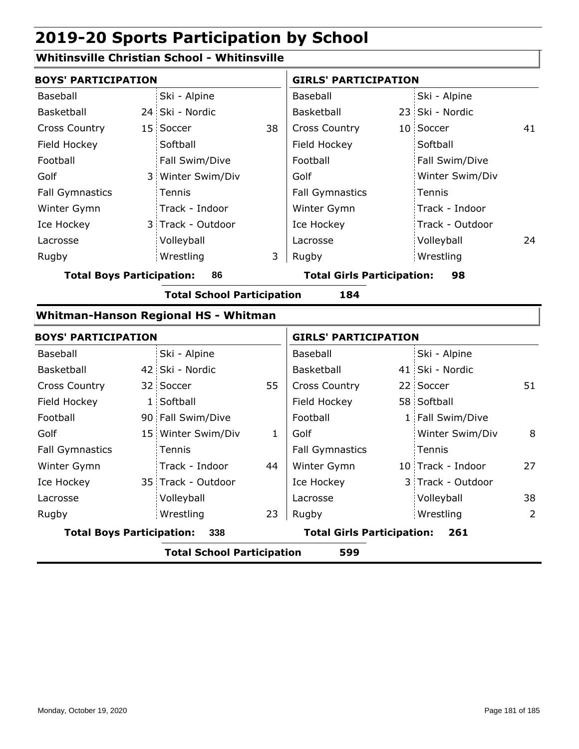# 2019-20 Sports Participation by School

## Whitinsville Christian School - Whitinsville

| BOYS' PARTICIPATION | | | | GIRLS' PARTICIPATION | | | |
|---|---|---|---|---|---|---|---|
| Baseball | | Ski - Alpine | | Baseball | | Ski - Alpine | |
| Basketball | 24 | Ski - Nordic | | Basketball | 23 | Ski - Nordic | |
| Cross Country | 15 | Soccer | 38 | Cross Country | 10 | Soccer | 41 |
| Field Hockey | | Softball | | Field Hockey | | Softball | |
| Football | | Fall Swim/Dive | | Football | | Fall Swim/Dive | |
| Golf | 3 | Winter Swim/Div | | Golf | | Winter Swim/Div | |
| Fall Gymnastics | | Tennis | | Fall Gymnastics | | Tennis | |
| Winter Gymn | | Track - Indoor | | Winter Gymn | | Track - Indoor | |
| Ice Hockey | 3 | Track - Outdoor | | Ice Hockey | | Track - Outdoor | |
| Lacrosse | | Volleyball | | Lacrosse | | Volleyball | 24 |
| Rugby | | Wrestling | 3 | Rugby | | Wrestling | |

**Total Boys Participation: 86** **Total Girls Participation: 98**

**Total School Participation 184**

## Whitman-Hanson Regional HS - Whitman

| BOYS' PARTICIPATION | | | | GIRLS' PARTICIPATION | | | |
|---|---|---|---|---|---|---|---|
| Baseball | | Ski - Alpine | | Baseball | | Ski - Alpine | |
| Basketball | 42 | Ski - Nordic | | Basketball | 41 | Ski - Nordic | |
| Cross Country | 32 | Soccer | 55 | Cross Country | 22 | Soccer | 51 |
| Field Hockey | 1 | Softball | | Field Hockey | 58 | Softball | |
| Football | 90 | Fall Swim/Dive | | Football | 1 | Fall Swim/Dive | |
| Golf | 15 | Winter Swim/Div | 1 | Golf | | Winter Swim/Div | 8 |
| Fall Gymnastics | | Tennis | | Fall Gymnastics | | Tennis | |
| Winter Gymn | | Track - Indoor | 44 | Winter Gymn | 10 | Track - Indoor | 27 |
| Ice Hockey | 35 | Track - Outdoor | | Ice Hockey | 3 | Track - Outdoor | |
| Lacrosse | | Volleyball | | Lacrosse | | Volleyball | 38 |
| Rugby | | Wrestling | 23 | Rugby | | Wrestling | 2 |

**Total Boys Participation: 338** **Total Girls Participation: 261**

**Total School Participation 599**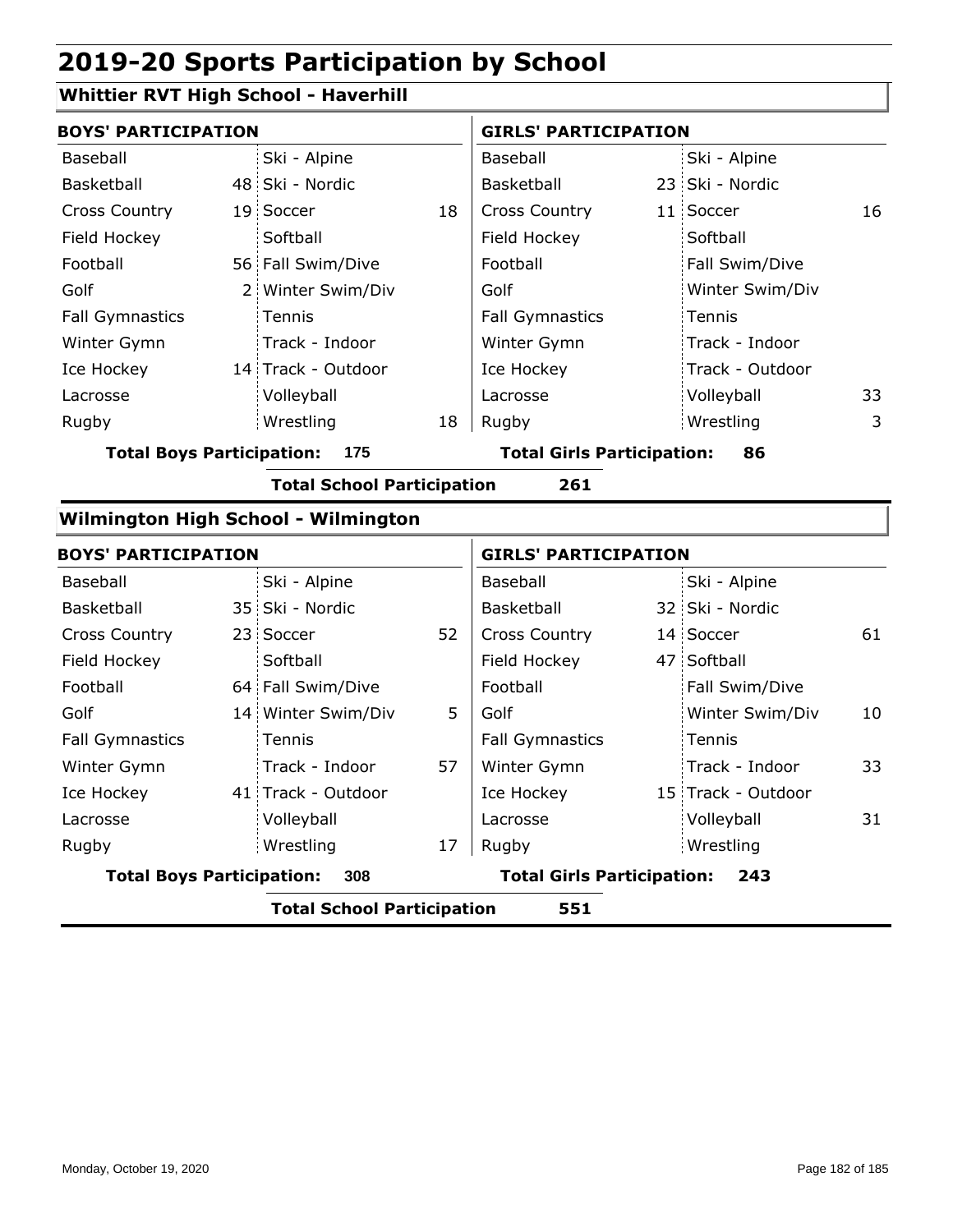# 2019-20 Sports Participation by School

## Whittier RVT High School - Haverhill

| BOYS' PARTICIPATION | | | | GIRLS' PARTICIPATION | | | |
|---|---|---|---|---|---|---|---|
| Baseball | | Ski - Alpine | | Baseball | | Ski - Alpine | |
| Basketball | 48 | Ski - Nordic | | Basketball | 23 | Ski - Nordic | |
| Cross Country | 19 | Soccer | 18 | Cross Country | 11 | Soccer | 16 |
| Field Hockey | | Softball | | Field Hockey | | Softball | |
| Football | 56 | Fall Swim/Dive | | Football | | Fall Swim/Dive | |
| Golf | 2 | Winter Swim/Div | | Golf | | Winter Swim/Div | |
| Fall Gymnastics | | Tennis | | Fall Gymnastics | | Tennis | |
| Winter Gymn | | Track - Indoor | | Winter Gymn | | Track - Indoor | |
| Ice Hockey | 14 | Track - Outdoor | | Ice Hockey | | Track - Outdoor | |
| Lacrosse | | Volleyball | | Lacrosse | | Volleyball | 33 |
| Rugby | | Wrestling | 18 | Rugby | | Wrestling | 3 |

**Total Boys Participation: 175** **Total Girls Participation: 86**

**Total School Participation 261**

## Wilmington High School - Wilmington

| BOYS' PARTICIPATION | | | | GIRLS' PARTICIPATION | | | |
|---|---|---|---|---|---|---|---|
| Baseball | | Ski - Alpine | | Baseball | | Ski - Alpine | |
| Basketball | 35 | Ski - Nordic | | Basketball | 32 | Ski - Nordic | |
| Cross Country | 23 | Soccer | 52 | Cross Country | 14 | Soccer | 61 |
| Field Hockey | | Softball | | Field Hockey | 47 | Softball | |
| Football | 64 | Fall Swim/Dive | | Football | | Fall Swim/Dive | |
| Golf | 14 | Winter Swim/Div | 5 | Golf | | Winter Swim/Div | 10 |
| Fall Gymnastics | | Tennis | | Fall Gymnastics | | Tennis | |
| Winter Gymn | | Track - Indoor | 57 | Winter Gymn | | Track - Indoor | 33 |
| Ice Hockey | 41 | Track - Outdoor | | Ice Hockey | 15 | Track - Outdoor | |
| Lacrosse | | Volleyball | | Lacrosse | | Volleyball | 31 |
| Rugby | | Wrestling | 17 | Rugby | | Wrestling | |

**Total Boys Participation: 308** **Total Girls Participation: 243**

**Total School Participation 551**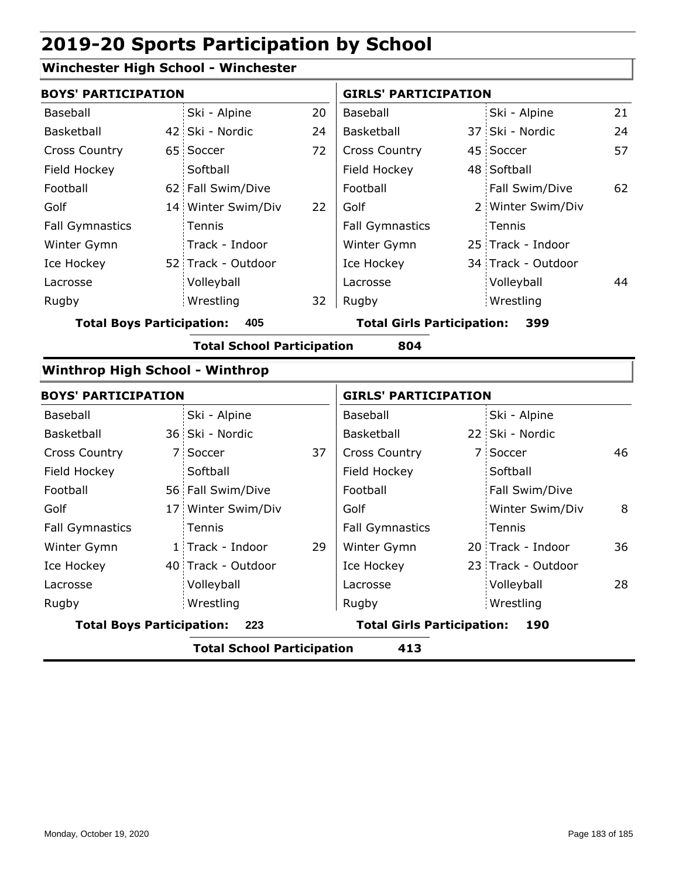# 2019-20 Sports Participation by School

## Winchester High School - Winchester

### BOYS' PARTICIPATION

| Sport | Count | Sport | Count |
|---|---|---|---|
| Baseball | | Ski - Alpine | 20 |
| Basketball | 42 | Ski - Nordic | 24 |
| Cross Country | 65 | Soccer | 72 |
| Field Hockey | | Softball | |
| Football | 62 | Fall Swim/Dive | |
| Golf | 14 | Winter Swim/Div | 22 |
| Fall Gymnastics | | Tennis | |
| Winter Gymn | | Track - Indoor | |
| Ice Hockey | 52 | Track - Outdoor | |
| Lacrosse | | Volleyball | |
| Rugby | | Wrestling | 32 |

**Total Boys Participation: 405**

### GIRLS' PARTICIPATION

| Sport | Count | Sport | Count |
|---|---|---|---|
| Baseball | | Ski - Alpine | 21 |
| Basketball | 37 | Ski - Nordic | 24 |
| Cross Country | 45 | Soccer | 57 |
| Field Hockey | 48 | Softball | |
| Football | | Fall Swim/Dive | 62 |
| Golf | 2 | Winter Swim/Div | |
| Fall Gymnastics | | Tennis | |
| Winter Gymn | 25 | Track - Indoor | |
| Ice Hockey | 34 | Track - Outdoor | |
| Lacrosse | | Volleyball | 44 |
| Rugby | | Wrestling | |

**Total Girls Participation: 399**

**Total School Participation 804**

## Winthrop High School - Winthrop

### BOYS' PARTICIPATION

| Sport | Count | Sport | Count |
|---|---|---|---|
| Baseball | | Ski - Alpine | |
| Basketball | 36 | Ski - Nordic | |
| Cross Country | 7 | Soccer | 37 |
| Field Hockey | | Softball | |
| Football | 56 | Fall Swim/Dive | |
| Golf | 17 | Winter Swim/Div | |
| Fall Gymnastics | | Tennis | |
| Winter Gymn | 1 | Track - Indoor | 29 |
| Ice Hockey | 40 | Track - Outdoor | |
| Lacrosse | | Volleyball | |
| Rugby | | Wrestling | |

**Total Boys Participation: 223**

### GIRLS' PARTICIPATION

| Sport | Count | Sport | Count |
|---|---|---|---|
| Baseball | | Ski - Alpine | |
| Basketball | 22 | Ski - Nordic | |
| Cross Country | 7 | Soccer | 46 |
| Field Hockey | | Softball | |
| Football | | Fall Swim/Dive | |
| Golf | | Winter Swim/Div | 8 |
| Fall Gymnastics | | Tennis | |
| Winter Gymn | 20 | Track - Indoor | 36 |
| Ice Hockey | 23 | Track - Outdoor | |
| Lacrosse | | Volleyball | 28 |
| Rugby | | Wrestling | |

**Total Girls Participation: 190**

**Total School Participation 413**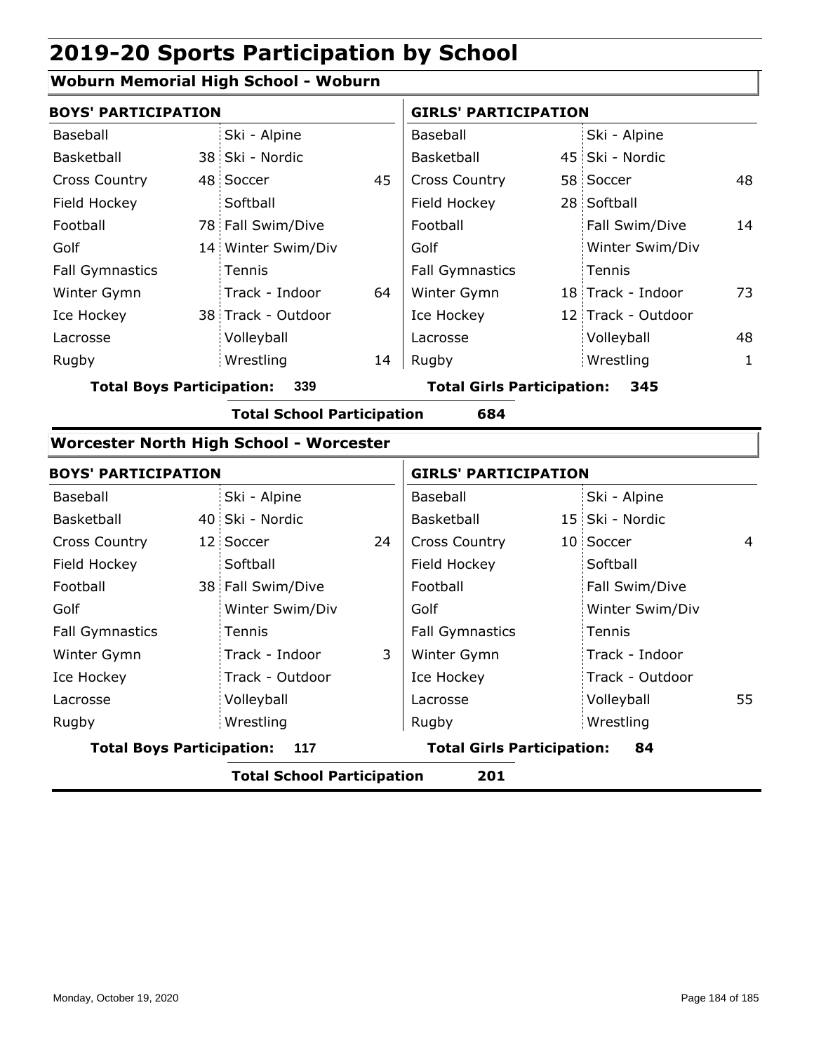# 2019-20 Sports Participation by School

## Woburn Memorial High School - Woburn

| BOYS' PARTICIPATION | | | | GIRLS' PARTICIPATION | | | |
|---|---|---|---|---|---|---|---|
| Baseball | | Ski - Alpine | | Baseball | | Ski - Alpine | |
| Basketball | 38 | Ski - Nordic | | Basketball | 45 | Ski - Nordic | |
| Cross Country | 48 | Soccer | 45 | Cross Country | 58 | Soccer | 48 |
| Field Hockey | | Softball | | Field Hockey | 28 | Softball | |
| Football | 78 | Fall Swim/Dive | | Football | | Fall Swim/Dive | 14 |
| Golf | 14 | Winter Swim/Div | | Golf | | Winter Swim/Div | |
| Fall Gymnastics | | Tennis | | Fall Gymnastics | | Tennis | |
| Winter Gymn | | Track - Indoor | 64 | Winter Gymn | 18 | Track - Indoor | 73 |
| Ice Hockey | 38 | Track - Outdoor | | Ice Hockey | 12 | Track - Outdoor | |
| Lacrosse | | Volleyball | | Lacrosse | | Volleyball | 48 |
| Rugby | | Wrestling | 14 | Rugby | | Wrestling | 1 |

**Total Boys Participation: 339** **Total Girls Participation: 345**

**Total School Participation 684**

## Worcester North High School - Worcester

| BOYS' PARTICIPATION | | | | GIRLS' PARTICIPATION | | | |
|---|---|---|---|---|---|---|---|
| Baseball | | Ski - Alpine | | Baseball | | Ski - Alpine | |
| Basketball | 40 | Ski - Nordic | | Basketball | 15 | Ski - Nordic | |
| Cross Country | 12 | Soccer | 24 | Cross Country | 10 | Soccer | 4 |
| Field Hockey | | Softball | | Field Hockey | | Softball | |
| Football | 38 | Fall Swim/Dive | | Football | | Fall Swim/Dive | |
| Golf | | Winter Swim/Div | | Golf | | Winter Swim/Div | |
| Fall Gymnastics | | Tennis | | Fall Gymnastics | | Tennis | |
| Winter Gymn | | Track - Indoor | 3 | Winter Gymn | | Track - Indoor | |
| Ice Hockey | | Track - Outdoor | | Ice Hockey | | Track - Outdoor | |
| Lacrosse | | Volleyball | | Lacrosse | | Volleyball | 55 |
| Rugby | | Wrestling | | Rugby | | Wrestling | |

**Total Boys Participation: 117** **Total Girls Participation: 84**

**Total School Participation 201**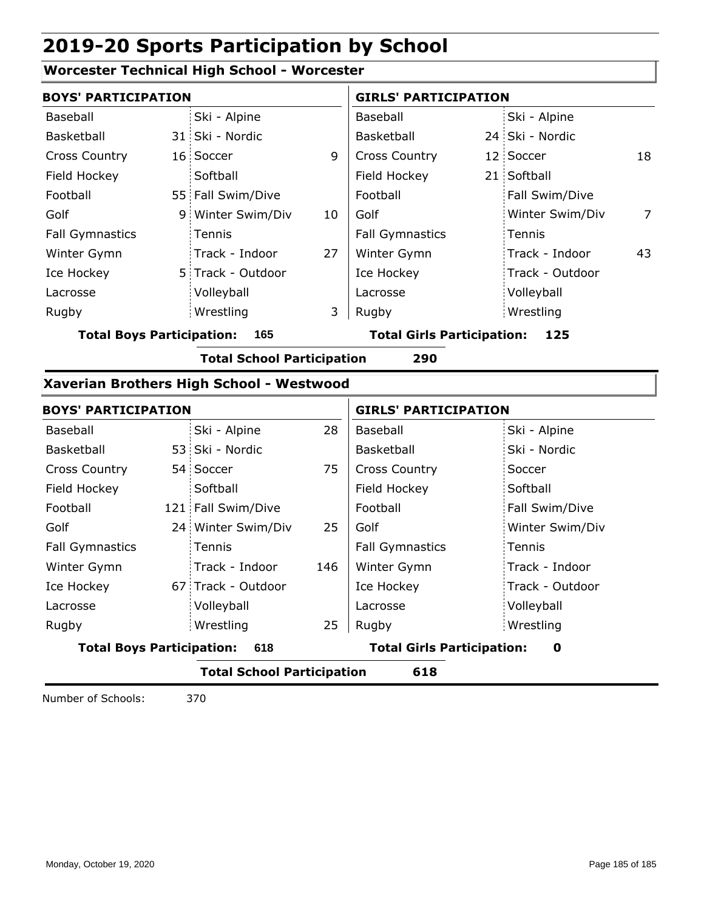# 2019-20 Sports Participation by School

## Worcester Technical High School - Worcester

| BOYS' PARTICIPATION | | | | GIRLS' PARTICIPATION | | | |
|---|---|---|---|---|---|---|---|
| Baseball | | Ski - Alpine | | Baseball | | Ski - Alpine | |
| Basketball | 31 | Ski - Nordic | | Basketball | 24 | Ski - Nordic | |
| Cross Country | 16 | Soccer | 9 | Cross Country | 12 | Soccer | 18 |
| Field Hockey | | Softball | | Field Hockey | 21 | Softball | |
| Football | 55 | Fall Swim/Dive | | Football | | Fall Swim/Dive | |
| Golf | 9 | Winter Swim/Div | 10 | Golf | | Winter Swim/Div | 7 |
| Fall Gymnastics | | Tennis | | Fall Gymnastics | | Tennis | |
| Winter Gymn | | Track - Indoor | 27 | Winter Gymn | | Track - Indoor | 43 |
| Ice Hockey | 5 | Track - Outdoor | | Ice Hockey | | Track - Outdoor | |
| Lacrosse | | Volleyball | | Lacrosse | | Volleyball | |
| Rugby | | Wrestling | 3 | Rugby | | Wrestling | |

**Total Boys Participation: 165** **Total Girls Participation: 125**

**Total School Participation 290**

## Xaverian Brothers High School - Westwood

| BOYS' PARTICIPATION | | | | GIRLS' PARTICIPATION | | | |
|---|---|---|---|---|---|---|---|
| Baseball | | Ski - Alpine | 28 | Baseball | | Ski - Alpine | |
| Basketball | 53 | Ski - Nordic | | Basketball | | Ski - Nordic | |
| Cross Country | 54 | Soccer | 75 | Cross Country | | Soccer | |
| Field Hockey | | Softball | | Field Hockey | | Softball | |
| Football | 121 | Fall Swim/Dive | | Football | | Fall Swim/Dive | |
| Golf | 24 | Winter Swim/Div | 25 | Golf | | Winter Swim/Div | |
| Fall Gymnastics | | Tennis | | Fall Gymnastics | | Tennis | |
| Winter Gymn | | Track - Indoor | 146 | Winter Gymn | | Track - Indoor | |
| Ice Hockey | 67 | Track - Outdoor | | Ice Hockey | | Track - Outdoor | |
| Lacrosse | | Volleyball | | Lacrosse | | Volleyball | |
| Rugby | | Wrestling | 25 | Rugby | | Wrestling | |

**Total Boys Participation: 618** **Total Girls Participation: 0**

**Total School Participation 618**

Number of Schools: 370